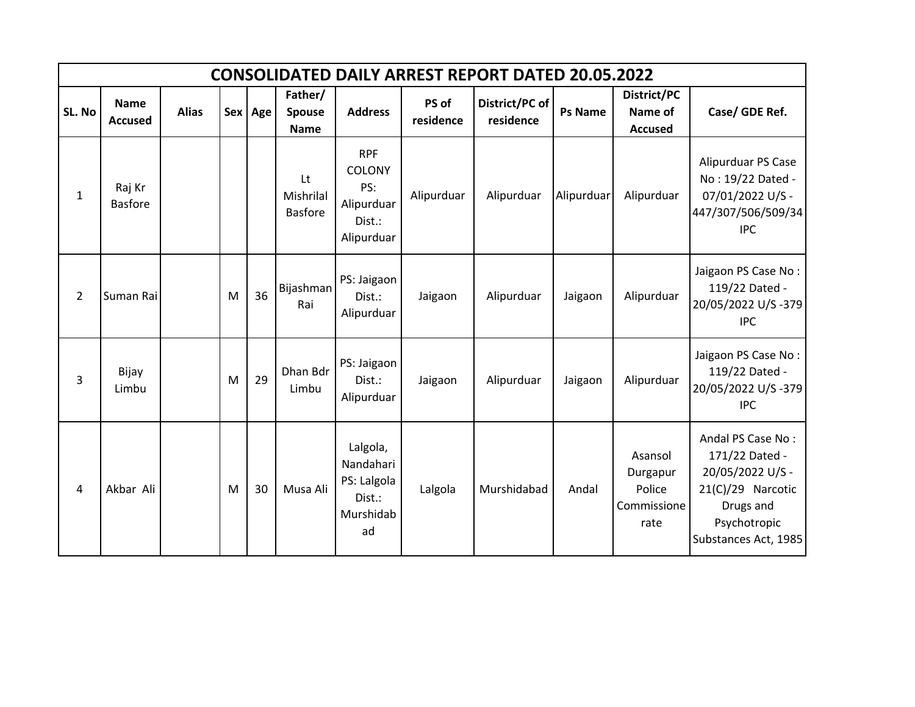| CONSOLIDATED DAILY ARREST REPORT DATED 20.05.2022 | | | | | | | | | | | |
|---|---|---|---|---|---|---|---|---|---|---|---|
| SL. No | Name Accused | Alias | Sex | Age | Father/ Spouse Name | Address | PS of residence | District/PC of residence | Ps Name | District/PC Name of Accused | Case/ GDE Ref. |
| 1 | Raj Kr Basfore | | | | Lt Mishrilal Basfore | RPF COLONY PS: Alipurduar Dist.: Alipurduar | Alipurduar | Alipurduar | Alipurduar | Alipurduar | Alipurduar PS Case No : 19/22 Dated - 07/01/2022 U/S - 447/307/506/509/34 IPC |
| 2 | Suman Rai | | M | 36 | Bijashman Rai | PS: Jaigaon Dist.: Alipurduar | Jaigaon | Alipurduar | Jaigaon | Alipurduar | Jaigaon PS Case No : 119/22 Dated - 20/05/2022 U/S -379 IPC |
| 3 | Bijay Limbu | | M | 29 | Dhan Bdr Limbu | PS: Jaigaon Dist.: Alipurduar | Jaigaon | Alipurduar | Jaigaon | Alipurduar | Jaigaon PS Case No : 119/22 Dated - 20/05/2022 U/S -379 IPC |
| 4 | Akbar Ali | | M | 30 | Musa Ali | Lalgola, Nandahari PS: Lalgola Dist.: Murshidabad | Lalgola | Murshidabad | Andal | Asansol Durgapur Police Commissionerate | Andal PS Case No : 171/22 Dated - 20/05/2022 U/S - 21(C)/29 Narcotic Drugs and Psychotropic Substances Act, 1985 |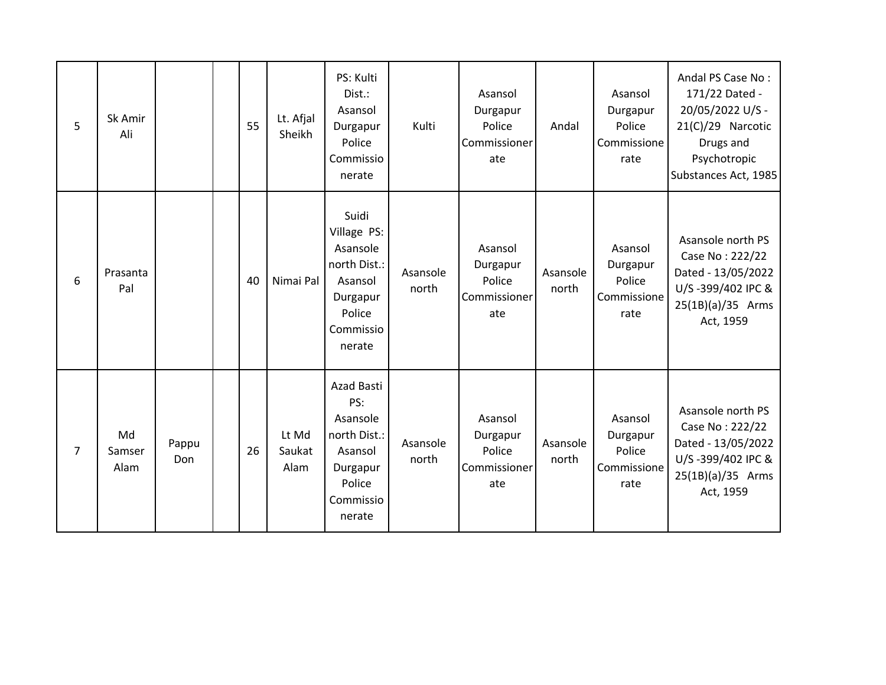| | | | | | | | | | | | |
|---|---|---|---|---|---|---|---|---|---|---|---|
| 5 | Sk Amir Ali | | | 55 | Lt. Afjal Sheikh | PS: Kulti Dist.: Asansol Durgapur Police Commissionerate | Kulti | Asansol Durgapur Police Commissionerate | Andal | Asansol Durgapur Police Commissionerate | Andal PS Case No : 171/22 Dated - 20/05/2022 U/S - 21(C)/29 Narcotic Drugs and Psychotropic Substances Act, 1985 |
| 6 | Prasanta Pal | | | 40 | Nimai Pal | Suidi Village PS: Asansole north Dist.: Asansol Durgapur Police Commissionerate | Asansole north | Asansol Durgapur Police Commissionerate | Asansole north | Asansol Durgapur Police Commissionerate | Asansole north PS Case No : 222/22 Dated - 13/05/2022 U/S -399/402 IPC & 25(1B)(a)/35 Arms Act, 1959 |
| 7 | Md Samser Alam | Pappu Don | | 26 | Lt Md Saukat Alam | Azad Basti PS: Asansole north Dist.: Asansol Durgapur Police Commissionerate | Asansole north | Asansol Durgapur Police Commissionerate | Asansole north | Asansol Durgapur Police Commissionerate | Asansole north PS Case No : 222/22 Dated - 13/05/2022 U/S -399/402 IPC & 25(1B)(a)/35 Arms Act, 1959 |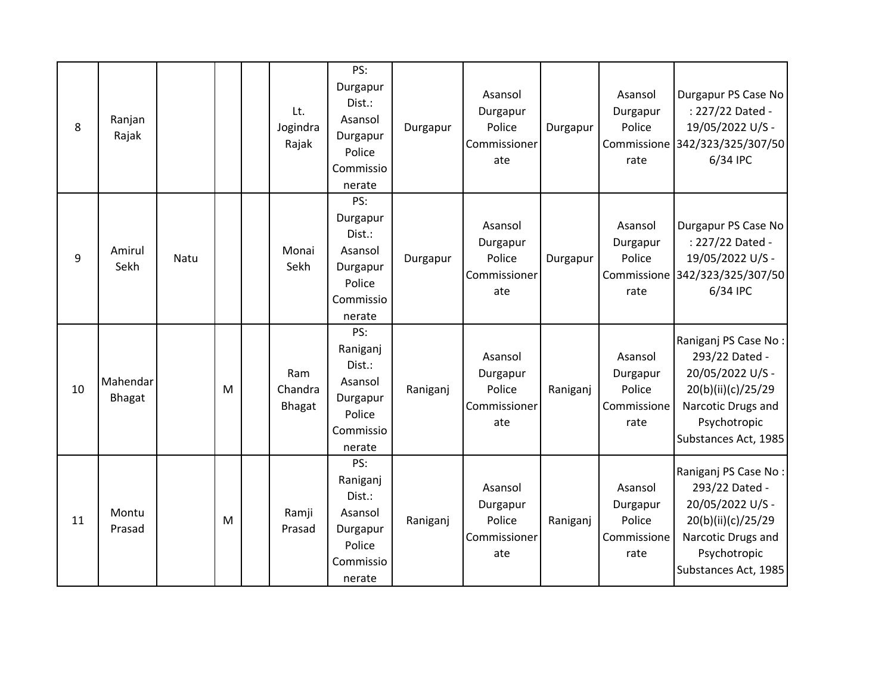| | | | | | | | | | | | |
|---|---|---|---|---|---|---|---|---|---|---|---|
| 8 | Ranjan Rajak | | | | Lt. Jogindra Rajak | PS: Durgapur Dist.: Asansol Durgapur Police Commissionerate | Durgapur | Asansol Durgapur Police Commissionerate | Durgapur | Asansol Durgapur Police Commissionerate | Durgapur PS Case No : 227/22 Dated - 19/05/2022 U/S - 342/323/325/307/506/34 IPC |
| 9 | Amirul Sekh | Natu | | | Monai Sekh | PS: Durgapur Dist.: Asansol Durgapur Police Commissionerate | Durgapur | Asansol Durgapur Police Commissionerate | Durgapur | Asansol Durgapur Police Commissionerate | Durgapur PS Case No : 227/22 Dated - 19/05/2022 U/S - 342/323/325/307/506/34 IPC |
| 10 | Mahendar Bhagat | | M | | Ram Chandra Bhagat | PS: Raniganj Dist.: Asansol Durgapur Police Commissionerate | Raniganj | Asansol Durgapur Police Commissionerate | Raniganj | Asansol Durgapur Police Commissionerate | Raniganj PS Case No : 293/22 Dated - 20/05/2022 U/S - 20(b)(ii)(c)/25/29 Narcotic Drugs and Psychotropic Substances Act, 1985 |
| 11 | Montu Prasad | | M | | Ramji Prasad | PS: Raniganj Dist.: Asansol Durgapur Police Commissionerate | Raniganj | Asansol Durgapur Police Commissionerate | Raniganj | Asansol Durgapur Police Commissionerate | Raniganj PS Case No : 293/22 Dated - 20/05/2022 U/S - 20(b)(ii)(c)/25/29 Narcotic Drugs and Psychotropic Substances Act, 1985 |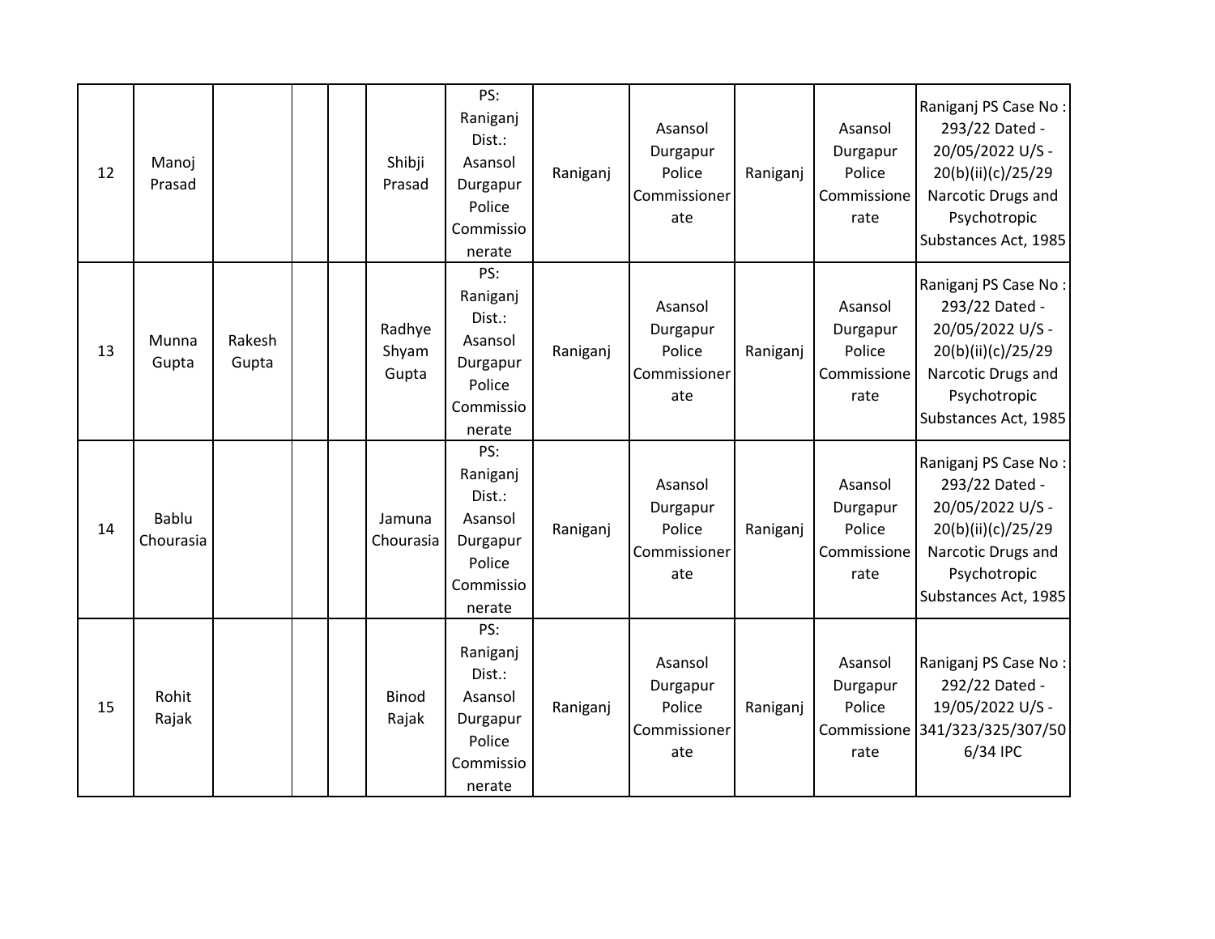| 12 | Manoj Prasad | | | | Shibji Prasad | PS: Raniganj Dist.: Asansol Durgapur Police Commissionerate | Raniganj | Asansol Durgapur Police Commissionerate | Raniganj | Asansol Durgapur Police Commissionerate | Raniganj PS Case No : 293/22 Dated - 20/05/2022 U/S - 20(b)(ii)(c)/25/29 Narcotic Drugs and Psychotropic Substances Act, 1985 |
|---|---|---|---|---|---|---|---|---|---|---|---|
| 13 | Munna Gupta | Rakesh Gupta | | | Radhye Shyam Gupta | PS: Raniganj Dist.: Asansol Durgapur Police Commissionerate | Raniganj | Asansol Durgapur Police Commissionerate | Raniganj | Asansol Durgapur Police Commissionerate | Raniganj PS Case No : 293/22 Dated - 20/05/2022 U/S - 20(b)(ii)(c)/25/29 Narcotic Drugs and Psychotropic Substances Act, 1985 |
| 14 | Bablu Chourasia | | | | Jamuna Chourasia | PS: Raniganj Dist.: Asansol Durgapur Police Commissionerate | Raniganj | Asansol Durgapur Police Commissionerate | Raniganj | Asansol Durgapur Police Commissionerate | Raniganj PS Case No : 293/22 Dated - 20/05/2022 U/S - 20(b)(ii)(c)/25/29 Narcotic Drugs and Psychotropic Substances Act, 1985 |
| 15 | Rohit Rajak | | | | Binod Rajak | PS: Raniganj Dist.: Asansol Durgapur Police Commissionerate | Raniganj | Asansol Durgapur Police Commissionerate | Raniganj | Asansol Durgapur Police Commissionerate | Raniganj PS Case No : 292/22 Dated - 19/05/2022 U/S - 341/323/325/307/506/34 IPC |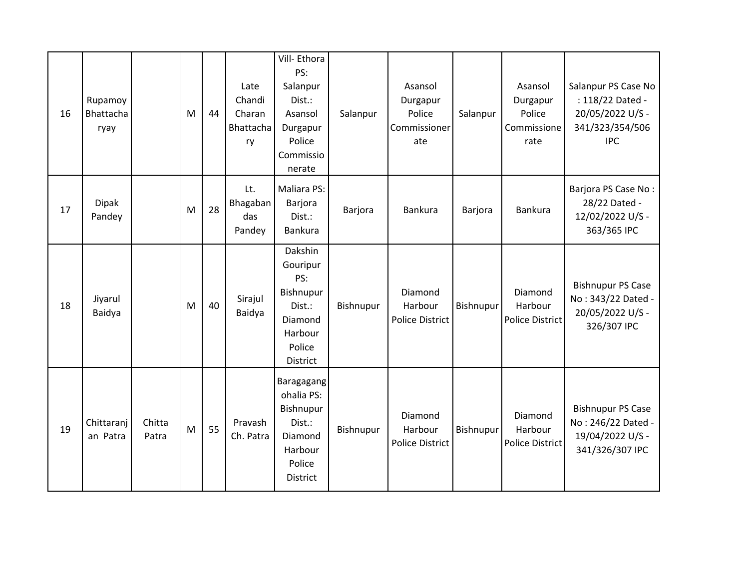| | | | | | | | | | | | |
|---|---|---|---|---|---|---|---|---|---|---|---|
| 16 | Rupamoy Bhattacharyay | | M | 44 | Late Chandi Charan Bhattachary | Vill- Ethora PS: Salanpur Dist.: Asansol Durgapur Police Commissionerate | Salanpur | Asansol Durgapur Police Commissionerate | Salanpur | Asansol Durgapur Police Commissionerate | Salanpur PS Case No : 118/22 Dated - 20/05/2022 U/S - 341/323/354/506 IPC |
| 17 | Dipak Pandey | | M | 28 | Lt. Bhagaban das Pandey | Maliara PS: Barjora Dist.: Bankura | Barjora | Bankura | Barjora | Bankura | Barjora PS Case No : 28/22 Dated - 12/02/2022 U/S - 363/365 IPC |
| 18 | Jiyarul Baidya | | M | 40 | Sirajul Baidya | Dakshin Gouripur PS: Bishnupur Dist.: Diamond Harbour Police District | Bishnupur | Diamond Harbour Police District | Bishnupur | Diamond Harbour Police District | Bishnupur PS Case No : 343/22 Dated - 20/05/2022 U/S - 326/307 IPC |
| 19 | Chittaranjan Patra | Chitta Patra | M | 55 | Pravash Ch. Patra | Baragagangohalia PS: Bishnupur Dist.: Diamond Harbour Police District | Bishnupur | Diamond Harbour Police District | Bishnupur | Diamond Harbour Police District | Bishnupur PS Case No : 246/22 Dated - 19/04/2022 U/S - 341/326/307 IPC |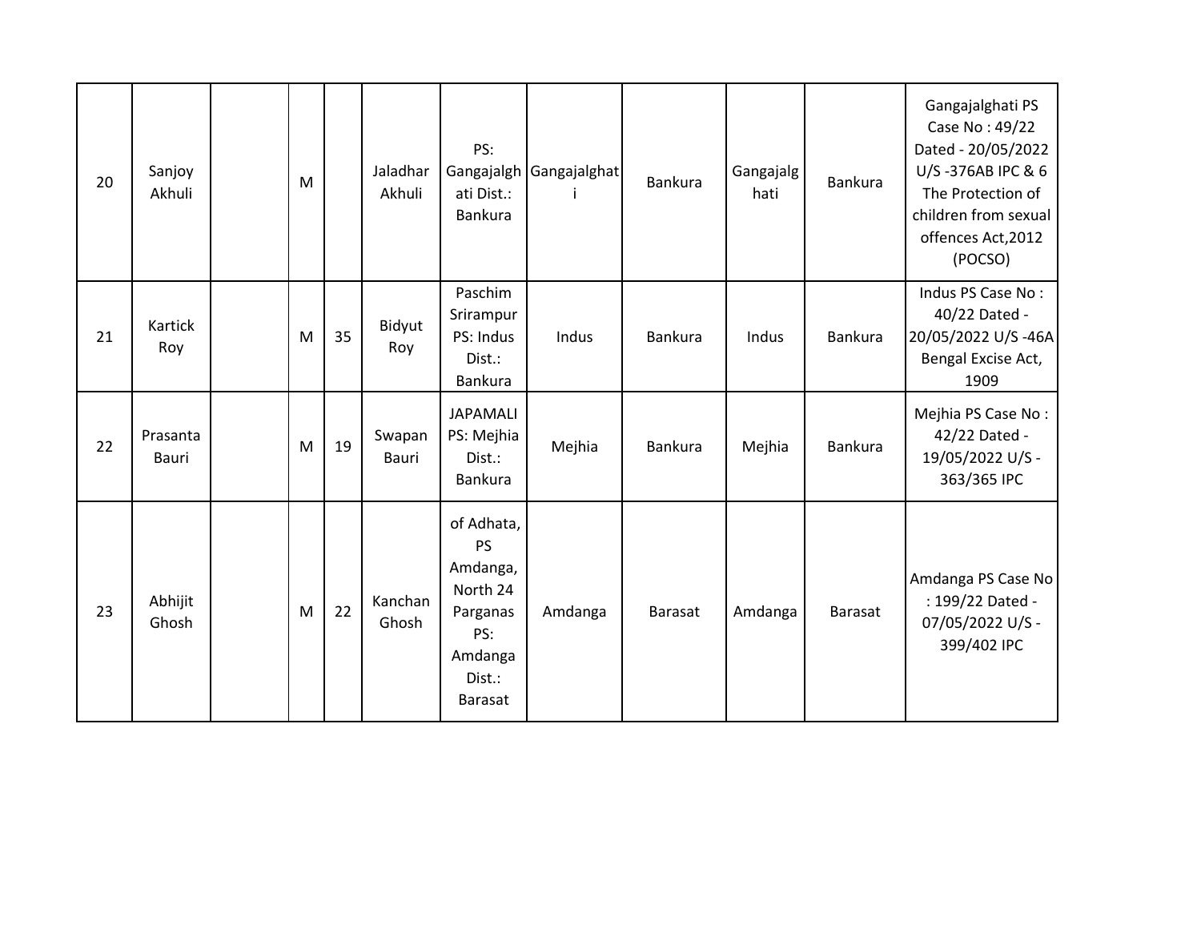| | | | | | | | | | | | |
|---|---|---|---|---|---|---|---|---|---|---|---|
| 20 | Sanjoy Akhuli | | M | | Jaladhar Akhuli | PS: Gangajalghati Dist.: Bankura | Gangajalghati | Bankura | Gangajalghati | Bankura | Gangajalghati PS Case No : 49/22 Dated - 20/05/2022 U/S -376AB IPC & 6 The Protection of children from sexual offences Act,2012 (POCSO) |
| 21 | Kartick Roy | | M | 35 | Bidyut Roy | Paschim Srirampur PS: Indus Dist.: Bankura | Indus | Bankura | Indus | Bankura | Indus PS Case No : 40/22 Dated - 20/05/2022 U/S -46A Bengal Excise Act, 1909 |
| 22 | Prasanta Bauri | | M | 19 | Swapan Bauri | JAPAMALI PS: Mejhia Dist.: Bankura | Mejhia | Bankura | Mejhia | Bankura | Mejhia PS Case No : 42/22 Dated - 19/05/2022 U/S - 363/365 IPC |
| 23 | Abhijit Ghosh | | M | 22 | Kanchan Ghosh | of Adhata, PS Amdanga, North 24 Parganas PS: Amdanga Dist.: Barasat | Amdanga | Barasat | Amdanga | Barasat | Amdanga PS Case No : 199/22 Dated - 07/05/2022 U/S - 399/402 IPC |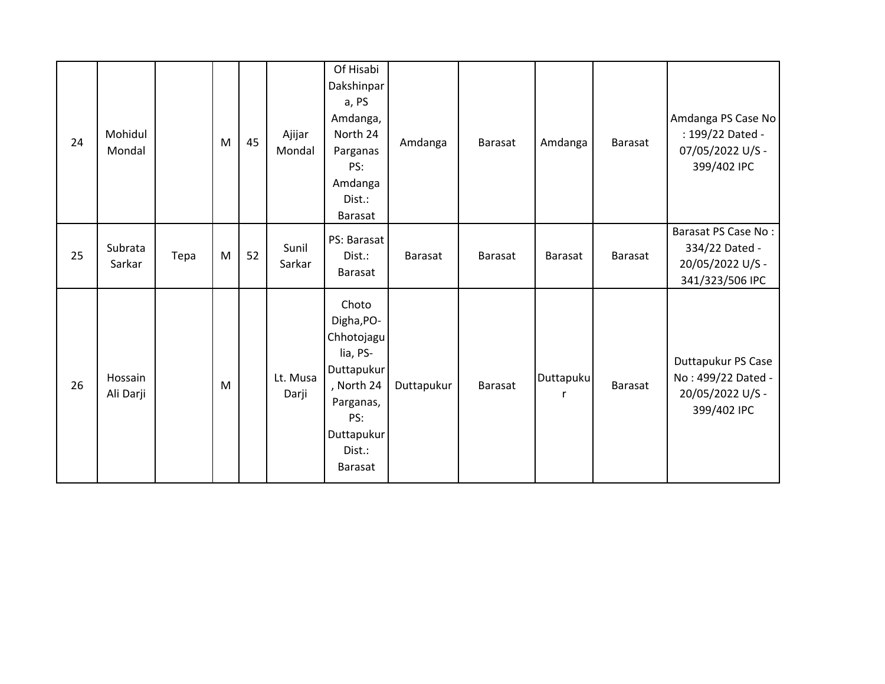| 24 | Mohidul Mondal | | M | 45 | Ajijar Mondal | Of Hisabi Dakshinpara, PS Amdanga, North 24 Parganas PS: Amdanga Dist.: Barasat | Amdanga | Barasat | Amdanga | Barasat | Amdanga PS Case No : 199/22 Dated - 07/05/2022 U/S - 399/402 IPC |
|---|---|---|---|---|---|---|---|---|---|---|---|
| 25 | Subrata Sarkar | Tepa | M | 52 | Sunil Sarkar | PS: Barasat Dist.: Barasat | Barasat | Barasat | Barasat | Barasat | Barasat PS Case No : 334/22 Dated - 20/05/2022 U/S - 341/323/506 IPC |
| 26 | Hossain Ali Darji | | M | | Lt. Musa Darji | Choto Digha,PO-Chhotojagulia, PS-Duttapukur, North 24 Parganas, PS: Duttapukur Dist.: Barasat | Duttapukur | Barasat | Duttapukur | Barasat | Duttapukur PS Case No : 499/22 Dated - 20/05/2022 U/S - 399/402 IPC |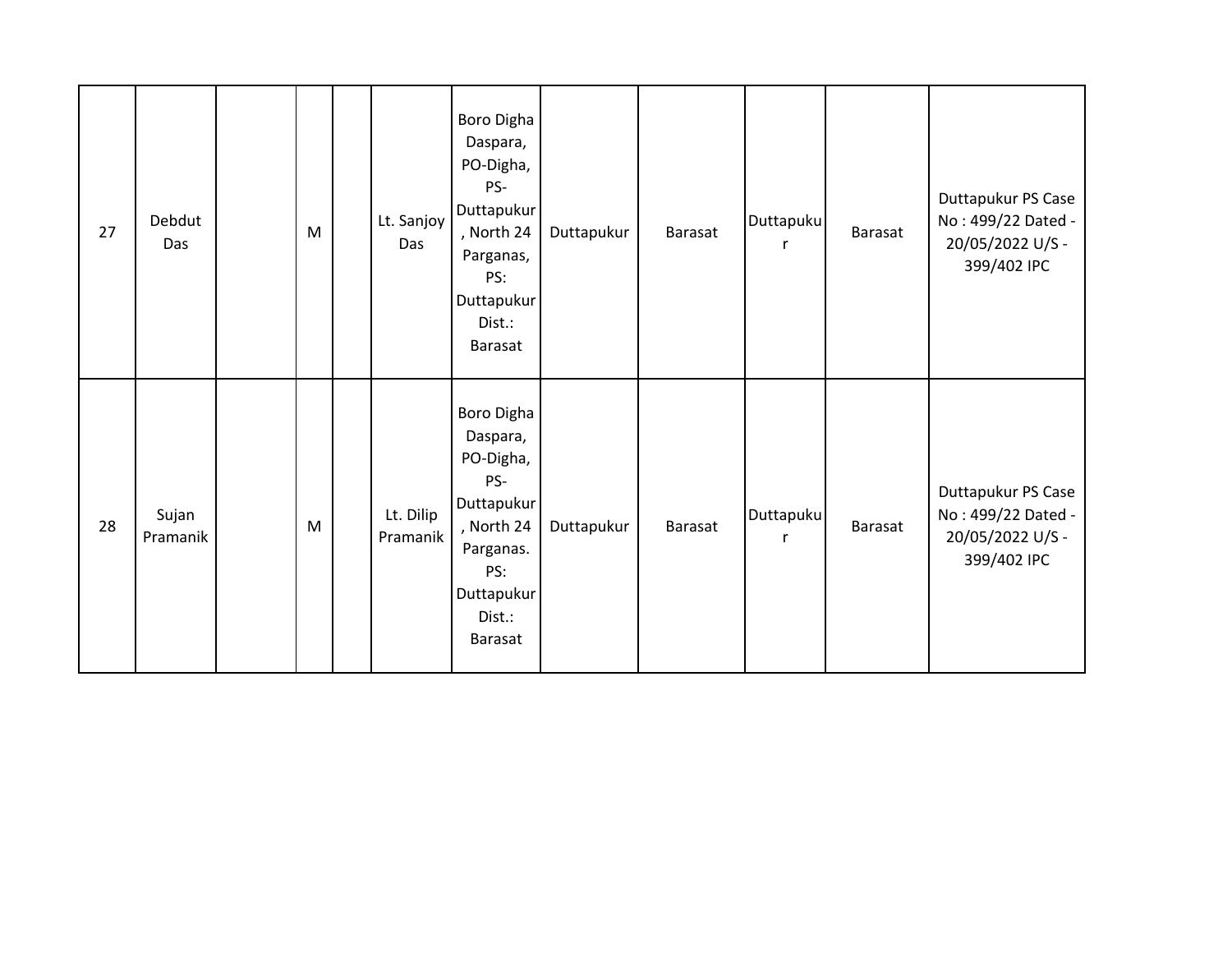| | | | | | | | | | | | |
|---|---|---|---|---|---|---|---|---|---|---|---|
| 27 | Debdut Das | | M | | Lt. Sanjoy Das | Boro Digha Daspara, PO-Digha, PS-Duttapukur, North 24 Parganas, PS: Duttapukur Dist.: Barasat | Duttapukur | Barasat | Duttapukur | Barasat | Duttapukur PS Case No : 499/22 Dated - 20/05/2022 U/S - 399/402 IPC |
| 28 | Sujan Pramanik | | M | | Lt. Dilip Pramanik | Boro Digha Daspara, PO-Digha, PS-Duttapukur, North 24 Parganas. PS: Duttapukur Dist.: Barasat | Duttapukur | Barasat | Duttapukur | Barasat | Duttapukur PS Case No : 499/22 Dated - 20/05/2022 U/S - 399/402 IPC |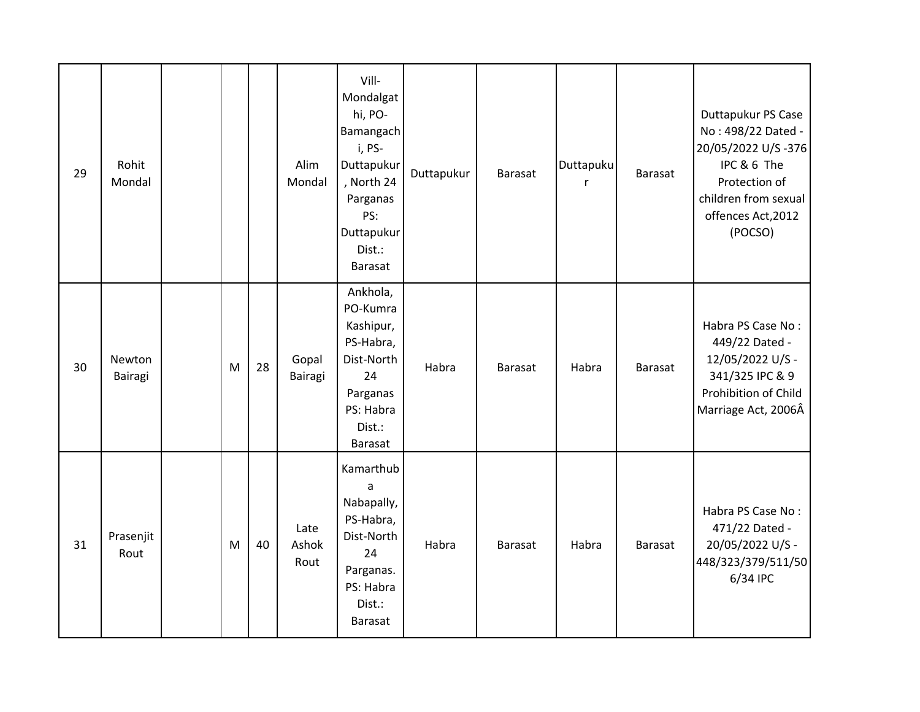| 29 | Rohit Mondal | | | | Alim Mondal | Vill-Mondalgathi, PO-Bamangachi, PS-Duttapukur, North 24 Parganas PS: Duttapukur Dist.: Barasat | Duttapukur | Barasat | Duttapukur | Barasat | Duttapukur PS Case No : 498/22 Dated - 20/05/2022 U/S -376 IPC & 6 The Protection of children from sexual offences Act,2012 (POCSO) |
|---|---|---|---|---|---|---|---|---|---|---|---|
| 30 | Newton Bairagi | | M | 28 | Gopal Bairagi | Ankhola, PO-Kumra Kashipur, PS-Habra, Dist-North 24 Parganas PS: Habra Dist.: Barasat | Habra | Barasat | Habra | Barasat | Habra PS Case No : 449/22 Dated - 12/05/2022 U/S - 341/325 IPC & 9 Prohibition of Child Marriage Act, 2006Â |
| 31 | Prasenjit Rout | | M | 40 | Late Ashok Rout | Kamarthuba Nabapally, PS-Habra, Dist-North 24 Parganas. PS: Habra Dist.: Barasat | Habra | Barasat | Habra | Barasat | Habra PS Case No : 471/22 Dated - 20/05/2022 U/S - 448/323/379/511/506/34 IPC |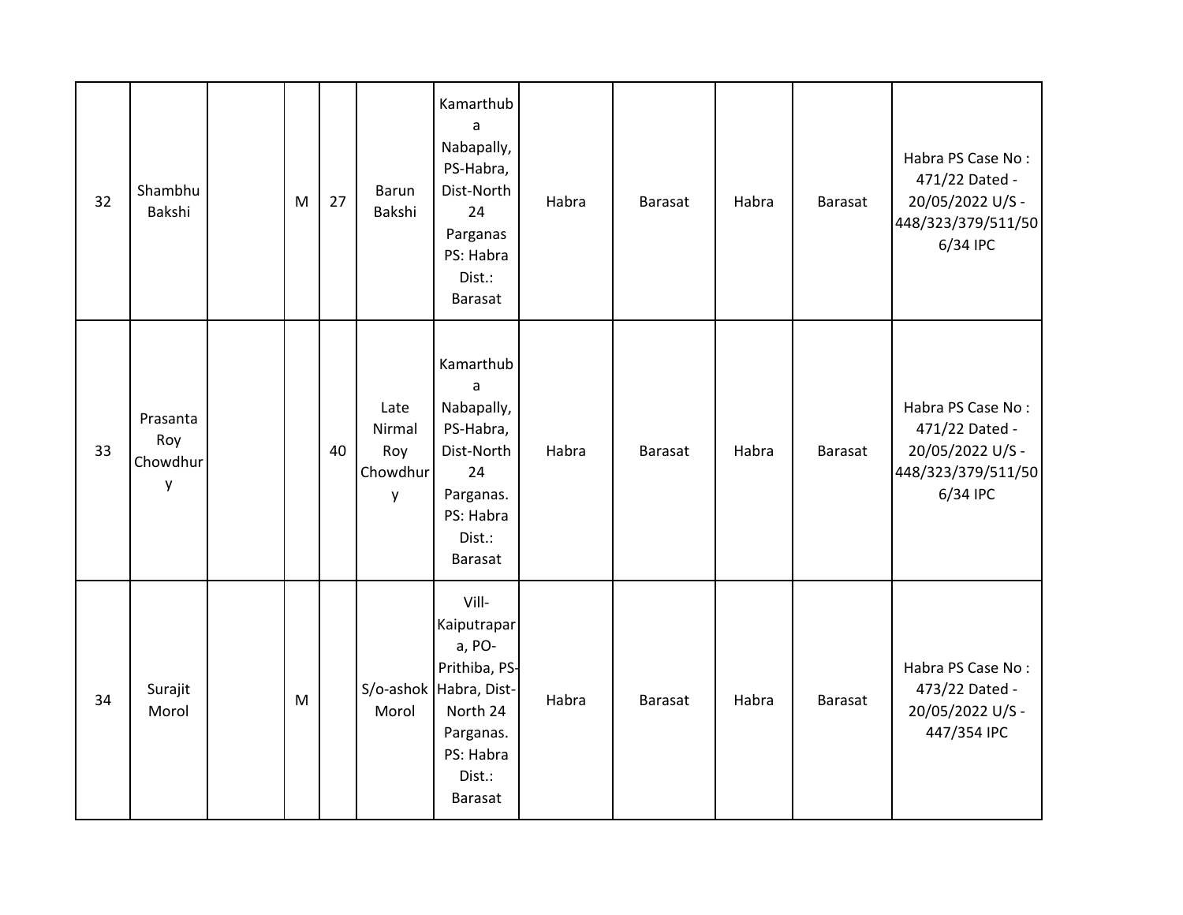| 32 | Shambhu Bakshi | | M | 27 | Barun Bakshi | Kamarthuba Nabapally, PS-Habra, Dist-North 24 Parganas PS: Habra Dist.: Barasat | Habra | Barasat | Habra | Barasat | Habra PS Case No : 471/22 Dated - 20/05/2022 U/S - 448/323/379/511/506/34 IPC |
|---|---|---|---|---|---|---|---|---|---|---|---|
| 33 | Prasanta Roy Chowdhury | | | 40 | Late Nirmal Roy Chowdhury | Kamarthuba Nabapally, PS-Habra, Dist-North 24 Parganas. PS: Habra Dist.: Barasat | Habra | Barasat | Habra | Barasat | Habra PS Case No : 471/22 Dated - 20/05/2022 U/S - 448/323/379/511/506/34 IPC |
| 34 | Surajit Morol | | M | | S/o-ashok Morol | Vill-Kaiputrapara, PO-Prithiba, PS-Habra, Dist-North 24 Parganas. PS: Habra Dist.: Barasat | Habra | Barasat | Habra | Barasat | Habra PS Case No : 473/22 Dated - 20/05/2022 U/S - 447/354 IPC |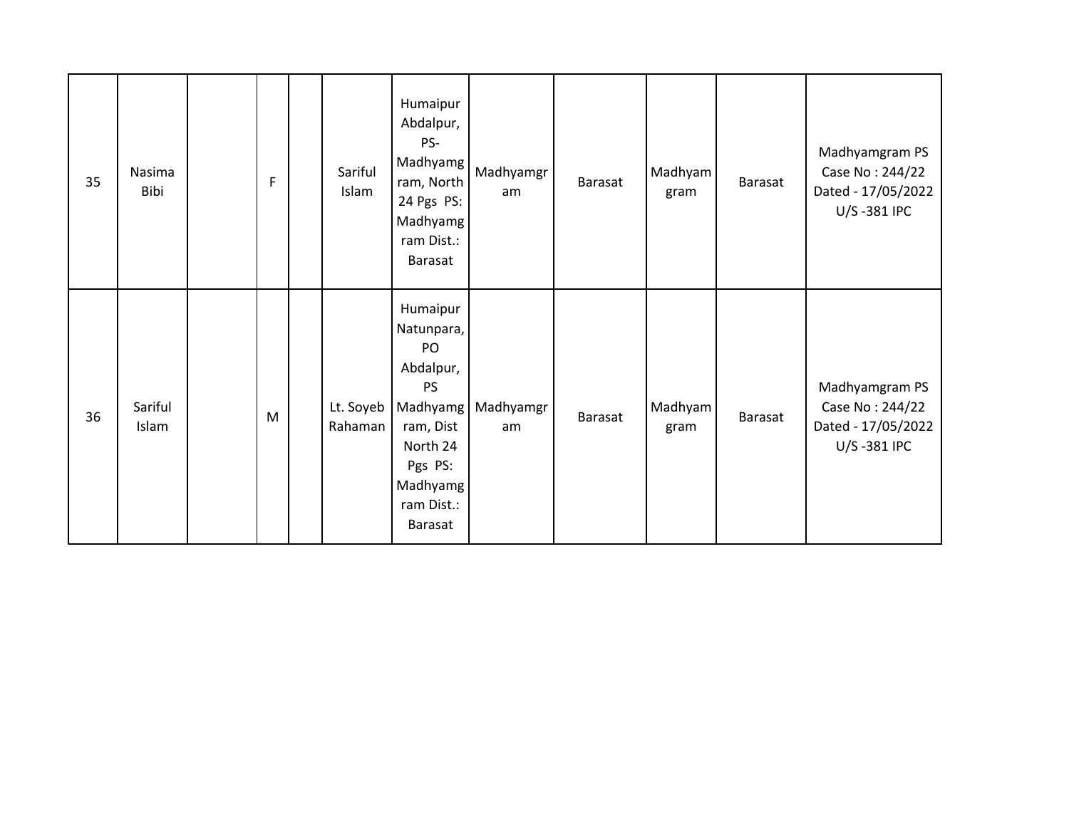| 35 | Nasima Bibi | | F | | Sariful Islam | Humaipur Abdalpur, PS-Madhyamgram, North 24 Pgs PS: Madhyamgram Dist.: Barasat | Madhyamgram | Barasat | Madhyamgram | Barasat | Madhyamgram PS Case No : 244/22 Dated - 17/05/2022 U/S -381 IPC |
|---|---|---|---|---|---|---|---|---|---|---|---|
| 36 | Sariful Islam | | M | | Lt. Soyeb Rahaman | Humaipur Natunpara, PO Abdalpur, PS Madhyamgram, Dist North 24 Pgs PS: Madhyamgram Dist.: Barasat | Madhyamgram | Barasat | Madhyamgram | Barasat | Madhyamgram PS Case No : 244/22 Dated - 17/05/2022 U/S -381 IPC |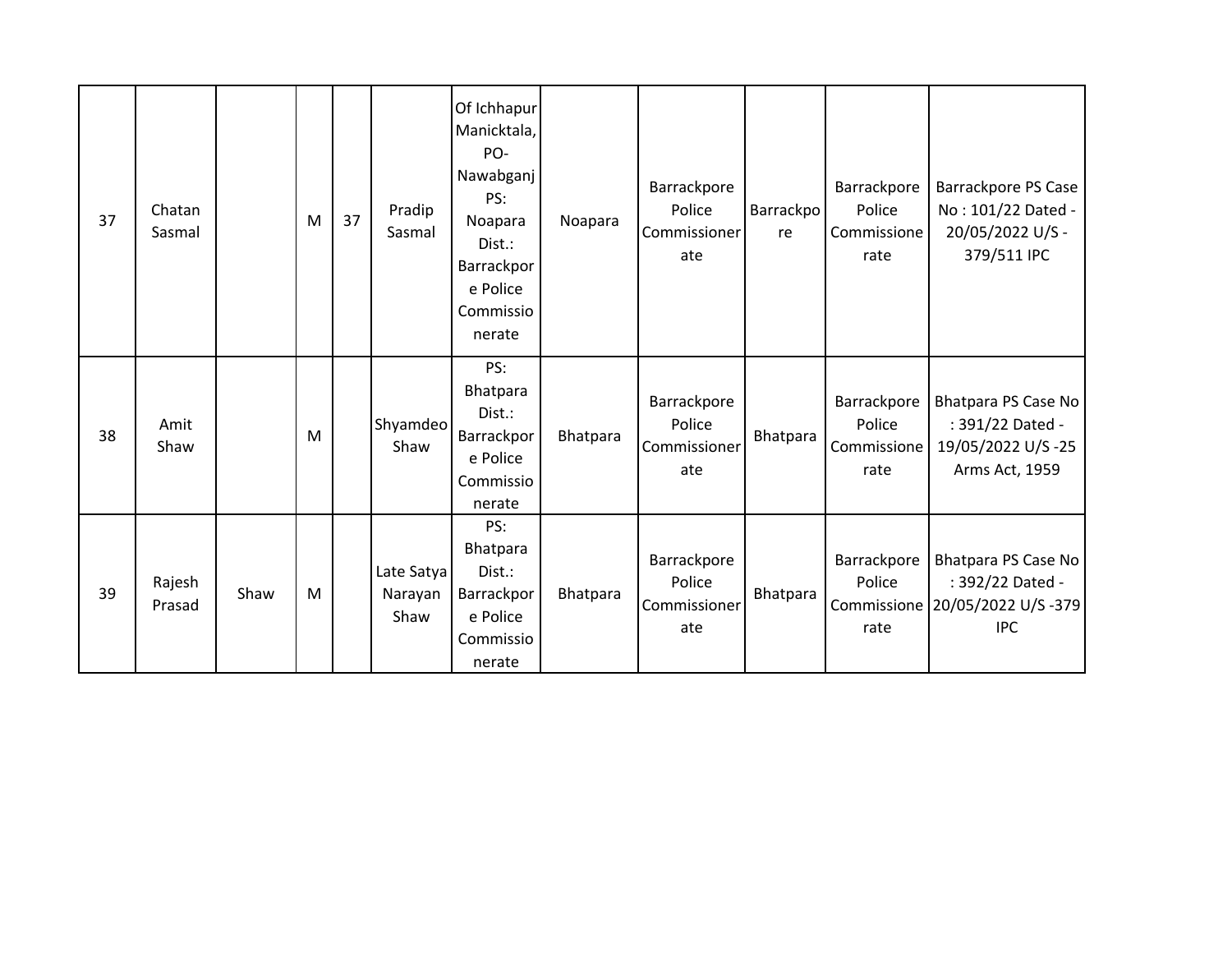| 37 | Chatan Sasmal | | M | 37 | Pradip Sasmal | Of Ichhapur Manicktala, PO- Nawabganj PS: Noapara Dist.: Barrackpore Police Commissionerate | Noapara | Barrackpore Police Commissionerate | Barrackpore | Barrackpore Police Commissionerate | Barrackpore PS Case No : 101/22 Dated - 20/05/2022 U/S - 379/511 IPC |
|---|---|---|---|---|---|---|---|---|---|---|---|
| 38 | Amit Shaw | | M | | Shyamdeo Shaw | PS: Bhatpara Dist.: Barrackpore Police Commissionerate | Bhatpara | Barrackpore Police Commissionerate | Bhatpara | Barrackpore Police Commissionerate | Bhatpara PS Case No : 391/22 Dated - 19/05/2022 U/S -25 Arms Act, 1959 |
| 39 | Rajesh Prasad | Shaw | M | | Late Satya Narayan Shaw | PS: Bhatpara Dist.: Barrackpore Police Commissionerate | Bhatpara | Barrackpore Police Commissionerate | Bhatpara | Barrackpore Police Commissionerate | Bhatpara PS Case No : 392/22 Dated - 20/05/2022 U/S -379 IPC |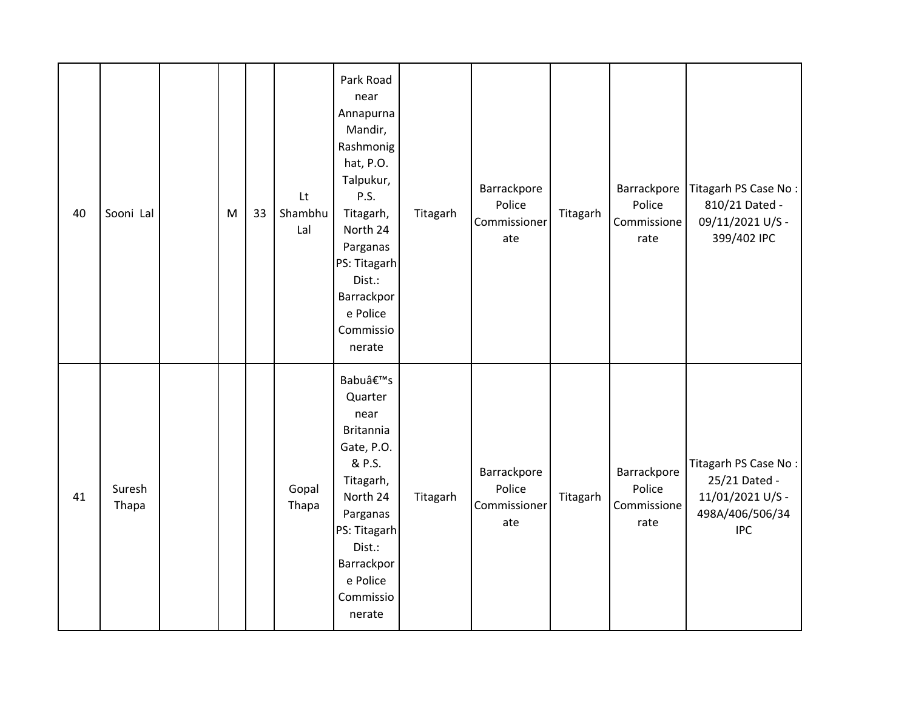| 40 | Sooni Lal | | M | 33 | Lt Shambhu Lal | Park Road near Annapurna Mandir, Rashmonighat, P.O. Talpukur, P.S. Titagarh, North 24 Parganas PS: Titagarh Dist.: Barrackpore Police Commissionerate | Titagarh | Barrackpore Police Commissionerate | Titagarh | Barrackpore Police Commissionerate | Titagarh PS Case No : 810/21 Dated - 09/11/2021 U/S - 399/402 IPC |
|---|---|---|---|---|---|---|---|---|---|---|---|
| 41 | Suresh Thapa | | | | Gopal Thapa | Babuâ€™s Quarter near Britannia Gate, P.O. & P.S. Titagarh, North 24 Parganas PS: Titagarh Dist.: Barrackpore Police Commissionerate | Titagarh | Barrackpore Police Commissionerate | Titagarh | Barrackpore Police Commissionerate | Titagarh PS Case No : 25/21 Dated - 11/01/2021 U/S - 498A/406/506/34 IPC |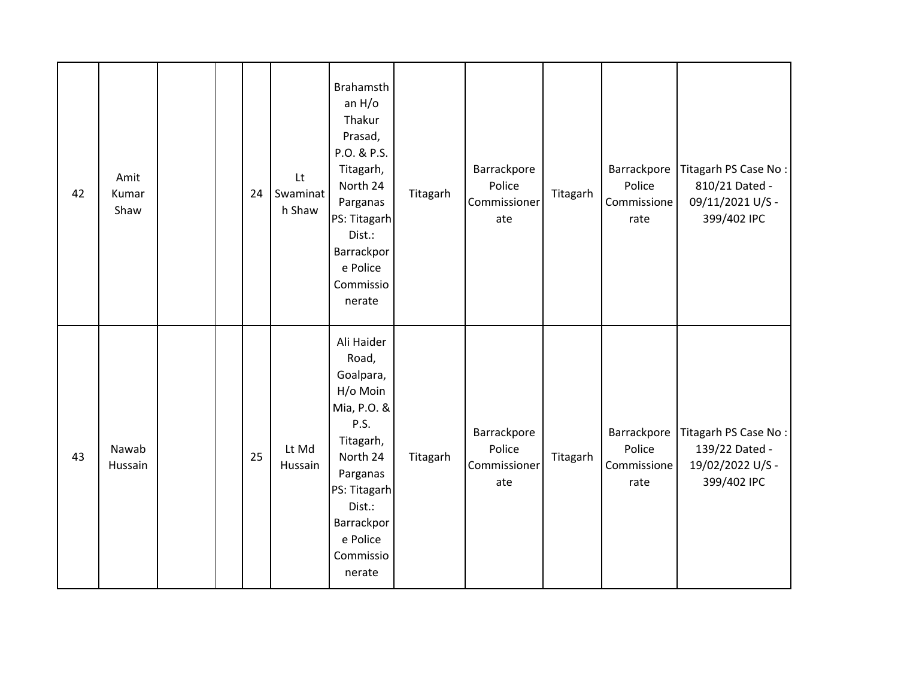| | | | | | | | | | | | |
|---|---|---|---|---|---|---|---|---|---|---|---|
| 42 | Amit Kumar Shaw | | | 24 | Lt Swaminath Shaw | Brahamsthan H/o Thakur Prasad, P.O. & P.S. Titagarh, North 24 Parganas PS: Titagarh Dist.: Barrackpore Police Commissionerate | Titagarh | Barrackpore Police Commissionerate | Titagarh | Barrackpore Police Commissionerate | Titagarh PS Case No : 810/21 Dated - 09/11/2021 U/S - 399/402 IPC |
| 43 | Nawab Hussain | | | 25 | Lt Md Hussain | Ali Haider Road, Goalpara, H/o Moin Mia, P.O. & P.S. Titagarh, North 24 Parganas PS: Titagarh Dist.: Barrackpore Police Commissionerate | Titagarh | Barrackpore Police Commissionerate | Titagarh | Barrackpore Police Commissionerate | Titagarh PS Case No : 139/22 Dated - 19/02/2022 U/S - 399/402 IPC |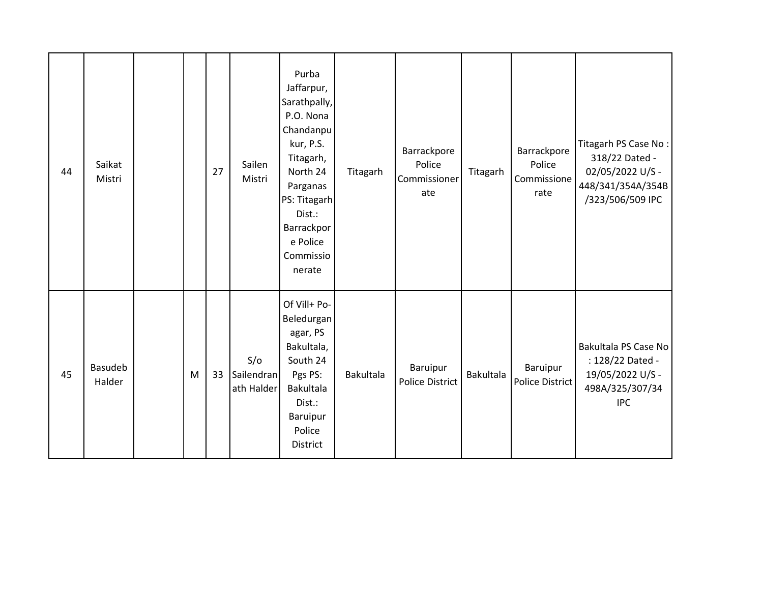| | | | | | | | | | | | |
|---|---|---|---|---|---|---|---|---|---|---|---|
| 44 | Saikat Mistri | | | 27 | Sailen Mistri | Purba Jaffarpur, Sarathpally, P.O. Nona Chandanpukur, P.S. Titagarh, North 24 Parganas PS: Titagarh Dist.: Barrackpore Police Commissionerate | Titagarh | Barrackpore Police Commissionerate | Titagarh | Barrackpore Police Commissionerate | Titagarh PS Case No : 318/22 Dated - 02/05/2022 U/S - 448/341/354A/354B/323/506/509 IPC |
| 45 | Basudeb Halder | | M | 33 | S/o Sailendranath Halder | Of Vill+ Po- Beledurganagar, PS Bakultala, South 24 Pgs PS: Bakultala Dist.: Baruipur Police District | Bakultala | Baruipur Police District | Bakultala | Baruipur Police District | Bakultala PS Case No : 128/22 Dated - 19/05/2022 U/S - 498A/325/307/34 IPC |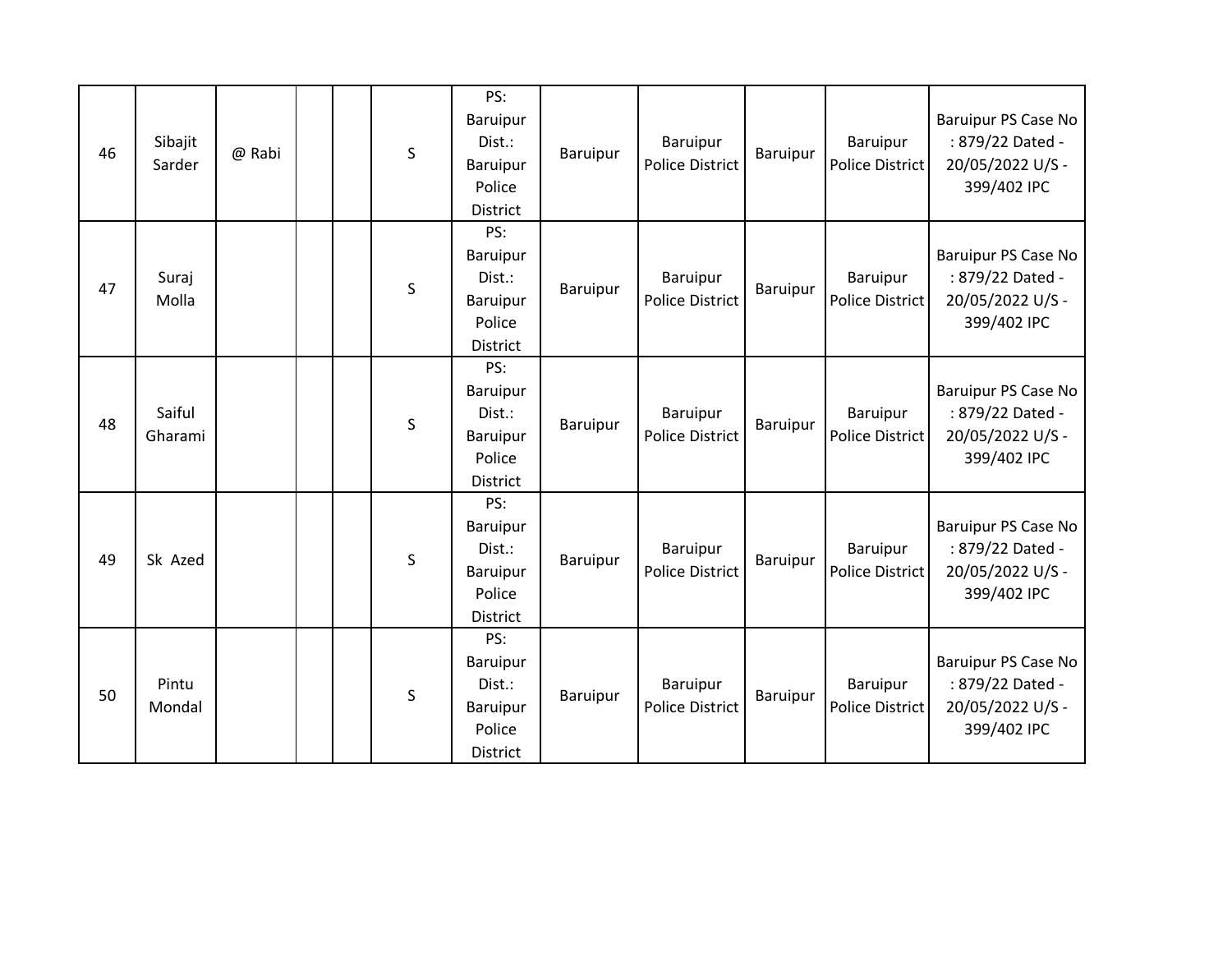| 46 | Sibajit Sarder | @ Rabi | | | S | PS: Baruipur Dist.: Baruipur Police District | Baruipur | Baruipur Police District | Baruipur | Baruipur Police District | Baruipur PS Case No : 879/22 Dated - 20/05/2022 U/S - 399/402 IPC |
|---|---|---|---|---|---|---|---|---|---|---|---|
| 47 | Suraj Molla | | | | S | PS: Baruipur Dist.: Baruipur Police District | Baruipur | Baruipur Police District | Baruipur | Baruipur Police District | Baruipur PS Case No : 879/22 Dated - 20/05/2022 U/S - 399/402 IPC |
| 48 | Saiful Gharami | | | | S | PS: Baruipur Dist.: Baruipur Police District | Baruipur | Baruipur Police District | Baruipur | Baruipur Police District | Baruipur PS Case No : 879/22 Dated - 20/05/2022 U/S - 399/402 IPC |
| 49 | Sk Azed | | | | S | PS: Baruipur Dist.: Baruipur Police District | Baruipur | Baruipur Police District | Baruipur | Baruipur Police District | Baruipur PS Case No : 879/22 Dated - 20/05/2022 U/S - 399/402 IPC |
| 50 | Pintu Mondal | | | | S | PS: Baruipur Dist.: Baruipur Police District | Baruipur | Baruipur Police District | Baruipur | Baruipur Police District | Baruipur PS Case No : 879/22 Dated - 20/05/2022 U/S - 399/402 IPC |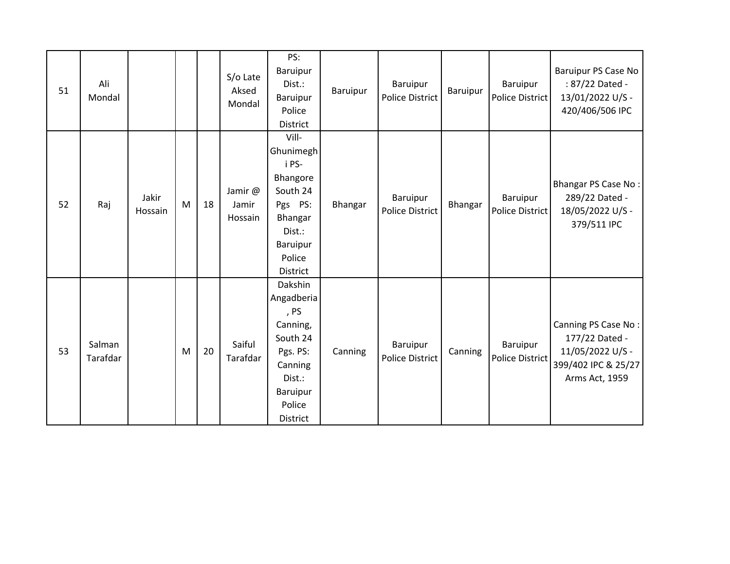| 51 | Ali Mondal | | | | S/o Late Aksed Mondal | PS: Baruipur Dist.: Baruipur Police District | Baruipur | Baruipur Police District | Baruipur | Baruipur Police District | Baruipur PS Case No : 87/22 Dated - 13/01/2022 U/S - 420/406/506 IPC |
|---|---|---|---|---|---|---|---|---|---|---|---|
| 52 | Raj | Jakir Hossain | M | 18 | Jamir @ Jamir Hossain | Vill- Ghunimeghi PS- Bhangore South 24 Pgs PS: Bhangar Dist.: Baruipur Police District | Bhangar | Baruipur Police District | Bhangar | Baruipur Police District | Bhangar PS Case No : 289/22 Dated - 18/05/2022 U/S - 379/511 IPC |
| 53 | Salman Tarafdar | | M | 20 | Saiful Tarafdar | Dakshin Angadberia, PS Canning, South 24 Pgs. PS: Canning Dist.: Baruipur Police District | Canning | Baruipur Police District | Canning | Baruipur Police District | Canning PS Case No : 177/22 Dated - 11/05/2022 U/S - 399/402 IPC & 25/27 Arms Act, 1959 |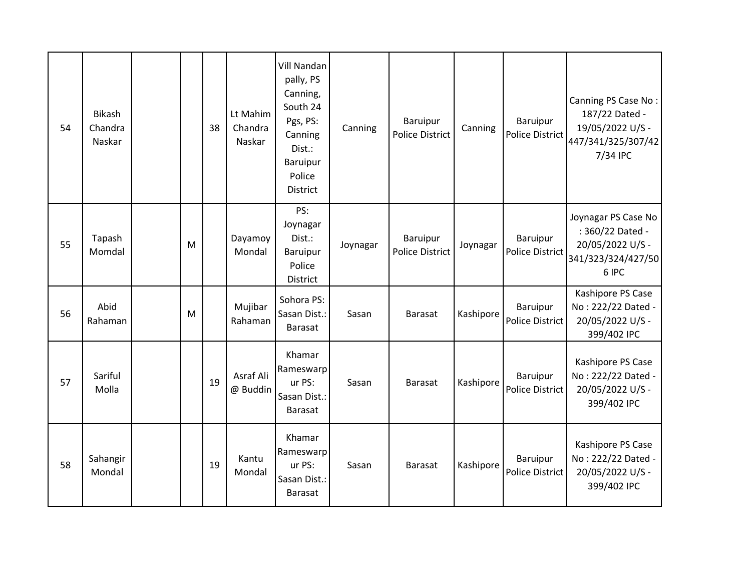| | | | | | | | | | | | |
|---|---|---|---|---|---|---|---|---|---|---|---|
| 54 | Bikash Chandra Naskar | | | 38 | Lt Mahim Chandra Naskar | Vill Nandan pally, PS Canning, South 24 Pgs, PS: Canning Dist.: Baruipur Police District | Canning | Baruipur Police District | Canning | Baruipur Police District | Canning PS Case No : 187/22 Dated - 19/05/2022 U/S - 447/341/325/307/427/34 IPC |
| 55 | Tapash Momdal | | M | | Dayamoy Mondal | PS: Joynagar Dist.: Baruipur Police District | Joynagar | Baruipur Police District | Joynagar | Baruipur Police District | Joynagar PS Case No : 360/22 Dated - 20/05/2022 U/S - 341/323/324/427/506 IPC |
| 56 | Abid Rahaman | | M | | Mujibar Rahaman | Sohora PS: Sasan Dist.: Barasat | Sasan | Barasat | Kashipore | Baruipur Police District | Kashipore PS Case No : 222/22 Dated - 20/05/2022 U/S - 399/402 IPC |
| 57 | Sariful Molla | | | 19 | Asraf Ali @ Buddin | Khamar Rameswarpur PS: Sasan Dist.: Barasat | Sasan | Barasat | Kashipore | Baruipur Police District | Kashipore PS Case No : 222/22 Dated - 20/05/2022 U/S - 399/402 IPC |
| 58 | Sahangir Mondal | | | 19 | Kantu Mondal | Khamar Rameswarpur PS: Sasan Dist.: Barasat | Sasan | Barasat | Kashipore | Baruipur Police District | Kashipore PS Case No : 222/22 Dated - 20/05/2022 U/S - 399/402 IPC |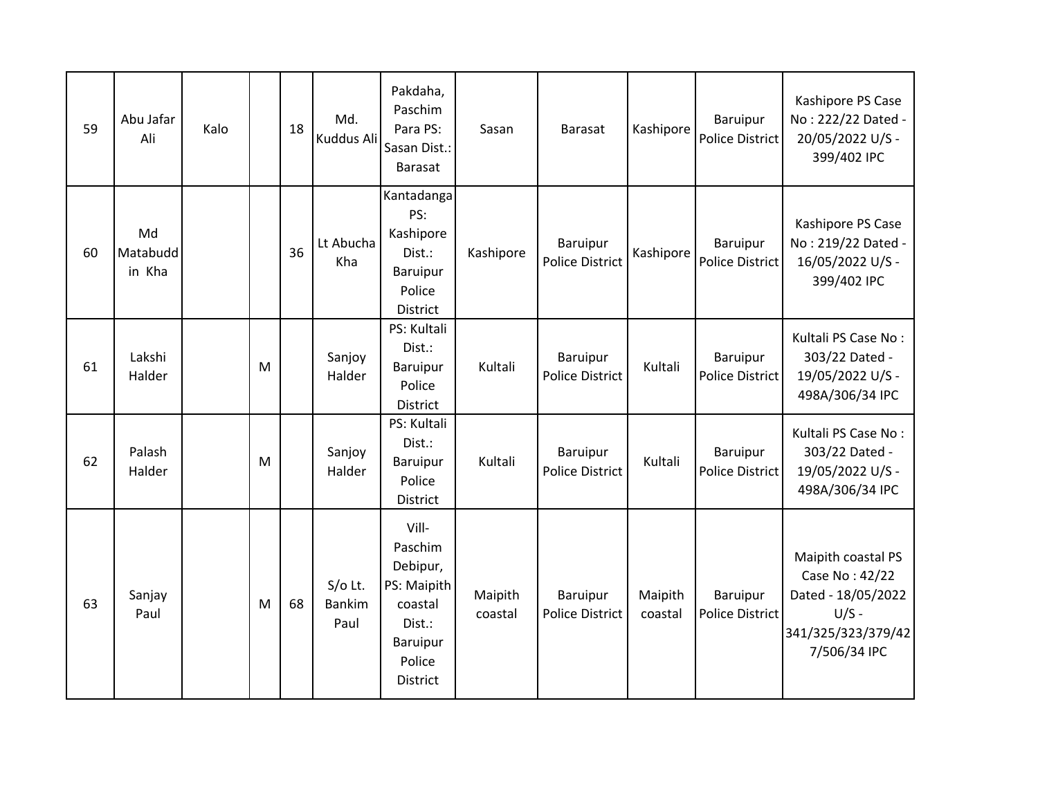| 59 | Abu Jafar Ali | Kalo | | 18 | Md. Kuddus Ali | Pakdaha, Paschim Para PS: Sasan Dist.: Barasat | Sasan | Barasat | Kashipore | Baruipur Police District | Kashipore PS Case No : 222/22 Dated - 20/05/2022 U/S - 399/402 IPC |
|---|---|---|---|---|---|---|---|---|---|---|---|
| 60 | Md Matabudd in Kha | | | 36 | Lt Abucha Kha | Kantadanga PS: Kashipore Dist.: Baruipur Police District | Kashipore | Baruipur Police District | Kashipore | Baruipur Police District | Kashipore PS Case No : 219/22 Dated - 16/05/2022 U/S - 399/402 IPC |
| 61 | Lakshi Halder | | M | | Sanjoy Halder | PS: Kultali Dist.: Baruipur Police District | Kultali | Baruipur Police District | Kultali | Baruipur Police District | Kultali PS Case No : 303/22 Dated - 19/05/2022 U/S - 498A/306/34 IPC |
| 62 | Palash Halder | | M | | Sanjoy Halder | PS: Kultali Dist.: Baruipur Police District | Kultali | Baruipur Police District | Kultali | Baruipur Police District | Kultali PS Case No : 303/22 Dated - 19/05/2022 U/S - 498A/306/34 IPC |
| 63 | Sanjay Paul | | M | 68 | S/o Lt. Bankim Paul | Vill- Paschim Debipur, PS: Maipith coastal Dist.: Baruipur Police District | Maipith coastal | Baruipur Police District | Maipith coastal | Baruipur Police District | Maipith coastal PS Case No : 42/22 Dated - 18/05/2022 U/S - 341/325/323/379/427/506/34 IPC |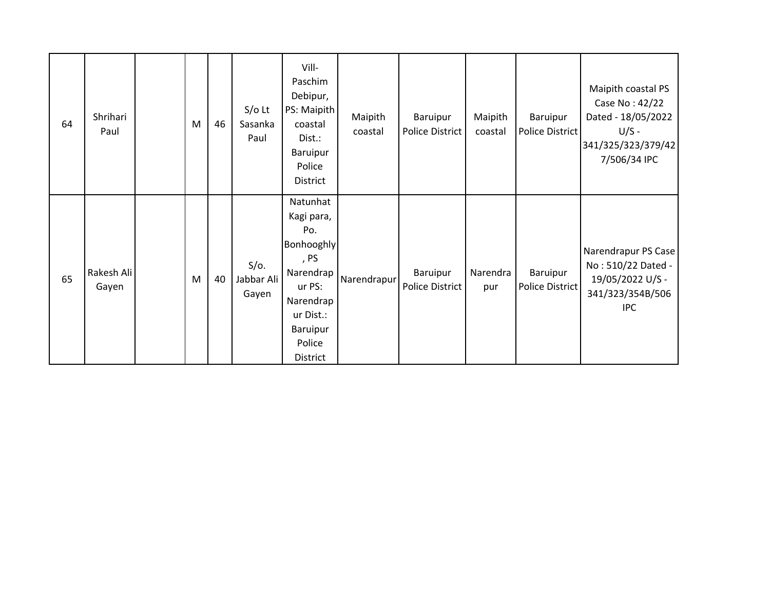| | | | | | | | | | | | |
|---|---|---|---|---|---|---|---|---|---|---|---|
| 64 | Shrihari Paul | | M | 46 | S/o Lt Sasanka Paul | Vill- Paschim Debipur, PS: Maipith coastal Dist.: Baruipur Police District | Maipith coastal | Baruipur Police District | Maipith coastal | Baruipur Police District | Maipith coastal PS Case No : 42/22 Dated - 18/05/2022 U/S - 341/325/323/379/427/506/34 IPC |
| 65 | Rakesh Ali Gayen | | M | 40 | S/o. Jabbar Ali Gayen | Natunhat Kagi para, Po. Bonhooghly , PS Narendrapur PS: Narendrapur Dist.: Baruipur Police District | Narendrapur | Baruipur Police District | Narendrapur | Baruipur Police District | Narendrapur PS Case No : 510/22 Dated - 19/05/2022 U/S - 341/323/354B/506 IPC |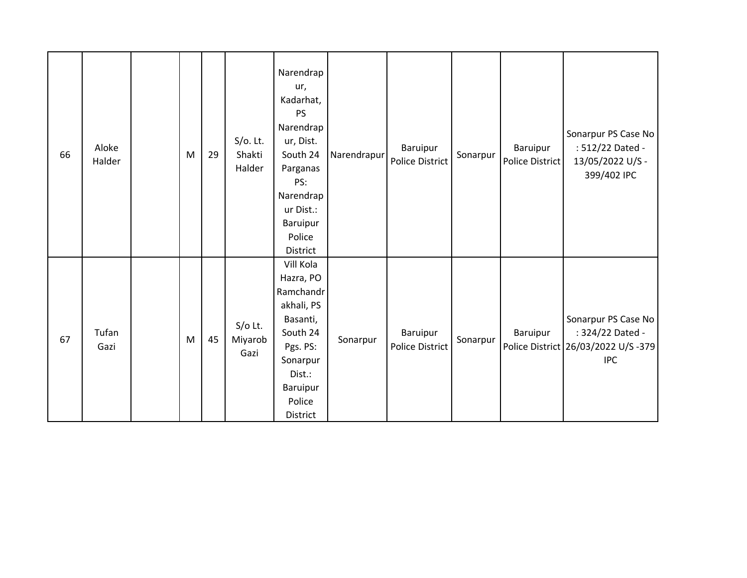| | | | | | | | | | | | |
|---|---|---|---|---|---|---|---|---|---|---|---|
| 66 | Aloke Halder | | M | 29 | S/o. Lt. Shakti Halder | Narendrapur, Kadarhat, PS Narendrapur, Dist. South 24 Parganas PS: Narendrapur Dist.: Baruipur Police District | Narendrapur | Baruipur Police District | Sonarpur | Baruipur Police District | Sonarpur PS Case No : 512/22 Dated - 13/05/2022 U/S - 399/402 IPC |
| 67 | Tufan Gazi | | M | 45 | S/o Lt. Miyarob Gazi | Vill Kola Hazra, PO Ramchandrakhali, PS Basanti, South 24 Pgs. PS: Sonarpur Dist.: Baruipur Police District | Sonarpur | Baruipur Police District | Sonarpur | Baruipur Police District | Sonarpur PS Case No : 324/22 Dated - 26/03/2022 U/S -379 IPC |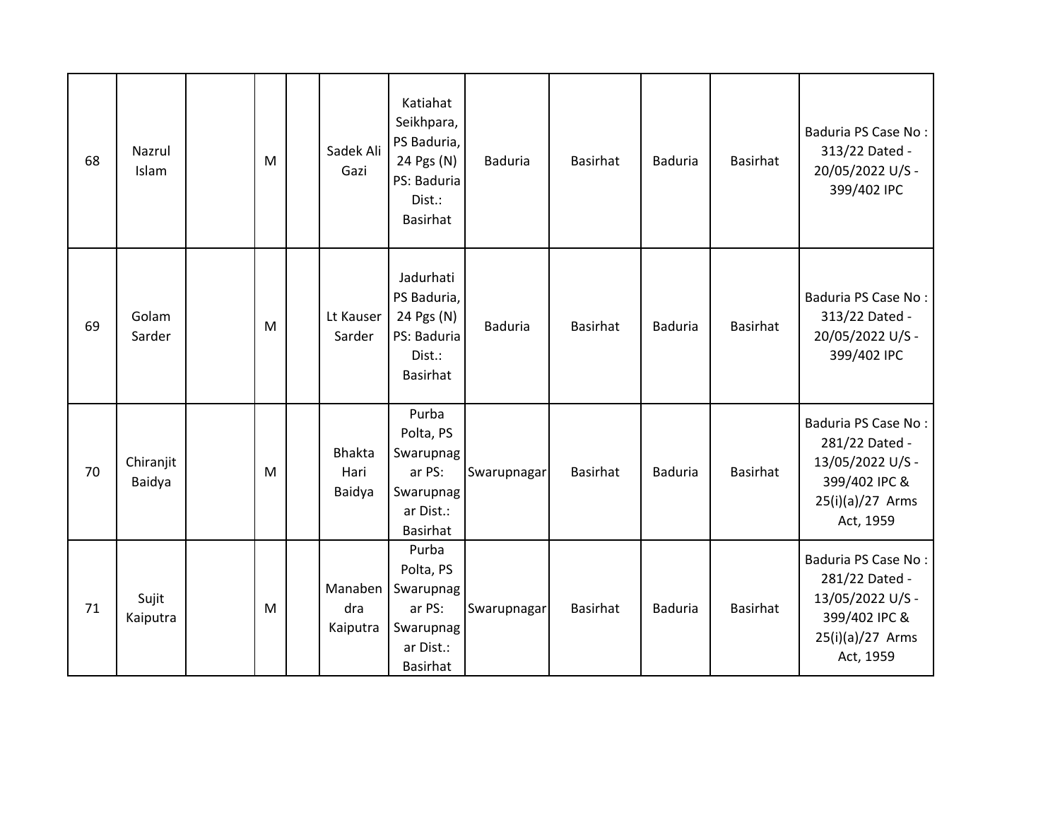| | | | | | | | | | | | |
|---|---|---|---|---|---|---|---|---|---|---|---|
| 68 | Nazrul Islam | | M | | Sadek Ali Gazi | Katiahat Seikhpara, PS Baduria, 24 Pgs (N) PS: Baduria Dist.: Basirhat | Baduria | Basirhat | Baduria | Basirhat | Baduria PS Case No : 313/22 Dated - 20/05/2022 U/S - 399/402 IPC |
| 69 | Golam Sarder | | M | | Lt Kauser Sarder | Jadurhati PS Baduria, 24 Pgs (N) PS: Baduria Dist.: Basirhat | Baduria | Basirhat | Baduria | Basirhat | Baduria PS Case No : 313/22 Dated - 20/05/2022 U/S - 399/402 IPC |
| 70 | Chiranjit Baidya | | M | | Bhakta Hari Baidya | Purba Polta, PS Swarupnagar PS: Swarupnagar Dist.: Basirhat | Swarupnagar | Basirhat | Baduria | Basirhat | Baduria PS Case No : 281/22 Dated - 13/05/2022 U/S - 399/402 IPC & 25(i)(a)/27 Arms Act, 1959 |
| 71 | Sujit Kaiputra | | M | | Manabendra Kaiputra | Purba Polta, PS Swarupnagar PS: Swarupnagar Dist.: Basirhat | Swarupnagar | Basirhat | Baduria | Basirhat | Baduria PS Case No : 281/22 Dated - 13/05/2022 U/S - 399/402 IPC & 25(i)(a)/27 Arms Act, 1959 |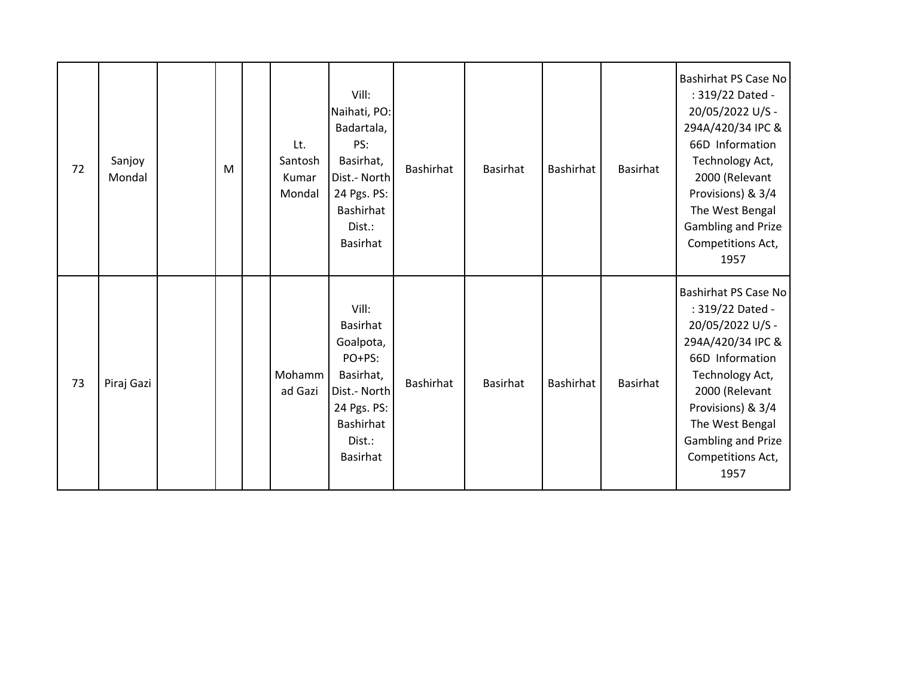| | | | | | | | | | | | |
|---|---|---|---|---|---|---|---|---|---|---|---|
| 72 | Sanjoy Mondal | | M | | Lt. Santosh Kumar Mondal | Vill: Naihati, PO: Badartala, PS: Basirhat, Dist.- North 24 Pgs. PS: Bashirhat Dist.: Basirhat | Bashirhat | Basirhat | Bashirhat | Basirhat | Bashirhat PS Case No : 319/22 Dated - 20/05/2022 U/S - 294A/420/34 IPC & 66D Information Technology Act, 2000 (Relevant Provisions) & 3/4 The West Bengal Gambling and Prize Competitions Act, 1957 |
| 73 | Piraj Gazi | | | | Mohammad Gazi | Vill: Basirhat Goalpota, PO+PS: Basirhat, Dist.- North 24 Pgs. PS: Bashirhat Dist.: Basirhat | Bashirhat | Basirhat | Bashirhat | Basirhat | Bashirhat PS Case No : 319/22 Dated - 20/05/2022 U/S - 294A/420/34 IPC & 66D Information Technology Act, 2000 (Relevant Provisions) & 3/4 The West Bengal Gambling and Prize Competitions Act, 1957 |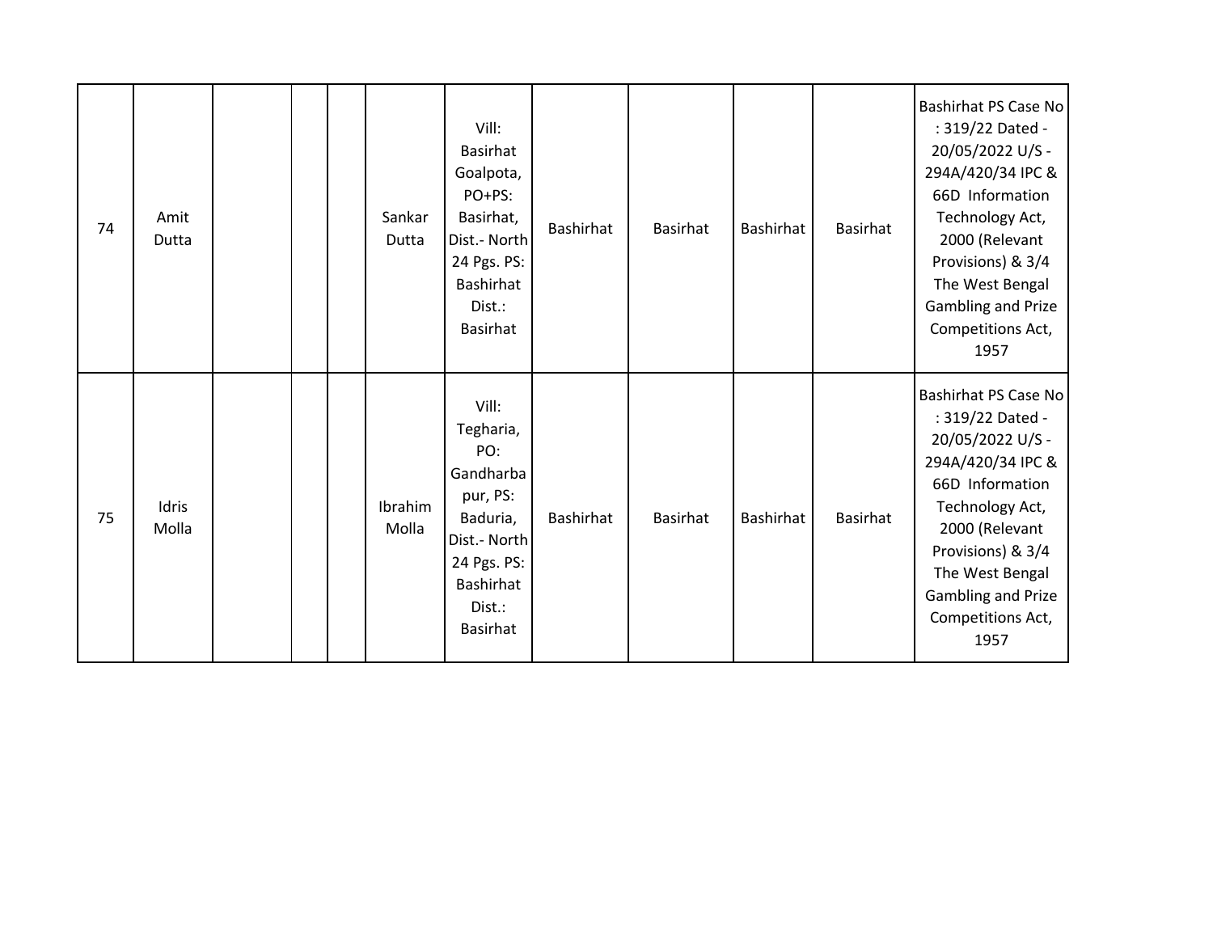| 74 | Amit Dutta | | | | Sankar Dutta | Vill: Basirhat Goalpota, PO+PS: Basirhat, Dist.- North 24 Pgs. PS: Bashirhat Dist.: Basirhat | Bashirhat | Basirhat | Bashirhat | Basirhat | Bashirhat PS Case No : 319/22 Dated - 20/05/2022 U/S - 294A/420/34 IPC & 66D Information Technology Act, 2000 (Relevant Provisions) & 3/4 The West Bengal Gambling and Prize Competitions Act, 1957 |
|---|---|---|---|---|---|---|---|---|---|---|---|
| 75 | Idris Molla | | | | Ibrahim Molla | Vill: Tegharia, PO: Gandharbapur, PS: Baduria, Dist.- North 24 Pgs. PS: Bashirhat Dist.: Basirhat | Bashirhat | Basirhat | Bashirhat | Basirhat | Bashirhat PS Case No : 319/22 Dated - 20/05/2022 U/S - 294A/420/34 IPC & 66D Information Technology Act, 2000 (Relevant Provisions) & 3/4 The West Bengal Gambling and Prize Competitions Act, 1957 |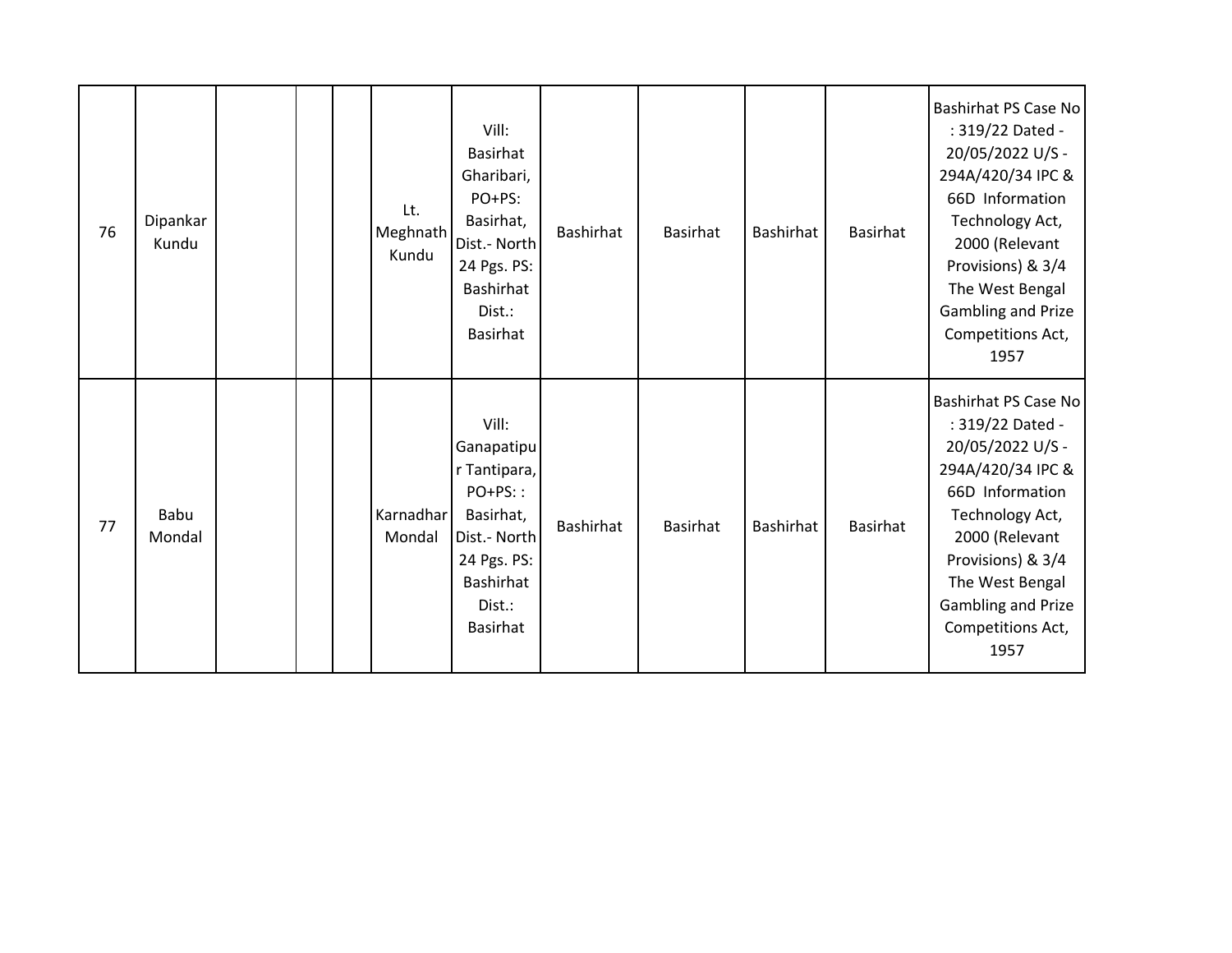| | | | | | | | | | | | |
|---|---|---|---|---|---|---|---|---|---|---|---|
| 76 | Dipankar Kundu | | | | Lt. Meghnath Kundu | Vill: Basirhat Gharibari, PO+PS: Basirhat, Dist.- North 24 Pgs. PS: Bashirhat Dist.: Basirhat | Bashirhat | Basirhat | Bashirhat | Basirhat | Bashirhat PS Case No : 319/22 Dated - 20/05/2022 U/S - 294A/420/34 IPC & 66D Information Technology Act, 2000 (Relevant Provisions) & 3/4 The West Bengal Gambling and Prize Competitions Act, 1957 |
| 77 | Babu Mondal | | | | Karnadhar Mondal | Vill: Ganapatipur Tantipara, PO+PS: : Basirhat, Dist.- North 24 Pgs. PS: Bashirhat Dist.: Basirhat | Bashirhat | Basirhat | Bashirhat | Basirhat | Bashirhat PS Case No : 319/22 Dated - 20/05/2022 U/S - 294A/420/34 IPC & 66D Information Technology Act, 2000 (Relevant Provisions) & 3/4 The West Bengal Gambling and Prize Competitions Act, 1957 |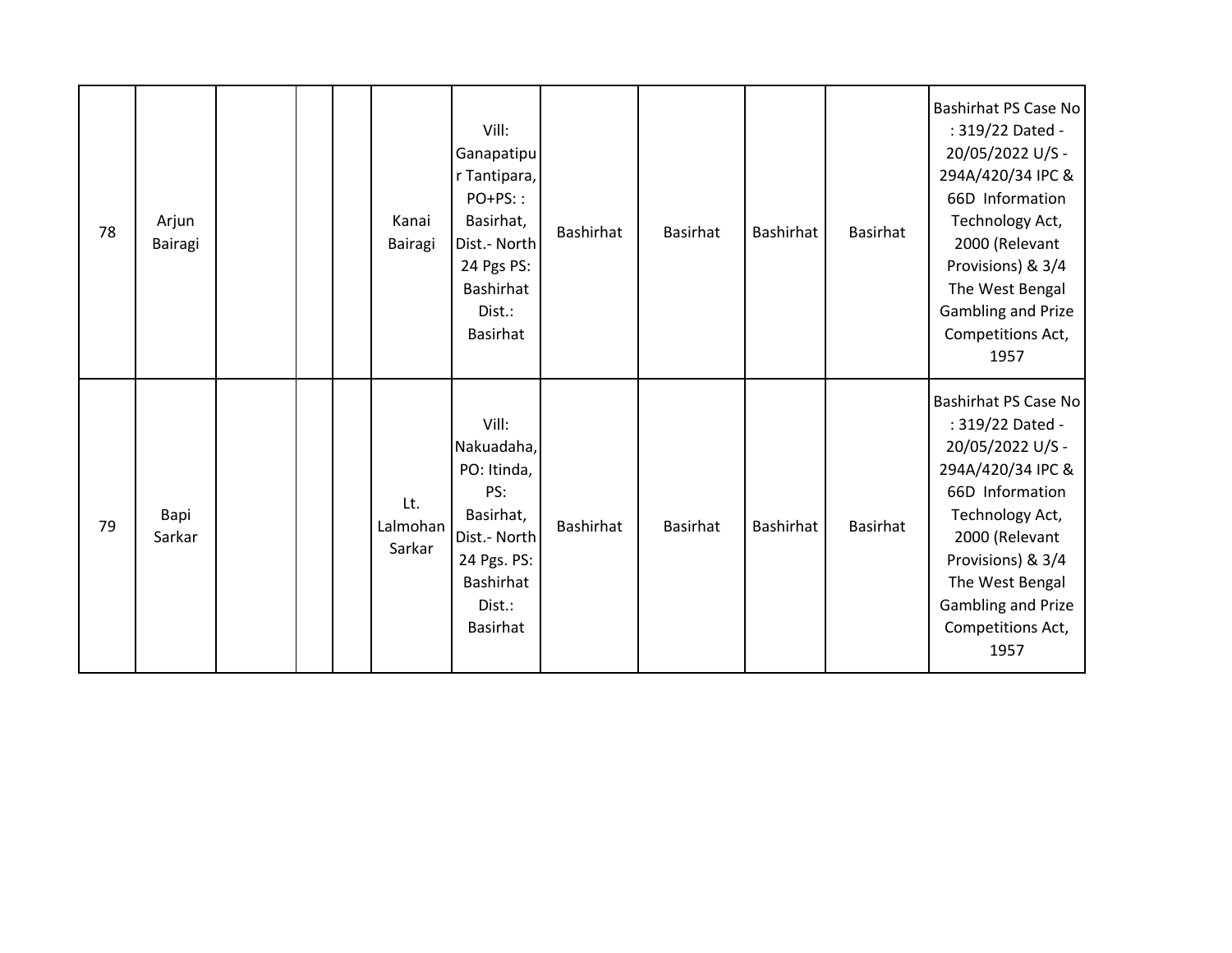| 78 | Arjun Bairagi | | | | Kanai Bairagi | Vill: Ganapatipur Tantipara, PO+PS: : Basirhat, Dist.- North 24 Pgs PS: Bashirhat Dist.: Basirhat | Bashirhat | Basirhat | Bashirhat | Basirhat | Bashirhat PS Case No : 319/22 Dated - 20/05/2022 U/S - 294A/420/34 IPC & 66D Information Technology Act, 2000 (Relevant Provisions) & 3/4 The West Bengal Gambling and Prize Competitions Act, 1957 |
|---|---|---|---|---|---|---|---|---|---|---|---|
| 79 | Bapi Sarkar | | | | Lt. Lalmohan Sarkar | Vill: Nakuadaha, PO: Itinda, PS: Basirhat, Dist.- North 24 Pgs. PS: Bashirhat Dist.: Basirhat | Bashirhat | Basirhat | Bashirhat | Basirhat | Bashirhat PS Case No : 319/22 Dated - 20/05/2022 U/S - 294A/420/34 IPC & 66D Information Technology Act, 2000 (Relevant Provisions) & 3/4 The West Bengal Gambling and Prize Competitions Act, 1957 |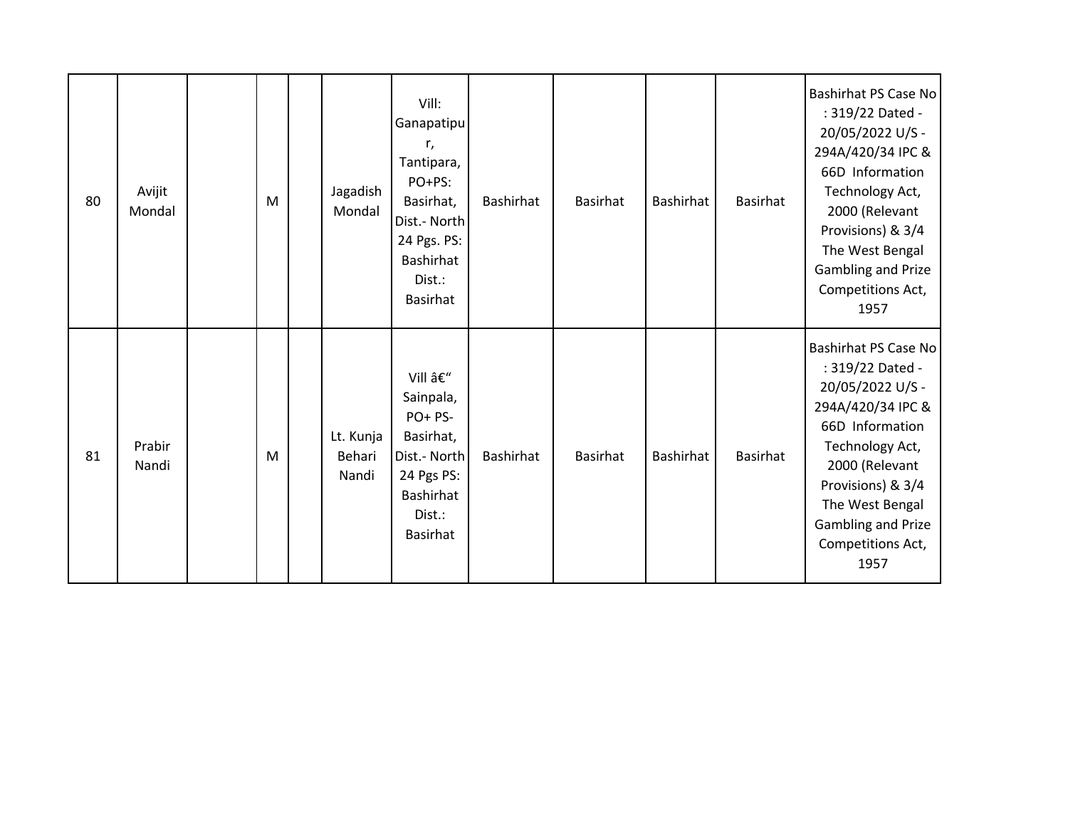| | | | | | | | | | | | |
|---|---|---|---|---|---|---|---|---|---|---|---|
| 80 | Avijit Mondal | | M | | Jagadish Mondal | Vill: Ganapatipur, Tantipara, PO+PS: Basirhat, Dist.- North 24 Pgs. PS: Bashirhat Dist.: Basirhat | Bashirhat | Basirhat | Bashirhat | Basirhat | Bashirhat PS Case No : 319/22 Dated - 20/05/2022 U/S - 294A/420/34 IPC & 66D Information Technology Act, 2000 (Relevant Provisions) & 3/4 The West Bengal Gambling and Prize Competitions Act, 1957 |
| 81 | Prabir Nandi | | M | | Lt. Kunja Behari Nandi | Vill â€“ Sainpala, PO+ PS- Basirhat, Dist.- North 24 Pgs PS: Bashirhat Dist.: Basirhat | Bashirhat | Basirhat | Bashirhat | Basirhat | Bashirhat PS Case No : 319/22 Dated - 20/05/2022 U/S - 294A/420/34 IPC & 66D Information Technology Act, 2000 (Relevant Provisions) & 3/4 The West Bengal Gambling and Prize Competitions Act, 1957 |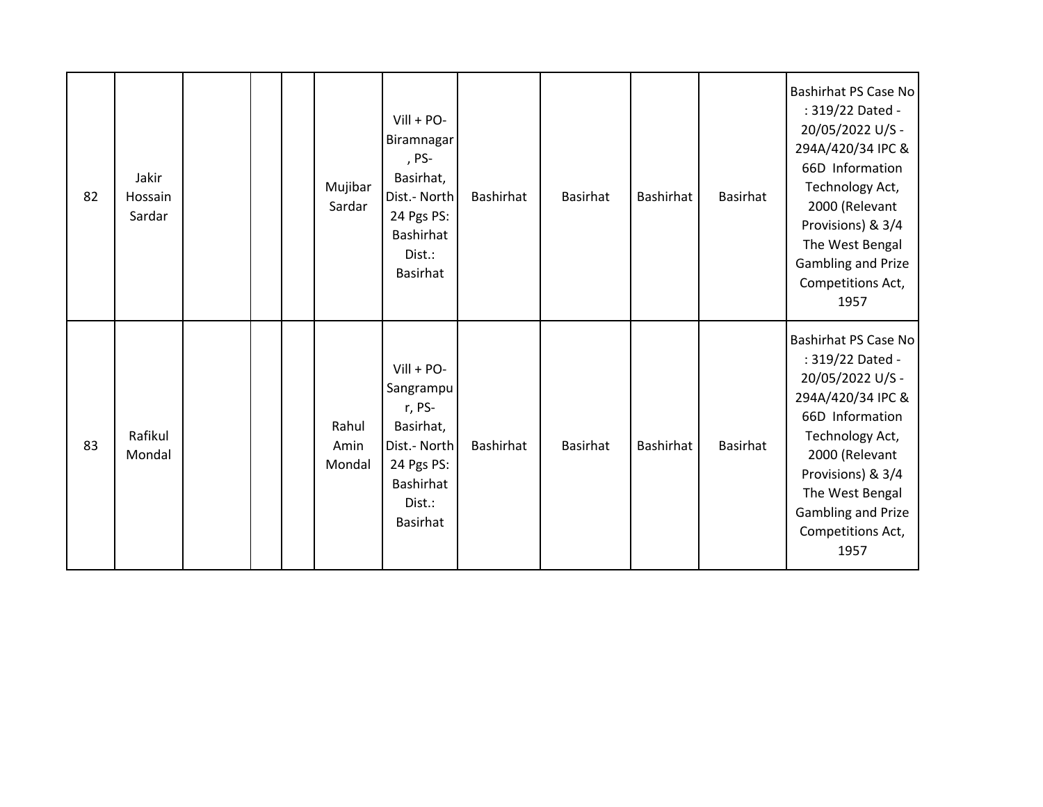| | | | | | | | | | | | |
|---|---|---|---|---|---|---|---|---|---|---|---|
| 82 | Jakir Hossain Sardar | | | | Mujibar Sardar | Vill + PO- Biramnagar , PS- Basirhat, Dist.- North 24 Pgs PS: Bashirhat Dist.: Basirhat | Bashirhat | Basirhat | Bashirhat | Basirhat | Bashirhat PS Case No : 319/22 Dated - 20/05/2022 U/S - 294A/420/34 IPC & 66D Information Technology Act, 2000 (Relevant Provisions) & 3/4 The West Bengal Gambling and Prize Competitions Act, 1957 |
| 83 | Rafikul Mondal | | | | Rahul Amin Mondal | Vill + PO- Sangrampu r, PS- Basirhat, Dist.- North 24 Pgs PS: Bashirhat Dist.: Basirhat | Bashirhat | Basirhat | Bashirhat | Basirhat | Bashirhat PS Case No : 319/22 Dated - 20/05/2022 U/S - 294A/420/34 IPC & 66D Information Technology Act, 2000 (Relevant Provisions) & 3/4 The West Bengal Gambling and Prize Competitions Act, 1957 |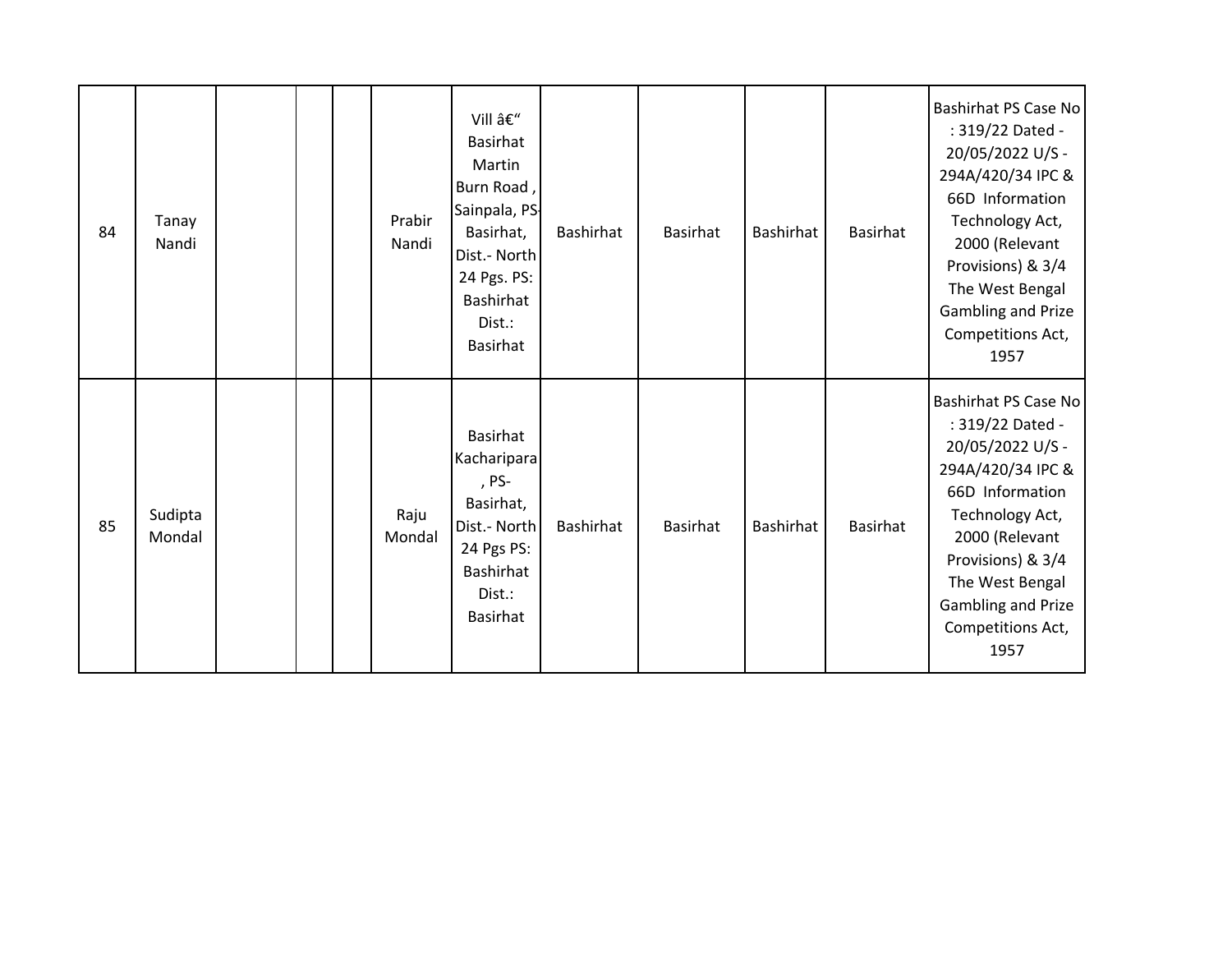| | | | | | | | | | | | |
|---|---|---|---|---|---|---|---|---|---|---|---|
| 84 | Tanay Nandi | | | | Prabir Nandi | Vill â€" Basirhat Martin Burn Road , Sainpala, PS- Basirhat, Dist.- North 24 Pgs. PS: Bashirhat Dist.: Basirhat | Bashirhat | Basirhat | Bashirhat | Basirhat | Bashirhat PS Case No : 319/22 Dated - 20/05/2022 U/S - 294A/420/34 IPC & 66D Information Technology Act, 2000 (Relevant Provisions) & 3/4 The West Bengal Gambling and Prize Competitions Act, 1957 |
| 85 | Sudipta Mondal | | | | Raju Mondal | Basirhat Kacharipara , PS- Basirhat, Dist.- North 24 Pgs PS: Bashirhat Dist.: Basirhat | Bashirhat | Basirhat | Bashirhat | Basirhat | Bashirhat PS Case No : 319/22 Dated - 20/05/2022 U/S - 294A/420/34 IPC & 66D Information Technology Act, 2000 (Relevant Provisions) & 3/4 The West Bengal Gambling and Prize Competitions Act, 1957 |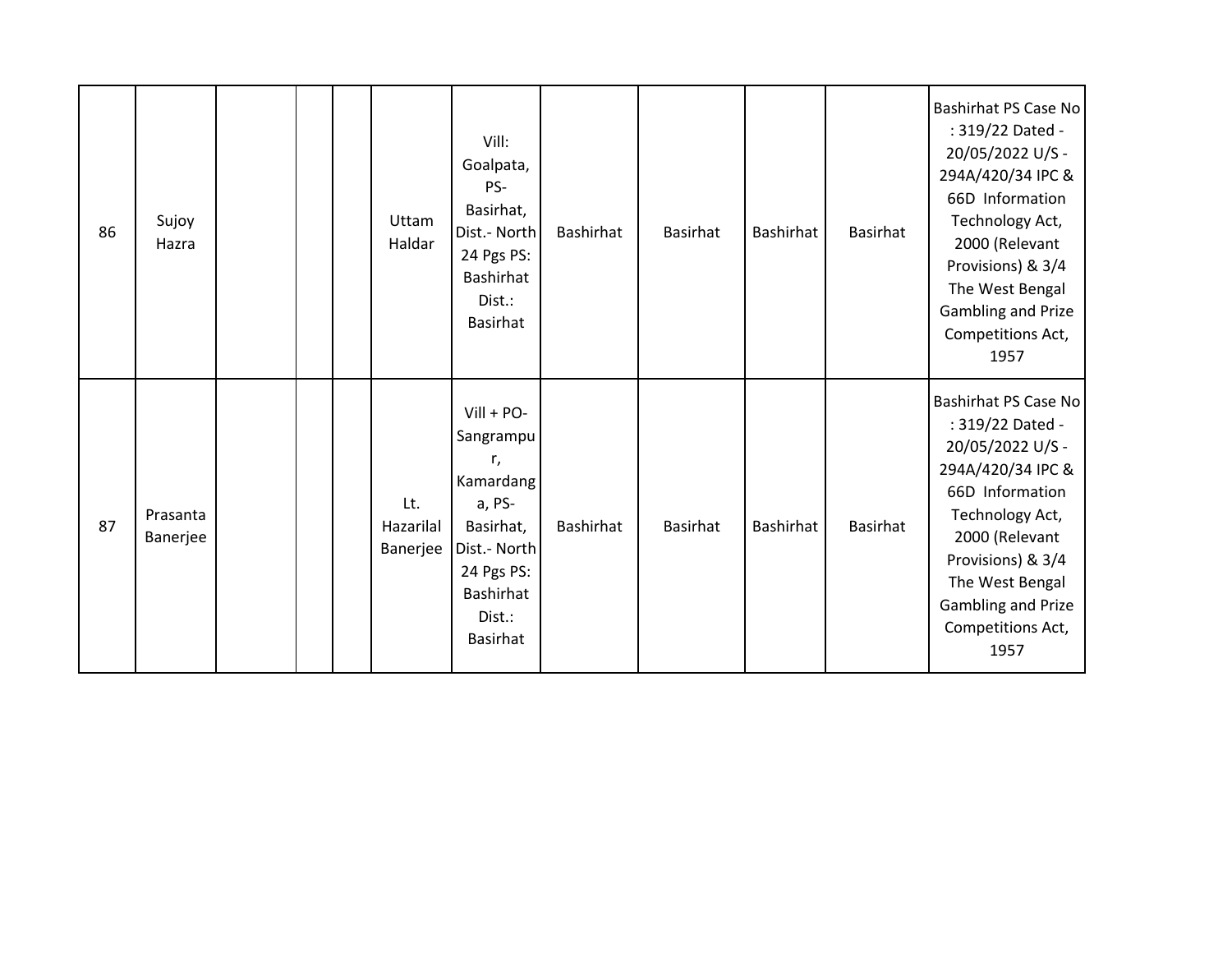| | | | | | | | | | | | |
|---|---|---|---|---|---|---|---|---|---|---|---|
| 86 | Sujoy Hazra | | | | Uttam Haldar | Vill: Goalpata, PS-Basirhat, Dist.- North 24 Pgs PS: Bashirhat Dist.: Basirhat | Bashirhat | Basirhat | Bashirhat | Basirhat | Bashirhat PS Case No : 319/22 Dated - 20/05/2022 U/S - 294A/420/34 IPC & 66D Information Technology Act, 2000 (Relevant Provisions) & 3/4 The West Bengal Gambling and Prize Competitions Act, 1957 |
| 87 | Prasanta Banerjee | | | | Lt. Hazarilal Banerjee | Vill + PO-Sangrampur, Kamardanga, PS-Basirhat, Dist.- North 24 Pgs PS: Bashirhat Dist.: Basirhat | Bashirhat | Basirhat | Bashirhat | Basirhat | Bashirhat PS Case No : 319/22 Dated - 20/05/2022 U/S - 294A/420/34 IPC & 66D Information Technology Act, 2000 (Relevant Provisions) & 3/4 The West Bengal Gambling and Prize Competitions Act, 1957 |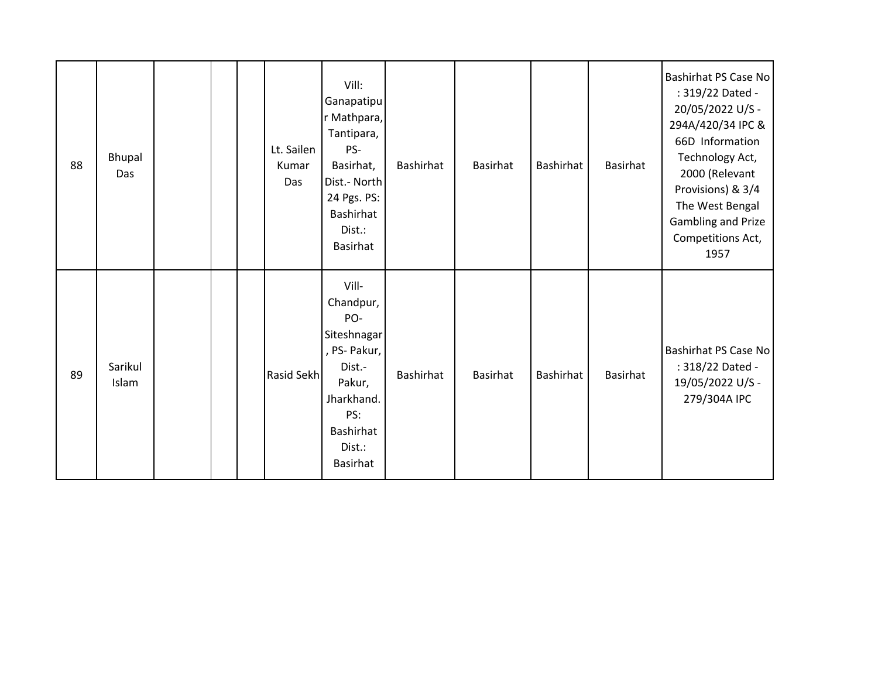| 88 | Bhupal Das | | | | Lt. Sailen Kumar Das | Vill: Ganapatipur Mathpara, Tantipara, PS- Basirhat, Dist.- North 24 Pgs. PS: Bashirhat Dist.: Basirhat | Bashirhat | Basirhat | Bashirhat | Basirhat | Bashirhat PS Case No : 319/22 Dated - 20/05/2022 U/S - 294A/420/34 IPC & 66D Information Technology Act, 2000 (Relevant Provisions) & 3/4 The West Bengal Gambling and Prize Competitions Act, 1957 |
|---|---|---|---|---|---|---|---|---|---|---|---|
| 89 | Sarikul Islam | | | | Rasid Sekh | Vill- Chandpur, PO- Siteshnagar, PS- Pakur, Dist.- Pakur, Jharkhand. PS: Bashirhat Dist.: Basirhat | Bashirhat | Basirhat | Bashirhat | Basirhat | Bashirhat PS Case No : 318/22 Dated - 19/05/2022 U/S - 279/304A IPC |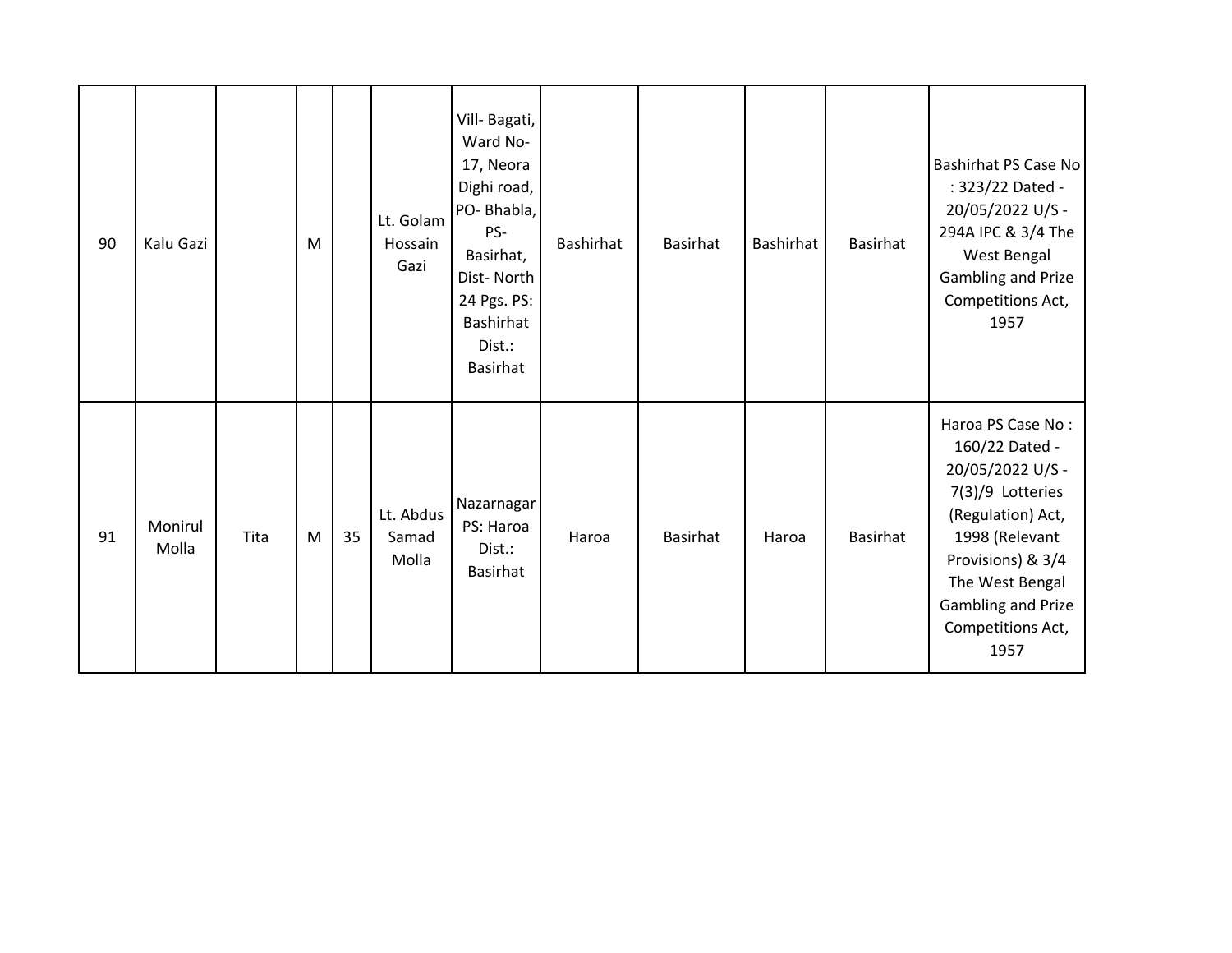| | | | | | | | | | | | |
|---|---|---|---|---|---|---|---|---|---|---|---|
| 90 | Kalu Gazi | | M | | Lt. Golam Hossain Gazi | Vill- Bagati, Ward No- 17, Neora Dighi road, PO- Bhabla, PS- Basirhat, Dist- North 24 Pgs. PS: Bashirhat Dist.: Basirhat | Bashirhat | Basirhat | Bashirhat | Basirhat | Bashirhat PS Case No : 323/22 Dated - 20/05/2022 U/S - 294A IPC & 3/4 The West Bengal Gambling and Prize Competitions Act, 1957 |
| 91 | Monirul Molla | Tita | M | 35 | Lt. Abdus Samad Molla | Nazarnagar PS: Haroa Dist.: Basirhat | Haroa | Basirhat | Haroa | Basirhat | Haroa PS Case No : 160/22 Dated - 20/05/2022 U/S - 7(3)/9 Lotteries (Regulation) Act, 1998 (Relevant Provisions) & 3/4 The West Bengal Gambling and Prize Competitions Act, 1957 |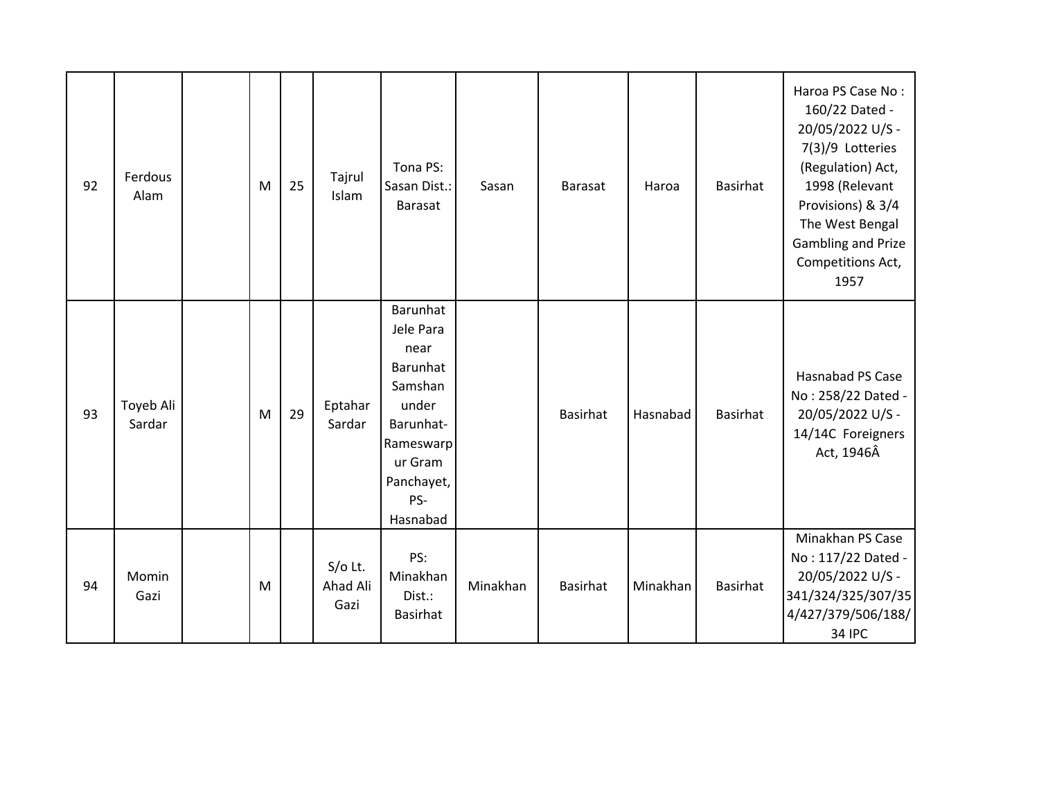| | | | | | | | | | | | |
|---|---|---|---|---|---|---|---|---|---|---|---|
| 92 | Ferdous Alam | | M | 25 | Tajrul Islam | Tona PS: Sasan Dist.: Barasat | Sasan | Barasat | Haroa | Basirhat | Haroa PS Case No : 160/22 Dated - 20/05/2022 U/S - 7(3)/9 Lotteries (Regulation) Act, 1998 (Relevant Provisions) & 3/4 The West Bengal Gambling and Prize Competitions Act, 1957 |
| 93 | Toyeb Ali Sardar | | M | 29 | Eptahar Sardar | Barunhat Jele Para near Barunhat Samshan under Barunhat-Rameswarpur Gram Panchayet, PS-Hasnabad | | Basirhat | Hasnabad | Basirhat | Hasnabad PS Case No : 258/22 Dated - 20/05/2022 U/S - 14/14C Foreigners Act, 1946Â |
| 94 | Momin Gazi | | M | | S/o Lt. Ahad Ali Gazi | PS: Minakhan Dist.: Basirhat | Minakhan | Basirhat | Minakhan | Basirhat | Minakhan PS Case No : 117/22 Dated - 20/05/2022 U/S - 341/324/325/307/354/427/379/506/188/34 IPC |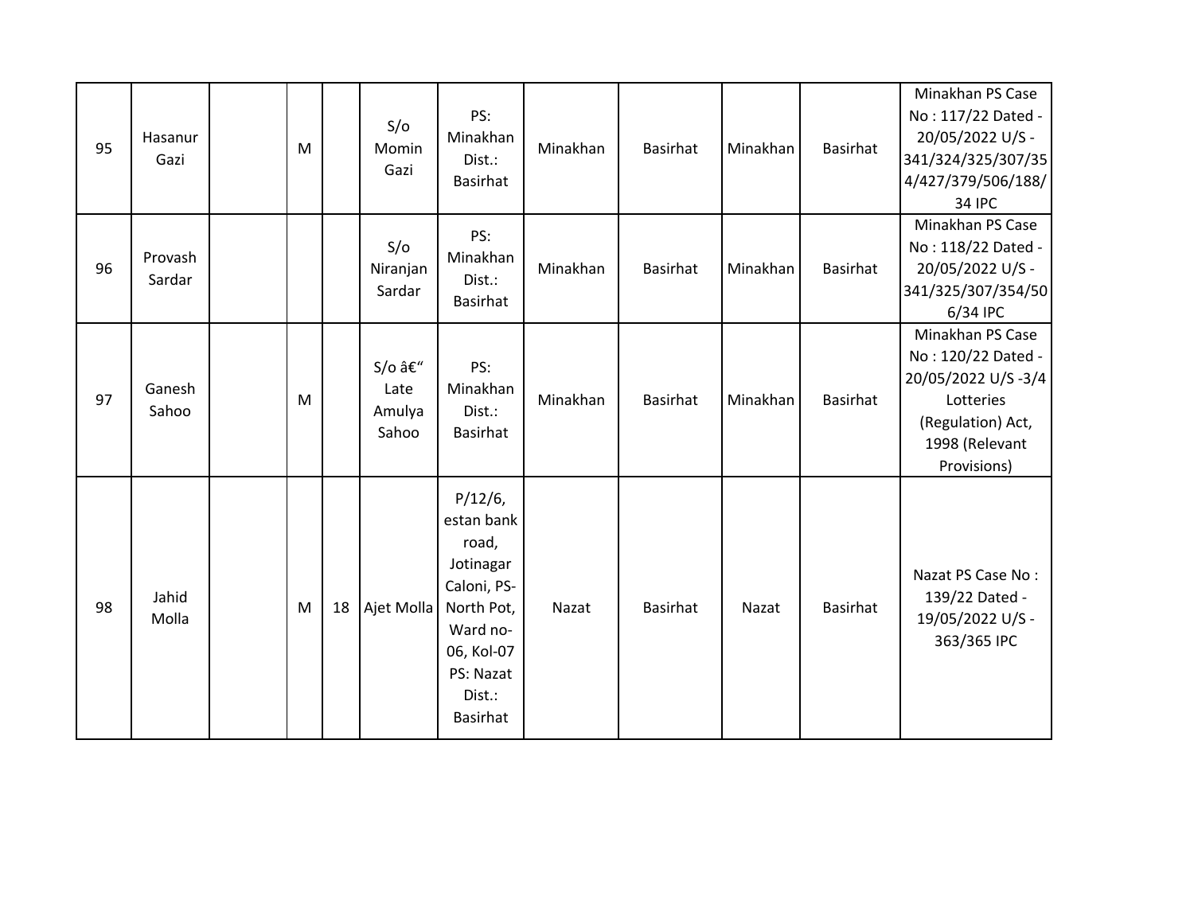| 95 | Hasanur Gazi | | M | | S/o Momin Gazi | PS: Minakhan Dist.: Basirhat | Minakhan | Basirhat | Minakhan | Basirhat | Minakhan PS Case No : 117/22 Dated - 20/05/2022 U/S - 341/324/325/307/354/427/379/506/188/34 IPC |
|---|---|---|---|---|---|---|---|---|---|---|---|
| 96 | Provash Sardar | | | | S/o Niranjan Sardar | PS: Minakhan Dist.: Basirhat | Minakhan | Basirhat | Minakhan | Basirhat | Minakhan PS Case No : 118/22 Dated - 20/05/2022 U/S - 341/325/307/354/506/34 IPC |
| 97 | Ganesh Sahoo | | M | | S/o â€" Late Amulya Sahoo | PS: Minakhan Dist.: Basirhat | Minakhan | Basirhat | Minakhan | Basirhat | Minakhan PS Case No : 120/22 Dated - 20/05/2022 U/S -3/4 Lotteries (Regulation) Act, 1998 (Relevant Provisions) |
| 98 | Jahid Molla | | M | 18 | Ajet Molla | P/12/6, estan bank road, Jotinagar Caloni, PS- North Pot, Ward no-06, Kol-07 PS: Nazat Dist.: Basirhat | Nazat | Basirhat | Nazat | Basirhat | Nazat PS Case No : 139/22 Dated - 19/05/2022 U/S - 363/365 IPC |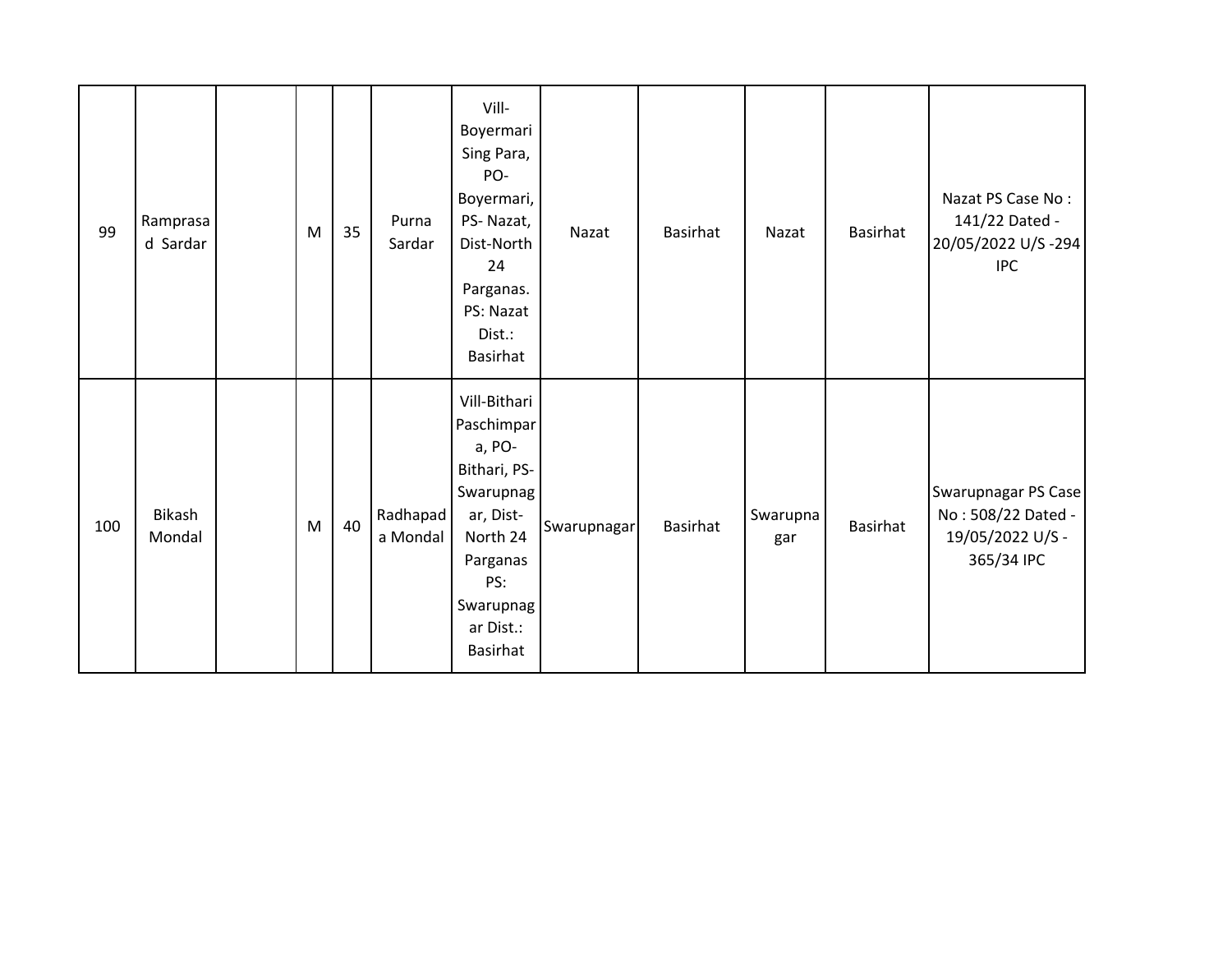|  |  |  |  |  |  |  |  |  |  |  |  |
|---|---|---|---|---|---|---|---|---|---|---|---|
| 99 | Ramprasad Sardar |  | M | 35 | Purna Sardar | Vill-Boyermari Sing Para, PO-Boyermari, PS- Nazat, Dist-North 24 Parganas. PS: Nazat Dist.: Basirhat | Nazat | Basirhat | Nazat | Basirhat | Nazat PS Case No : 141/22 Dated - 20/05/2022 U/S -294 IPC |
| 100 | Bikash Mondal |  | M | 40 | Radhapada Mondal | Vill-Bithari Paschimpara, PO-Bithari, PS-Swarupnagar, Dist-North 24 Parganas PS: Swarupnagar Dist.: Basirhat | Swarupnagar | Basirhat | Swarupnagar | Basirhat | Swarupnagar PS Case No : 508/22 Dated - 19/05/2022 U/S - 365/34 IPC |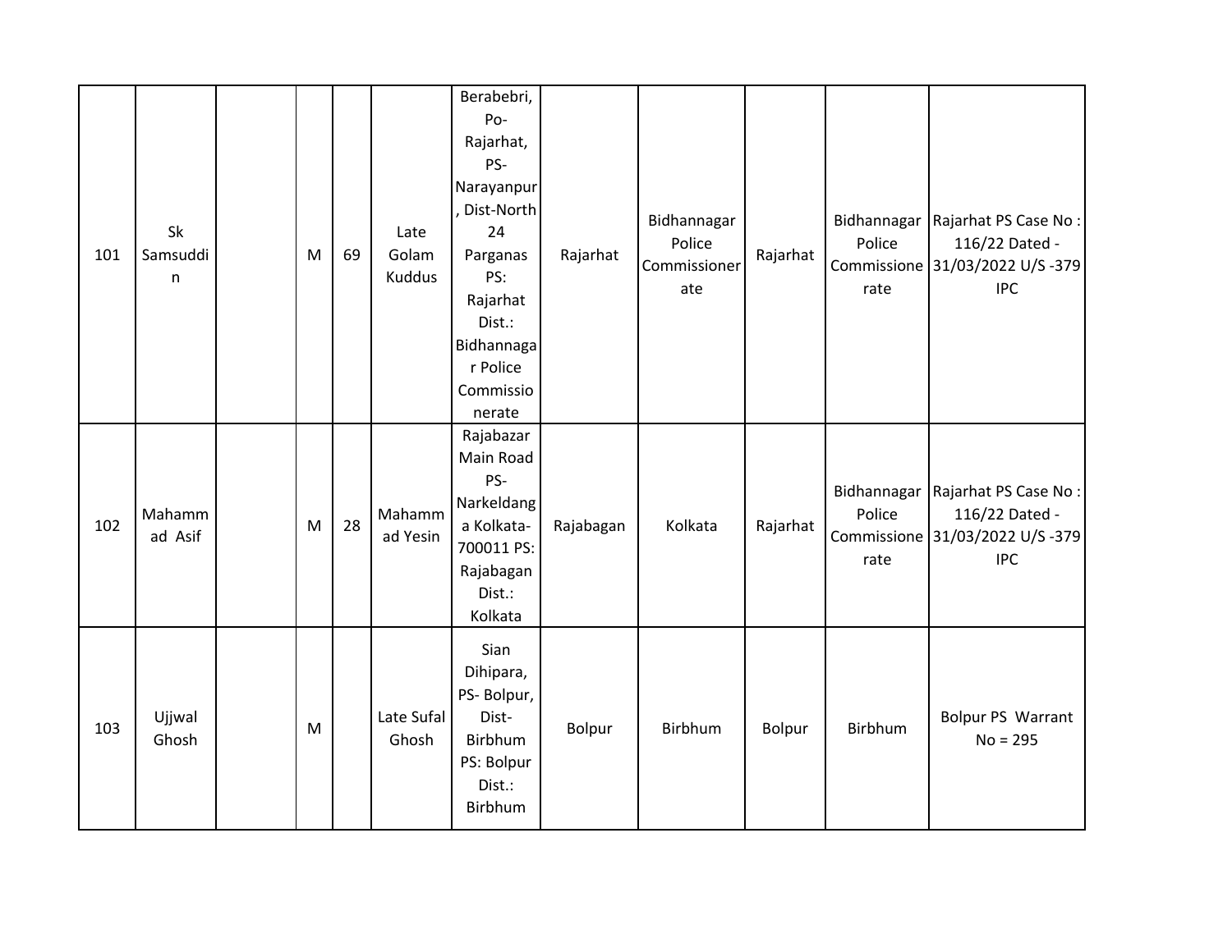| | | | | | | | | | | | |
|---|---|---|---|---|---|---|---|---|---|---|---|
| 101 | Sk Samsuddin | | M | 69 | Late Golam Kuddus | Berabebri, Po-Rajarhat, PS-Narayanpur, Dist-North 24 Parganas PS: Rajarhat Dist.: Bidhannagar Police Commissionerate | Rajarhat | Bidhannagar Police Commissionerate | Rajarhat | Bidhannagar Police Commissionerate | Rajarhat PS Case No : 116/22 Dated - 31/03/2022 U/S -379 IPC |
| 102 | Mahammad Asif | | M | 28 | Mahammad Yesin | Rajabazar Main Road PS-Narkeldanga Kolkata-700011 PS: Rajabagan Dist.: Kolkata | Rajabagan | Kolkata | Rajarhat | Bidhannagar Police Commissionerate | Rajarhat PS Case No : 116/22 Dated - 31/03/2022 U/S -379 IPC |
| 103 | Ujjwal Ghosh | | M | | Late Sufal Ghosh | Sian Dihipara, PS- Bolpur, Dist-Birbhum PS: Bolpur Dist.: Birbhum | Bolpur | Birbhum | Bolpur | Birbhum | Bolpur PS Warrant No = 295 |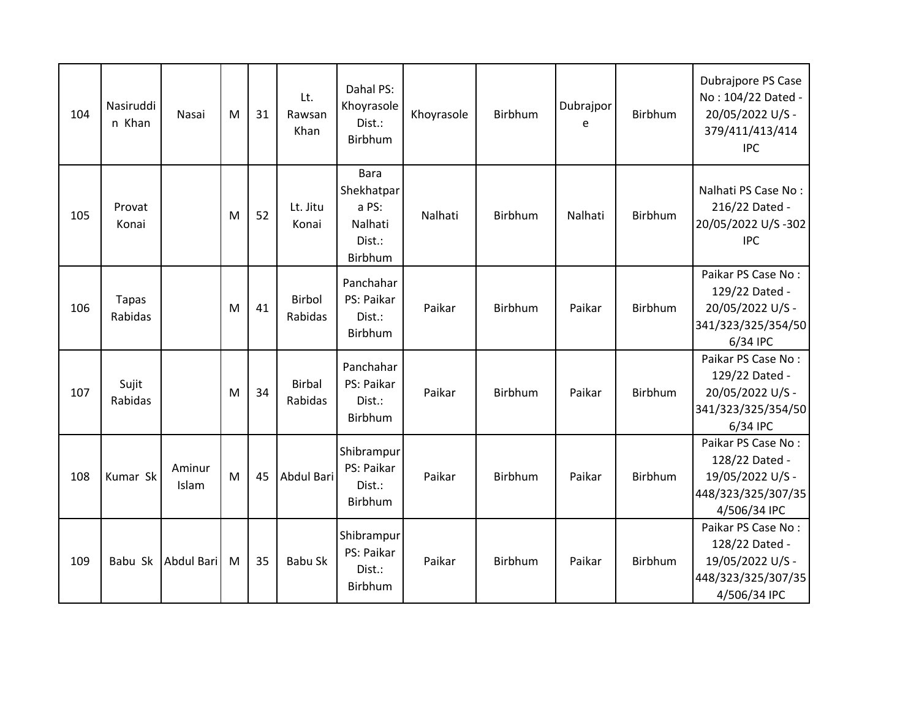| 104 | Nasiruddin Khan | Nasai | M | 31 | Lt. Rawsan Khan | Dahal PS: Khoyrasole Dist.: Birbhum | Khoyrasole | Birbhum | Dubrajpore | Birbhum | Dubrajpore PS Case No : 104/22 Dated - 20/05/2022 U/S - 379/411/413/414 IPC |
|---|---|---|---|---|---|---|---|---|---|---|---|
| 105 | Provat Konai | | M | 52 | Lt. Jitu Konai | Bara Shekhatpara PS: Nalhati Dist.: Birbhum | Nalhati | Birbhum | Nalhati | Birbhum | Nalhati PS Case No : 216/22 Dated - 20/05/2022 U/S -302 IPC |
| 106 | Tapas Rabidas | | M | 41 | Birbol Rabidas | Panchahar PS: Paikar Dist.: Birbhum | Paikar | Birbhum | Paikar | Birbhum | Paikar PS Case No : 129/22 Dated - 20/05/2022 U/S - 341/323/325/354/506/34 IPC |
| 107 | Sujit Rabidas | | M | 34 | Birbal Rabidas | Panchahar PS: Paikar Dist.: Birbhum | Paikar | Birbhum | Paikar | Birbhum | Paikar PS Case No : 129/22 Dated - 20/05/2022 U/S - 341/323/325/354/506/34 IPC |
| 108 | Kumar Sk | Aminur Islam | M | 45 | Abdul Bari | Shibrampur PS: Paikar Dist.: Birbhum | Paikar | Birbhum | Paikar | Birbhum | Paikar PS Case No : 128/22 Dated - 19/05/2022 U/S - 448/323/325/307/354/506/34 IPC |
| 109 | Babu Sk | Abdul Bari | M | 35 | Babu Sk | Shibrampur PS: Paikar Dist.: Birbhum | Paikar | Birbhum | Paikar | Birbhum | Paikar PS Case No : 128/22 Dated - 19/05/2022 U/S - 448/323/325/307/354/506/34 IPC |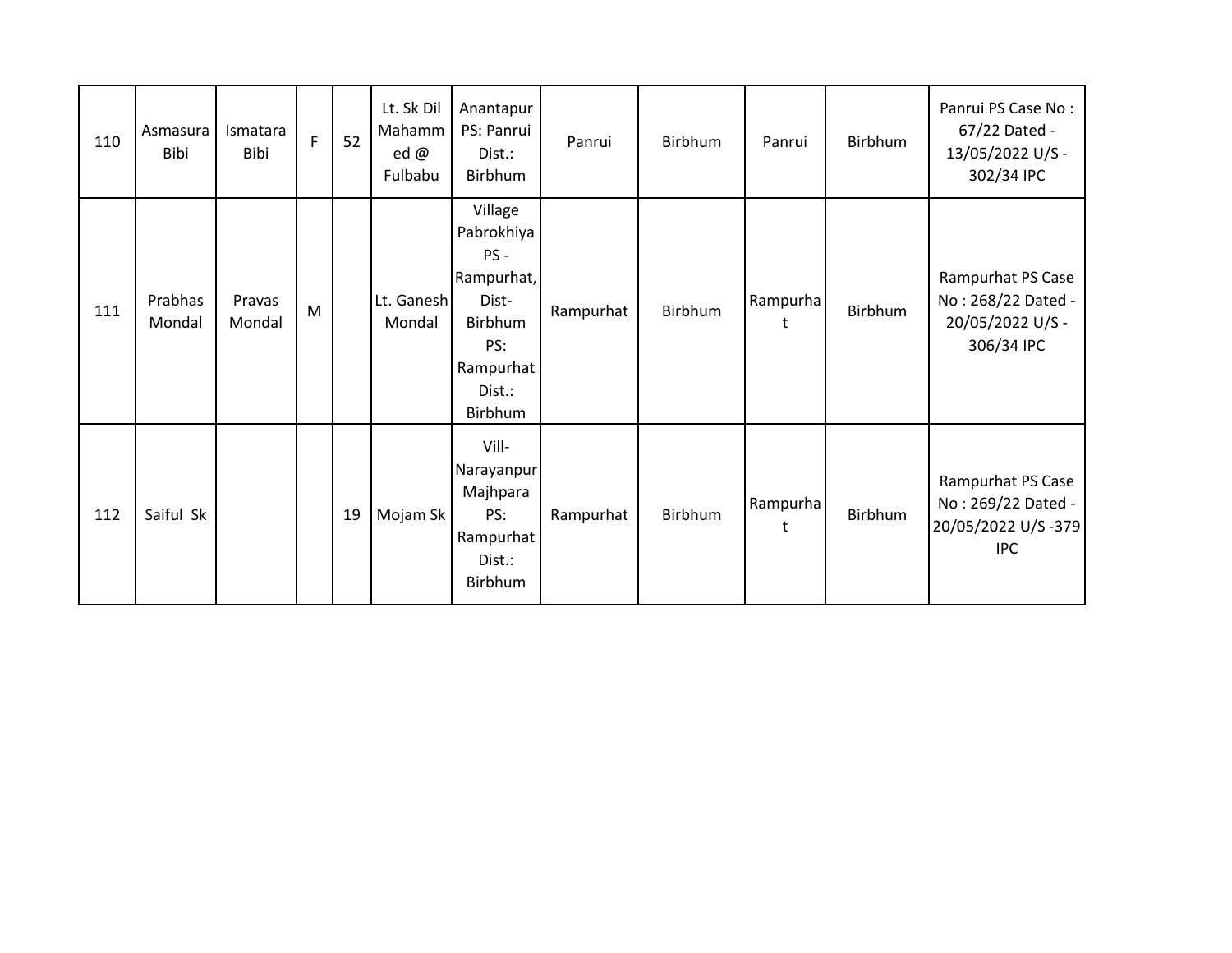| 110 | Asmasura Bibi | Ismatara Bibi | F | 52 | Lt. Sk Dil Mahammed @ Fulbabu | Anantapur PS: Panrui Dist.: Birbhum | Panrui | Birbhum | Panrui | Birbhum | Panrui PS Case No : 67/22 Dated - 13/05/2022 U/S - 302/34 IPC |
|---|---|---|---|---|---|---|---|---|---|---|---|
| 111 | Prabhas Mondal | Pravas Mondal | M | | Lt. Ganesh Mondal | Village Pabrokhiya PS - Rampurhat, Dist- Birbhum PS: Rampurhat Dist.: Birbhum | Rampurhat | Birbhum | Rampurhat | Birbhum | Rampurhat PS Case No : 268/22 Dated - 20/05/2022 U/S - 306/34 IPC |
| 112 | Saiful Sk | | | 19 | Mojam Sk | Vill- Narayanpur Majhpara PS: Rampurhat Dist.: Birbhum | Rampurhat | Birbhum | Rampurhat | Birbhum | Rampurhat PS Case No : 269/22 Dated - 20/05/2022 U/S -379 IPC |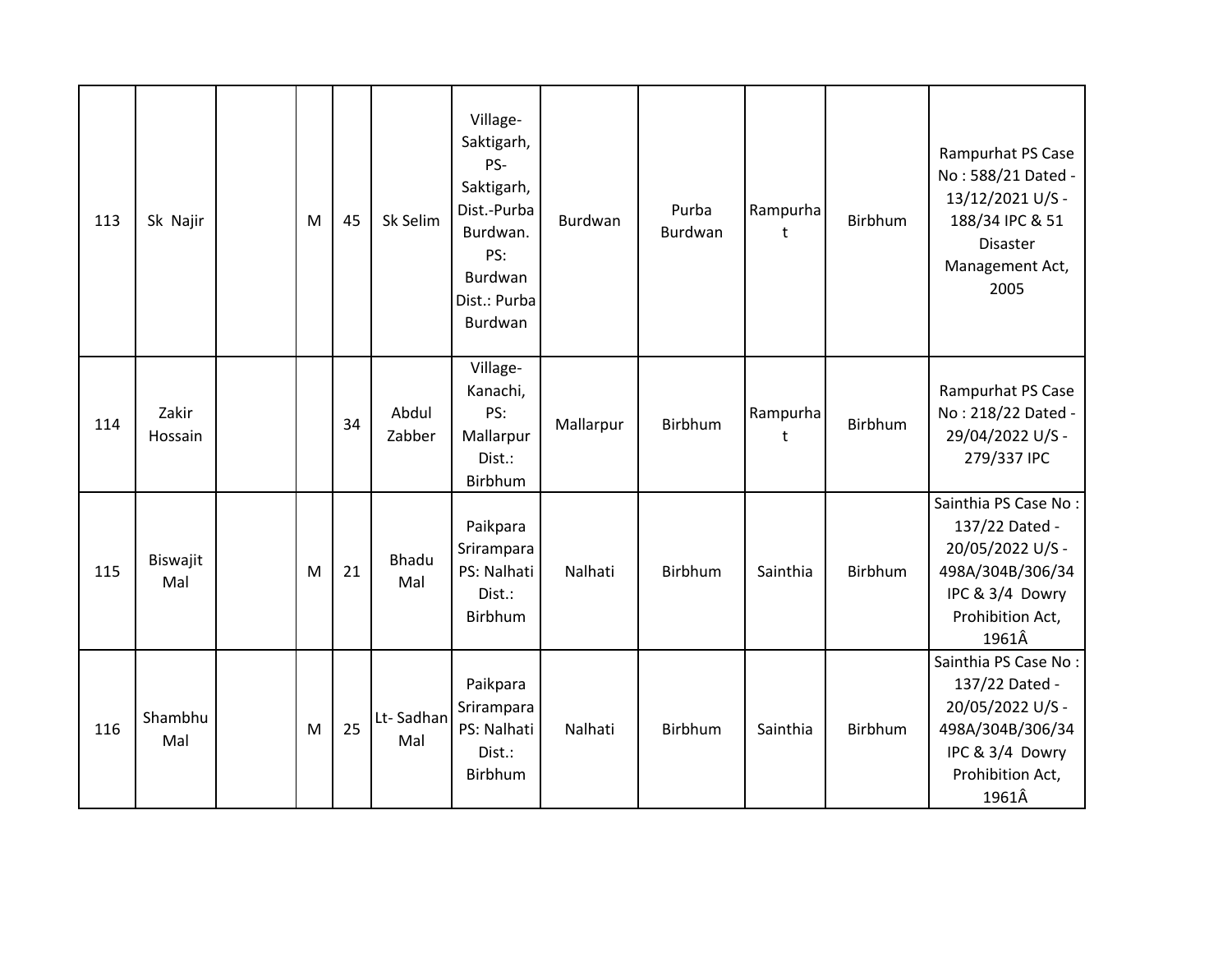| | | | | | | | | | | | |
|---|---|---|---|---|---|---|---|---|---|---|---|
| 113 | Sk Najir | | M | 45 | Sk Selim | Village- Saktigarh, PS- Saktigarh, Dist.-Purba Burdwan. PS: Burdwan Dist.: Purba Burdwan | Burdwan | Purba Burdwan | Rampurhat | Birbhum | Rampurhat PS Case No : 588/21 Dated - 13/12/2021 U/S - 188/34 IPC & 51 Disaster Management Act, 2005 |
| 114 | Zakir Hossain | | | 34 | Abdul Zabber | Village- Kanachi, PS: Mallarpur Dist.: Birbhum | Mallarpur | Birbhum | Rampurhat | Birbhum | Rampurhat PS Case No : 218/22 Dated - 29/04/2022 U/S - 279/337 IPC |
| 115 | Biswajit Mal | | M | 21 | Bhadu Mal | Paikpara Srirampara PS: Nalhati Dist.: Birbhum | Nalhati | Birbhum | Sainthia | Birbhum | Sainthia PS Case No : 137/22 Dated - 20/05/2022 U/S - 498A/304B/306/34 IPC & 3/4 Dowry Prohibition Act, 1961Â |
| 116 | Shambhu Mal | | M | 25 | Lt- Sadhan Mal | Paikpara Srirampara PS: Nalhati Dist.: Birbhum | Nalhati | Birbhum | Sainthia | Birbhum | Sainthia PS Case No : 137/22 Dated - 20/05/2022 U/S - 498A/304B/306/34 IPC & 3/4 Dowry Prohibition Act, 1961Â |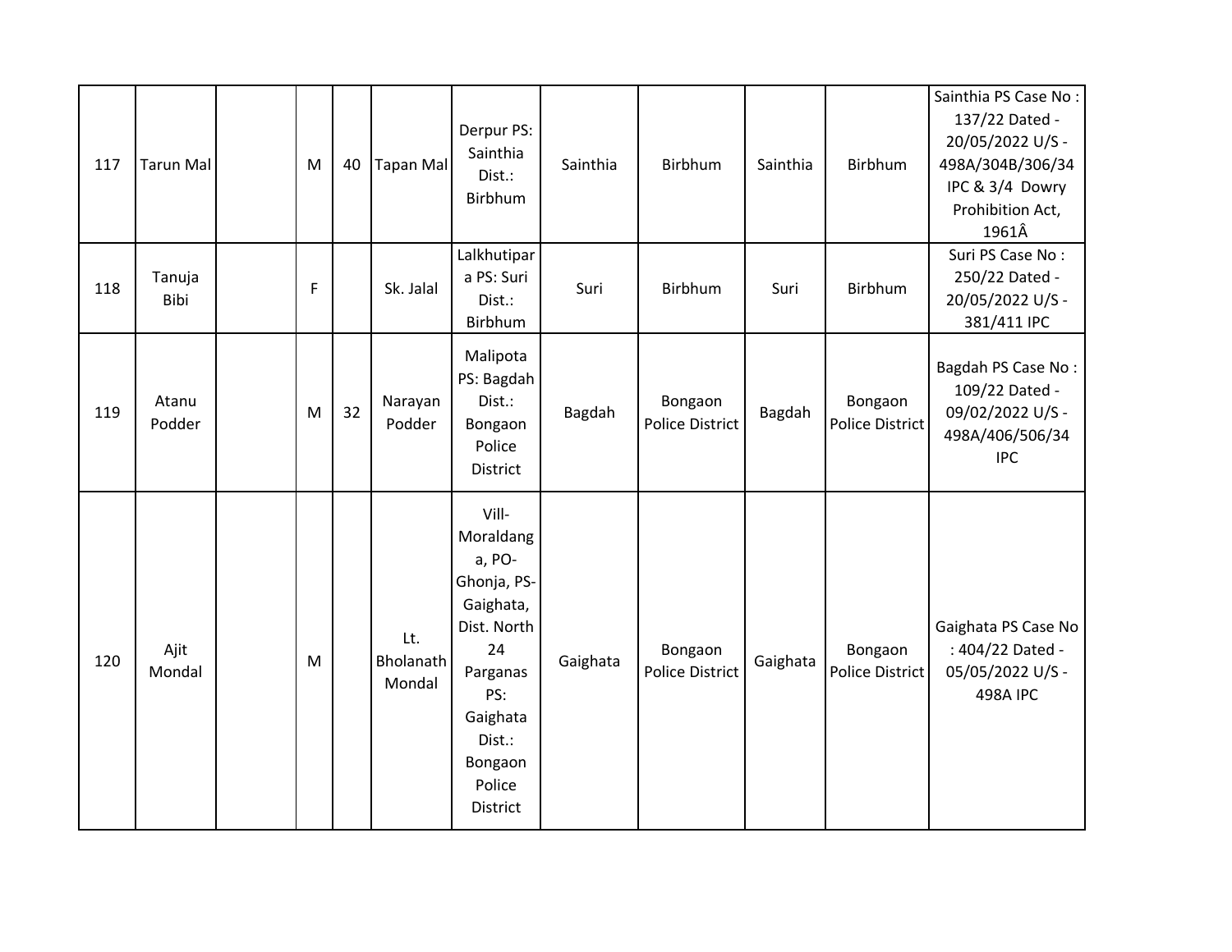| | | | | | | | | | | | |
|---|---|---|---|---|---|---|---|---|---|---|---|
| 117 | Tarun Mal | | M | 40 | Tapan Mal | Derpur PS: Sainthia Dist.: Birbhum | Sainthia | Birbhum | Sainthia | Birbhum | Sainthia PS Case No : 137/22 Dated - 20/05/2022 U/S - 498A/304B/306/34 IPC & 3/4 Dowry Prohibition Act, 1961Â |
| 118 | Tanuja Bibi | | F | | Sk. Jalal | Lalkhutipara PS: Suri Dist.: Birbhum | Suri | Birbhum | Suri | Birbhum | Suri PS Case No : 250/22 Dated - 20/05/2022 U/S - 381/411 IPC |
| 119 | Atanu Podder | | M | 32 | Narayan Podder | Malipota PS: Bagdah Dist.: Bongaon Police District | Bagdah | Bongaon Police District | Bagdah | Bongaon Police District | Bagdah PS Case No : 109/22 Dated - 09/02/2022 U/S - 498A/406/506/34 IPC |
| 120 | Ajit Mondal | | M | | Lt. Bholanath Mondal | Vill- Moraldanga, PO- Ghonja, PS- Gaighata, Dist. North 24 Parganas PS: Gaighata Dist.: Bongaon Police District | Gaighata | Bongaon Police District | Gaighata | Bongaon Police District | Gaighata PS Case No : 404/22 Dated - 05/05/2022 U/S - 498A IPC |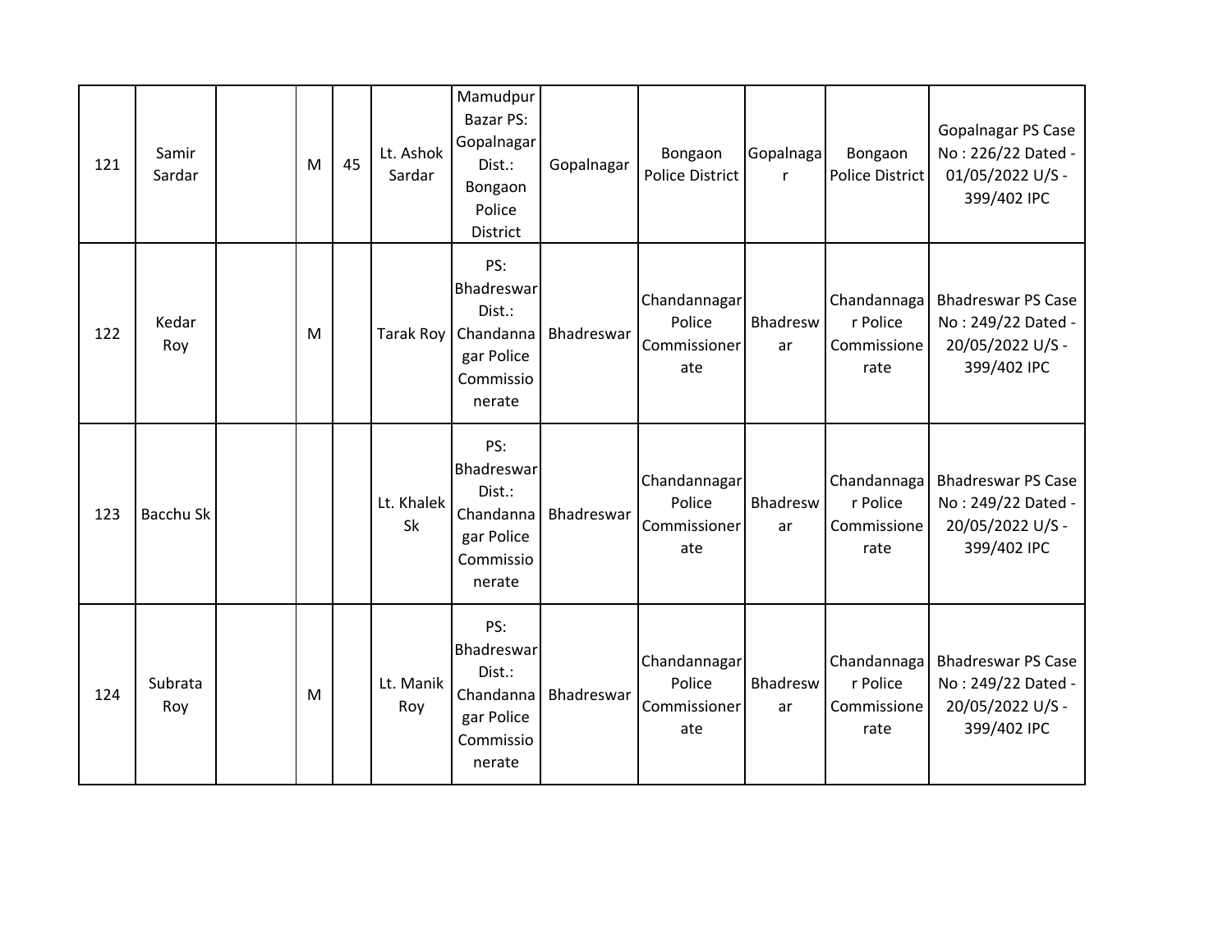| 121 | Samir Sardar | | M | 45 | Lt. Ashok Sardar | Mamudpur Bazar PS: Gopalnagar Dist.: Bongaon Police District | Gopalnagar | Bongaon Police District | Gopalnagar | Bongaon Police District | Gopalnagar PS Case No : 226/22 Dated - 01/05/2022 U/S - 399/402 IPC |
|---|---|---|---|---|---|---|---|---|---|---|---|
| 122 | Kedar Roy | | M | | Tarak Roy | PS: Bhadreswar Dist.: Chandannagar Police Commissionerate | Bhadreswar | Chandannagar Police Commissionerate | Bhadreswar | Chandannagar Police Commissionerate | Bhadreswar PS Case No : 249/22 Dated - 20/05/2022 U/S - 399/402 IPC |
| 123 | Bacchu Sk | | | | Lt. Khalek Sk | PS: Bhadreswar Dist.: Chandannagar Police Commissionerate | Bhadreswar | Chandannagar Police Commissionerate | Bhadreswar | Chandannagar Police Commissionerate | Bhadreswar PS Case No : 249/22 Dated - 20/05/2022 U/S - 399/402 IPC |
| 124 | Subrata Roy | | M | | Lt. Manik Roy | PS: Bhadreswar Dist.: Chandannagar Police Commissionerate | Bhadreswar | Chandannagar Police Commissionerate | Bhadreswar | Chandannagar Police Commissionerate | Bhadreswar PS Case No : 249/22 Dated - 20/05/2022 U/S - 399/402 IPC |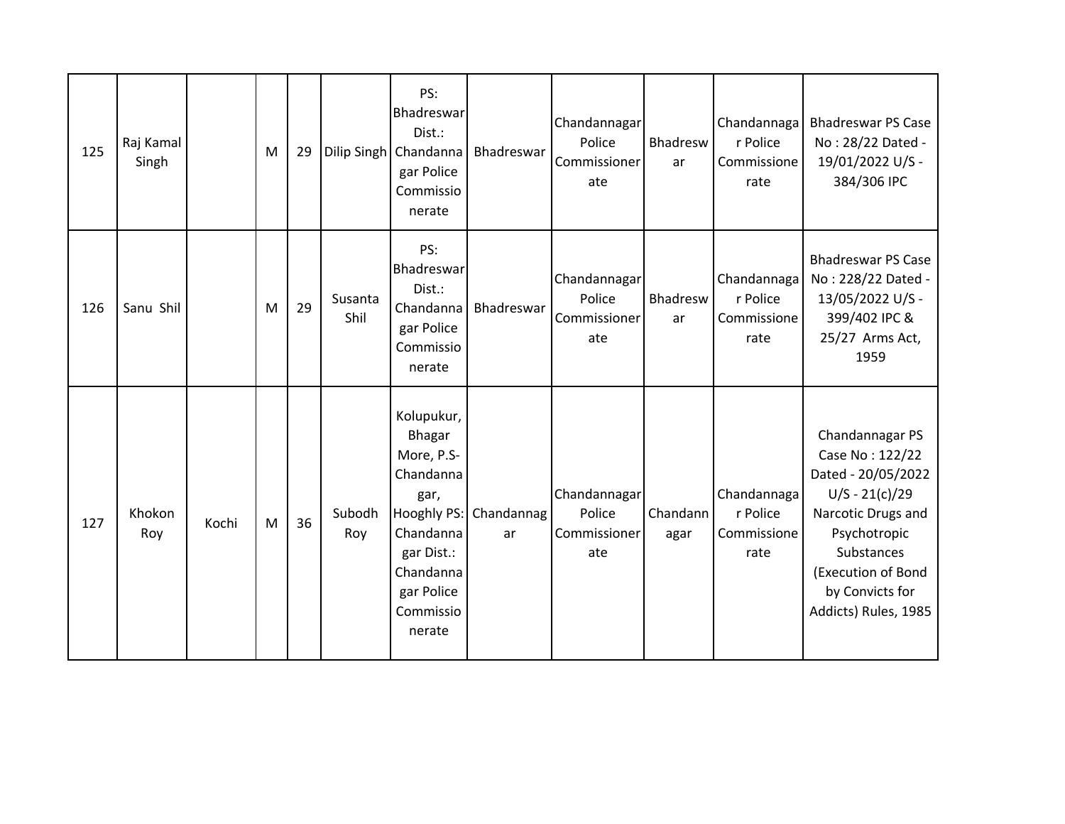| 125 | Raj Kamal Singh | | M | 29 | Dilip Singh | PS: Bhadreswar Dist.: Chandannagar Police Commissionerate | Bhadreswar | Chandannagar Police Commissionerate | Bhadreswar | Chandannagar Police Commissionerate | Bhadreswar PS Case No : 28/22 Dated - 19/01/2022 U/S - 384/306 IPC |
|---|---|---|---|---|---|---|---|---|---|---|---|
| 126 | Sanu Shil | | M | 29 | Susanta Shil | PS: Bhadreswar Dist.: Chandannagar Police Commissionerate | Bhadreswar | Chandannagar Police Commissionerate | Bhadreswar | Chandannagar Police Commissionerate | Bhadreswar PS Case No : 228/22 Dated - 13/05/2022 U/S - 399/402 IPC & 25/27 Arms Act, 1959 |
| 127 | Khokon Roy | Kochi | M | 36 | Subodh Roy | Kolupukur, Bhagar More, P.S- Chandannagar, Hooghly PS: Chandannagar Dist.: Chandannagar Police Commissionerate | Chandannagar | Chandannagar Police Commissionerate | Chandannagar | Chandannagar Police Commissionerate | Chandannagar PS Case No : 122/22 Dated - 20/05/2022 U/S - 21(c)/29 Narcotic Drugs and Psychotropic Substances (Execution of Bond by Convicts for Addicts) Rules, 1985 |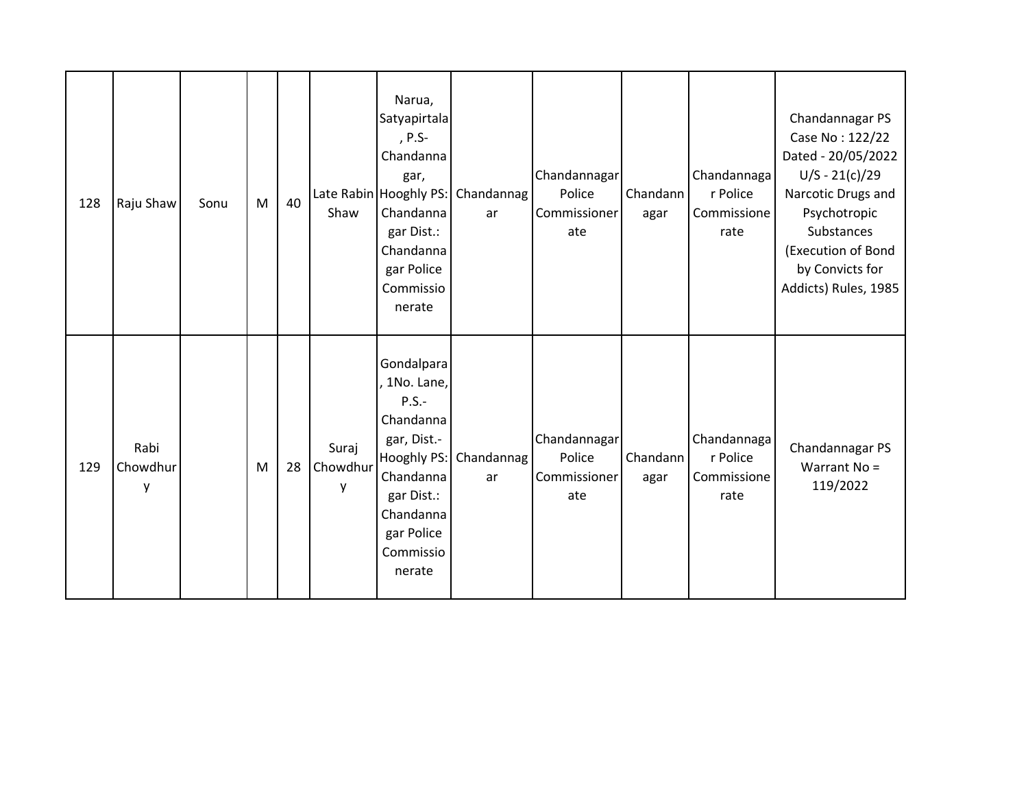| | | | | | | | | | | | |
|---|---|---|---|---|---|---|---|---|---|---|---|
| 128 | Raju Shaw | Sonu | M | 40 | Late Rabin Shaw | Narua, Satyapirtala, P.S- Chandannagar, Hooghly PS: Chandannagar Dist.: Chandannagar Police Commissionerate | Chandannagar | Chandannagar Police Commissionerate | Chandannagar | Chandannagar Police Commissionerate | Chandannagar PS Case No : 122/22 Dated - 20/05/2022 U/S - 21(c)/29 Narcotic Drugs and Psychotropic Substances (Execution of Bond by Convicts for Addicts) Rules, 1985 |
| 129 | Rabi Chowdhury | | M | 28 | Suraj Chowdhury | Gondalpara, 1No. Lane, P.S.- Chandannagar, Dist.- Hooghly PS: Chandannagar Dist.: Chandannagar Police Commissionerate | Chandannagar | Chandannagar Police Commissionerate | Chandannagar | Chandannagar Police Commissionerate | Chandannagar PS Warrant No = 119/2022 |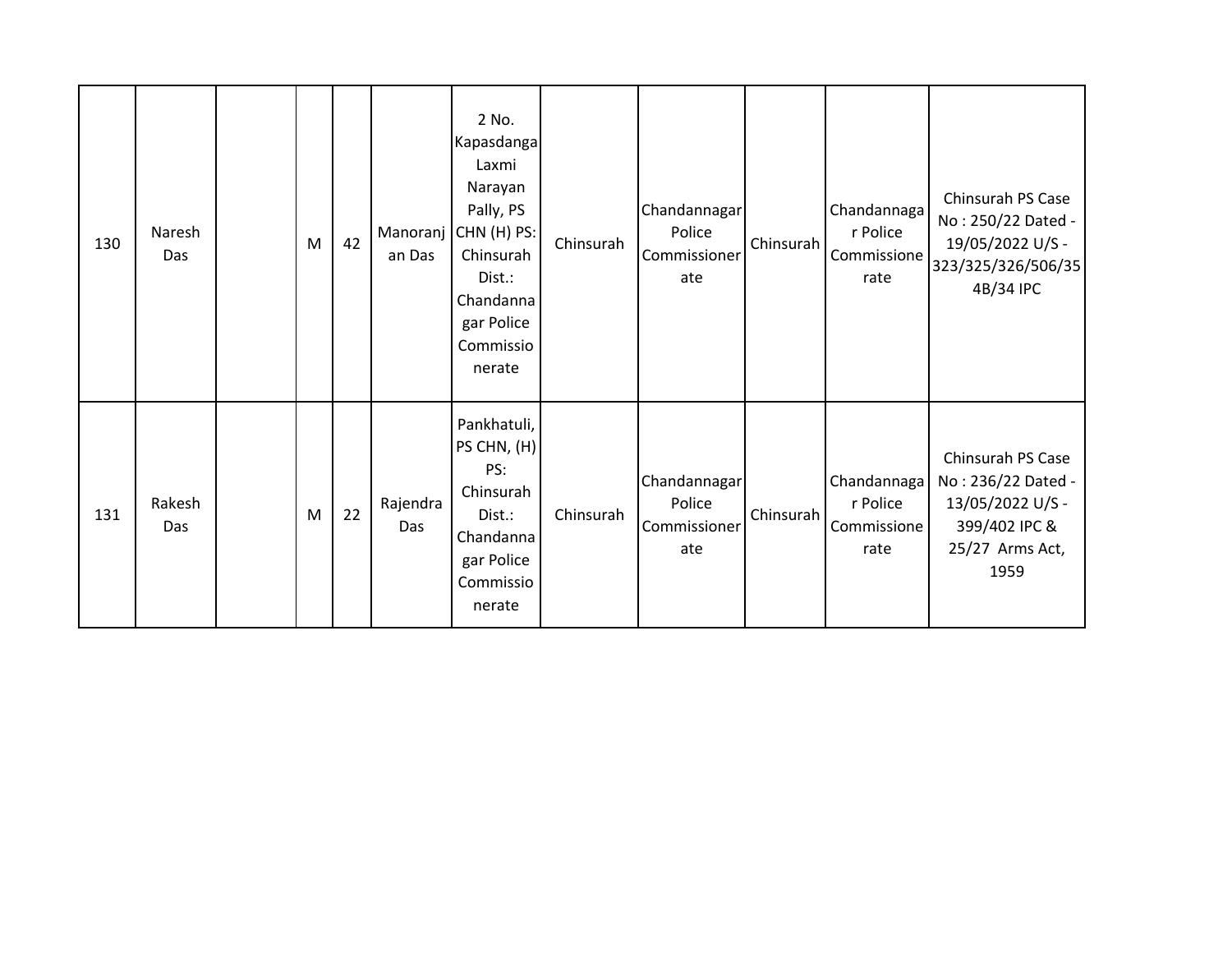| | | | | | | | | | | | |
|---|---|---|---|---|---|---|---|---|---|---|---|
| 130 | Naresh Das | | M | 42 | Manoranjan Das | 2 No. Kapasdanga Laxmi Narayan Pally, PS CHN (H) PS: Chinsurah Dist.: Chandannagar Police Commissionerate | Chinsurah | Chandannagar Police Commissionerate | Chinsurah | Chandannagar Police Commissionerate | Chinsurah PS Case No : 250/22 Dated - 19/05/2022 U/S - 323/325/326/506/354B/34 IPC |
| 131 | Rakesh Das | | M | 22 | Rajendra Das | Pankhatuli, PS CHN, (H) PS: Chinsurah Dist.: Chandannagar Police Commissionerate | Chinsurah | Chandannagar Police Commissionerate | Chinsurah | Chandannagar Police Commissionerate | Chinsurah PS Case No : 236/22 Dated - 13/05/2022 U/S - 399/402 IPC & 25/27 Arms Act, 1959 |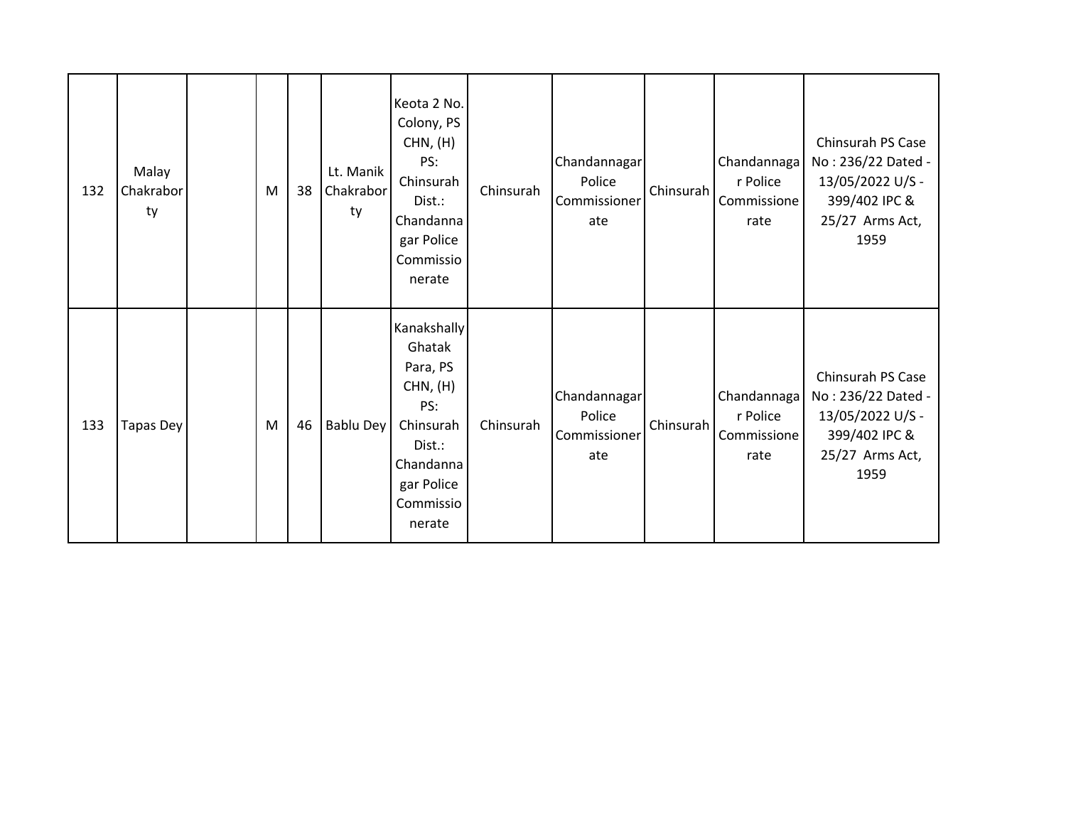| | | | | | | | | | | | |
|---|---|---|---|---|---|---|---|---|---|---|---|
| 132 | Malay Chakraborty | | M | 38 | Lt. Manik Chakraborty | Keota 2 No. Colony, PS CHN, (H) PS: Chinsurah Dist.: Chandannagar Police Commissionerate | Chinsurah | Chandannagar Police Commissionerate | Chinsurah | Chandannagar Police Commissionerate | Chinsurah PS Case No : 236/22 Dated - 13/05/2022 U/S - 399/402 IPC & 25/27 Arms Act, 1959 |
| 133 | Tapas Dey | | M | 46 | Bablu Dey | Kanakshally Ghatak Para, PS CHN, (H) PS: Chinsurah Dist.: Chandannagar Police Commissionerate | Chinsurah | Chandannagar Police Commissionerate | Chinsurah | Chandannagar Police Commissionerate | Chinsurah PS Case No : 236/22 Dated - 13/05/2022 U/S - 399/402 IPC & 25/27 Arms Act, 1959 |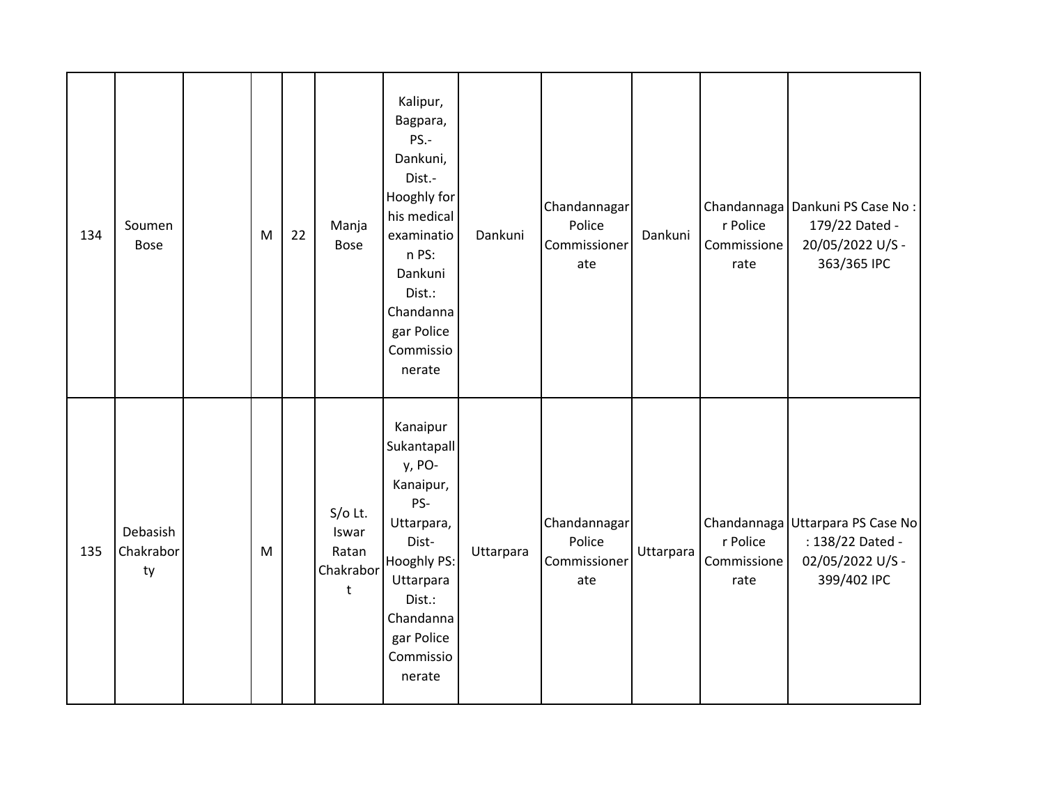| | | | | | | | | | | | |
|---|---|---|---|---|---|---|---|---|---|---|---|
| 134 | Soumen Bose | | M | 22 | Manja Bose | Kalipur, Bagpara, PS.- Dankuni, Dist.- Hooghly for his medical examination PS: Dankuni Dist.: Chandannagar Police Commissionerate | Dankuni | Chandannagar Police Commissionerate | Dankuni | Chandannagar Police Commissionerate | Dankuni PS Case No : 179/22 Dated - 20/05/2022 U/S - 363/365 IPC |
| 135 | Debasish Chakraborty | | M | | S/o Lt. Iswar Ratan Chakrabort | Kanaipur Sukantapally, PO- Kanaipur, PS- Uttarpara, Dist- Hooghly PS: Uttarpara Dist.: Chandannagar Police Commissionerate | Uttarpara | Chandannagar Police Commissionerate | Uttarpara | Chandannagar Police Commissionerate | Uttarpara PS Case No : 138/22 Dated - 02/05/2022 U/S - 399/402 IPC |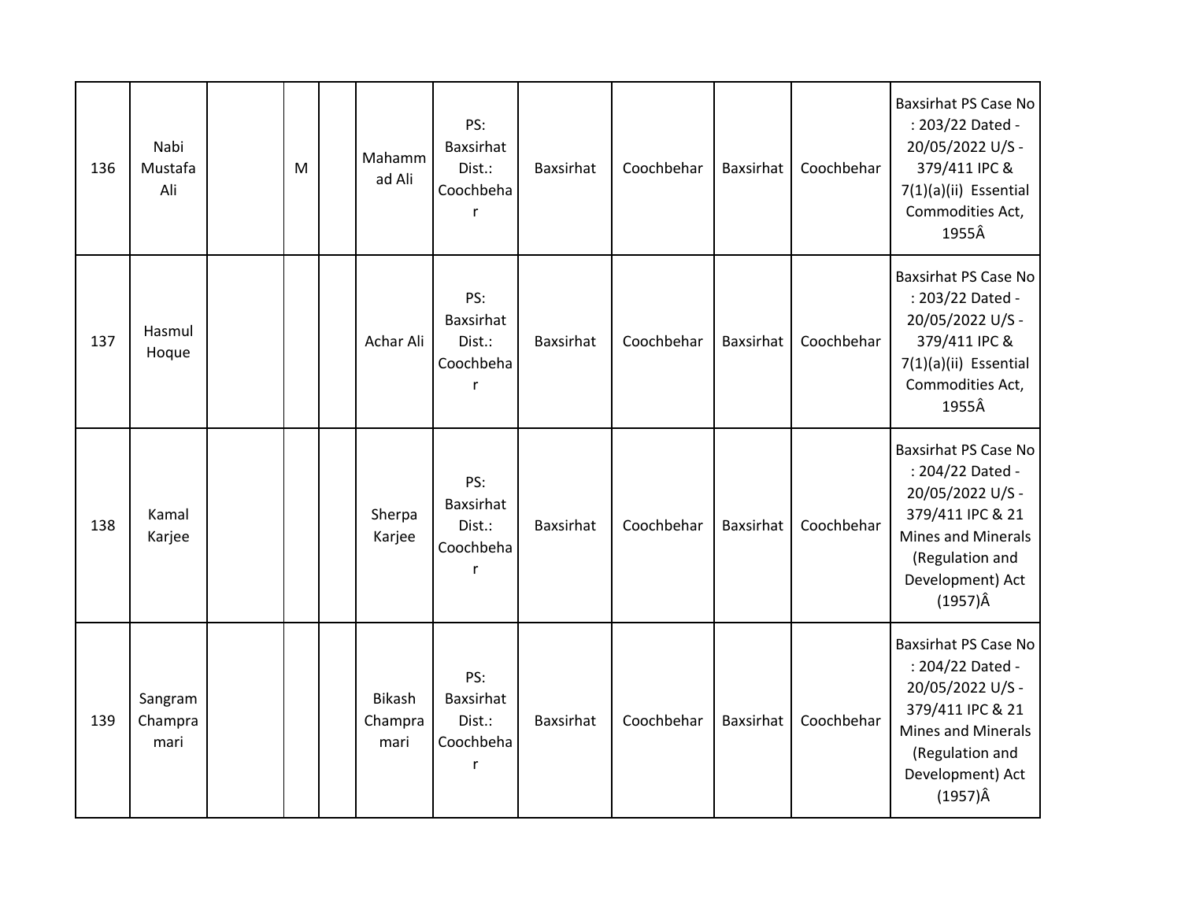| 136 | Nabi Mustafa Ali | | M | | Mahammad Ali | PS: Baxsirhat Dist.: Coochbehar | Baxsirhat | Coochbehar | Baxsirhat | Coochbehar | Baxsirhat PS Case No : 203/22 Dated - 20/05/2022 U/S - 379/411 IPC & 7(1)(a)(ii) Essential Commodities Act, 1955Â |
|---|---|---|---|---|---|---|---|---|---|---|---|
| 137 | Hasmul Hoque | | | | Achar Ali | PS: Baxsirhat Dist.: Coochbehar | Baxsirhat | Coochbehar | Baxsirhat | Coochbehar | Baxsirhat PS Case No : 203/22 Dated - 20/05/2022 U/S - 379/411 IPC & 7(1)(a)(ii) Essential Commodities Act, 1955Â |
| 138 | Kamal Karjee | | | | Sherpa Karjee | PS: Baxsirhat Dist.: Coochbehar | Baxsirhat | Coochbehar | Baxsirhat | Coochbehar | Baxsirhat PS Case No : 204/22 Dated - 20/05/2022 U/S - 379/411 IPC & 21 Mines and Minerals (Regulation and Development) Act (1957)Â |
| 139 | Sangram Champramari | | | | Bikash Champramari | PS: Baxsirhat Dist.: Coochbehar | Baxsirhat | Coochbehar | Baxsirhat | Coochbehar | Baxsirhat PS Case No : 204/22 Dated - 20/05/2022 U/S - 379/411 IPC & 21 Mines and Minerals (Regulation and Development) Act (1957)Â |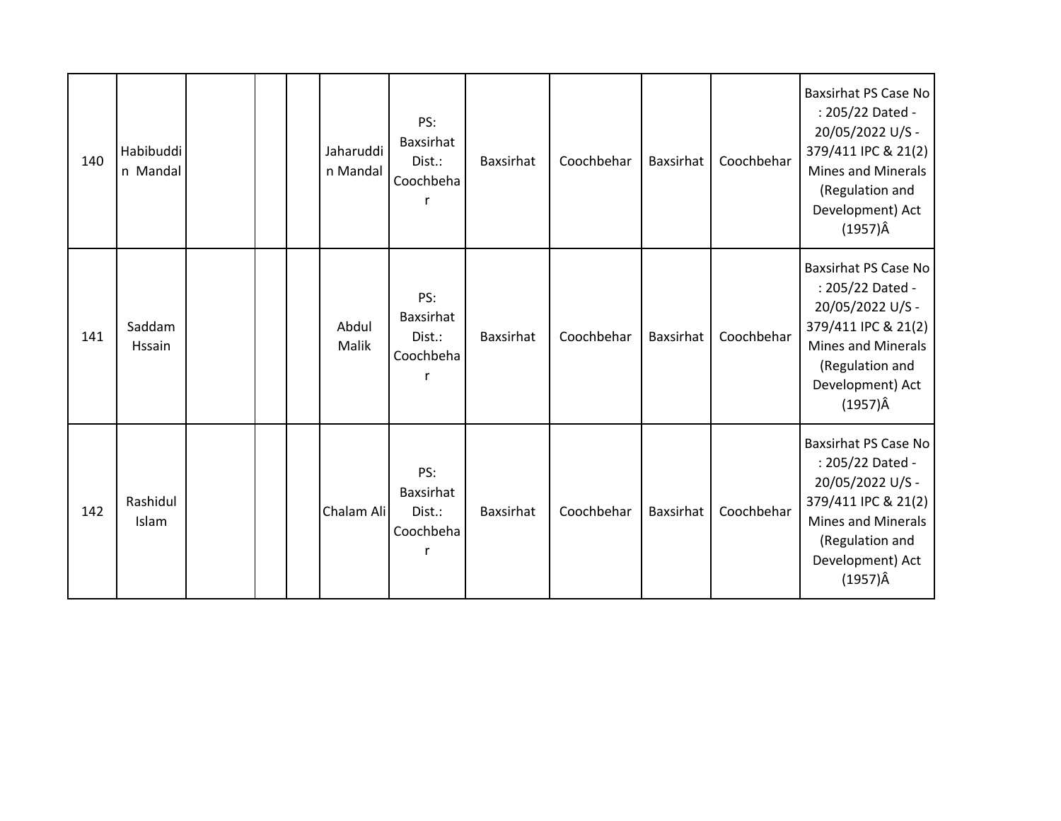| 140 | Habibuddin Mandal | | | | Jaharuddin Mandal | PS: Baxsirhat Dist.: Coochbehar | Baxsirhat | Coochbehar | Baxsirhat | Coochbehar | Baxsirhat PS Case No : 205/22 Dated - 20/05/2022 U/S - 379/411 IPC & 21(2) Mines and Minerals (Regulation and Development) Act (1957)Â |
|---|---|---|---|---|---|---|---|---|---|---|---|
| 141 | Saddam Hssain | | | | Abdul Malik | PS: Baxsirhat Dist.: Coochbehar | Baxsirhat | Coochbehar | Baxsirhat | Coochbehar | Baxsirhat PS Case No : 205/22 Dated - 20/05/2022 U/S - 379/411 IPC & 21(2) Mines and Minerals (Regulation and Development) Act (1957)Â |
| 142 | Rashidul Islam | | | | Chalam Ali | PS: Baxsirhat Dist.: Coochbehar | Baxsirhat | Coochbehar | Baxsirhat | Coochbehar | Baxsirhat PS Case No : 205/22 Dated - 20/05/2022 U/S - 379/411 IPC & 21(2) Mines and Minerals (Regulation and Development) Act (1957)Â |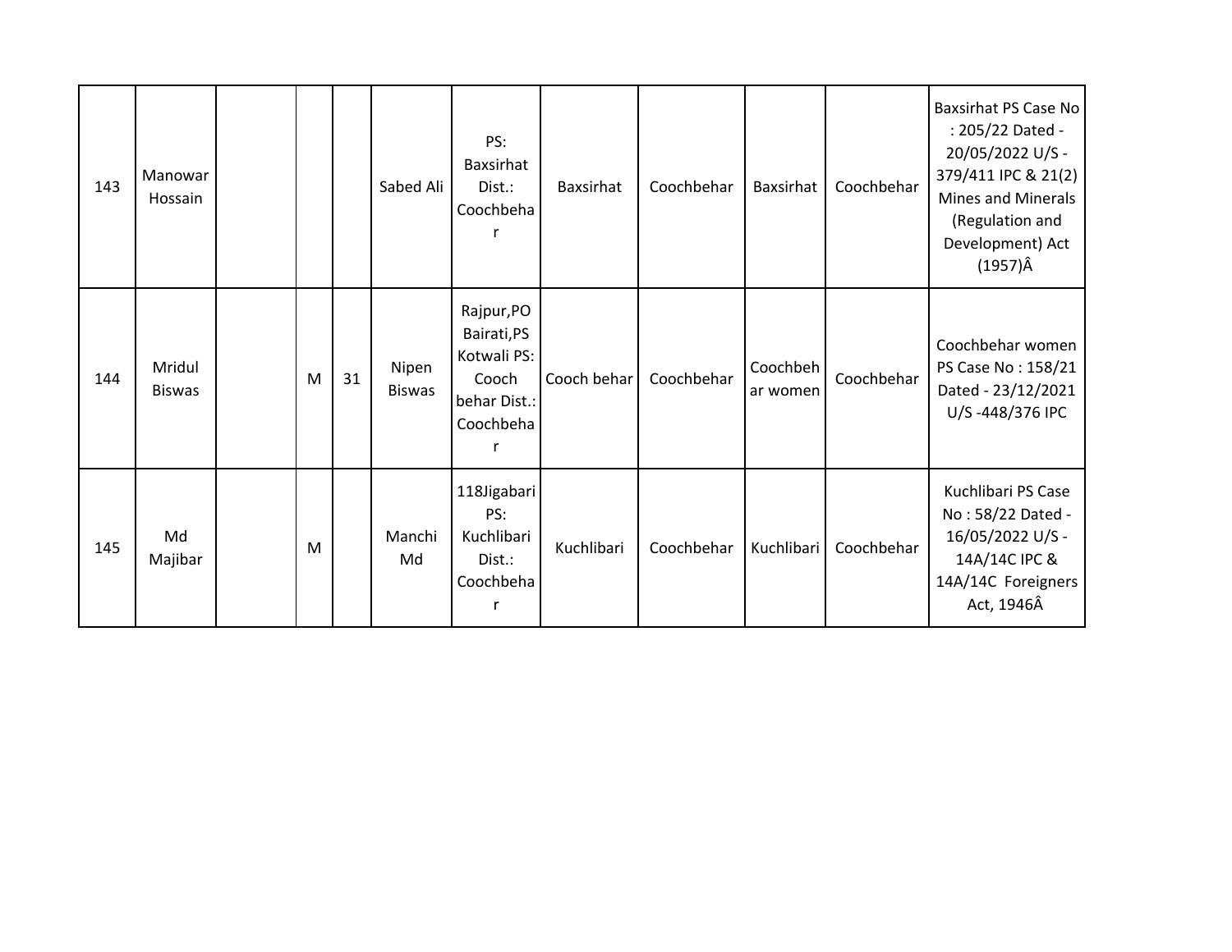| 143 | Manowar Hossain | | | | Sabed Ali | PS: Baxsirhat Dist.: Coochbehar | Baxsirhat | Coochbehar | Baxsirhat | Coochbehar | Baxsirhat PS Case No : 205/22 Dated - 20/05/2022 U/S - 379/411 IPC & 21(2) Mines and Minerals (Regulation and Development) Act (1957)Â |
|---|---|---|---|---|---|---|---|---|---|---|---|
| 144 | Mridul Biswas | | M | 31 | Nipen Biswas | Rajpur,PO Bairati,PS Kotwali PS: Cooch behar Dist.: Coochbehar | Cooch behar | Coochbehar | Coochbehar women | Coochbehar | Coochbehar women PS Case No : 158/21 Dated - 23/12/2021 U/S -448/376 IPC |
| 145 | Md Majibar | | M | | Manchi Md | 118Jigabari PS: Kuchlibari Dist.: Coochbehar | Kuchlibari | Coochbehar | Kuchlibari | Coochbehar | Kuchlibari PS Case No : 58/22 Dated - 16/05/2022 U/S - 14A/14C IPC & 14A/14C Foreigners Act, 1946Â |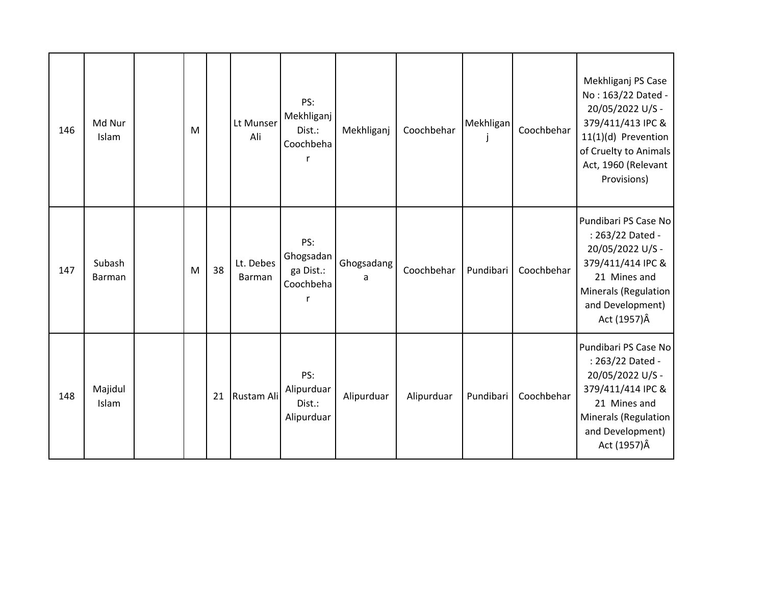| | | | | | | | | | | | |
|---|---|---|---|---|---|---|---|---|---|---|---|
| 146 | Md Nur Islam | | M | | Lt Munser Ali | PS: Mekhliganj Dist.: Coochbehar | Mekhliganj | Coochbehar | Mekhliganj | Coochbehar | Mekhliganj PS Case No : 163/22 Dated - 20/05/2022 U/S - 379/411/413 IPC & 11(1)(d) Prevention of Cruelty to Animals Act, 1960 (Relevant Provisions) |
| 147 | Subash Barman | | M | 38 | Lt. Debes Barman | PS: Ghogsadanga Dist.: Coochbehar | Ghogsadanga | Coochbehar | Pundibari | Coochbehar | Pundibari PS Case No : 263/22 Dated - 20/05/2022 U/S - 379/411/414 IPC & 21 Mines and Minerals (Regulation and Development) Act (1957)Â |
| 148 | Majidul Islam | | | 21 | Rustam Ali | PS: Alipurduar Dist.: Alipurduar | Alipurduar | Alipurduar | Pundibari | Coochbehar | Pundibari PS Case No : 263/22 Dated - 20/05/2022 U/S - 379/411/414 IPC & 21 Mines and Minerals (Regulation and Development) Act (1957)Â |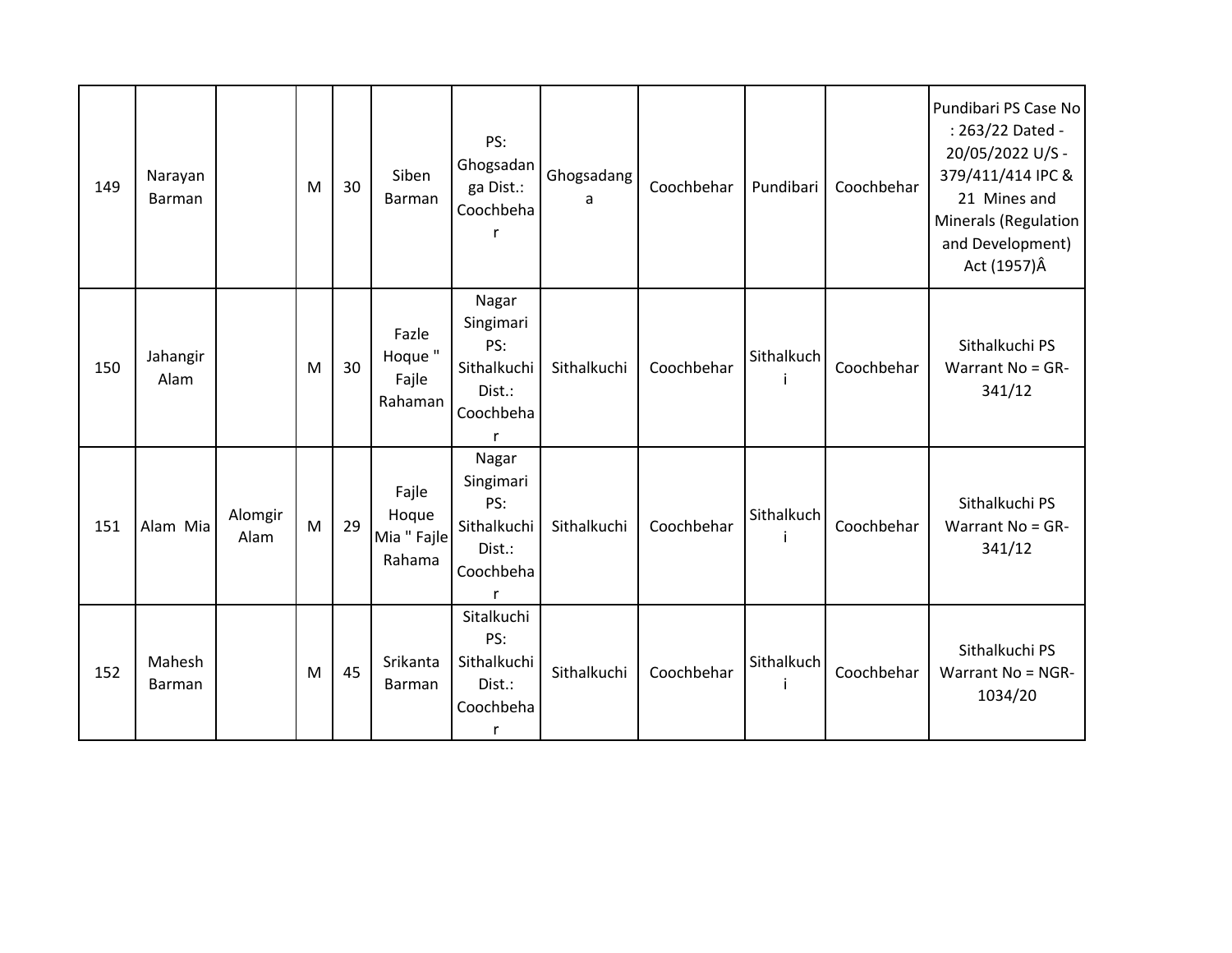| 149 | Narayan Barman | | M | 30 | Siben Barman | PS: Ghogsadanga Dist.: Coochbehar | Ghogsadanga | Coochbehar | Pundibari | Coochbehar | Pundibari PS Case No : 263/22 Dated - 20/05/2022 U/S - 379/411/414 IPC & 21 Mines and Minerals (Regulation and Development) Act (1957)Â |
|---|---|---|---|---|---|---|---|---|---|---|---|
| 150 | Jahangir Alam | | M | 30 | Fazle Hoque " Fajle Rahaman | Nagar Singimari PS: Sithalkuchi Dist.: Coochbehar | Sithalkuchi | Coochbehar | Sithalkuchi | Coochbehar | Sithalkuchi PS Warrant No = GR-341/12 |
| 151 | Alam Mia | Alomgir Alam | M | 29 | Fajle Hoque Mia " Fajle Rahama | Nagar Singimari PS: Sithalkuchi Dist.: Coochbehar | Sithalkuchi | Coochbehar | Sithalkuchi | Coochbehar | Sithalkuchi PS Warrant No = GR-341/12 |
| 152 | Mahesh Barman | | M | 45 | Srikanta Barman | Sitalkuchi PS: Sithalkuchi Dist.: Coochbehar | Sithalkuchi | Coochbehar | Sithalkuchi | Coochbehar | Sithalkuchi PS Warrant No = NGR-1034/20 |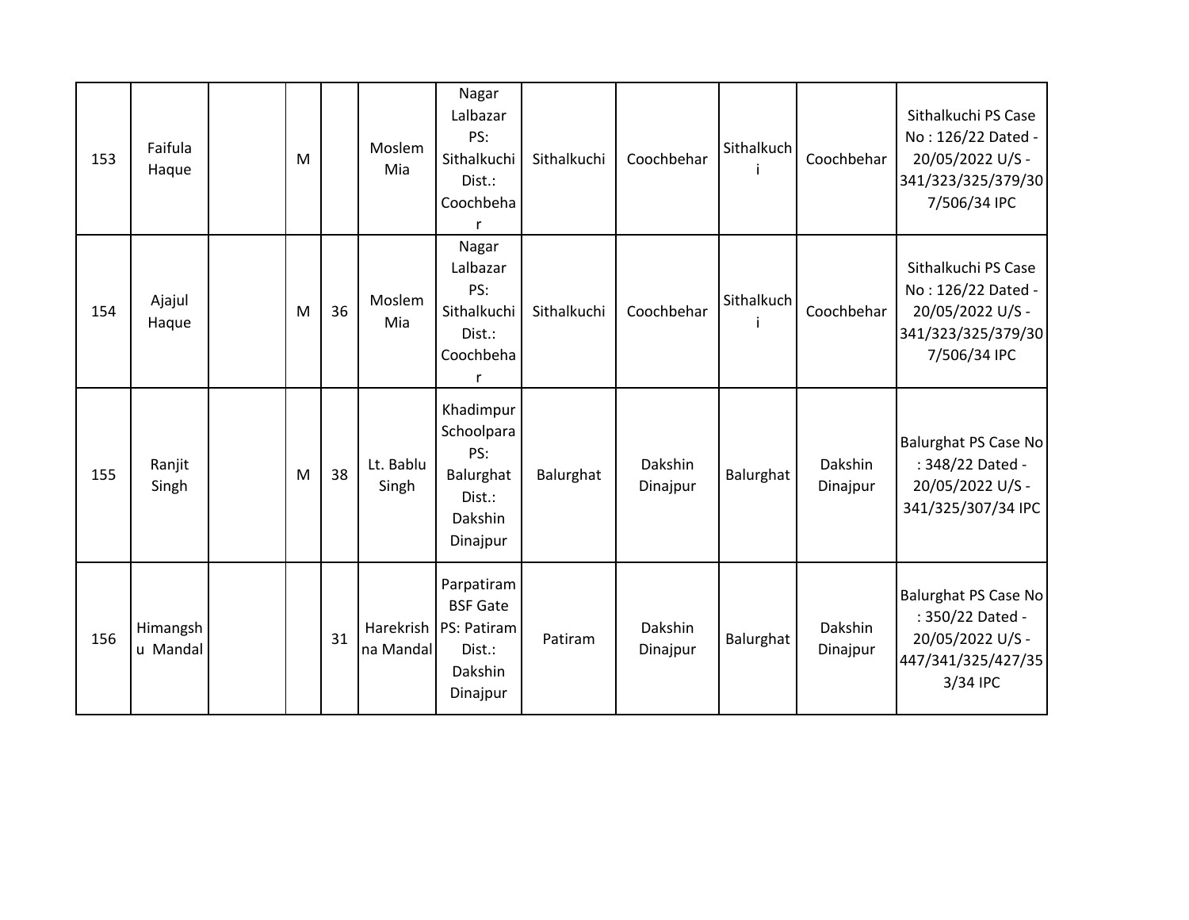| 153 | Faifula Haque | | M | | Moslem Mia | Nagar Lalbazar PS: Sithalkuchi Dist.: Coochbehar | Sithalkuchi | Coochbehar | Sithalkuchi | Coochbehar | Sithalkuchi PS Case No : 126/22 Dated - 20/05/2022 U/S - 341/323/325/379/307/506/34 IPC |
|---|---|---|---|---|---|---|---|---|---|---|---|
| 154 | Ajajul Haque | | M | 36 | Moslem Mia | Nagar Lalbazar PS: Sithalkuchi Dist.: Coochbehar | Sithalkuchi | Coochbehar | Sithalkuchi | Coochbehar | Sithalkuchi PS Case No : 126/22 Dated - 20/05/2022 U/S - 341/323/325/379/307/506/34 IPC |
| 155 | Ranjit Singh | | M | 38 | Lt. Bablu Singh | Khadimpur Schoolpara PS: Balurghat Dist.: Dakshin Dinajpur | Balurghat | Dakshin Dinajpur | Balurghat | Dakshin Dinajpur | Balurghat PS Case No : 348/22 Dated - 20/05/2022 U/S - 341/325/307/34 IPC |
| 156 | Himangshu Mandal | | | 31 | Harekrishna Mandal | Parpatiram BSF Gate PS: Patiram Dist.: Dakshin Dinajpur | Patiram | Dakshin Dinajpur | Balurghat | Dakshin Dinajpur | Balurghat PS Case No : 350/22 Dated - 20/05/2022 U/S - 447/341/325/427/353/34 IPC |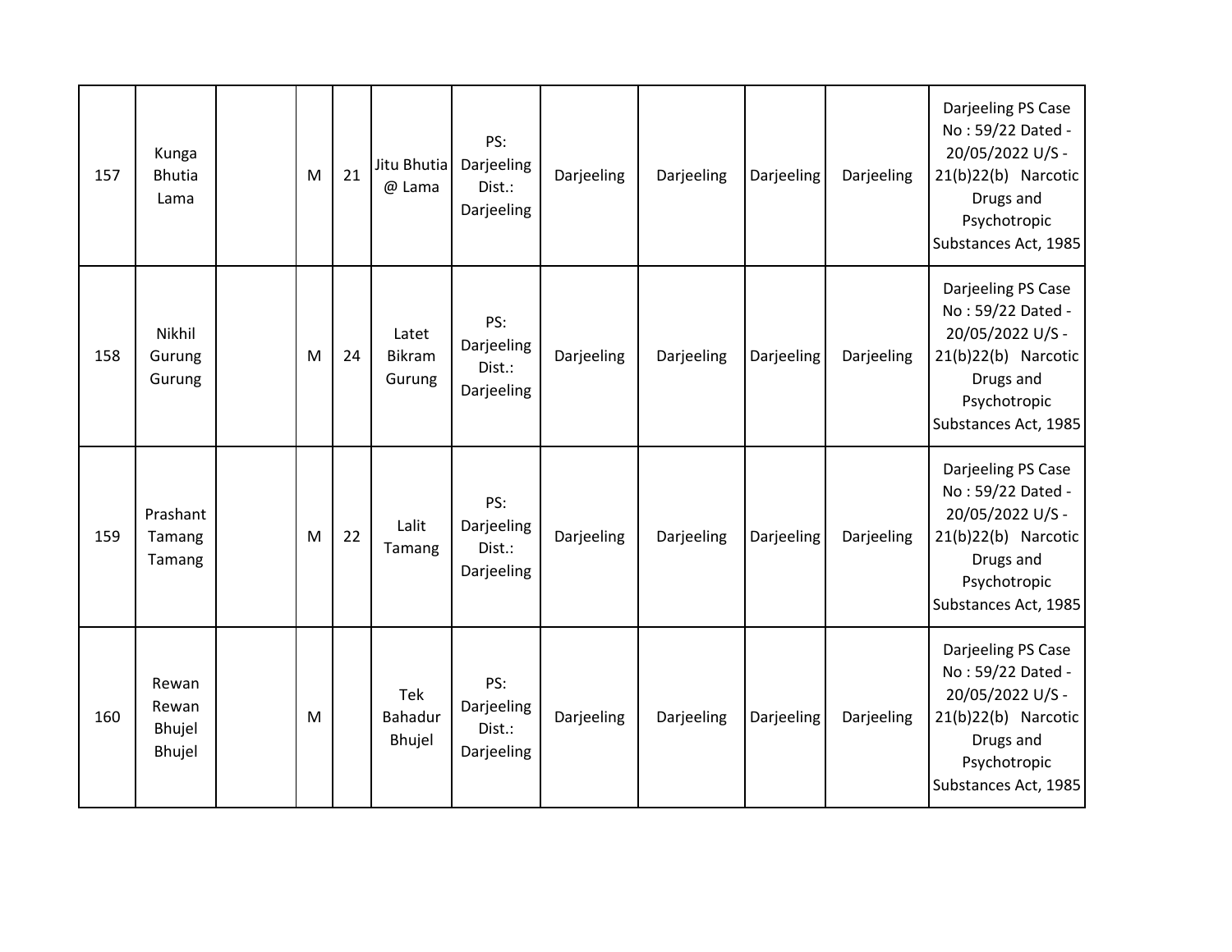| 157 | Kunga Bhutia Lama | | M | 21 | Jitu Bhutia @ Lama | PS: Darjeeling Dist.: Darjeeling | Darjeeling | Darjeeling | Darjeeling | Darjeeling | Darjeeling PS Case No : 59/22 Dated - 20/05/2022 U/S - 21(b)22(b) Narcotic Drugs and Psychotropic Substances Act, 1985 |
|---|---|---|---|---|---|---|---|---|---|---|---|
| 158 | Nikhil Gurung Gurung | | M | 24 | Latet Bikram Gurung | PS: Darjeeling Dist.: Darjeeling | Darjeeling | Darjeeling | Darjeeling | Darjeeling | Darjeeling PS Case No : 59/22 Dated - 20/05/2022 U/S - 21(b)22(b) Narcotic Drugs and Psychotropic Substances Act, 1985 |
| 159 | Prashant Tamang Tamang | | M | 22 | Lalit Tamang | PS: Darjeeling Dist.: Darjeeling | Darjeeling | Darjeeling | Darjeeling | Darjeeling | Darjeeling PS Case No : 59/22 Dated - 20/05/2022 U/S - 21(b)22(b) Narcotic Drugs and Psychotropic Substances Act, 1985 |
| 160 | Rewan Rewan Bhujel Bhujel | | M | | Tek Bahadur Bhujel | PS: Darjeeling Dist.: Darjeeling | Darjeeling | Darjeeling | Darjeeling | Darjeeling | Darjeeling PS Case No : 59/22 Dated - 20/05/2022 U/S - 21(b)22(b) Narcotic Drugs and Psychotropic Substances Act, 1985 |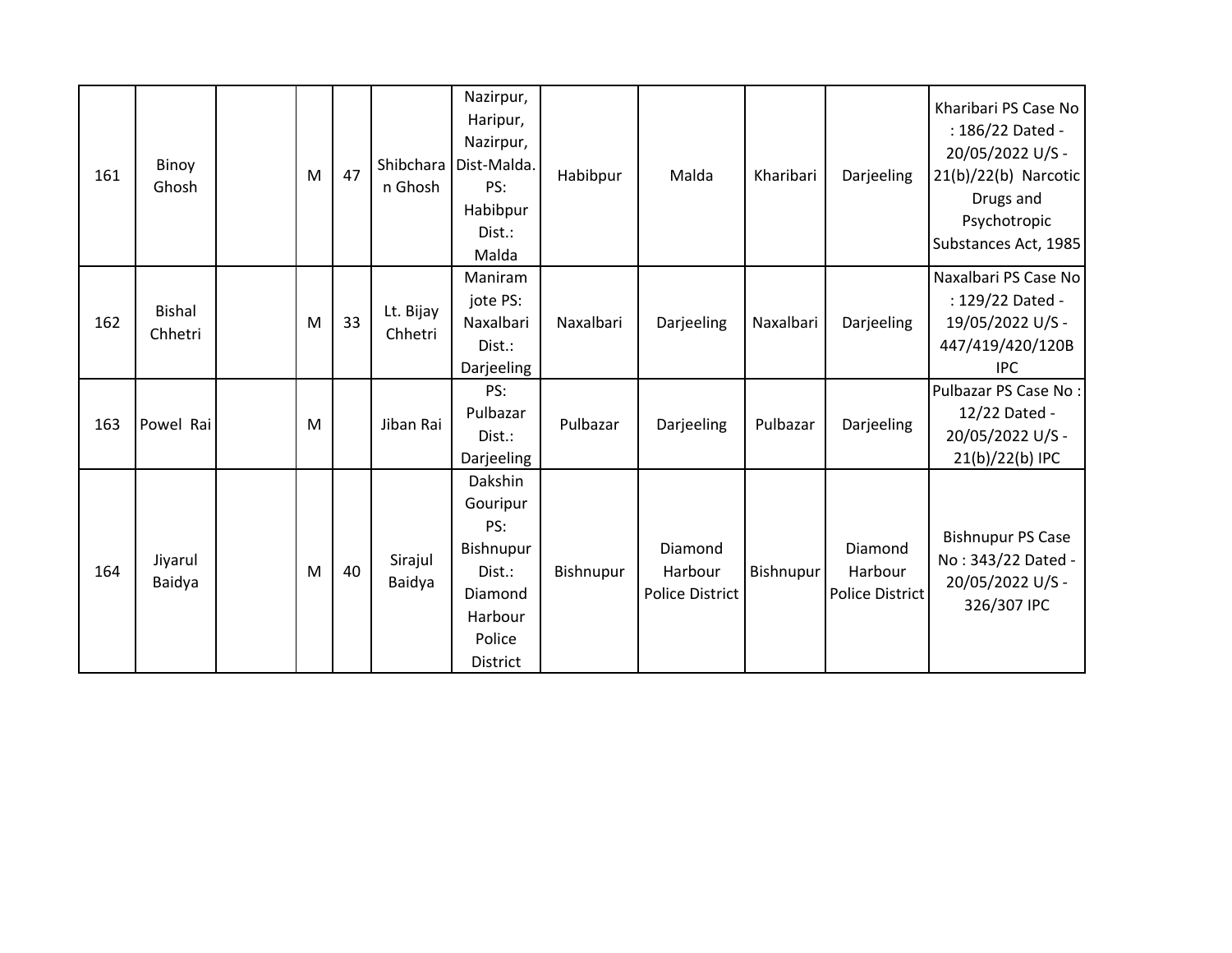| 161 | Binoy Ghosh | | M | 47 | Shibcharan Ghosh | Nazirpur, Haripur, Nazirpur, Dist-Malda. PS: Habibpur Dist.: Malda | Habibpur | Malda | Kharibari | Darjeeling | Kharibari PS Case No : 186/22 Dated - 20/05/2022 U/S - 21(b)/22(b) Narcotic Drugs and Psychotropic Substances Act, 1985 |
|---|---|---|---|---|---|---|---|---|---|---|---|
| 162 | Bishal Chhetri | | M | 33 | Lt. Bijay Chhetri | Maniram jote PS: Naxalbari Dist.: Darjeeling | Naxalbari | Darjeeling | Naxalbari | Darjeeling | Naxalbari PS Case No : 129/22 Dated - 19/05/2022 U/S - 447/419/420/120B IPC |
| 163 | Powel Rai | | M | | Jiban Rai | PS: Pulbazar Dist.: Darjeeling | Pulbazar | Darjeeling | Pulbazar | Darjeeling | Pulbazar PS Case No : 12/22 Dated - 20/05/2022 U/S - 21(b)/22(b) IPC |
| 164 | Jiyarul Baidya | | M | 40 | Sirajul Baidya | Dakshin Gouripur PS: Bishnupur Dist.: Diamond Harbour Police District | Bishnupur | Diamond Harbour Police District | Bishnupur | Diamond Harbour Police District | Bishnupur PS Case No : 343/22 Dated - 20/05/2022 U/S - 326/307 IPC |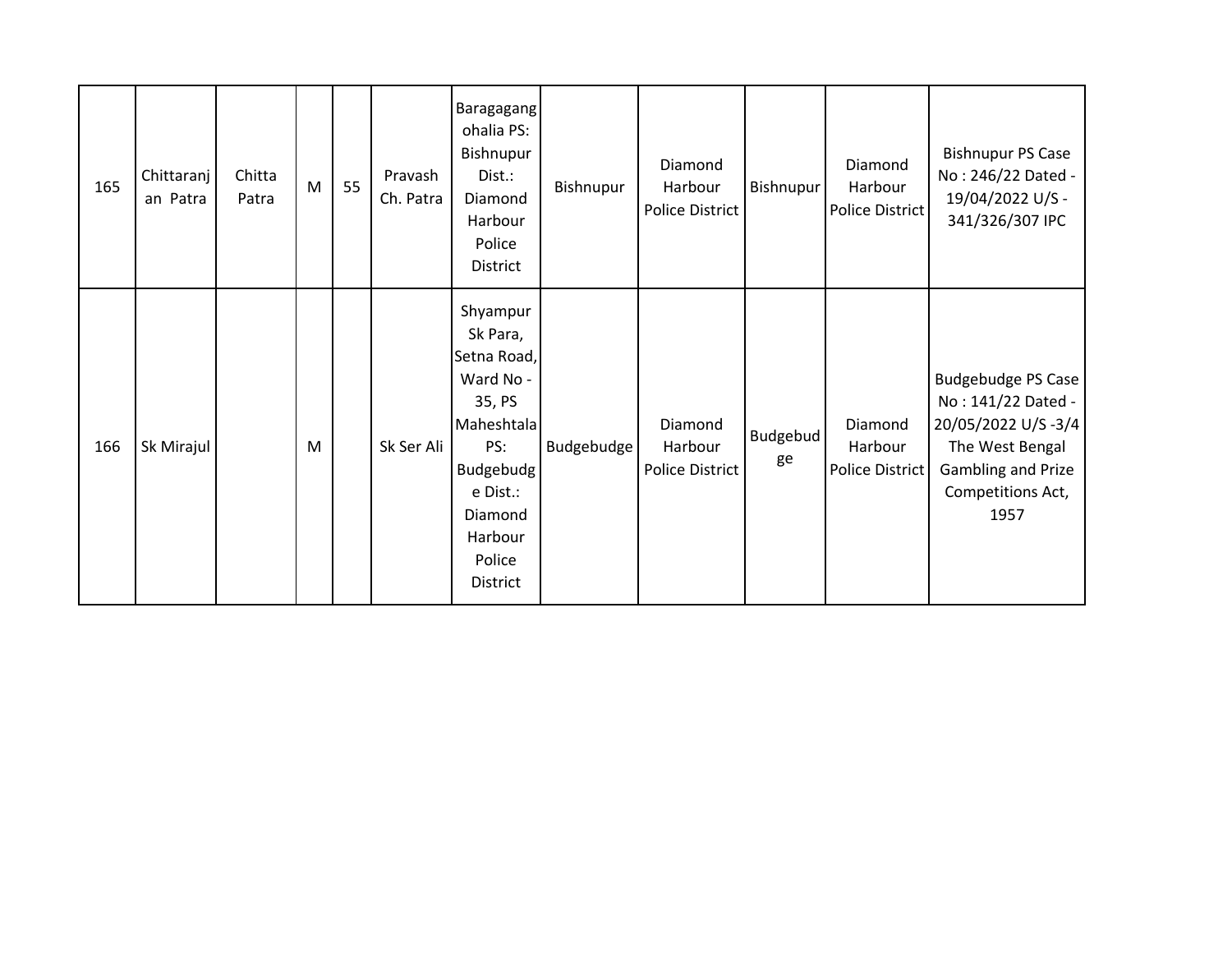| 165 | Chittaranjan Patra | Chitta Patra | M | 55 | Pravash Ch. Patra | Baragagangohalia PS: Bishnupur Dist.: Diamond Harbour Police District | Bishnupur | Diamond Harbour Police District | Bishnupur | Diamond Harbour Police District | Bishnupur PS Case No : 246/22 Dated - 19/04/2022 U/S - 341/326/307 IPC |
|---|---|---|---|---|---|---|---|---|---|---|---|
| 166 | Sk Mirajul | | M | | Sk Ser Ali | Shyampur Sk Para, Setna Road, Ward No - 35, PS Maheshtala PS: Budgebudge Dist.: Diamond Harbour Police District | Budgebudge | Diamond Harbour Police District | Budgebudge | Diamond Harbour Police District | Budgebudge PS Case No : 141/22 Dated - 20/05/2022 U/S -3/4 The West Bengal Gambling and Prize Competitions Act, 1957 |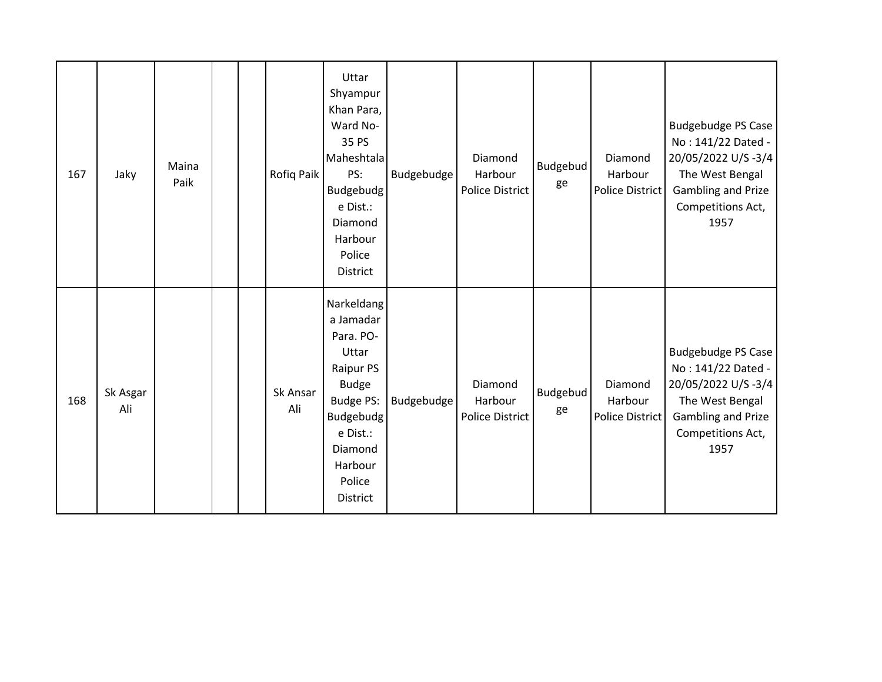| 167 | Jaky | Maina Paik | | | Rofiq Paik | Uttar Shyampur Khan Para, Ward No-35 PS Maheshtala PS: Budgebudge Dist.: Diamond Harbour Police District | Budgebudge | Diamond Harbour Police District | Budgebudge | Diamond Harbour Police District | Budgebudge PS Case No : 141/22 Dated - 20/05/2022 U/S -3/4 The West Bengal Gambling and Prize Competitions Act, 1957 |
|---|---|---|---|---|---|---|---|---|---|---|---|
| 168 | Sk Asgar Ali | | | | Sk Ansar Ali | Narkeldanga Jamadar Para. PO-Uttar Raipur PS Budge Budge PS: Budgebudge Dist.: Diamond Harbour Police District | Budgebudge | Diamond Harbour Police District | Budgebudge | Diamond Harbour Police District | Budgebudge PS Case No : 141/22 Dated - 20/05/2022 U/S -3/4 The West Bengal Gambling and Prize Competitions Act, 1957 |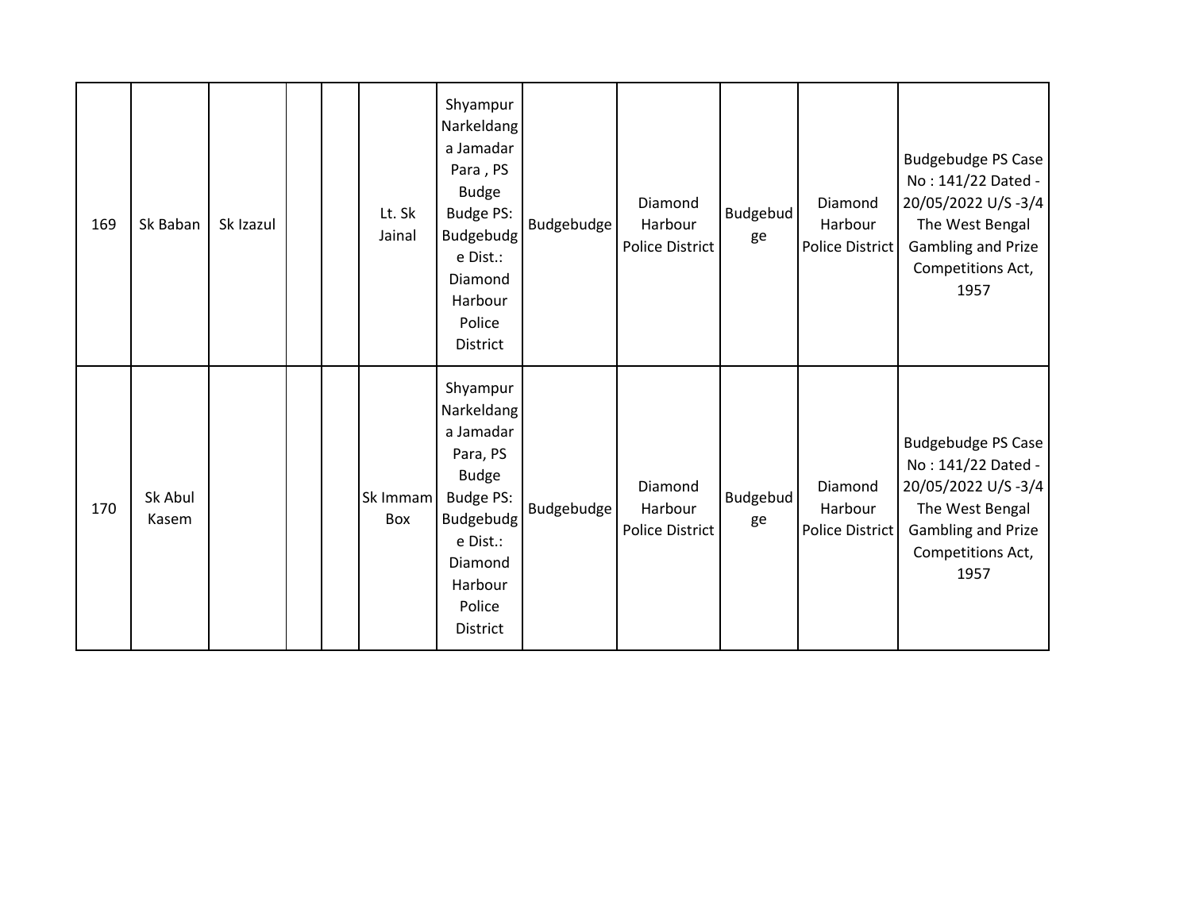| | | | | | | | | | | | |
|---|---|---|---|---|---|---|---|---|---|---|---|
| 169 | Sk Baban | Sk Izazul | | | Lt. Sk Jainal | Shyampur Narkeldanga Jamadar Para , PS Budge Budge PS: Budgebudge Dist.: Diamond Harbour Police District | Budgebudge | Diamond Harbour Police District | Budgebudge | Diamond Harbour Police District | Budgebudge PS Case No : 141/22 Dated - 20/05/2022 U/S -3/4 The West Bengal Gambling and Prize Competitions Act, 1957 |
| 170 | Sk Abul Kasem | | | | Sk Immam Box | Shyampur Narkeldanga Jamadar Para, PS Budge Budge PS: Budgebudge Dist.: Diamond Harbour Police District | Budgebudge | Diamond Harbour Police District | Budgebudge | Diamond Harbour Police District | Budgebudge PS Case No : 141/22 Dated - 20/05/2022 U/S -3/4 The West Bengal Gambling and Prize Competitions Act, 1957 |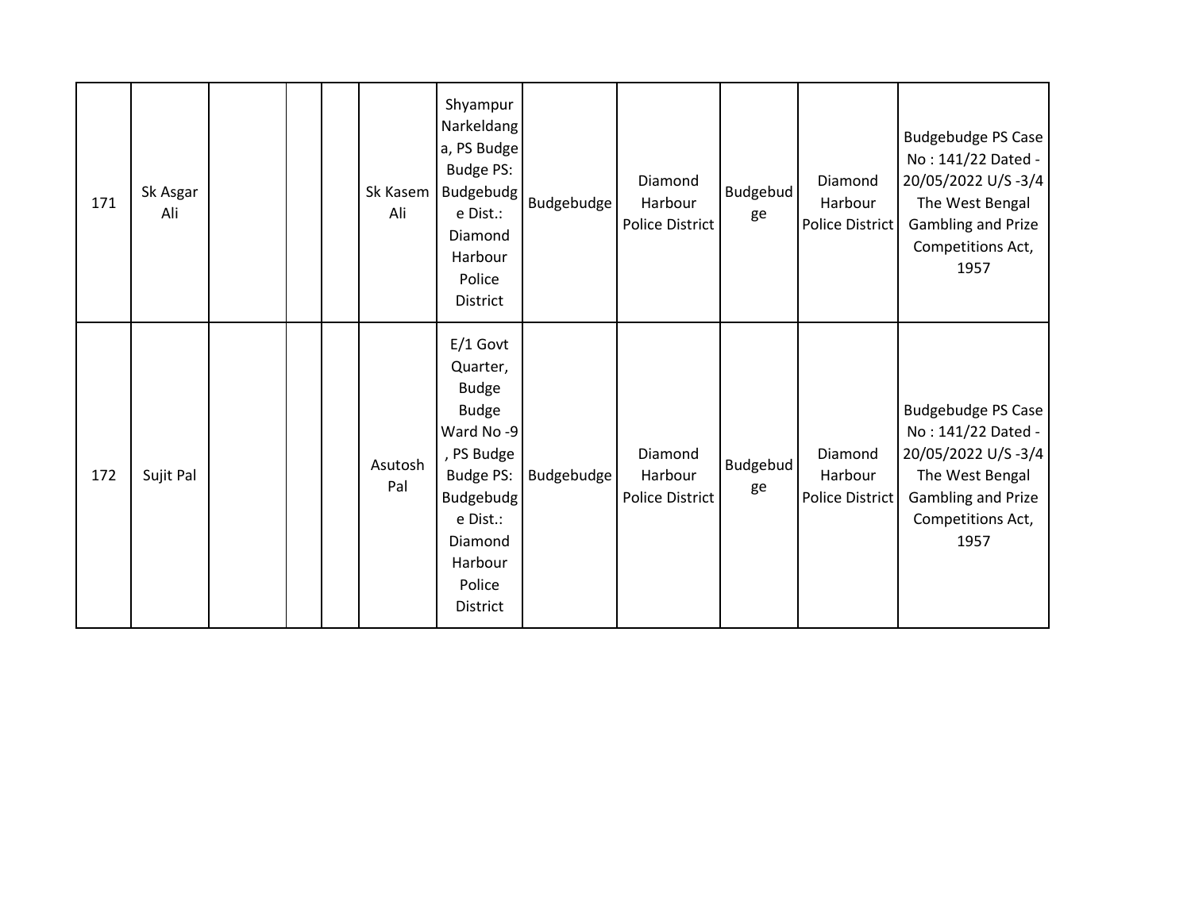| | | | | | | | | | | | |
|---|---|---|---|---|---|---|---|---|---|---|---|
| 171 | Sk Asgar Ali | | | | Sk Kasem Ali | Shyampur Narkeldanga, PS Budge Budge PS: Budgebudge Dist.: Diamond Harbour Police District | Budgebudge | Diamond Harbour Police District | Budgebudge | Diamond Harbour Police District | Budgebudge PS Case No : 141/22 Dated - 20/05/2022 U/S -3/4 The West Bengal Gambling and Prize Competitions Act, 1957 |
| 172 | Sujit Pal | | | | Asutosh Pal | E/1 Govt Quarter, Budge Budge Ward No -9 , PS Budge Budge PS: Budgebudge Dist.: Diamond Harbour Police District | Budgebudge | Diamond Harbour Police District | Budgebudge | Diamond Harbour Police District | Budgebudge PS Case No : 141/22 Dated - 20/05/2022 U/S -3/4 The West Bengal Gambling and Prize Competitions Act, 1957 |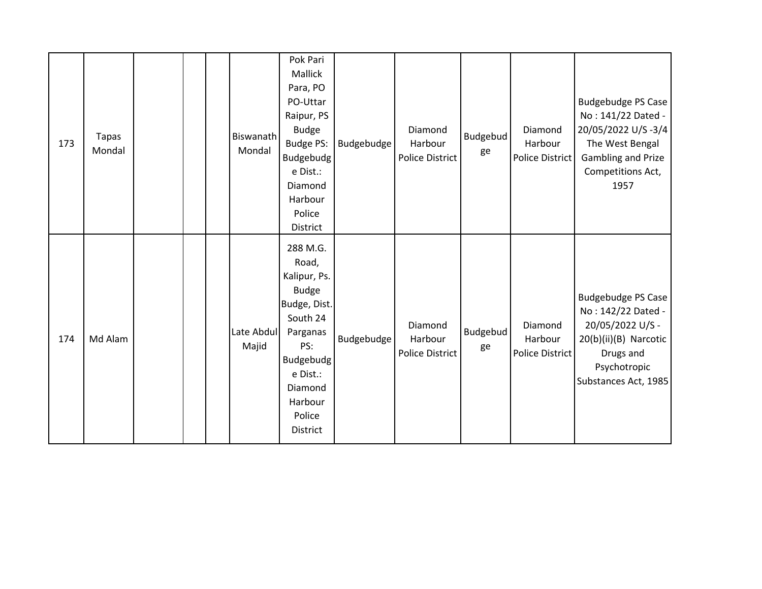| 173 | Tapas Mondal | | | | Biswanath Mondal | Pok Pari Mallick Para, PO PO-Uttar Raipur, PS Budge Budge PS: Budgebudge Dist.: Diamond Harbour Police District | Budgebudge | Diamond Harbour Police District | Budgebudge | Diamond Harbour Police District | Budgebudge PS Case No : 141/22 Dated - 20/05/2022 U/S -3/4 The West Bengal Gambling and Prize Competitions Act, 1957 |
|---|---|---|---|---|---|---|---|---|---|---|---|
| 174 | Md Alam | | | | Late Abdul Majid | 288 M.G. Road, Kalipur, Ps. Budge Budge, Dist. South 24 Parganas PS: Budgebudge Dist.: Diamond Harbour Police District | Budgebudge | Diamond Harbour Police District | Budgebudge | Diamond Harbour Police District | Budgebudge PS Case No : 142/22 Dated - 20/05/2022 U/S - 20(b)(ii)(B) Narcotic Drugs and Psychotropic Substances Act, 1985 |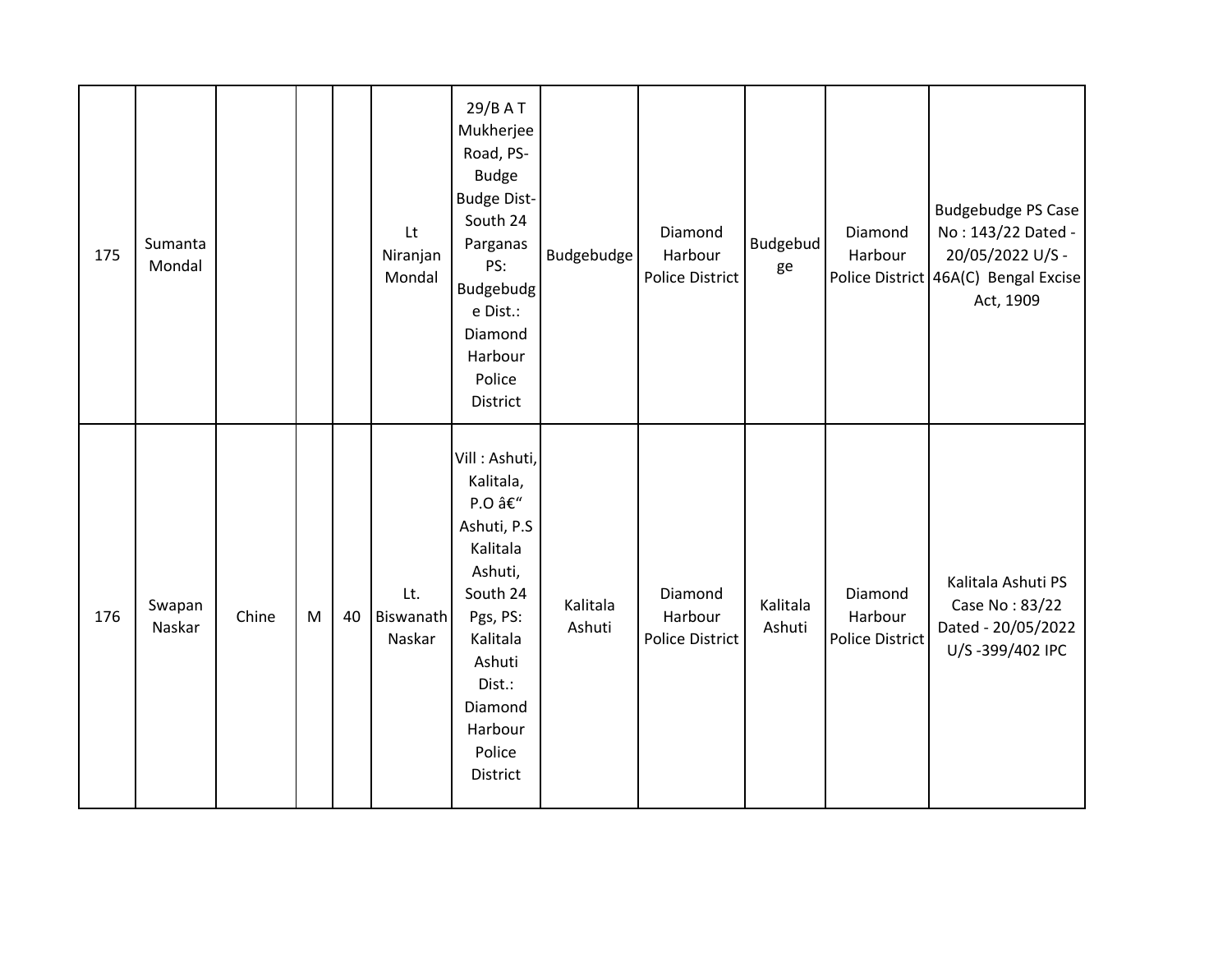| 175 | Sumanta Mondal | | | | Lt Niranjan Mondal | 29/B A T Mukherjee Road, PS- Budge Budge Dist- South 24 Parganas PS: Budgebudge Dist.: Diamond Harbour Police District | Budgebudge | Diamond Harbour Police District | Budgebudge | Diamond Harbour Police District | Budgebudge PS Case No : 143/22 Dated - 20/05/2022 U/S - 46A(C) Bengal Excise Act, 1909 |
|---|---|---|---|---|---|---|---|---|---|---|---|
| 176 | Swapan Naskar | Chine | M | 40 | Lt. Biswanath Naskar | Vill : Ashuti, Kalitala, P.O â€“ Ashuti, P.S Kalitala Ashuti, South 24 Pgs, PS: Kalitala Ashuti Dist.: Diamond Harbour Police District | Kalitala Ashuti | Diamond Harbour Police District | Kalitala Ashuti | Diamond Harbour Police District | Kalitala Ashuti PS Case No : 83/22 Dated - 20/05/2022 U/S -399/402 IPC |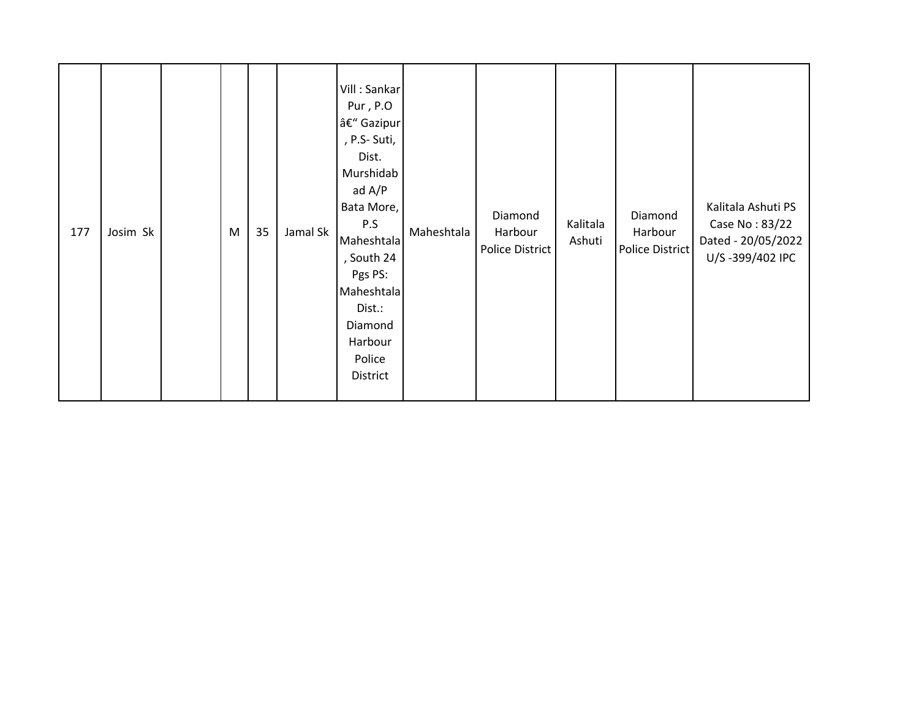| 177 | Josim Sk | | M | 35 | Jamal Sk | Vill : Sankar Pur , P.O â€“ Gazipur , P.S- Suti, Dist. Murshidabad A/P Bata More, P.S Maheshtala , South 24 Pgs PS: Maheshtala Dist.: Diamond Harbour Police District | Maheshtala | Diamond Harbour Police District | Kalitala Ashuti | Diamond Harbour Police District | Kalitala Ashuti PS Case No : 83/22 Dated - 20/05/2022 U/S -399/402 IPC |
|---|---|---|---|---|---|---|---|---|---|---|---|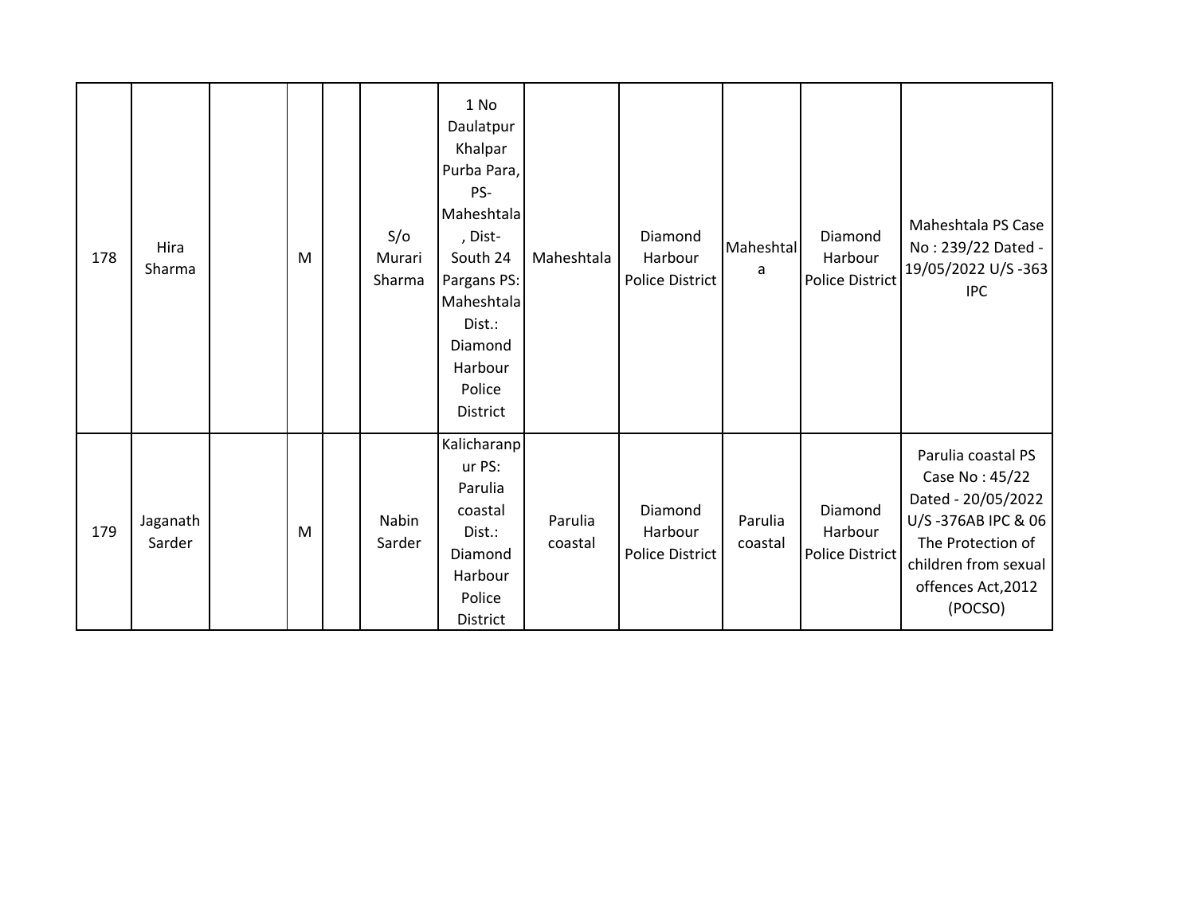| | | | | | | | | | | | |
|---|---|---|---|---|---|---|---|---|---|---|---|
| 178 | Hira Sharma | | M | | S/o Murari Sharma | 1 No Daulatpur Khalpar Purba Para, PS- Maheshtala , Dist- South 24 Pargans PS: Maheshtala Dist.: Diamond Harbour Police District | Maheshtala | Diamond Harbour Police District | Maheshtala | Diamond Harbour Police District | Maheshtala PS Case No : 239/22 Dated - 19/05/2022 U/S -363 IPC |
| 179 | Jaganath Sarder | | M | | Nabin Sarder | Kalicharanpur PS: Parulia coastal Dist.: Diamond Harbour Police District | Parulia coastal | Diamond Harbour Police District | Parulia coastal | Diamond Harbour Police District | Parulia coastal PS Case No : 45/22 Dated - 20/05/2022 U/S -376AB IPC & 06 The Protection of children from sexual offences Act,2012 (POCSO) |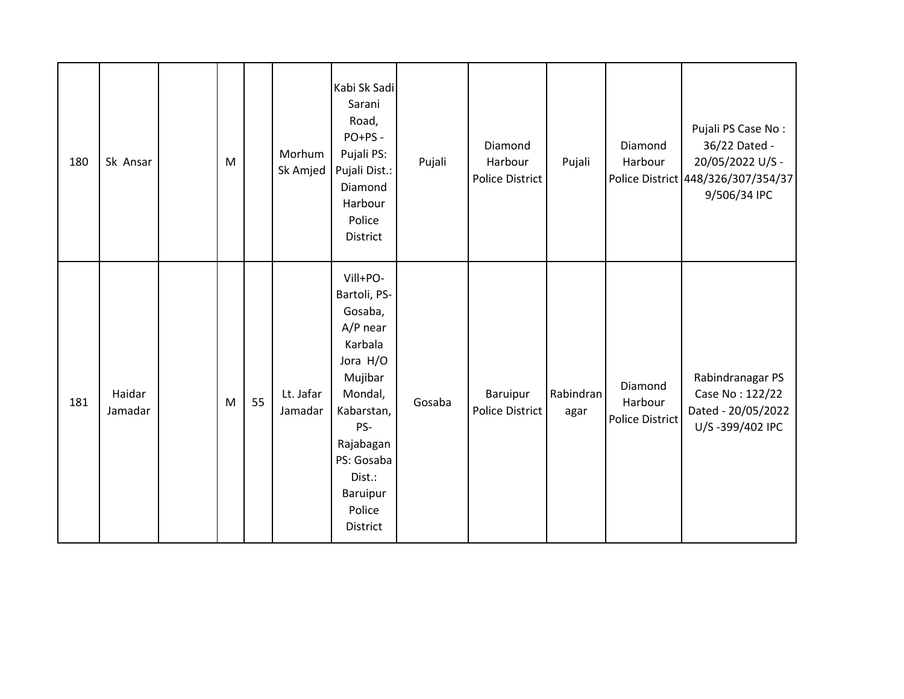| 180 | Sk Ansar | | M | | Morhum Sk Amjed | Kabi Sk Sadi Sarani Road, PO+PS - Pujali PS: Pujali Dist.: Diamond Harbour Police District | Pujali | Diamond Harbour Police District | Pujali | Diamond Harbour Police District | Pujali PS Case No : 36/22 Dated - 20/05/2022 U/S - 448/326/307/354/379/506/34 IPC |
|---|---|---|---|---|---|---|---|---|---|---|---|
| 181 | Haidar Jamadar | | M | 55 | Lt. Jafar Jamadar | Vill+PO- Bartoli, PS- Gosaba, A/P near Karbala Jora H/O Mujibar Mondal, Kabarstan, PS- Rajabagan PS: Gosaba Dist.: Baruipur Police District | Gosaba | Baruipur Police District | Rabindranagar | Diamond Harbour Police District | Rabindranagar PS Case No : 122/22 Dated - 20/05/2022 U/S -399/402 IPC |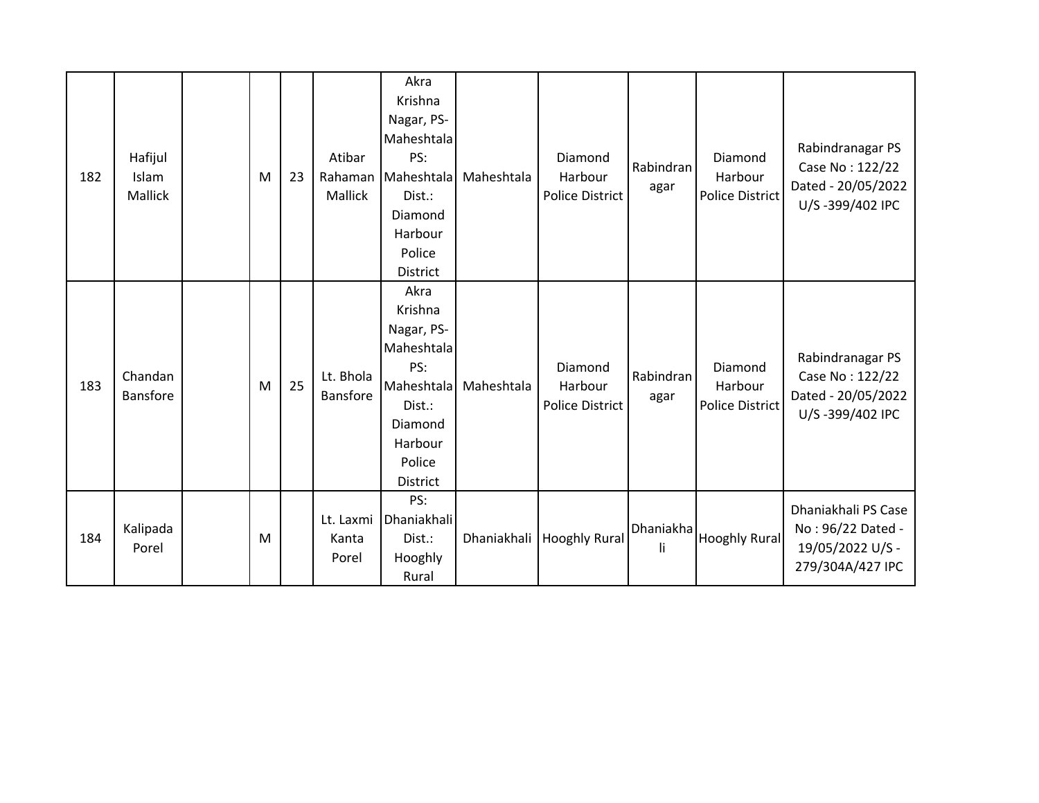| | | | | | | | | | | | |
|---|---|---|---|---|---|---|---|---|---|---|---|
| 182 | Hafijul Islam Mallick | | M | 23 | Atibar Rahaman Mallick | Akra Krishna Nagar, PS- Maheshtala PS: Maheshtala Dist.: Diamond Harbour Police District | Maheshtala | Diamond Harbour Police District | Rabindranagar | Diamond Harbour Police District | Rabindranagar PS Case No : 122/22 Dated - 20/05/2022 U/S -399/402 IPC |
| 183 | Chandan Bansfore | | M | 25 | Lt. Bhola Bansfore | Akra Krishna Nagar, PS- Maheshtala PS: Maheshtala Dist.: Diamond Harbour Police District | Maheshtala | Diamond Harbour Police District | Rabindranagar | Diamond Harbour Police District | Rabindranagar PS Case No : 122/22 Dated - 20/05/2022 U/S -399/402 IPC |
| 184 | Kalipada Porel | | M | | Lt. Laxmi Kanta Porel | PS: Dhaniakhali Dist.: Hooghly Rural | Dhaniakhali | Hooghly Rural | Dhaniakhali | Hooghly Rural | Dhaniakhali PS Case No : 96/22 Dated - 19/05/2022 U/S - 279/304A/427 IPC |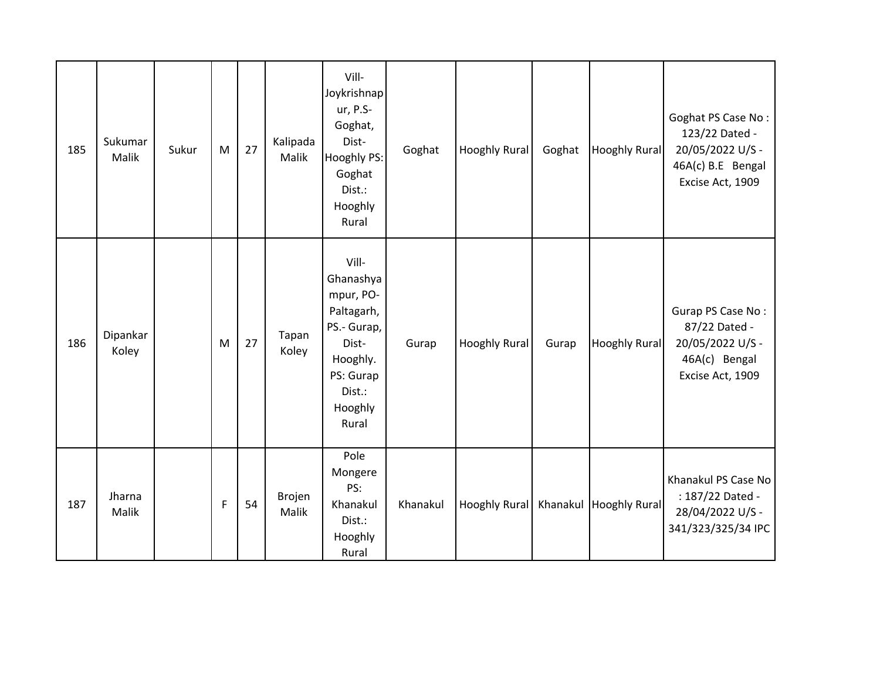| 185 | Sukumar Malik | Sukur | M | 27 | Kalipada Malik | Vill-Joykrishnapur, P.S-Goghat, Dist-Hooghly PS: Goghat Dist.: Hooghly Rural | Goghat | Hooghly Rural | Goghat | Hooghly Rural | Goghat PS Case No : 123/22 Dated - 20/05/2022 U/S - 46A(c) B.E Bengal Excise Act, 1909 |
|---|---|---|---|---|---|---|---|---|---|---|---|
| 186 | Dipankar Koley | | M | 27 | Tapan Koley | Vill-Ghanashyampur, PO-Paltagarh, PS.- Gurap, Dist-Hooghly. PS: Gurap Dist.: Hooghly Rural | Gurap | Hooghly Rural | Gurap | Hooghly Rural | Gurap PS Case No : 87/22 Dated - 20/05/2022 U/S - 46A(c) Bengal Excise Act, 1909 |
| 187 | Jharna Malik | | F | 54 | Brojen Malik | Pole Mongere PS: Khanakul Dist.: Hooghly Rural | Khanakul | Hooghly Rural | Khanakul | Hooghly Rural | Khanakul PS Case No : 187/22 Dated - 28/04/2022 U/S - 341/323/325/34 IPC |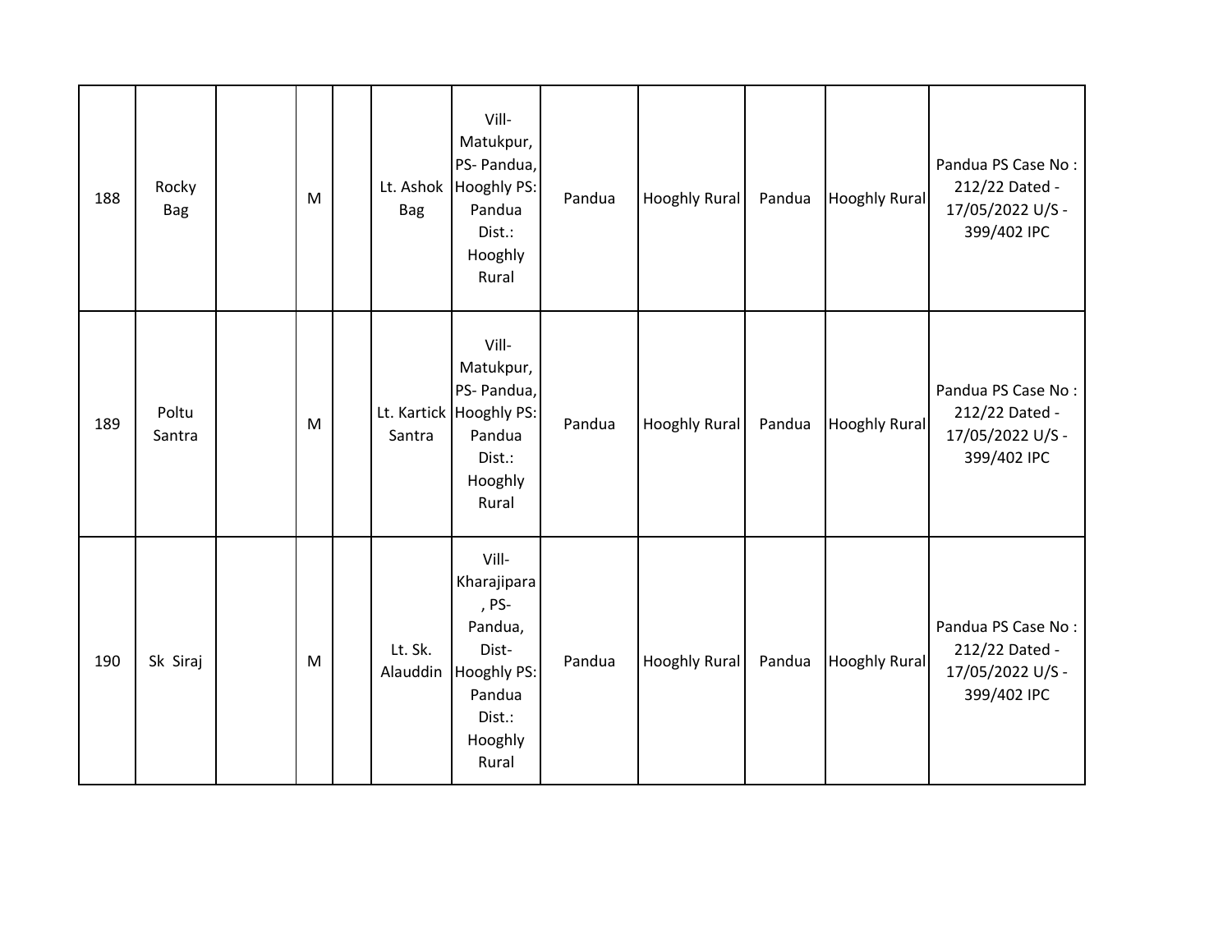| 188 | Rocky Bag | | M | | Lt. Ashok Bag | Vill- Matukpur, PS- Pandua, Hooghly PS: Pandua Dist.: Hooghly Rural | Pandua | Hooghly Rural | Pandua | Hooghly Rural | Pandua PS Case No : 212/22 Dated - 17/05/2022 U/S - 399/402 IPC |
|---|---|---|---|---|---|---|---|---|---|---|---|
| 189 | Poltu Santra | | M | | Lt. Kartick Santra | Vill- Matukpur, PS- Pandua, Hooghly PS: Pandua Dist.: Hooghly Rural | Pandua | Hooghly Rural | Pandua | Hooghly Rural | Pandua PS Case No : 212/22 Dated - 17/05/2022 U/S - 399/402 IPC |
| 190 | Sk Siraj | | M | | Lt. Sk. Alauddin | Vill- Kharajipara , PS- Pandua, Dist- Hooghly PS: Pandua Dist.: Hooghly Rural | Pandua | Hooghly Rural | Pandua | Hooghly Rural | Pandua PS Case No : 212/22 Dated - 17/05/2022 U/S - 399/402 IPC |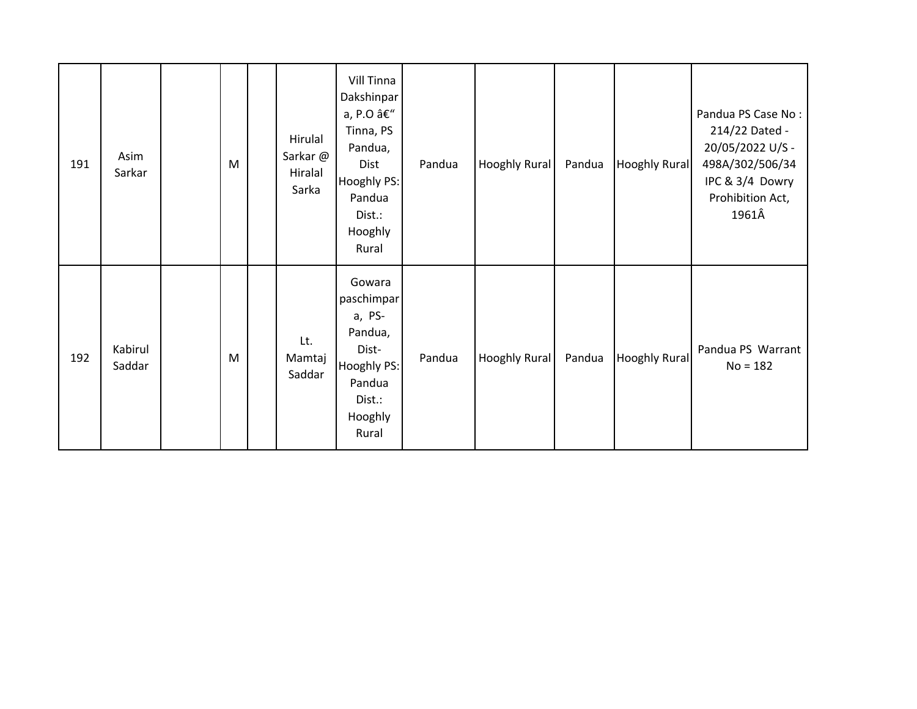| 191 | Asim Sarkar | | M | | Hirulal Sarkar @ Hiralal Sarka | Vill Tinna Dakshinpara, P.O â€" Tinna, PS Pandua, Dist Hooghly PS: Pandua Dist.: Hooghly Rural | Pandua | Hooghly Rural | Pandua | Hooghly Rural | Pandua PS Case No : 214/22 Dated - 20/05/2022 U/S - 498A/302/506/34 IPC & 3/4 Dowry Prohibition Act, 1961Â |
|---|---|---|---|---|---|---|---|---|---|---|---|
| 192 | Kabirul Saddar | | M | | Lt. Mamtaj Saddar | Gowara paschimpara, PS-Pandua, Dist-Hooghly PS: Pandua Dist.: Hooghly Rural | Pandua | Hooghly Rural | Pandua | Hooghly Rural | Pandua PS Warrant No = 182 |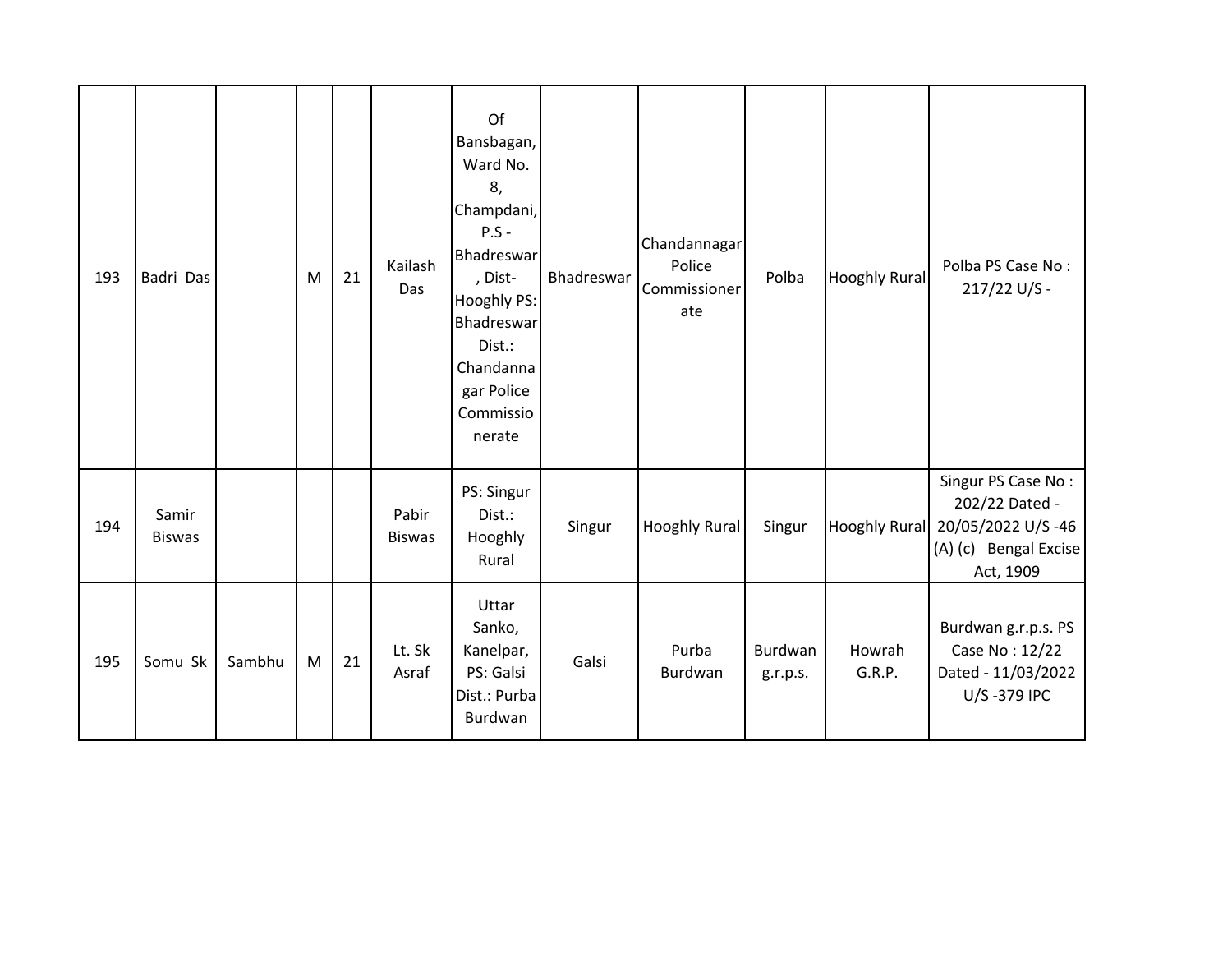| 193 | Badri Das | | M | 21 | Kailash Das | Of Bansbagan, Ward No. 8, Champdani, P.S - Bhadreswar, Dist- Hooghly PS: Bhadreswar Dist.: Chandannagar Police Commissionerate | Bhadreswar | Chandannagar Police Commissionerate | Polba | Hooghly Rural | Polba PS Case No : 217/22 U/S - |
|---|---|---|---|---|---|---|---|---|---|---|---|
| 194 | Samir Biswas | | | | Pabir Biswas | PS: Singur Dist.: Hooghly Rural | Singur | Hooghly Rural | Singur | Hooghly Rural | Singur PS Case No : 202/22 Dated - 20/05/2022 U/S -46 (A) (c) Bengal Excise Act, 1909 |
| 195 | Somu Sk | Sambhu | M | 21 | Lt. Sk Asraf | Uttar Sanko, Kanelpar, PS: Galsi Dist.: Purba Burdwan | Galsi | Purba Burdwan | Burdwan g.r.p.s. | Howrah G.R.P. | Burdwan g.r.p.s. PS Case No : 12/22 Dated - 11/03/2022 U/S -379 IPC |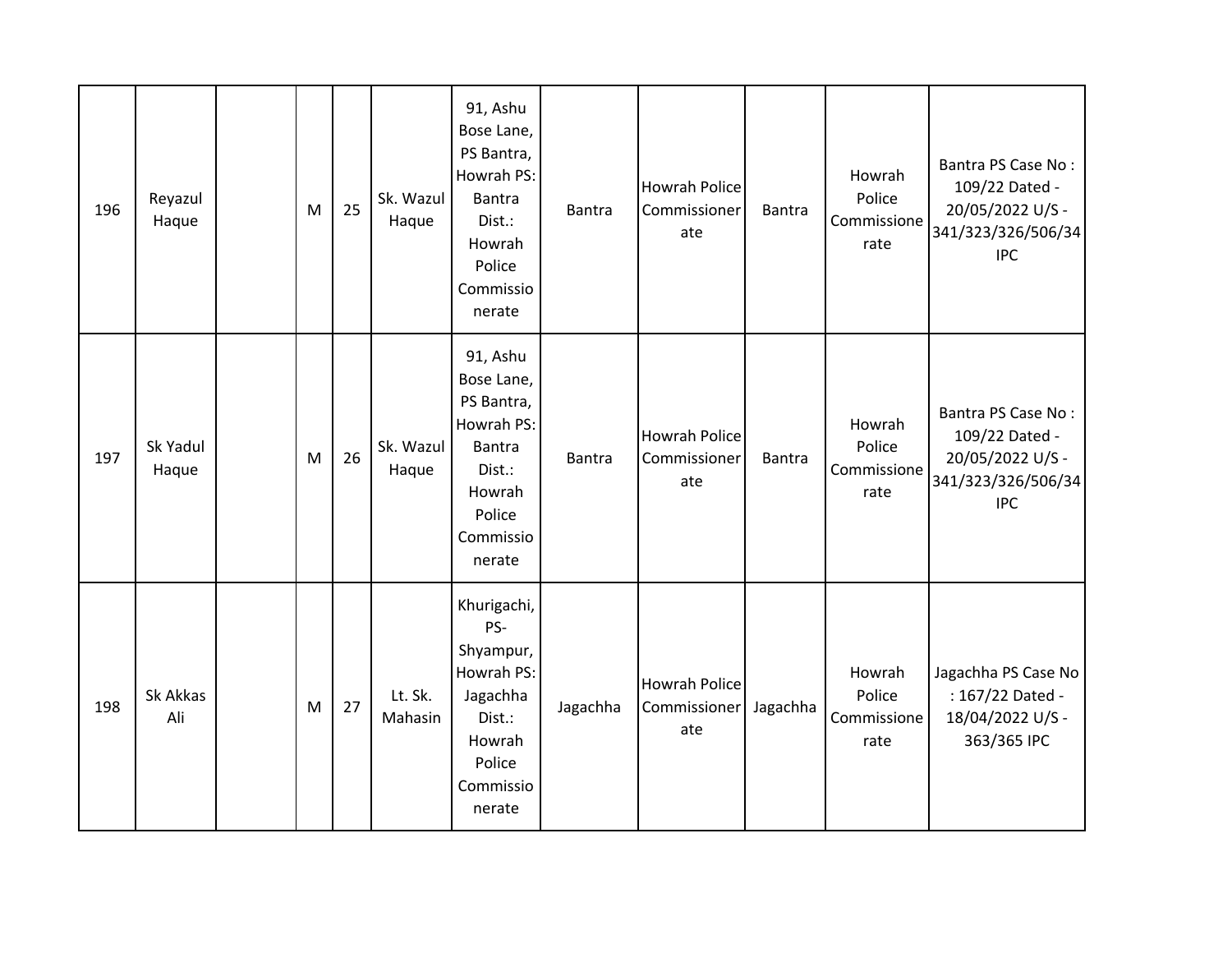| 196 | Reyazul Haque | | M | 25 | Sk. Wazul Haque | 91, Ashu Bose Lane, PS Bantra, Howrah PS: Bantra Dist.: Howrah Police Commissionerate | Bantra | Howrah Police Commissionerate | Bantra | Howrah Police Commissionerate | Bantra PS Case No : 109/22 Dated - 20/05/2022 U/S - 341/323/326/506/34 IPC |
|---|---|---|---|---|---|---|---|---|---|---|---|
| 197 | Sk Yadul Haque | | M | 26 | Sk. Wazul Haque | 91, Ashu Bose Lane, PS Bantra, Howrah PS: Bantra Dist.: Howrah Police Commissionerate | Bantra | Howrah Police Commissionerate | Bantra | Howrah Police Commissionerate | Bantra PS Case No : 109/22 Dated - 20/05/2022 U/S - 341/323/326/506/34 IPC |
| 198 | Sk Akkas Ali | | M | 27 | Lt. Sk. Mahasin | Khurigachi, PS- Shyampur, Howrah PS: Jagachha Dist.: Howrah Police Commissionerate | Jagachha | Howrah Police Commissionerate | Jagachha | Howrah Police Commissionerate | Jagachha PS Case No : 167/22 Dated - 18/04/2022 U/S - 363/365 IPC |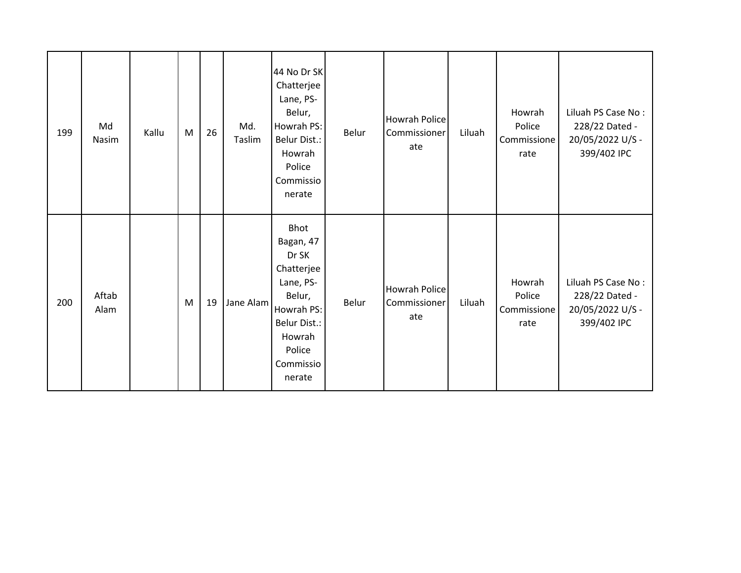| 199 | Md Nasim | Kallu | M | 26 | Md. Taslim | 44 No Dr SK Chatterjee Lane, PS- Belur, Howrah PS: Belur Dist.: Howrah Police Commissionerate | Belur | Howrah Police Commissionerate | Liluah | Howrah Police Commissionerate | Liluah PS Case No : 228/22 Dated - 20/05/2022 U/S - 399/402 IPC |
|---|---|---|---|---|---|---|---|---|---|---|---|
| 200 | Aftab Alam | | M | 19 | Jane Alam | Bhot Bagan, 47 Dr SK Chatterjee Lane, PS- Belur, Howrah PS: Belur Dist.: Howrah Police Commissionerate | Belur | Howrah Police Commissionerate | Liluah | Howrah Police Commissionerate | Liluah PS Case No : 228/22 Dated - 20/05/2022 U/S - 399/402 IPC |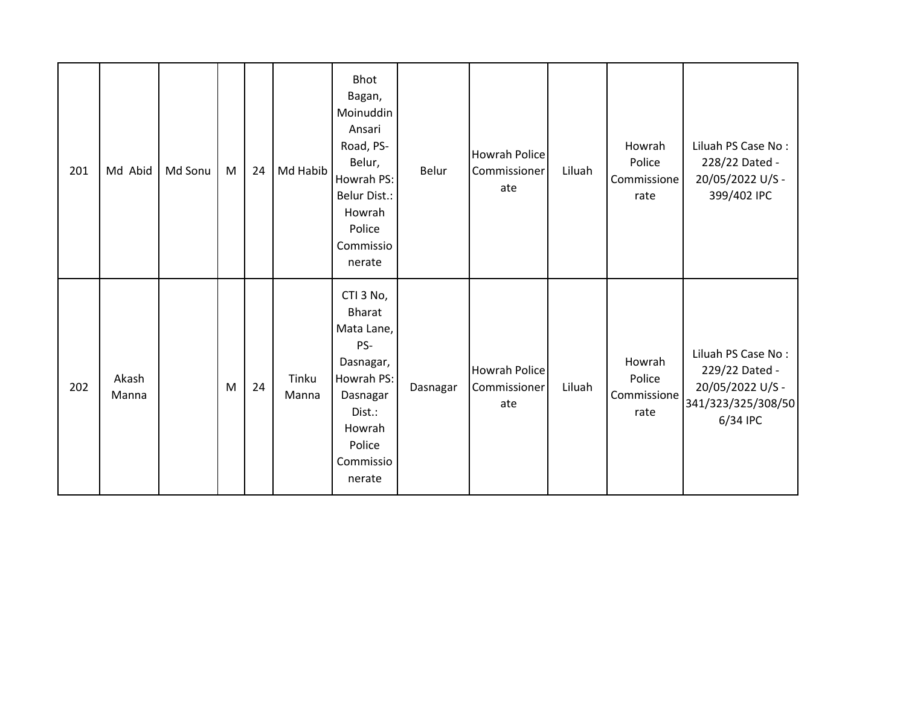| | | | | | | | | | | | |
|---|---|---|---|---|---|---|---|---|---|---|---|
| 201 | Md Abid | Md Sonu | M | 24 | Md Habib | Bhot Bagan, Moinuddin Ansari Road, PS- Belur, Howrah PS: Belur Dist.: Howrah Police Commissionerate | Belur | Howrah Police Commissionerate | Liluah | Howrah Police Commissionerate | Liluah PS Case No : 228/22 Dated - 20/05/2022 U/S - 399/402 IPC |
| 202 | Akash Manna | | M | 24 | Tinku Manna | CTI 3 No, Bharat Mata Lane, PS- Dasnagar, Howrah PS: Dasnagar Dist.: Howrah Police Commissionerate | Dasnagar | Howrah Police Commissionerate | Liluah | Howrah Police Commissionerate | Liluah PS Case No : 229/22 Dated - 20/05/2022 U/S - 341/323/325/308/506/34 IPC |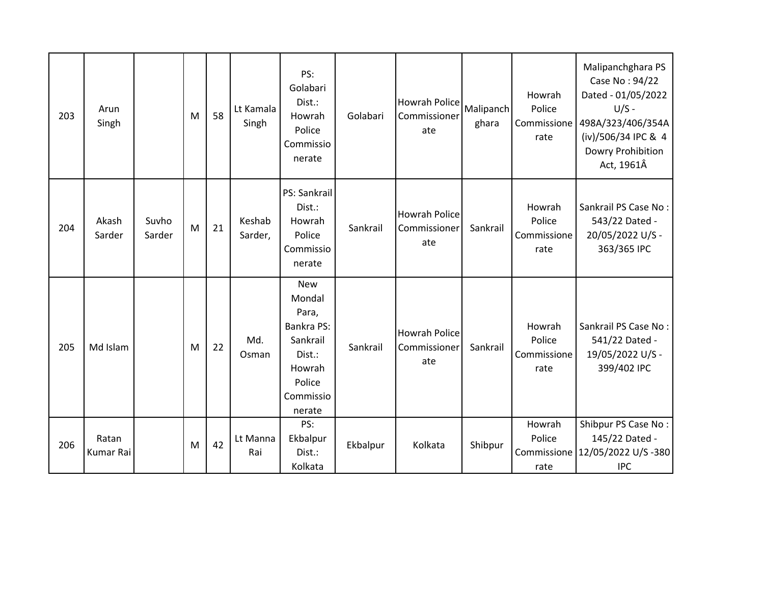| 203 | Arun Singh | | M | 58 | Lt Kamala Singh | PS: Golabari Dist.: Howrah Police Commissionerate | Golabari | Howrah Police Commissionerate | Malipanchghara | Howrah Police Commissionerate | Malipanchghara PS Case No : 94/22 Dated - 01/05/2022 U/S - 498A/323/406/354A (iv)/506/34 IPC & 4 Dowry Prohibition Act, 1961Â |
|---|---|---|---|---|---|---|---|---|---|---|---|
| 204 | Akash Sarder | Suvho Sarder | M | 21 | Keshab Sarder, | PS: Sankrail Dist.: Howrah Police Commissionerate | Sankrail | Howrah Police Commissionerate | Sankrail | Howrah Police Commissionerate | Sankrail PS Case No : 543/22 Dated - 20/05/2022 U/S - 363/365 IPC |
| 205 | Md Islam | | M | 22 | Md. Osman | New Mondal Para, Bankra PS: Sankrail Dist.: Howrah Police Commissionerate | Sankrail | Howrah Police Commissionerate | Sankrail | Howrah Police Commissionerate | Sankrail PS Case No : 541/22 Dated - 19/05/2022 U/S - 399/402 IPC |
| 206 | Ratan Kumar Rai | | M | 42 | Lt Manna Rai | PS: Ekbalpur Dist.: Kolkata | Ekbalpur | Kolkata | Shibpur | Howrah Police Commissionerate | Shibpur PS Case No : 145/22 Dated - 12/05/2022 U/S -380 IPC |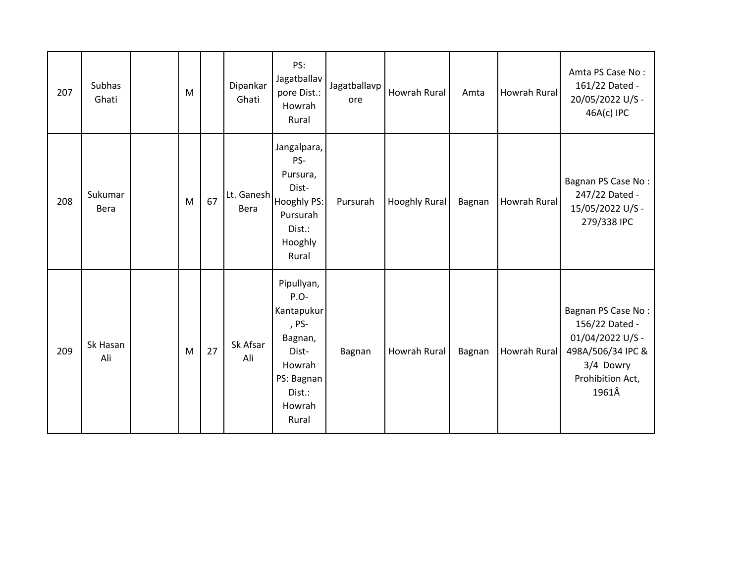| 207 | Subhas Ghati | | M | | Dipankar Ghati | PS: Jagatballavpore Dist.: Howrah Rural | Jagatballavpore | Howrah Rural | Amta | Howrah Rural | Amta PS Case No : 161/22 Dated - 20/05/2022 U/S - 46A(c) IPC |
|---|---|---|---|---|---|---|---|---|---|---|---|
| 208 | Sukumar Bera | | M | 67 | Lt. Ganesh Bera | Jangalpara, PS- Pursura, Dist- Hooghly PS: Pursurah Dist.: Hooghly Rural | Pursurah | Hooghly Rural | Bagnan | Howrah Rural | Bagnan PS Case No : 247/22 Dated - 15/05/2022 U/S - 279/338 IPC |
| 209 | Sk Hasan Ali | | M | 27 | Sk Afsar Ali | Pipullyan, P.O- Kantapukur, PS- Bagnan, Dist- Howrah PS: Bagnan Dist.: Howrah Rural | Bagnan | Howrah Rural | Bagnan | Howrah Rural | Bagnan PS Case No : 156/22 Dated - 01/04/2022 U/S - 498A/506/34 IPC & 3/4 Dowry Prohibition Act, 1961Â |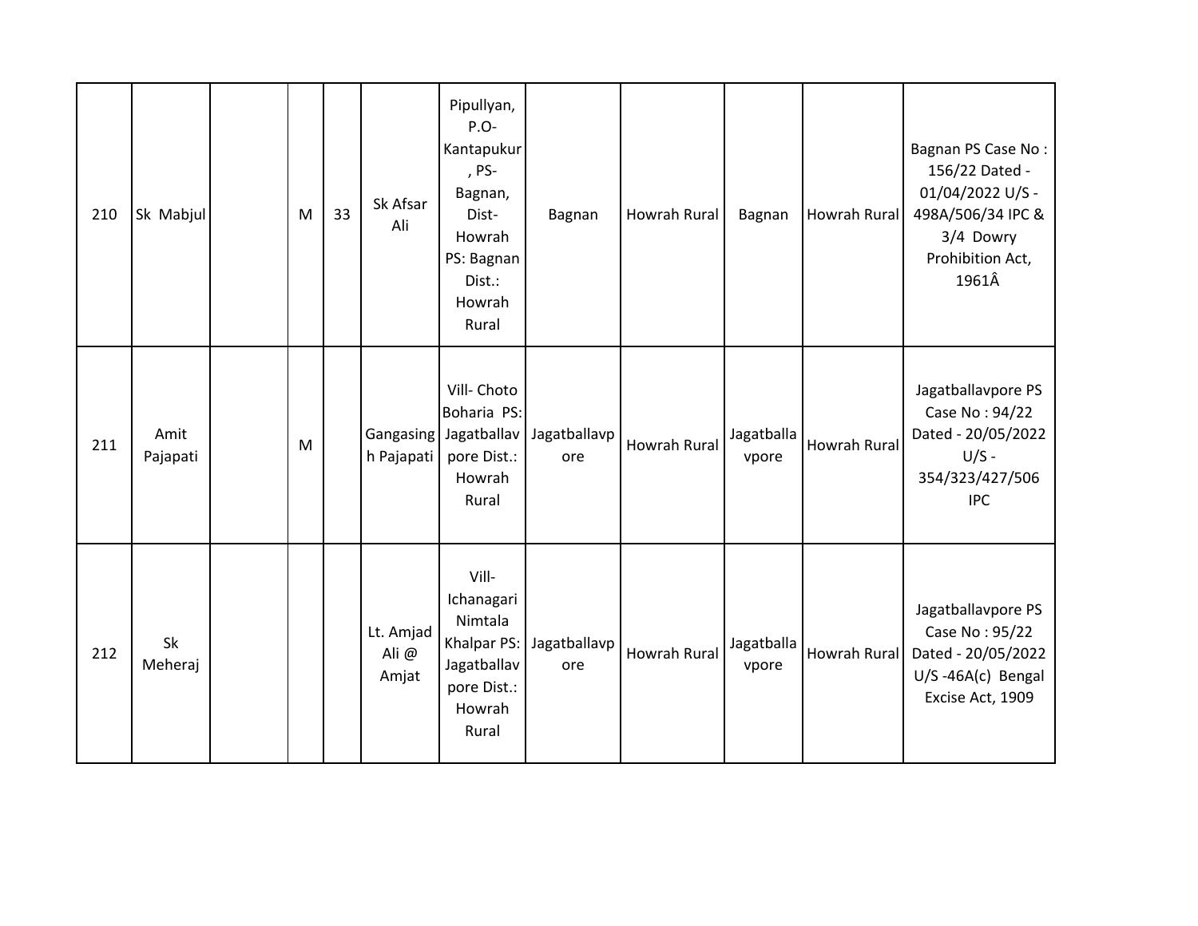| 210 | Sk Mabjul | | M | 33 | Sk Afsar Ali | Pipullyan, P.O- Kantapukur , PS- Bagnan, Dist- Howrah PS: Bagnan Dist.: Howrah Rural | Bagnan | Howrah Rural | Bagnan | Howrah Rural | Bagnan PS Case No : 156/22 Dated - 01/04/2022 U/S - 498A/506/34 IPC & 3/4 Dowry Prohibition Act, 1961Â |
|---|---|---|---|---|---|---|---|---|---|---|---|
| 211 | Amit Pajapati | | M | | Gangasingh Pajapati | Vill- Choto Boharia PS: Jagatballavpore Dist.: Howrah Rural | Jagatballavpore | Howrah Rural | Jagatballavpore | Howrah Rural | Jagatballavpore PS Case No : 94/22 Dated - 20/05/2022 U/S - 354/323/427/506 IPC |
| 212 | Sk Meheraj | | | | Lt. Amjad Ali @ Amjat | Vill- Ichanagari Nimtala Khalpar PS: Jagatballavpore Dist.: Howrah Rural | Jagatballavpore | Howrah Rural | Jagatballavpore | Howrah Rural | Jagatballavpore PS Case No : 95/22 Dated - 20/05/2022 U/S -46A(c) Bengal Excise Act, 1909 |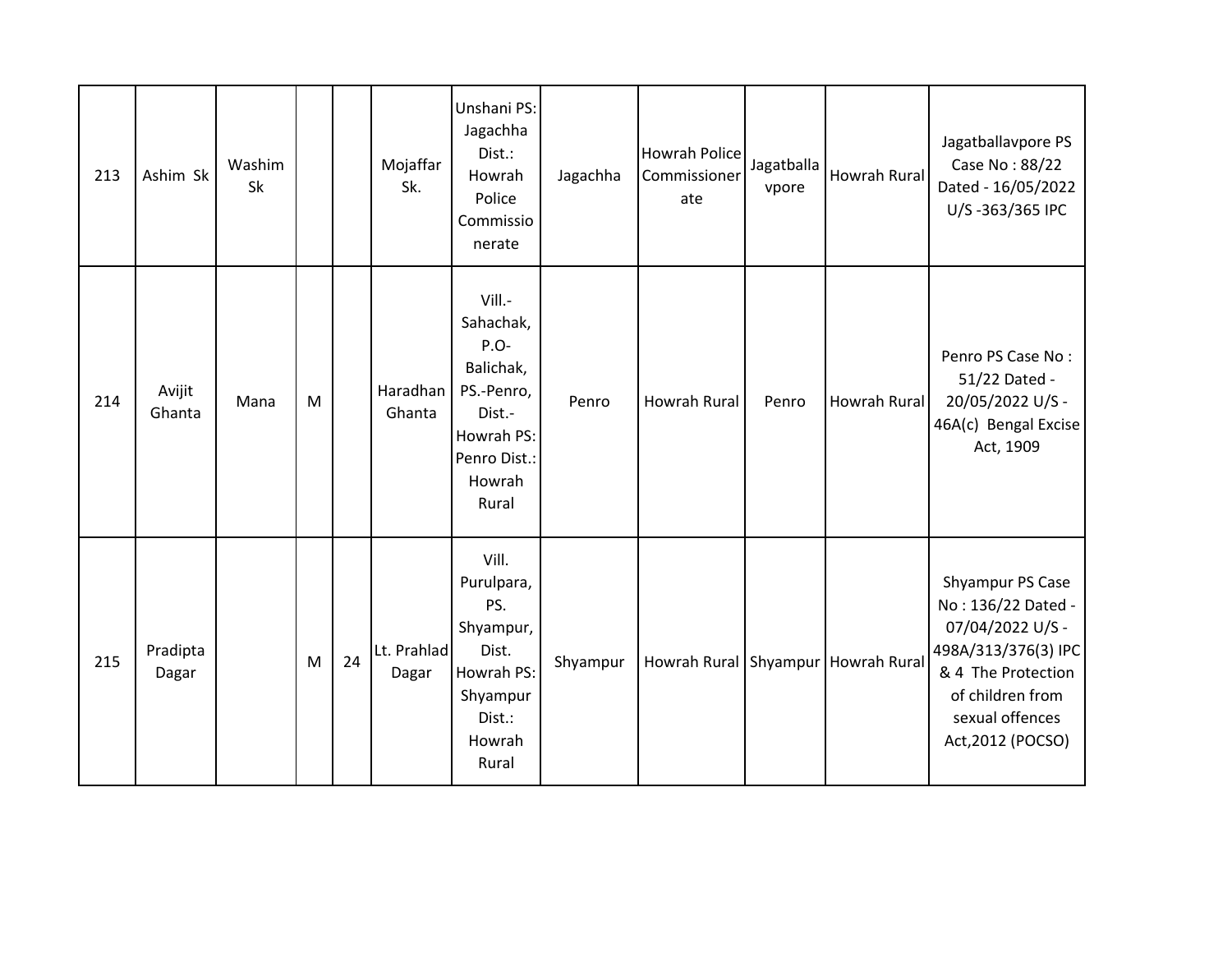| | | | | | | | | | | | |
|---|---|---|---|---|---|---|---|---|---|---|---|
| 213 | Ashim Sk | Washim Sk | | | Mojaffar Sk. | Unshani PS: Jagachha Dist.: Howrah Police Commissionerate | Jagachha | Howrah Police Commissionerate | Jagatballavpore | Howrah Rural | Jagatballavpore PS Case No : 88/22 Dated - 16/05/2022 U/S -363/365 IPC |
| 214 | Avijit Ghanta | Mana | M | | Haradhan Ghanta | Vill.- Sahachak, P.O- Balichak, PS.-Penro, Dist.- Howrah PS: Penro Dist.: Howrah Rural | Penro | Howrah Rural | Penro | Howrah Rural | Penro PS Case No : 51/22 Dated - 20/05/2022 U/S - 46A(c) Bengal Excise Act, 1909 |
| 215 | Pradipta Dagar | | M | 24 | Lt. Prahlad Dagar | Vill. Purulpara, PS. Shyampur, Dist. Howrah PS: Shyampur Dist.: Howrah Rural | Shyampur | Howrah Rural | Shyampur | Howrah Rural | Shyampur PS Case No : 136/22 Dated - 07/04/2022 U/S - 498A/313/376(3) IPC & 4 The Protection of children from sexual offences Act,2012 (POCSO) |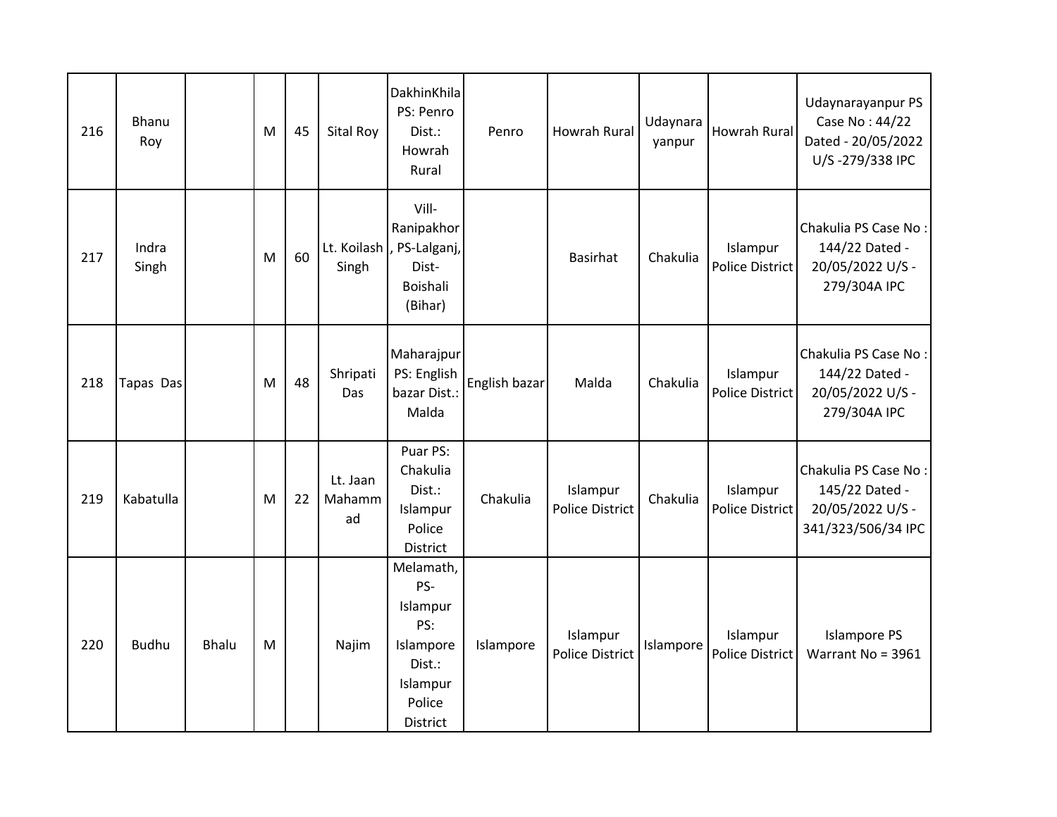| | | | | | | | | | | | |
|---|---|---|---|---|---|---|---|---|---|---|---|
| 216 | Bhanu Roy | | M | 45 | Sital Roy | DakhinKhila PS: Penro Dist.: Howrah Rural | Penro | Howrah Rural | Udaynarayanpur | Howrah Rural | Udaynarayanpur PS Case No : 44/22 Dated - 20/05/2022 U/S -279/338 IPC |
| 217 | Indra Singh | | M | 60 | Lt. Koilash Singh | Vill-Ranipakhor, PS-Lalganj, Dist-Boishali (Bihar) | | Basirhat | Chakulia | Islampur Police District | Chakulia PS Case No : 144/22 Dated - 20/05/2022 U/S - 279/304A IPC |
| 218 | Tapas Das | | M | 48 | Shripati Das | Maharajpur PS: English bazar Dist.: Malda | English bazar | Malda | Chakulia | Islampur Police District | Chakulia PS Case No : 144/22 Dated - 20/05/2022 U/S - 279/304A IPC |
| 219 | Kabatulla | | M | 22 | Lt. Jaan Mahammad | Puar PS: Chakulia Dist.: Islampur Police District | Chakulia | Islampur Police District | Chakulia | Islampur Police District | Chakulia PS Case No : 145/22 Dated - 20/05/2022 U/S - 341/323/506/34 IPC |
| 220 | Budhu | Bhalu | M | | Najim | Melamath, PS-Islampur PS: Islampore Dist.: Islampur Police District | Islampore | Islampur Police District | Islampore | Islampur Police District | Islampore PS Warrant No = 3961 |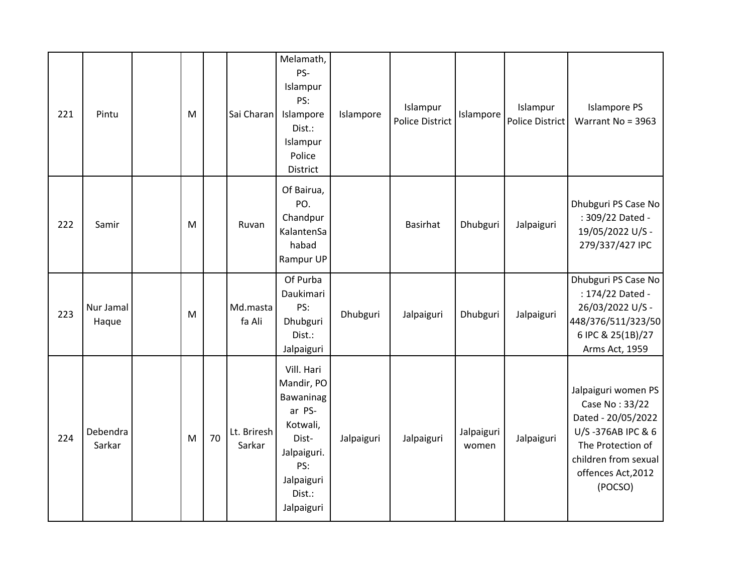| 221 | Pintu | | M | | Sai Charan | Melamath, PS- Islampur PS: Islampore Dist.: Islampur Police District | Islampore | Islampur Police District | Islampore | Islampur Police District | Islampore PS Warrant No = 3963 |
|---|---|---|---|---|---|---|---|---|---|---|---|
| 222 | Samir | | M | | Ruvan | Of Bairua, PO. Chandpur KalantenSahabad Rampur UP | | Basirhat | Dhubguri | Jalpaiguri | Dhubguri PS Case No : 309/22 Dated - 19/05/2022 U/S - 279/337/427 IPC |
| 223 | Nur Jamal Haque | | M | | Md.mastafa Ali | Of Purba Daukimari PS: Dhubguri Dist.: Jalpaiguri | Dhubguri | Jalpaiguri | Dhubguri | Jalpaiguri | Dhubguri PS Case No : 174/22 Dated - 26/03/2022 U/S - 448/376/511/323/506 IPC & 25(1B)/27 Arms Act, 1959 |
| 224 | Debendra Sarkar | | M | 70 | Lt. Briresh Sarkar | Vill. Hari Mandir, PO Bawaninagar PS- Kotwali, Dist- Jalpaiguri. PS: Jalpaiguri Dist.: Jalpaiguri | Jalpaiguri | Jalpaiguri | Jalpaiguri women | Jalpaiguri | Jalpaiguri women PS Case No : 33/22 Dated - 20/05/2022 U/S -376AB IPC & 6 The Protection of children from sexual offences Act,2012 (POCSO) |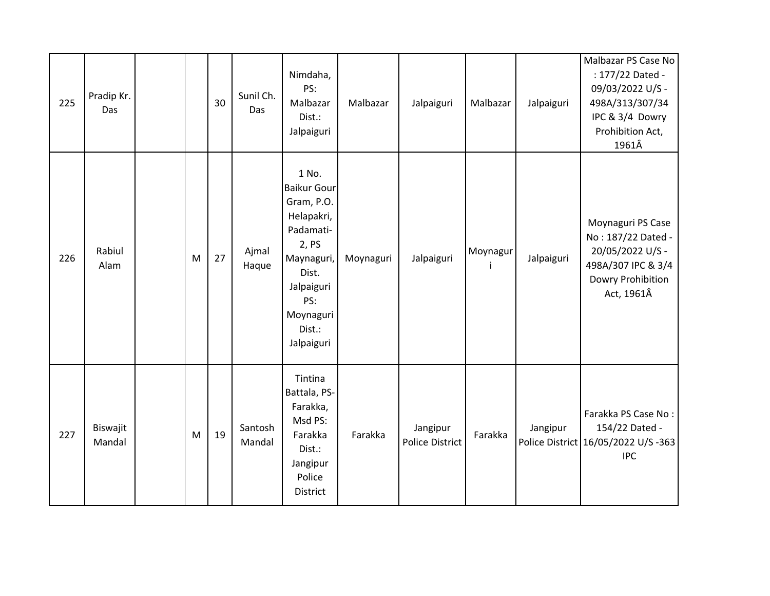| 225 | Pradip Kr. Das | | | 30 | Sunil Ch. Das | Nimdaha, PS: Malbazar Dist.: Jalpaiguri | Malbazar | Jalpaiguri | Malbazar | Jalpaiguri | Malbazar PS Case No : 177/22 Dated - 09/03/2022 U/S - 498A/313/307/34 IPC & 3/4 Dowry Prohibition Act, 1961Â |
|---|---|---|---|---|---|---|---|---|---|---|---|
| 226 | Rabiul Alam | | M | 27 | Ajmal Haque | 1 No. Baikur Gour Gram, P.O. Helapakri, Padamati-2, PS Maynaguri, Dist. Jalpaiguri PS: Moynaguri Dist.: Jalpaiguri | Moynaguri | Jalpaiguri | Moynaguri | Jalpaiguri | Moynaguri PS Case No : 187/22 Dated - 20/05/2022 U/S - 498A/307 IPC & 3/4 Dowry Prohibition Act, 1961Â |
| 227 | Biswajit Mandal | | M | 19 | Santosh Mandal | Tintina Battala, PS-Farakka, Msd PS: Farakka Dist.: Jangipur Police District | Farakka | Jangipur Police District | Farakka | Jangipur Police District | Farakka PS Case No : 154/22 Dated - 16/05/2022 U/S -363 IPC |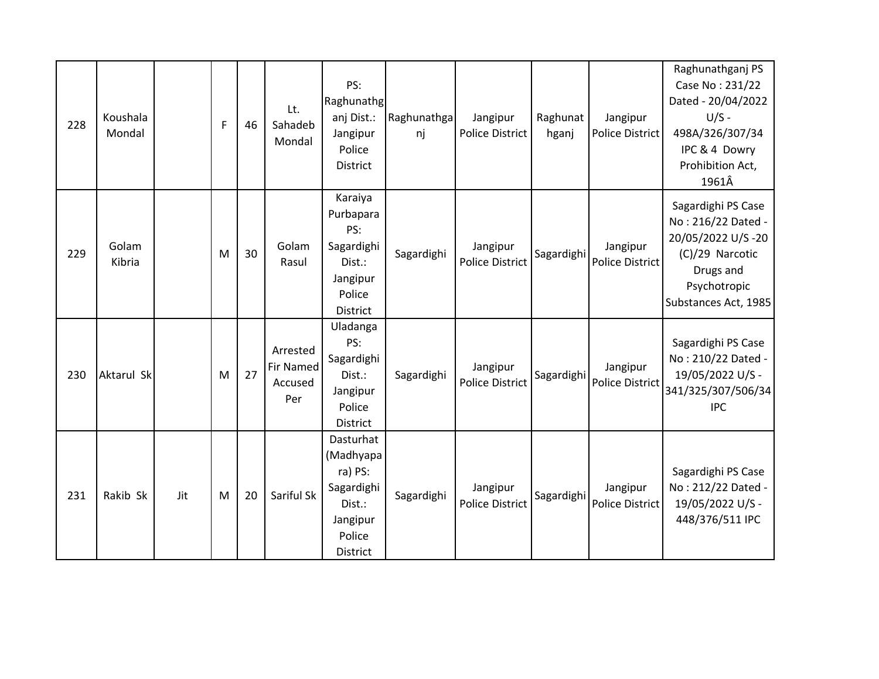| 228 | Koushala Mondal | | F | 46 | Lt. Sahadeb Mondal | PS: Raghunathganj Dist.: Jangipur Police District | Raghunathganj | Jangipur Police District | Raghunathganj | Jangipur Police District | Raghunathganj PS Case No : 231/22 Dated - 20/04/2022 U/S - 498A/326/307/34 IPC & 4 Dowry Prohibition Act, 1961Â |
|---|---|---|---|---|---|---|---|---|---|---|---|
| 229 | Golam Kibria | | M | 30 | Golam Rasul | Karaiya Purbapara PS: Sagardighi Dist.: Jangipur Police District | Sagardighi | Jangipur Police District | Sagardighi | Jangipur Police District | Sagardighi PS Case No : 216/22 Dated - 20/05/2022 U/S -20 (C)/29 Narcotic Drugs and Psychotropic Substances Act, 1985 |
| 230 | Aktarul Sk | | M | 27 | Arrested Fir Named Accused Per | Uladanga PS: Sagardighi Dist.: Jangipur Police District | Sagardighi | Jangipur Police District | Sagardighi | Jangipur Police District | Sagardighi PS Case No : 210/22 Dated - 19/05/2022 U/S - 341/325/307/506/34 IPC |
| 231 | Rakib Sk | Jit | M | 20 | Sariful Sk | Dasturhat (Madhyapara) PS: Sagardighi Dist.: Jangipur Police District | Sagardighi | Jangipur Police District | Sagardighi | Jangipur Police District | Sagardighi PS Case No : 212/22 Dated - 19/05/2022 U/S - 448/376/511 IPC |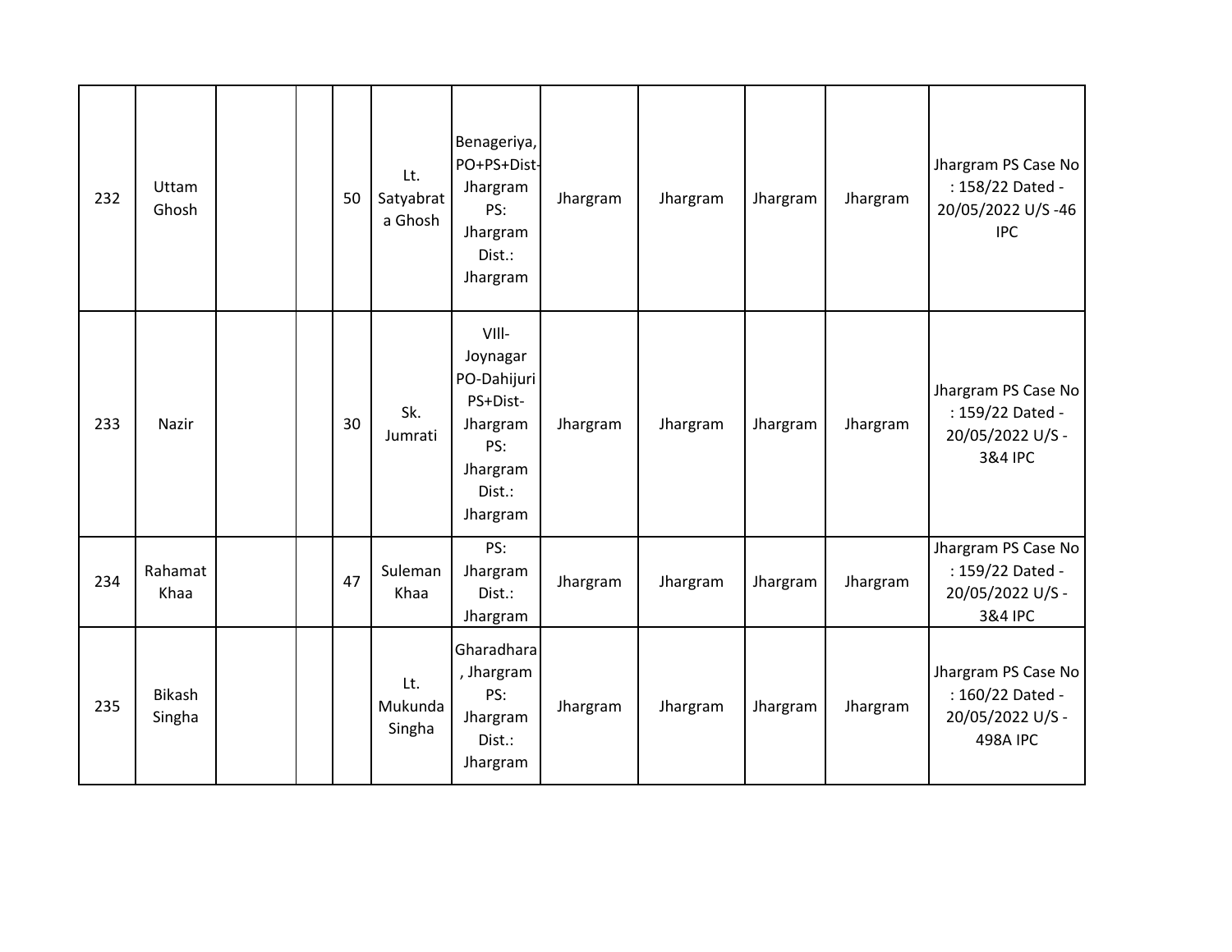| | | | | | | | | | | | |
|---|---|---|---|---|---|---|---|---|---|---|---|
| 232 | Uttam Ghosh | | | 50 | Lt. Satyabrata Ghosh | Benageriya, PO+PS+Dist-Jhargram PS: Jhargram Dist.: Jhargram | Jhargram | Jhargram | Jhargram | Jhargram | Jhargram PS Case No : 158/22 Dated - 20/05/2022 U/S -46 IPC |
| 233 | Nazir | | | 30 | Sk. Jumrati | VIll-Joynagar PO-Dahijuri PS+Dist-Jhargram PS: Jhargram Dist.: Jhargram | Jhargram | Jhargram | Jhargram | Jhargram | Jhargram PS Case No : 159/22 Dated - 20/05/2022 U/S - 3&4 IPC |
| 234 | Rahamat Khaa | | | 47 | Suleman Khaa | PS: Jhargram Dist.: Jhargram | Jhargram | Jhargram | Jhargram | Jhargram | Jhargram PS Case No : 159/22 Dated - 20/05/2022 U/S - 3&4 IPC |
| 235 | Bikash Singha | | | | Lt. Mukunda Singha | Gharadhara , Jhargram PS: Jhargram Dist.: Jhargram | Jhargram | Jhargram | Jhargram | Jhargram | Jhargram PS Case No : 160/22 Dated - 20/05/2022 U/S - 498A IPC |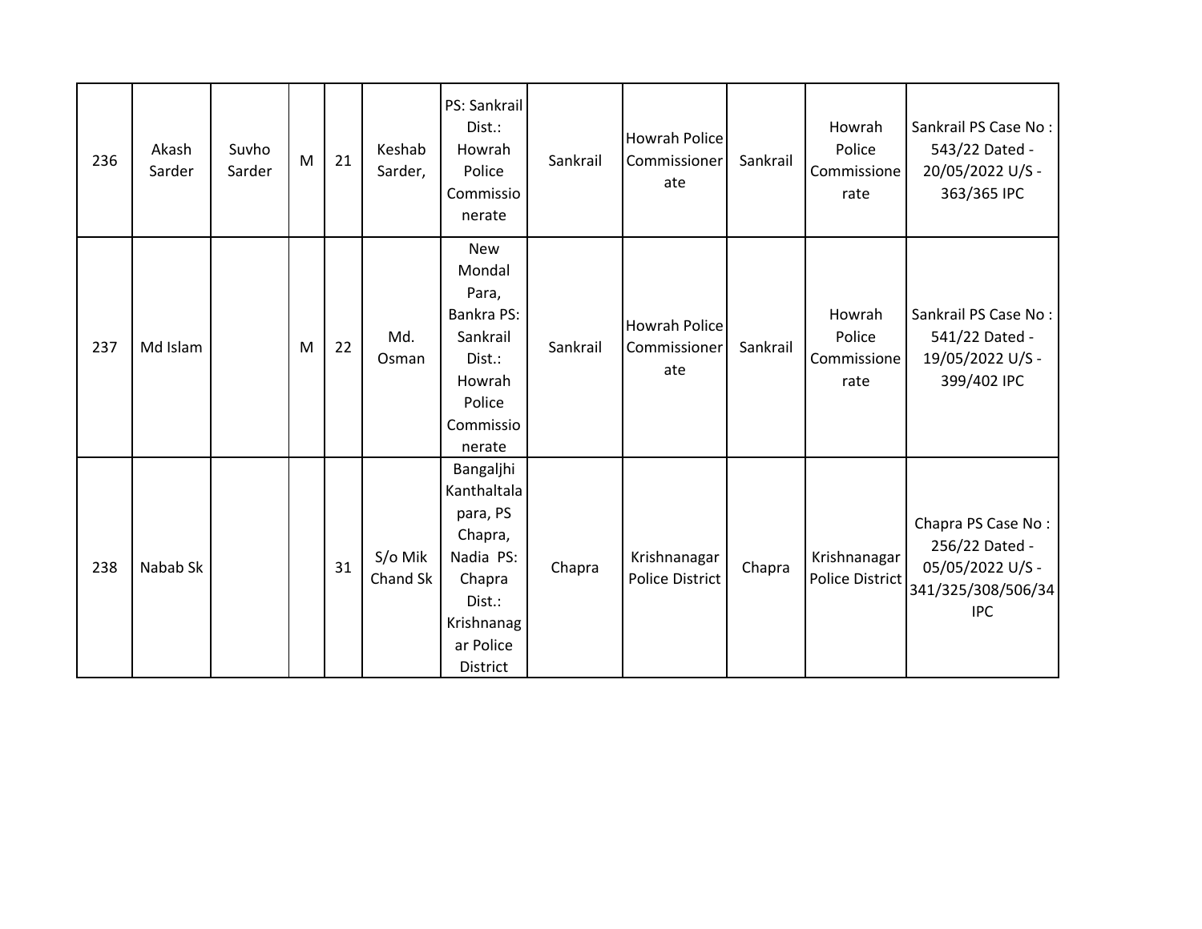| 236 | Akash Sarder | Suvho Sarder | M | 21 | Keshab Sarder, | PS: Sankrail Dist.: Howrah Police Commissionerate | Sankrail | Howrah Police Commissionerate | Sankrail | Howrah Police Commissionerate | Sankrail PS Case No : 543/22 Dated - 20/05/2022 U/S - 363/365 IPC |
|---|---|---|---|---|---|---|---|---|---|---|---|
| 237 | Md Islam | | M | 22 | Md. Osman | New Mondal Para, Bankra PS: Sankrail Dist.: Howrah Police Commissionerate | Sankrail | Howrah Police Commissionerate | Sankrail | Howrah Police Commissionerate | Sankrail PS Case No : 541/22 Dated - 19/05/2022 U/S - 399/402 IPC |
| 238 | Nabab Sk | | | 31 | S/o Mik Chand Sk | Bangaljhi Kanthaltala para, PS Chapra, Nadia PS: Chapra Dist.: Krishnanagar Police District | Chapra | Krishnanagar Police District | Chapra | Krishnanagar Police District | Chapra PS Case No : 256/22 Dated - 05/05/2022 U/S - 341/325/308/506/34 IPC |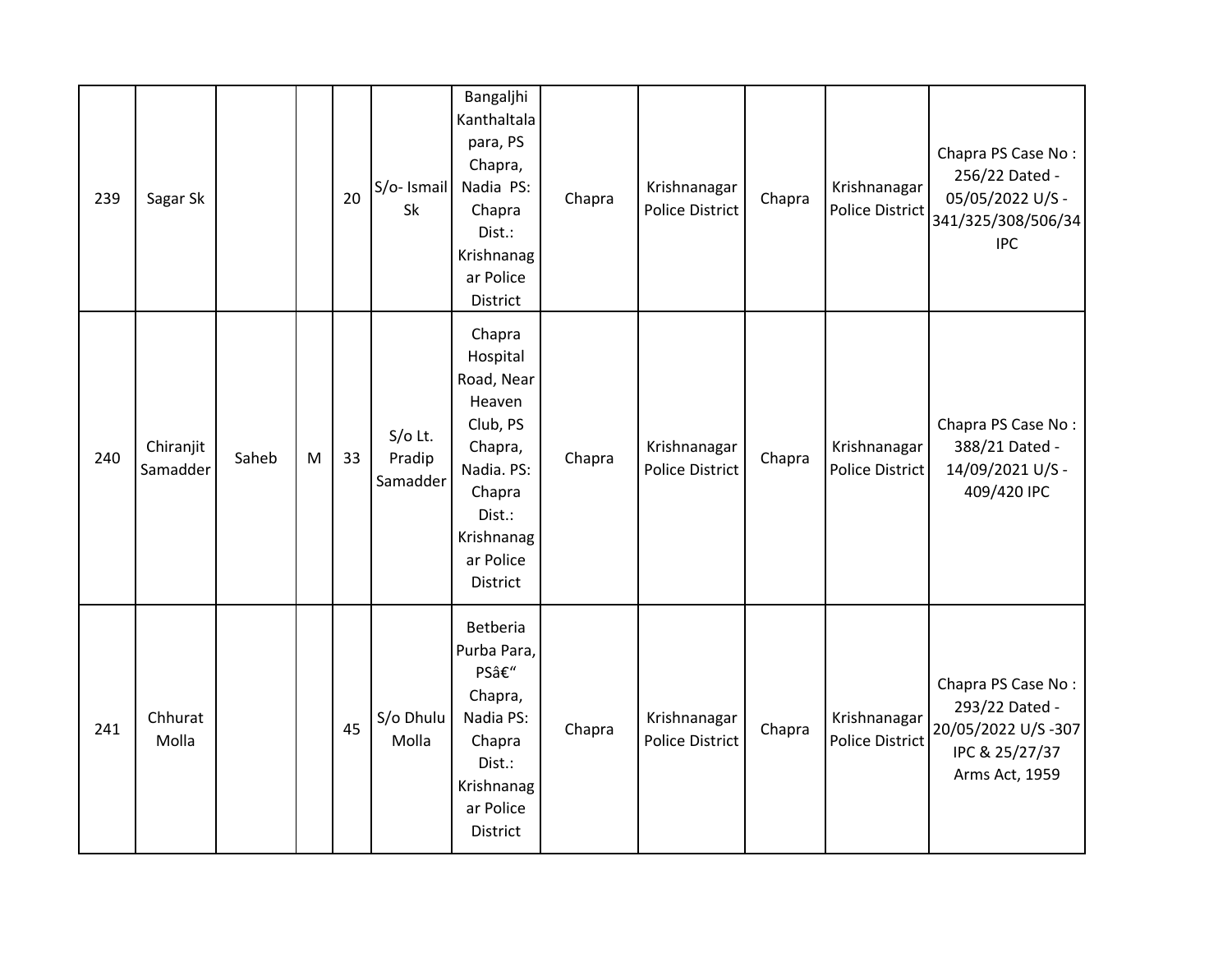| | | | | | | | | | | | |
|---|---|---|---|---|---|---|---|---|---|---|---|
| 239 | Sagar Sk | | | 20 | S/o- Ismail Sk | Bangaljhi Kanthaltala para, PS Chapra, Nadia PS: Chapra Dist.: Krishnanagar Police District | Chapra | Krishnanagar Police District | Chapra | Krishnanagar Police District | Chapra PS Case No : 256/22 Dated - 05/05/2022 U/S - 341/325/308/506/34 IPC |
| 240 | Chiranjit Samadder | Saheb | M | 33 | S/o Lt. Pradip Samadder | Chapra Hospital Road, Near Heaven Club, PS Chapra, Nadia. PS: Chapra Dist.: Krishnanagar Police District | Chapra | Krishnanagar Police District | Chapra | Krishnanagar Police District | Chapra PS Case No : 388/21 Dated - 14/09/2021 U/S - 409/420 IPC |
| 241 | Chhurat Molla | | | 45 | S/o Dhulu Molla | Betberia Purba Para, PSâ€" Chapra, Nadia PS: Chapra Dist.: Krishnanagar Police District | Chapra | Krishnanagar Police District | Chapra | Krishnanagar Police District | Chapra PS Case No : 293/22 Dated - 20/05/2022 U/S -307 IPC & 25/27/37 Arms Act, 1959 |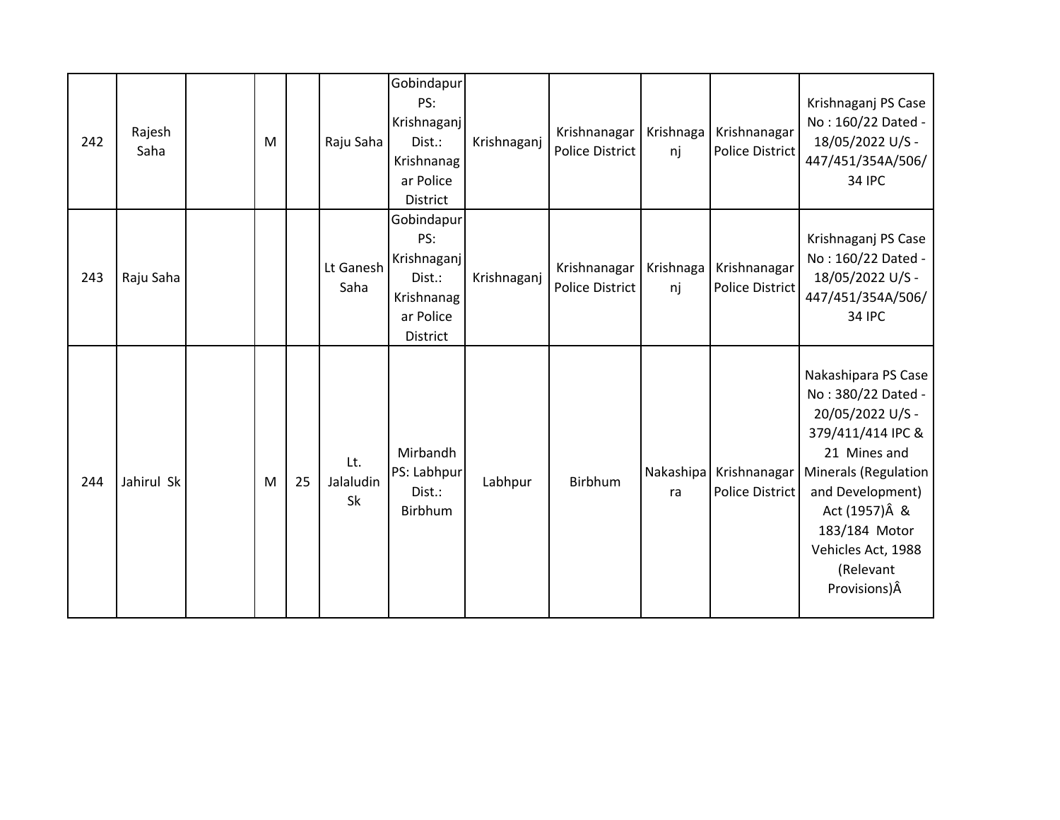| | | | | | | | | | | | |
|---|---|---|---|---|---|---|---|---|---|---|---|
| 242 | Rajesh Saha | | M | | Raju Saha | Gobindapur PS: Krishnaganj Dist.: Krishnanagar Police District | Krishnaganj | Krishnanagar Police District | Krishnaganj | Krishnanagar Police District | Krishnaganj PS Case No : 160/22 Dated - 18/05/2022 U/S - 447/451/354A/506/34 IPC |
| 243 | Raju Saha | | | | Lt Ganesh Saha | Gobindapur PS: Krishnaganj Dist.: Krishnanagar Police District | Krishnaganj | Krishnanagar Police District | Krishnaganj | Krishnanagar Police District | Krishnaganj PS Case No : 160/22 Dated - 18/05/2022 U/S - 447/451/354A/506/34 IPC |
| 244 | Jahirul Sk | | M | 25 | Lt. Jalaludin Sk | Mirbandh PS: Labhpur Dist.: Birbhum | Labhpur | Birbhum | Nakashipara | Krishnanagar Police District | Nakashipara PS Case No : 380/22 Dated - 20/05/2022 U/S - 379/411/414 IPC & 21 Mines and Minerals (Regulation and Development) Act (1957)Â & 183/184 Motor Vehicles Act, 1988 (Relevant Provisions)Â |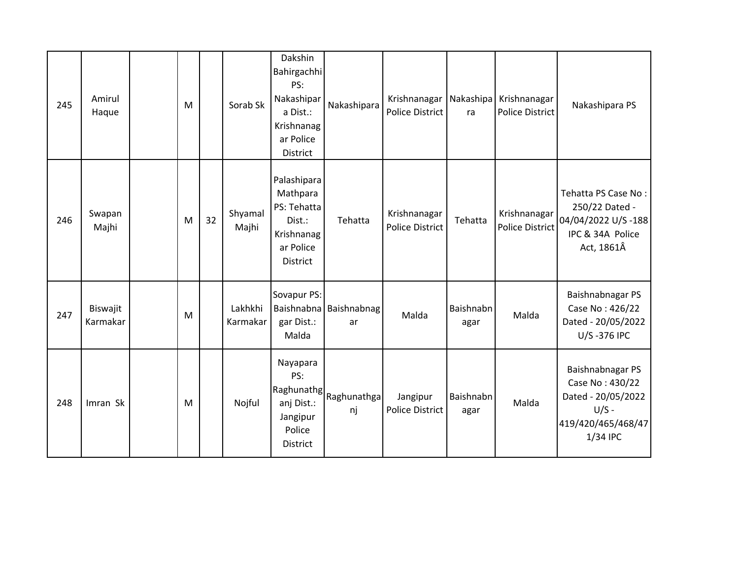| | | | | | | | | | | | |
|---|---|---|---|---|---|---|---|---|---|---|---|
| 245 | Amirul Haque | | M | | Sorab Sk | Dakshin Bahirgachhi PS: Nakashipara Dist.: Krishnanagar Police District | Nakashipara | Krishnanagar Police District | Nakashipara | Krishnanagar Police District | Nakashipara PS |
| 246 | Swapan Majhi | | M | 32 | Shyamal Majhi | Palashipara Mathpara PS: Tehatta Dist.: Krishnanagar Police District | Tehatta | Krishnanagar Police District | Tehatta | Krishnanagar Police District | Tehatta PS Case No : 250/22 Dated - 04/04/2022 U/S -188 IPC & 34A Police Act, 1861Â |
| 247 | Biswajit Karmakar | | M | | Lakhkhi Karmakar | Sovapur PS: Baishnabnagar Dist.: Malda | Baishnabnagar | Malda | Baishnabnagar | Malda | Baishnabnagar PS Case No : 426/22 Dated - 20/05/2022 U/S -376 IPC |
| 248 | Imran Sk | | M | | Nojful | Nayapara PS: Raghunathganj Dist.: Jangipur Police District | Raghunathganj | Jangipur Police District | Baishnabnagar | Malda | Baishnabnagar PS Case No : 430/22 Dated - 20/05/2022 U/S - 419/420/465/468/471/34 IPC |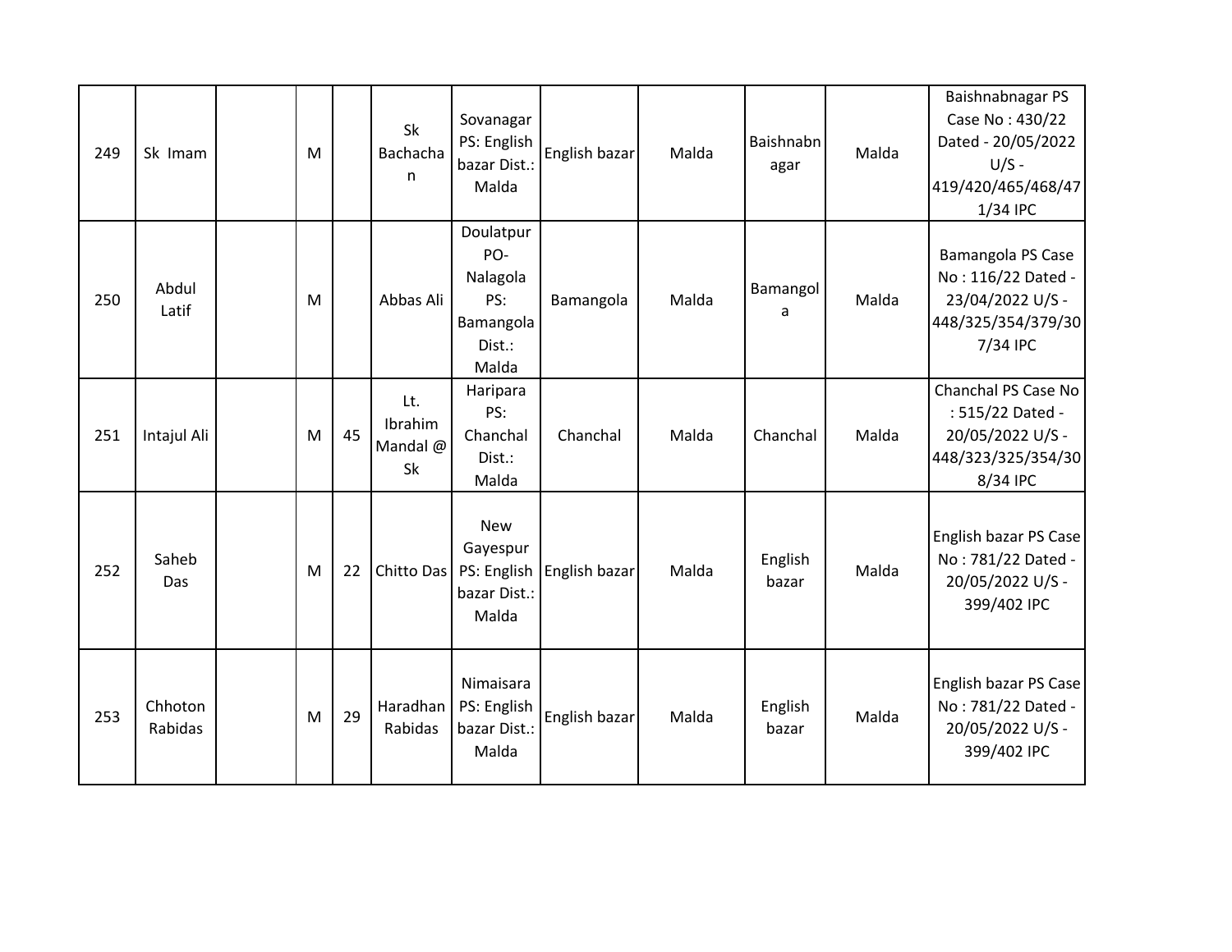| 249 | Sk Imam | | M | | Sk Bachachan | Sovanagar PS: English bazar Dist.: Malda | English bazar | Malda | Baishnabnagar | Malda | Baishnabnagar PS Case No : 430/22 Dated - 20/05/2022 U/S - 419/420/465/468/471/34 IPC |
|---|---|---|---|---|---|---|---|---|---|---|---|
| 250 | Abdul Latif | | M | | Abbas Ali | Doulatpur PO- Nalagola PS: Bamangola Dist.: Malda | Bamangola | Malda | Bamangola | Malda | Bamangola PS Case No : 116/22 Dated - 23/04/2022 U/S - 448/325/354/379/307/34 IPC |
| 251 | Intajul Ali | | M | 45 | Lt. Ibrahim Mandal @ Sk | Haripara PS: Chanchal Dist.: Malda | Chanchal | Malda | Chanchal | Malda | Chanchal PS Case No : 515/22 Dated - 20/05/2022 U/S - 448/323/325/354/308/34 IPC |
| 252 | Saheb Das | | M | 22 | Chitto Das | New Gayespur PS: English bazar Dist.: Malda | English bazar | Malda | English bazar | Malda | English bazar PS Case No : 781/22 Dated - 20/05/2022 U/S - 399/402 IPC |
| 253 | Chhoton Rabidas | | M | 29 | Haradhan Rabidas | Nimaisara PS: English bazar Dist.: Malda | English bazar | Malda | English bazar | Malda | English bazar PS Case No : 781/22 Dated - 20/05/2022 U/S - 399/402 IPC |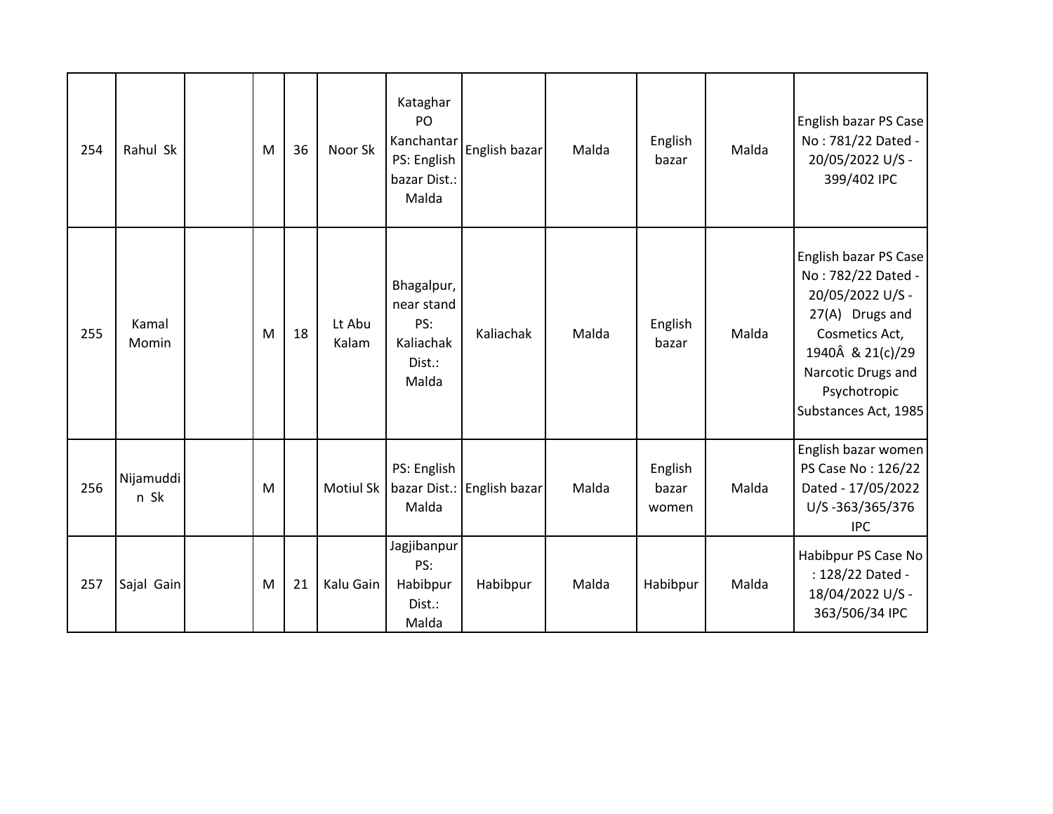| 254 | Rahul Sk | | M | 36 | Noor Sk | Kataghar PO Kanchantar PS: English bazar Dist.: Malda | English bazar | Malda | English bazar | Malda | English bazar PS Case No : 781/22 Dated - 20/05/2022 U/S - 399/402 IPC |
|---|---|---|---|---|---|---|---|---|---|---|---|
| 255 | Kamal Momin | | M | 18 | Lt Abu Kalam | Bhagalpur, near stand PS: Kaliachak Dist.: Malda | Kaliachak | Malda | English bazar | Malda | English bazar PS Case No : 782/22 Dated - 20/05/2022 U/S - 27(A) Drugs and Cosmetics Act, 1940Â & 21(c)/29 Narcotic Drugs and Psychotropic Substances Act, 1985 |
| 256 | Nijamuddin Sk | | M | | Motiul Sk | PS: English bazar Dist.: Malda | English bazar | Malda | English bazar women | Malda | English bazar women PS Case No : 126/22 Dated - 17/05/2022 U/S -363/365/376 IPC |
| 257 | Sajal Gain | | M | 21 | Kalu Gain | Jagjibanpur PS: Habibpur Dist.: Malda | Habibpur | Malda | Habibpur | Malda | Habibpur PS Case No : 128/22 Dated - 18/04/2022 U/S - 363/506/34 IPC |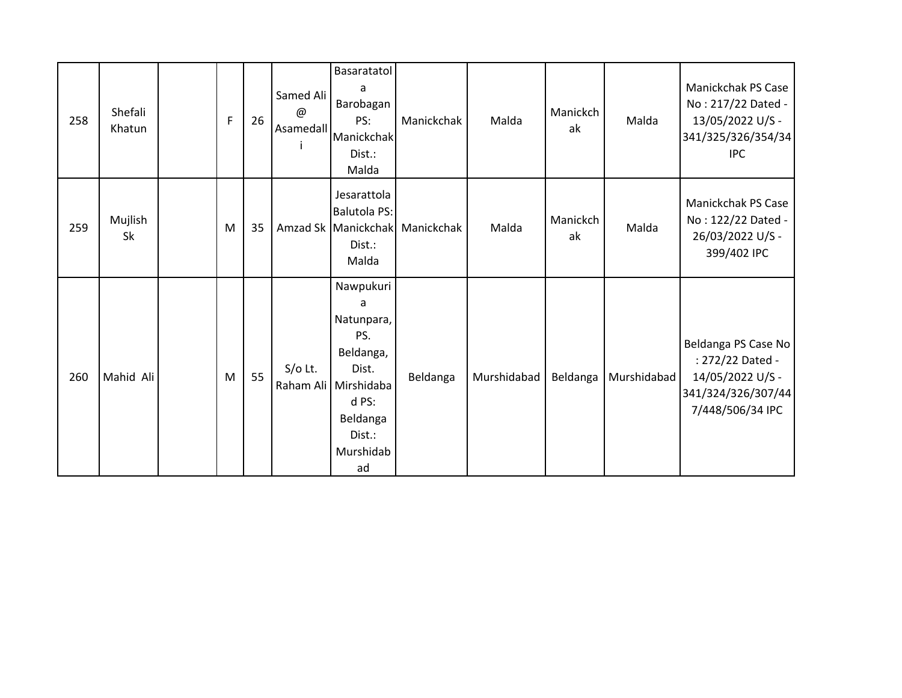| 258 | Shefali Khatun | | F | 26 | Samed Ali @ Asamedalli | Basaratatola Barobagan PS: Manickchak Dist.: Malda | Manickchak | Malda | Manickchak | Malda | Manickchak PS Case No : 217/22 Dated - 13/05/2022 U/S - 341/325/326/354/34 IPC |
|---|---|---|---|---|---|---|---|---|---|---|---|
| 259 | Mujlish Sk | | M | 35 | Amzad Sk | Jesarattola Balutola PS: Manickchak Dist.: Malda | Manickchak | Malda | Manickchak | Malda | Manickchak PS Case No : 122/22 Dated - 26/03/2022 U/S - 399/402 IPC |
| 260 | Mahid Ali | | M | 55 | S/o Lt. Raham Ali | Nawpukuria Natunpara, PS. Beldanga, Dist. Mirshidabad PS: Beldanga Dist.: Murshidabad | Beldanga | Murshidabad | Beldanga | Murshidabad | Beldanga PS Case No : 272/22 Dated - 14/05/2022 U/S - 341/324/326/307/447/448/506/34 IPC |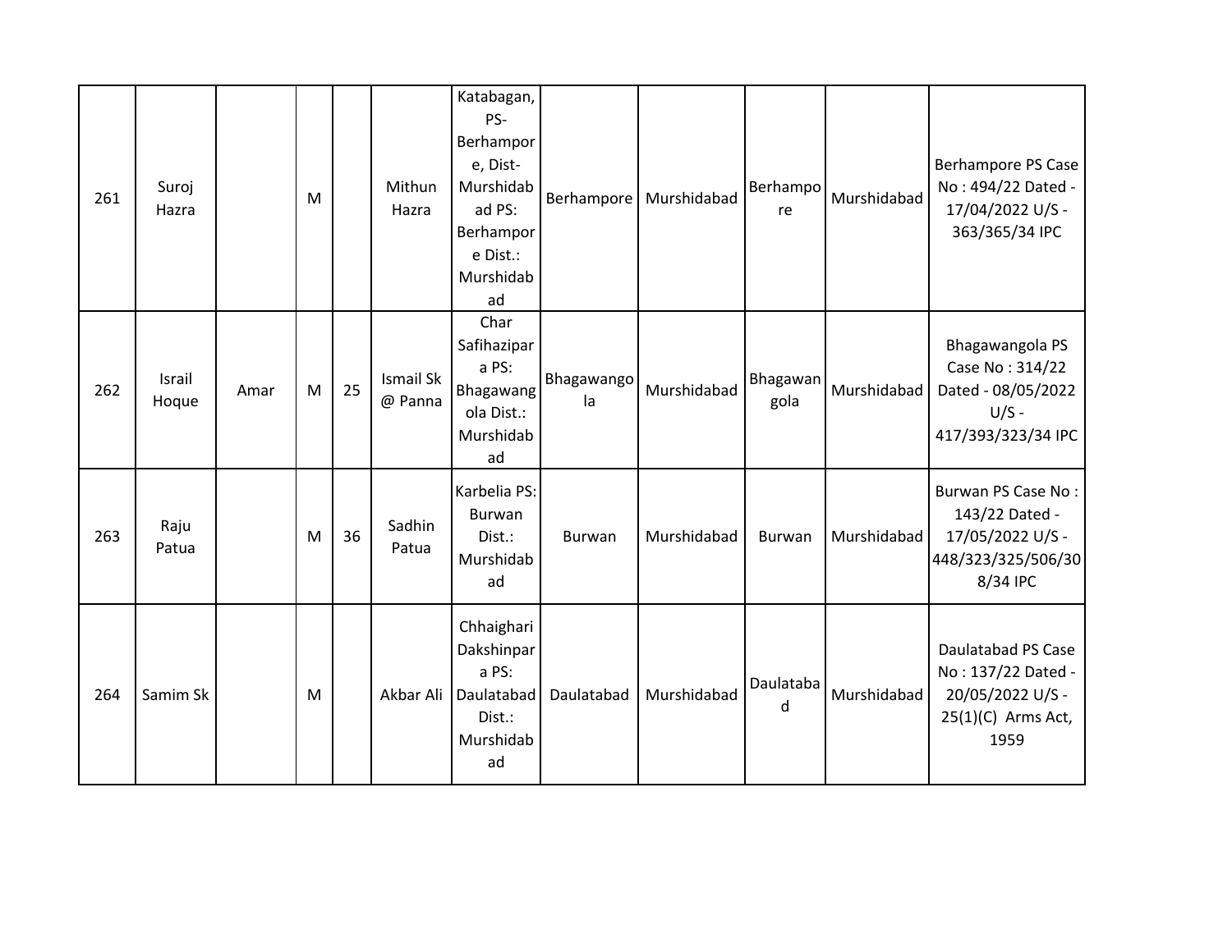| | | | | | | | | | | | |
|---|---|---|---|---|---|---|---|---|---|---|---|
| 261 | Suroj Hazra | | M | | Mithun Hazra | Katabagan, PS- Berhampore, Dist- Murshidabad PS: Berhampore Dist.: Murshidabad | Berhampore | Murshidabad | Berhampore | Murshidabad | Berhampore PS Case No : 494/22 Dated - 17/04/2022 U/S - 363/365/34 IPC |
| 262 | Israil Hoque | Amar | M | 25 | Ismail Sk @ Panna | Char Safihazipara PS: Bhagawangola Dist.: Murshidabad | Bhagawangola | Murshidabad | Bhagawangola | Murshidabad | Bhagawangola PS Case No : 314/22 Dated - 08/05/2022 U/S - 417/393/323/34 IPC |
| 263 | Raju Patua | | M | 36 | Sadhin Patua | Karbelia PS: Burwan Dist.: Murshidabad | Burwan | Murshidabad | Burwan | Murshidabad | Burwan PS Case No : 143/22 Dated - 17/05/2022 U/S - 448/323/325/506/308/34 IPC |
| 264 | Samim Sk | | M | | Akbar Ali | Chhaighari Dakshinpara PS: Daulatabad Dist.: Murshidabad | Daulatabad | Murshidabad | Daulatabad | Murshidabad | Daulatabad PS Case No : 137/22 Dated - 20/05/2022 U/S - 25(1)(C) Arms Act, 1959 |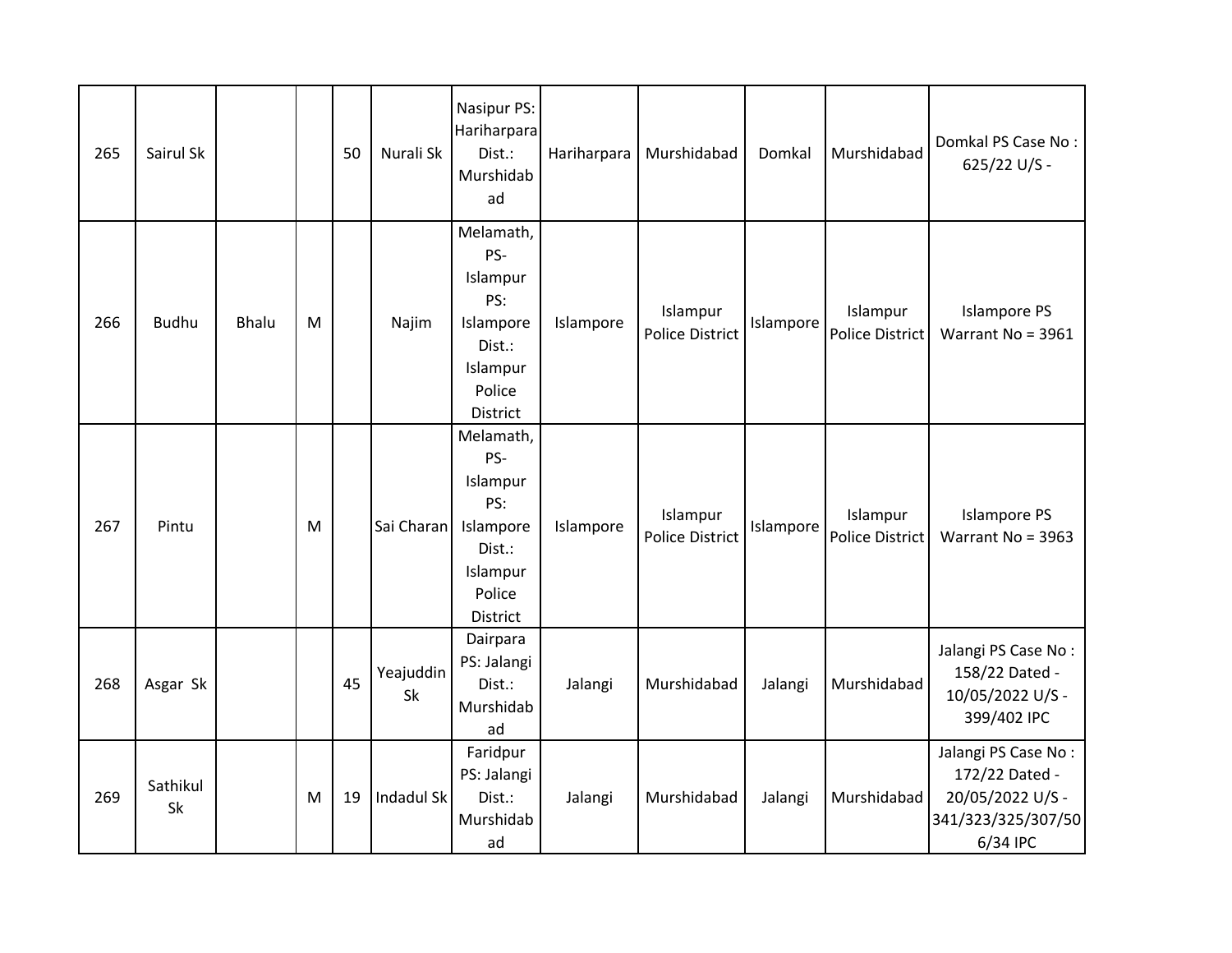| 265 | Sairul Sk | | | 50 | Nurali Sk | Nasipur PS: Hariharpara Dist.: Murshidabad | Hariharpara | Murshidabad | Domkal | Murshidabad | Domkal PS Case No : 625/22 U/S - |
|---|---|---|---|---|---|---|---|---|---|---|---|
| 266 | Budhu | Bhalu | M | | Najim | Melamath, PS- Islampur PS: Islampore Dist.: Islampur Police District | Islampore | Islampur Police District | Islampore | Islampur Police District | Islampore PS Warrant No = 3961 |
| 267 | Pintu | | M | | Sai Charan | Melamath, PS- Islampur PS: Islampore Dist.: Islampur Police District | Islampore | Islampur Police District | Islampore | Islampur Police District | Islampore PS Warrant No = 3963 |
| 268 | Asgar Sk | | | 45 | Yeajuddin Sk | Dairpara PS: Jalangi Dist.: Murshidabad | Jalangi | Murshidabad | Jalangi | Murshidabad | Jalangi PS Case No : 158/22 Dated - 10/05/2022 U/S - 399/402 IPC |
| 269 | Sathikul Sk | | M | 19 | Indadul Sk | Faridpur PS: Jalangi Dist.: Murshidabad | Jalangi | Murshidabad | Jalangi | Murshidabad | Jalangi PS Case No : 172/22 Dated - 20/05/2022 U/S - 341/323/325/307/506/34 IPC |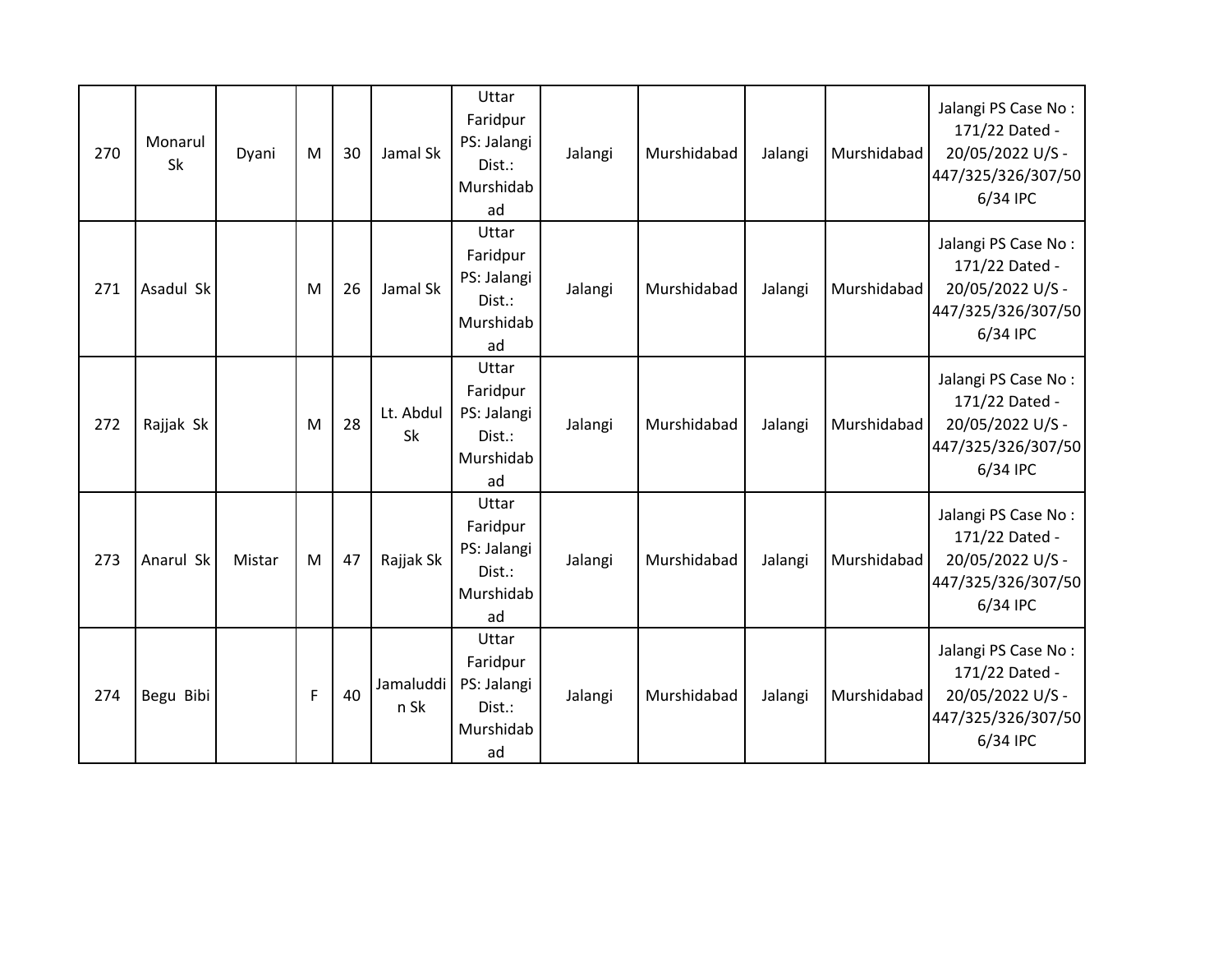| 270 | Monarul Sk | Dyani | M | 30 | Jamal Sk | Uttar Faridpur PS: Jalangi Dist.: Murshidabad | Jalangi | Murshidabad | Jalangi | Murshidabad | Jalangi PS Case No : 171/22 Dated - 20/05/2022 U/S - 447/325/326/307/506/34 IPC |
|---|---|---|---|---|---|---|---|---|---|---|---|
| 271 | Asadul Sk | | M | 26 | Jamal Sk | Uttar Faridpur PS: Jalangi Dist.: Murshidabad | Jalangi | Murshidabad | Jalangi | Murshidabad | Jalangi PS Case No : 171/22 Dated - 20/05/2022 U/S - 447/325/326/307/506/34 IPC |
| 272 | Rajjak Sk | | M | 28 | Lt. Abdul Sk | Uttar Faridpur PS: Jalangi Dist.: Murshidabad | Jalangi | Murshidabad | Jalangi | Murshidabad | Jalangi PS Case No : 171/22 Dated - 20/05/2022 U/S - 447/325/326/307/506/34 IPC |
| 273 | Anarul Sk | Mistar | M | 47 | Rajjak Sk | Uttar Faridpur PS: Jalangi Dist.: Murshidabad | Jalangi | Murshidabad | Jalangi | Murshidabad | Jalangi PS Case No : 171/22 Dated - 20/05/2022 U/S - 447/325/326/307/506/34 IPC |
| 274 | Begu Bibi | | F | 40 | Jamaluddin Sk | Uttar Faridpur PS: Jalangi Dist.: Murshidabad | Jalangi | Murshidabad | Jalangi | Murshidabad | Jalangi PS Case No : 171/22 Dated - 20/05/2022 U/S - 447/325/326/307/506/34 IPC |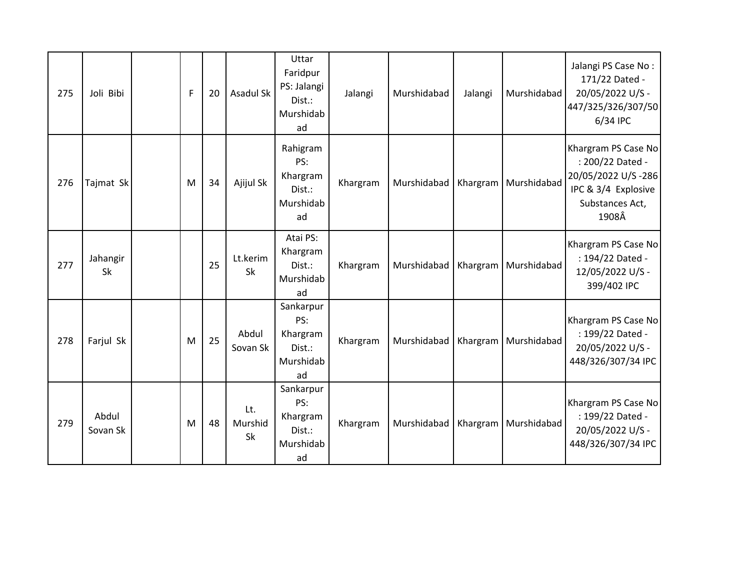| | | | | | | | | | | | |
|---|---|---|---|---|---|---|---|---|---|---|---|
| 275 | Joli Bibi | | F | 20 | Asadul Sk | Uttar Faridpur PS: Jalangi Dist.: Murshidabad | Jalangi | Murshidabad | Jalangi | Murshidabad | Jalangi PS Case No : 171/22 Dated - 20/05/2022 U/S - 447/325/326/307/506/34 IPC |
| 276 | Tajmat Sk | | M | 34 | Ajijul Sk | Rahigram PS: Khargram Dist.: Murshidabad | Khargram | Murshidabad | Khargram | Murshidabad | Khargram PS Case No : 200/22 Dated - 20/05/2022 U/S -286 IPC & 3/4 Explosive Substances Act, 1908Â |
| 277 | Jahangir Sk | | | 25 | Lt.kerim Sk | Atai PS: Khargram Dist.: Murshidabad | Khargram | Murshidabad | Khargram | Murshidabad | Khargram PS Case No : 194/22 Dated - 12/05/2022 U/S - 399/402 IPC |
| 278 | Farjul Sk | | M | 25 | Abdul Sovan Sk | Sankarpur PS: Khargram Dist.: Murshidabad | Khargram | Murshidabad | Khargram | Murshidabad | Khargram PS Case No : 199/22 Dated - 20/05/2022 U/S - 448/326/307/34 IPC |
| 279 | Abdul Sovan Sk | | M | 48 | Lt. Murshid Sk | Sankarpur PS: Khargram Dist.: Murshidabad | Khargram | Murshidabad | Khargram | Murshidabad | Khargram PS Case No : 199/22 Dated - 20/05/2022 U/S - 448/326/307/34 IPC |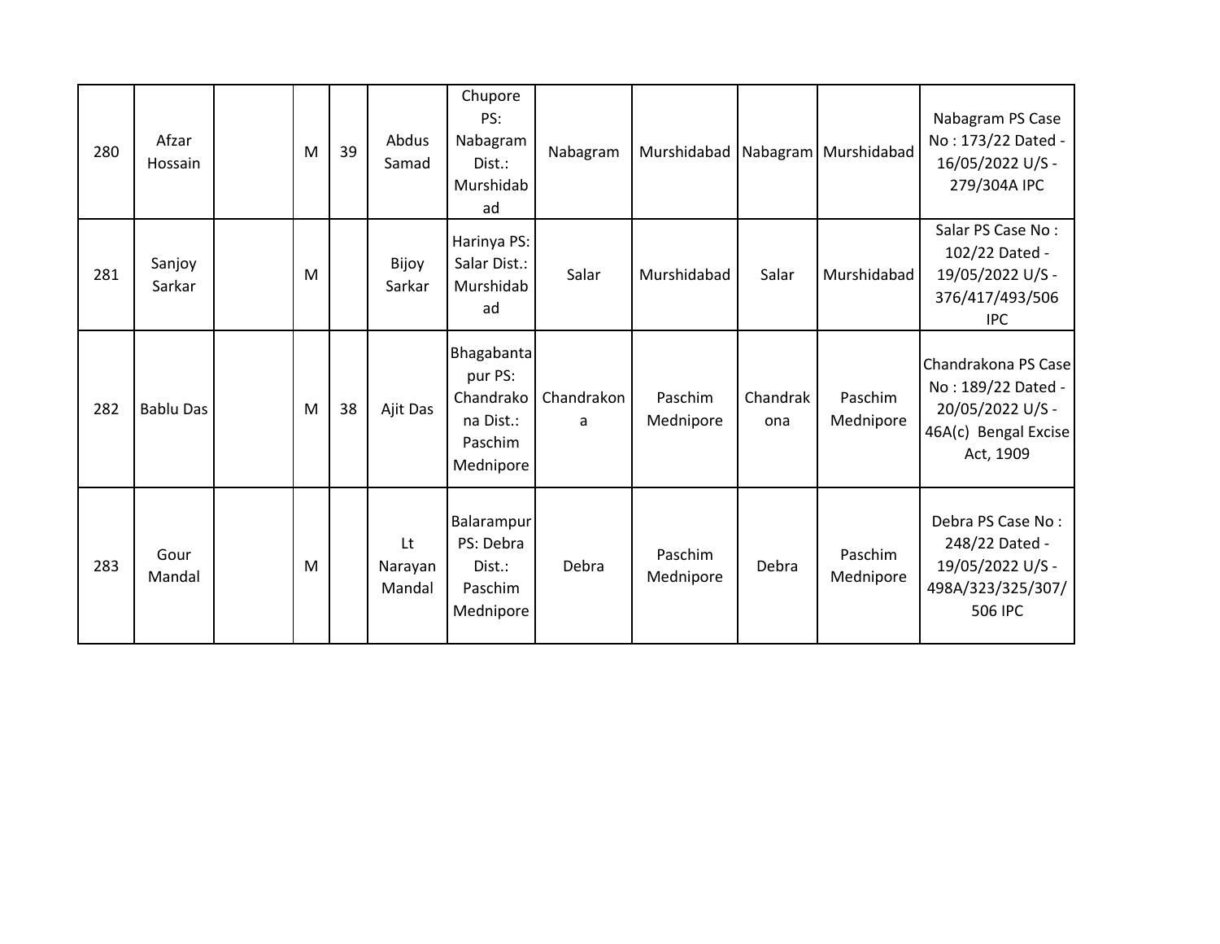| 280 | Afzar Hossain | | M | 39 | Abdus Samad | Chupore PS: Nabagram Dist.: Murshidabad | Nabagram | Murshidabad | Nabagram | Murshidabad | Nabagram PS Case No : 173/22 Dated - 16/05/2022 U/S - 279/304A IPC |
|---|---|---|---|---|---|---|---|---|---|---|---|
| 281 | Sanjoy Sarkar | | M | | Bijoy Sarkar | Harinya PS: Salar Dist.: Murshidabad | Salar | Murshidabad | Salar | Murshidabad | Salar PS Case No : 102/22 Dated - 19/05/2022 U/S - 376/417/493/506 IPC |
| 282 | Bablu Das | | M | 38 | Ajit Das | Bhagabantapur PS: Chandrakona Dist.: Paschim Mednipore | Chandrakona | Paschim Mednipore | Chandrakona | Paschim Mednipore | Chandrakona PS Case No : 189/22 Dated - 20/05/2022 U/S - 46A(c) Bengal Excise Act, 1909 |
| 283 | Gour Mandal | | M | | Lt Narayan Mandal | Balarampur PS: Debra Dist.: Paschim Mednipore | Debra | Paschim Mednipore | Debra | Paschim Mednipore | Debra PS Case No : 248/22 Dated - 19/05/2022 U/S - 498A/323/325/307/506 IPC |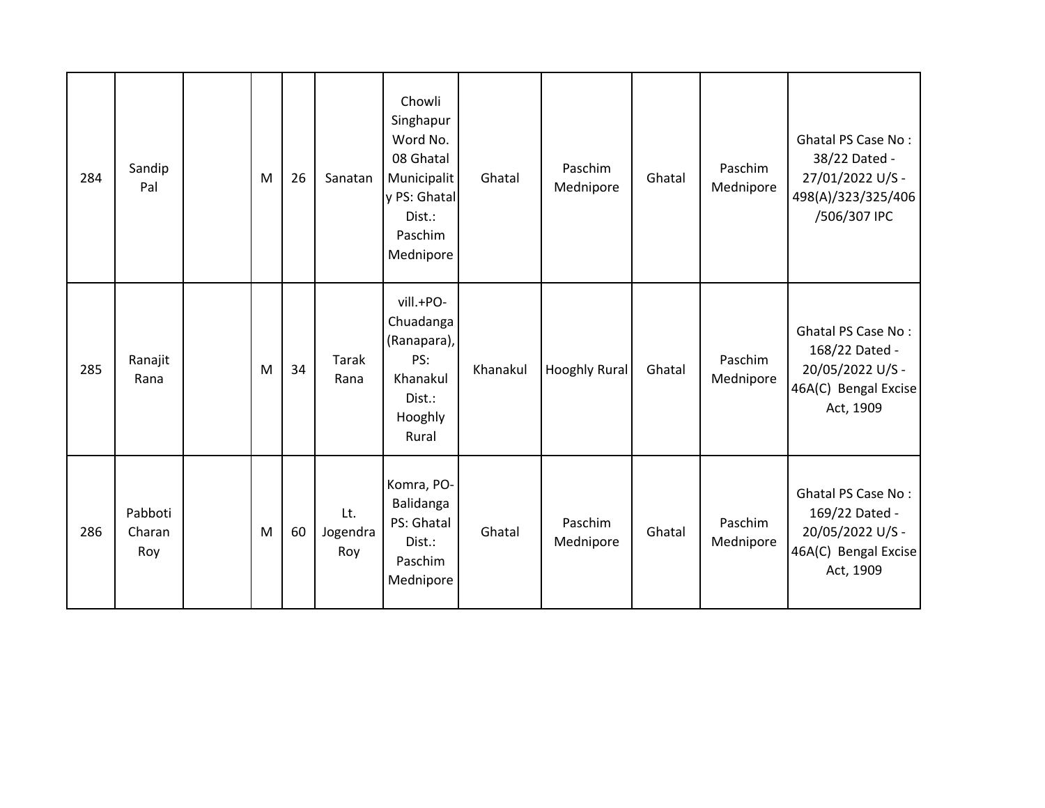| 284 | Sandip Pal | | M | 26 | Sanatan | Chowli Singhapur Word No. 08 Ghatal Municipality PS: Ghatal Dist.: Paschim Mednipore | Ghatal | Paschim Mednipore | Ghatal | Paschim Mednipore | Ghatal PS Case No : 38/22 Dated - 27/01/2022 U/S - 498(A)/323/325/406/506/307 IPC |
|---|---|---|---|---|---|---|---|---|---|---|---|
| 285 | Ranajit Rana | | M | 34 | Tarak Rana | vill.+PO- Chuadanga (Ranapara), PS: Khanakul Dist.: Hooghly Rural | Khanakul | Hooghly Rural | Ghatal | Paschim Mednipore | Ghatal PS Case No : 168/22 Dated - 20/05/2022 U/S - 46A(C) Bengal Excise Act, 1909 |
| 286 | Pabboti Charan Roy | | M | 60 | Lt. Jogendra Roy | Komra, PO- Balidanga PS: Ghatal Dist.: Paschim Mednipore | Ghatal | Paschim Mednipore | Ghatal | Paschim Mednipore | Ghatal PS Case No : 169/22 Dated - 20/05/2022 U/S - 46A(C) Bengal Excise Act, 1909 |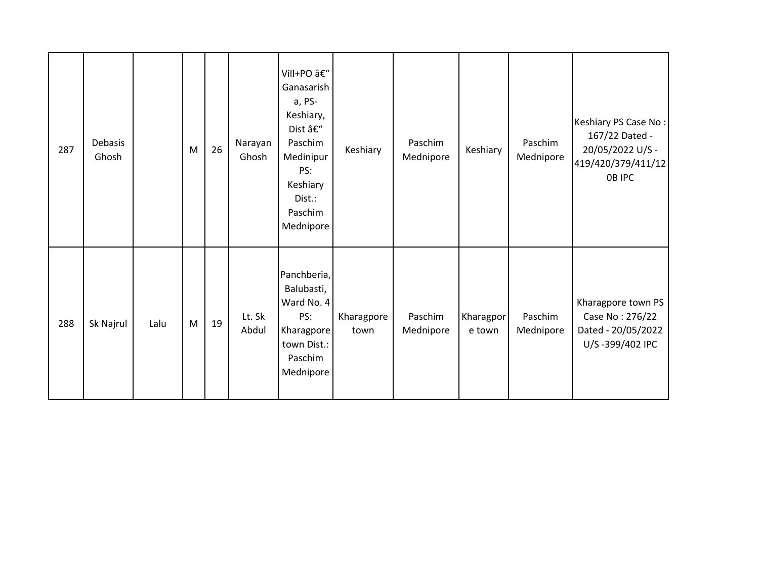| | | | | | | | | | | | |
|---|---|---|---|---|---|---|---|---|---|---|---|
| 287 | Debasis Ghosh | | M | 26 | Narayan Ghosh | Vill+PO â€“ Ganasarisha, PS- Keshiary, Dist â€“ Paschim Medinipur PS: Keshiary Dist.: Paschim Mednipore | Keshiary | Paschim Mednipore | Keshiary | Paschim Mednipore | Keshiary PS Case No : 167/22 Dated - 20/05/2022 U/S - 419/420/379/411/120B IPC |
| 288 | Sk Najrul | Lalu | M | 19 | Lt. Sk Abdul | Panchberia, Balubasti, Ward No. 4 PS: Kharagpore town Dist.: Paschim Mednipore | Kharagpore town | Paschim Mednipore | Kharagpore town | Paschim Mednipore | Kharagpore town PS Case No : 276/22 Dated - 20/05/2022 U/S -399/402 IPC |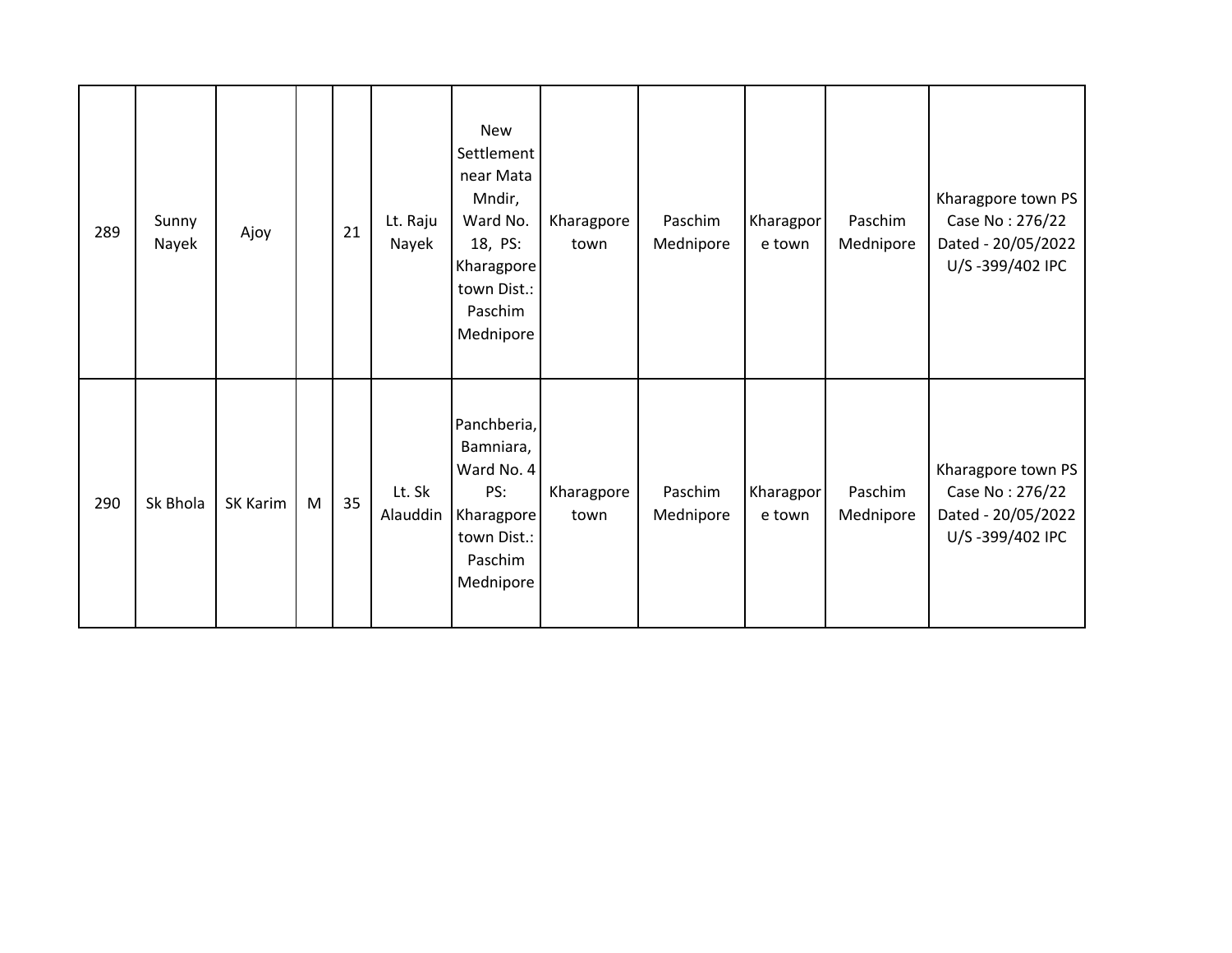| 289 | Sunny Nayek | Ajoy | | 21 | Lt. Raju Nayek | New Settlement near Mata Mndir, Ward No. 18, PS: Kharagpore town Dist.: Paschim Mednipore | Kharagpore town | Paschim Mednipore | Kharagpore town | Paschim Mednipore | Kharagpore town PS Case No : 276/22 Dated - 20/05/2022 U/S -399/402 IPC |
|---|---|---|---|---|---|---|---|---|---|---|---|
| 290 | Sk Bhola | SK Karim | M | 35 | Lt. Sk Alauddin | Panchberia, Bamniara, Ward No. 4 PS: Kharagpore town Dist.: Paschim Mednipore | Kharagpore town | Paschim Mednipore | Kharagpore town | Paschim Mednipore | Kharagpore town PS Case No : 276/22 Dated - 20/05/2022 U/S -399/402 IPC |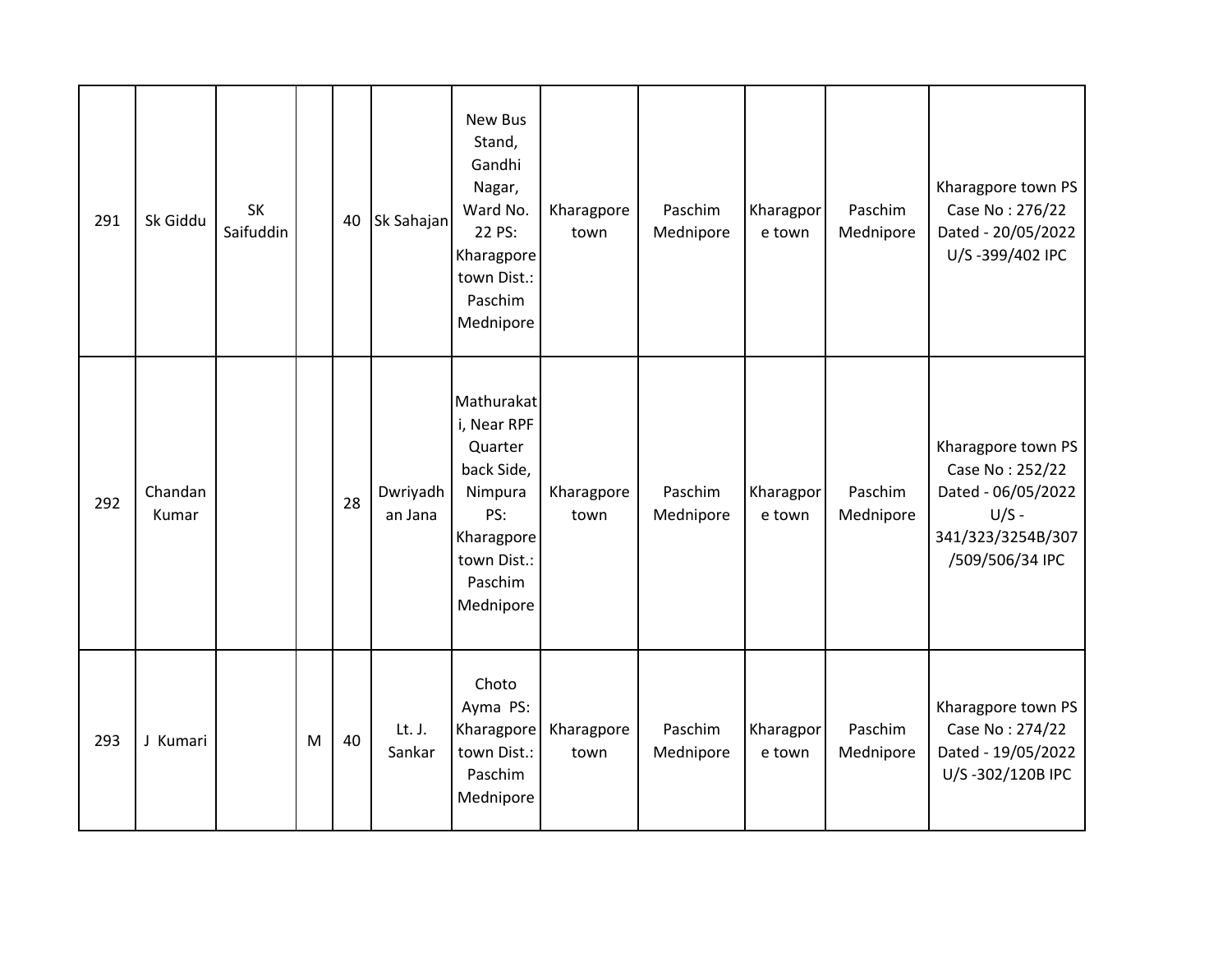| | | | | | | | | | | | |
|---|---|---|---|---|---|---|---|---|---|---|---|
| 291 | Sk Giddu | SK Saifuddin | | 40 | Sk Sahajan | New Bus Stand, Gandhi Nagar, Ward No. 22 PS: Kharagpore town Dist.: Paschim Mednipore | Kharagpore town | Paschim Mednipore | Kharagpore town | Paschim Mednipore | Kharagpore town PS Case No : 276/22 Dated - 20/05/2022 U/S -399/402 IPC |
| 292 | Chandan Kumar | | | 28 | Dwriyadhan Jana | Mathurakati, Near RPF Quarter back Side, Nimpura PS: Kharagpore town Dist.: Paschim Mednipore | Kharagpore town | Paschim Mednipore | Kharagpore town | Paschim Mednipore | Kharagpore town PS Case No : 252/22 Dated - 06/05/2022 U/S - 341/323/3254B/307/509/506/34 IPC |
| 293 | J Kumari | | M | 40 | Lt. J. Sankar | Choto Ayma PS: Kharagpore town Dist.: Paschim Mednipore | Kharagpore town | Paschim Mednipore | Kharagpore town | Paschim Mednipore | Kharagpore town PS Case No : 274/22 Dated - 19/05/2022 U/S -302/120B IPC |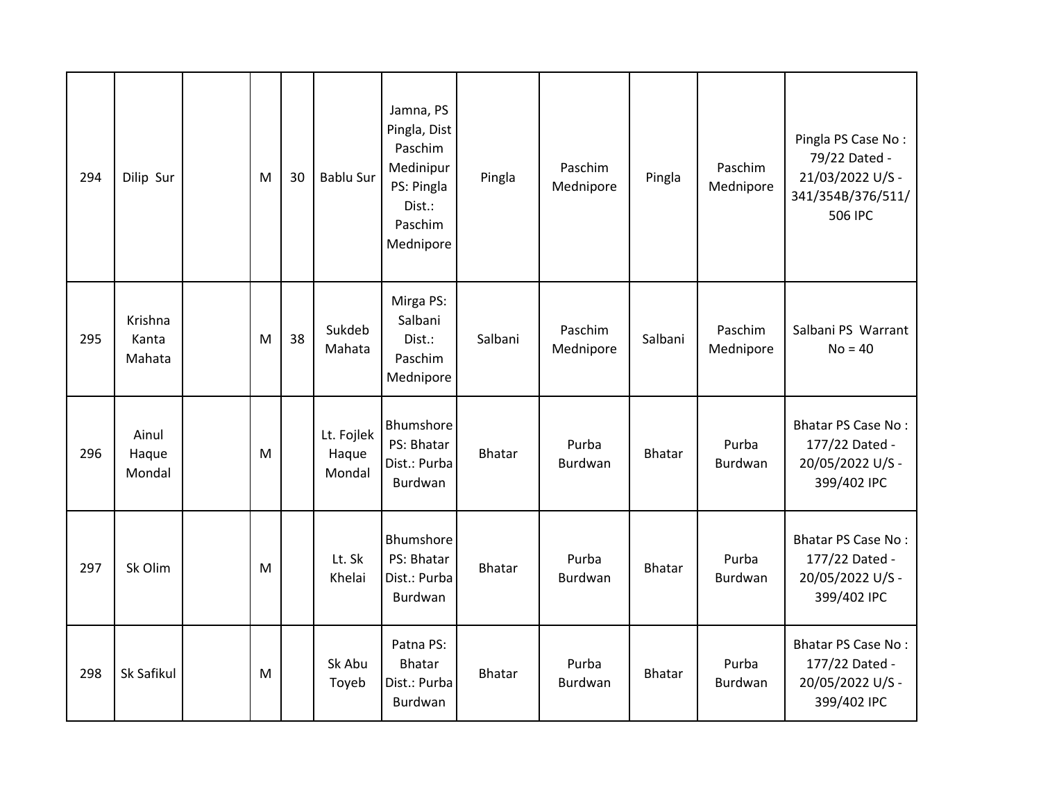| 294 | Dilip Sur | | M | 30 | Bablu Sur | Jamna, PS Pingla, Dist Paschim Medinipur PS: Pingla Dist.: Paschim Mednipore | Pingla | Paschim Mednipore | Pingla | Paschim Mednipore | Pingla PS Case No : 79/22 Dated - 21/03/2022 U/S - 341/354B/376/511/ 506 IPC |
|---|---|---|---|---|---|---|---|---|---|---|---|
| 295 | Krishna Kanta Mahata | | M | 38 | Sukdeb Mahata | Mirga PS: Salbani Dist.: Paschim Mednipore | Salbani | Paschim Mednipore | Salbani | Paschim Mednipore | Salbani PS Warrant No = 40 |
| 296 | Ainul Haque Mondal | | M | | Lt. Fojlek Haque Mondal | Bhumshore PS: Bhatar Dist.: Purba Burdwan | Bhatar | Purba Burdwan | Bhatar | Purba Burdwan | Bhatar PS Case No : 177/22 Dated - 20/05/2022 U/S - 399/402 IPC |
| 297 | Sk Olim | | M | | Lt. Sk Khelai | Bhumshore PS: Bhatar Dist.: Purba Burdwan | Bhatar | Purba Burdwan | Bhatar | Purba Burdwan | Bhatar PS Case No : 177/22 Dated - 20/05/2022 U/S - 399/402 IPC |
| 298 | Sk Safikul | | M | | Sk Abu Toyeb | Patna PS: Bhatar Dist.: Purba Burdwan | Bhatar | Purba Burdwan | Bhatar | Purba Burdwan | Bhatar PS Case No : 177/22 Dated - 20/05/2022 U/S - 399/402 IPC |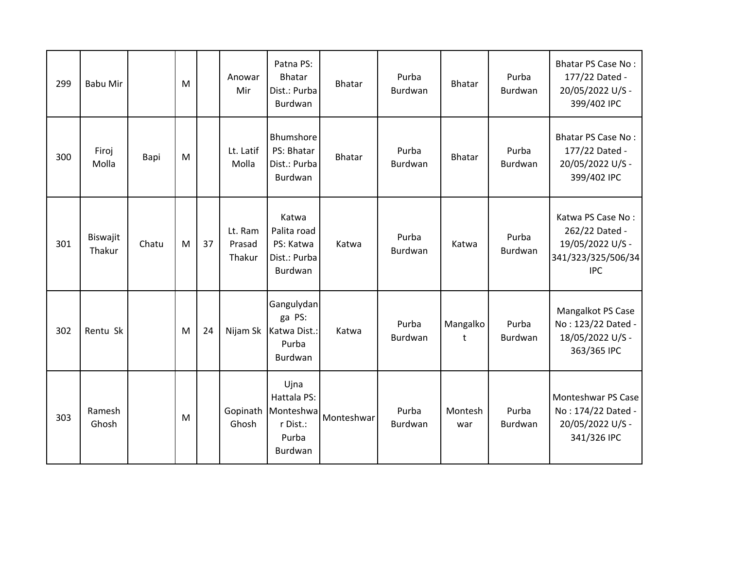| 299 | Babu Mir | | M | | Anowar Mir | Patna PS: Bhatar Dist.: Purba Burdwan | Bhatar | Purba Burdwan | Bhatar | Purba Burdwan | Bhatar PS Case No : 177/22 Dated - 20/05/2022 U/S - 399/402 IPC |
|---|---|---|---|---|---|---|---|---|---|---|---|
| 300 | Firoj Molla | Bapi | M | | Lt. Latif Molla | Bhumshore PS: Bhatar Dist.: Purba Burdwan | Bhatar | Purba Burdwan | Bhatar | Purba Burdwan | Bhatar PS Case No : 177/22 Dated - 20/05/2022 U/S - 399/402 IPC |
| 301 | Biswajit Thakur | Chatu | M | 37 | Lt. Ram Prasad Thakur | Katwa Palita road PS: Katwa Dist.: Purba Burdwan | Katwa | Purba Burdwan | Katwa | Purba Burdwan | Katwa PS Case No : 262/22 Dated - 19/05/2022 U/S - 341/323/325/506/34 IPC |
| 302 | Rentu Sk | | M | 24 | Nijam Sk | Gangulydanga PS: Katwa Dist.: Purba Burdwan | Katwa | Purba Burdwan | Mangalkot | Purba Burdwan | Mangalkot PS Case No : 123/22 Dated - 18/05/2022 U/S - 363/365 IPC |
| 303 | Ramesh Ghosh | | M | | Gopinath Ghosh | Ujna Hattala PS: Monteshwar Dist.: Purba Burdwan | Monteshwar | Purba Burdwan | Monteshwar | Purba Burdwan | Monteshwar PS Case No : 174/22 Dated - 20/05/2022 U/S - 341/326 IPC |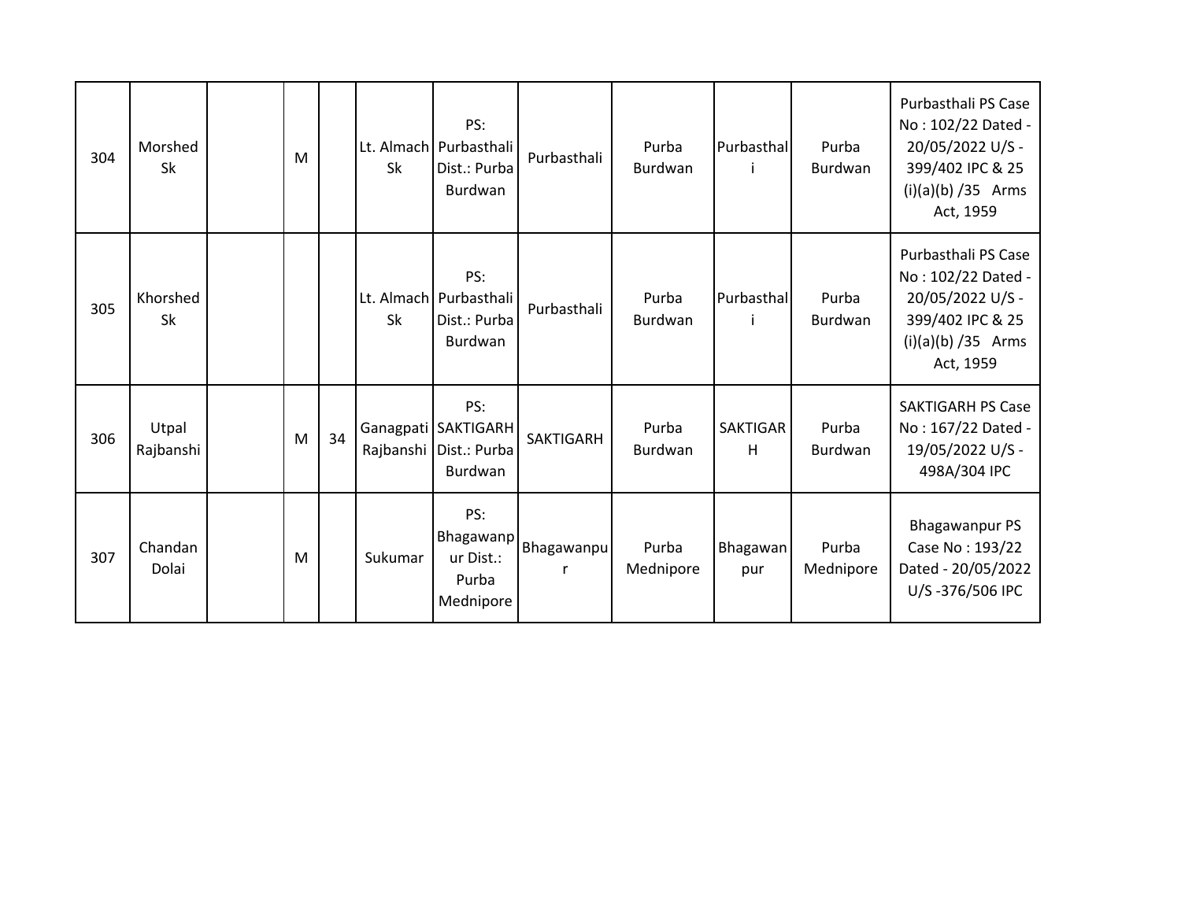| 304 | Morshed Sk | | M | | Lt. Almach Sk | PS: Purbasthali Dist.: Purba Burdwan | Purbasthali | Purba Burdwan | Purbasthali | Purba Burdwan | Purbasthali PS Case No : 102/22 Dated - 20/05/2022 U/S - 399/402 IPC & 25 (i)(a)(b) /35 Arms Act, 1959 |
|---|---|---|---|---|---|---|---|---|---|---|---|
| 305 | Khorshed Sk | | | | Lt. Almach Sk | PS: Purbasthali Dist.: Purba Burdwan | Purbasthali | Purba Burdwan | Purbasthali | Purba Burdwan | Purbasthali PS Case No : 102/22 Dated - 20/05/2022 U/S - 399/402 IPC & 25 (i)(a)(b) /35 Arms Act, 1959 |
| 306 | Utpal Rajbanshi | | M | 34 | Ganagpati Rajbanshi | PS: SAKTIGARH Dist.: Purba Burdwan | SAKTIGARH | Purba Burdwan | SAKTIGARH | Purba Burdwan | SAKTIGARH PS Case No : 167/22 Dated - 19/05/2022 U/S - 498A/304 IPC |
| 307 | Chandan Dolai | | M | | Sukumar | PS: Bhagawanpur Dist.: Purba Mednipore | Bhagawanpur | Purba Mednipore | Bhagawanpur | Purba Mednipore | Bhagawanpur PS Case No : 193/22 Dated - 20/05/2022 U/S -376/506 IPC |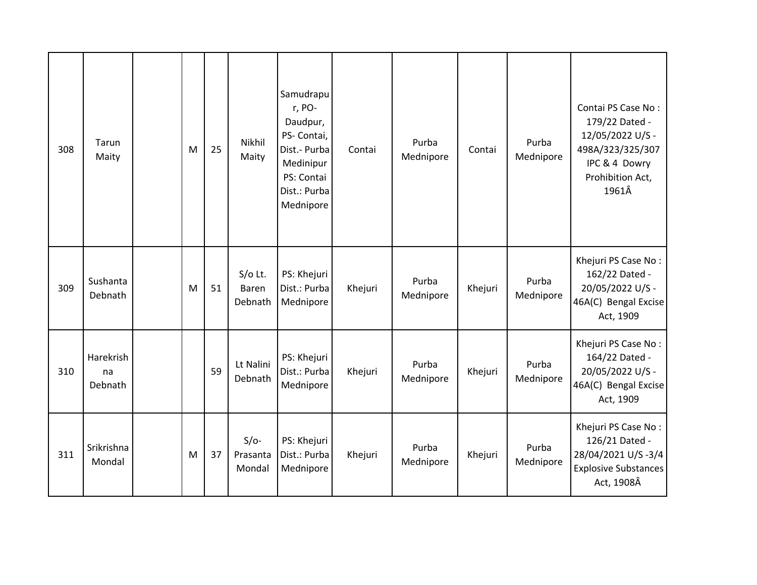| 308 | Tarun Maity | | M | 25 | Nikhil Maity | Samudrapur, PO- Daudpur, PS- Contai, Dist.- Purba Medinipur PS: Contai Dist.: Purba Mednipore | Contai | Purba Mednipore | Contai | Purba Mednipore | Contai PS Case No : 179/22 Dated - 12/05/2022 U/S - 498A/323/325/307 IPC & 4 Dowry Prohibition Act, 1961Â |
|---|---|---|---|---|---|---|---|---|---|---|---|
| 309 | Sushanta Debnath | | M | 51 | S/o Lt. Baren Debnath | PS: Khejuri Dist.: Purba Mednipore | Khejuri | Purba Mednipore | Khejuri | Purba Mednipore | Khejuri PS Case No : 162/22 Dated - 20/05/2022 U/S - 46A(C) Bengal Excise Act, 1909 |
| 310 | Harekrishna Debnath | | | 59 | Lt Nalini Debnath | PS: Khejuri Dist.: Purba Mednipore | Khejuri | Purba Mednipore | Khejuri | Purba Mednipore | Khejuri PS Case No : 164/22 Dated - 20/05/2022 U/S - 46A(C) Bengal Excise Act, 1909 |
| 311 | Srikrishna Mondal | | M | 37 | S/o- Prasanta Mondal | PS: Khejuri Dist.: Purba Mednipore | Khejuri | Purba Mednipore | Khejuri | Purba Mednipore | Khejuri PS Case No : 126/21 Dated - 28/04/2021 U/S -3/4 Explosive Substances Act, 1908Â |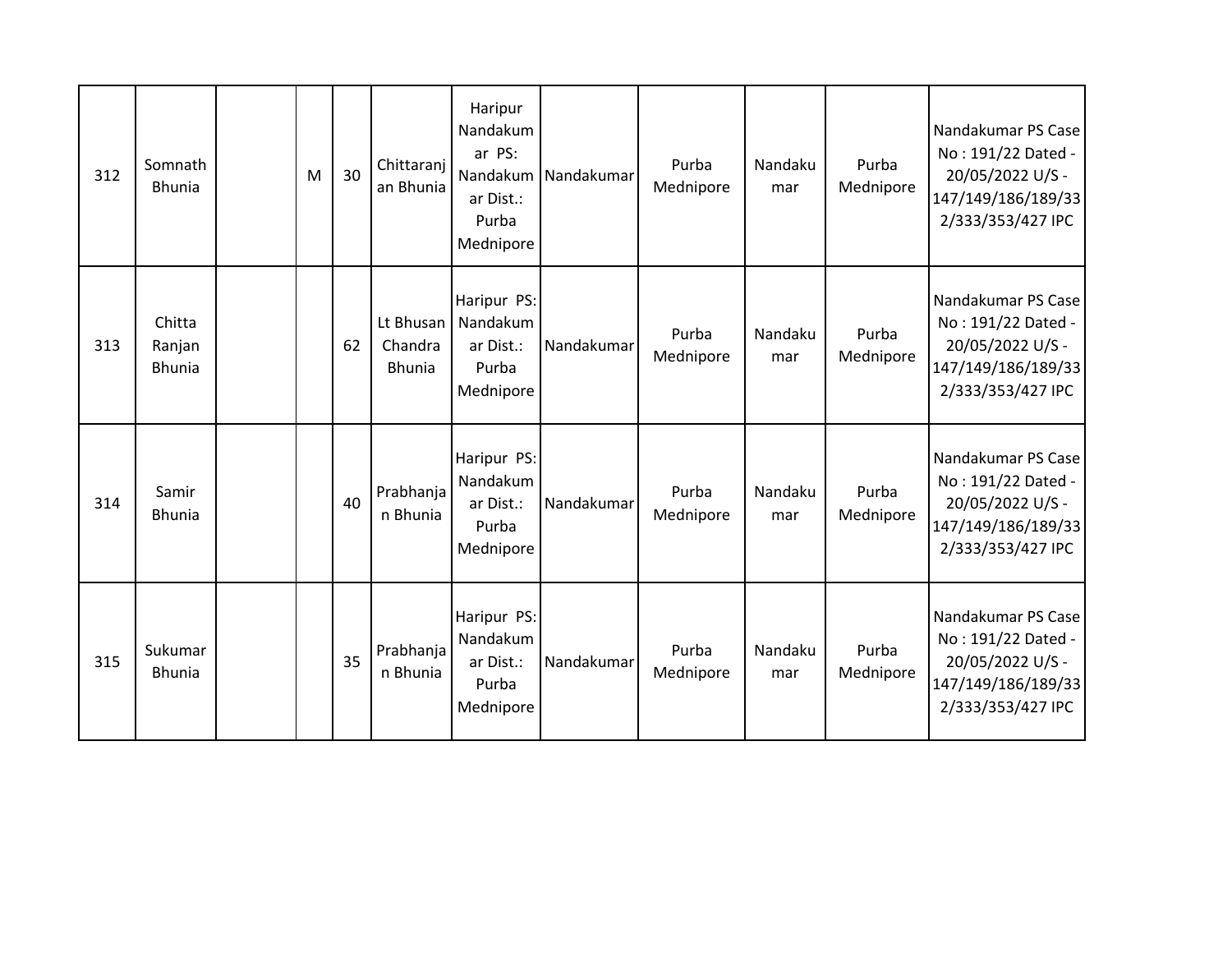| | | | | | | | | | | | |
|---|---|---|---|---|---|---|---|---|---|---|---|
| 312 | Somnath Bhunia | | M | 30 | Chittaranjan Bhunia | Haripur Nandakumar PS: Nandakumar Dist.: Purba Mednipore | Nandakumar | Purba Mednipore | Nandakumar | Purba Mednipore | Nandakumar PS Case No : 191/22 Dated - 20/05/2022 U/S - 147/149/186/189/332/333/353/427 IPC |
| 313 | Chitta Ranjan Bhunia | | | 62 | Lt Bhusan Chandra Bhunia | Haripur PS: Nandakumar Dist.: Purba Mednipore | Nandakumar | Purba Mednipore | Nandakumar | Purba Mednipore | Nandakumar PS Case No : 191/22 Dated - 20/05/2022 U/S - 147/149/186/189/332/333/353/427 IPC |
| 314 | Samir Bhunia | | | 40 | Prabhanjan Bhunia | Haripur PS: Nandakumar Dist.: Purba Mednipore | Nandakumar | Purba Mednipore | Nandakumar | Purba Mednipore | Nandakumar PS Case No : 191/22 Dated - 20/05/2022 U/S - 147/149/186/189/332/333/353/427 IPC |
| 315 | Sukumar Bhunia | | | 35 | Prabhanjan Bhunia | Haripur PS: Nandakumar Dist.: Purba Mednipore | Nandakumar | Purba Mednipore | Nandakumar | Purba Mednipore | Nandakumar PS Case No : 191/22 Dated - 20/05/2022 U/S - 147/149/186/189/332/333/353/427 IPC |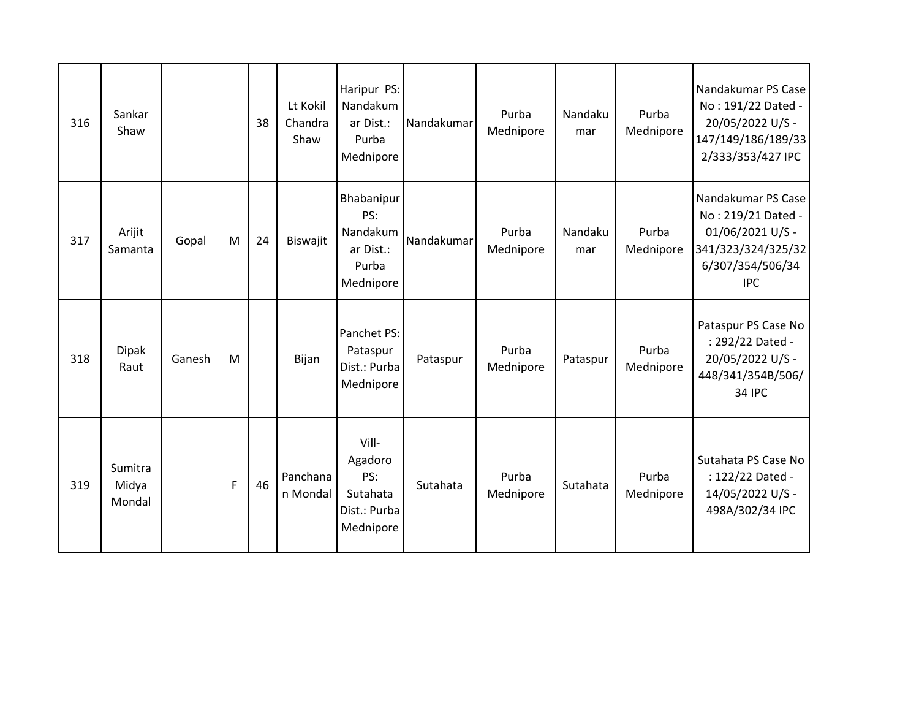| 316 | Sankar Shaw | | | 38 | Lt Kokil Chandra Shaw | Haripur PS: Nandakumar Dist.: Purba Mednipore | Nandakumar | Purba Mednipore | Nandakumar | Purba Mednipore | Nandakumar PS Case No : 191/22 Dated - 20/05/2022 U/S - 147/149/186/189/332/333/353/427 IPC |
|---|---|---|---|---|---|---|---|---|---|---|---|
| 317 | Arijit Samanta | Gopal | M | 24 | Biswajit | Bhabanipur PS: Nandakumar Dist.: Purba Mednipore | Nandakumar | Purba Mednipore | Nandakumar | Purba Mednipore | Nandakumar PS Case No : 219/21 Dated - 01/06/2021 U/S - 341/323/324/325/326/307/354/506/34 IPC |
| 318 | Dipak Raut | Ganesh | M | | Bijan | Panchet PS: Pataspur Dist.: Purba Mednipore | Pataspur | Purba Mednipore | Pataspur | Purba Mednipore | Pataspur PS Case No : 292/22 Dated - 20/05/2022 U/S - 448/341/354B/506/34 IPC |
| 319 | Sumitra Midya Mondal | | F | 46 | Panchanan Mondal | Vill- Agadoro PS: Sutahata Dist.: Purba Mednipore | Sutahata | Purba Mednipore | Sutahata | Purba Mednipore | Sutahata PS Case No : 122/22 Dated - 14/05/2022 U/S - 498A/302/34 IPC |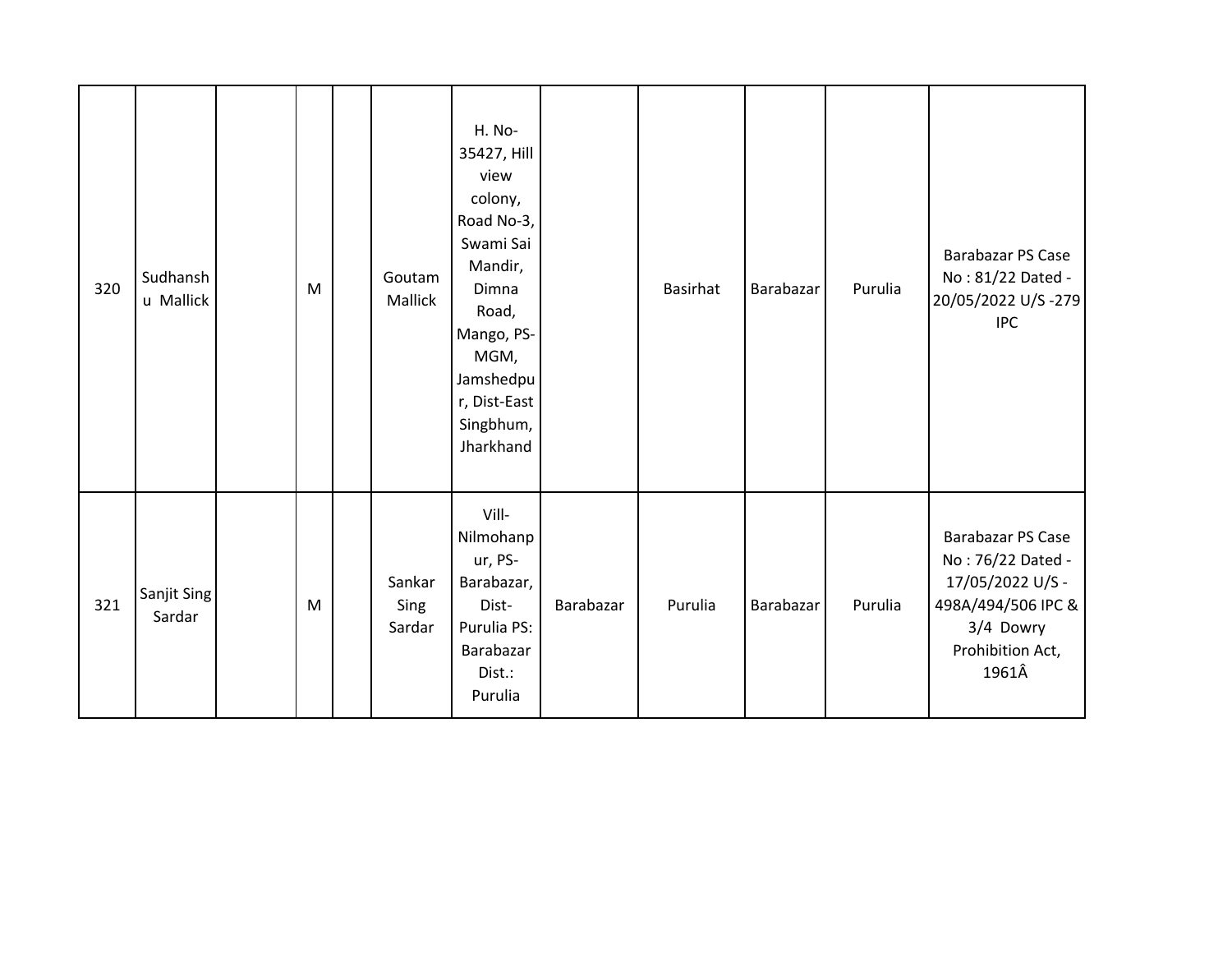| | | | | | | | | | | | |
|---|---|---|---|---|---|---|---|---|---|---|---|
| 320 | Sudhanshu Mallick | | M | | Goutam Mallick | H. No-35427, Hill view colony, Road No-3, Swami Sai Mandir, Dimna Road, Mango, PS-MGM, Jamshedpur, Dist-East Singbhum, Jharkhand | | Basirhat | Barabazar | Purulia | Barabazar PS Case No : 81/22 Dated - 20/05/2022 U/S -279 IPC |
| 321 | Sanjit Sing Sardar | | M | | Sankar Sing Sardar | Vill-Nilmohanpur, PS-Barabazar, Dist-Purulia PS: Barabazar Dist.: Purulia | Barabazar | Purulia | Barabazar | Purulia | Barabazar PS Case No : 76/22 Dated - 17/05/2022 U/S -498A/494/506 IPC & 3/4 Dowry Prohibition Act, 1961Â |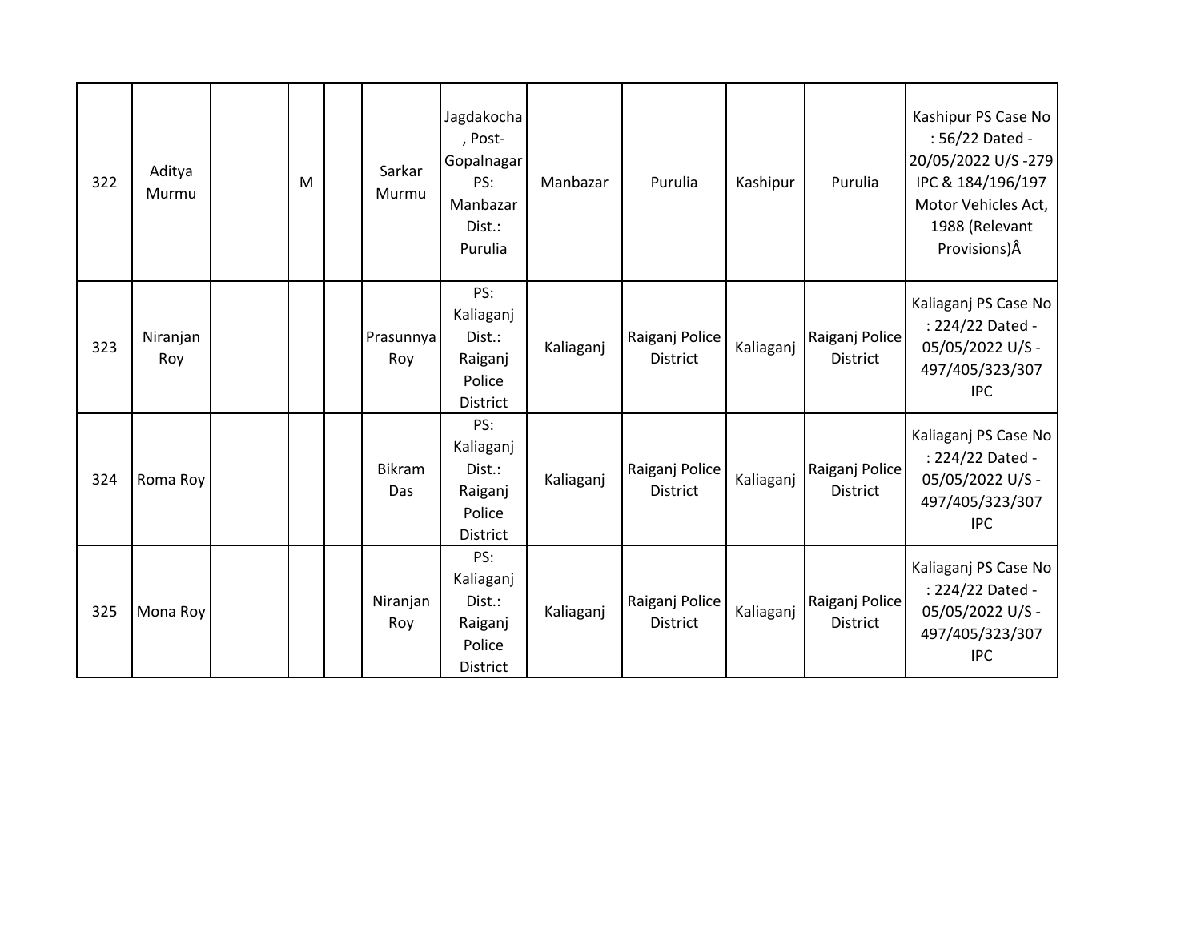| 322 | Aditya Murmu | | M | | Sarkar Murmu | Jagdakocha , Post-Gopalnagar PS: Manbazar Dist.: Purulia | Manbazar | Purulia | Kashipur | Purulia | Kashipur PS Case No : 56/22 Dated - 20/05/2022 U/S -279 IPC & 184/196/197 Motor Vehicles Act, 1988 (Relevant Provisions)Â |
|---|---|---|---|---|---|---|---|---|---|---|---|
| 323 | Niranjan Roy | | | | Prasunnya Roy | PS: Kaliaganj Dist.: Raiganj Police District | Kaliaganj | Raiganj Police District | Kaliaganj | Raiganj Police District | Kaliaganj PS Case No : 224/22 Dated - 05/05/2022 U/S - 497/405/323/307 IPC |
| 324 | Roma Roy | | | | Bikram Das | PS: Kaliaganj Dist.: Raiganj Police District | Kaliaganj | Raiganj Police District | Kaliaganj | Raiganj Police District | Kaliaganj PS Case No : 224/22 Dated - 05/05/2022 U/S - 497/405/323/307 IPC |
| 325 | Mona Roy | | | | Niranjan Roy | PS: Kaliaganj Dist.: Raiganj Police District | Kaliaganj | Raiganj Police District | Kaliaganj | Raiganj Police District | Kaliaganj PS Case No : 224/22 Dated - 05/05/2022 U/S - 497/405/323/307 IPC |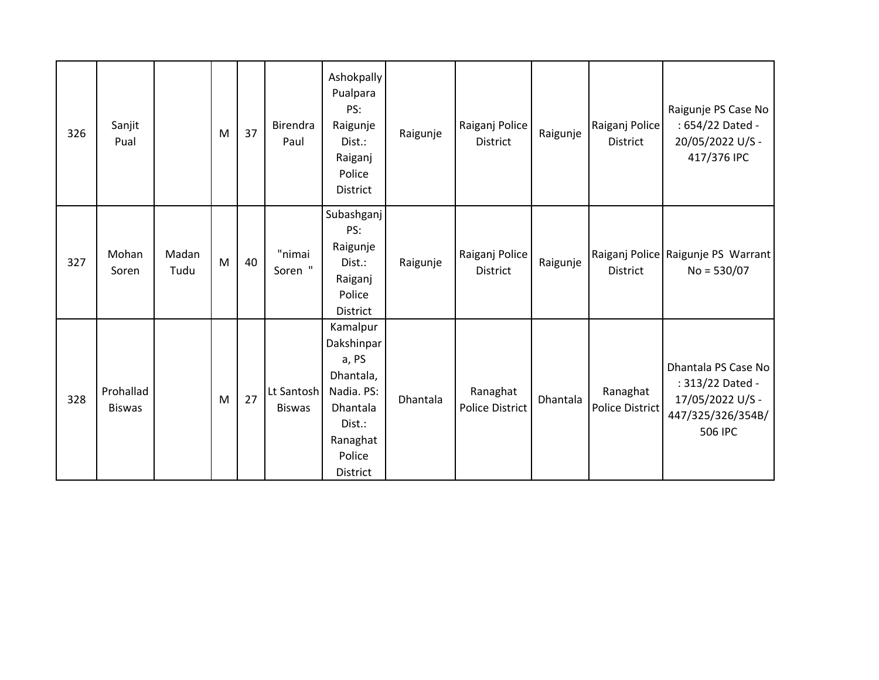| | | | | | | | | | | | |
|---|---|---|---|---|---|---|---|---|---|---|---|
| 326 | Sanjit Pual | | M | 37 | Birendra Paul | Ashokpally Pualpara PS: Raigunje Dist.: Raiganj Police District | Raigunje | Raiganj Police District | Raigunje | Raiganj Police District | Raigunje PS Case No : 654/22 Dated - 20/05/2022 U/S - 417/376 IPC |
| 327 | Mohan Soren | Madan Tudu | M | 40 | "nimai Soren " | Subashganj PS: Raigunje Dist.: Raiganj Police District | Raigunje | Raiganj Police District | Raigunje | Raiganj Police District | Raigunje PS Warrant No = 530/07 |
| 328 | Prohallad Biswas | | M | 27 | Lt Santosh Biswas | Kamalpur Dakshinpara, PS Dhantala, Nadia. PS: Dhantala Dist.: Ranaghat Police District | Dhantala | Ranaghat Police District | Dhantala | Ranaghat Police District | Dhantala PS Case No : 313/22 Dated - 17/05/2022 U/S - 447/325/326/354B/ 506 IPC |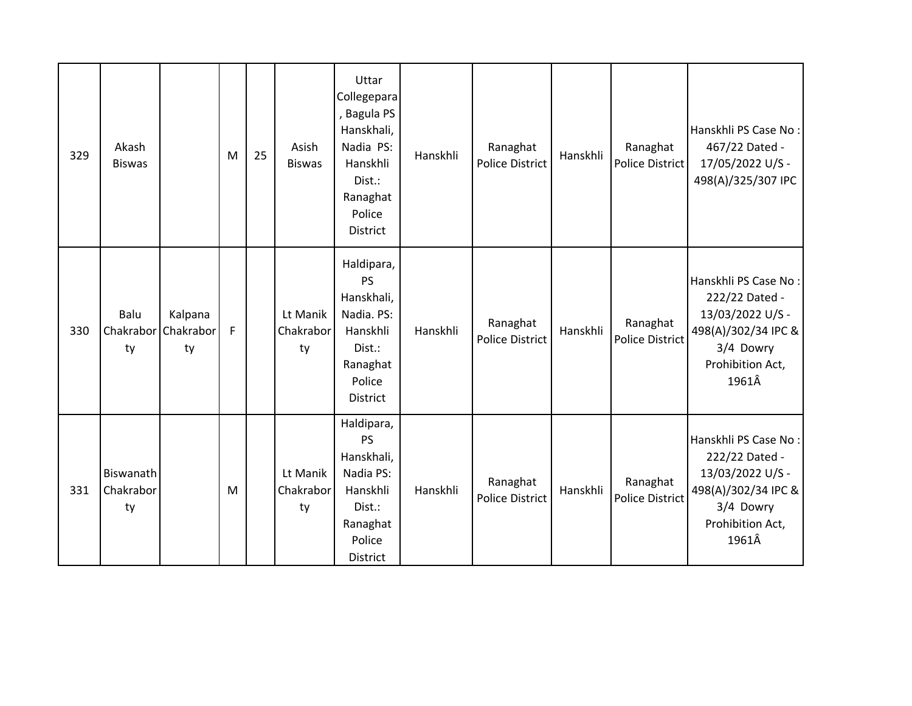| 329 | Akash Biswas | | M | 25 | Asish Biswas | Uttar Collegepara , Bagula PS Hanskhali, Nadia PS: Hanskhli Dist.: Ranaghat Police District | Hanskhli | Ranaghat Police District | Hanskhli | Ranaghat Police District | Hanskhli PS Case No : 467/22 Dated - 17/05/2022 U/S - 498(A)/325/307 IPC |
|---|---|---|---|---|---|---|---|---|---|---|---|
| 330 | Balu Chakraborty | Kalpana Chakraborty | F | | Lt Manik Chakraborty | Haldipara, PS Hanskhali, Nadia. PS: Hanskhli Dist.: Ranaghat Police District | Hanskhli | Ranaghat Police District | Hanskhli | Ranaghat Police District | Hanskhli PS Case No : 222/22 Dated - 13/03/2022 U/S - 498(A)/302/34 IPC & 3/4 Dowry Prohibition Act, 1961Â |
| 331 | Biswanath Chakraborty | | M | | Lt Manik Chakraborty | Haldipara, PS Hanskhali, Nadia PS: Hanskhli Dist.: Ranaghat Police District | Hanskhli | Ranaghat Police District | Hanskhli | Ranaghat Police District | Hanskhli PS Case No : 222/22 Dated - 13/03/2022 U/S - 498(A)/302/34 IPC & 3/4 Dowry Prohibition Act, 1961Â |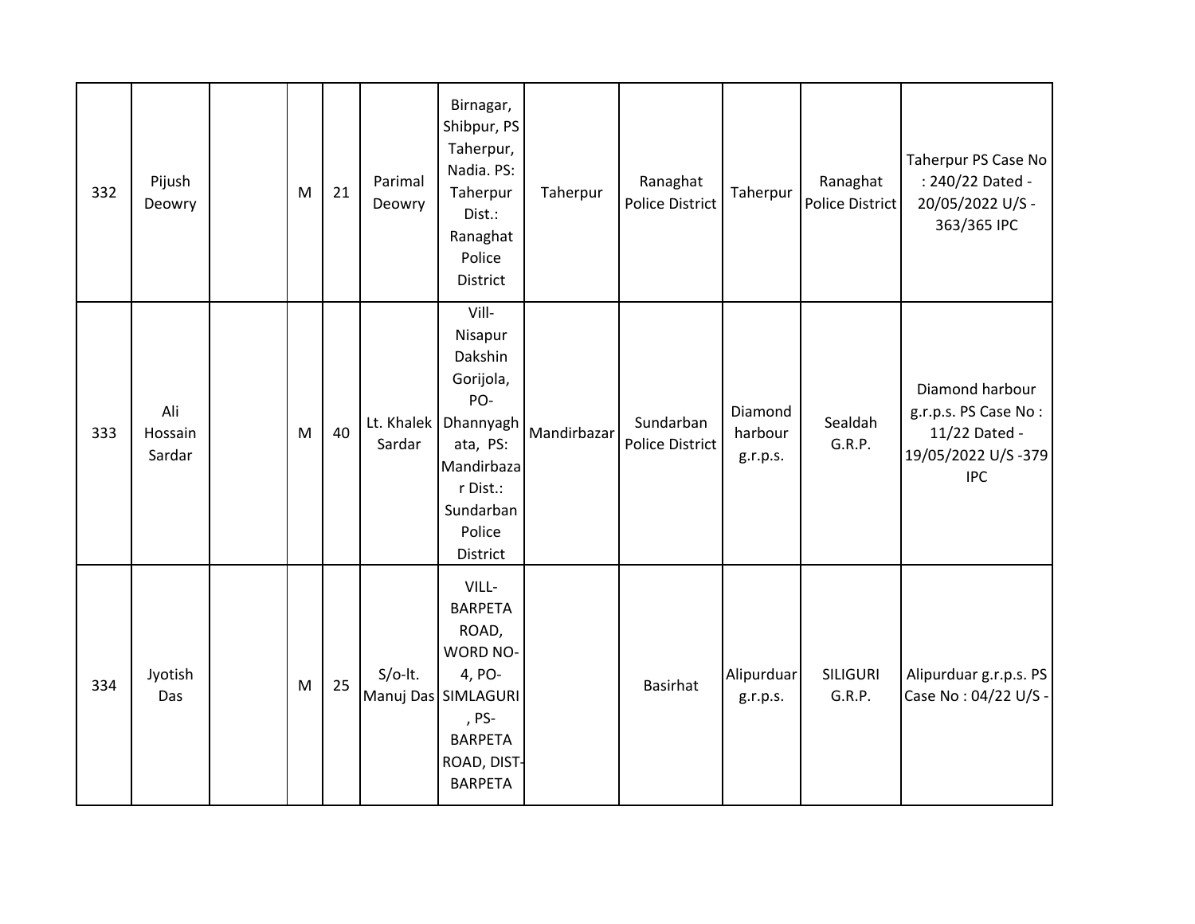| | | | | | | | | | | | |
|---|---|---|---|---|---|---|---|---|---|---|---|
| 332 | Pijush Deowry | | M | 21 | Parimal Deowry | Birnagar, Shibpur, PS Taherpur, Nadia. PS: Taherpur Dist.: Ranaghat Police District | Taherpur | Ranaghat Police District | Taherpur | Ranaghat Police District | Taherpur PS Case No : 240/22 Dated - 20/05/2022 U/S - 363/365 IPC |
| 333 | Ali Hossain Sardar | | M | 40 | Lt. Khalek Sardar | Vill- Nisapur Dakshin Gorijola, PO- Dhannyaghata, PS: Mandirbazar Dist.: Sundarban Police District | Mandirbazar | Sundarban Police District | Diamond harbour g.r.p.s. | Sealdah G.R.P. | Diamond harbour g.r.p.s. PS Case No : 11/22 Dated - 19/05/2022 U/S -379 IPC |
| 334 | Jyotish Das | | M | 25 | S/o-lt. Manuj Das | VILL- BARPETA ROAD, WORD NO- 4, PO- SIMLAGURI, PS- BARPETA ROAD, DIST- BARPETA | | Basirhat | Alipurduar g.r.p.s. | SILIGURI G.R.P. | Alipurduar g.r.p.s. PS Case No : 04/22 U/S - |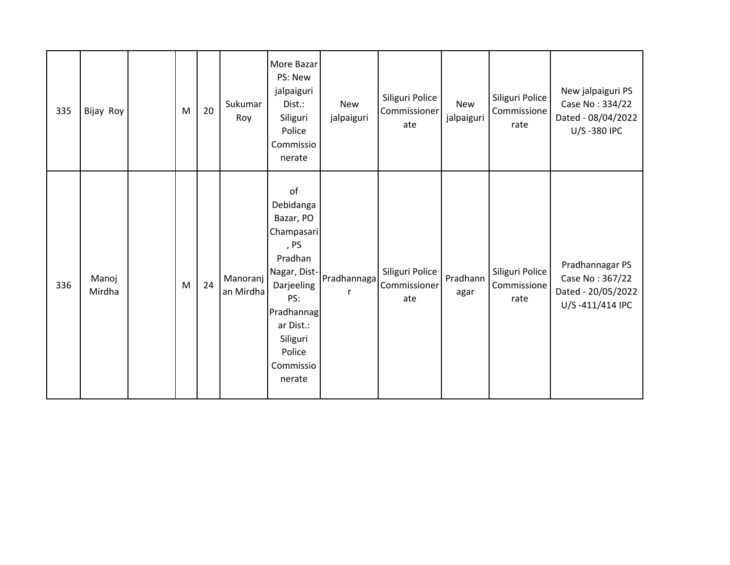| | | | | | | | | | | | |
|---|---|---|---|---|---|---|---|---|---|---|---|
| 335 | Bijay Roy | | M | 20 | Sukumar Roy | More Bazar PS: New jalpaiguri Dist.: Siliguri Police Commissionerate | New jalpaiguri | Siliguri Police Commissionerate | New jalpaiguri | Siliguri Police Commissionerate | New jalpaiguri PS Case No : 334/22 Dated - 08/04/2022 U/S -380 IPC |
| 336 | Manoj Mirdha | | M | 24 | Manoranjan Mirdha | of Debidanga Bazar, PO Champasari, PS Pradhan Nagar, Dist-Darjeeling PS: Pradhannagar Dist.: Siliguri Police Commissionerate | Pradhannagar | Siliguri Police Commissionerate | Pradhannagar | Siliguri Police Commissionerate | Pradhannagar PS Case No : 367/22 Dated - 20/05/2022 U/S -411/414 IPC |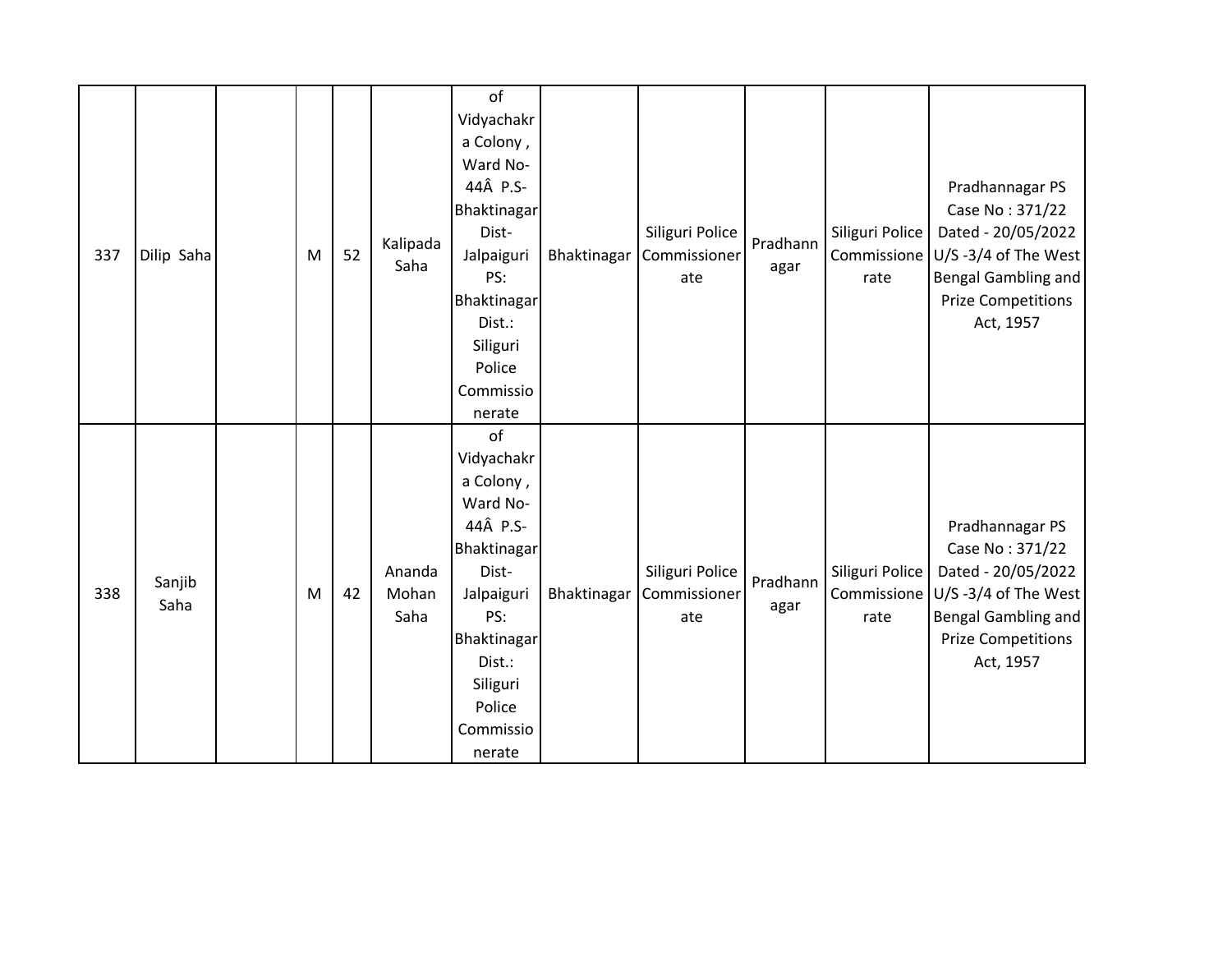| | | | | | | | | | | | |
|---|---|---|---|---|---|---|---|---|---|---|---|
| 337 | Dilip Saha | | M | 52 | Kalipada Saha | of Vidyachakra Colony , Ward No-44Â P.S-Bhaktinagar Dist-Jalpaiguri PS: Bhaktinagar Dist.: Siliguri Police Commissionerate | Bhaktinagar | Siliguri Police Commissionerate | Pradhannagar | Siliguri Police Commissionerate | Pradhannagar PS Case No : 371/22 Dated - 20/05/2022 U/S -3/4 of The West Bengal Gambling and Prize Competitions Act, 1957 |
| 338 | Sanjib Saha | | M | 42 | Ananda Mohan Saha | of Vidyachakra Colony , Ward No-44Â P.S-Bhaktinagar Dist-Jalpaiguri PS: Bhaktinagar Dist.: Siliguri Police Commissionerate | Bhaktinagar | Siliguri Police Commissionerate | Pradhannagar | Siliguri Police Commissionerate | Pradhannagar PS Case No : 371/22 Dated - 20/05/2022 U/S -3/4 of The West Bengal Gambling and Prize Competitions Act, 1957 |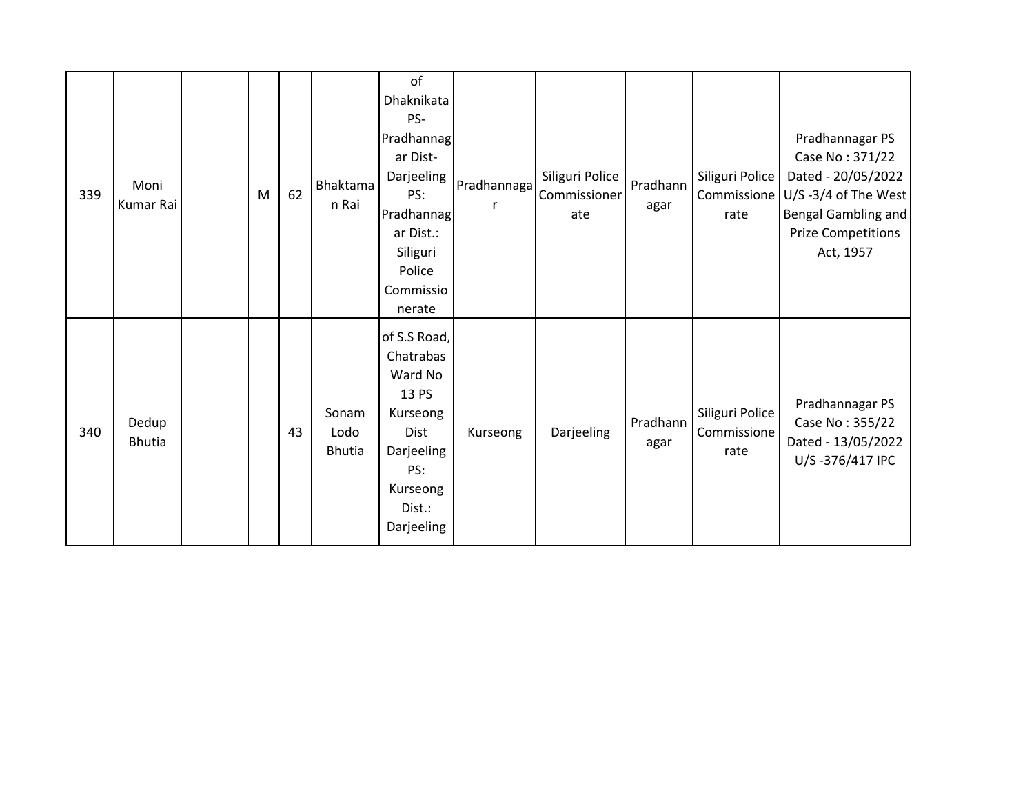| 339 | Moni Kumar Rai | | M | 62 | Bhaktaman Rai | of Dhaknikata PS- Pradhannagar Dist- Darjeeling PS: Pradhannagar Dist.: Siliguri Police Commissionerate | Pradhannagar | Siliguri Police Commissionerate | Pradhannagar | Siliguri Police Commissionerate | Pradhannagar PS Case No : 371/22 Dated - 20/05/2022 U/S -3/4 of The West Bengal Gambling and Prize Competitions Act, 1957 |
|---|---|---|---|---|---|---|---|---|---|---|---|
| 340 | Dedup Bhutia | | | 43 | Sonam Lodo Bhutia | of S.S Road, Chatrabas Ward No 13 PS Kurseong Dist Darjeeling PS: Kurseong Dist.: Darjeeling | Kurseong | Darjeeling | Pradhannagar | Siliguri Police Commissionerate | Pradhannagar PS Case No : 355/22 Dated - 13/05/2022 U/S -376/417 IPC |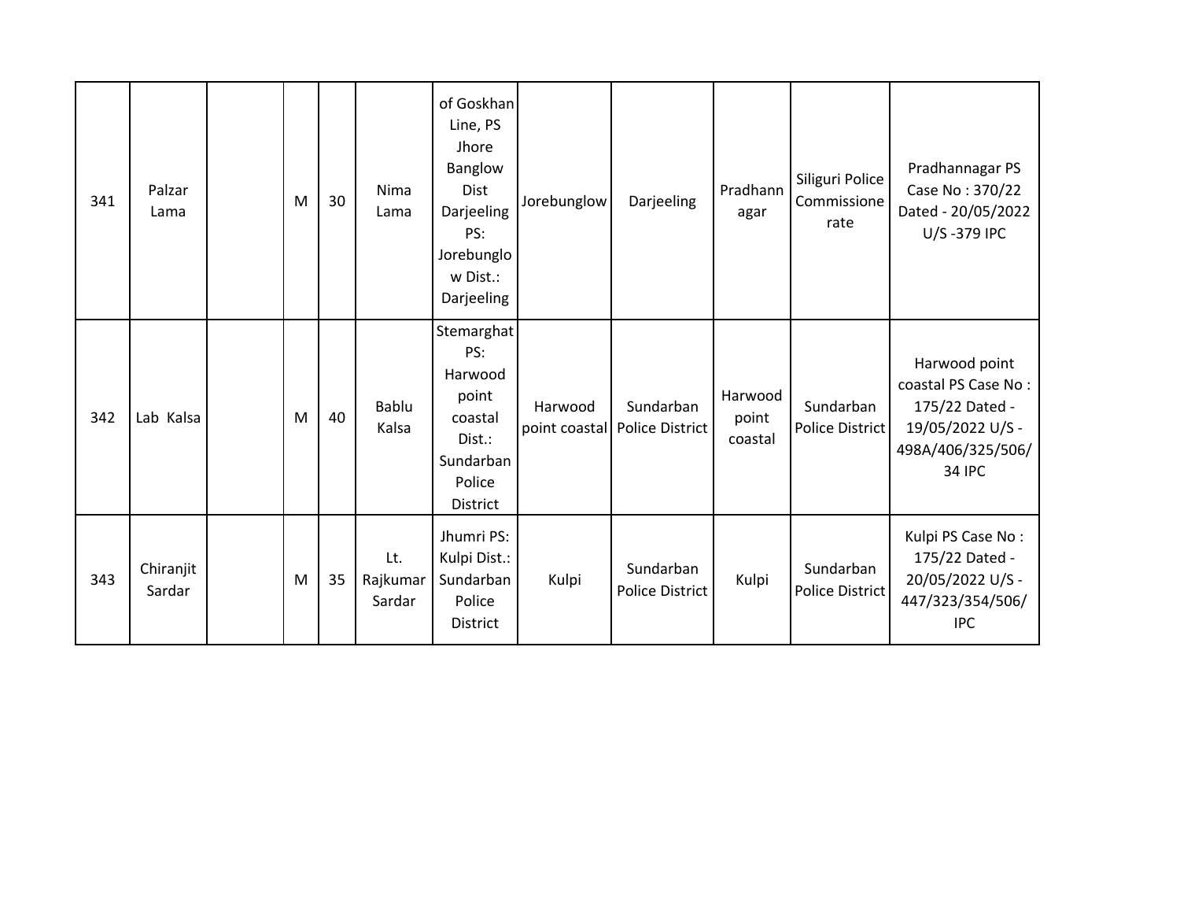| | | | | | | | | | | | |
|---|---|---|---|---|---|---|---|---|---|---|---|
| 341 | Palzar Lama | | M | 30 | Nima Lama | of Goskhan Line, PS Jhore Banglow Dist Darjeeling PS: Jorebunglow Dist.: Darjeeling | Jorebunglow | Darjeeling | Pradhannagar | Siliguri Police Commissionerate | Pradhannagar PS Case No : 370/22 Dated - 20/05/2022 U/S -379 IPC |
| 342 | Lab Kalsa | | M | 40 | Bablu Kalsa | Stemarghat PS: Harwood point coastal Dist.: Sundarban Police District | Harwood point coastal | Sundarban Police District | Harwood point coastal | Sundarban Police District | Harwood point coastal PS Case No : 175/22 Dated - 19/05/2022 U/S - 498A/406/325/506/34 IPC |
| 343 | Chiranjit Sardar | | M | 35 | Lt. Rajkumar Sardar | Jhumri PS: Kulpi Dist.: Sundarban Police District | Kulpi | Sundarban Police District | Kulpi | Sundarban Police District | Kulpi PS Case No : 175/22 Dated - 20/05/2022 U/S - 447/323/354/506/ IPC |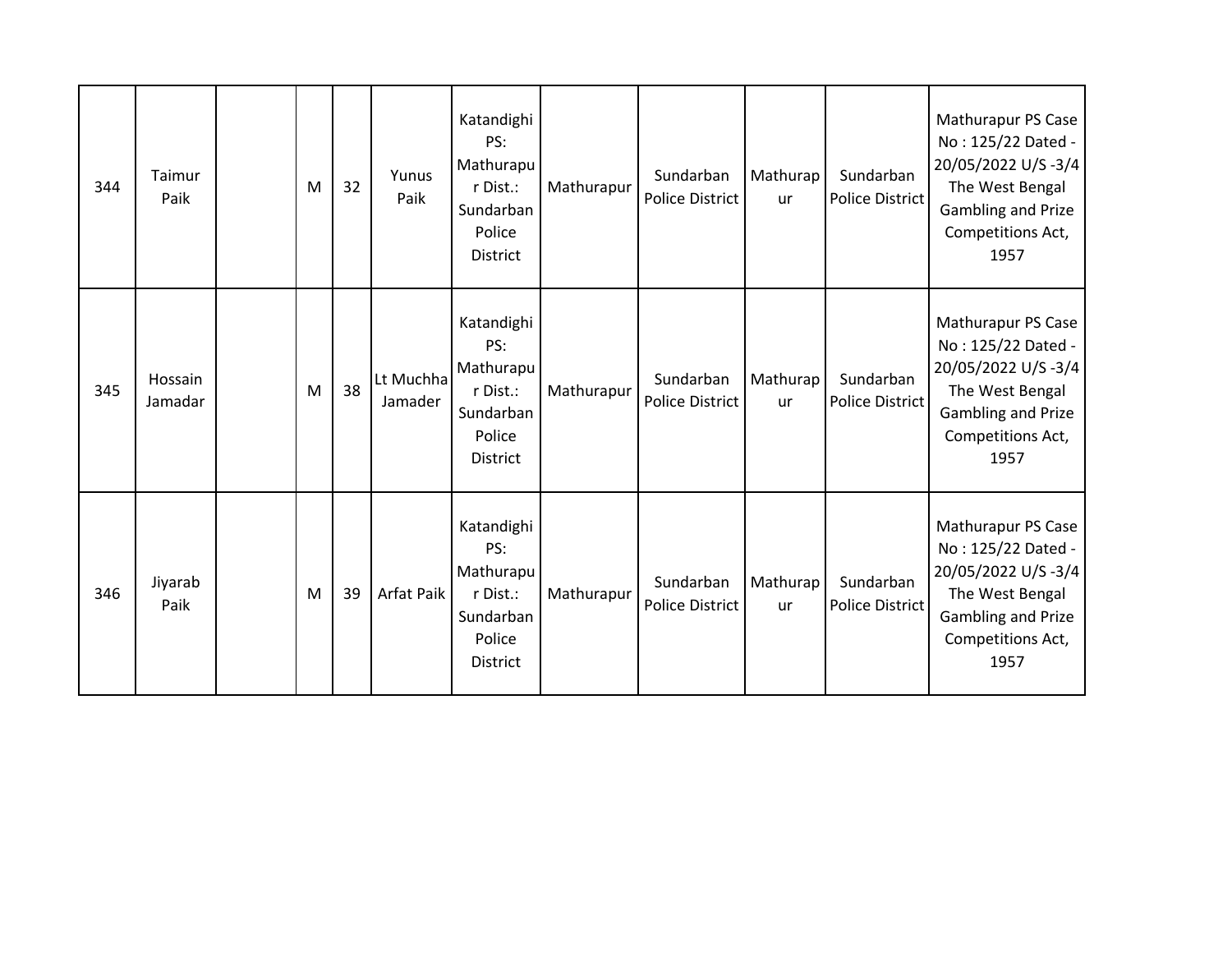| 344 | Taimur Paik | | M | 32 | Yunus Paik | Katandighi PS: Mathurapur Dist.: Sundarban Police District | Mathurapur | Sundarban Police District | Mathurapur | Sundarban Police District | Mathurapur PS Case No : 125/22 Dated - 20/05/2022 U/S -3/4 The West Bengal Gambling and Prize Competitions Act, 1957 |
|---|---|---|---|---|---|---|---|---|---|---|---|
| 345 | Hossain Jamadar | | M | 38 | Lt Muchha Jamader | Katandighi PS: Mathurapur Dist.: Sundarban Police District | Mathurapur | Sundarban Police District | Mathurapur | Sundarban Police District | Mathurapur PS Case No : 125/22 Dated - 20/05/2022 U/S -3/4 The West Bengal Gambling and Prize Competitions Act, 1957 |
| 346 | Jiyarab Paik | | M | 39 | Arfat Paik | Katandighi PS: Mathurapur Dist.: Sundarban Police District | Mathurapur | Sundarban Police District | Mathurapur | Sundarban Police District | Mathurapur PS Case No : 125/22 Dated - 20/05/2022 U/S -3/4 The West Bengal Gambling and Prize Competitions Act, 1957 |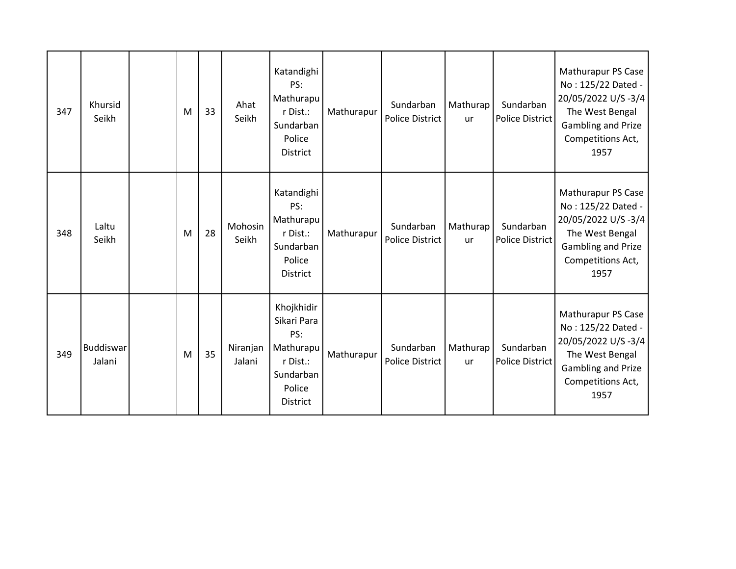| 347 | Khursid Seikh | | M | 33 | Ahat Seikh | Katandighi PS: Mathurapur Dist.: Sundarban Police District | Mathurapur | Sundarban Police District | Mathurapur | Sundarban Police District | Mathurapur PS Case No : 125/22 Dated - 20/05/2022 U/S -3/4 The West Bengal Gambling and Prize Competitions Act, 1957 |
|---|---|---|---|---|---|---|---|---|---|---|---|
| 348 | Laltu Seikh | | M | 28 | Mohosin Seikh | Katandighi PS: Mathurapur Dist.: Sundarban Police District | Mathurapur | Sundarban Police District | Mathurapur | Sundarban Police District | Mathurapur PS Case No : 125/22 Dated - 20/05/2022 U/S -3/4 The West Bengal Gambling and Prize Competitions Act, 1957 |
| 349 | Buddiswar Jalani | | M | 35 | Niranjan Jalani | Khojkhidir Sikari Para PS: Mathurapur Dist.: Sundarban Police District | Mathurapur | Sundarban Police District | Mathurapur | Sundarban Police District | Mathurapur PS Case No : 125/22 Dated - 20/05/2022 U/S -3/4 The West Bengal Gambling and Prize Competitions Act, 1957 |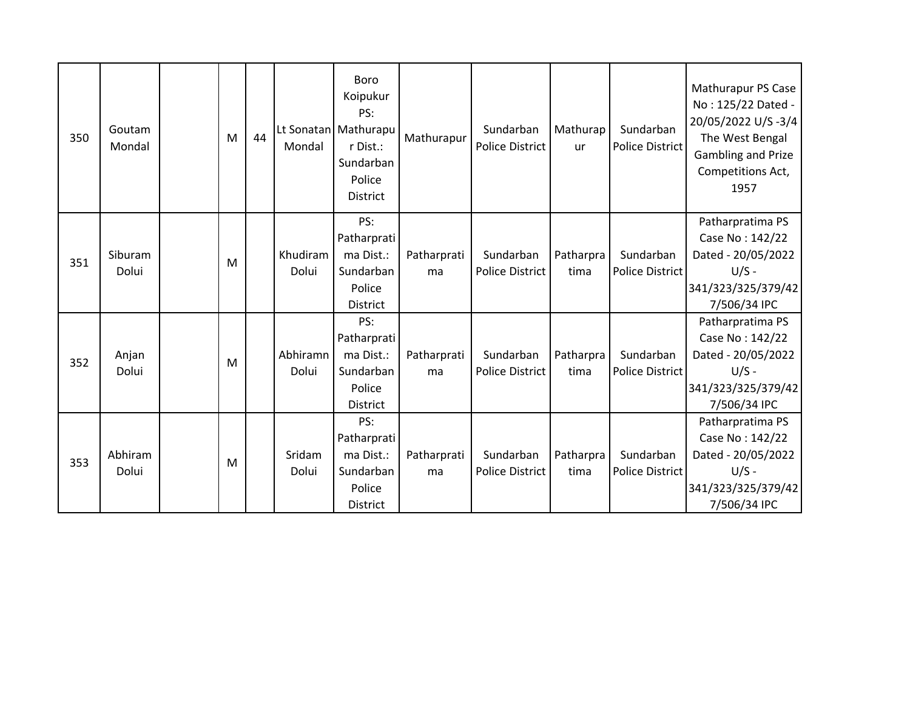| | | | | | | | | | | | |
|---|---|---|---|---|---|---|---|---|---|---|---|
| 350 | Goutam Mondal | | M | 44 | Lt Sonatan Mondal | Boro Koipukur PS: Mathurapur Dist.: Sundarban Police District | Mathurapur | Sundarban Police District | Mathurapur | Sundarban Police District | Mathurapur PS Case No : 125/22 Dated - 20/05/2022 U/S -3/4 The West Bengal Gambling and Prize Competitions Act, 1957 |
| 351 | Siburam Dolui | | M | | Khudiram Dolui | PS: Patharpratima Dist.: Sundarban Police District | Patharpratima | Sundarban Police District | Patharpratima | Sundarban Police District | Patharpratima PS Case No : 142/22 Dated - 20/05/2022 U/S - 341/323/325/379/427/506/34 IPC |
| 352 | Anjan Dolui | | M | | Abhiramn Dolui | PS: Patharpratima Dist.: Sundarban Police District | Patharpratima | Sundarban Police District | Patharpratima | Sundarban Police District | Patharpratima PS Case No : 142/22 Dated - 20/05/2022 U/S - 341/323/325/379/427/506/34 IPC |
| 353 | Abhiram Dolui | | M | | Sridam Dolui | PS: Patharpratima Dist.: Sundarban Police District | Patharpratima | Sundarban Police District | Patharpratima | Sundarban Police District | Patharpratima PS Case No : 142/22 Dated - 20/05/2022 U/S - 341/323/325/379/427/506/34 IPC |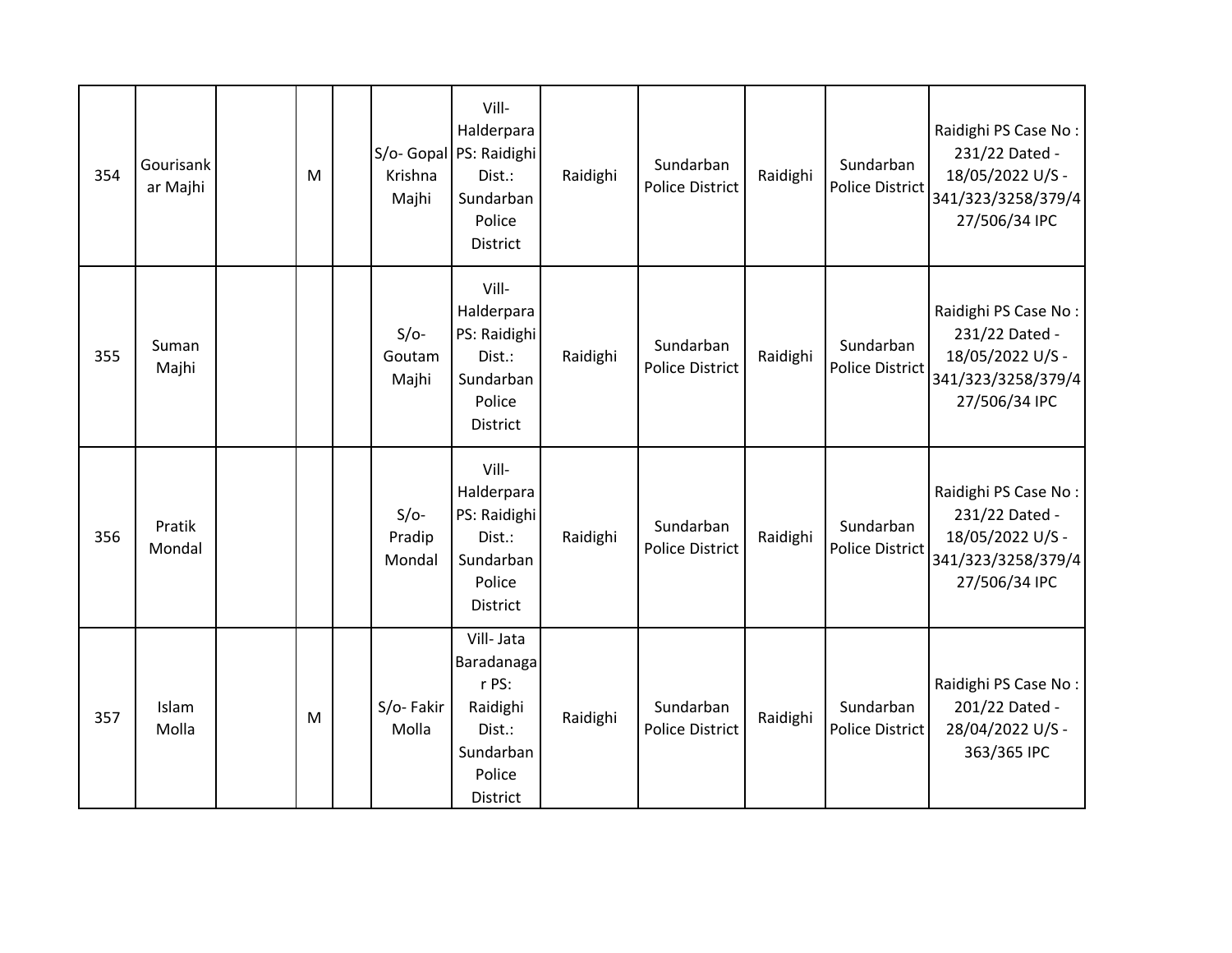| 354 | Gourisankar Majhi | | M | | S/o- Gopal Krishna Majhi | Vill- Halderpara PS: Raidighi Dist.: Sundarban Police District | Raidighi | Sundarban Police District | Raidighi | Sundarban Police District | Raidighi PS Case No : 231/22 Dated - 18/05/2022 U/S - 341/323/3258/379/427/506/34 IPC |
|---|---|---|---|---|---|---|---|---|---|---|---|
| 355 | Suman Majhi | | | | S/o- Goutam Majhi | Vill- Halderpara PS: Raidighi Dist.: Sundarban Police District | Raidighi | Sundarban Police District | Raidighi | Sundarban Police District | Raidighi PS Case No : 231/22 Dated - 18/05/2022 U/S - 341/323/3258/379/427/506/34 IPC |
| 356 | Pratik Mondal | | | | S/o- Pradip Mondal | Vill- Halderpara PS: Raidighi Dist.: Sundarban Police District | Raidighi | Sundarban Police District | Raidighi | Sundarban Police District | Raidighi PS Case No : 231/22 Dated - 18/05/2022 U/S - 341/323/3258/379/427/506/34 IPC |
| 357 | Islam Molla | | M | | S/o- Fakir Molla | Vill- Jata Baradanagar PS: Raidighi Dist.: Sundarban Police District | Raidighi | Sundarban Police District | Raidighi | Sundarban Police District | Raidighi PS Case No : 201/22 Dated - 28/04/2022 U/S - 363/365 IPC |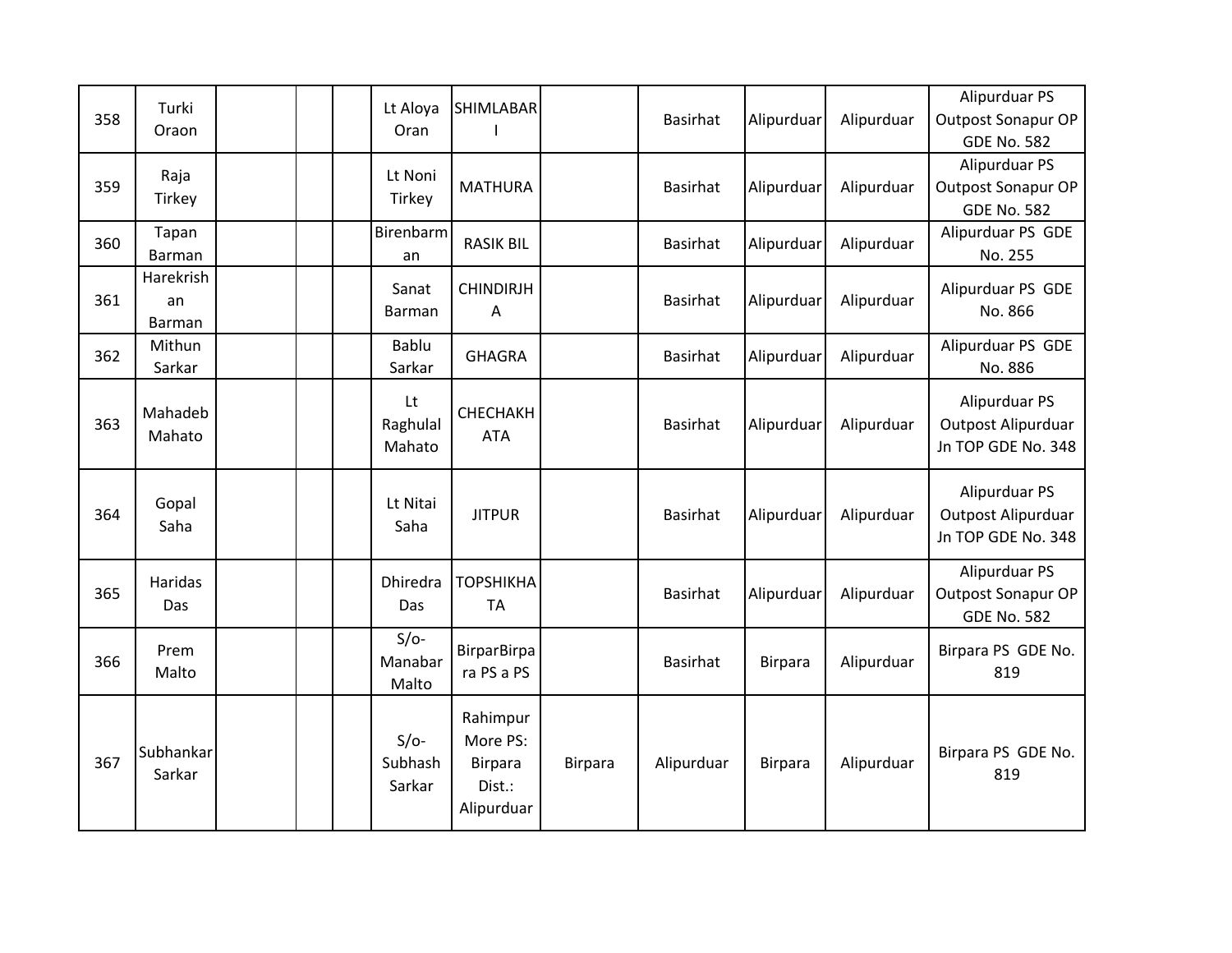| | | | | | | | | | | | |
|---|---|---|---|---|---|---|---|---|---|---|---|
| 358 | Turki Oraon | | | | Lt Aloya Oran | SHIMLABARI | | Basirhat | Alipurduar | Alipurduar | Alipurduar PS Outpost Sonapur OP GDE No. 582 |
| 359 | Raja Tirkey | | | | Lt Noni Tirkey | MATHURA | | Basirhat | Alipurduar | Alipurduar | Alipurduar PS Outpost Sonapur OP GDE No. 582 |
| 360 | Tapan Barman | | | | Birenbarman | RASIK BIL | | Basirhat | Alipurduar | Alipurduar | Alipurduar PS GDE No. 255 |
| 361 | Harekrishan Barman | | | | Sanat Barman | CHINDIRJHA | | Basirhat | Alipurduar | Alipurduar | Alipurduar PS GDE No. 866 |
| 362 | Mithun Sarkar | | | | Bablu Sarkar | GHAGRA | | Basirhat | Alipurduar | Alipurduar | Alipurduar PS GDE No. 886 |
| 363 | Mahadeb Mahato | | | | Lt Raghulal Mahato | CHECHAKHATA | | Basirhat | Alipurduar | Alipurduar | Alipurduar PS Outpost Alipurduar Jn TOP GDE No. 348 |
| 364 | Gopal Saha | | | | Lt Nitai Saha | JITPUR | | Basirhat | Alipurduar | Alipurduar | Alipurduar PS Outpost Alipurduar Jn TOP GDE No. 348 |
| 365 | Haridas Das | | | | Dhiredra Das | TOPSHIKHATA | | Basirhat | Alipurduar | Alipurduar | Alipurduar PS Outpost Sonapur OP GDE No. 582 |
| 366 | Prem Malto | | | | S/o- Manabar Malto | BirparBirpara PS a PS | | Basirhat | Birpara | Alipurduar | Birpara PS GDE No. 819 |
| 367 | Subhankar Sarkar | | | | S/o- Subhash Sarkar | Rahimpur More PS: Birpara Dist.: Alipurduar | Birpara | Alipurduar | Birpara | Alipurduar | Birpara PS GDE No. 819 |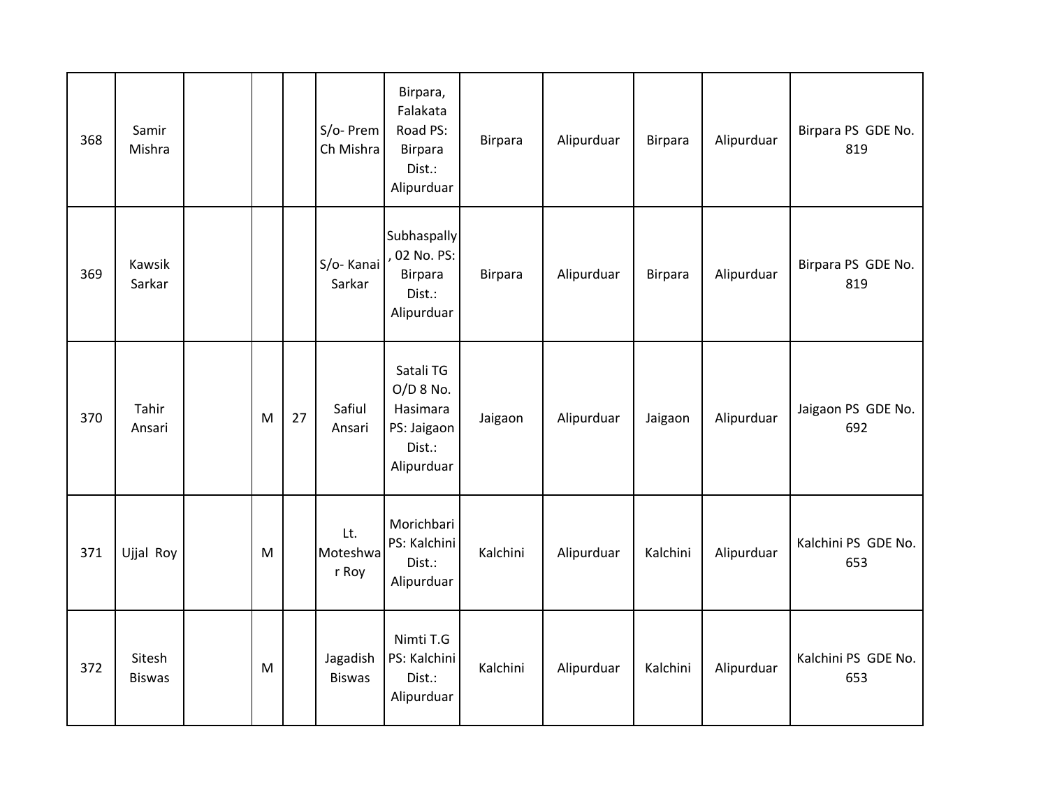| 368 | Samir Mishra | | | | S/o- Prem Ch Mishra | Birpara, Falakata Road PS: Birpara Dist.: Alipurduar | Birpara | Alipurduar | Birpara | Alipurduar | Birpara PS GDE No. 819 |
|---|---|---|---|---|---|---|---|---|---|---|---|
| 369 | Kawsik Sarkar | | | | S/o- Kanai Sarkar | Subhaspally, 02 No. PS: Birpara Dist.: Alipurduar | Birpara | Alipurduar | Birpara | Alipurduar | Birpara PS GDE No. 819 |
| 370 | Tahir Ansari | | M | 27 | Safiul Ansari | Satali TG O/D 8 No. Hasimara PS: Jaigaon Dist.: Alipurduar | Jaigaon | Alipurduar | Jaigaon | Alipurduar | Jaigaon PS GDE No. 692 |
| 371 | Ujjal Roy | | M | | Lt. Moteshwar Roy | Morichbari PS: Kalchini Dist.: Alipurduar | Kalchini | Alipurduar | Kalchini | Alipurduar | Kalchini PS GDE No. 653 |
| 372 | Sitesh Biswas | | M | | Jagadish Biswas | Nimti T.G PS: Kalchini Dist.: Alipurduar | Kalchini | Alipurduar | Kalchini | Alipurduar | Kalchini PS GDE No. 653 |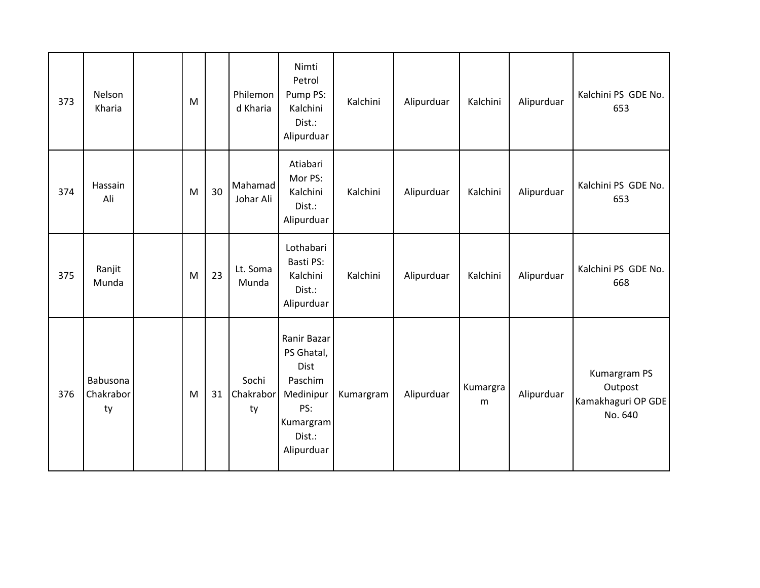| | | | | | | | | | | | |
|---|---|---|---|---|---|---|---|---|---|---|---|
| 373 | Nelson Kharia | | M | | Philemond Kharia | Nimti Petrol Pump PS: Kalchini Dist.: Alipurduar | Kalchini | Alipurduar | Kalchini | Alipurduar | Kalchini PS GDE No. 653 |
| 374 | Hassain Ali | | M | 30 | Mahamad Johar Ali | Atiabari Mor PS: Kalchini Dist.: Alipurduar | Kalchini | Alipurduar | Kalchini | Alipurduar | Kalchini PS GDE No. 653 |
| 375 | Ranjit Munda | | M | 23 | Lt. Soma Munda | Lothabari Basti PS: Kalchini Dist.: Alipurduar | Kalchini | Alipurduar | Kalchini | Alipurduar | Kalchini PS GDE No. 668 |
| 376 | Babusona Chakraborty | | M | 31 | Sochi Chakraborty | Ranir Bazar PS Ghatal, Dist Paschim Medinipur PS: Kumargram Dist.: Alipurduar | Kumargram | Alipurduar | Kumargram | Alipurduar | Kumargram PS Outpost Kamakhaguri OP GDE No. 640 |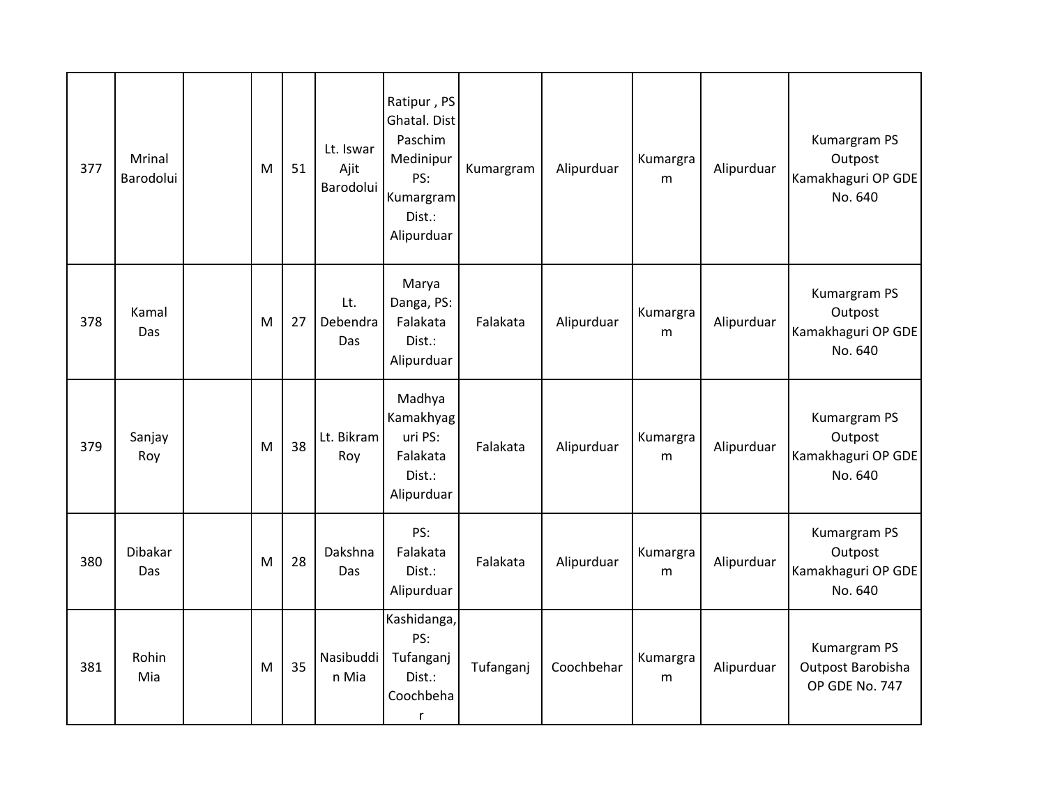| | | | | | | | | | | | |
|---|---|---|---|---|---|---|---|---|---|---|---|
| 377 | Mrinal Barodolui | | M | 51 | Lt. Iswar Ajit Barodolui | Ratipur , PS Ghatal. Dist Paschim Medinipur PS: Kumargram Dist.: Alipurduar | Kumargram | Alipurduar | Kumargram | Alipurduar | Kumargram PS Outpost Kamakhaguri OP GDE No. 640 |
| 378 | Kamal Das | | M | 27 | Lt. Debendra Das | Marya Danga, PS: Falakata Dist.: Alipurduar | Falakata | Alipurduar | Kumargram | Alipurduar | Kumargram PS Outpost Kamakhaguri OP GDE No. 640 |
| 379 | Sanjay Roy | | M | 38 | Lt. Bikram Roy | Madhya Kamakhyaguri PS: Falakata Dist.: Alipurduar | Falakata | Alipurduar | Kumargram | Alipurduar | Kumargram PS Outpost Kamakhaguri OP GDE No. 640 |
| 380 | Dibakar Das | | M | 28 | Dakshna Das | PS: Falakata Dist.: Alipurduar | Falakata | Alipurduar | Kumargram | Alipurduar | Kumargram PS Outpost Kamakhaguri OP GDE No. 640 |
| 381 | Rohin Mia | | M | 35 | Nasibuddin Mia | Kashidanga, PS: Tufanganj Dist.: Coochbehar | Tufanganj | Coochbehar | Kumargram | Alipurduar | Kumargram PS Outpost Barobisha OP GDE No. 747 |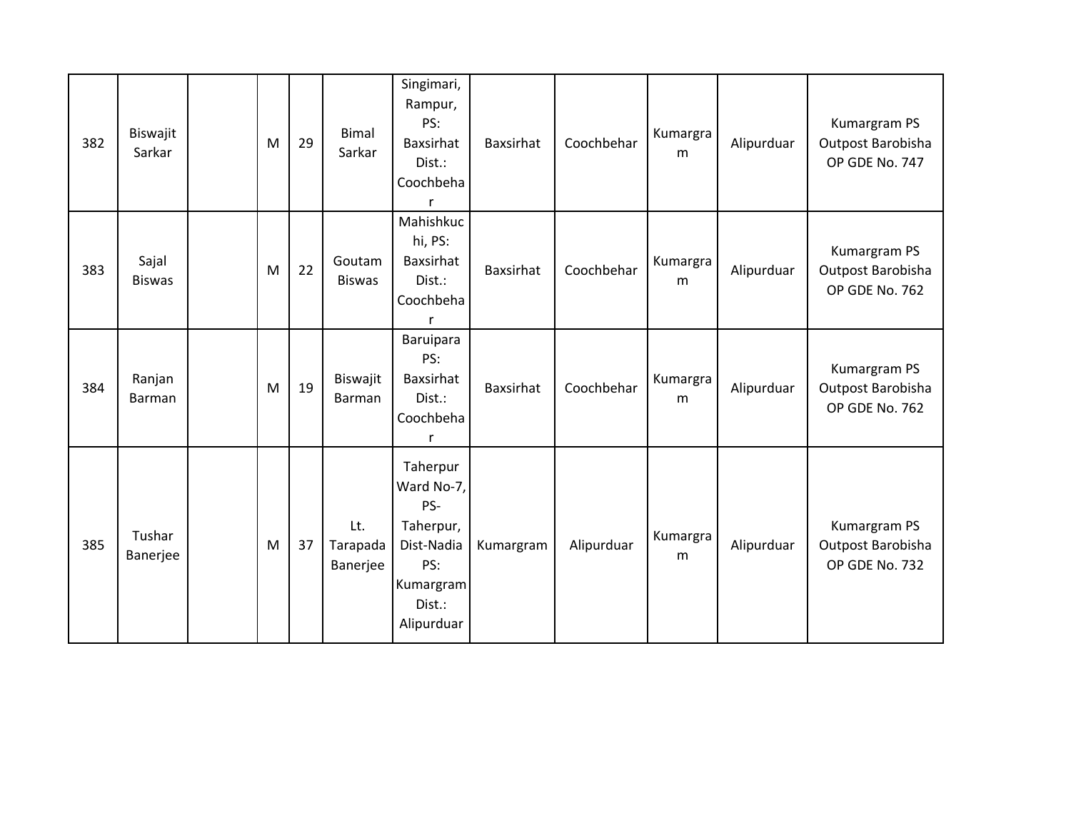| 382 | Biswajit Sarkar | | M | 29 | Bimal Sarkar | Singimari, Rampur, PS: Baxsirhat Dist.: Coochbehar | Baxsirhat | Coochbehar | Kumargram | Alipurduar | Kumargram PS Outpost Barobisha OP GDE No. 747 |
|---|---|---|---|---|---|---|---|---|---|---|---|
| 383 | Sajal Biswas | | M | 22 | Goutam Biswas | Mahishkuchi, PS: Baxsirhat Dist.: Coochbehar | Baxsirhat | Coochbehar | Kumargram | Alipurduar | Kumargram PS Outpost Barobisha OP GDE No. 762 |
| 384 | Ranjan Barman | | M | 19 | Biswajit Barman | Baruipara PS: Baxsirhat Dist.: Coochbehar | Baxsirhat | Coochbehar | Kumargram | Alipurduar | Kumargram PS Outpost Barobisha OP GDE No. 762 |
| 385 | Tushar Banerjee | | M | 37 | Lt. Tarapada Banerjee | Taherpur Ward No-7, PS-Taherpur, Dist-Nadia PS: Kumargram Dist.: Alipurduar | Kumargram | Alipurduar | Kumargram | Alipurduar | Kumargram PS Outpost Barobisha OP GDE No. 732 |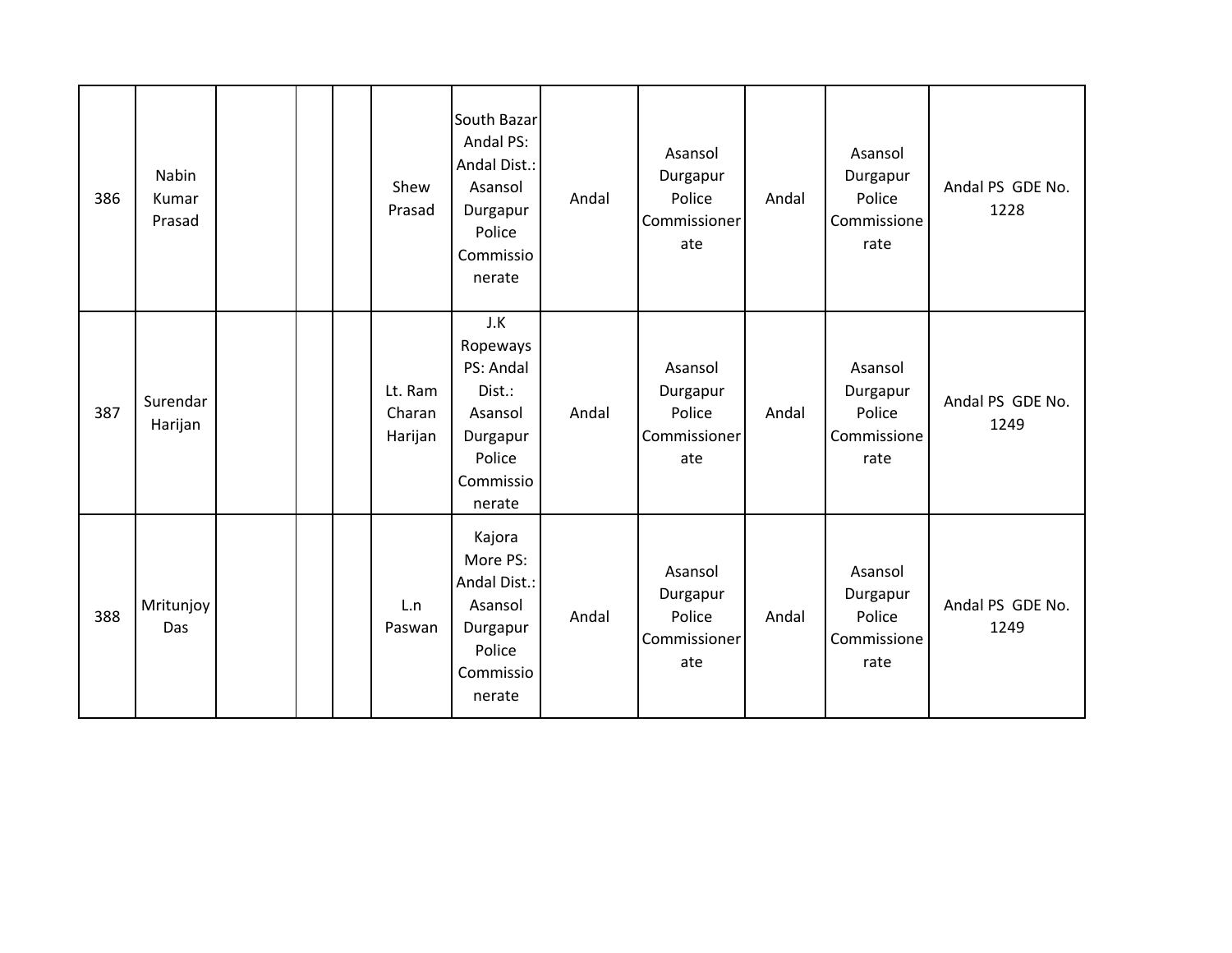| | | | | | | | | | | | |
|---|---|---|---|---|---|---|---|---|---|---|---|
| 386 | Nabin Kumar Prasad | | | | Shew Prasad | South Bazar Andal PS: Andal Dist.: Asansol Durgapur Police Commissionerate | Andal | Asansol Durgapur Police Commissionerate | Andal | Asansol Durgapur Police Commissionerate | Andal PS GDE No. 1228 |
| 387 | Surendar Harijan | | | | Lt. Ram Charan Harijan | J.K Ropeways PS: Andal Dist.: Asansol Durgapur Police Commissionerate | Andal | Asansol Durgapur Police Commissionerate | Andal | Asansol Durgapur Police Commissionerate | Andal PS GDE No. 1249 |
| 388 | Mritunjoy Das | | | | L.n Paswan | Kajora More PS: Andal Dist.: Asansol Durgapur Police Commissionerate | Andal | Asansol Durgapur Police Commissionerate | Andal | Asansol Durgapur Police Commissionerate | Andal PS GDE No. 1249 |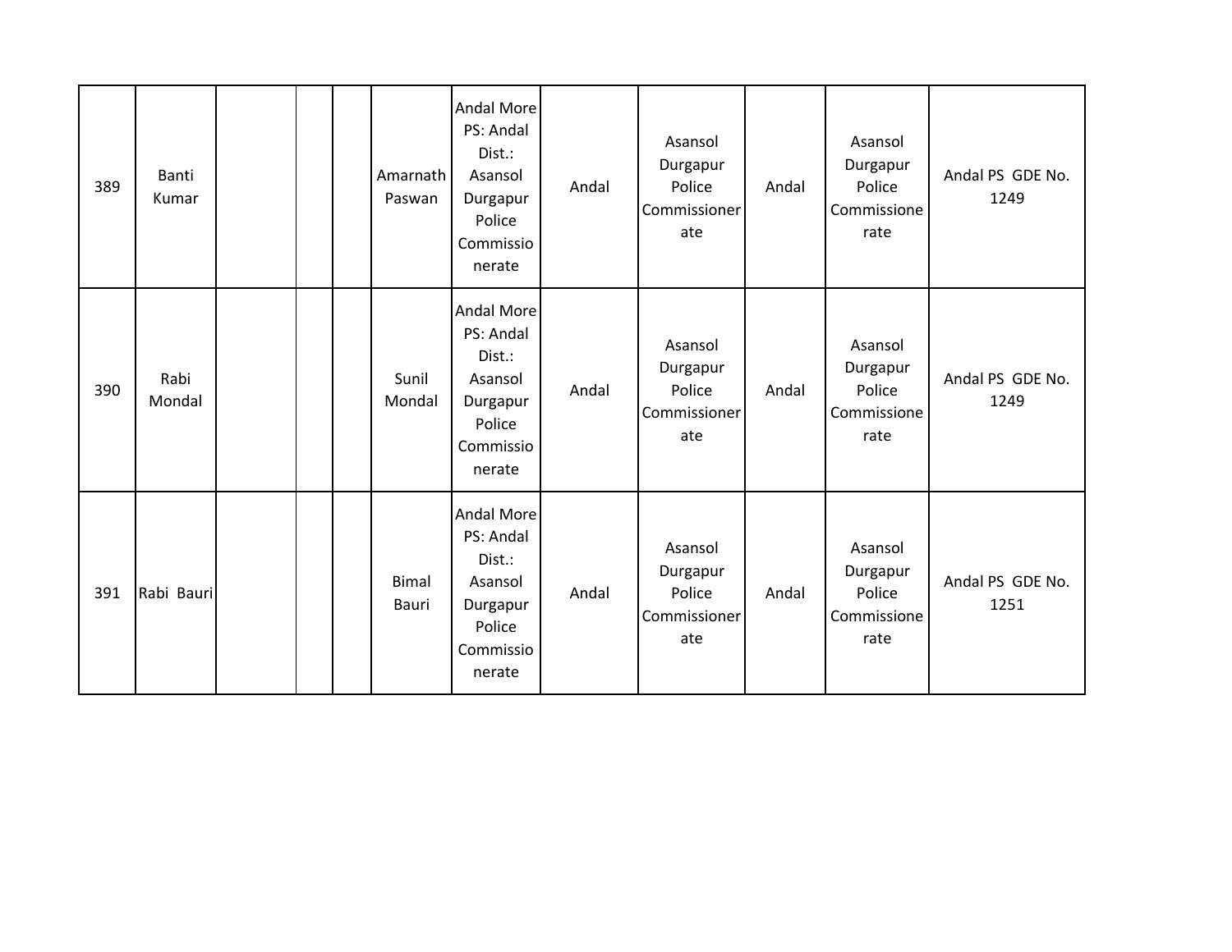| 389 | Banti Kumar | | | | Amarnath Paswan | Andal More PS: Andal Dist.: Asansol Durgapur Police Commissionerate | Andal | Asansol Durgapur Police Commissionerate | Andal | Asansol Durgapur Police Commissionerate | Andal PS GDE No. 1249 |
|---|---|---|---|---|---|---|---|---|---|---|---|
| 390 | Rabi Mondal | | | | Sunil Mondal | Andal More PS: Andal Dist.: Asansol Durgapur Police Commissionerate | Andal | Asansol Durgapur Police Commissionerate | Andal | Asansol Durgapur Police Commissionerate | Andal PS GDE No. 1249 |
| 391 | Rabi Bauri | | | | Bimal Bauri | Andal More PS: Andal Dist.: Asansol Durgapur Police Commissionerate | Andal | Asansol Durgapur Police Commissionerate | Andal | Asansol Durgapur Police Commissionerate | Andal PS GDE No. 1251 |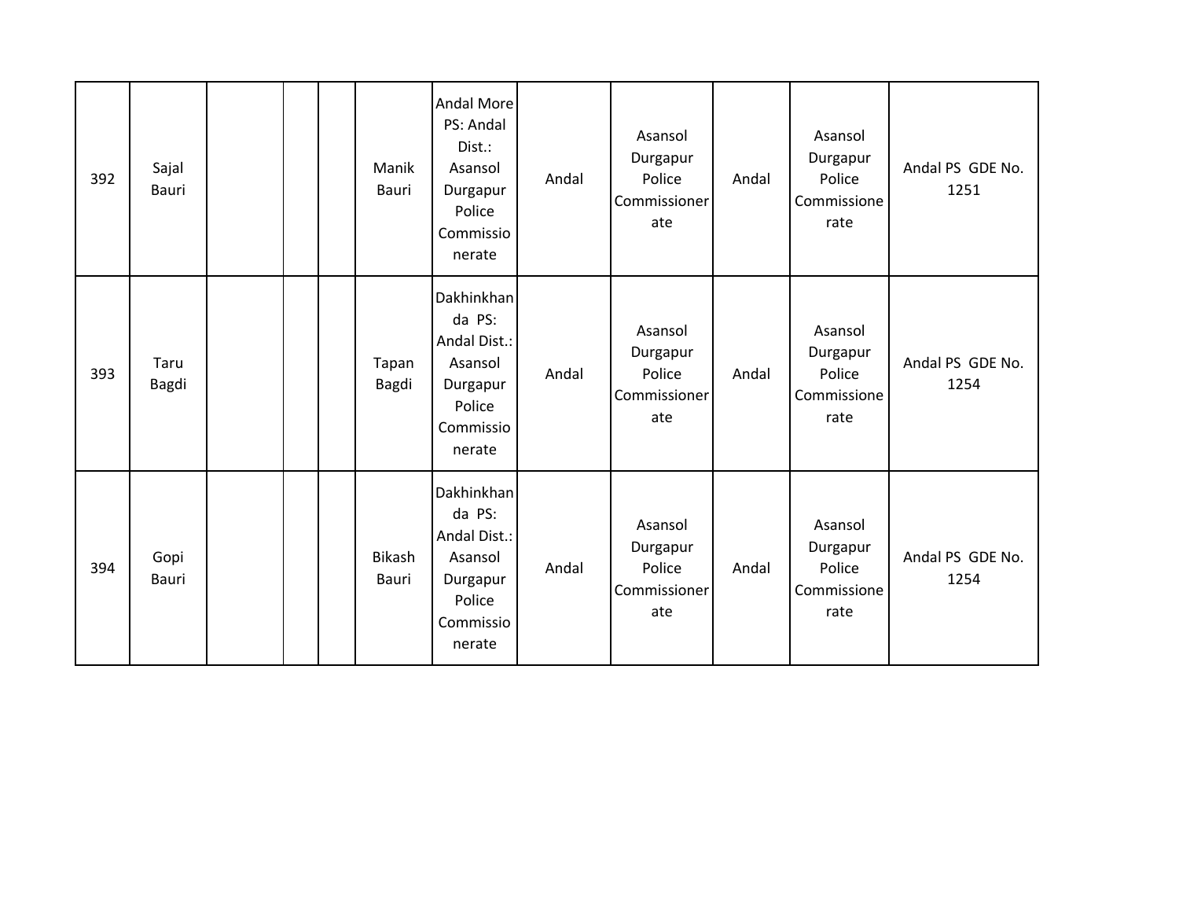| | | | | | | | | | | | |
|---|---|---|---|---|---|---|---|---|---|---|---|
| 392 | Sajal Bauri | | | | Manik Bauri | Andal More PS: Andal Dist.: Asansol Durgapur Police Commissionerate | Andal | Asansol Durgapur Police Commissionerate | Andal | Asansol Durgapur Police Commissionerate | Andal PS GDE No. 1251 |
| 393 | Taru Bagdi | | | | Tapan Bagdi | Dakhinkhanda PS: Andal Dist.: Asansol Durgapur Police Commissionerate | Andal | Asansol Durgapur Police Commissionerate | Andal | Asansol Durgapur Police Commissionerate | Andal PS GDE No. 1254 |
| 394 | Gopi Bauri | | | | Bikash Bauri | Dakhinkhanda PS: Andal Dist.: Asansol Durgapur Police Commissionerate | Andal | Asansol Durgapur Police Commissionerate | Andal | Asansol Durgapur Police Commissionerate | Andal PS GDE No. 1254 |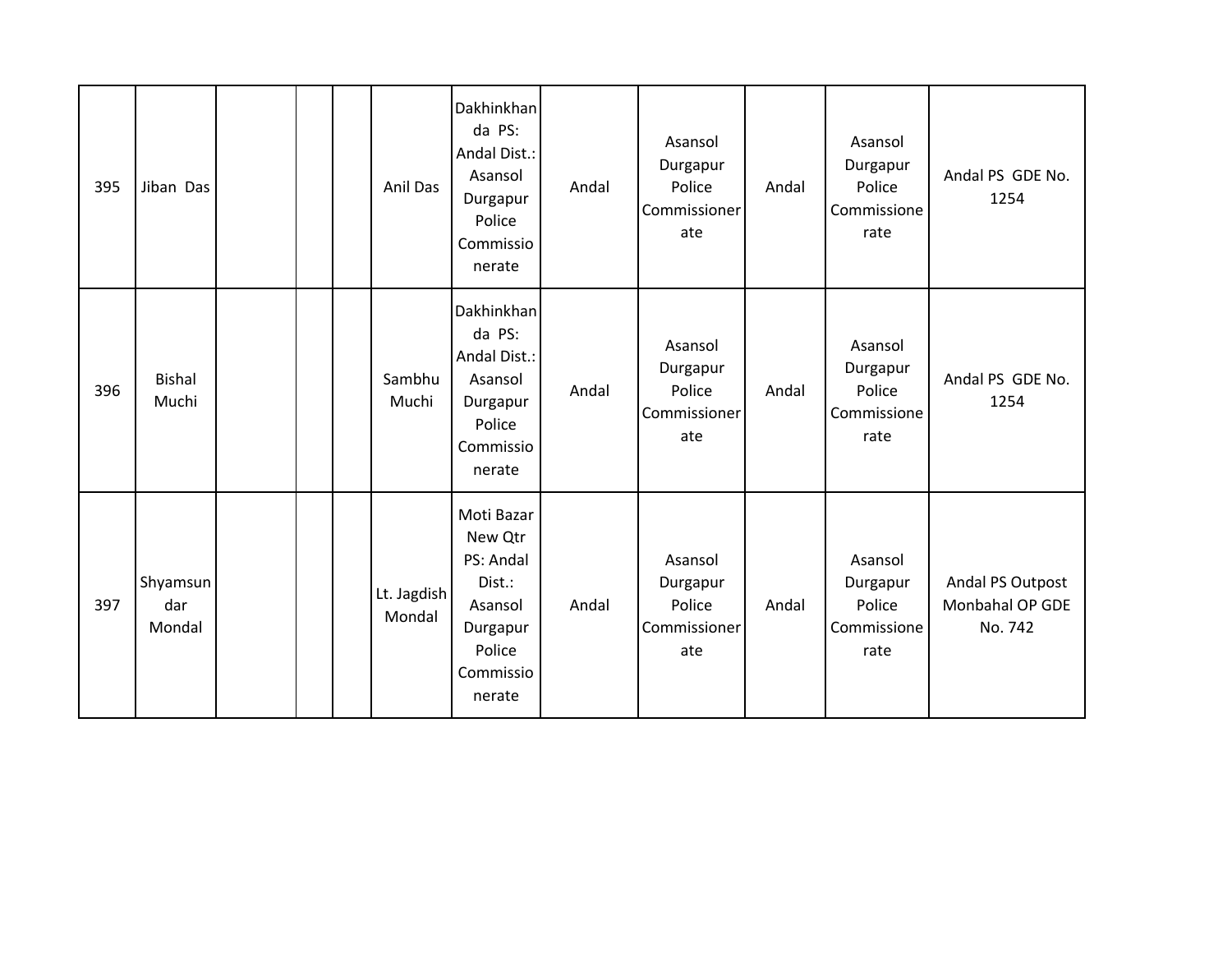| 395 | Jiban Das | | | | Anil Das | Dakhinkhanda PS: Andal Dist.: Asansol Durgapur Police Commissionerate | Andal | Asansol Durgapur Police Commissionerate | Andal | Asansol Durgapur Police Commissionerate | Andal PS GDE No. 1254 |
|---|---|---|---|---|---|---|---|---|---|---|---|
| 396 | Bishal Muchi | | | | Sambhu Muchi | Dakhinkhanda PS: Andal Dist.: Asansol Durgapur Police Commissionerate | Andal | Asansol Durgapur Police Commissionerate | Andal | Asansol Durgapur Police Commissionerate | Andal PS GDE No. 1254 |
| 397 | Shyamsundar Mondal | | | | Lt. Jagdish Mondal | Moti Bazar New Qtr PS: Andal Dist.: Asansol Durgapur Police Commissionerate | Andal | Asansol Durgapur Police Commissionerate | Andal | Asansol Durgapur Police Commissionerate | Andal PS Outpost Monbahal OP GDE No. 742 |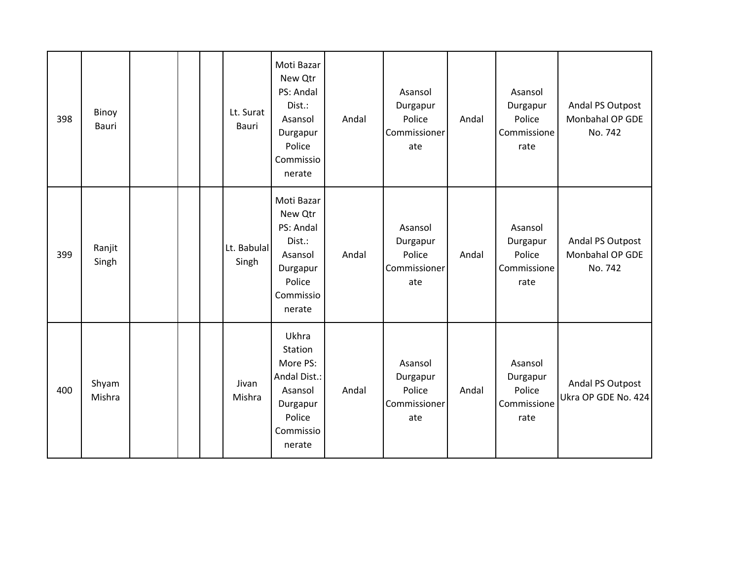| | | | | | | | | | | | |
|---|---|---|---|---|---|---|---|---|---|---|---|
| 398 | Binoy Bauri | | | | Lt. Surat Bauri | Moti Bazar New Qtr PS: Andal Dist.: Asansol Durgapur Police Commissionerate | Andal | Asansol Durgapur Police Commissionerate | Andal | Asansol Durgapur Police Commissionerate | Andal PS Outpost Monbahal OP GDE No. 742 |
| 399 | Ranjit Singh | | | | Lt. Babulal Singh | Moti Bazar New Qtr PS: Andal Dist.: Asansol Durgapur Police Commissionerate | Andal | Asansol Durgapur Police Commissionerate | Andal | Asansol Durgapur Police Commissionerate | Andal PS Outpost Monbahal OP GDE No. 742 |
| 400 | Shyam Mishra | | | | Jivan Mishra | Ukhra Station More PS: Andal Dist.: Asansol Durgapur Police Commissionerate | Andal | Asansol Durgapur Police Commissionerate | Andal | Asansol Durgapur Police Commissionerate | Andal PS Outpost Ukra OP GDE No. 424 |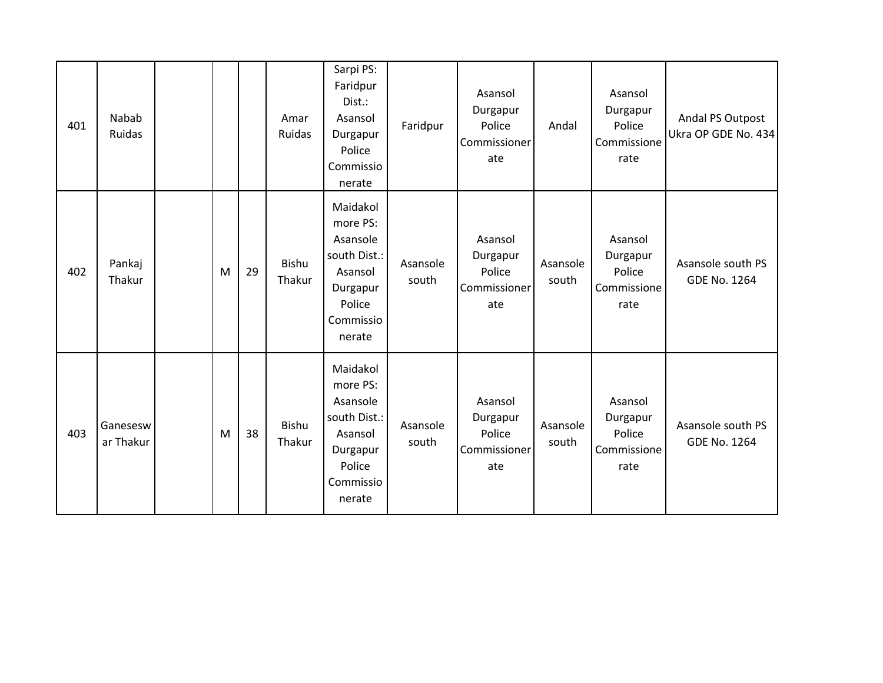| 401 | Nabab Ruidas | | | | Amar Ruidas | Sarpi PS: Faridpur Dist.: Asansol Durgapur Police Commissionerate | Faridpur | Asansol Durgapur Police Commissionerate | Andal | Asansol Durgapur Police Commissionerate | Andal PS Outpost Ukra OP GDE No. 434 |
|---|---|---|---|---|---|---|---|---|---|---|---|
| 402 | Pankaj Thakur | | M | 29 | Bishu Thakur | Maidakol more PS: Asansole south Dist.: Asansol Durgapur Police Commissionerate | Asansole south | Asansol Durgapur Police Commissionerate | Asansole south | Asansol Durgapur Police Commissionerate | Asansole south PS GDE No. 1264 |
| 403 | Ganesesw ar Thakur | | M | 38 | Bishu Thakur | Maidakol more PS: Asansole south Dist.: Asansol Durgapur Police Commissionerate | Asansole south | Asansol Durgapur Police Commissionerate | Asansole south | Asansol Durgapur Police Commissionerate | Asansole south PS GDE No. 1264 |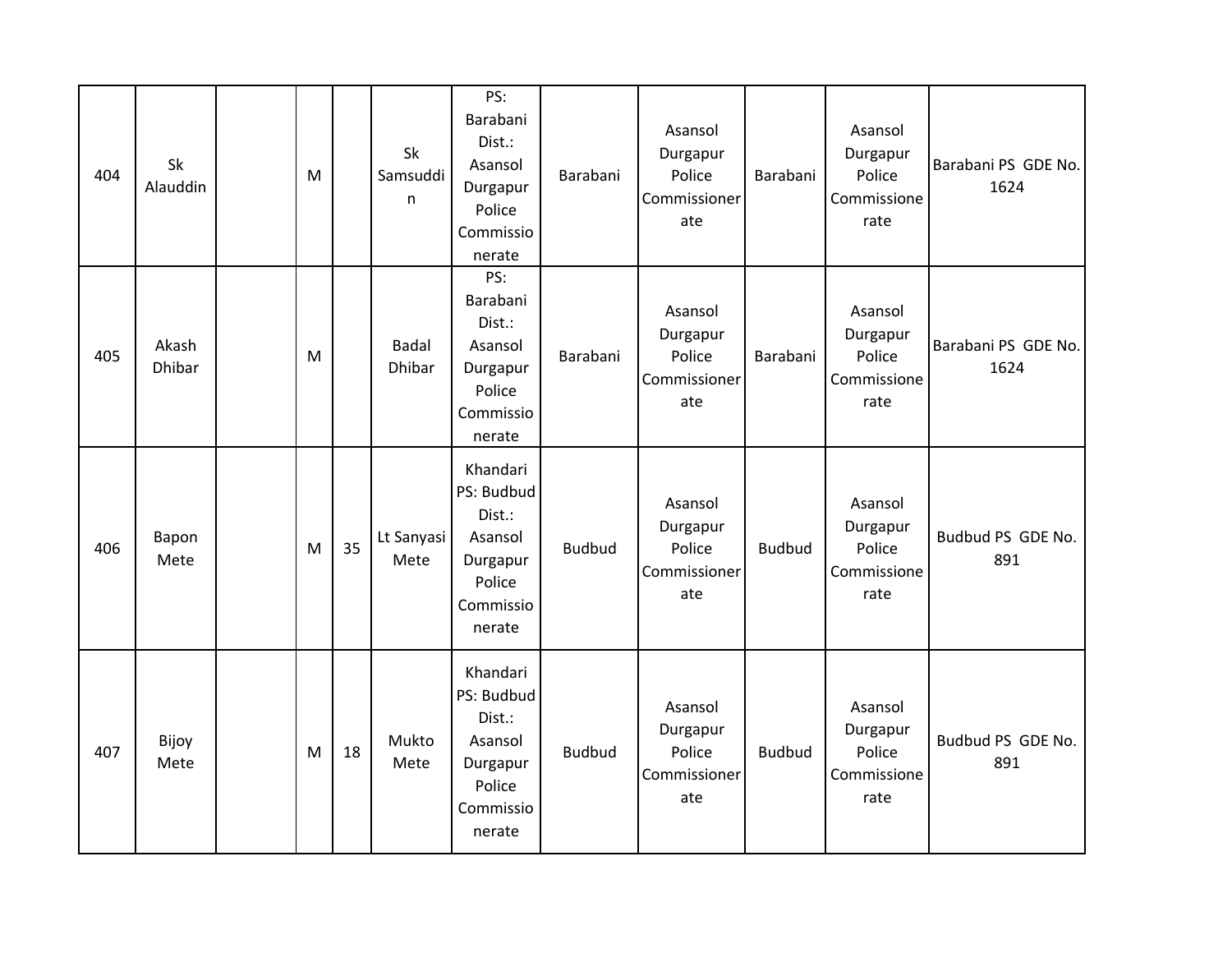| 404 | Sk Alauddin | | M | | Sk Samsuddin | PS: Barabani Dist.: Asansol Durgapur Police Commissionerate | Barabani | Asansol Durgapur Police Commissionerate | Barabani | Asansol Durgapur Police Commissionerate | Barabani PS GDE No. 1624 |
|---|---|---|---|---|---|---|---|---|---|---|---|
| 405 | Akash Dhibar | | M | | Badal Dhibar | PS: Barabani Dist.: Asansol Durgapur Police Commissionerate | Barabani | Asansol Durgapur Police Commissionerate | Barabani | Asansol Durgapur Police Commissionerate | Barabani PS GDE No. 1624 |
| 406 | Bapon Mete | | M | 35 | Lt Sanyasi Mete | Khandari PS: Budbud Dist.: Asansol Durgapur Police Commissionerate | Budbud | Asansol Durgapur Police Commissionerate | Budbud | Asansol Durgapur Police Commissionerate | Budbud PS GDE No. 891 |
| 407 | Bijoy Mete | | M | 18 | Mukto Mete | Khandari PS: Budbud Dist.: Asansol Durgapur Police Commissionerate | Budbud | Asansol Durgapur Police Commissionerate | Budbud | Asansol Durgapur Police Commissionerate | Budbud PS GDE No. 891 |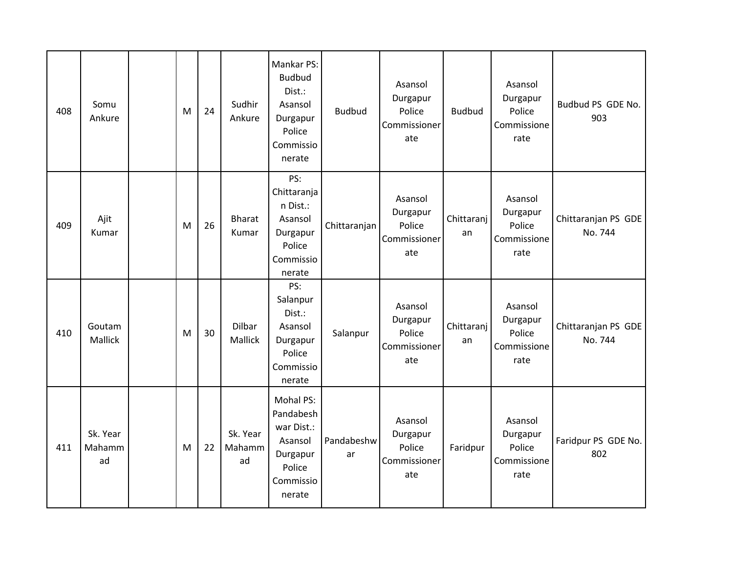| 408 | Somu Ankure | | M | 24 | Sudhir Ankure | Mankar PS: Budbud Dist.: Asansol Durgapur Police Commissionerate | Budbud | Asansol Durgapur Police Commissionerate | Budbud | Asansol Durgapur Police Commissionerate | Budbud PS GDE No. 903 |
|---|---|---|---|---|---|---|---|---|---|---|---|
| 409 | Ajit Kumar | | M | 26 | Bharat Kumar | PS: Chittaranjan Dist.: Asansol Durgapur Police Commissionerate | Chittaranjan | Asansol Durgapur Police Commissionerate | Chittaranjan | Asansol Durgapur Police Commissionerate | Chittaranjan PS GDE No. 744 |
| 410 | Goutam Mallick | | M | 30 | Dilbar Mallick | PS: Salanpur Dist.: Asansol Durgapur Police Commissionerate | Salanpur | Asansol Durgapur Police Commissionerate | Chittaranjan | Asansol Durgapur Police Commissionerate | Chittaranjan PS GDE No. 744 |
| 411 | Sk. Year Mahammad | | M | 22 | Sk. Year Mahammad | Mohal PS: Pandabeshwar Dist.: Asansol Durgapur Police Commissionerate | Pandabeshwar | Asansol Durgapur Police Commissionerate | Faridpur | Asansol Durgapur Police Commissionerate | Faridpur PS GDE No. 802 |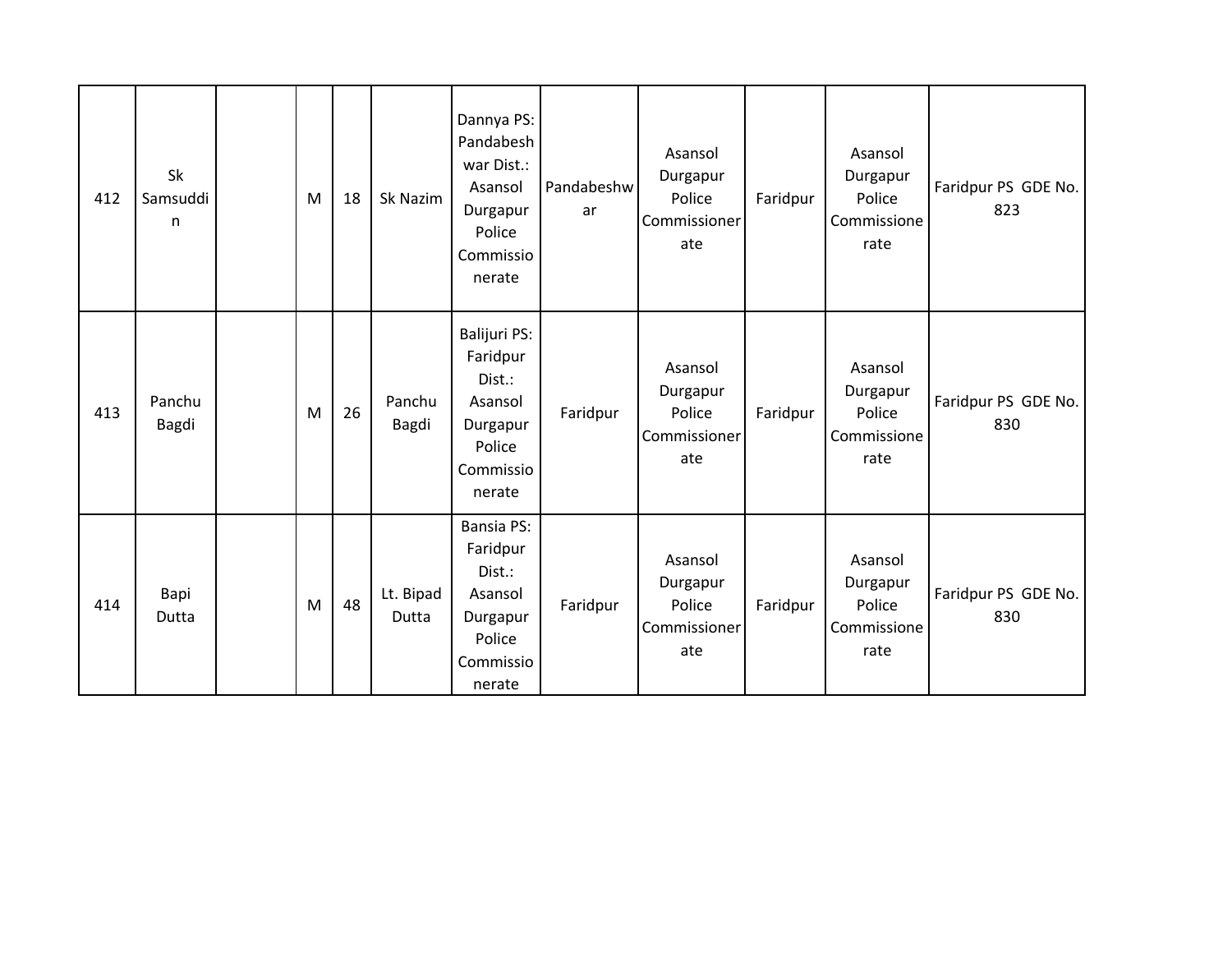| 412 | Sk Samsuddin | | M | 18 | Sk Nazim | Dannya PS: Pandabeshwar Dist.: Asansol Durgapur Police Commissionerate | Pandabeshwar | Asansol Durgapur Police Commissionerate | Faridpur | Asansol Durgapur Police Commissionerate | Faridpur PS GDE No. 823 |
|---|---|---|---|---|---|---|---|---|---|---|---|
| 413 | Panchu Bagdi | | M | 26 | Panchu Bagdi | Balijuri PS: Faridpur Dist.: Asansol Durgapur Police Commissionerate | Faridpur | Asansol Durgapur Police Commissionerate | Faridpur | Asansol Durgapur Police Commissionerate | Faridpur PS GDE No. 830 |
| 414 | Bapi Dutta | | M | 48 | Lt. Bipad Dutta | Bansia PS: Faridpur Dist.: Asansol Durgapur Police Commissionerate | Faridpur | Asansol Durgapur Police Commissionerate | Faridpur | Asansol Durgapur Police Commissionerate | Faridpur PS GDE No. 830 |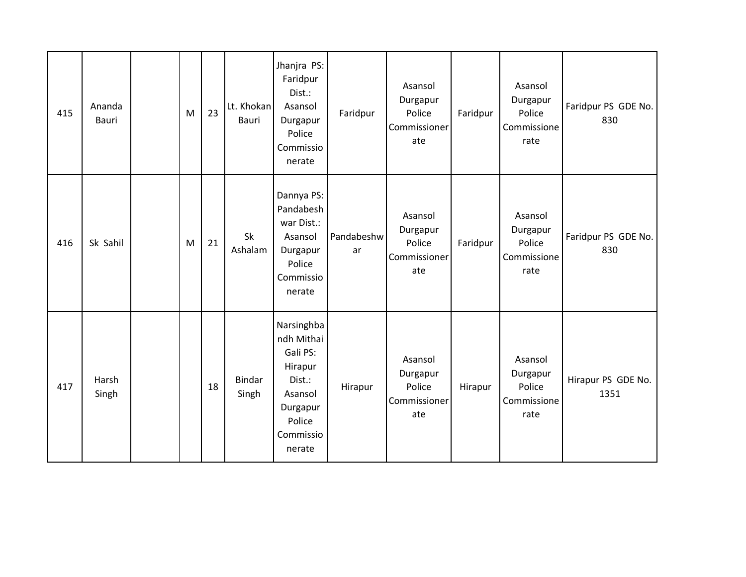| | | | | | | | | | | | |
|---|---|---|---|---|---|---|---|---|---|---|---|
| 415 | Ananda Bauri | | M | 23 | Lt. Khokan Bauri | Jhanjra PS: Faridpur Dist.: Asansol Durgapur Police Commissionerate | Faridpur | Asansol Durgapur Police Commissionerate | Faridpur | Asansol Durgapur Police Commissionerate | Faridpur PS GDE No. 830 |
| 416 | Sk Sahil | | M | 21 | Sk Ashalam | Dannya PS: Pandabeshwar Dist.: Asansol Durgapur Police Commissionerate | Pandabeshwar | Asansol Durgapur Police Commissionerate | Faridpur | Asansol Durgapur Police Commissionerate | Faridpur PS GDE No. 830 |
| 417 | Harsh Singh | | | 18 | Bindar Singh | Narsinghbandh Mithai Gali PS: Hirapur Dist.: Asansol Durgapur Police Commissionerate | Hirapur | Asansol Durgapur Police Commissionerate | Hirapur | Asansol Durgapur Police Commissionerate | Hirapur PS GDE No. 1351 |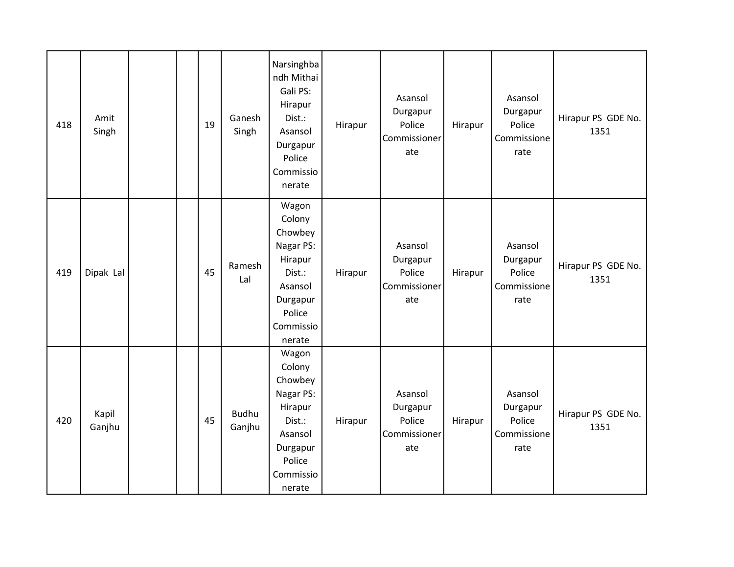| | | | | | | | | | | | |
|---|---|---|---|---|---|---|---|---|---|---|---|
| 418 | Amit Singh | | | 19 | Ganesh Singh | Narsinghbandh Mithai Gali PS: Hirapur Dist.: Asansol Durgapur Police Commissionerate | Hirapur | Asansol Durgapur Police Commissionerate | Hirapur | Asansol Durgapur Police Commissionerate | Hirapur PS GDE No. 1351 |
| 419 | Dipak Lal | | | 45 | Ramesh Lal | Wagon Colony Chowbey Nagar PS: Hirapur Dist.: Asansol Durgapur Police Commissionerate | Hirapur | Asansol Durgapur Police Commissionerate | Hirapur | Asansol Durgapur Police Commissionerate | Hirapur PS GDE No. 1351 |
| 420 | Kapil Ganjhu | | | 45 | Budhu Ganjhu | Wagon Colony Chowbey Nagar PS: Hirapur Dist.: Asansol Durgapur Police Commissionerate | Hirapur | Asansol Durgapur Police Commissionerate | Hirapur | Asansol Durgapur Police Commissionerate | Hirapur PS GDE No. 1351 |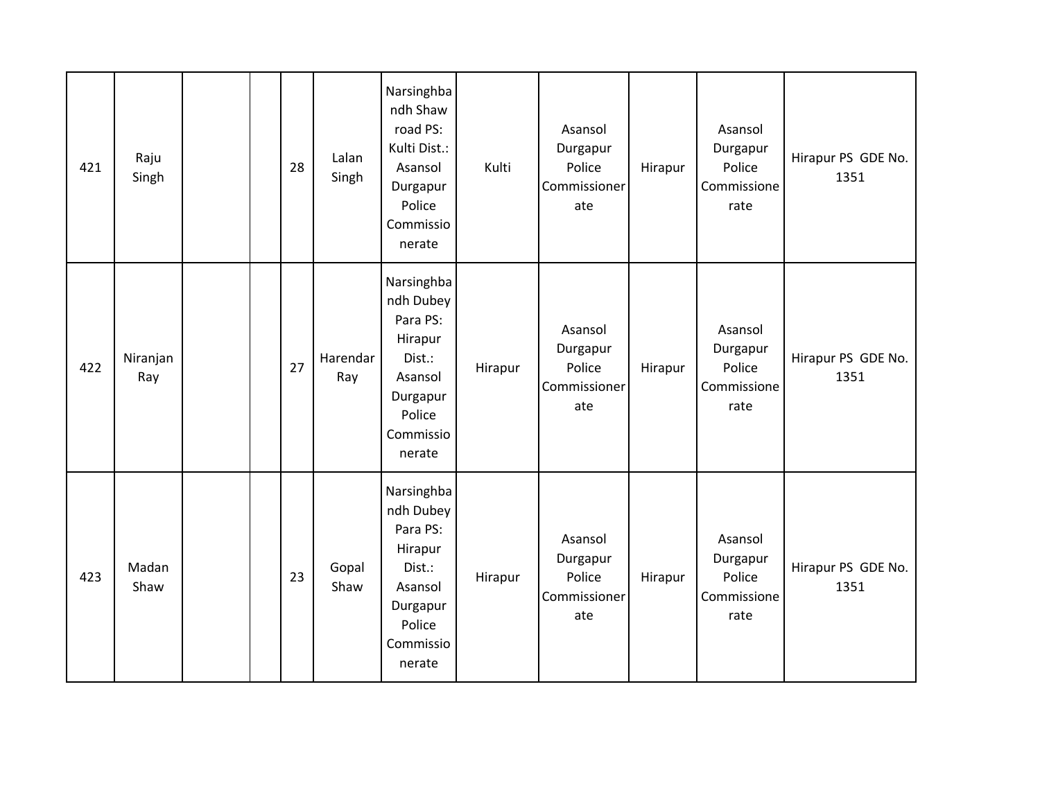| | | | | | | | | | | | |
|---|---|---|---|---|---|---|---|---|---|---|---|
| 421 | Raju Singh | | | 28 | Lalan Singh | Narsinghbandh Shaw road PS: Kulti Dist.: Asansol Durgapur Police Commissionerate | Kulti | Asansol Durgapur Police Commissionerate | Hirapur | Asansol Durgapur Police Commissionerate | Hirapur PS GDE No. 1351 |
| 422 | Niranjan Ray | | | 27 | Harendar Ray | Narsinghbandh Dubey Para PS: Hirapur Dist.: Asansol Durgapur Police Commissionerate | Hirapur | Asansol Durgapur Police Commissionerate | Hirapur | Asansol Durgapur Police Commissionerate | Hirapur PS GDE No. 1351 |
| 423 | Madan Shaw | | | 23 | Gopal Shaw | Narsinghbandh Dubey Para PS: Hirapur Dist.: Asansol Durgapur Police Commissionerate | Hirapur | Asansol Durgapur Police Commissionerate | Hirapur | Asansol Durgapur Police Commissionerate | Hirapur PS GDE No. 1351 |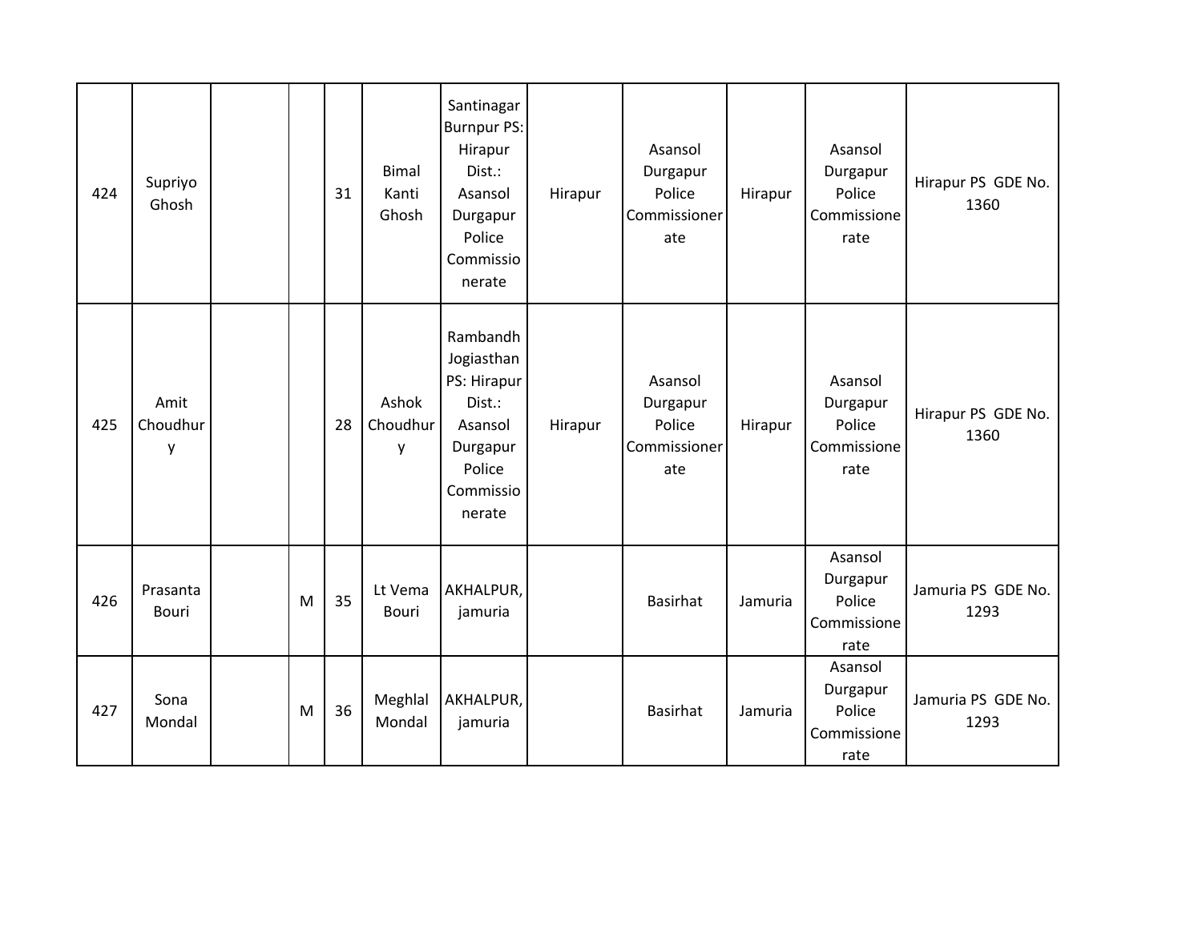| 424 | Supriyo Ghosh | | | 31 | Bimal Kanti Ghosh | Santinagar Burnpur PS: Hirapur Dist.: Asansol Durgapur Police Commissionerate | Hirapur | Asansol Durgapur Police Commissionerate | Hirapur | Asansol Durgapur Police Commissionerate | Hirapur PS GDE No. 1360 |
|---|---|---|---|---|---|---|---|---|---|---|---|
| 425 | Amit Choudhury | | | 28 | Ashok Choudhury | Rambandh Jogiasthan PS: Hirapur Dist.: Asansol Durgapur Police Commissionerate | Hirapur | Asansol Durgapur Police Commissionerate | Hirapur | Asansol Durgapur Police Commissionerate | Hirapur PS GDE No. 1360 |
| 426 | Prasanta Bouri | | M | 35 | Lt Vema Bouri | AKHALPUR, jamuria | | Basirhat | Jamuria | Asansol Durgapur Police Commissionerate | Jamuria PS GDE No. 1293 |
| 427 | Sona Mondal | | M | 36 | Meghlal Mondal | AKHALPUR, jamuria | | Basirhat | Jamuria | Asansol Durgapur Police Commissionerate | Jamuria PS GDE No. 1293 |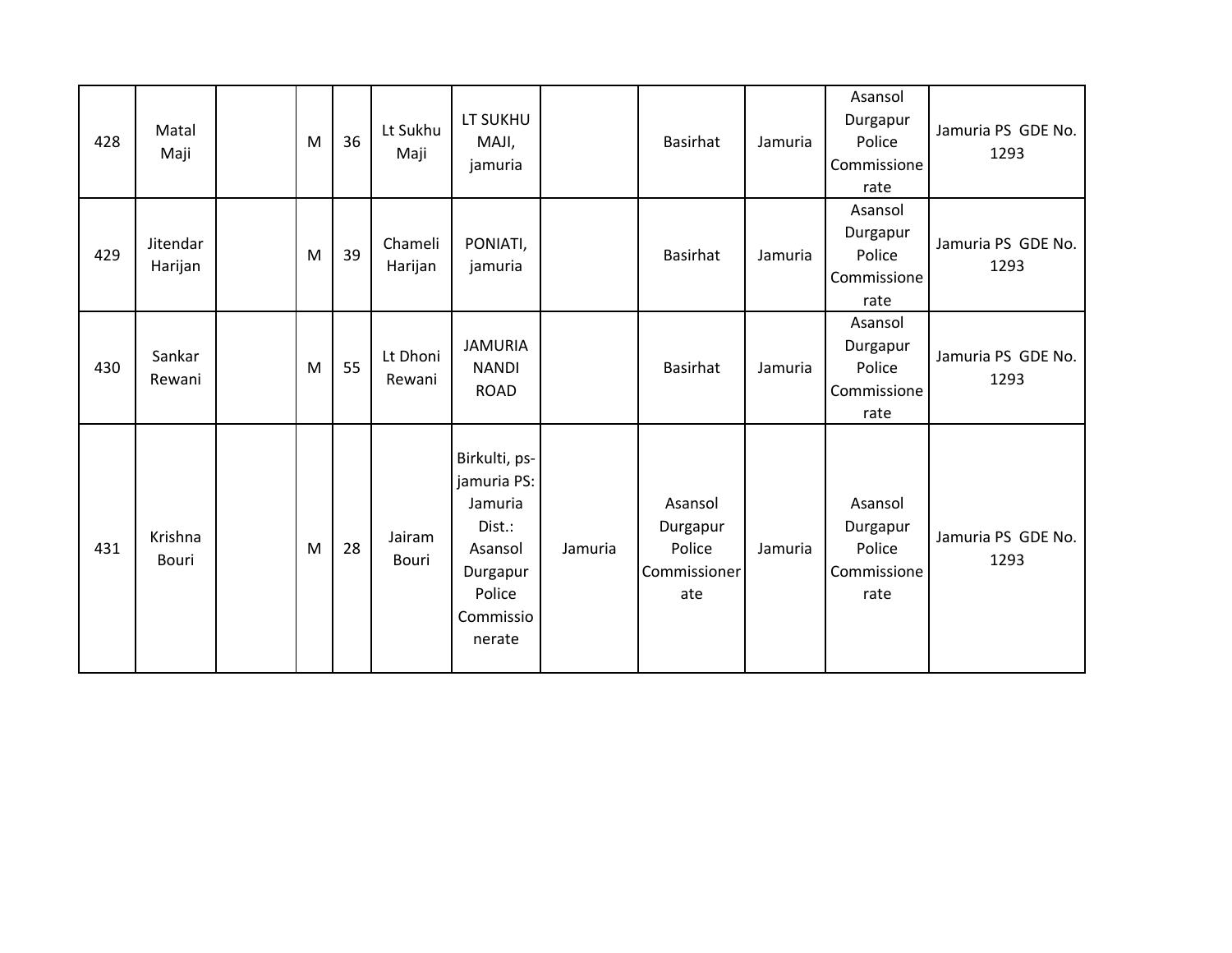| | | | | | | | | | | | |
|---|---|---|---|---|---|---|---|---|---|---|---|
| 428 | Matal Maji | | M | 36 | Lt Sukhu Maji | LT SUKHU MAJI, jamuria | | Basirhat | Jamuria | Asansol Durgapur Police Commissionerate | Jamuria PS GDE No. 1293 |
| 429 | Jitendar Harijan | | M | 39 | Chameli Harijan | PONIATI, jamuria | | Basirhat | Jamuria | Asansol Durgapur Police Commissionerate | Jamuria PS GDE No. 1293 |
| 430 | Sankar Rewani | | M | 55 | Lt Dhoni Rewani | JAMURIA NANDI ROAD | | Basirhat | Jamuria | Asansol Durgapur Police Commissionerate | Jamuria PS GDE No. 1293 |
| 431 | Krishna Bouri | | M | 28 | Jairam Bouri | Birkulti, ps-jamuria PS: Jamuria Dist.: Asansol Durgapur Police Commissionerate | Jamuria | Asansol Durgapur Police Commissionerate | Jamuria | Asansol Durgapur Police Commissionerate | Jamuria PS GDE No. 1293 |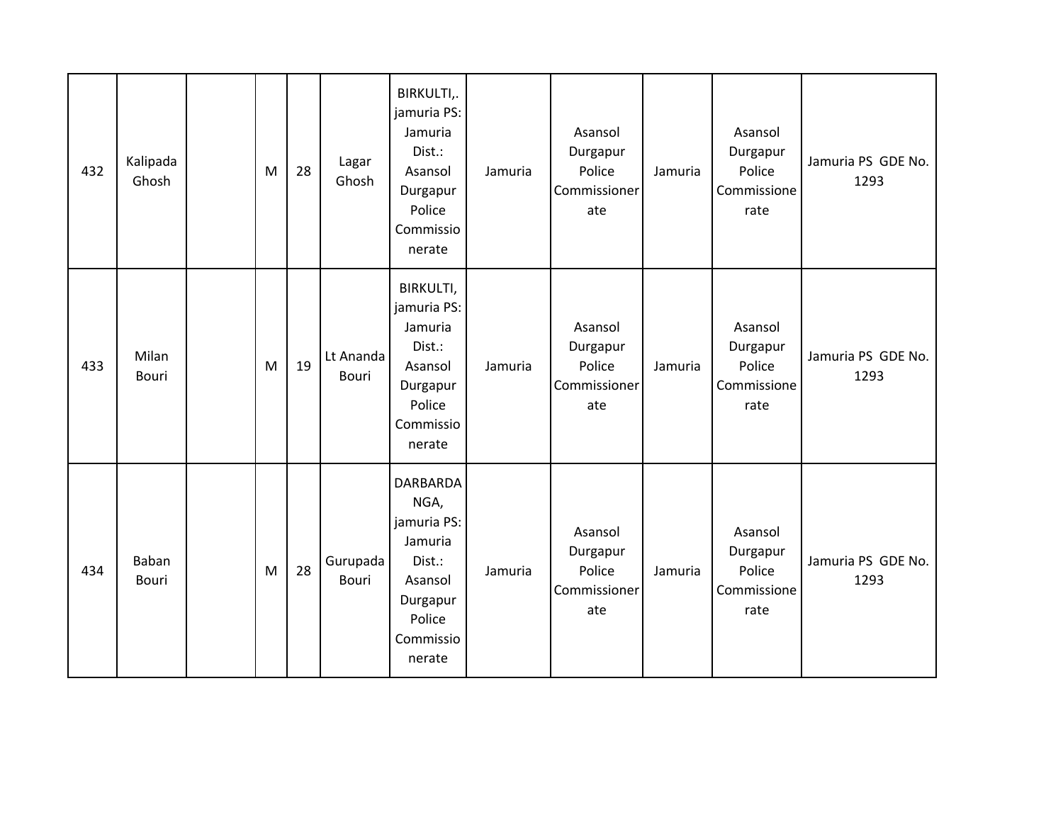| 432 | Kalipada Ghosh | | M | 28 | Lagar Ghosh | BIRKULTI,. jamuria PS: Jamuria Dist.: Asansol Durgapur Police Commissionerate | Jamuria | Asansol Durgapur Police Commissionerate | Jamuria | Asansol Durgapur Police Commissionerate | Jamuria PS GDE No. 1293 |
|---|---|---|---|---|---|---|---|---|---|---|---|
| 433 | Milan Bouri | | M | 19 | Lt Ananda Bouri | BIRKULTI, jamuria PS: Jamuria Dist.: Asansol Durgapur Police Commissionerate | Jamuria | Asansol Durgapur Police Commissionerate | Jamuria | Asansol Durgapur Police Commissionerate | Jamuria PS GDE No. 1293 |
| 434 | Baban Bouri | | M | 28 | Gurupada Bouri | DARBARDANGA, jamuria PS: Jamuria Dist.: Asansol Durgapur Police Commissionerate | Jamuria | Asansol Durgapur Police Commissionerate | Jamuria | Asansol Durgapur Police Commissionerate | Jamuria PS GDE No. 1293 |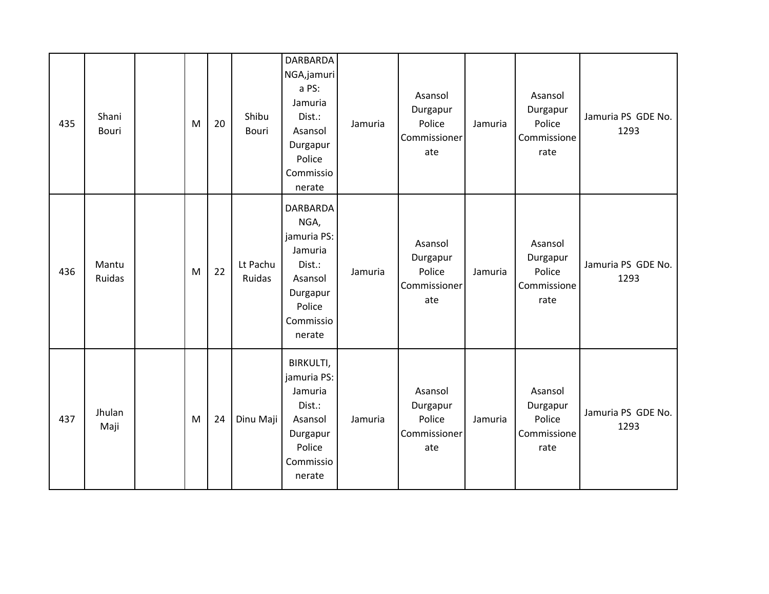| 435 | Shani Bouri | | M | 20 | Shibu Bouri | DARBARDANGA,jamuria PS: Jamuria Dist.: Asansol Durgapur Police Commissionerate | Jamuria | Asansol Durgapur Police Commissionerate | Jamuria | Asansol Durgapur Police Commissionerate | Jamuria PS GDE No. 1293 |
|---|---|---|---|---|---|---|---|---|---|---|---|
| 436 | Mantu Ruidas | | M | 22 | Lt Pachu Ruidas | DARBARDANGA, jamuria PS: Jamuria Dist.: Asansol Durgapur Police Commissionerate | Jamuria | Asansol Durgapur Police Commissionerate | Jamuria | Asansol Durgapur Police Commissionerate | Jamuria PS GDE No. 1293 |
| 437 | Jhulan Maji | | M | 24 | Dinu Maji | BIRKULTI, jamuria PS: Jamuria Dist.: Asansol Durgapur Police Commissionerate | Jamuria | Asansol Durgapur Police Commissionerate | Jamuria | Asansol Durgapur Police Commissionerate | Jamuria PS GDE No. 1293 |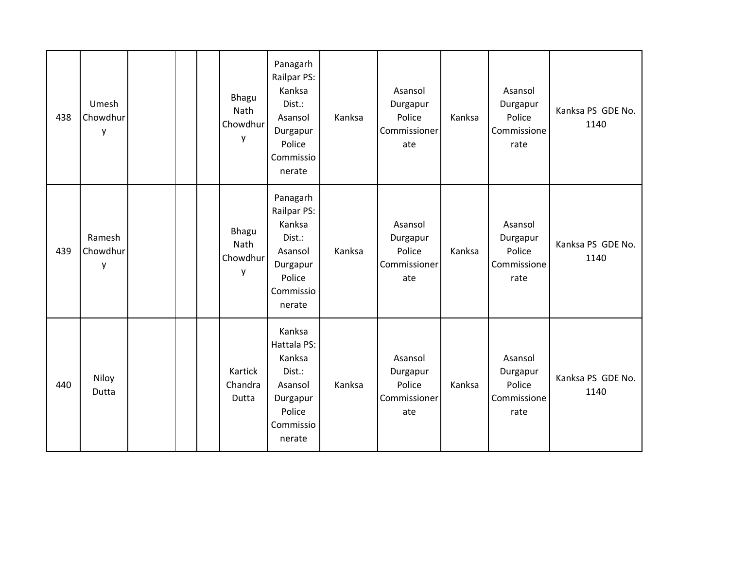| 438 | Umesh Chowdhury | | | | Bhagu Nath Chowdhury | Panagarh Railpar PS: Kanksa Dist.: Asansol Durgapur Police Commissionerate | Kanksa | Asansol Durgapur Police Commissionerate | Kanksa | Asansol Durgapur Police Commissionerate | Kanksa PS GDE No. 1140 |
|---|---|---|---|---|---|---|---|---|---|---|---|
| 439 | Ramesh Chowdhury | | | | Bhagu Nath Chowdhury | Panagarh Railpar PS: Kanksa Dist.: Asansol Durgapur Police Commissionerate | Kanksa | Asansol Durgapur Police Commissionerate | Kanksa | Asansol Durgapur Police Commissionerate | Kanksa PS GDE No. 1140 |
| 440 | Niloy Dutta | | | | Kartick Chandra Dutta | Kanksa Hattala PS: Kanksa Dist.: Asansol Durgapur Police Commissionerate | Kanksa | Asansol Durgapur Police Commissionerate | Kanksa | Asansol Durgapur Police Commissionerate | Kanksa PS GDE No. 1140 |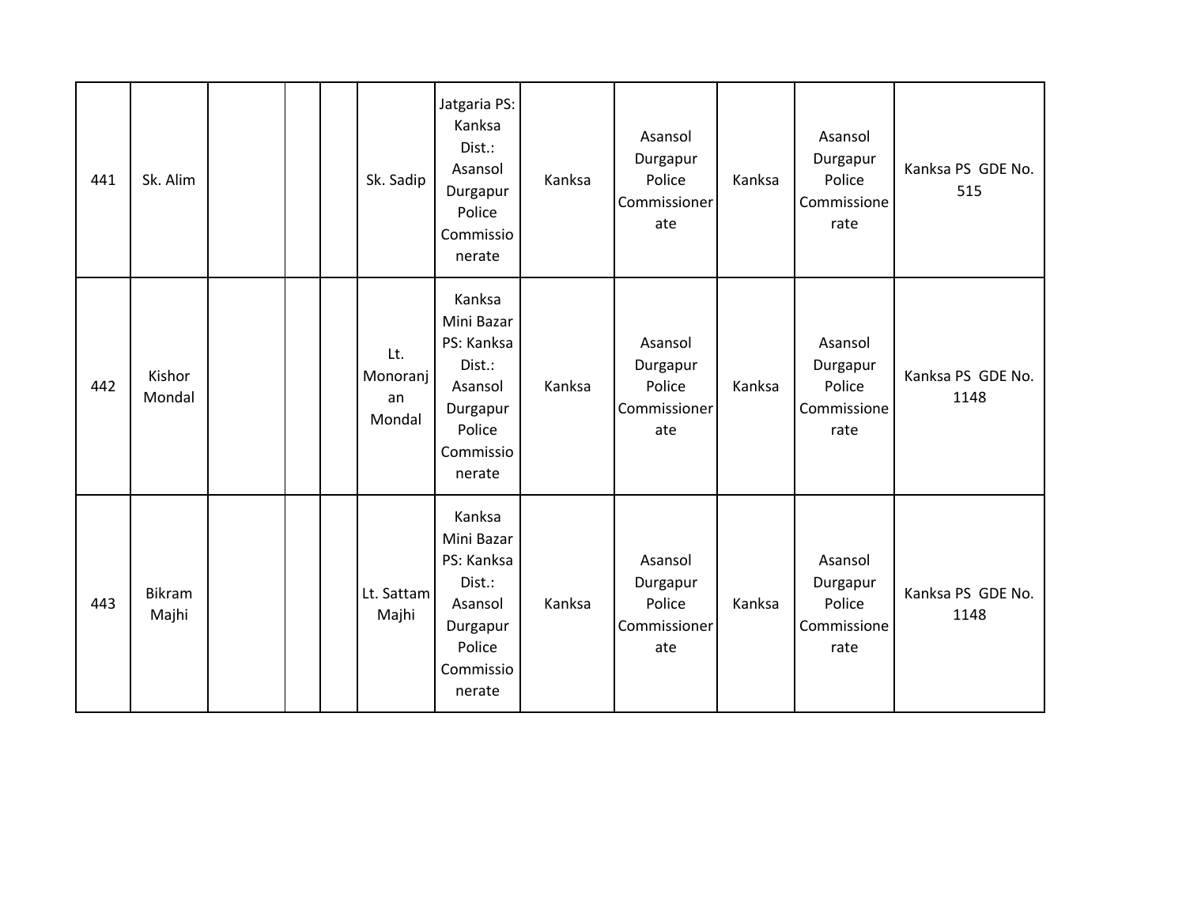| 441 | Sk. Alim | | | | Sk. Sadip | Jatgaria PS: Kanksa Dist.: Asansol Durgapur Police Commissionerate | Kanksa | Asansol Durgapur Police Commissionerate | Kanksa | Asansol Durgapur Police Commissionerate | Kanksa PS GDE No. 515 |
|---|---|---|---|---|---|---|---|---|---|---|---|
| 442 | Kishor Mondal | | | | Lt. Monoranjan Mondal | Kanksa Mini Bazar PS: Kanksa Dist.: Asansol Durgapur Police Commissionerate | Kanksa | Asansol Durgapur Police Commissionerate | Kanksa | Asansol Durgapur Police Commissionerate | Kanksa PS GDE No. 1148 |
| 443 | Bikram Majhi | | | | Lt. Sattam Majhi | Kanksa Mini Bazar PS: Kanksa Dist.: Asansol Durgapur Police Commissionerate | Kanksa | Asansol Durgapur Police Commissionerate | Kanksa | Asansol Durgapur Police Commissionerate | Kanksa PS GDE No. 1148 |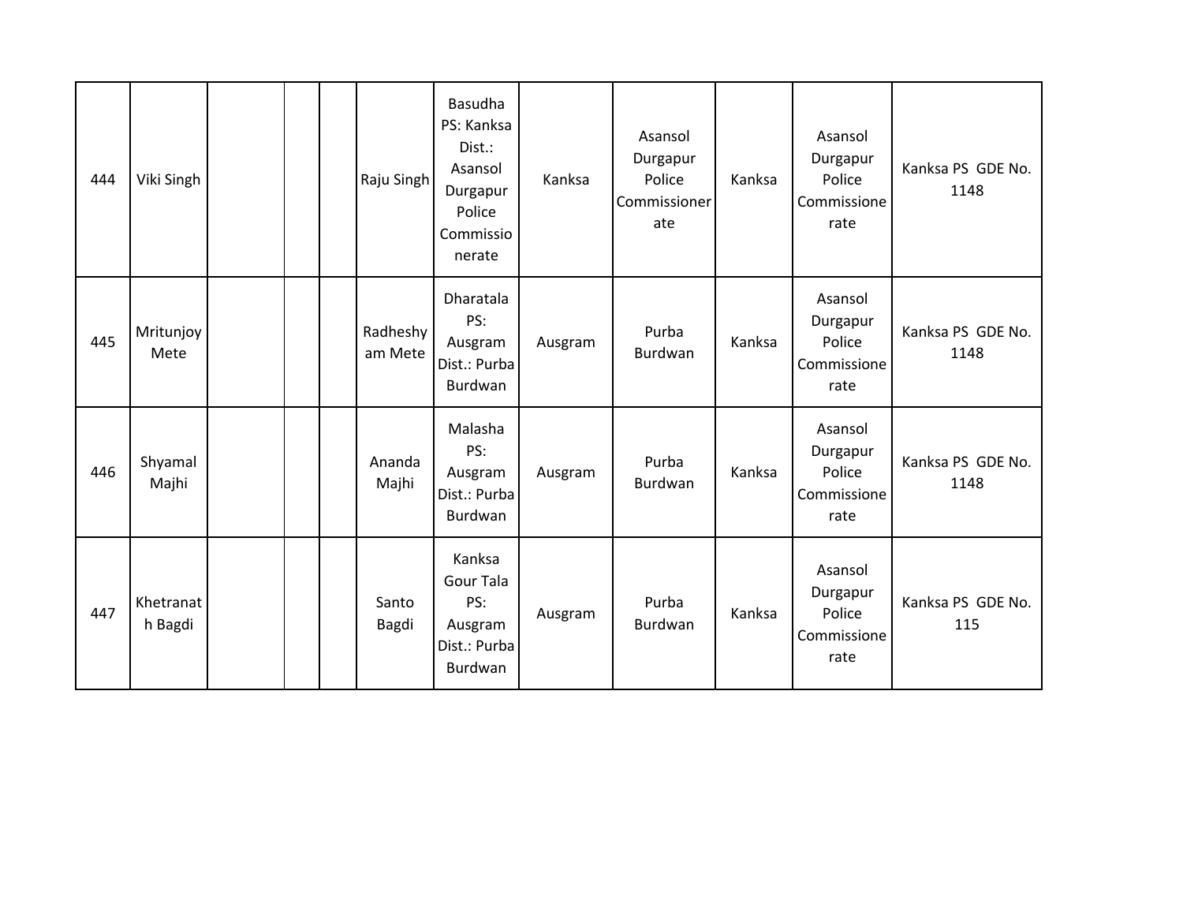| 444 | Viki Singh | | | | Raju Singh | Basudha PS: Kanksa Dist.: Asansol Durgapur Police Commissionerate | Kanksa | Asansol Durgapur Police Commissionerate | Kanksa | Asansol Durgapur Police Commissionerate | Kanksa PS GDE No. 1148 |
|---|---|---|---|---|---|---|---|---|---|---|---|
| 445 | Mritunjoy Mete | | | | Radheshyam Mete | Dharatala PS: Ausgram Dist.: Purba Burdwan | Ausgram | Purba Burdwan | Kanksa | Asansol Durgapur Police Commissionerate | Kanksa PS GDE No. 1148 |
| 446 | Shyamal Majhi | | | | Ananda Majhi | Malasha PS: Ausgram Dist.: Purba Burdwan | Ausgram | Purba Burdwan | Kanksa | Asansol Durgapur Police Commissionerate | Kanksa PS GDE No. 1148 |
| 447 | Khetranath Bagdi | | | | Santo Bagdi | Kanksa Gour Tala PS: Ausgram Dist.: Purba Burdwan | Ausgram | Purba Burdwan | Kanksa | Asansol Durgapur Police Commissionerate | Kanksa PS GDE No. 115 |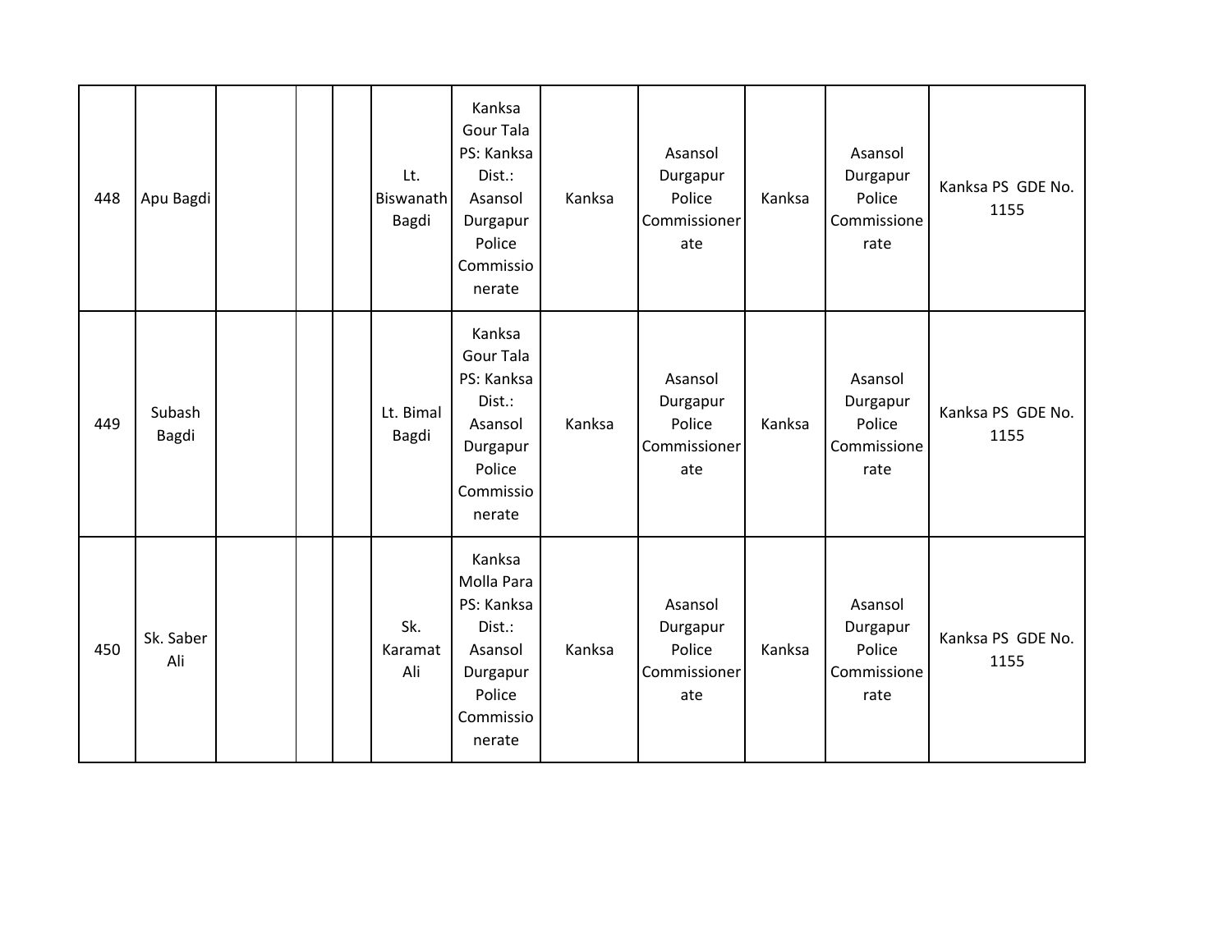| 448 | Apu Bagdi | | | | Lt. Biswanath Bagdi | Kanksa Gour Tala PS: Kanksa Dist.: Asansol Durgapur Police Commissionerate | Kanksa | Asansol Durgapur Police Commissionerate | Kanksa | Asansol Durgapur Police Commissionerate | Kanksa PS GDE No. 1155 |
|---|---|---|---|---|---|---|---|---|---|---|---|
| 449 | Subash Bagdi | | | | Lt. Bimal Bagdi | Kanksa Gour Tala PS: Kanksa Dist.: Asansol Durgapur Police Commissionerate | Kanksa | Asansol Durgapur Police Commissionerate | Kanksa | Asansol Durgapur Police Commissionerate | Kanksa PS GDE No. 1155 |
| 450 | Sk. Saber Ali | | | | Sk. Karamat Ali | Kanksa Molla Para PS: Kanksa Dist.: Asansol Durgapur Police Commissionerate | Kanksa | Asansol Durgapur Police Commissionerate | Kanksa | Asansol Durgapur Police Commissionerate | Kanksa PS GDE No. 1155 |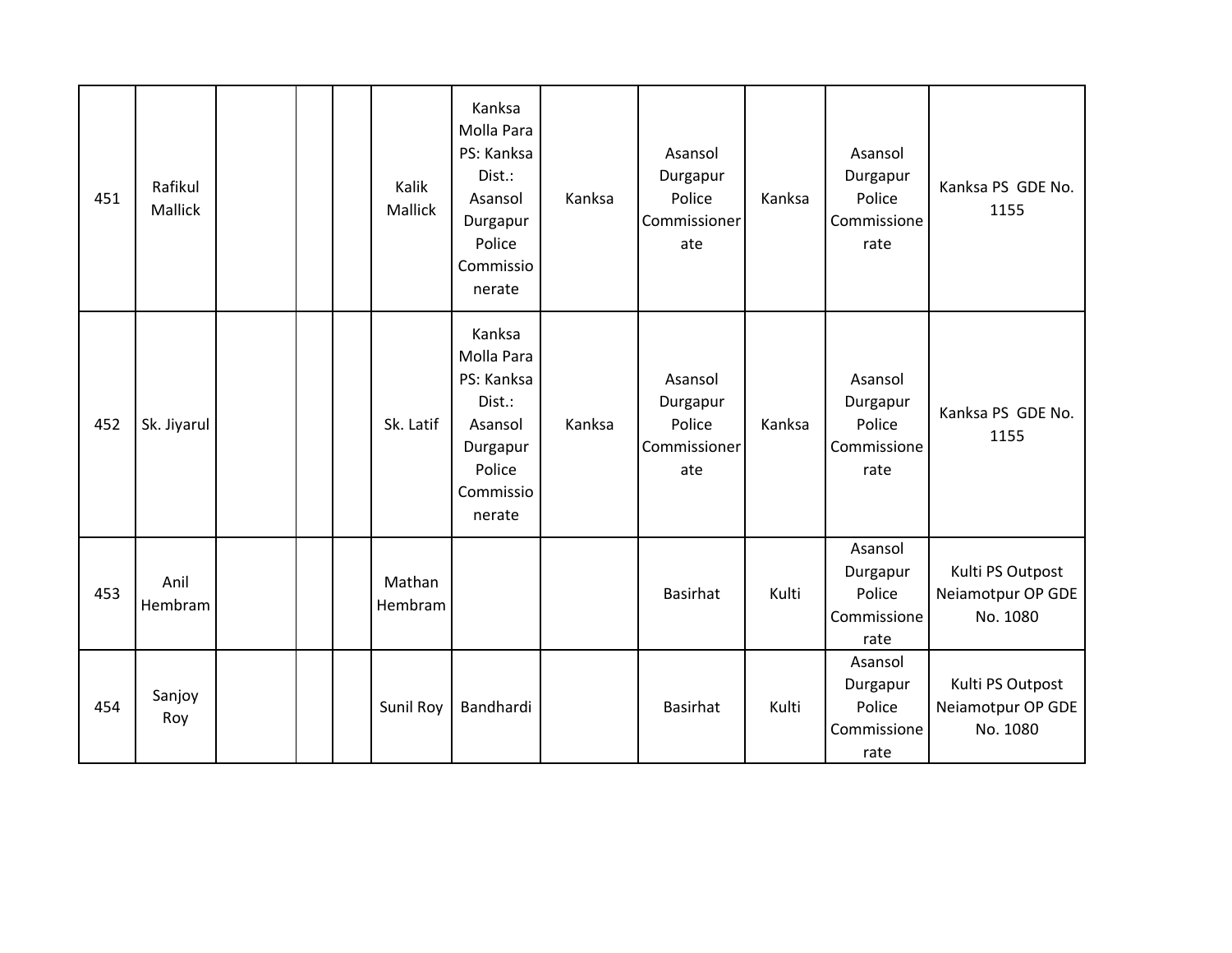| | | | | | | | | | | | |
|---|---|---|---|---|---|---|---|---|---|---|---|
| 451 | Rafikul Mallick | | | | Kalik Mallick | Kanksa Molla Para PS: Kanksa Dist.: Asansol Durgapur Police Commissionerate | Kanksa | Asansol Durgapur Police Commissionerate | Kanksa | Asansol Durgapur Police Commissionerate | Kanksa PS GDE No. 1155 |
| 452 | Sk. Jiyarul | | | | Sk. Latif | Kanksa Molla Para PS: Kanksa Dist.: Asansol Durgapur Police Commissionerate | Kanksa | Asansol Durgapur Police Commissionerate | Kanksa | Asansol Durgapur Police Commissionerate | Kanksa PS GDE No. 1155 |
| 453 | Anil Hembram | | | | Mathan Hembram | | | Basirhat | Kulti | Asansol Durgapur Police Commissionerate | Kulti PS Outpost Neiamotpur OP GDE No. 1080 |
| 454 | Sanjoy Roy | | | | Sunil Roy | Bandhardi | | Basirhat | Kulti | Asansol Durgapur Police Commissionerate | Kulti PS Outpost Neiamotpur OP GDE No. 1080 |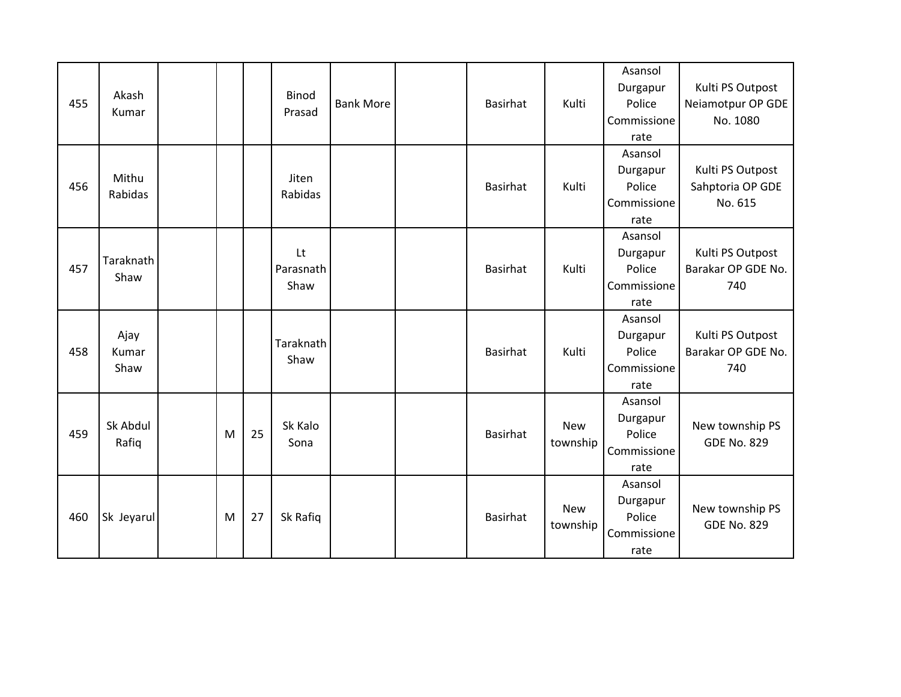| | | | | | | | | | | | |
|---|---|---|---|---|---|---|---|---|---|---|---|
| 455 | Akash Kumar | | | | Binod Prasad | Bank More | | Basirhat | Kulti | Asansol Durgapur Police Commissionerate | Kulti PS Outpost Neiamotpur OP GDE No. 1080 |
| 456 | Mithu Rabidas | | | | Jiten Rabidas | | | Basirhat | Kulti | Asansol Durgapur Police Commissionerate | Kulti PS Outpost Sahptoria OP GDE No. 615 |
| 457 | Taraknath Shaw | | | | Lt Parasnath Shaw | | | Basirhat | Kulti | Asansol Durgapur Police Commissionerate | Kulti PS Outpost Barakar OP GDE No. 740 |
| 458 | Ajay Kumar Shaw | | | | Taraknath Shaw | | | Basirhat | Kulti | Asansol Durgapur Police Commissionerate | Kulti PS Outpost Barakar OP GDE No. 740 |
| 459 | Sk Abdul Rafiq | | M | 25 | Sk Kalo Sona | | | Basirhat | New township | Asansol Durgapur Police Commissionerate | New township PS GDE No. 829 |
| 460 | Sk Jeyarul | | M | 27 | Sk Rafiq | | | Basirhat | New township | Asansol Durgapur Police Commissionerate | New township PS GDE No. 829 |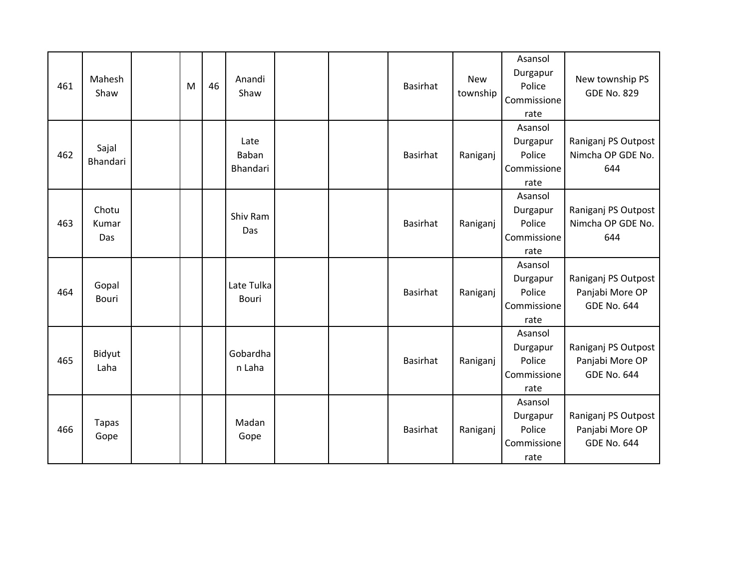| | | | | | | | | | | | |
|---|---|---|---|---|---|---|---|---|---|---|---|
| 461 | Mahesh Shaw | | M | 46 | Anandi Shaw | | | Basirhat | New township | Asansol Durgapur Police Commissionerate | New township PS GDE No. 829 |
| 462 | Sajal Bhandari | | | | Late Baban Bhandari | | | Basirhat | Raniganj | Asansol Durgapur Police Commissionerate | Raniganj PS Outpost Nimcha OP GDE No. 644 |
| 463 | Chotu Kumar Das | | | | Shiv Ram Das | | | Basirhat | Raniganj | Asansol Durgapur Police Commissionerate | Raniganj PS Outpost Nimcha OP GDE No. 644 |
| 464 | Gopal Bouri | | | | Late Tulka Bouri | | | Basirhat | Raniganj | Asansol Durgapur Police Commissionerate | Raniganj PS Outpost Panjabi More OP GDE No. 644 |
| 465 | Bidyut Laha | | | | Gobardhan Laha | | | Basirhat | Raniganj | Asansol Durgapur Police Commissionerate | Raniganj PS Outpost Panjabi More OP GDE No. 644 |
| 466 | Tapas Gope | | | | Madan Gope | | | Basirhat | Raniganj | Asansol Durgapur Police Commissionerate | Raniganj PS Outpost Panjabi More OP GDE No. 644 |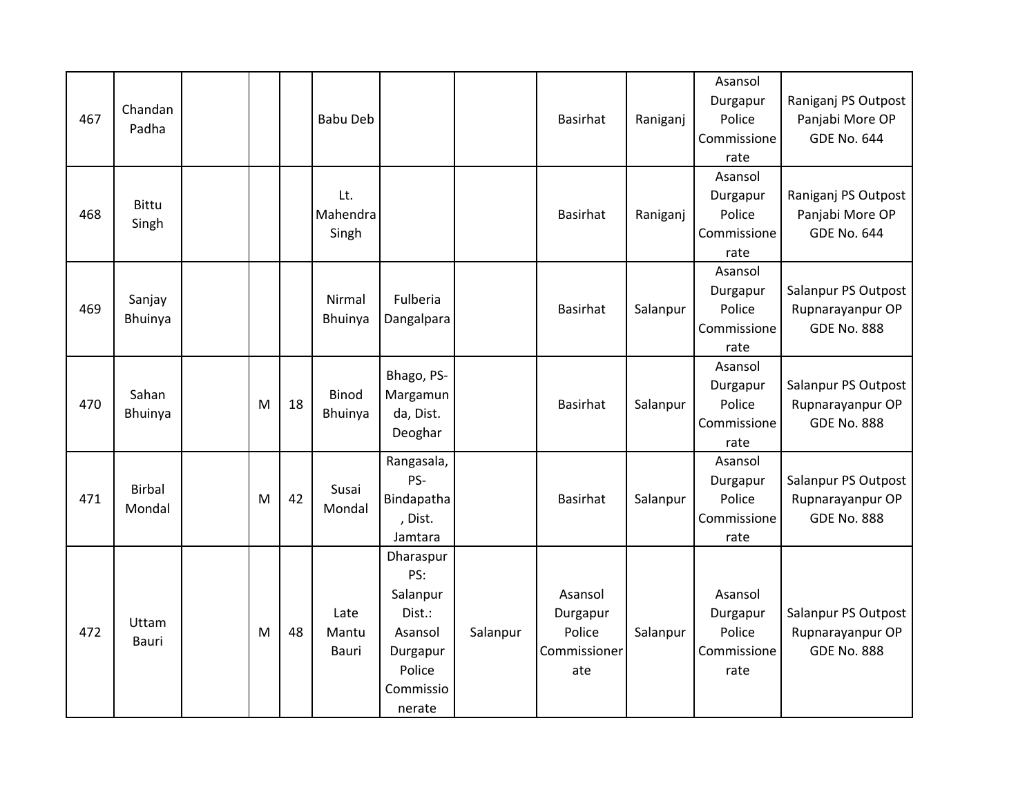| 467 | Chandan Padha | | | | Babu Deb | | | Basirhat | Raniganj | Asansol Durgapur Police Commissionerate | Raniganj PS Outpost Panjabi More OP GDE No. 644 |
|---|---|---|---|---|---|---|---|---|---|---|---|
| 468 | Bittu Singh | | | | Lt. Mahendra Singh | | | Basirhat | Raniganj | Asansol Durgapur Police Commissionerate | Raniganj PS Outpost Panjabi More OP GDE No. 644 |
| 469 | Sanjay Bhuinya | | | | Nirmal Bhuinya | Fulberia Dangalpara | | Basirhat | Salanpur | Asansol Durgapur Police Commissionerate | Salanpur PS Outpost Rupnarayanpur OP GDE No. 888 |
| 470 | Sahan Bhuinya | | M | 18 | Binod Bhuinya | Bhago, PS-Margamunda, Dist. Deoghar | | Basirhat | Salanpur | Asansol Durgapur Police Commissionerate | Salanpur PS Outpost Rupnarayanpur OP GDE No. 888 |
| 471 | Birbal Mondal | | M | 42 | Susai Mondal | Rangasala, PS-Bindapatha, Dist. Jamtara | | Basirhat | Salanpur | Asansol Durgapur Police Commissionerate | Salanpur PS Outpost Rupnarayanpur OP GDE No. 888 |
| 472 | Uttam Bauri | | M | 48 | Late Mantu Bauri | Dharaspur PS: Salanpur Dist.: Asansol Durgapur Police Commissionerate | Salanpur | Asansol Durgapur Police Commissionerate | Salanpur | Asansol Durgapur Police Commissionerate | Salanpur PS Outpost Rupnarayanpur OP GDE No. 888 |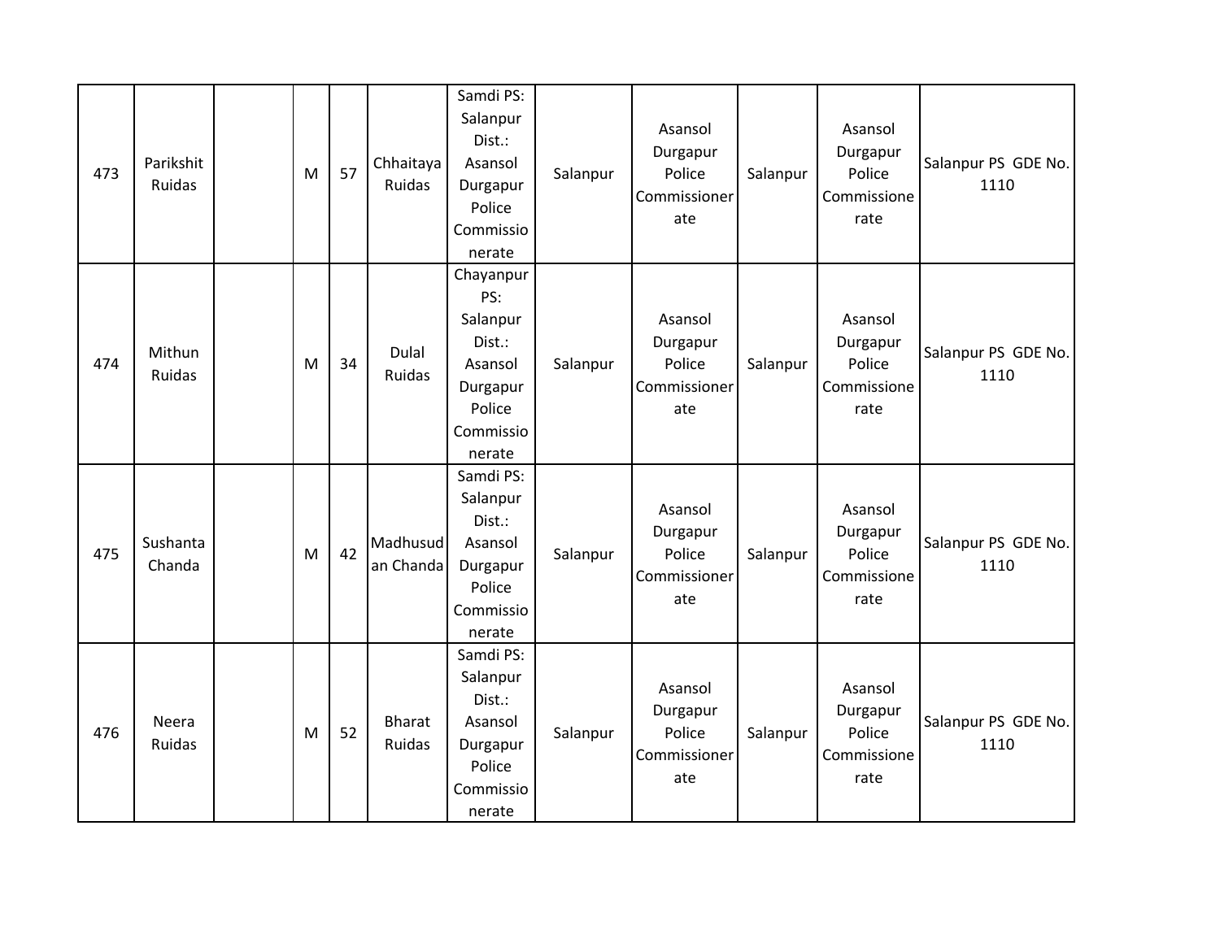| 473 | Parikshit Ruidas | | M | 57 | Chhaitaya Ruidas | Samdi PS: Salanpur Dist.: Asansol Durgapur Police Commissionerate | Salanpur | Asansol Durgapur Police Commissionerate | Salanpur | Asansol Durgapur Police Commissionerate | Salanpur PS GDE No. 1110 |
|---|---|---|---|---|---|---|---|---|---|---|---|
| 474 | Mithun Ruidas | | M | 34 | Dulal Ruidas | Chayanpur PS: Salanpur Dist.: Asansol Durgapur Police Commissionerate | Salanpur | Asansol Durgapur Police Commissionerate | Salanpur | Asansol Durgapur Police Commissionerate | Salanpur PS GDE No. 1110 |
| 475 | Sushanta Chanda | | M | 42 | Madhusudan Chanda | Samdi PS: Salanpur Dist.: Asansol Durgapur Police Commissionerate | Salanpur | Asansol Durgapur Police Commissionerate | Salanpur | Asansol Durgapur Police Commissionerate | Salanpur PS GDE No. 1110 |
| 476 | Neera Ruidas | | M | 52 | Bharat Ruidas | Samdi PS: Salanpur Dist.: Asansol Durgapur Police Commissionerate | Salanpur | Asansol Durgapur Police Commissionerate | Salanpur | Asansol Durgapur Police Commissionerate | Salanpur PS GDE No. 1110 |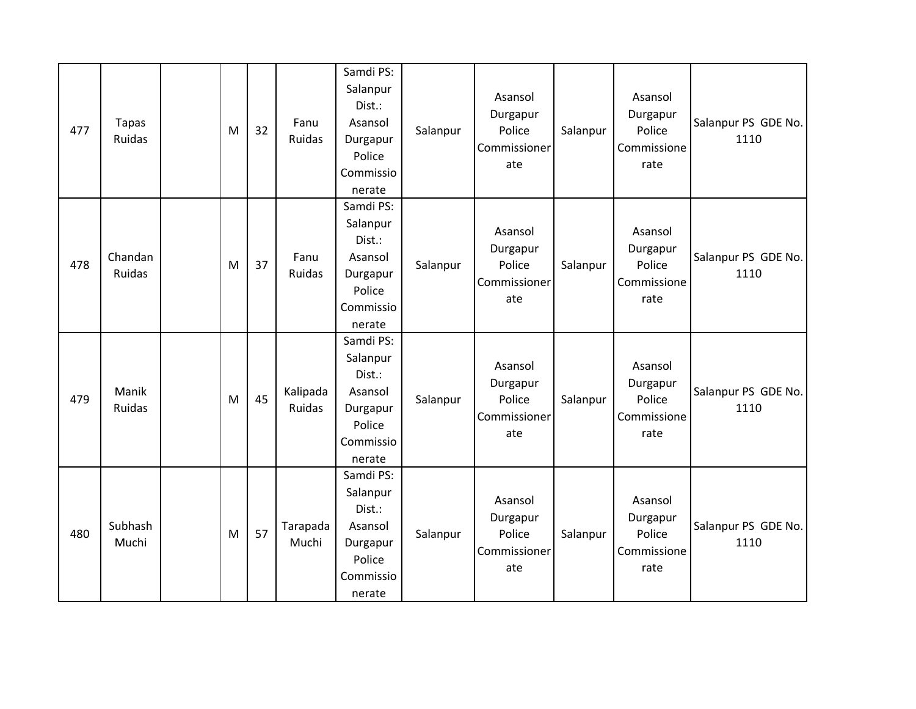| | | | | | | | | | | | |
|---|---|---|---|---|---|---|---|---|---|---|---|
| 477 | Tapas Ruidas | | M | 32 | Fanu Ruidas | Samdi PS: Salanpur Dist.: Asansol Durgapur Police Commissionerate | Salanpur | Asansol Durgapur Police Commissionerate | Salanpur | Asansol Durgapur Police Commissionerate | Salanpur PS GDE No. 1110 |
| 478 | Chandan Ruidas | | M | 37 | Fanu Ruidas | Samdi PS: Salanpur Dist.: Asansol Durgapur Police Commissionerate | Salanpur | Asansol Durgapur Police Commissionerate | Salanpur | Asansol Durgapur Police Commissionerate | Salanpur PS GDE No. 1110 |
| 479 | Manik Ruidas | | M | 45 | Kalipada Ruidas | Samdi PS: Salanpur Dist.: Asansol Durgapur Police Commissionerate | Salanpur | Asansol Durgapur Police Commissionerate | Salanpur | Asansol Durgapur Police Commissionerate | Salanpur PS GDE No. 1110 |
| 480 | Subhash Muchi | | M | 57 | Tarapada Muchi | Samdi PS: Salanpur Dist.: Asansol Durgapur Police Commissionerate | Salanpur | Asansol Durgapur Police Commissionerate | Salanpur | Asansol Durgapur Police Commissionerate | Salanpur PS GDE No. 1110 |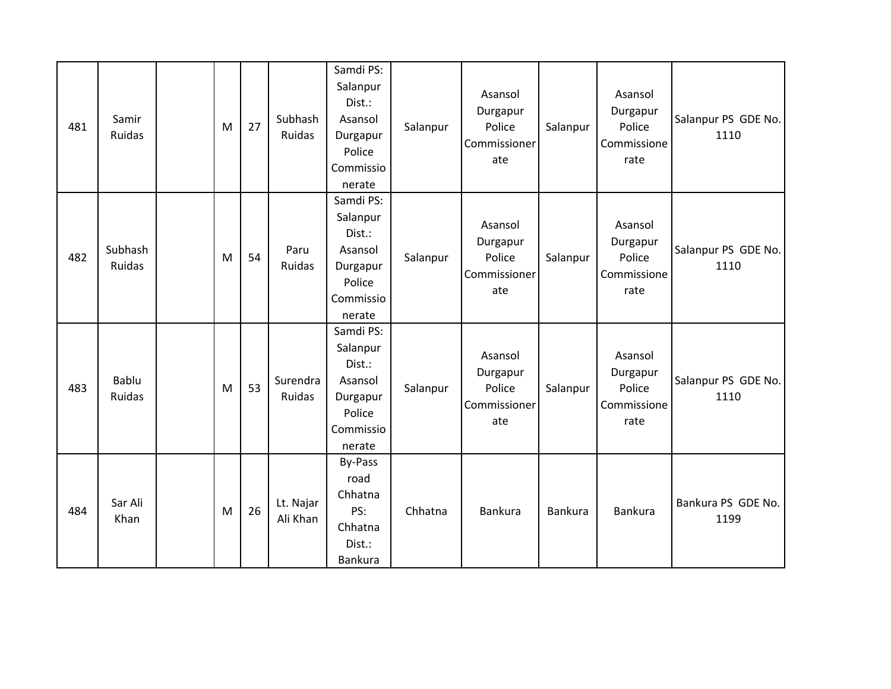| 481 | Samir Ruidas | | M | 27 | Subhash Ruidas | Samdi PS: Salanpur Dist.: Asansol Durgapur Police Commissionerate | Salanpur | Asansol Durgapur Police Commissionerate | Salanpur | Asansol Durgapur Police Commissionerate | Salanpur PS GDE No. 1110 |
|---|---|---|---|---|---|---|---|---|---|---|---|
| 482 | Subhash Ruidas | | M | 54 | Paru Ruidas | Samdi PS: Salanpur Dist.: Asansol Durgapur Police Commissionerate | Salanpur | Asansol Durgapur Police Commissionerate | Salanpur | Asansol Durgapur Police Commissionerate | Salanpur PS GDE No. 1110 |
| 483 | Bablu Ruidas | | M | 53 | Surendra Ruidas | Samdi PS: Salanpur Dist.: Asansol Durgapur Police Commissionerate | Salanpur | Asansol Durgapur Police Commissionerate | Salanpur | Asansol Durgapur Police Commissionerate | Salanpur PS GDE No. 1110 |
| 484 | Sar Ali Khan | | M | 26 | Lt. Najar Ali Khan | By-Pass road Chhatna PS: Chhatna Dist.: Bankura | Chhatna | Bankura | Bankura | Bankura | Bankura PS GDE No. 1199 |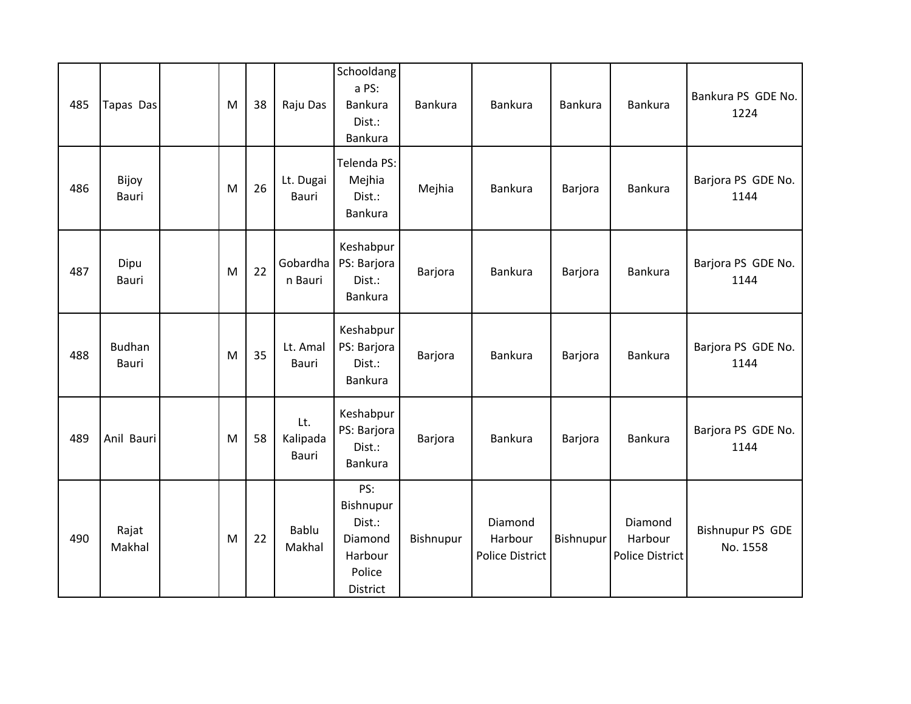| 485 | Tapas Das | | M | 38 | Raju Das | Schooldanga PS: Bankura Dist.: Bankura | Bankura | Bankura | Bankura | Bankura | Bankura PS GDE No. 1224 |
|---|---|---|---|---|---|---|---|---|---|---|---|
| 486 | Bijoy Bauri | | M | 26 | Lt. Dugai Bauri | Telenda PS: Mejhia Dist.: Bankura | Mejhia | Bankura | Barjora | Bankura | Barjora PS GDE No. 1144 |
| 487 | Dipu Bauri | | M | 22 | Gobardhan Bauri | Keshabpur PS: Barjora Dist.: Bankura | Barjora | Bankura | Barjora | Bankura | Barjora PS GDE No. 1144 |
| 488 | Budhan Bauri | | M | 35 | Lt. Amal Bauri | Keshabpur PS: Barjora Dist.: Bankura | Barjora | Bankura | Barjora | Bankura | Barjora PS GDE No. 1144 |
| 489 | Anil Bauri | | M | 58 | Lt. Kalipada Bauri | Keshabpur PS: Barjora Dist.: Bankura | Barjora | Bankura | Barjora | Bankura | Barjora PS GDE No. 1144 |
| 490 | Rajat Makhal | | M | 22 | Bablu Makhal | PS: Bishnupur Dist.: Diamond Harbour Police District | Bishnupur | Diamond Harbour Police District | Bishnupur | Diamond Harbour Police District | Bishnupur PS GDE No. 1558 |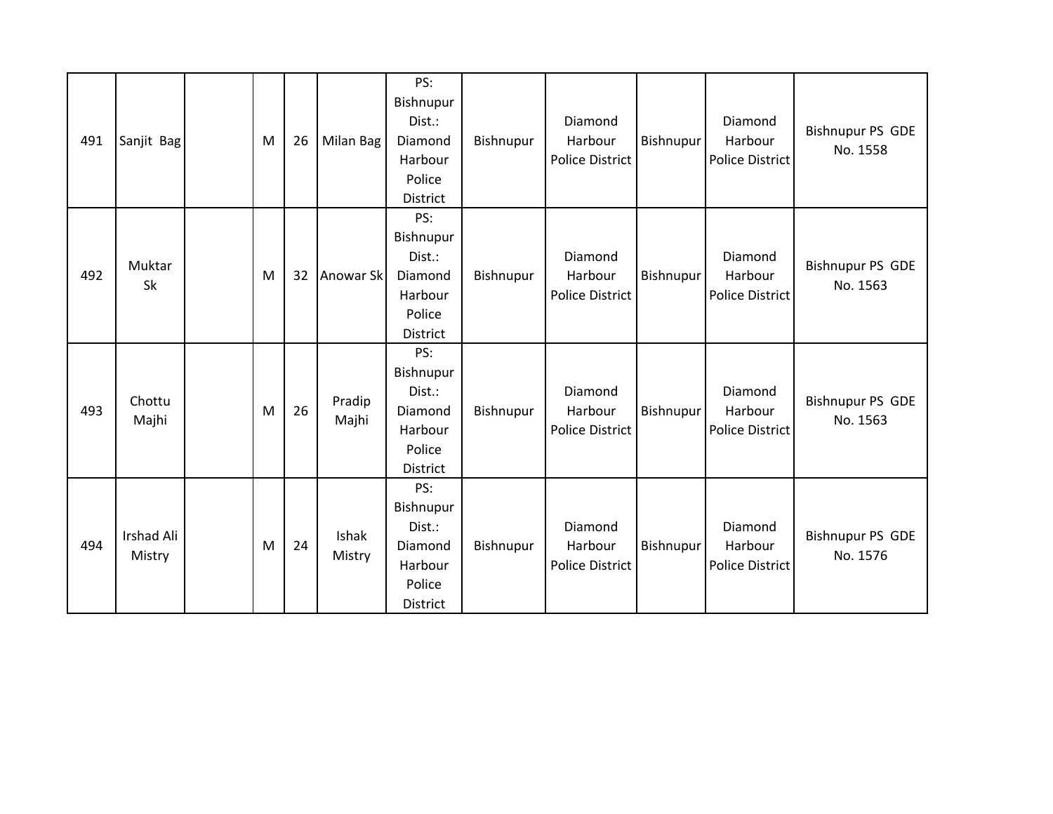| | | | | | | | | | | | |
|---|---|---|---|---|---|---|---|---|---|---|---|
| 491 | Sanjit Bag | | M | 26 | Milan Bag | PS: Bishnupur Dist.: Diamond Harbour Police District | Bishnupur | Diamond Harbour Police District | Bishnupur | Diamond Harbour Police District | Bishnupur PS GDE No. 1558 |
| 492 | Muktar Sk | | M | 32 | Anowar Sk | PS: Bishnupur Dist.: Diamond Harbour Police District | Bishnupur | Diamond Harbour Police District | Bishnupur | Diamond Harbour Police District | Bishnupur PS GDE No. 1563 |
| 493 | Chottu Majhi | | M | 26 | Pradip Majhi | PS: Bishnupur Dist.: Diamond Harbour Police District | Bishnupur | Diamond Harbour Police District | Bishnupur | Diamond Harbour Police District | Bishnupur PS GDE No. 1563 |
| 494 | Irshad Ali Mistry | | M | 24 | Ishak Mistry | PS: Bishnupur Dist.: Diamond Harbour Police District | Bishnupur | Diamond Harbour Police District | Bishnupur | Diamond Harbour Police District | Bishnupur PS GDE No. 1576 |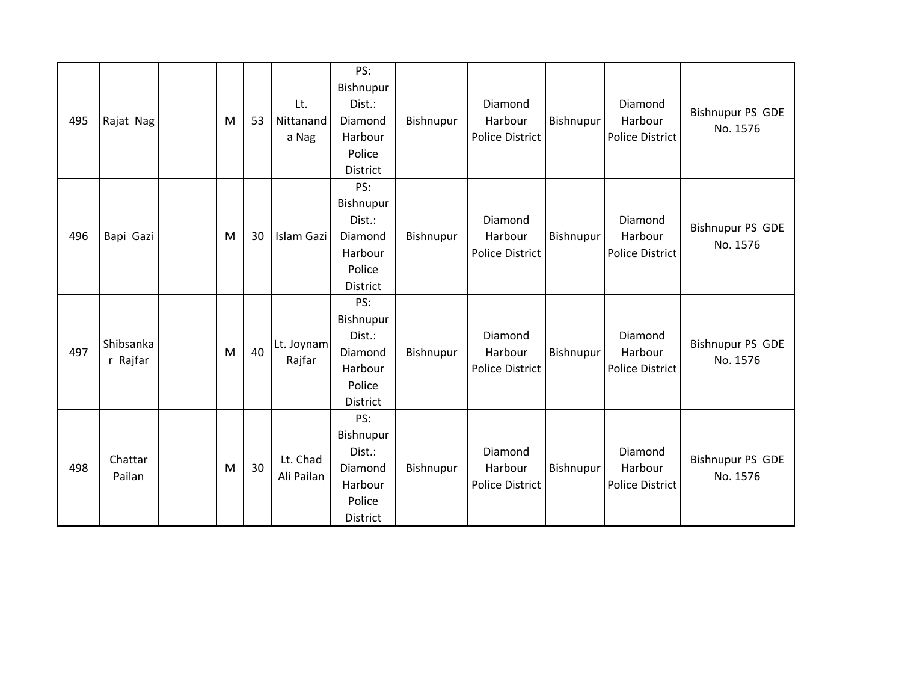| 495 | Rajat Nag | | M | 53 | Lt. Nittananda Nag | PS: Bishnupur Dist.: Diamond Harbour Police District | Bishnupur | Diamond Harbour Police District | Bishnupur | Diamond Harbour Police District | Bishnupur PS GDE No. 1576 |
|---|---|---|---|---|---|---|---|---|---|---|---|
| 496 | Bapi Gazi | | M | 30 | Islam Gazi | PS: Bishnupur Dist.: Diamond Harbour Police District | Bishnupur | Diamond Harbour Police District | Bishnupur | Diamond Harbour Police District | Bishnupur PS GDE No. 1576 |
| 497 | Shibsankar Rajfar | | M | 40 | Lt. Joynam Rajfar | PS: Bishnupur Dist.: Diamond Harbour Police District | Bishnupur | Diamond Harbour Police District | Bishnupur | Diamond Harbour Police District | Bishnupur PS GDE No. 1576 |
| 498 | Chattar Pailan | | M | 30 | Lt. Chad Ali Pailan | PS: Bishnupur Dist.: Diamond Harbour Police District | Bishnupur | Diamond Harbour Police District | Bishnupur | Diamond Harbour Police District | Bishnupur PS GDE No. 1576 |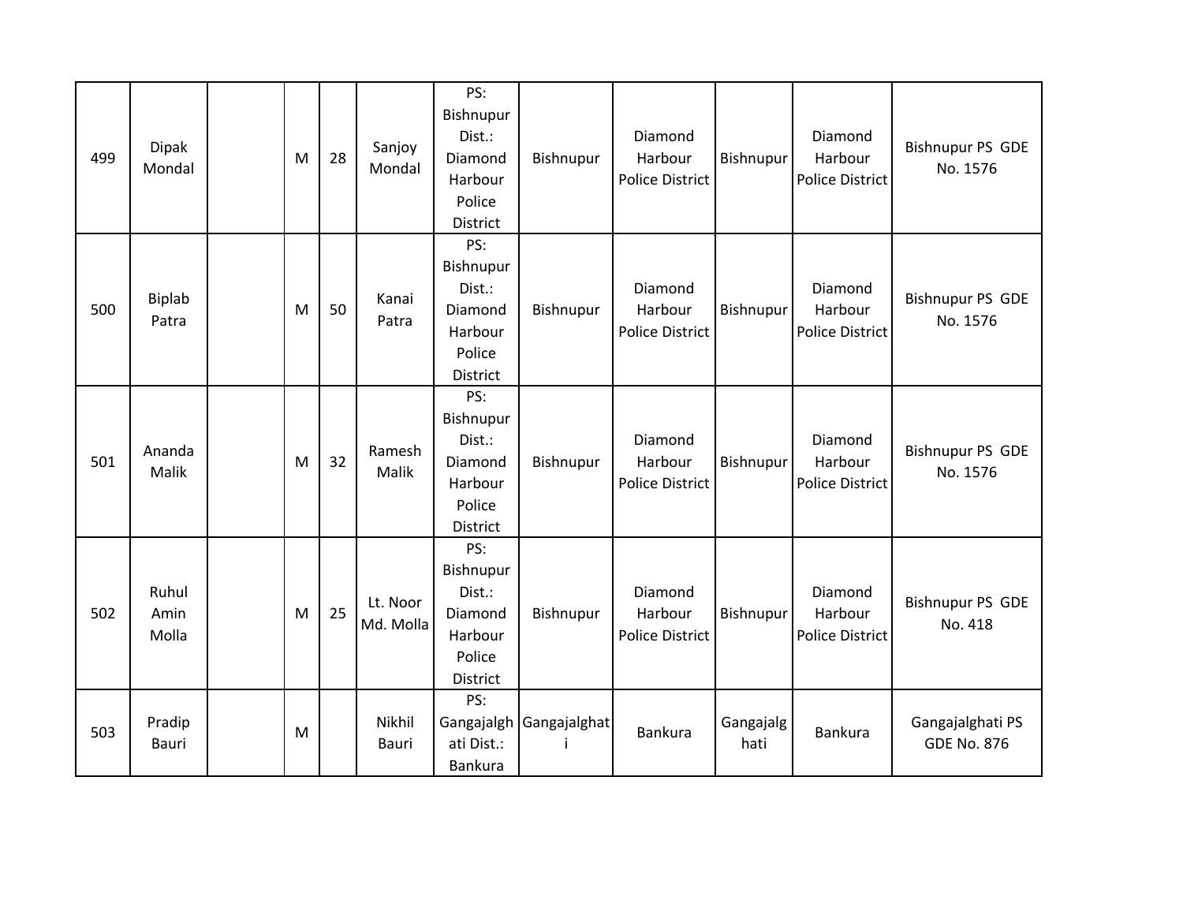| 499 | Dipak Mondal | | M | 28 | Sanjoy Mondal | PS: Bishnupur Dist.: Diamond Harbour Police District | Bishnupur | Diamond Harbour Police District | Bishnupur | Diamond Harbour Police District | Bishnupur PS GDE No. 1576 |
|---|---|---|---|---|---|---|---|---|---|---|---|
| 500 | Biplab Patra | | M | 50 | Kanai Patra | PS: Bishnupur Dist.: Diamond Harbour Police District | Bishnupur | Diamond Harbour Police District | Bishnupur | Diamond Harbour Police District | Bishnupur PS GDE No. 1576 |
| 501 | Ananda Malik | | M | 32 | Ramesh Malik | PS: Bishnupur Dist.: Diamond Harbour Police District | Bishnupur | Diamond Harbour Police District | Bishnupur | Diamond Harbour Police District | Bishnupur PS GDE No. 1576 |
| 502 | Ruhul Amin Molla | | M | 25 | Lt. Noor Md. Molla | PS: Bishnupur Dist.: Diamond Harbour Police District | Bishnupur | Diamond Harbour Police District | Bishnupur | Diamond Harbour Police District | Bishnupur PS GDE No. 418 |
| 503 | Pradip Bauri | | M | | Nikhil Bauri | PS: Gangajalghati Dist.: Bankura | Gangajalghati | Bankura | Gangajalghati | Bankura | Gangajalghati PS GDE No. 876 |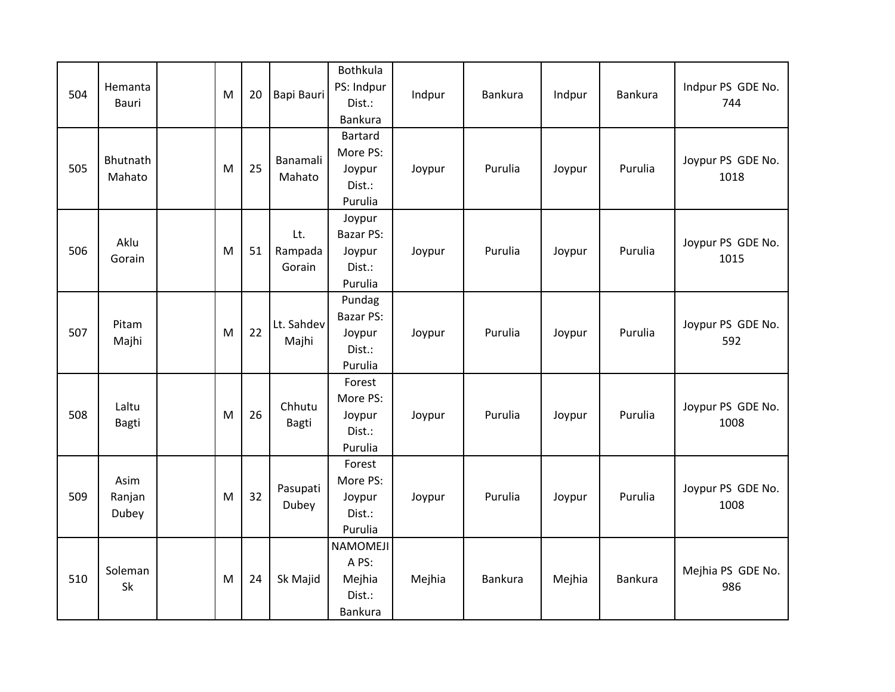| | | | | | | | | | | | |
|---|---|---|---|---|---|---|---|---|---|---|---|
| 504 | Hemanta Bauri | | M | 20 | Bapi Bauri | Bothkula PS: Indpur Dist.: Bankura | Indpur | Bankura | Indpur | Bankura | Indpur PS GDE No. 744 |
| 505 | Bhutnath Mahato | | M | 25 | Banamali Mahato | Bartard More PS: Joypur Dist.: Purulia | Joypur | Purulia | Joypur | Purulia | Joypur PS GDE No. 1018 |
| 506 | Aklu Gorain | | M | 51 | Lt. Rampada Gorain | Joypur Bazar PS: Joypur Dist.: Purulia | Joypur | Purulia | Joypur | Purulia | Joypur PS GDE No. 1015 |
| 507 | Pitam Majhi | | M | 22 | Lt. Sahdev Majhi | Pundag Bazar PS: Joypur Dist.: Purulia | Joypur | Purulia | Joypur | Purulia | Joypur PS GDE No. 592 |
| 508 | Laltu Bagti | | M | 26 | Chhutu Bagti | Forest More PS: Joypur Dist.: Purulia | Joypur | Purulia | Joypur | Purulia | Joypur PS GDE No. 1008 |
| 509 | Asim Ranjan Dubey | | M | 32 | Pasupati Dubey | Forest More PS: Joypur Dist.: Purulia | Joypur | Purulia | Joypur | Purulia | Joypur PS GDE No. 1008 |
| 510 | Soleman Sk | | M | 24 | Sk Majid | NAMOMEJIA PS: Mejhia Dist.: Bankura | Mejhia | Bankura | Mejhia | Bankura | Mejhia PS GDE No. 986 |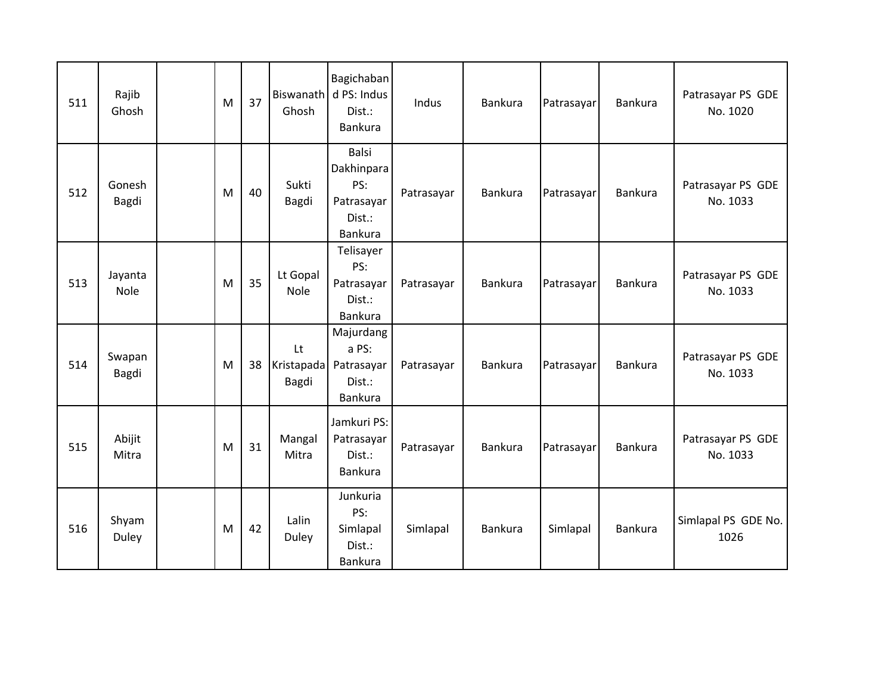| 511 | Rajib Ghosh | | M | 37 | Biswanath Ghosh | Bagichaband PS: Indus Dist.: Bankura | Indus | Bankura | Patrasayar | Bankura | Patrasayar PS GDE No. 1020 |
|---|---|---|---|---|---|---|---|---|---|---|---|
| 512 | Gonesh Bagdi | | M | 40 | Sukti Bagdi | Balsi Dakhinpara PS: Patrasayar Dist.: Bankura | Patrasayar | Bankura | Patrasayar | Bankura | Patrasayar PS GDE No. 1033 |
| 513 | Jayanta Nole | | M | 35 | Lt Gopal Nole | Telisayer PS: Patrasayar Dist.: Bankura | Patrasayar | Bankura | Patrasayar | Bankura | Patrasayar PS GDE No. 1033 |
| 514 | Swapan Bagdi | | M | 38 | Lt Kristapada Bagdi | Majurdanga PS: Patrasayar Dist.: Bankura | Patrasayar | Bankura | Patrasayar | Bankura | Patrasayar PS GDE No. 1033 |
| 515 | Abijit Mitra | | M | 31 | Mangal Mitra | Jamkuri PS: Patrasayar Dist.: Bankura | Patrasayar | Bankura | Patrasayar | Bankura | Patrasayar PS GDE No. 1033 |
| 516 | Shyam Duley | | M | 42 | Lalin Duley | Junkuria PS: Simlapal Dist.: Bankura | Simlapal | Bankura | Simlapal | Bankura | Simlapal PS GDE No. 1026 |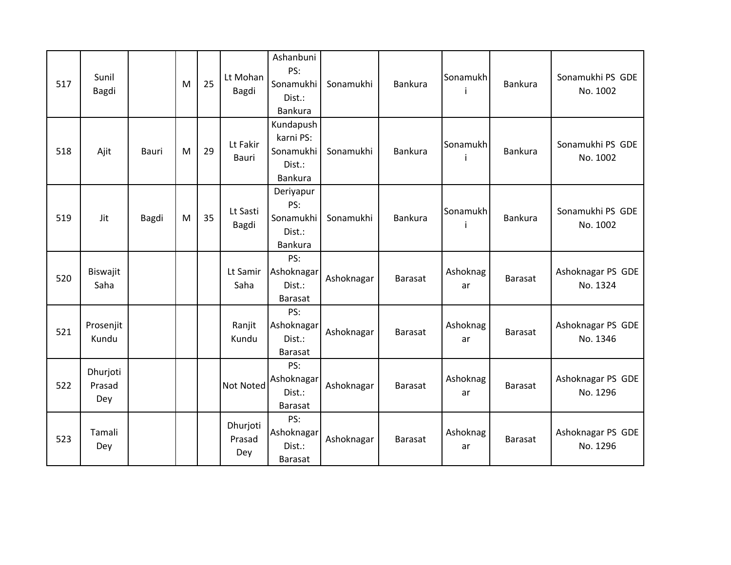| | | | | | | | | | | | |
|---|---|---|---|---|---|---|---|---|---|---|---|
| 517 | Sunil Bagdi | | M | 25 | Lt Mohan Bagdi | Ashanbuni PS: Sonamukhi Dist.: Bankura | Sonamukhi | Bankura | Sonamukhi | Bankura | Sonamukhi PS GDE No. 1002 |
| 518 | Ajit | Bauri | M | 29 | Lt Fakir Bauri | Kundapushkarni PS: Sonamukhi Dist.: Bankura | Sonamukhi | Bankura | Sonamukhi | Bankura | Sonamukhi PS GDE No. 1002 |
| 519 | Jit | Bagdi | M | 35 | Lt Sasti Bagdi | Deriyapur PS: Sonamukhi Dist.: Bankura | Sonamukhi | Bankura | Sonamukhi | Bankura | Sonamukhi PS GDE No. 1002 |
| 520 | Biswajit Saha | | | | Lt Samir Saha | PS: Ashoknagar Dist.: Barasat | Ashoknagar | Barasat | Ashoknagar | Barasat | Ashoknagar PS GDE No. 1324 |
| 521 | Prosenjit Kundu | | | | Ranjit Kundu | PS: Ashoknagar Dist.: Barasat | Ashoknagar | Barasat | Ashoknagar | Barasat | Ashoknagar PS GDE No. 1346 |
| 522 | Dhurjoti Prasad Dey | | | | Not Noted | PS: Ashoknagar Dist.: Barasat | Ashoknagar | Barasat | Ashoknagar | Barasat | Ashoknagar PS GDE No. 1296 |
| 523 | Tamali Dey | | | | Dhurjoti Prasad Dey | PS: Ashoknagar Dist.: Barasat | Ashoknagar | Barasat | Ashoknagar | Barasat | Ashoknagar PS GDE No. 1296 |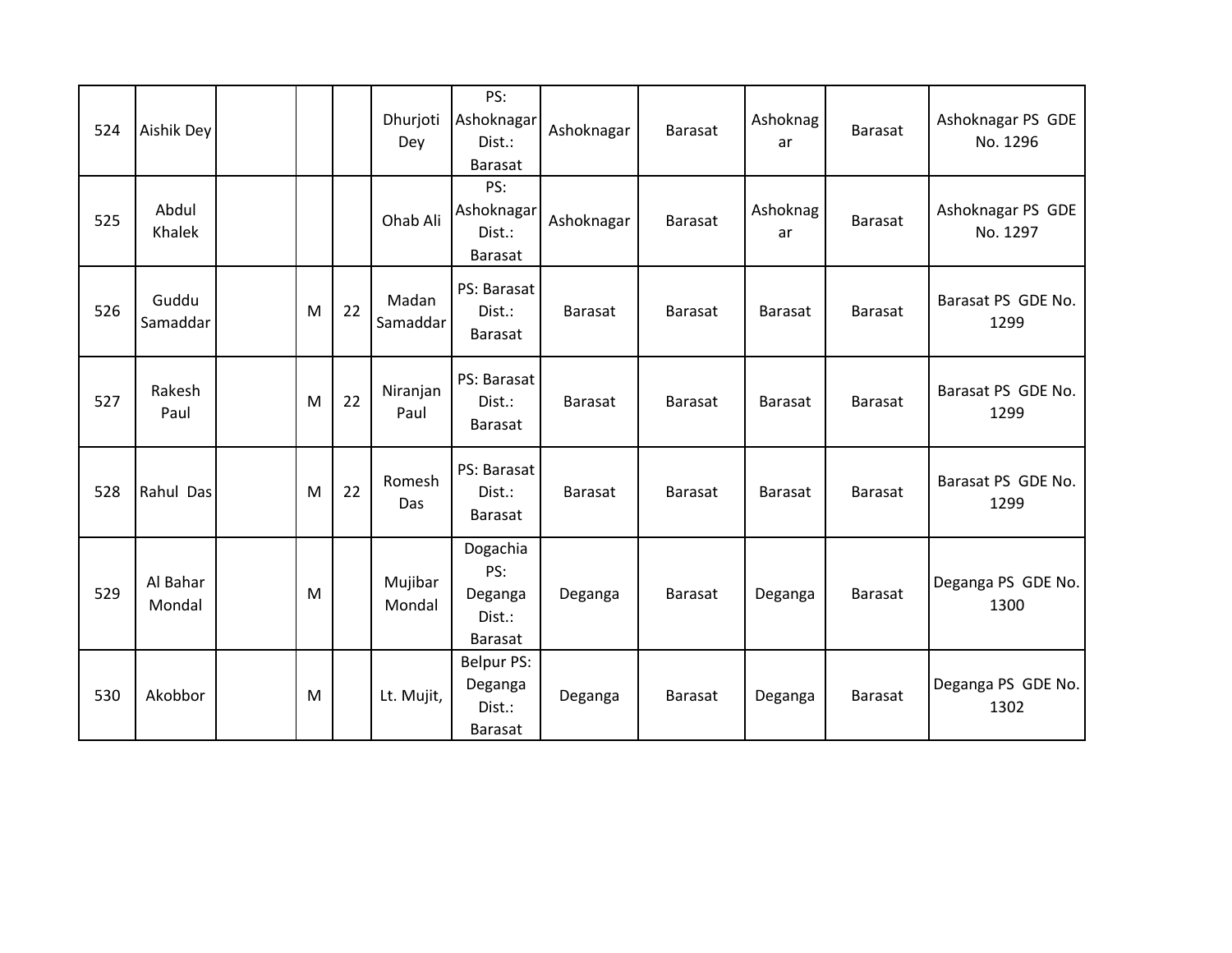| 524 | Aishik Dey | | | | Dhurjoti Dey | PS: Ashoknagar Dist.: Barasat | Ashoknagar | Barasat | Ashoknagar | Barasat | Ashoknagar PS GDE No. 1296 |
|---|---|---|---|---|---|---|---|---|---|---|---|
| 525 | Abdul Khalek | | | | Ohab Ali | PS: Ashoknagar Dist.: Barasat | Ashoknagar | Barasat | Ashoknagar | Barasat | Ashoknagar PS GDE No. 1297 |
| 526 | Guddu Samaddar | | M | 22 | Madan Samaddar | PS: Barasat Dist.: Barasat | Barasat | Barasat | Barasat | Barasat | Barasat PS GDE No. 1299 |
| 527 | Rakesh Paul | | M | 22 | Niranjan Paul | PS: Barasat Dist.: Barasat | Barasat | Barasat | Barasat | Barasat | Barasat PS GDE No. 1299 |
| 528 | Rahul Das | | M | 22 | Romesh Das | PS: Barasat Dist.: Barasat | Barasat | Barasat | Barasat | Barasat | Barasat PS GDE No. 1299 |
| 529 | Al Bahar Mondal | | M | | Mujibar Mondal | Dogachia PS: Deganga Dist.: Barasat | Deganga | Barasat | Deganga | Barasat | Deganga PS GDE No. 1300 |
| 530 | Akobbor | | M | | Lt. Mujit, | Belpur PS: Deganga Dist.: Barasat | Deganga | Barasat | Deganga | Barasat | Deganga PS GDE No. 1302 |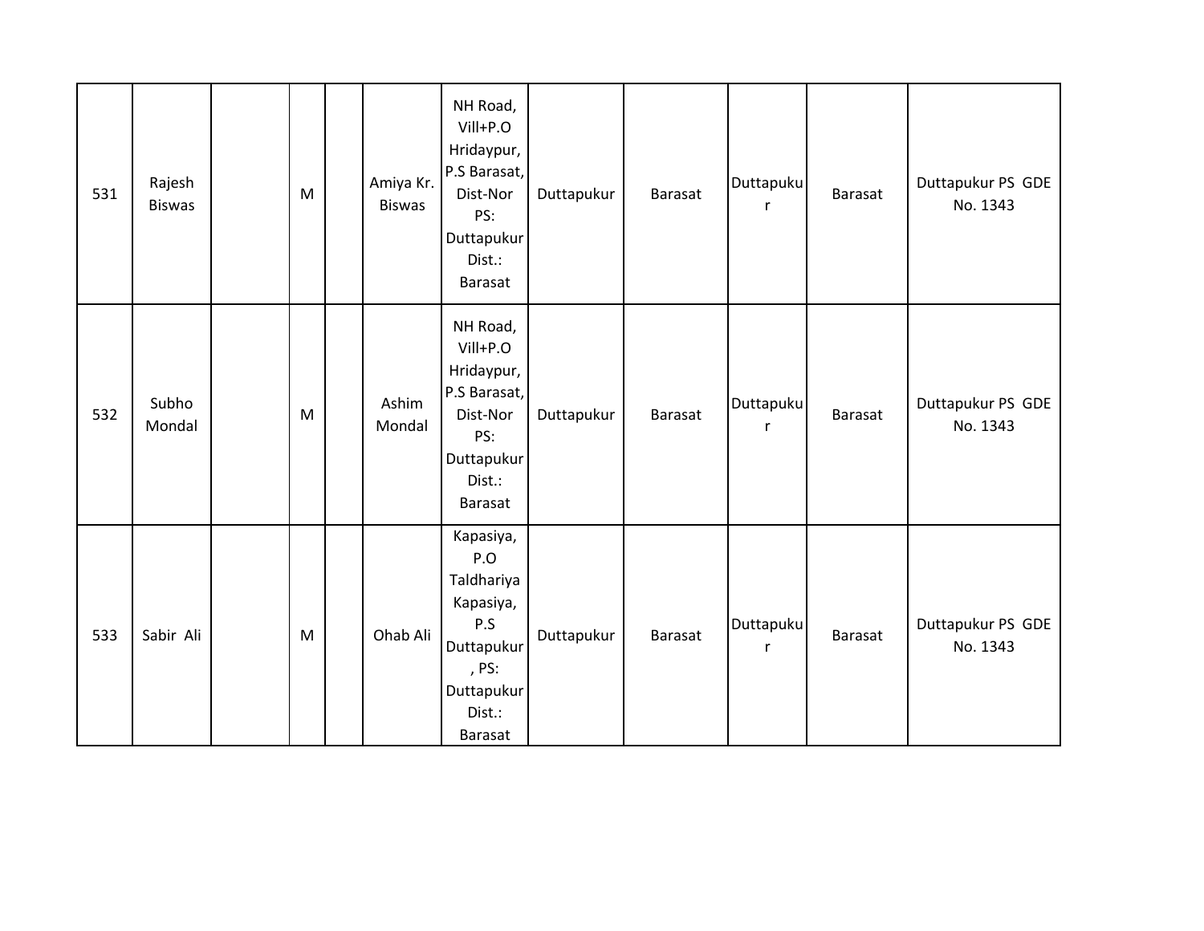| | | | | | | | | | | | |
|---|---|---|---|---|---|---|---|---|---|---|---|
| 531 | Rajesh Biswas | | M | | Amiya Kr. Biswas | NH Road, Vill+P.O Hridaypur, P.S Barasat, Dist-Nor PS: Duttapukur Dist.: Barasat | Duttapukur | Barasat | Duttapukur | Barasat | Duttapukur PS GDE No. 1343 |
| 532 | Subho Mondal | | M | | Ashim Mondal | NH Road, Vill+P.O Hridaypur, P.S Barasat, Dist-Nor PS: Duttapukur Dist.: Barasat | Duttapukur | Barasat | Duttapukur | Barasat | Duttapukur PS GDE No. 1343 |
| 533 | Sabir Ali | | M | | Ohab Ali | Kapasiya, P.O Taldhariya Kapasiya, P.S Duttapukur, PS: Duttapukur Dist.: Barasat | Duttapukur | Barasat | Duttapukur | Barasat | Duttapukur PS GDE No. 1343 |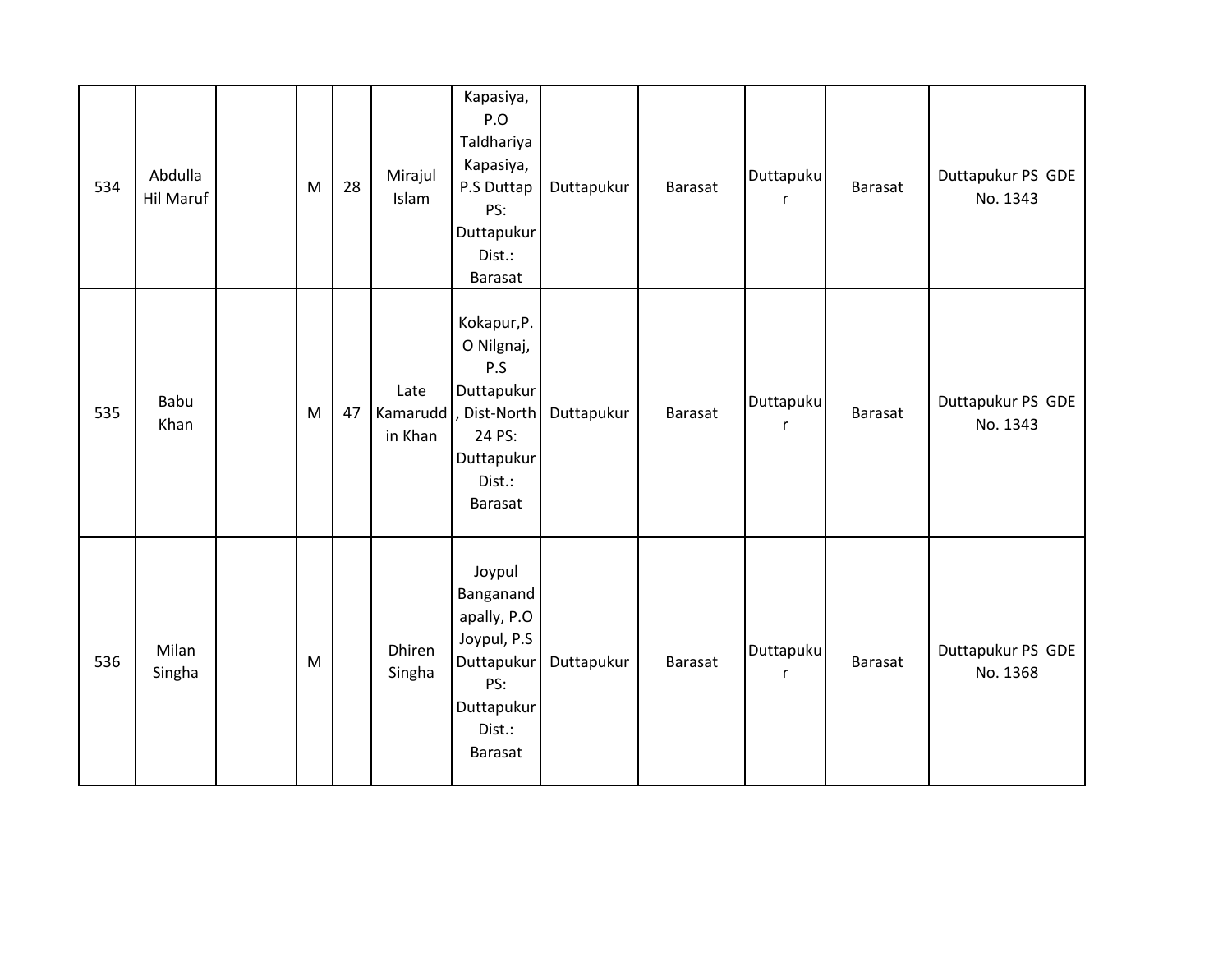| | | | | | | | | | | | |
|---|---|---|---|---|---|---|---|---|---|---|---|
| 534 | Abdulla Hil Maruf | | M | 28 | Mirajul Islam | Kapasiya, P.O Taldhariya Kapasiya, P.S Duttap PS: Duttapukur Dist.: Barasat | Duttapukur | Barasat | Duttapukur | Barasat | Duttapukur PS GDE No. 1343 |
| 535 | Babu Khan | | M | 47 | Late Kamaruddin Khan | Kokapur,P.O Nilgnaj, P.S Duttapukur, Dist-North 24 PS: Duttapukur Dist.: Barasat | Duttapukur | Barasat | Duttapukur | Barasat | Duttapukur PS GDE No. 1343 |
| 536 | Milan Singha | | M | | Dhiren Singha | Joypul Banganandapally, P.O Joypul, P.S Duttapukur PS: Duttapukur Dist.: Barasat | Duttapukur | Barasat | Duttapukur | Barasat | Duttapukur PS GDE No. 1368 |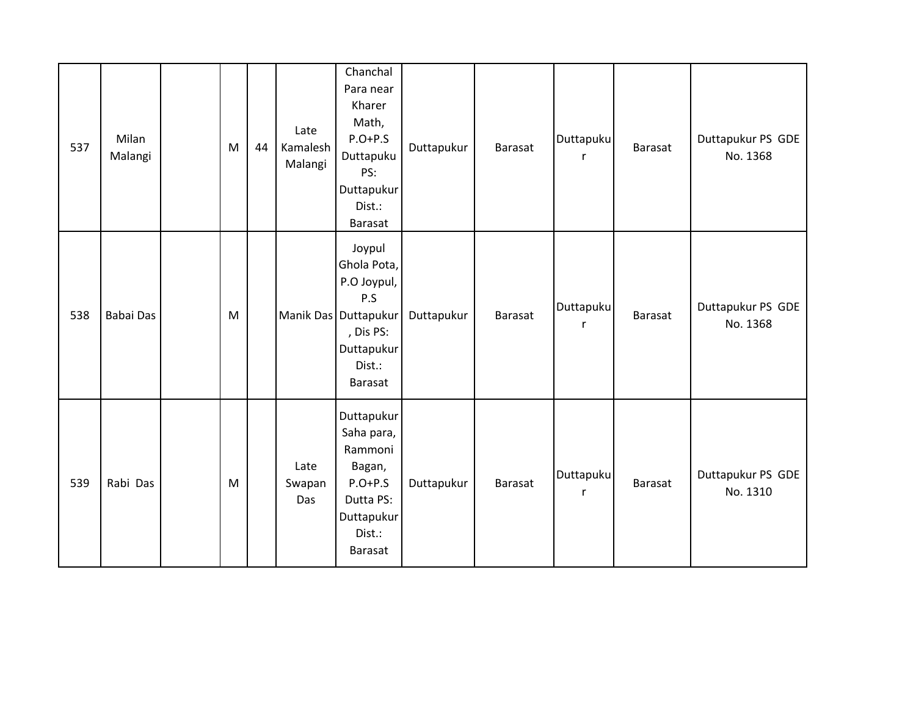| 537 | Milan Malangi | | M | 44 | Late Kamalesh Malangi | Chanchal Para near Kharer Math, P.O+P.S Duttapuku PS: Duttapukur Dist.: Barasat | Duttapukur | Barasat | Duttapukur | Barasat | Duttapukur PS GDE No. 1368 |
|---|---|---|---|---|---|---|---|---|---|---|---|
| 538 | Babai Das | | M | | Manik Das | Joypul Ghola Pota, P.O Joypul, P.S Duttapukur , Dis PS: Duttapukur Dist.: Barasat | Duttapukur | Barasat | Duttapukur | Barasat | Duttapukur PS GDE No. 1368 |
| 539 | Rabi Das | | M | | Late Swapan Das | Duttapukur Saha para, Rammoni Bagan, P.O+P.S Dutta PS: Duttapukur Dist.: Barasat | Duttapukur | Barasat | Duttapukur | Barasat | Duttapukur PS GDE No. 1310 |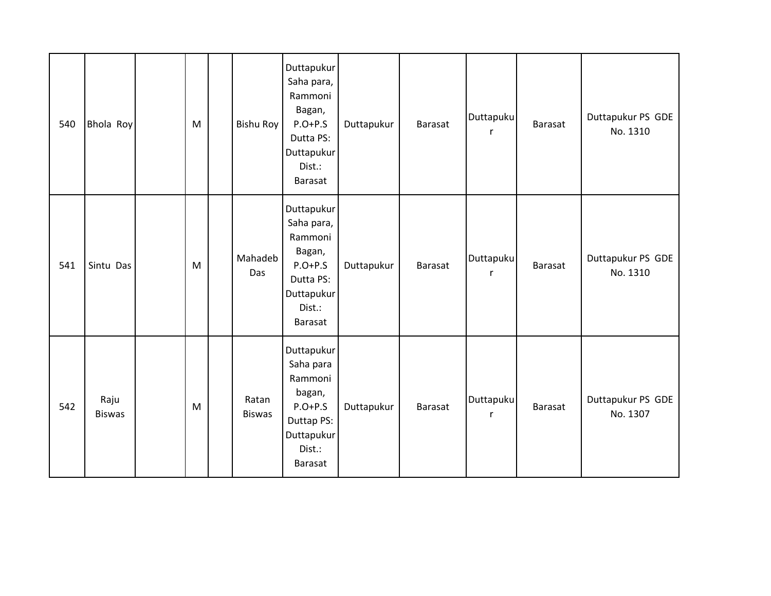| | | | | | | | | | | | |
|---|---|---|---|---|---|---|---|---|---|---|---|
| 540 | Bhola Roy | | M | | Bishu Roy | Duttapukur Saha para, Rammoni Bagan, P.O+P.S Dutta PS: Duttapukur Dist.: Barasat | Duttapukur | Barasat | Duttapukur | Barasat | Duttapukur PS GDE No. 1310 |
| 541 | Sintu Das | | M | | Mahadeb Das | Duttapukur Saha para, Rammoni Bagan, P.O+P.S Dutta PS: Duttapukur Dist.: Barasat | Duttapukur | Barasat | Duttapukur | Barasat | Duttapukur PS GDE No. 1310 |
| 542 | Raju Biswas | | M | | Ratan Biswas | Duttapukur Saha para Rammoni bagan, P.O+P.S Duttap PS: Duttapukur Dist.: Barasat | Duttapukur | Barasat | Duttapukur | Barasat | Duttapukur PS GDE No. 1307 |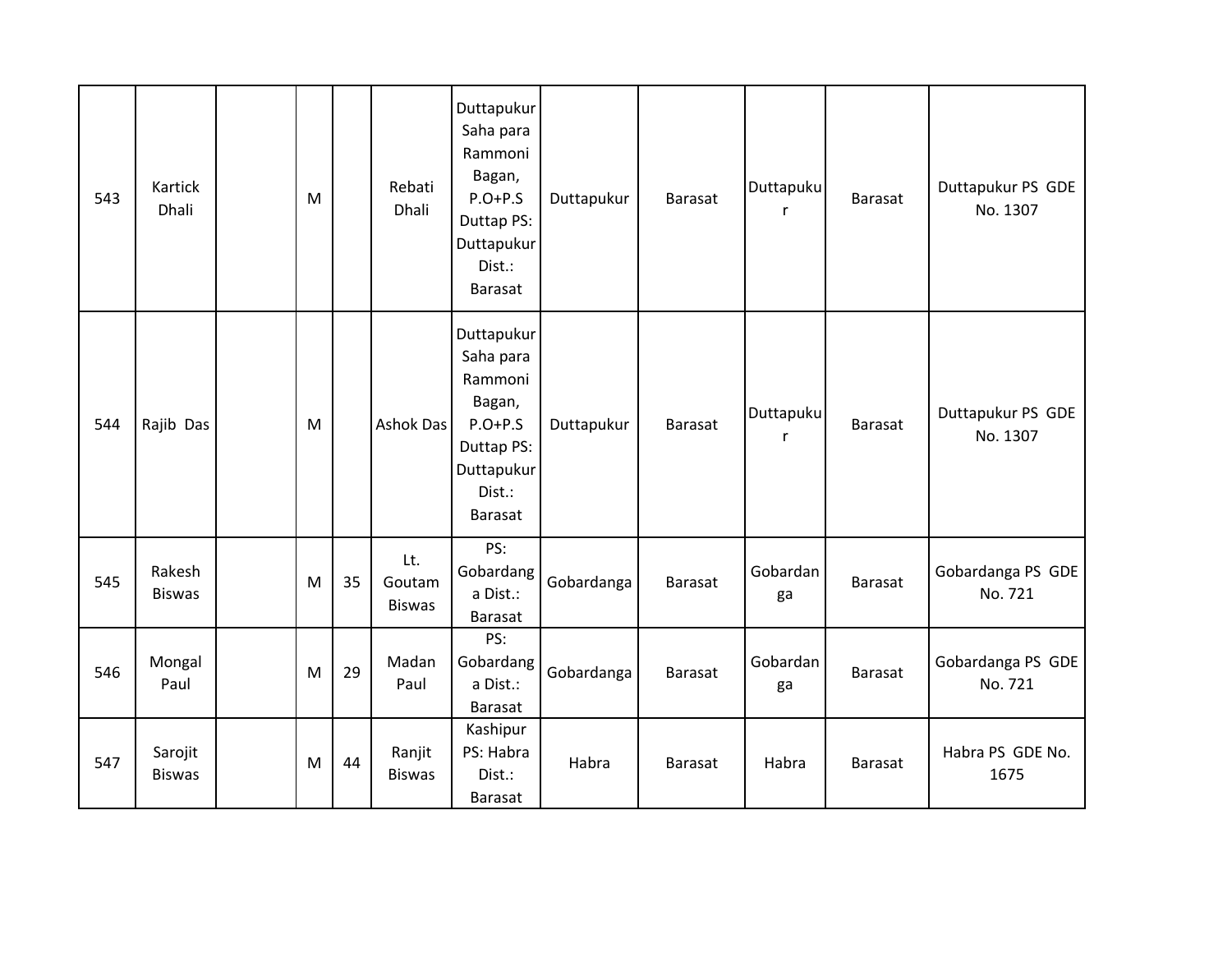| 543 | Kartick Dhali | | M | | Rebati Dhali | Duttapukur Saha para Rammoni Bagan, P.O+P.S Duttap PS: Duttapukur Dist.: Barasat | Duttapukur | Barasat | Duttapukur | Barasat | Duttapukur PS GDE No. 1307 |
|---|---|---|---|---|---|---|---|---|---|---|---|
| 544 | Rajib Das | | M | | Ashok Das | Duttapukur Saha para Rammoni Bagan, P.O+P.S Duttap PS: Duttapukur Dist.: Barasat | Duttapukur | Barasat | Duttapukur | Barasat | Duttapukur PS GDE No. 1307 |
| 545 | Rakesh Biswas | | M | 35 | Lt. Goutam Biswas | PS: Gobardanga Dist.: Barasat | Gobardanga | Barasat | Gobardanga | Barasat | Gobardanga PS GDE No. 721 |
| 546 | Mongal Paul | | M | 29 | Madan Paul | PS: Gobardanga Dist.: Barasat | Gobardanga | Barasat | Gobardanga | Barasat | Gobardanga PS GDE No. 721 |
| 547 | Sarojit Biswas | | M | 44 | Ranjit Biswas | Kashipur PS: Habra Dist.: Barasat | Habra | Barasat | Habra | Barasat | Habra PS GDE No. 1675 |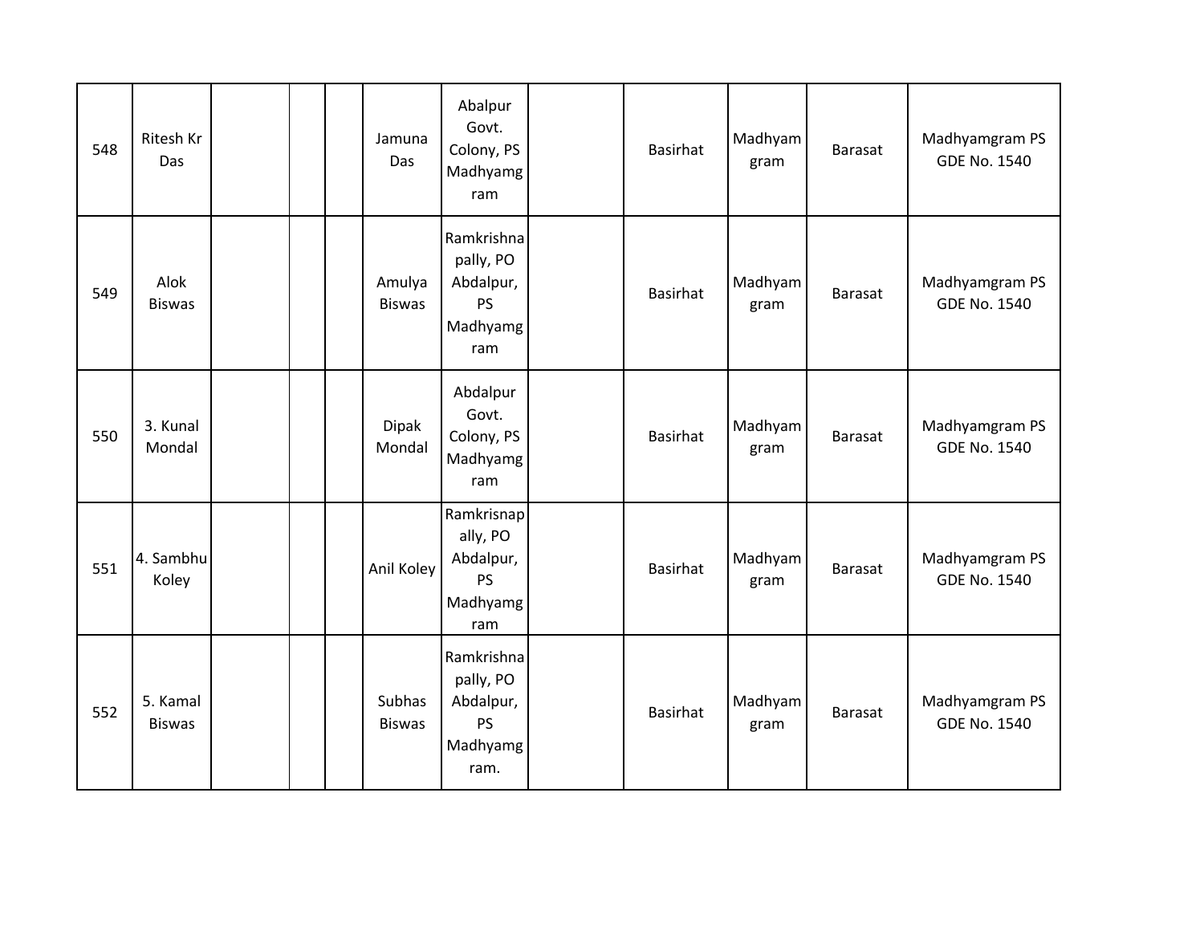| | | | | | | | | | | | |
|---|---|---|---|---|---|---|---|---|---|---|---|
| 548 | Ritesh Kr Das | | | | Jamuna Das | Abalpur Govt. Colony, PS Madhyamgram | | Basirhat | Madhyamgram | Barasat | Madhyamgram PS GDE No. 1540 |
| 549 | Alok Biswas | | | | Amulya Biswas | Ramkrishnapally, PO Abdalpur, PS Madhyamgram | | Basirhat | Madhyamgram | Barasat | Madhyamgram PS GDE No. 1540 |
| 550 | 3. Kunal Mondal | | | | Dipak Mondal | Abdalpur Govt. Colony, PS Madhyamgram | | Basirhat | Madhyamgram | Barasat | Madhyamgram PS GDE No. 1540 |
| 551 | 4. Sambhu Koley | | | | Anil Koley | Ramkrisnapally, PO Abdalpur, PS Madhyamgram | | Basirhat | Madhyamgram | Barasat | Madhyamgram PS GDE No. 1540 |
| 552 | 5. Kamal Biswas | | | | Subhas Biswas | Ramkrishnapally, PO Abdalpur, PS Madhyamgram. | | Basirhat | Madhyamgram | Barasat | Madhyamgram PS GDE No. 1540 |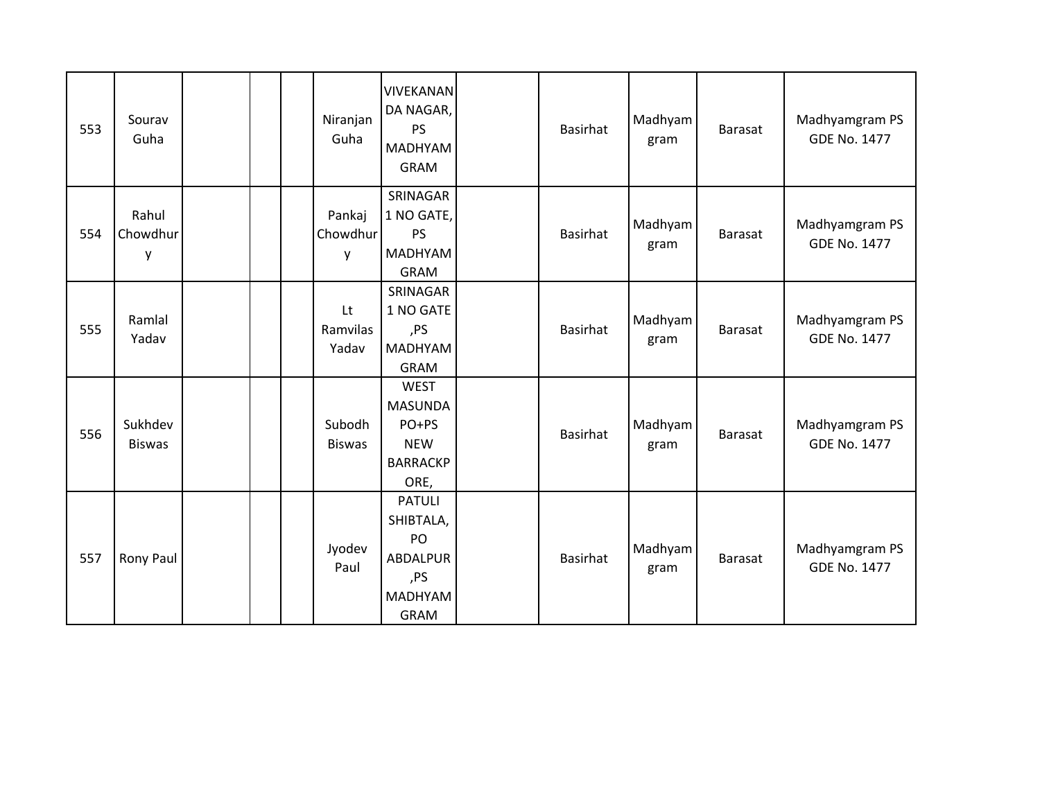| | | | | | | | | | | | |
|---|---|---|---|---|---|---|---|---|---|---|---|
| 553 | Sourav Guha | | | | Niranjan Guha | VIVEKANANDA NAGAR, PS MADHYAMGRAM | | Basirhat | Madhyamgram | Barasat | Madhyamgram PS GDE No. 1477 |
| 554 | Rahul Chowdhury | | | | Pankaj Chowdhury | SRINAGAR 1 NO GATE, PS MADHYAMGRAM | | Basirhat | Madhyamgram | Barasat | Madhyamgram PS GDE No. 1477 |
| 555 | Ramlal Yadav | | | | Lt Ramvilas Yadav | SRINAGAR 1 NO GATE ,PS MADHYAMGRAM | | Basirhat | Madhyamgram | Barasat | Madhyamgram PS GDE No. 1477 |
| 556 | Sukhdev Biswas | | | | Subodh Biswas | WEST MASUNDA PO+PS NEW BARRACKPORE, | | Basirhat | Madhyamgram | Barasat | Madhyamgram PS GDE No. 1477 |
| 557 | Rony Paul | | | | Jyodev Paul | PATULI SHIBTALA, PO ABDALPUR ,PS MADHYAMGRAM | | Basirhat | Madhyamgram | Barasat | Madhyamgram PS GDE No. 1477 |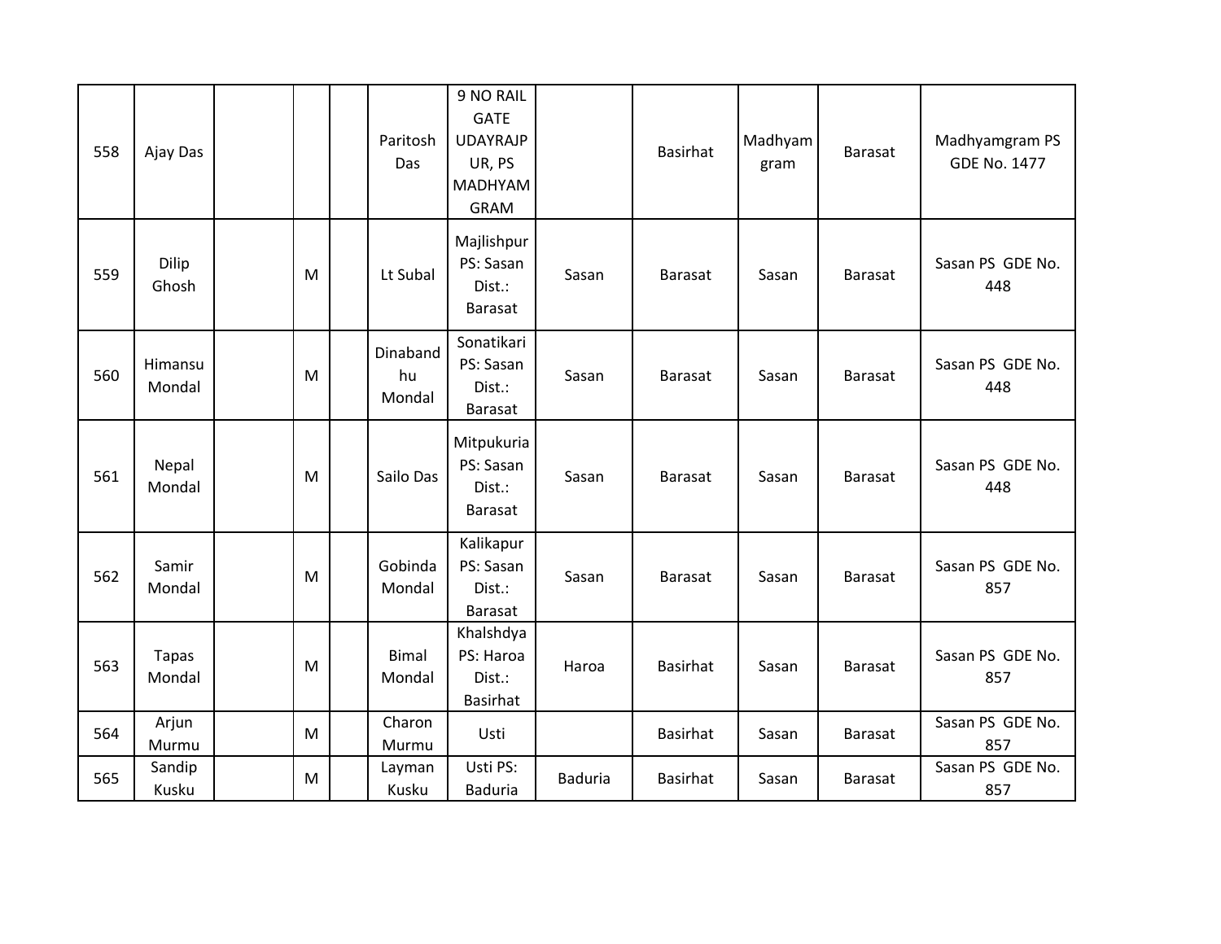| 558 | Ajay Das | | | | Paritosh Das | 9 NO RAIL GATE UDAYRAJPUR, PS MADHYAMGRAM | | Basirhat | Madhyamgram | Barasat | Madhyamgram PS GDE No. 1477 |
|---|---|---|---|---|---|---|---|---|---|---|---|
| 559 | Dilip Ghosh | | M | | Lt Subal | Majlishpur PS: Sasan Dist.: Barasat | Sasan | Barasat | Sasan | Barasat | Sasan PS GDE No. 448 |
| 560 | Himansu Mondal | | M | | Dinabandhu Mondal | Sonatikari PS: Sasan Dist.: Barasat | Sasan | Barasat | Sasan | Barasat | Sasan PS GDE No. 448 |
| 561 | Nepal Mondal | | M | | Sailo Das | Mitpukuria PS: Sasan Dist.: Barasat | Sasan | Barasat | Sasan | Barasat | Sasan PS GDE No. 448 |
| 562 | Samir Mondal | | M | | Gobinda Mondal | Kalikapur PS: Sasan Dist.: Barasat | Sasan | Barasat | Sasan | Barasat | Sasan PS GDE No. 857 |
| 563 | Tapas Mondal | | M | | Bimal Mondal | Khalshdya PS: Haroa Dist.: Basirhat | Haroa | Basirhat | Sasan | Barasat | Sasan PS GDE No. 857 |
| 564 | Arjun Murmu | | M | | Charon Murmu | Usti | | Basirhat | Sasan | Barasat | Sasan PS GDE No. 857 |
| 565 | Sandip Kusku | | M | | Layman Kusku | Usti PS: Baduria | Baduria | Basirhat | Sasan | Barasat | Sasan PS GDE No. 857 |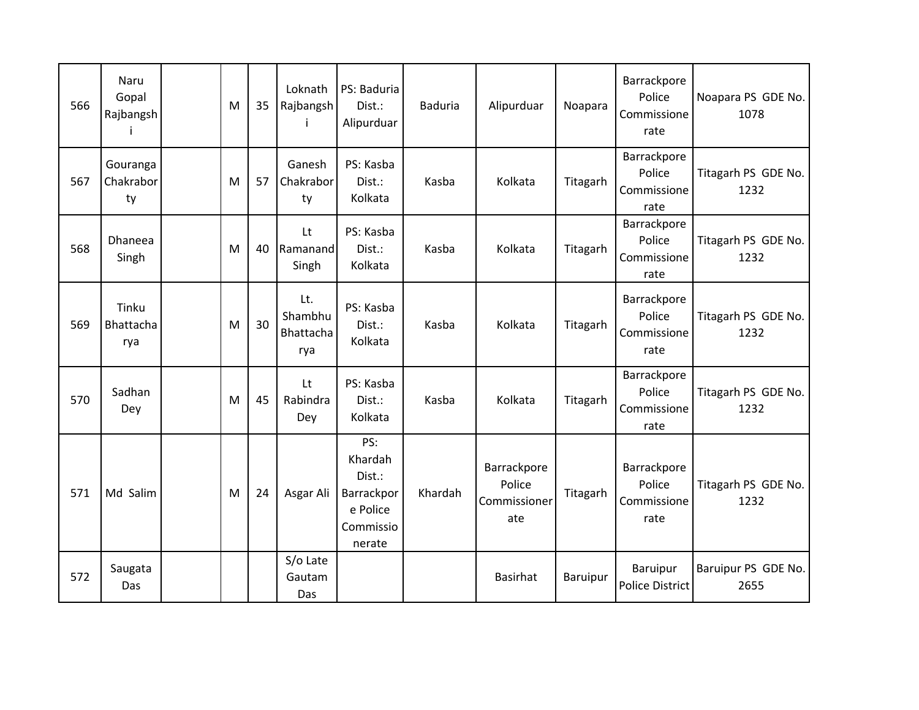| 566 | Naru Gopal Rajbangshi | | M | 35 | Loknath Rajbangshi | PS: Baduria Dist.: Alipurduar | Baduria | Alipurduar | Noapara | Barrackpore Police Commissionerate | Noapara PS GDE No. 1078 |
|---|---|---|---|---|---|---|---|---|---|---|---|
| 567 | Gouranga Chakraborty | | M | 57 | Ganesh Chakraborty | PS: Kasba Dist.: Kolkata | Kasba | Kolkata | Titagarh | Barrackpore Police Commissionerate | Titagarh PS GDE No. 1232 |
| 568 | Dhaneea Singh | | M | 40 | Lt Ramanand Singh | PS: Kasba Dist.: Kolkata | Kasba | Kolkata | Titagarh | Barrackpore Police Commissionerate | Titagarh PS GDE No. 1232 |
| 569 | Tinku Bhattacharya | | M | 30 | Lt. Shambhu Bhattacharya | PS: Kasba Dist.: Kolkata | Kasba | Kolkata | Titagarh | Barrackpore Police Commissionerate | Titagarh PS GDE No. 1232 |
| 570 | Sadhan Dey | | M | 45 | Lt Rabindra Dey | PS: Kasba Dist.: Kolkata | Kasba | Kolkata | Titagarh | Barrackpore Police Commissionerate | Titagarh PS GDE No. 1232 |
| 571 | Md Salim | | M | 24 | Asgar Ali | PS: Khardah Dist.: Barrackpore Police Commissionerate | Khardah | Barrackpore Police Commissionerate | Titagarh | Barrackpore Police Commissionerate | Titagarh PS GDE No. 1232 |
| 572 | Saugata Das | | | | S/o Late Gautam Das | | | Basirhat | Baruipur | Baruipur Police District | Baruipur PS GDE No. 2655 |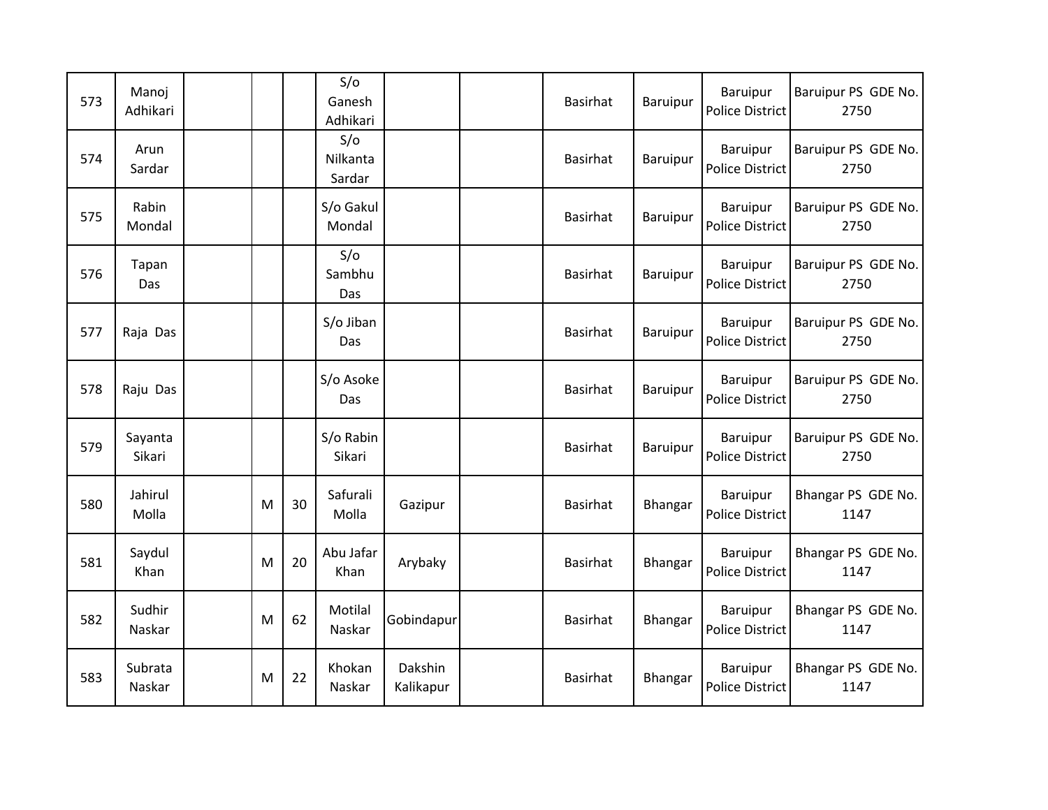| 573 | Manoj Adhikari | | | | S/o Ganesh Adhikari | | | Basirhat | Baruipur | Baruipur Police District | Baruipur PS GDE No. 2750 |
|---|---|---|---|---|---|---|---|---|---|---|---|
| 574 | Arun Sardar | | | | S/o Nilkanta Sardar | | | Basirhat | Baruipur | Baruipur Police District | Baruipur PS GDE No. 2750 |
| 575 | Rabin Mondal | | | | S/o Gakul Mondal | | | Basirhat | Baruipur | Baruipur Police District | Baruipur PS GDE No. 2750 |
| 576 | Tapan Das | | | | S/o Sambhu Das | | | Basirhat | Baruipur | Baruipur Police District | Baruipur PS GDE No. 2750 |
| 577 | Raja Das | | | | S/o Jiban Das | | | Basirhat | Baruipur | Baruipur Police District | Baruipur PS GDE No. 2750 |
| 578 | Raju Das | | | | S/o Asoke Das | | | Basirhat | Baruipur | Baruipur Police District | Baruipur PS GDE No. 2750 |
| 579 | Sayanta Sikari | | | | S/o Rabin Sikari | | | Basirhat | Baruipur | Baruipur Police District | Baruipur PS GDE No. 2750 |
| 580 | Jahirul Molla | | M | 30 | Safurali Molla | Gazipur | | Basirhat | Bhangar | Baruipur Police District | Bhangar PS GDE No. 1147 |
| 581 | Saydul Khan | | M | 20 | Abu Jafar Khan | Arybaky | | Basirhat | Bhangar | Baruipur Police District | Bhangar PS GDE No. 1147 |
| 582 | Sudhir Naskar | | M | 62 | Motilal Naskar | Gobindapur | | Basirhat | Bhangar | Baruipur Police District | Bhangar PS GDE No. 1147 |
| 583 | Subrata Naskar | | M | 22 | Khokan Naskar | Dakshin Kalikapur | | Basirhat | Bhangar | Baruipur Police District | Bhangar PS GDE No. 1147 |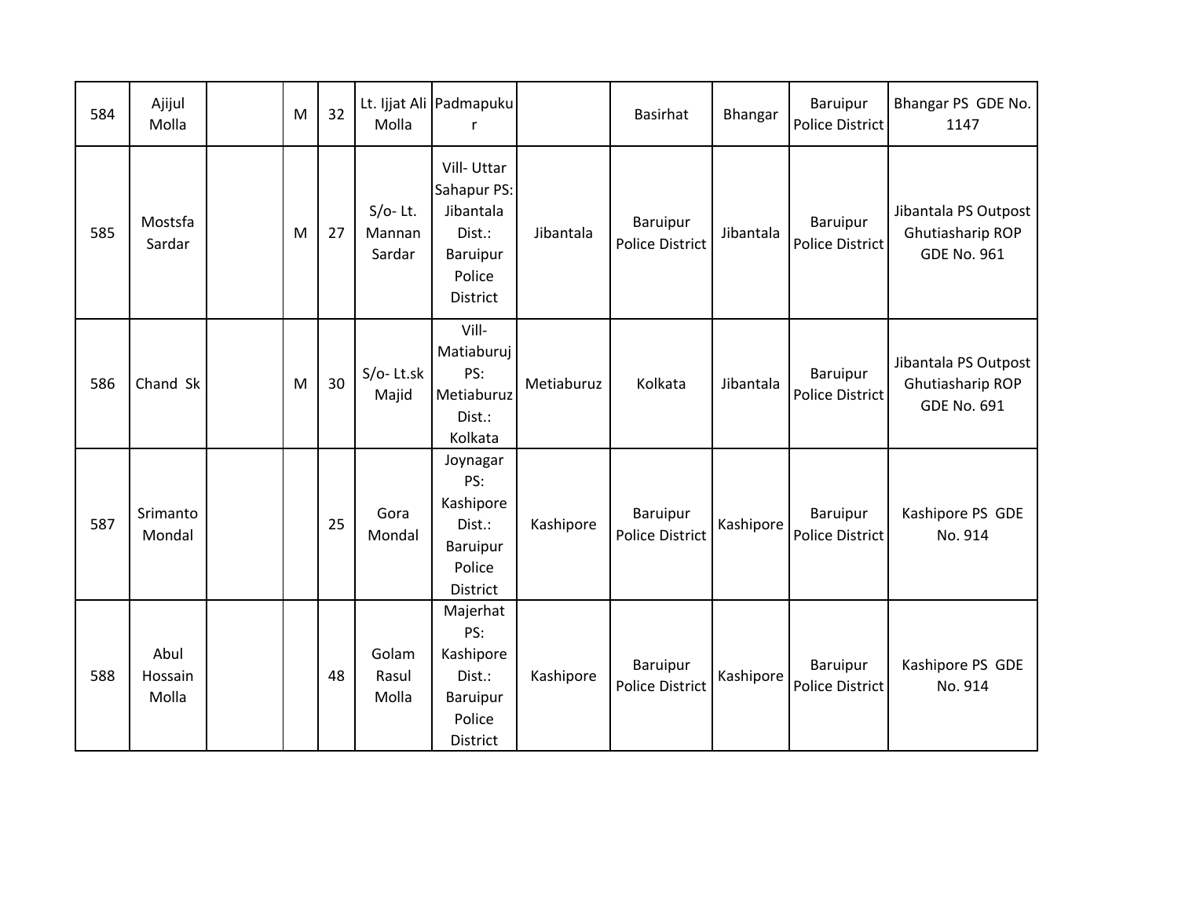| 584 | Ajijul Molla | | M | 32 | Lt. Ijjat Ali Molla | Padmapukur | | Basirhat | Bhangar | Baruipur Police District | Bhangar PS GDE No. 1147 |
|---|---|---|---|---|---|---|---|---|---|---|---|
| 585 | Mostsfa Sardar | | M | 27 | S/o- Lt. Mannan Sardar | Vill- Uttar Sahapur PS: Jibantala Dist.: Baruipur Police District | Jibantala | Baruipur Police District | Jibantala | Baruipur Police District | Jibantala PS Outpost Ghutiasharip ROP GDE No. 961 |
| 586 | Chand Sk | | M | 30 | S/o- Lt.sk Majid | Vill- Matiaburuj PS: Metiaburuz Dist.: Kolkata | Metiaburuz | Kolkata | Jibantala | Baruipur Police District | Jibantala PS Outpost Ghutiasharip ROP GDE No. 691 |
| 587 | Srimanto Mondal | | | 25 | Gora Mondal | Joynagar PS: Kashipore Dist.: Baruipur Police District | Kashipore | Baruipur Police District | Kashipore | Baruipur Police District | Kashipore PS GDE No. 914 |
| 588 | Abul Hossain Molla | | | 48 | Golam Rasul Molla | Majerhat PS: Kashipore Dist.: Baruipur Police District | Kashipore | Baruipur Police District | Kashipore | Baruipur Police District | Kashipore PS GDE No. 914 |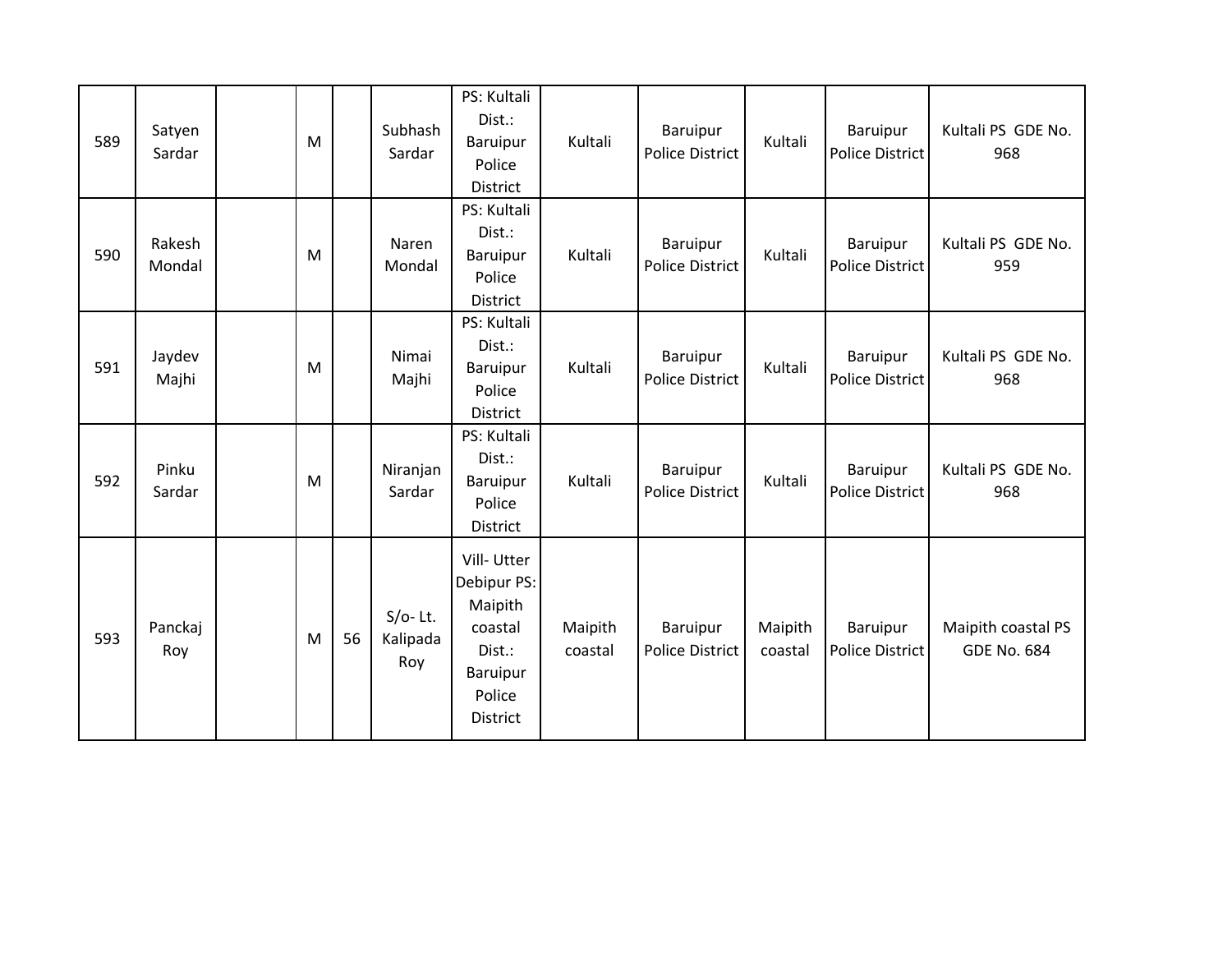| 589 | Satyen Sardar | | M | | Subhash Sardar | PS: Kultali Dist.: Baruipur Police District | Kultali | Baruipur Police District | Kultali | Baruipur Police District | Kultali PS GDE No. 968 |
|---|---|---|---|---|---|---|---|---|---|---|---|
| 590 | Rakesh Mondal | | M | | Naren Mondal | PS: Kultali Dist.: Baruipur Police District | Kultali | Baruipur Police District | Kultali | Baruipur Police District | Kultali PS GDE No. 959 |
| 591 | Jaydev Majhi | | M | | Nimai Majhi | PS: Kultali Dist.: Baruipur Police District | Kultali | Baruipur Police District | Kultali | Baruipur Police District | Kultali PS GDE No. 968 |
| 592 | Pinku Sardar | | M | | Niranjan Sardar | PS: Kultali Dist.: Baruipur Police District | Kultali | Baruipur Police District | Kultali | Baruipur Police District | Kultali PS GDE No. 968 |
| 593 | Panckaj Roy | | M | 56 | S/o- Lt. Kalipada Roy | Vill- Utter Debipur PS: Maipith coastal Dist.: Baruipur Police District | Maipith coastal | Baruipur Police District | Maipith coastal | Baruipur Police District | Maipith coastal PS GDE No. 684 |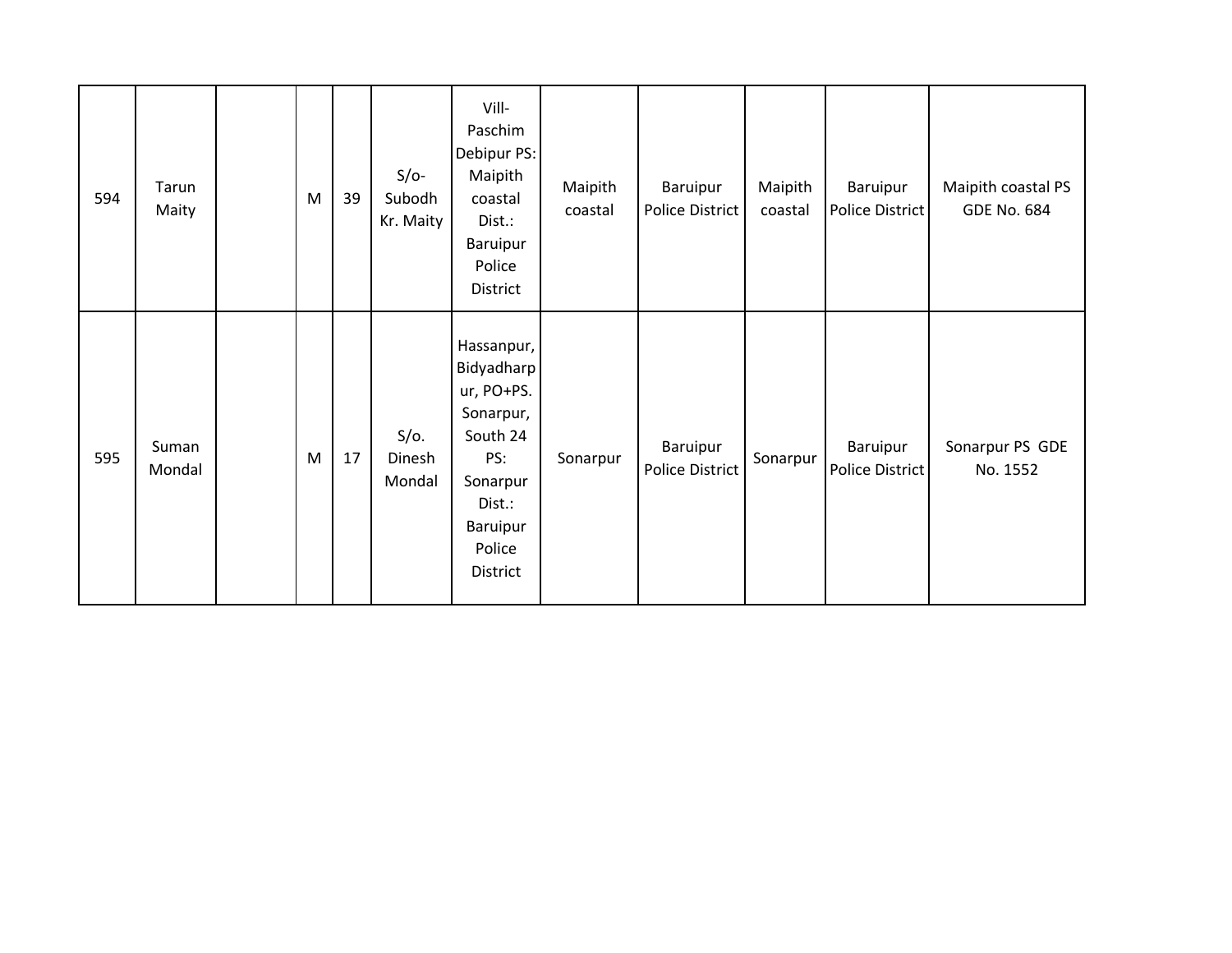| | | | | | | | | | | | |
|---|---|---|---|---|---|---|---|---|---|---|---|
| 594 | Tarun Maity | | M | 39 | S/o- Subodh Kr. Maity | Vill- Paschim Debipur PS: Maipith coastal Dist.: Baruipur Police District | Maipith coastal | Baruipur Police District | Maipith coastal | Baruipur Police District | Maipith coastal PS GDE No. 684 |
| 595 | Suman Mondal | | M | 17 | S/o. Dinesh Mondal | Hassanpur, Bidyadharpur, PO+PS. Sonarpur, South 24 PS: Sonarpur Dist.: Baruipur Police District | Sonarpur | Baruipur Police District | Sonarpur | Baruipur Police District | Sonarpur PS GDE No. 1552 |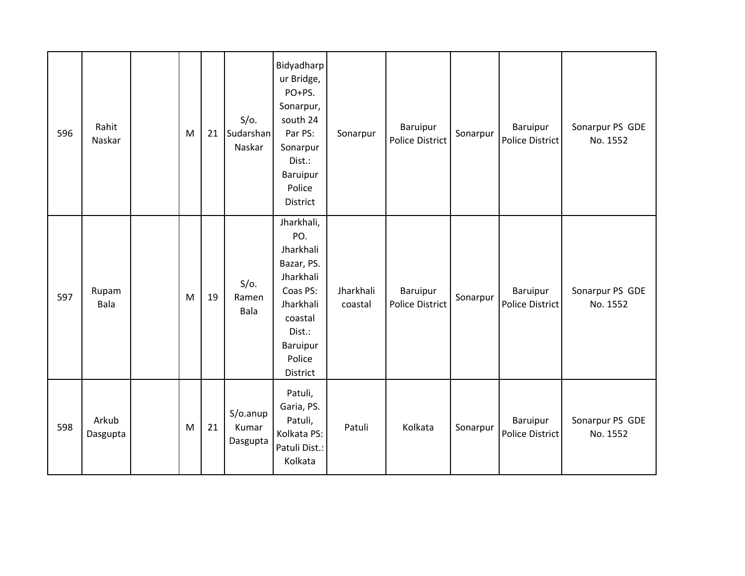| 596 | Rahit Naskar | | M | 21 | S/o. Sudarshan Naskar | Bidyadharpur Bridge, PO+PS. Sonarpur, south 24 Par PS: Sonarpur Dist.: Baruipur Police District | Sonarpur | Baruipur Police District | Sonarpur | Baruipur Police District | Sonarpur PS GDE No. 1552 |
|---|---|---|---|---|---|---|---|---|---|---|---|
| 597 | Rupam Bala | | M | 19 | S/o. Ramen Bala | Jharkhali, PO. Jharkhali Bazar, PS. Jharkhali Coas PS: Jharkhali coastal Dist.: Baruipur Police District | Jharkhali coastal | Baruipur Police District | Sonarpur | Baruipur Police District | Sonarpur PS GDE No. 1552 |
| 598 | Arkub Dasgupta | | M | 21 | S/o.anup Kumar Dasgupta | Patuli, Garia, PS. Patuli, Kolkata PS: Patuli Dist.: Kolkata | Patuli | Kolkata | Sonarpur | Baruipur Police District | Sonarpur PS GDE No. 1552 |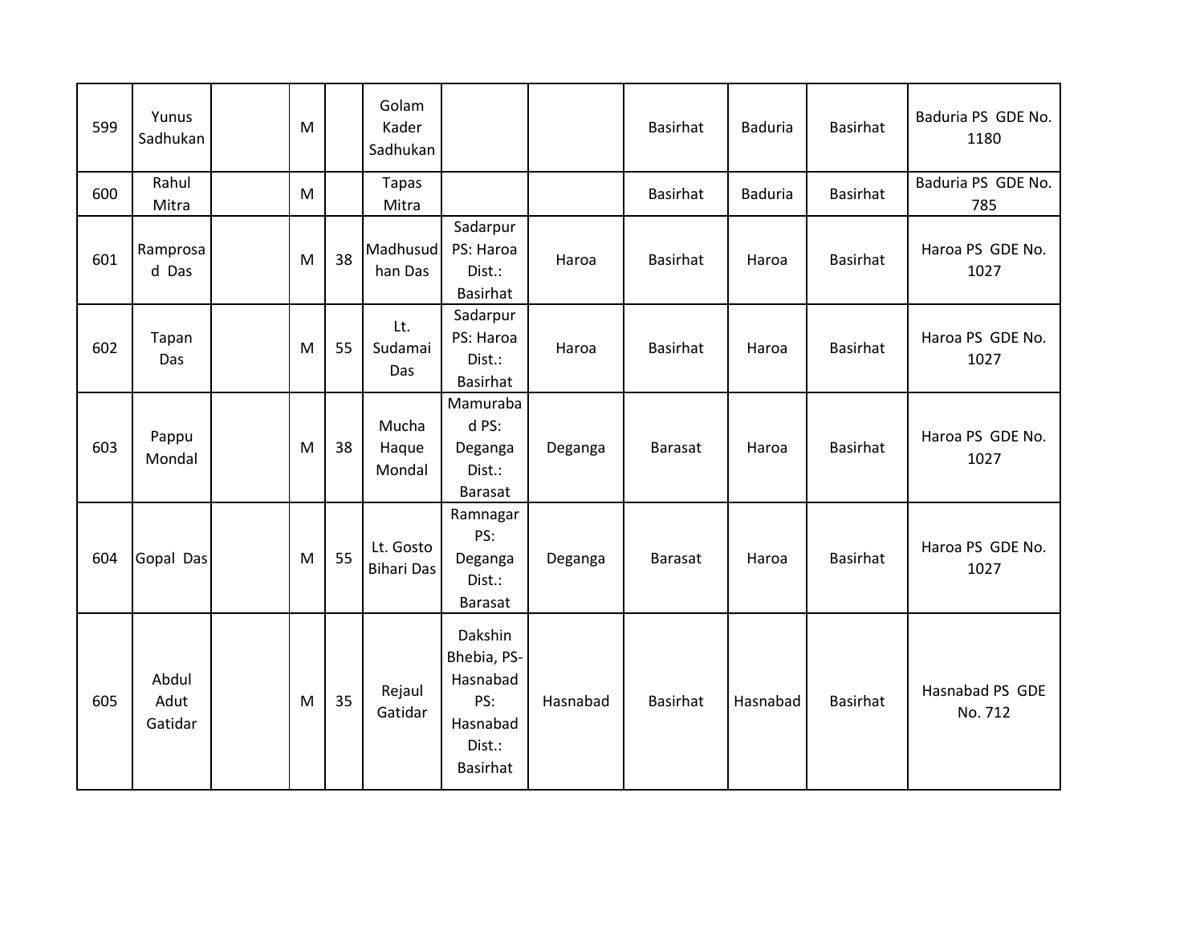| 599 | Yunus Sadhukan | | M | | Golam Kader Sadhukan | | | Basirhat | Baduria | Basirhat | Baduria PS GDE No. 1180 |
|---|---|---|---|---|---|---|---|---|---|---|---|
| 600 | Rahul Mitra | | M | | Tapas Mitra | | | Basirhat | Baduria | Basirhat | Baduria PS GDE No. 785 |
| 601 | Ramprosad Das | | M | 38 | Madhusudhan Das | Sadarpur PS: Haroa Dist.: Basirhat | Haroa | Basirhat | Haroa | Basirhat | Haroa PS GDE No. 1027 |
| 602 | Tapan Das | | M | 55 | Lt. Sudamai Das | Sadarpur PS: Haroa Dist.: Basirhat | Haroa | Basirhat | Haroa | Basirhat | Haroa PS GDE No. 1027 |
| 603 | Pappu Mondal | | M | 38 | Mucha Haque Mondal | Mamurabad PS: Deganga Dist.: Barasat | Deganga | Barasat | Haroa | Basirhat | Haroa PS GDE No. 1027 |
| 604 | Gopal Das | | M | 55 | Lt. Gosto Bihari Das | Ramnagar PS: Deganga Dist.: Barasat | Deganga | Barasat | Haroa | Basirhat | Haroa PS GDE No. 1027 |
| 605 | Abdul Adut Gatidar | | M | 35 | Rejaul Gatidar | Dakshin Bhebia, PS-Hasnabad PS: Hasnabad Dist.: Basirhat | Hasnabad | Basirhat | Hasnabad | Basirhat | Hasnabad PS GDE No. 712 |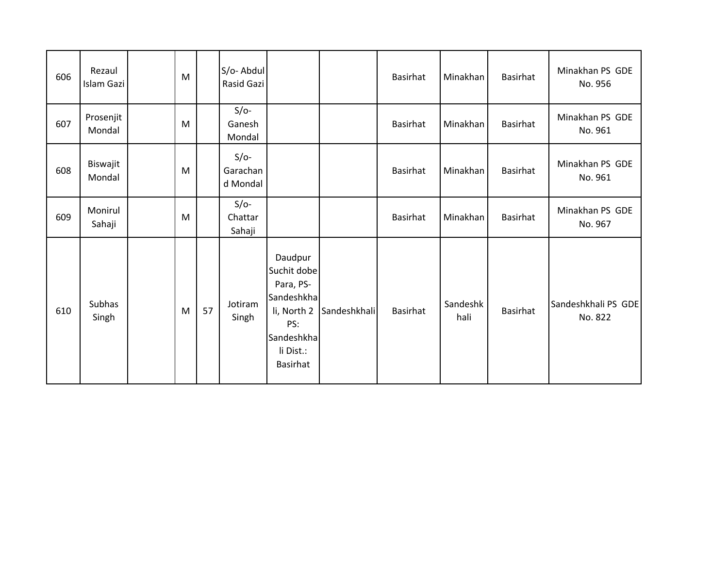| | | | | | | | | | | | |
|---|---|---|---|---|---|---|---|---|---|---|---|
| 606 | Rezaul Islam Gazi | | M | | S/o- Abdul Rasid Gazi | | | Basirhat | Minakhan | Basirhat | Minakhan PS GDE No. 956 |
| 607 | Prosenjit Mondal | | M | | S/o- Ganesh Mondal | | | Basirhat | Minakhan | Basirhat | Minakhan PS GDE No. 961 |
| 608 | Biswajit Mondal | | M | | S/o- Garachand Mondal | | | Basirhat | Minakhan | Basirhat | Minakhan PS GDE No. 961 |
| 609 | Monirul Sahaji | | M | | S/o- Chattar Sahaji | | | Basirhat | Minakhan | Basirhat | Minakhan PS GDE No. 967 |
| 610 | Subhas Singh | | M | 57 | Jotiram Singh | Daudpur Suchit dobe Para, PS- Sandeshkhali, North 2 PS: Sandeshkhali Dist.: Basirhat | Sandeshkhali | Basirhat | Sandeshkhali | Basirhat | Sandeshkhali PS GDE No. 822 |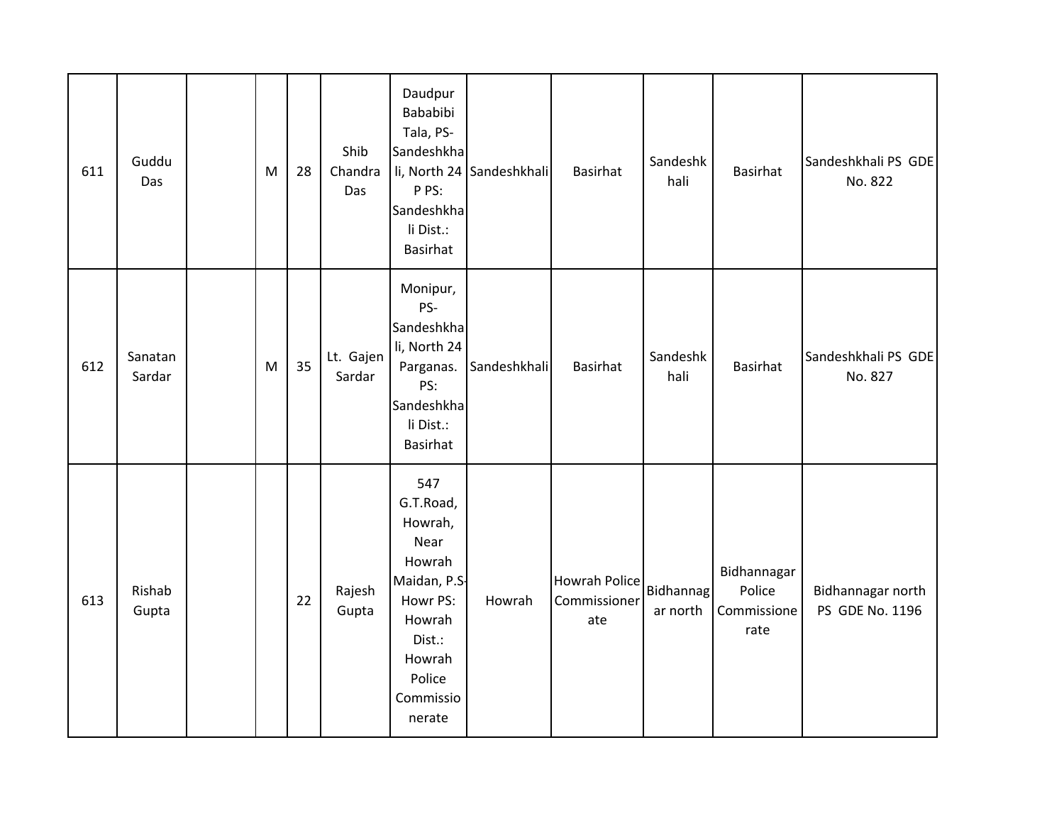| 611 | Guddu Das | | M | 28 | Shib Chandra Das | Daudpur Bababibi Tala, PS-Sandeshkhali, North 24 P PS: Sandeshkhali Dist.: Basirhat | Sandeshkhali | Basirhat | Sandeshkhali | Basirhat | Sandeshkhali PS GDE No. 822 |
|---|---|---|---|---|---|---|---|---|---|---|---|
| 612 | Sanatan Sardar | | M | 35 | Lt. Gajen Sardar | Monipur, PS-Sandeshkhali, North 24 Parganas. PS: Sandeshkhali Dist.: Basirhat | Sandeshkhali | Basirhat | Sandeshkhali | Basirhat | Sandeshkhali PS GDE No. 827 |
| 613 | Rishab Gupta | | | 22 | Rajesh Gupta | 547 G.T.Road, Howrah, Near Howrah Maidan, P.S-Howr PS: Howrah Dist.: Howrah Police Commissionerate | Howrah | Howrah Police Commissionerate | Bidhannagar north | Bidhannagar Police Commissionerate | Bidhannagar north PS GDE No. 1196 |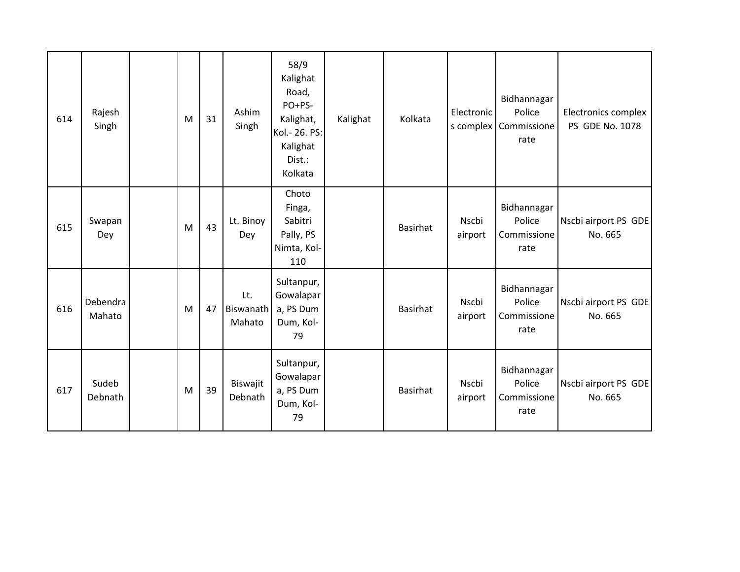| | | | | | | | | | | | |
|---|---|---|---|---|---|---|---|---|---|---|---|
| 614 | Rajesh Singh | | M | 31 | Ashim Singh | 58/9 Kalighat Road, PO+PS-Kalighat, Kol.- 26. PS: Kalighat Dist.: Kolkata | Kalighat | Kolkata | Electronics complex | Bidhannagar Police Commissionerate | Electronics complex PS GDE No. 1078 |
| 615 | Swapan Dey | | M | 43 | Lt. Binoy Dey | Choto Finga, Sabitri Pally, PS Nimta, Kol-110 | | Basirhat | Nscbi airport | Bidhannagar Police Commissionerate | Nscbi airport PS GDE No. 665 |
| 616 | Debendra Mahato | | M | 47 | Lt. Biswanath Mahato | Sultanpur, Gowalapara, PS Dum Dum, Kol-79 | | Basirhat | Nscbi airport | Bidhannagar Police Commissionerate | Nscbi airport PS GDE No. 665 |
| 617 | Sudeb Debnath | | M | 39 | Biswajit Debnath | Sultanpur, Gowalapara, PS Dum Dum, Kol-79 | | Basirhat | Nscbi airport | Bidhannagar Police Commissionerate | Nscbi airport PS GDE No. 665 |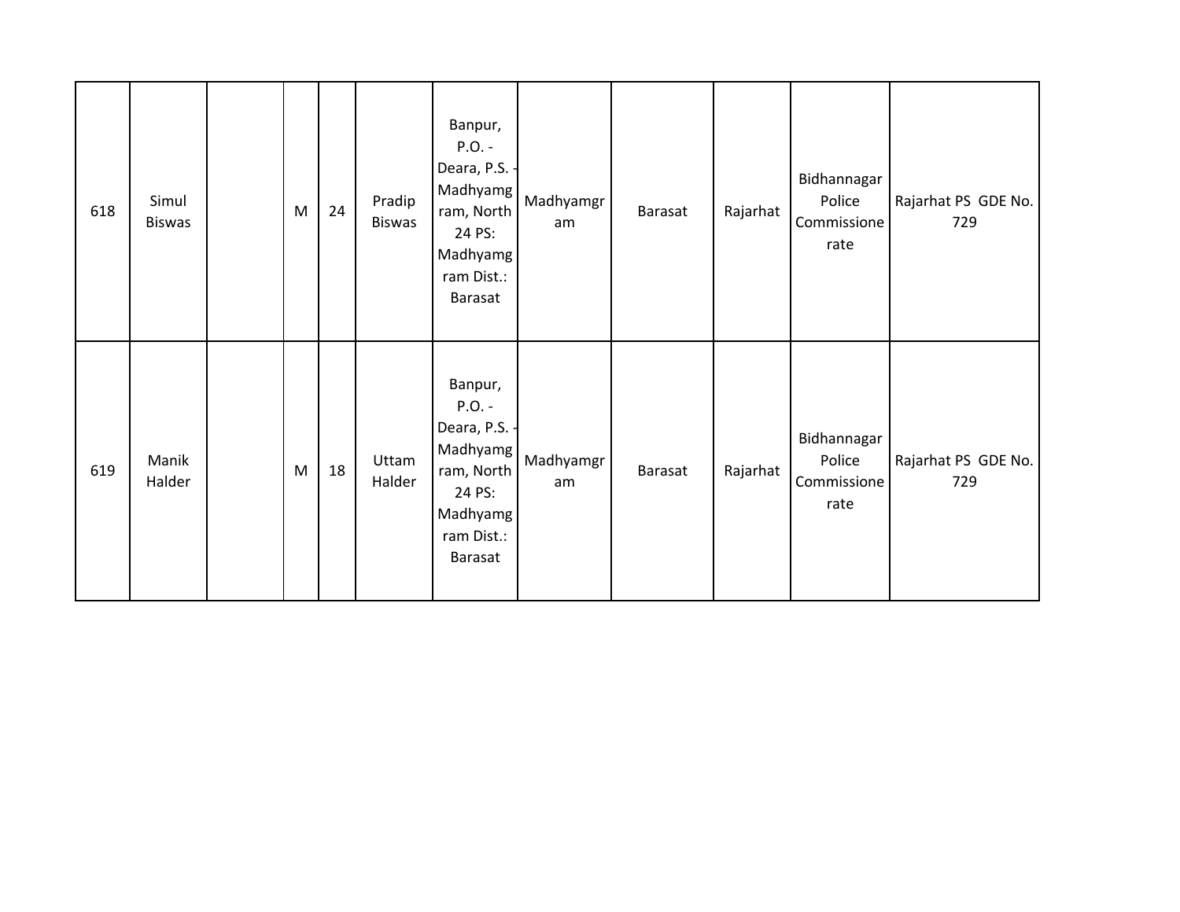| | | | | | | | | | | | |
|---|---|---|---|---|---|---|---|---|---|---|---|
| 618 | Simul Biswas | | M | 24 | Pradip Biswas | Banpur, P.O. - Deara, P.S. - Madhyamgram, North 24 PS: Madhyamgram Dist.: Barasat | Madhyamgram | Barasat | Rajarhat | Bidhannagar Police Commissionerate | Rajarhat PS GDE No. 729 |
| 619 | Manik Halder | | M | 18 | Uttam Halder | Banpur, P.O. - Deara, P.S. - Madhyamgram, North 24 PS: Madhyamgram Dist.: Barasat | Madhyamgram | Barasat | Rajarhat | Bidhannagar Police Commissionerate | Rajarhat PS GDE No. 729 |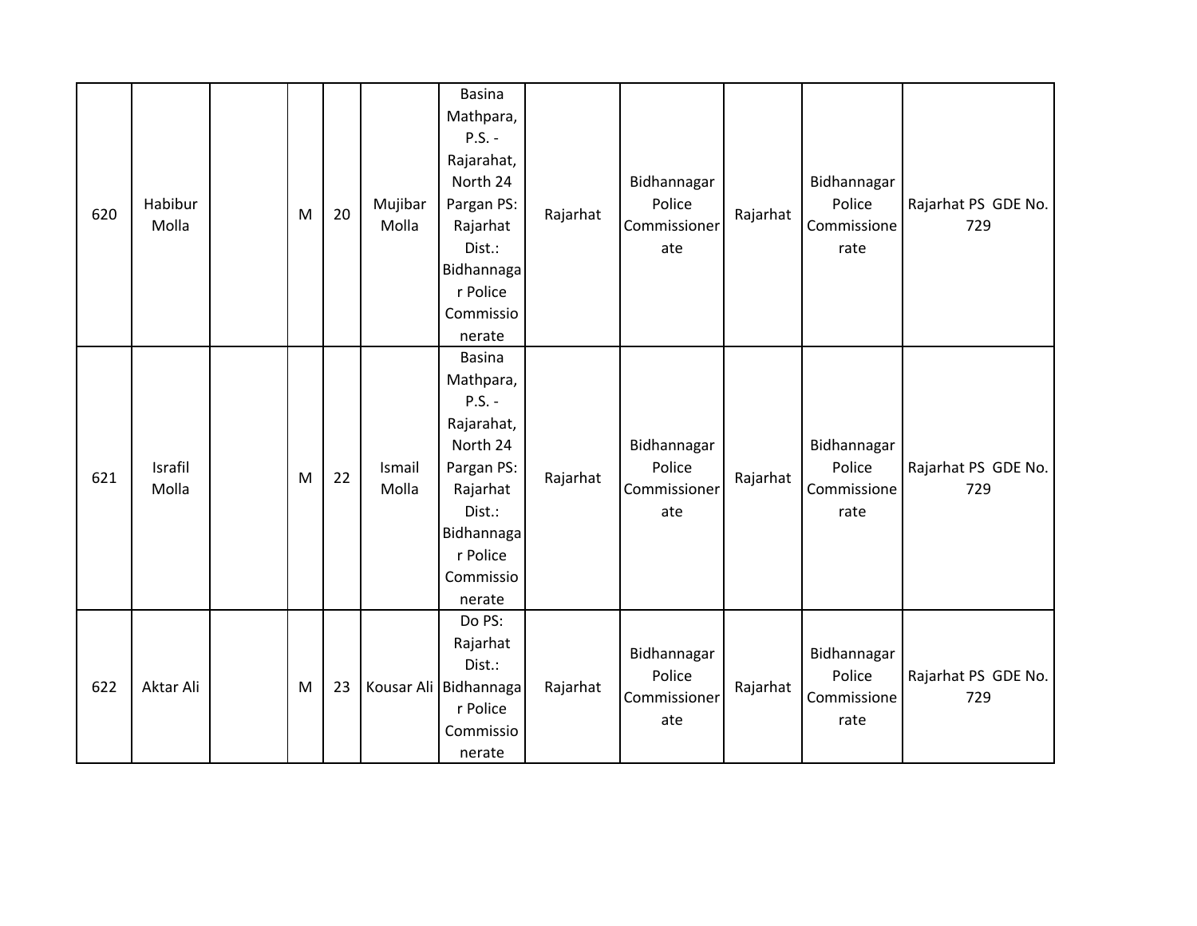| | | | | | | | | | | | |
|---|---|---|---|---|---|---|---|---|---|---|---|
| 620 | Habibur Molla | | M | 20 | Mujibar Molla | Basina Mathpara, P.S. - Rajarahat, North 24 Pargan PS: Rajarhat Dist.: Bidhannagar Police Commissionerate | Rajarhat | Bidhannagar Police Commissionerate | Rajarhat | Bidhannagar Police Commissionerate | Rajarhat PS GDE No. 729 |
| 621 | Israfil Molla | | M | 22 | Ismail Molla | Basina Mathpara, P.S. - Rajarahat, North 24 Pargan PS: Rajarhat Dist.: Bidhannagar Police Commissionerate | Rajarhat | Bidhannagar Police Commissionerate | Rajarhat | Bidhannagar Police Commissionerate | Rajarhat PS GDE No. 729 |
| 622 | Aktar Ali | | M | 23 | Kousar Ali | Do PS: Rajarhat Dist.: Bidhannagar Police Commissionerate | Rajarhat | Bidhannagar Police Commissionerate | Rajarhat | Bidhannagar Police Commissionerate | Rajarhat PS GDE No. 729 |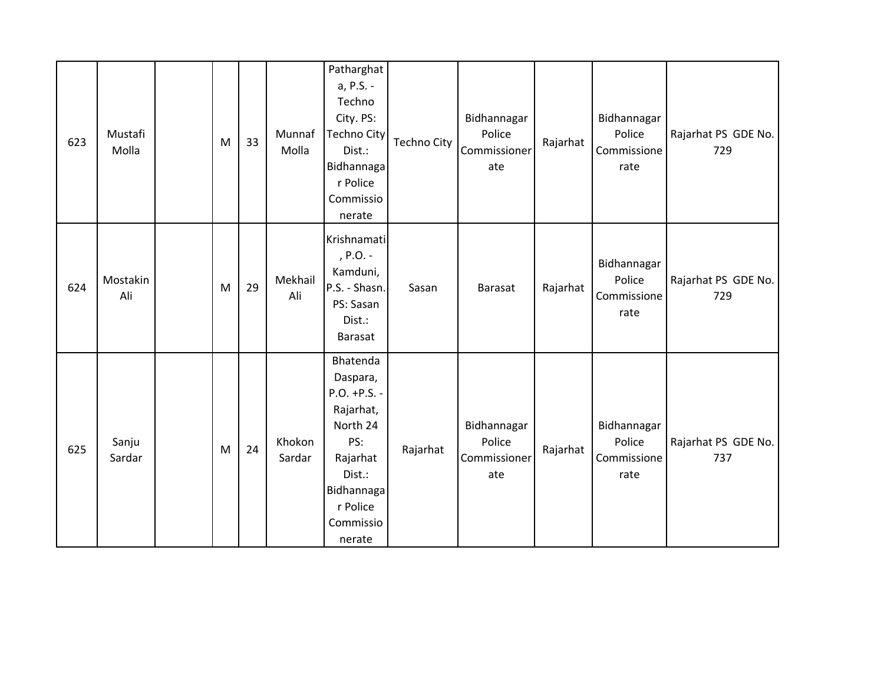| 623 | Mustafi Molla | | M | 33 | Munnaf Molla | Patharghata, P.S. - Techno City. PS: Techno City Dist.: Bidhannagar Police Commissionerate | Techno City | Bidhannagar Police Commissionerate | Rajarhat | Bidhannagar Police Commissionerate | Rajarhat PS GDE No. 729 |
|---|---|---|---|---|---|---|---|---|---|---|---|
| 624 | Mostakin Ali | | M | 29 | Mekhail Ali | Krishnamati, P.O. - Kamduni, P.S. - Shasn. PS: Sasan Dist.: Barasat | Sasan | Barasat | Rajarhat | Bidhannagar Police Commissionerate | Rajarhat PS GDE No. 729 |
| 625 | Sanju Sardar | | M | 24 | Khokon Sardar | Bhatenda Daspara, P.O. +P.S. - Rajarhat, North 24 PS: Rajarhat Dist.: Bidhannagar Police Commissionerate | Rajarhat | Bidhannagar Police Commissionerate | Rajarhat | Bidhannagar Police Commissionerate | Rajarhat PS GDE No. 737 |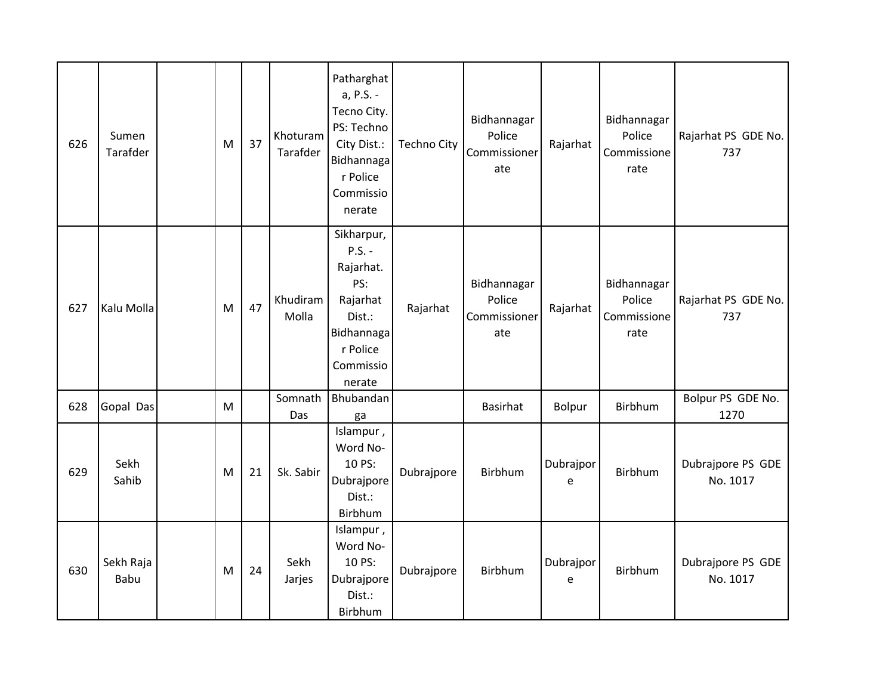| 626 | Sumen Tarafder | | M | 37 | Khoturam Tarafder | Patharghata, P.S. - Tecno City. PS: Techno City Dist.: Bidhannagar Police Commissionerate | Techno City | Bidhannagar Police Commissionerate | Rajarhat | Bidhannagar Police Commissionerate | Rajarhat PS GDE No. 737 |
|---|---|---|---|---|---|---|---|---|---|---|---|
| 627 | Kalu Molla | | M | 47 | Khudiram Molla | Sikharpur, P.S. - Rajarhat. PS: Rajarhat Dist.: Bidhannagar Police Commissionerate | Rajarhat | Bidhannagar Police Commissionerate | Rajarhat | Bidhannagar Police Commissionerate | Rajarhat PS GDE No. 737 |
| 628 | Gopal Das | | M | | Somnath Das | Bhubandanga | | Basirhat | Bolpur | Birbhum | Bolpur PS GDE No. 1270 |
| 629 | Sekh Sahib | | M | 21 | Sk. Sabir | Islampur , Word No-10 PS: Dubrajpore Dist.: Birbhum | Dubrajpore | Birbhum | Dubrajpore | Birbhum | Dubrajpore PS GDE No. 1017 |
| 630 | Sekh Raja Babu | | M | 24 | Sekh Jarjes | Islampur , Word No-10 PS: Dubrajpore Dist.: Birbhum | Dubrajpore | Birbhum | Dubrajpore | Birbhum | Dubrajpore PS GDE No. 1017 |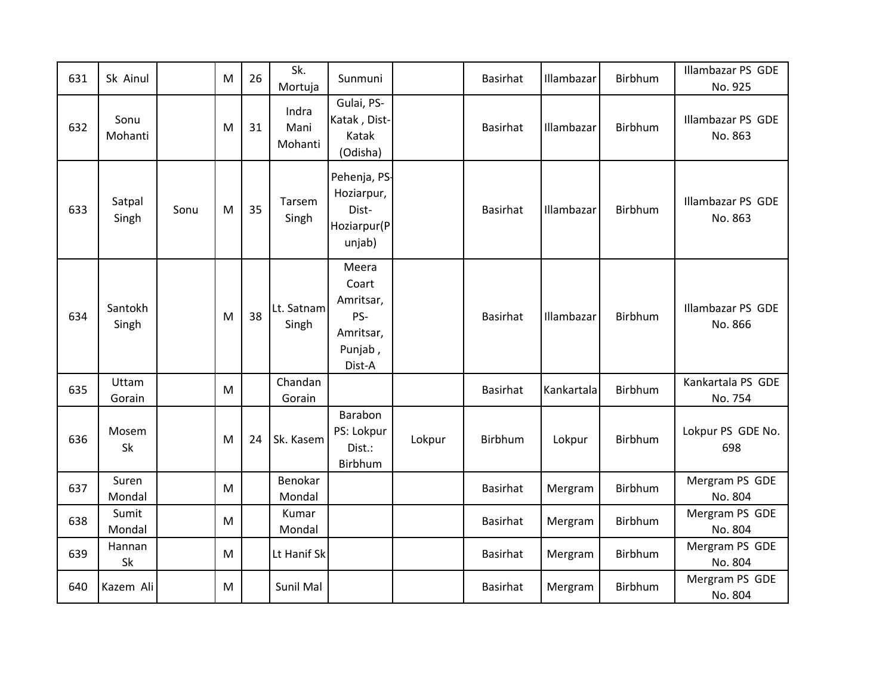| 631 | Sk Ainul | | M | 26 | Sk. Mortuja | Sunmuni | | Basirhat | Illambazar | Birbhum | Illambazar PS GDE No. 925 |
|---|---|---|---|---|---|---|---|---|---|---|---|
| 632 | Sonu Mohanti | | M | 31 | Indra Mani Mohanti | Gulai, PS-Katak , Dist-Katak (Odisha) | | Basirhat | Illambazar | Birbhum | Illambazar PS GDE No. 863 |
| 633 | Satpal Singh | Sonu | M | 35 | Tarsem Singh | Pehenja, PS-Hoziarpur, Dist-Hoziarpur(Punjab) | | Basirhat | Illambazar | Birbhum | Illambazar PS GDE No. 863 |
| 634 | Santokh Singh | | M | 38 | Lt. Satnam Singh | Meera Coart Amritsar, PS-Amritsar, Punjab , Dist-A | | Basirhat | Illambazar | Birbhum | Illambazar PS GDE No. 866 |
| 635 | Uttam Gorain | | M | | Chandan Gorain | | | Basirhat | Kankartala | Birbhum | Kankartala PS GDE No. 754 |
| 636 | Mosem Sk | | M | 24 | Sk. Kasem | Barabon PS: Lokpur Dist.: Birbhum | Lokpur | Birbhum | Lokpur | Birbhum | Lokpur PS GDE No. 698 |
| 637 | Suren Mondal | | M | | Benokar Mondal | | | Basirhat | Mergram | Birbhum | Mergram PS GDE No. 804 |
| 638 | Sumit Mondal | | M | | Kumar Mondal | | | Basirhat | Mergram | Birbhum | Mergram PS GDE No. 804 |
| 639 | Hannan Sk | | M | | Lt Hanif Sk | | | Basirhat | Mergram | Birbhum | Mergram PS GDE No. 804 |
| 640 | Kazem Ali | | M | | Sunil Mal | | | Basirhat | Mergram | Birbhum | Mergram PS GDE No. 804 |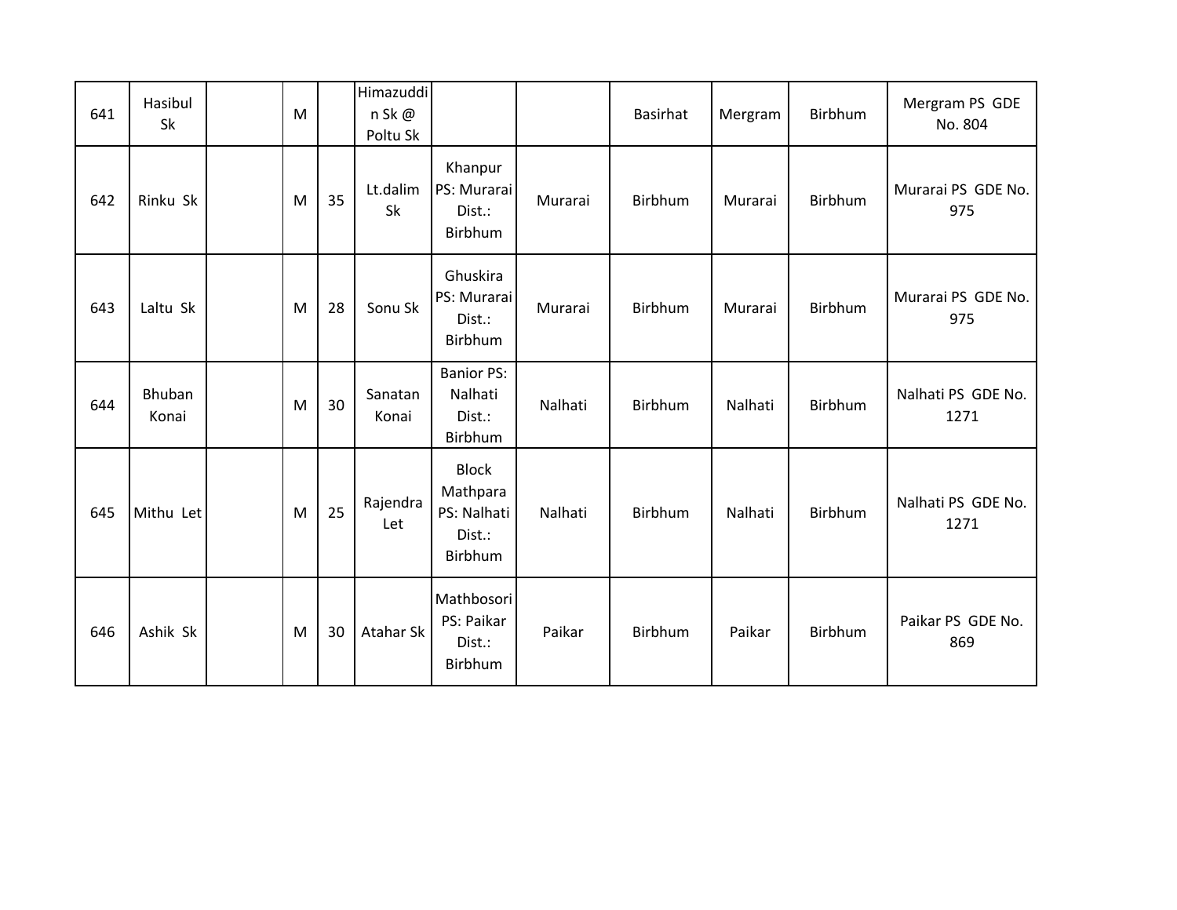| | | | | | | | | | | | |
|---|---|---|---|---|---|---|---|---|---|---|---|
| 641 | Hasibul Sk | | M | | Himazuddin Sk @ Poltu Sk | | | Basirhat | Mergram | Birbhum | Mergram PS GDE No. 804 |
| 642 | Rinku Sk | | M | 35 | Lt.dalim Sk | Khanpur PS: Murarai Dist.: Birbhum | Murarai | Birbhum | Murarai | Birbhum | Murarai PS GDE No. 975 |
| 643 | Laltu Sk | | M | 28 | Sonu Sk | Ghuskira PS: Murarai Dist.: Birbhum | Murarai | Birbhum | Murarai | Birbhum | Murarai PS GDE No. 975 |
| 644 | Bhuban Konai | | M | 30 | Sanatan Konai | Banior PS: Nalhati Dist.: Birbhum | Nalhati | Birbhum | Nalhati | Birbhum | Nalhati PS GDE No. 1271 |
| 645 | Mithu Let | | M | 25 | Rajendra Let | Block Mathpara PS: Nalhati Dist.: Birbhum | Nalhati | Birbhum | Nalhati | Birbhum | Nalhati PS GDE No. 1271 |
| 646 | Ashik Sk | | M | 30 | Atahar Sk | Mathbosori PS: Paikar Dist.: Birbhum | Paikar | Birbhum | Paikar | Birbhum | Paikar PS GDE No. 869 |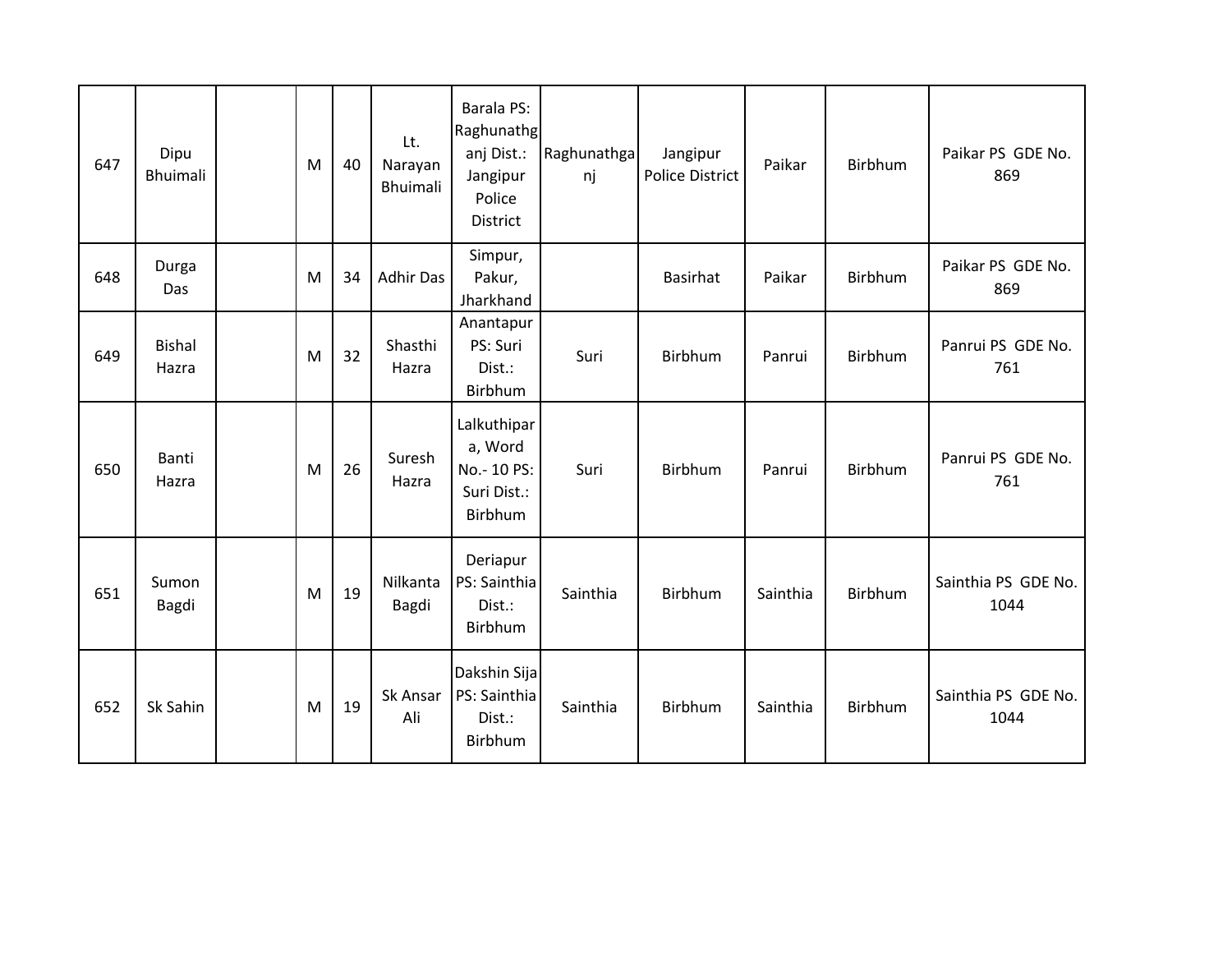| 647 | Dipu Bhuimali | | M | 40 | Lt. Narayan Bhuimali | Barala PS: Raghunathganj Dist.: Jangipur Police District | Raghunathganj | Jangipur Police District | Paikar | Birbhum | Paikar PS GDE No. 869 |
|---|---|---|---|---|---|---|---|---|---|---|---|
| 648 | Durga Das | | M | 34 | Adhir Das | Simpur, Pakur, Jharkhand | | Basirhat | Paikar | Birbhum | Paikar PS GDE No. 869 |
| 649 | Bishal Hazra | | M | 32 | Shasthi Hazra | Anantapur PS: Suri Dist.: Birbhum | Suri | Birbhum | Panrui | Birbhum | Panrui PS GDE No. 761 |
| 650 | Banti Hazra | | M | 26 | Suresh Hazra | Lalkuthipara, Word No.- 10 PS: Suri Dist.: Birbhum | Suri | Birbhum | Panrui | Birbhum | Panrui PS GDE No. 761 |
| 651 | Sumon Bagdi | | M | 19 | Nilkanta Bagdi | Deriapur PS: Sainthia Dist.: Birbhum | Sainthia | Birbhum | Sainthia | Birbhum | Sainthia PS GDE No. 1044 |
| 652 | Sk Sahin | | M | 19 | Sk Ansar Ali | Dakshin Sija PS: Sainthia Dist.: Birbhum | Sainthia | Birbhum | Sainthia | Birbhum | Sainthia PS GDE No. 1044 |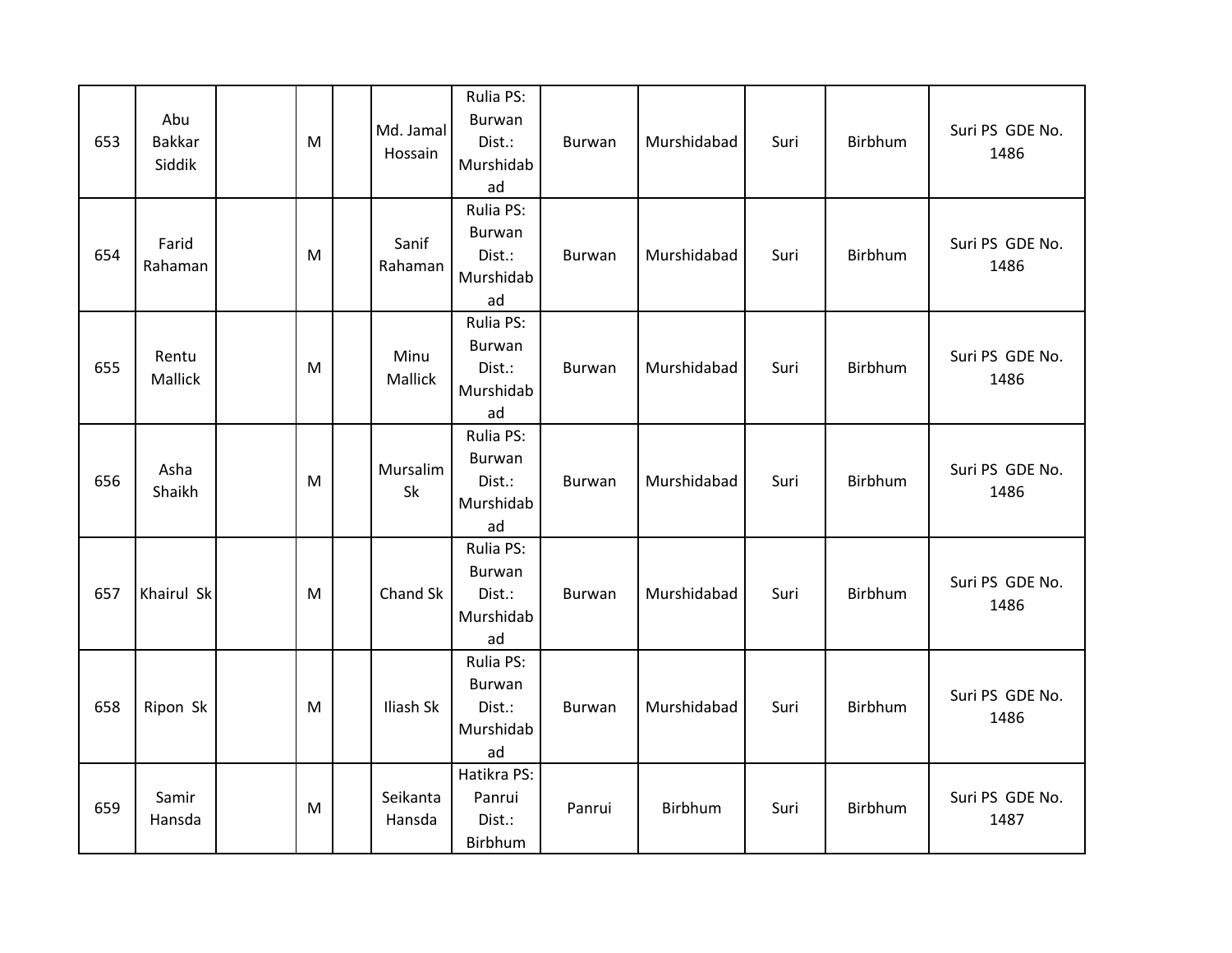| 653 | Abu Bakkar Siddik | | M | | Md. Jamal Hossain | Rulia PS: Burwan Dist.: Murshidabad | Burwan | Murshidabad | Suri | Birbhum | Suri PS GDE No. 1486 |
|---|---|---|---|---|---|---|---|---|---|---|---|
| 654 | Farid Rahaman | | M | | Sanif Rahaman | Rulia PS: Burwan Dist.: Murshidabad | Burwan | Murshidabad | Suri | Birbhum | Suri PS GDE No. 1486 |
| 655 | Rentu Mallick | | M | | Minu Mallick | Rulia PS: Burwan Dist.: Murshidabad | Burwan | Murshidabad | Suri | Birbhum | Suri PS GDE No. 1486 |
| 656 | Asha Shaikh | | M | | Mursalim Sk | Rulia PS: Burwan Dist.: Murshidabad | Burwan | Murshidabad | Suri | Birbhum | Suri PS GDE No. 1486 |
| 657 | Khairul Sk | | M | | Chand Sk | Rulia PS: Burwan Dist.: Murshidabad | Burwan | Murshidabad | Suri | Birbhum | Suri PS GDE No. 1486 |
| 658 | Ripon Sk | | M | | Iliash Sk | Rulia PS: Burwan Dist.: Murshidabad | Burwan | Murshidabad | Suri | Birbhum | Suri PS GDE No. 1486 |
| 659 | Samir Hansda | | M | | Seikanta Hansda | Hatikra PS: Panrui Dist.: Birbhum | Panrui | Birbhum | Suri | Birbhum | Suri PS GDE No. 1487 |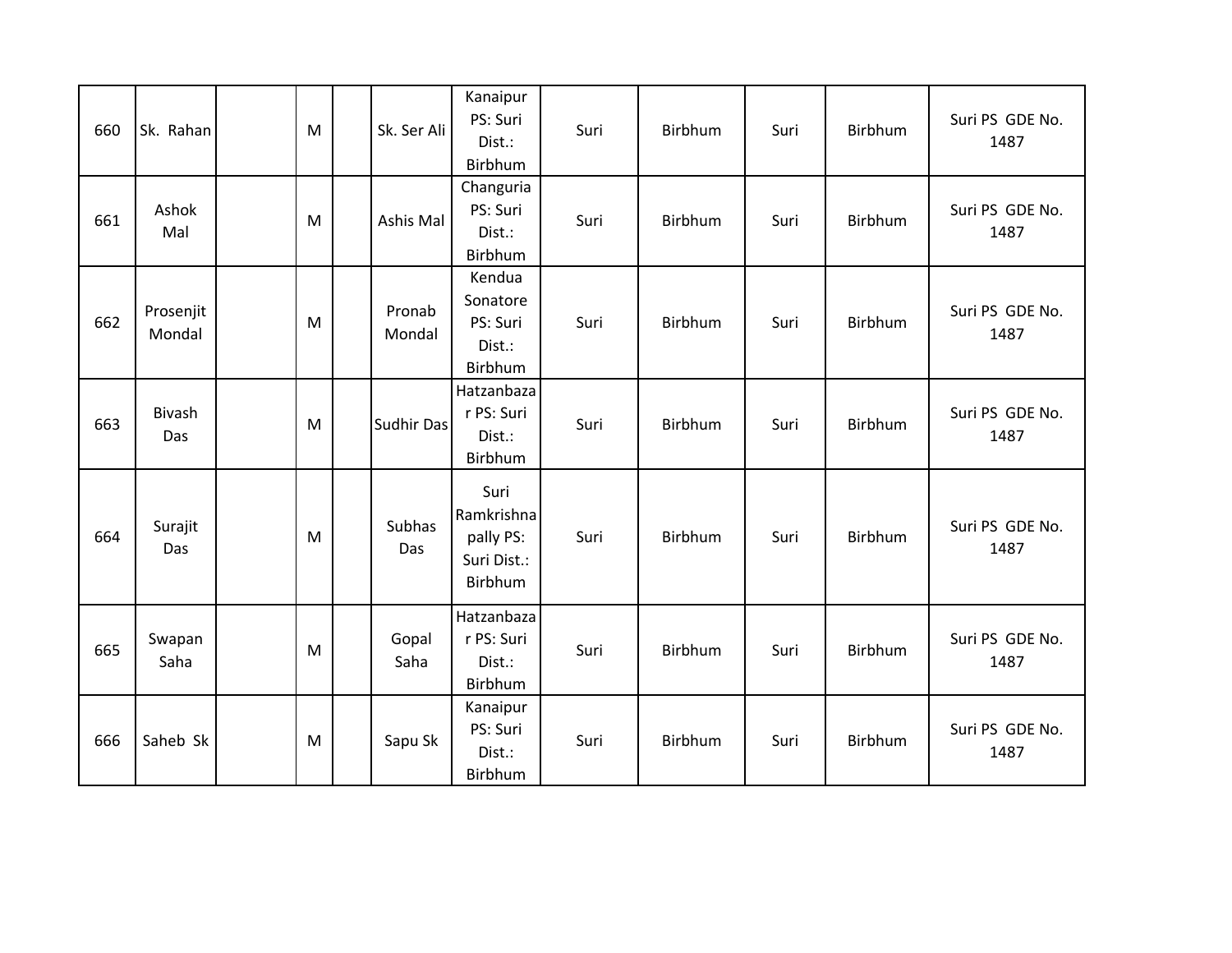| 660 | Sk. Rahan | | M | | Sk. Ser Ali | Kanaipur PS: Suri Dist.: Birbhum | Suri | Birbhum | Suri | Birbhum | Suri PS GDE No. 1487 |
|---|---|---|---|---|---|---|---|---|---|---|---|
| 661 | Ashok Mal | | M | | Ashis Mal | Changuria PS: Suri Dist.: Birbhum | Suri | Birbhum | Suri | Birbhum | Suri PS GDE No. 1487 |
| 662 | Prosenjit Mondal | | M | | Pronab Mondal | Kendua Sonatore PS: Suri Dist.: Birbhum | Suri | Birbhum | Suri | Birbhum | Suri PS GDE No. 1487 |
| 663 | Bivash Das | | M | | Sudhir Das | Hatzanbazar PS: Suri Dist.: Birbhum | Suri | Birbhum | Suri | Birbhum | Suri PS GDE No. 1487 |
| 664 | Surajit Das | | M | | Subhas Das | Suri Ramkrishnapally PS: Suri Dist.: Birbhum | Suri | Birbhum | Suri | Birbhum | Suri PS GDE No. 1487 |
| 665 | Swapan Saha | | M | | Gopal Saha | Hatzanbazar PS: Suri Dist.: Birbhum | Suri | Birbhum | Suri | Birbhum | Suri PS GDE No. 1487 |
| 666 | Saheb Sk | | M | | Sapu Sk | Kanaipur PS: Suri Dist.: Birbhum | Suri | Birbhum | Suri | Birbhum | Suri PS GDE No. 1487 |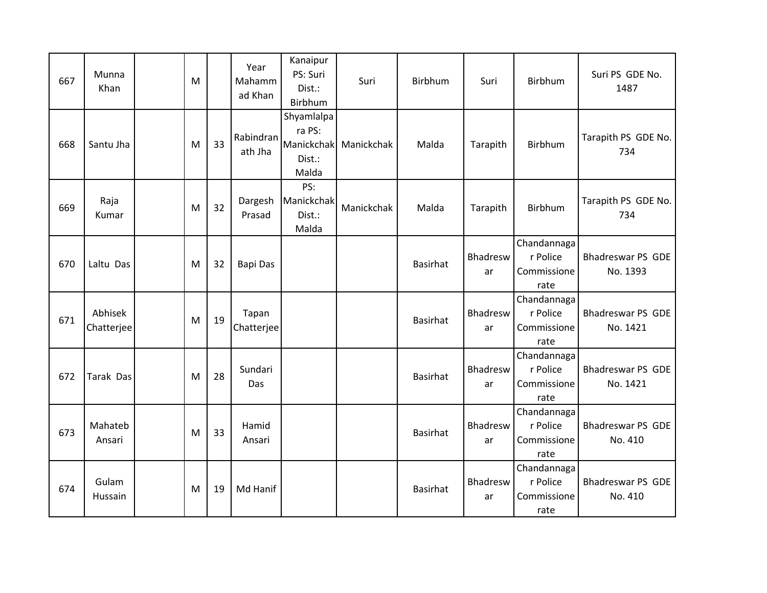| 667 | Munna Khan | | M | | Year Mahammad Khan | Kanaipur PS: Suri Dist.: Birbhum | Suri | Birbhum | Suri | Birbhum | Suri PS GDE No. 1487 |
|---|---|---|---|---|---|---|---|---|---|---|---|
| 668 | Santu Jha | | M | 33 | Rabindranath Jha | Shyamlalpara PS: Manickchak Dist.: Malda | Manickchak | Malda | Tarapith | Birbhum | Tarapith PS GDE No. 734 |
| 669 | Raja Kumar | | M | 32 | Dargesh Prasad | PS: Manickchak Dist.: Malda | Manickchak | Malda | Tarapith | Birbhum | Tarapith PS GDE No. 734 |
| 670 | Laltu Das | | M | 32 | Bapi Das | | | Basirhat | Bhadreswar | Chandannagar Police Commissionerate | Bhadreswar PS GDE No. 1393 |
| 671 | Abhisek Chatterjee | | M | 19 | Tapan Chatterjee | | | Basirhat | Bhadreswar | Chandannagar Police Commissionerate | Bhadreswar PS GDE No. 1421 |
| 672 | Tarak Das | | M | 28 | Sundari Das | | | Basirhat | Bhadreswar | Chandannagar Police Commissionerate | Bhadreswar PS GDE No. 1421 |
| 673 | Mahateb Ansari | | M | 33 | Hamid Ansari | | | Basirhat | Bhadreswar | Chandannagar Police Commissionerate | Bhadreswar PS GDE No. 410 |
| 674 | Gulam Hussain | | M | 19 | Md Hanif | | | Basirhat | Bhadreswar | Chandannagar Police Commissionerate | Bhadreswar PS GDE No. 410 |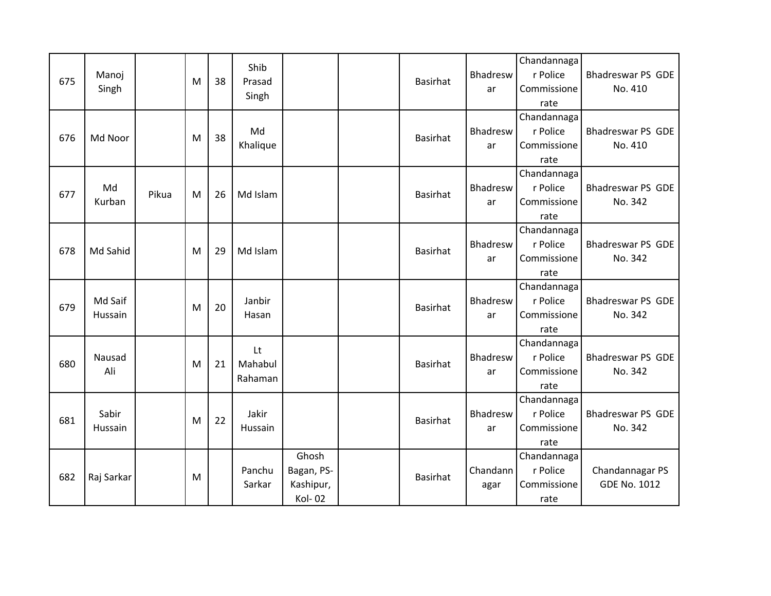| | | | | | | | | | | | |
|---|---|---|---|---|---|---|---|---|---|---|---|
| 675 | Manoj Singh | | M | 38 | Shib Prasad Singh | | | Basirhat | Bhadreswar | Chandannagar Police Commissionerate | Bhadreswar PS GDE No. 410 |
| 676 | Md Noor | | M | 38 | Md Khalique | | | Basirhat | Bhadreswar | Chandannagar Police Commissionerate | Bhadreswar PS GDE No. 410 |
| 677 | Md Kurban | Pikua | M | 26 | Md Islam | | | Basirhat | Bhadreswar | Chandannagar Police Commissionerate | Bhadreswar PS GDE No. 342 |
| 678 | Md Sahid | | M | 29 | Md Islam | | | Basirhat | Bhadreswar | Chandannagar Police Commissionerate | Bhadreswar PS GDE No. 342 |
| 679 | Md Saif Hussain | | M | 20 | Janbir Hasan | | | Basirhat | Bhadreswar | Chandannagar Police Commissionerate | Bhadreswar PS GDE No. 342 |
| 680 | Nausad Ali | | M | 21 | Lt Mahabul Rahaman | | | Basirhat | Bhadreswar | Chandannagar Police Commissionerate | Bhadreswar PS GDE No. 342 |
| 681 | Sabir Hussain | | M | 22 | Jakir Hussain | | | Basirhat | Bhadreswar | Chandannagar Police Commissionerate | Bhadreswar PS GDE No. 342 |
| 682 | Raj Sarkar | | M | | Panchu Sarkar | Ghosh Bagan, PS-Kashipur, Kol- 02 | | Basirhat | Chandannagar | Chandannagar Police Commissionerate | Chandannagar PS GDE No. 1012 |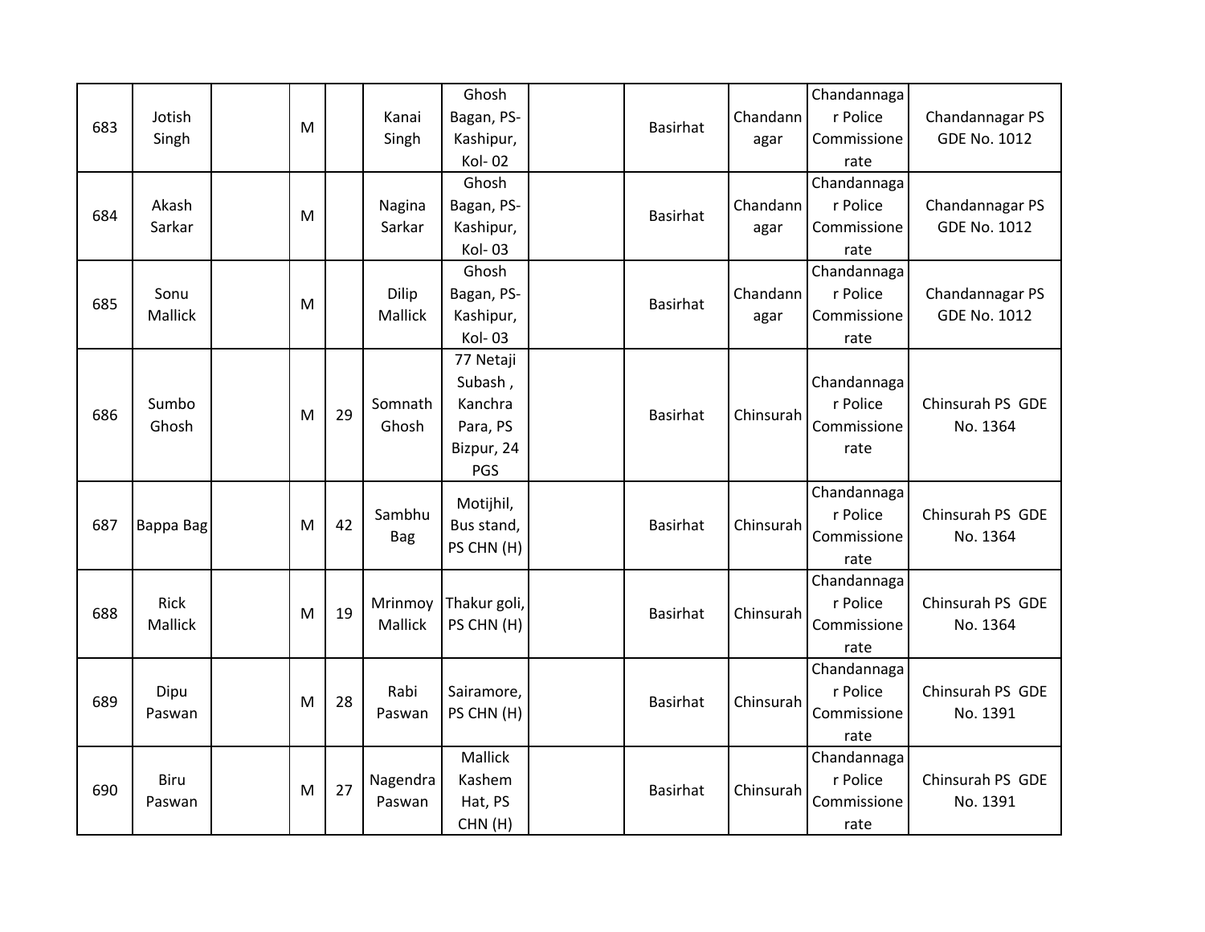| 683 | Jotish Singh | | M | | Kanai Singh | Ghosh Bagan, PS- Kashipur, Kol- 02 | | Basirhat | Chandannagar | Chandannagar Police Commissionerate | Chandannagar PS GDE No. 1012 |
|---|---|---|---|---|---|---|---|---|---|---|---|
| 684 | Akash Sarkar | | M | | Nagina Sarkar | Ghosh Bagan, PS- Kashipur, Kol- 03 | | Basirhat | Chandannagar | Chandannagar Police Commissionerate | Chandannagar PS GDE No. 1012 |
| 685 | Sonu Mallick | | M | | Dilip Mallick | Ghosh Bagan, PS- Kashipur, Kol- 03 | | Basirhat | Chandannagar | Chandannagar Police Commissionerate | Chandannagar PS GDE No. 1012 |
| 686 | Sumbo Ghosh | | M | 29 | Somnath Ghosh | 77 Netaji Subash , Kanchra Para, PS Bizpur, 24 PGS | | Basirhat | Chinsurah | Chandannagar Police Commissionerate | Chinsurah PS GDE No. 1364 |
| 687 | Bappa Bag | | M | 42 | Sambhu Bag | Motijhil, Bus stand, PS CHN (H) | | Basirhat | Chinsurah | Chandannagar Police Commissionerate | Chinsurah PS GDE No. 1364 |
| 688 | Rick Mallick | | M | 19 | Mrinmoy Mallick | Thakur goli, PS CHN (H) | | Basirhat | Chinsurah | Chandannagar Police Commissionerate | Chinsurah PS GDE No. 1364 |
| 689 | Dipu Paswan | | M | 28 | Rabi Paswan | Sairamore, PS CHN (H) | | Basirhat | Chinsurah | Chandannagar Police Commissionerate | Chinsurah PS GDE No. 1391 |
| 690 | Biru Paswan | | M | 27 | Nagendra Paswan | Mallick Kashem Hat, PS CHN (H) | | Basirhat | Chinsurah | Chandannagar Police Commissionerate | Chinsurah PS GDE No. 1391 |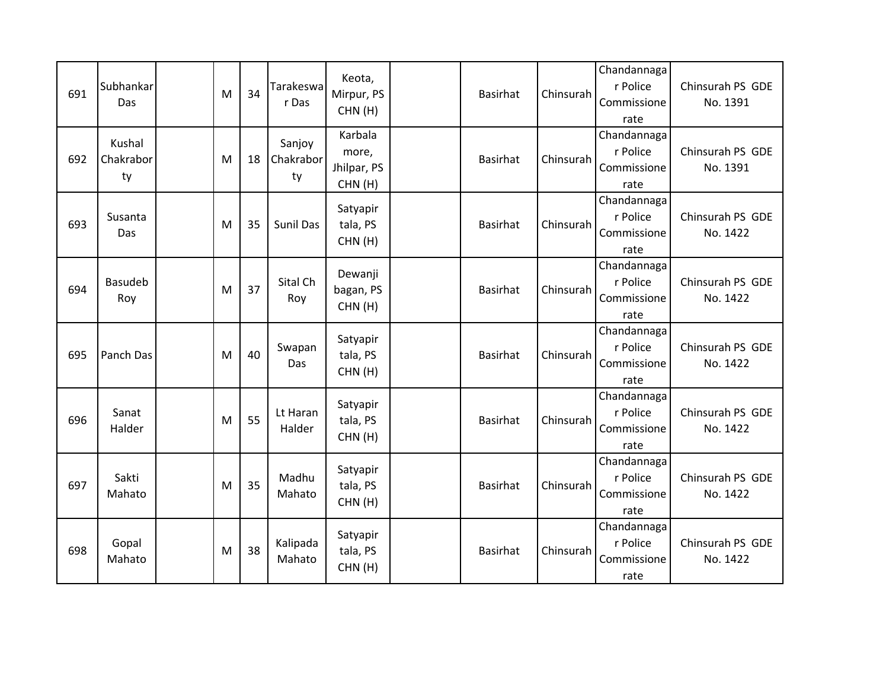| | | | | | | | | | | | |
|---|---|---|---|---|---|---|---|---|---|---|---|
| 691 | Subhankar Das | | M | 34 | Tarakeswar Das | Keota, Mirpur, PS CHN (H) | | Basirhat | Chinsurah | Chandannagar Police Commissionerate | Chinsurah PS GDE No. 1391 |
| 692 | Kushal Chakraborty | | M | 18 | Sanjoy Chakraborty | Karbala more, Jhilpar, PS CHN (H) | | Basirhat | Chinsurah | Chandannagar Police Commissionerate | Chinsurah PS GDE No. 1391 |
| 693 | Susanta Das | | M | 35 | Sunil Das | Satyapir tala, PS CHN (H) | | Basirhat | Chinsurah | Chandannagar Police Commissionerate | Chinsurah PS GDE No. 1422 |
| 694 | Basudeb Roy | | M | 37 | Sital Ch Roy | Dewanji bagan, PS CHN (H) | | Basirhat | Chinsurah | Chandannagar Police Commissionerate | Chinsurah PS GDE No. 1422 |
| 695 | Panch Das | | M | 40 | Swapan Das | Satyapir tala, PS CHN (H) | | Basirhat | Chinsurah | Chandannagar Police Commissionerate | Chinsurah PS GDE No. 1422 |
| 696 | Sanat Halder | | M | 55 | Lt Haran Halder | Satyapir tala, PS CHN (H) | | Basirhat | Chinsurah | Chandannagar Police Commissionerate | Chinsurah PS GDE No. 1422 |
| 697 | Sakti Mahato | | M | 35 | Madhu Mahato | Satyapir tala, PS CHN (H) | | Basirhat | Chinsurah | Chandannagar Police Commissionerate | Chinsurah PS GDE No. 1422 |
| 698 | Gopal Mahato | | M | 38 | Kalipada Mahato | Satyapir tala, PS CHN (H) | | Basirhat | Chinsurah | Chandannagar Police Commissionerate | Chinsurah PS GDE No. 1422 |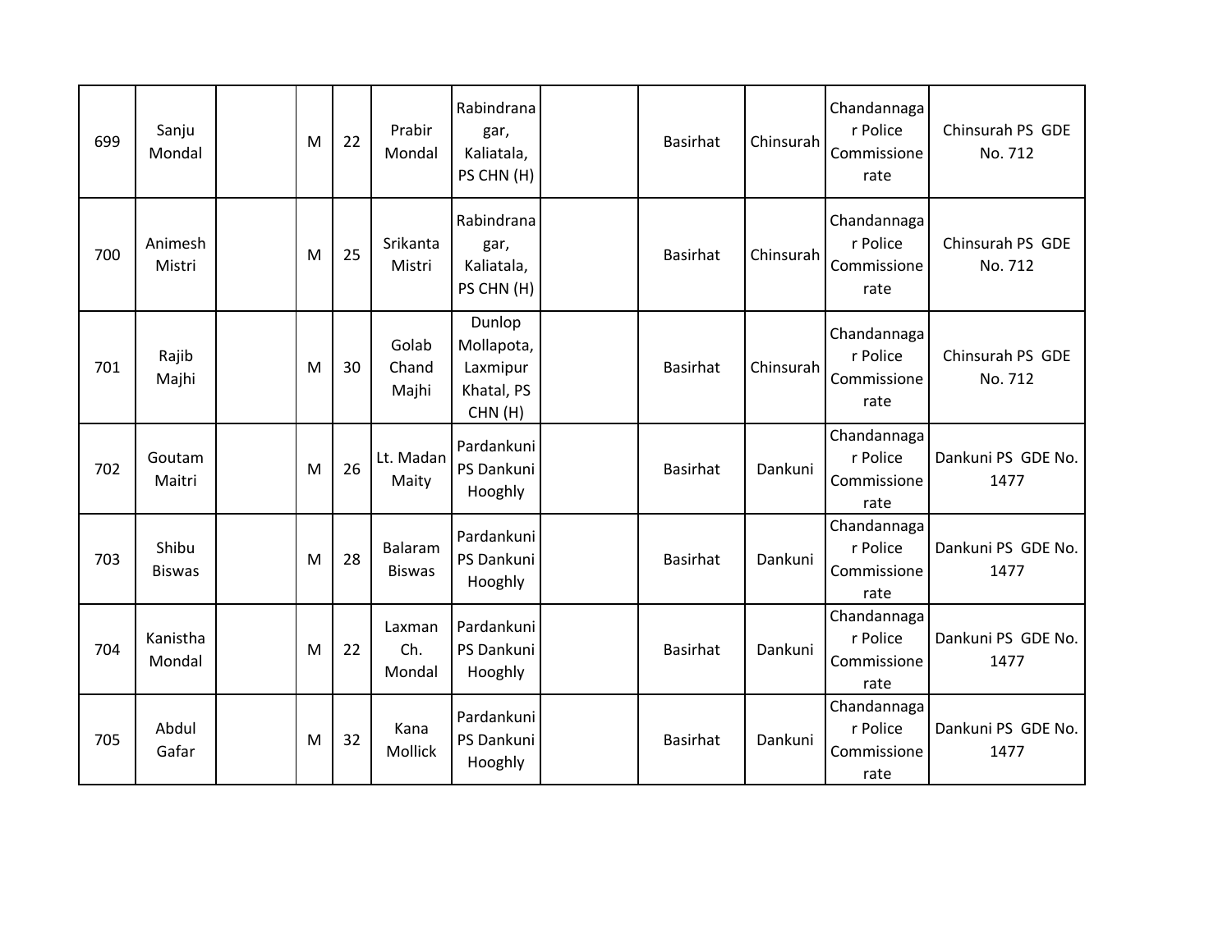| | | | | | | | | | | | |
|---|---|---|---|---|---|---|---|---|---|---|---|
| 699 | Sanju Mondal | | M | 22 | Prabir Mondal | Rabindranagar, Kaliatala, PS CHN (H) | | Basirhat | Chinsurah | Chandannagar Police Commissionerate | Chinsurah PS GDE No. 712 |
| 700 | Animesh Mistri | | M | 25 | Srikanta Mistri | Rabindranagar, Kaliatala, PS CHN (H) | | Basirhat | Chinsurah | Chandannagar Police Commissionerate | Chinsurah PS GDE No. 712 |
| 701 | Rajib Majhi | | M | 30 | Golab Chand Majhi | Dunlop Mollapota, Laxmipur Khatal, PS CHN (H) | | Basirhat | Chinsurah | Chandannagar Police Commissionerate | Chinsurah PS GDE No. 712 |
| 702 | Goutam Maitri | | M | 26 | Lt. Madan Maity | Pardankuni PS Dankuni Hooghly | | Basirhat | Dankuni | Chandannagar Police Commissionerate | Dankuni PS GDE No. 1477 |
| 703 | Shibu Biswas | | M | 28 | Balaram Biswas | Pardankuni PS Dankuni Hooghly | | Basirhat | Dankuni | Chandannagar Police Commissionerate | Dankuni PS GDE No. 1477 |
| 704 | Kanistha Mondal | | M | 22 | Laxman Ch. Mondal | Pardankuni PS Dankuni Hooghly | | Basirhat | Dankuni | Chandannagar Police Commissionerate | Dankuni PS GDE No. 1477 |
| 705 | Abdul Gafar | | M | 32 | Kana Mollick | Pardankuni PS Dankuni Hooghly | | Basirhat | Dankuni | Chandannagar Police Commissionerate | Dankuni PS GDE No. 1477 |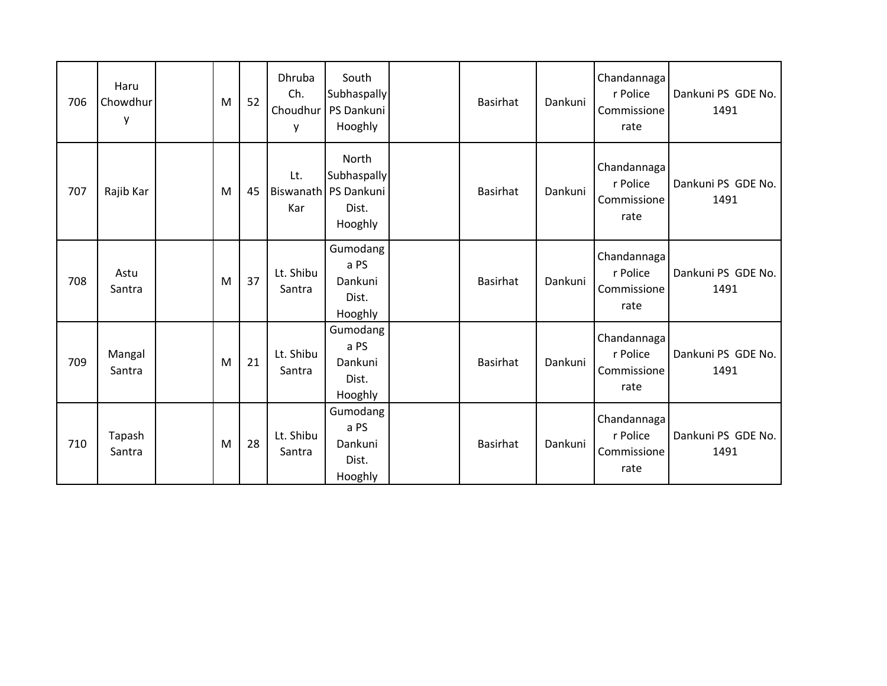| 706 | Haru Chowdhury | | M | 52 | Dhruba Ch. Choudhury | South Subhaspally PS Dankuni Hooghly | | Basirhat | Dankuni | Chandannagar Police Commissionerate | Dankuni PS GDE No. 1491 |
|---|---|---|---|---|---|---|---|---|---|---|---|
| 707 | Rajib Kar | | M | 45 | Lt. Biswanath Kar | North Subhaspally PS Dankuni Dist. Hooghly | | Basirhat | Dankuni | Chandannagar Police Commissionerate | Dankuni PS GDE No. 1491 |
| 708 | Astu Santra | | M | 37 | Lt. Shibu Santra | Gumodanga PS Dankuni Dist. Hooghly | | Basirhat | Dankuni | Chandannagar Police Commissionerate | Dankuni PS GDE No. 1491 |
| 709 | Mangal Santra | | M | 21 | Lt. Shibu Santra | Gumodanga PS Dankuni Dist. Hooghly | | Basirhat | Dankuni | Chandannagar Police Commissionerate | Dankuni PS GDE No. 1491 |
| 710 | Tapash Santra | | M | 28 | Lt. Shibu Santra | Gumodanga PS Dankuni Dist. Hooghly | | Basirhat | Dankuni | Chandannagar Police Commissionerate | Dankuni PS GDE No. 1491 |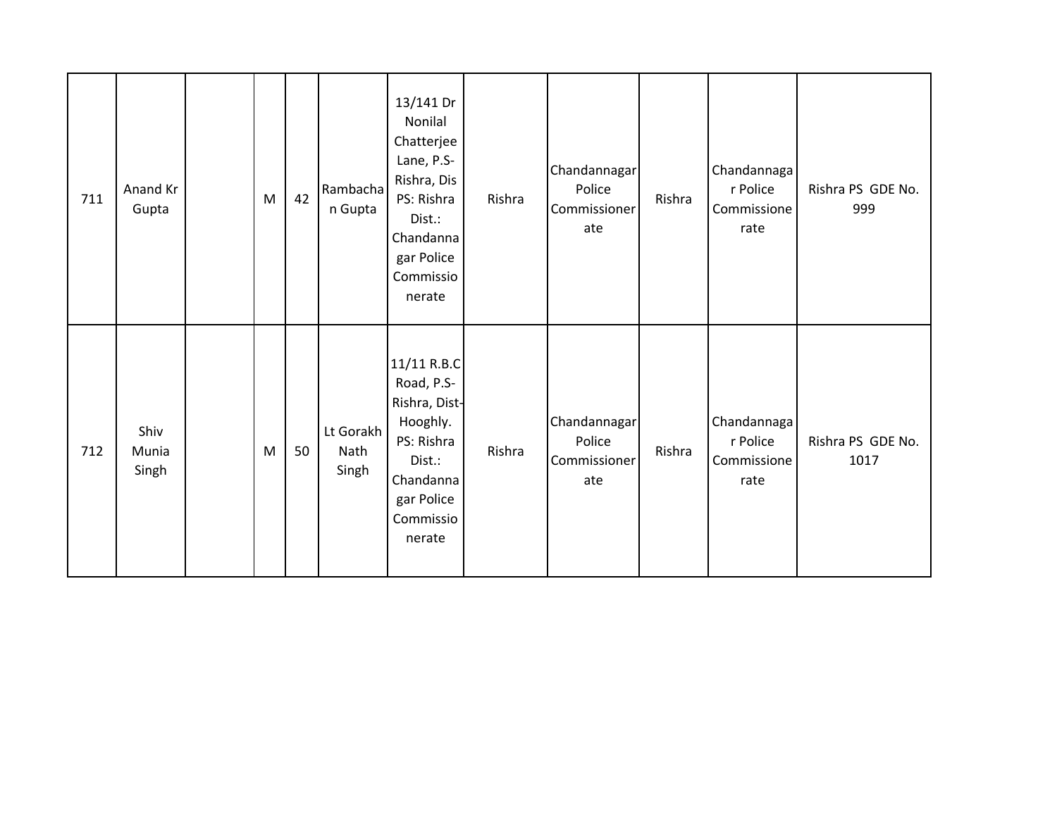| | | | | | | | | | | | |
|---|---|---|---|---|---|---|---|---|---|---|---|
| 711 | Anand Kr Gupta | | M | 42 | Rambachan Gupta | 13/141 Dr Nonilal Chatterjee Lane, P.S- Rishra, Dis PS: Rishra Dist.: Chandannagar Police Commissionerate | Rishra | Chandannagar Police Commissionerate | Rishra | Chandannagar Police Commissionerate | Rishra PS GDE No. 999 |
| 712 | Shiv Munia Singh | | M | 50 | Lt Gorakh Nath Singh | 11/11 R.B.C Road, P.S- Rishra, Dist- Hooghly. PS: Rishra Dist.: Chandannagar Police Commissionerate | Rishra | Chandannagar Police Commissionerate | Rishra | Chandannagar Police Commissionerate | Rishra PS GDE No. 1017 |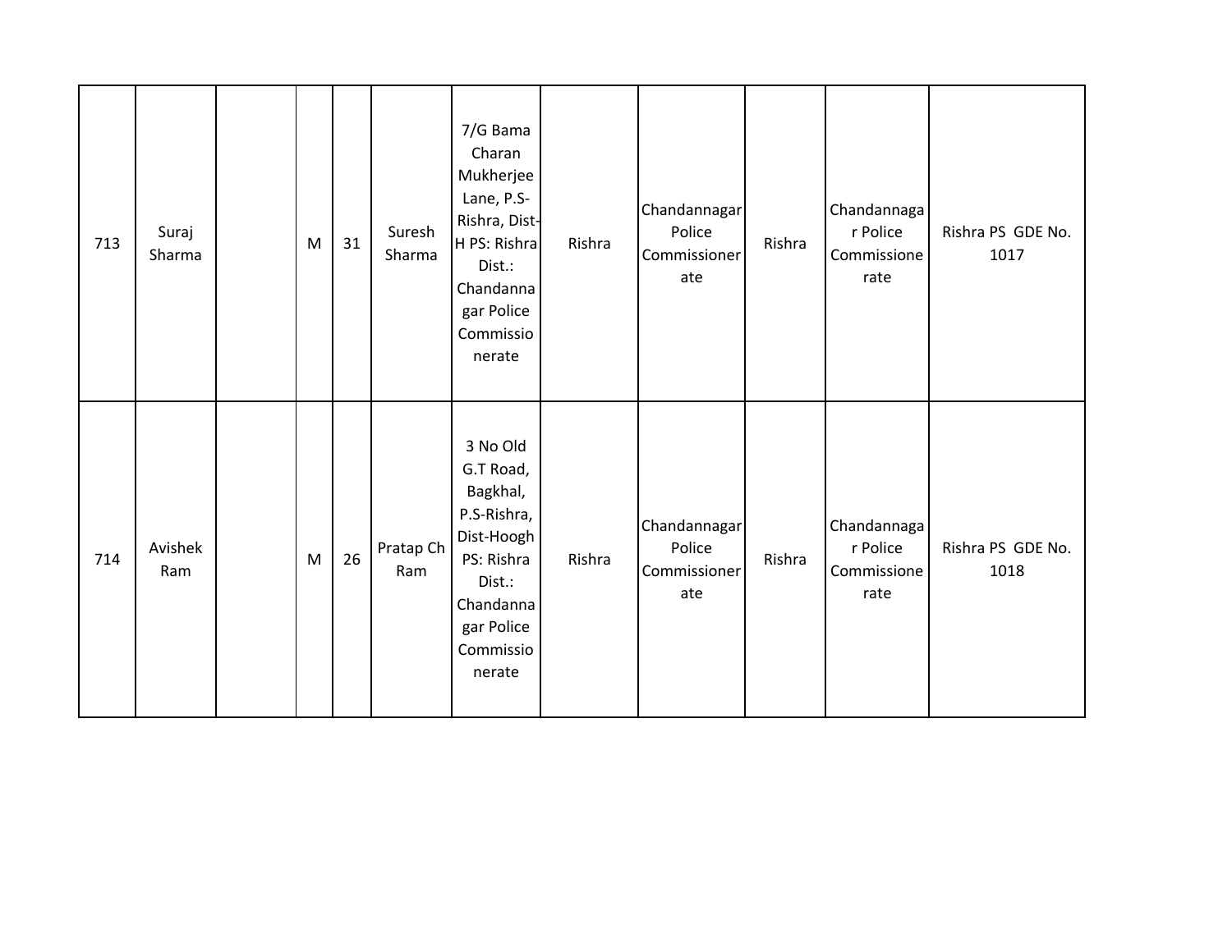| 713 | Suraj Sharma | | M | 31 | Suresh Sharma | 7/G Bama Charan Mukherjee Lane, P.S-Rishra, Dist-H PS: Rishra Dist.: Chandannagar Police Commissionerate | Rishra | Chandannagar Police Commissionerate | Rishra | Chandannagar Police Commissionerate | Rishra PS GDE No. 1017 |
|---|---|---|---|---|---|---|---|---|---|---|---|
| 714 | Avishek Ram | | M | 26 | Pratap Ch Ram | 3 No Old G.T Road, Bagkhal, P.S-Rishra, Dist-Hoogh PS: Rishra Dist.: Chandannagar Police Commissionerate | Rishra | Chandannagar Police Commissionerate | Rishra | Chandannagar Police Commissionerate | Rishra PS GDE No. 1018 |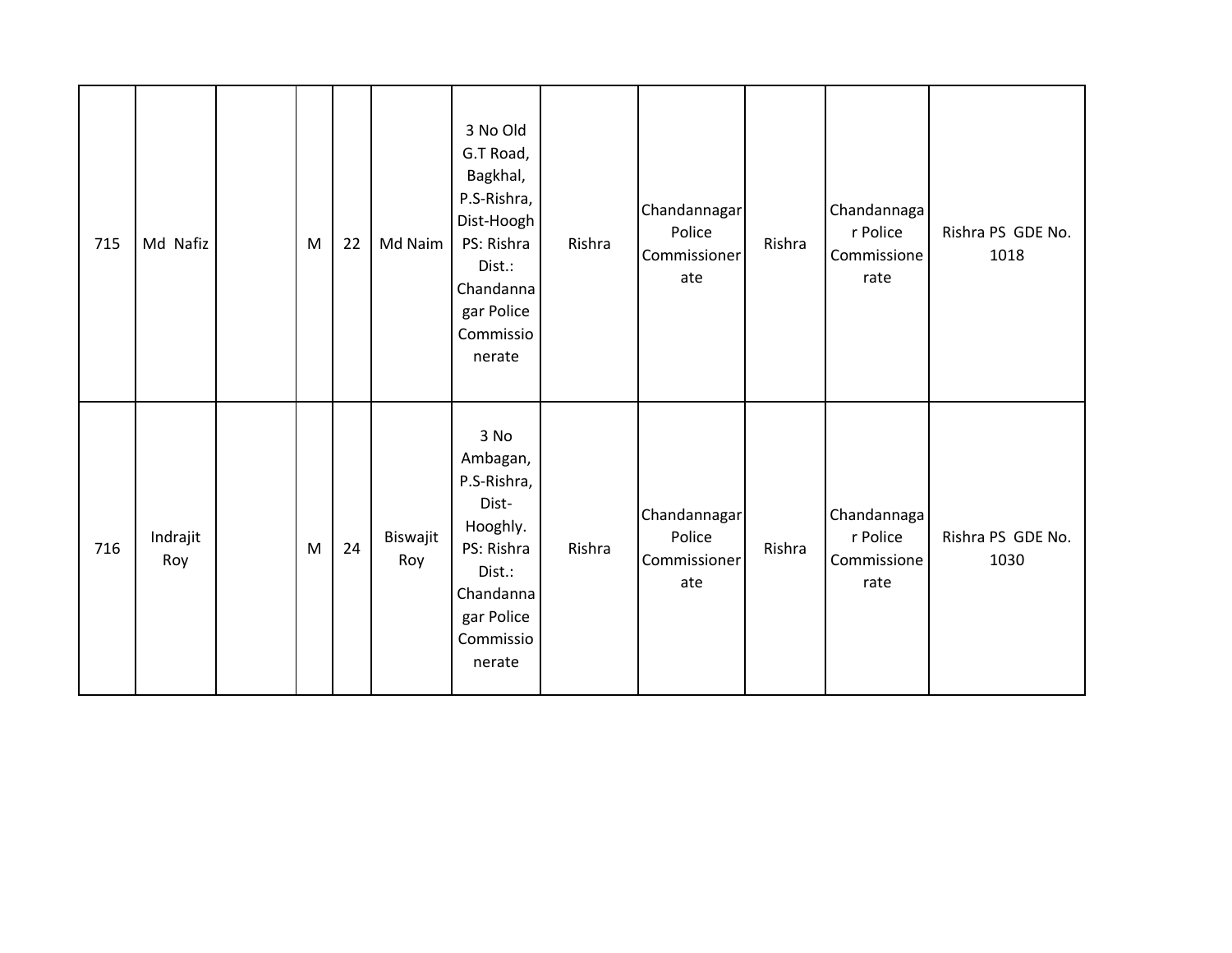| 715 | Md Nafiz | | M | 22 | Md Naim | 3 No Old G.T Road, Bagkhal, P.S-Rishra, Dist-Hoogh PS: Rishra Dist.: Chandannagar Police Commissionerate | Rishra | Chandannagar Police Commissionerate | Rishra | Chandannagar Police Commissionerate | Rishra PS GDE No. 1018 |
|---|---|---|---|---|---|---|---|---|---|---|---|
| 716 | Indrajit Roy | | M | 24 | Biswajit Roy | 3 No Ambagan, P.S-Rishra, Dist-Hooghly. PS: Rishra Dist.: Chandannagar Police Commissionerate | Rishra | Chandannagar Police Commissionerate | Rishra | Chandannagar Police Commissionerate | Rishra PS GDE No. 1030 |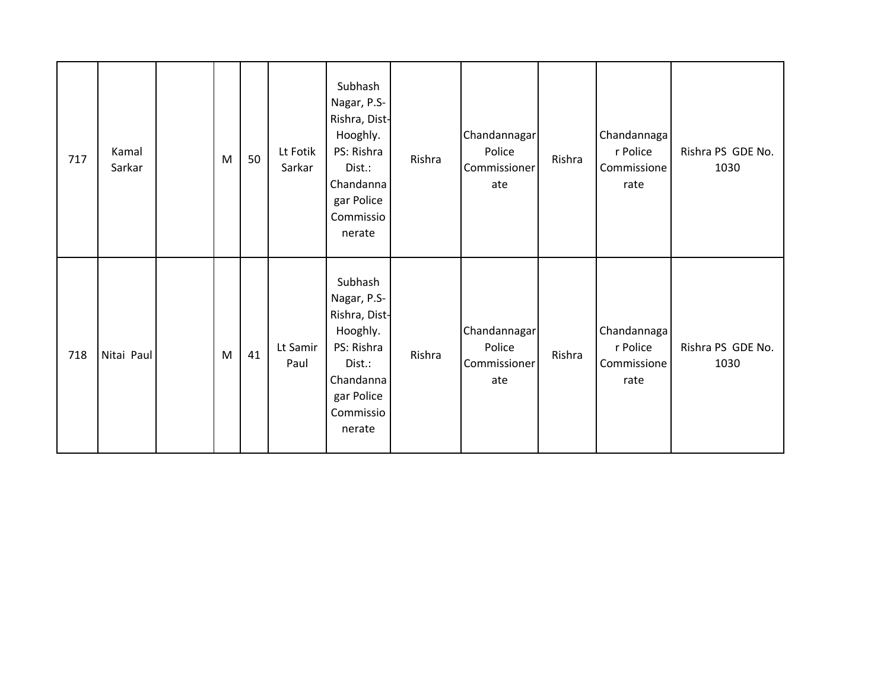| | | | | | | | | | | | |
|---|---|---|---|---|---|---|---|---|---|---|---|
| 717 | Kamal Sarkar | | M | 50 | Lt Fotik Sarkar | Subhash Nagar, P.S- Rishra, Dist- Hooghly. PS: Rishra Dist.: Chandannagar Police Commissionerate | Rishra | Chandannagar Police Commissionerate | Rishra | Chandannagar Police Commissionerate | Rishra PS GDE No. 1030 |
| 718 | Nitai Paul | | M | 41 | Lt Samir Paul | Subhash Nagar, P.S- Rishra, Dist- Hooghly. PS: Rishra Dist.: Chandannagar Police Commissionerate | Rishra | Chandannagar Police Commissionerate | Rishra | Chandannagar Police Commissionerate | Rishra PS GDE No. 1030 |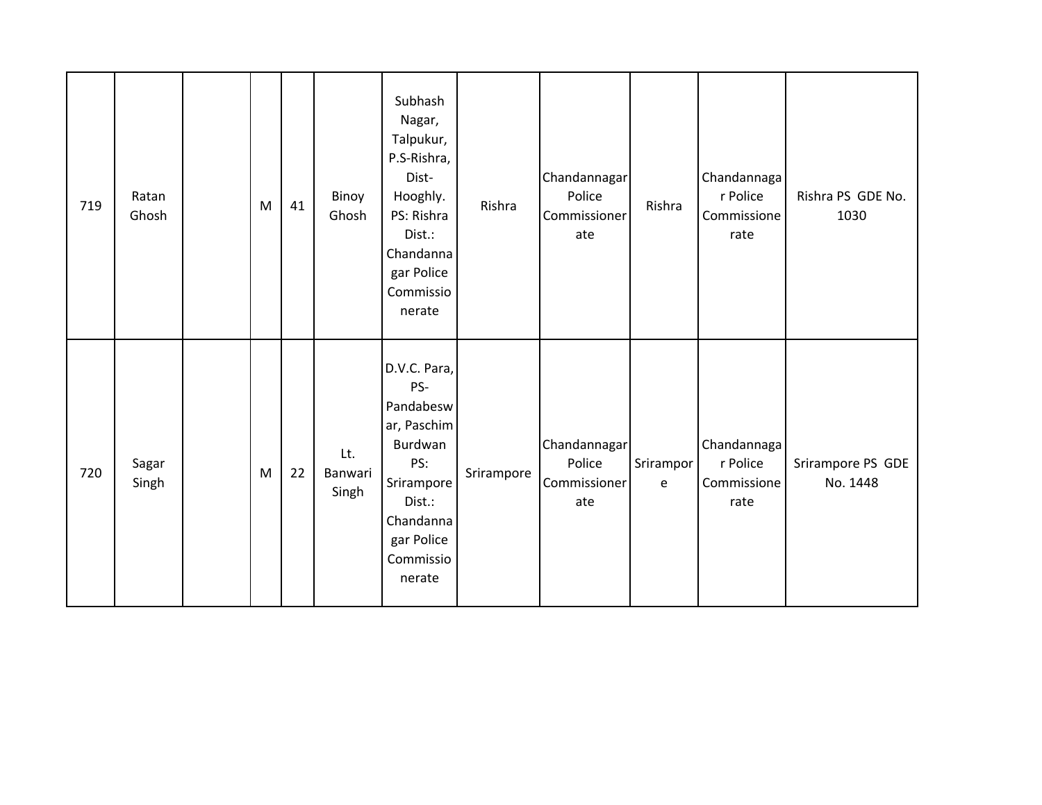| | | | | | | | | | | | |
|---|---|---|---|---|---|---|---|---|---|---|---|
| 719 | Ratan Ghosh | | M | 41 | Binoy Ghosh | Subhash Nagar, Talpukur, P.S-Rishra, Dist-Hooghly. PS: Rishra Dist.: Chandannagar Police Commissionerate | Rishra | Chandannagar Police Commissionerate | Rishra | Chandannagar Police Commissionerate | Rishra PS GDE No. 1030 |
| 720 | Sagar Singh | | M | 22 | Lt. Banwari Singh | D.V.C. Para, PS-Pandabeswar, Paschim Burdwan PS: Srirampore Dist.: Chandannagar Police Commissionerate | Srirampore | Chandannagar Police Commissionerate | Srirampore | Chandannagar Police Commissionerate | Srirampore PS GDE No. 1448 |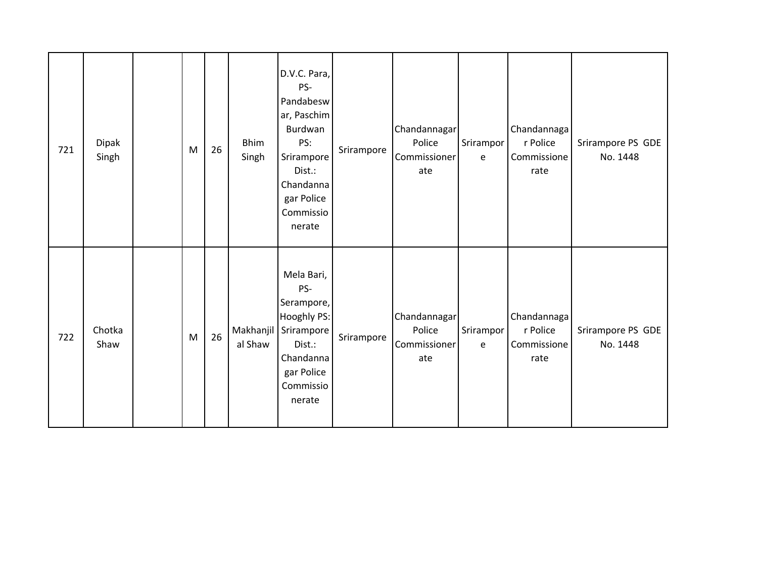| 721 | Dipak Singh | | M | 26 | Bhim Singh | D.V.C. Para, PS- Pandabeswar, Paschim Burdwan PS: Srirampore Dist.: Chandannagar Police Commissionerate | Srirampore | Chandannagar Police Commissionerate | Srirampore | Chandannagar Police Commissionerate | Srirampore PS GDE No. 1448 |
|---|---|---|---|---|---|---|---|---|---|---|---|
| 722 | Chotka Shaw | | M | 26 | Makhanjilal Shaw | Mela Bari, PS- Serampore, Hooghly PS: Srirampore Dist.: Chandannagar Police Commissionerate | Srirampore | Chandannagar Police Commissionerate | Srirampore | Chandannagar Police Commissionerate | Srirampore PS GDE No. 1448 |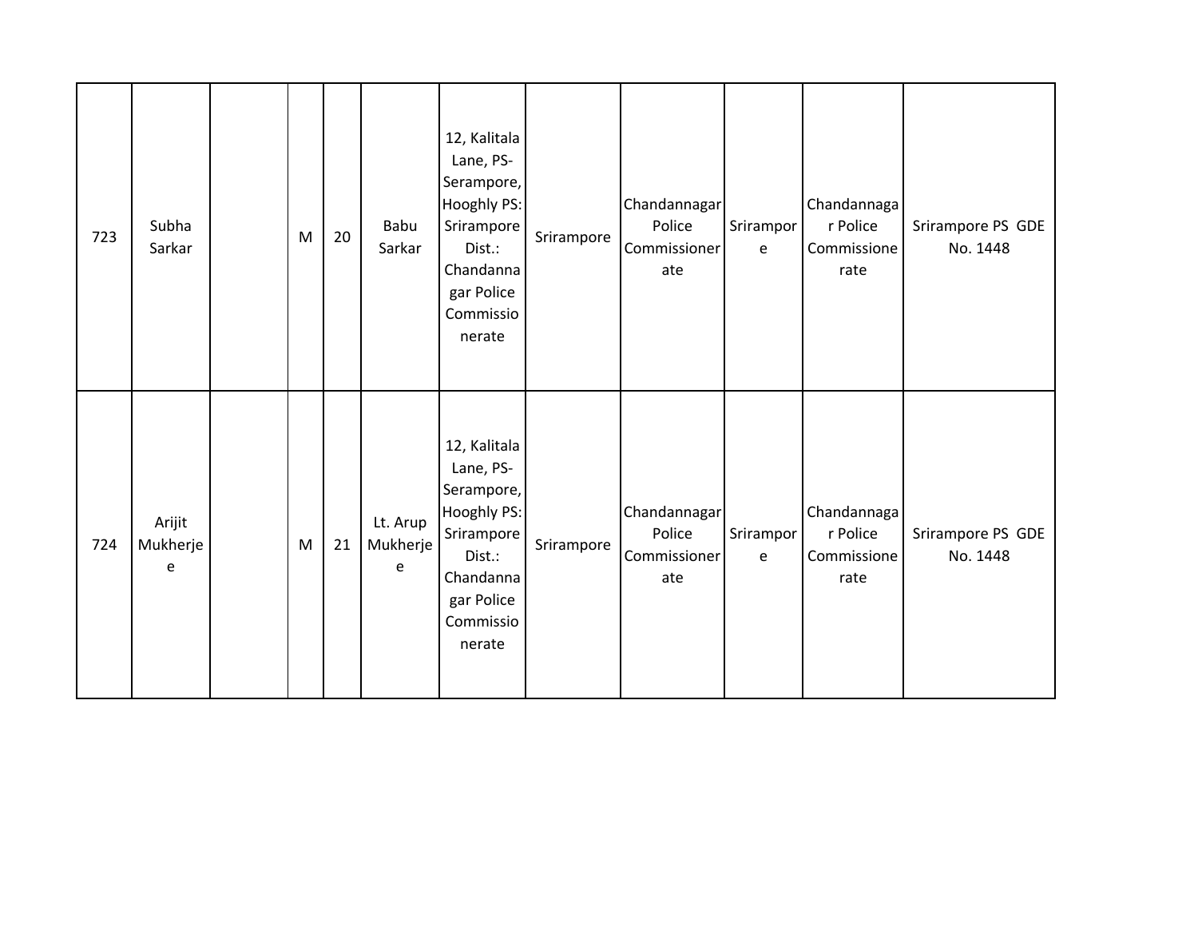| 723 | Subha Sarkar | | M | 20 | Babu Sarkar | 12, Kalitala Lane, PS-Serampore, Hooghly PS: Srirampore Dist.: Chandannagar Police Commissionerate | Srirampore | Chandannagar Police Commissionerate | Srirampore | Chandannagar Police Commissionerate | Srirampore PS GDE No. 1448 |
|---|---|---|---|---|---|---|---|---|---|---|---|
| 724 | Arijit Mukherjee | | M | 21 | Lt. Arup Mukherjee | 12, Kalitala Lane, PS-Serampore, Hooghly PS: Srirampore Dist.: Chandannagar Police Commissionerate | Srirampore | Chandannagar Police Commissionerate | Srirampore | Chandannagar Police Commissionerate | Srirampore PS GDE No. 1448 |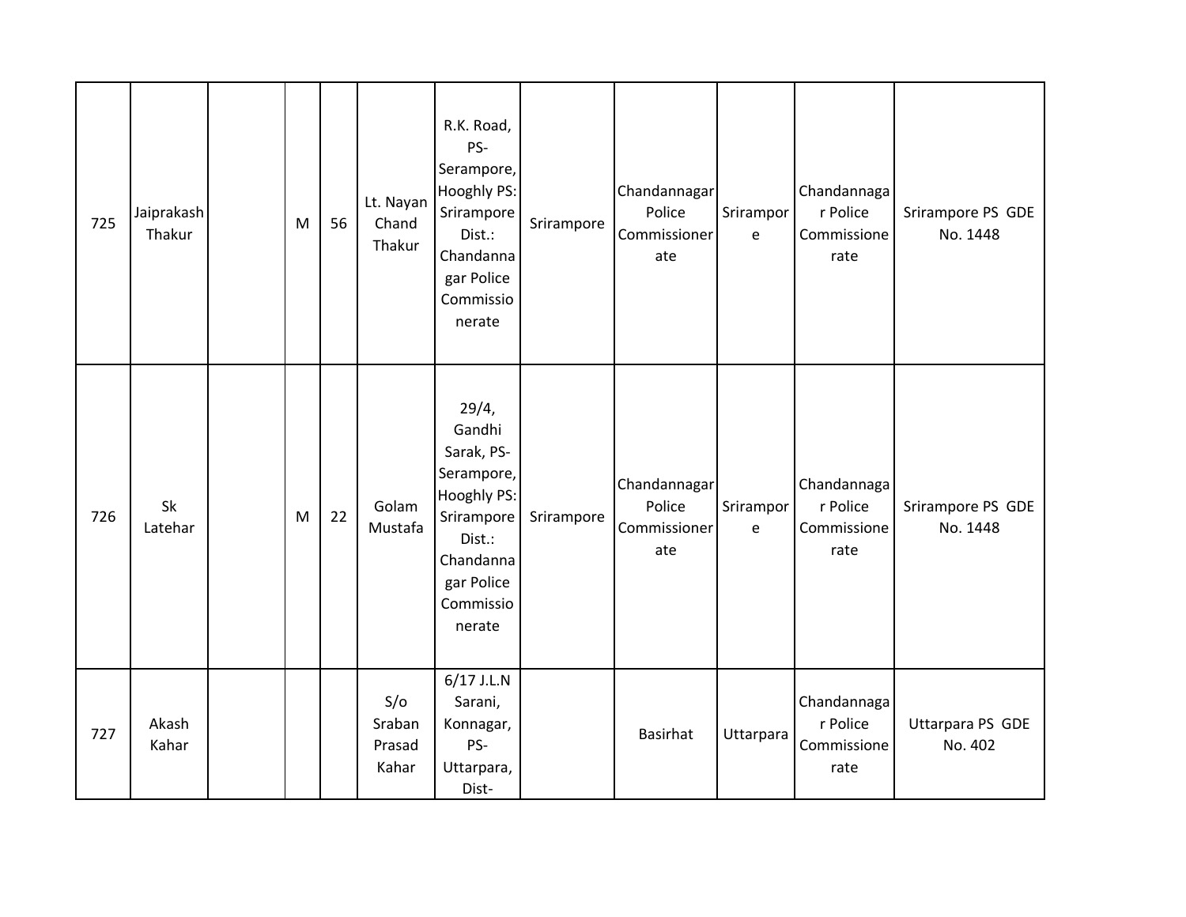| | | | | | | | | | | | |
|---|---|---|---|---|---|---|---|---|---|---|---|
| 725 | Jaiprakash Thakur | | M | 56 | Lt. Nayan Chand Thakur | R.K. Road, PS- Serampore, Hooghly PS: Srirampore Dist.: Chandannagar Police Commissionerate | Srirampore | Chandannagar Police Commissionerate | Srirampore | Chandannagar Police Commissionerate | Srirampore PS GDE No. 1448 |
| 726 | Sk Latehar | | M | 22 | Golam Mustafa | 29/4, Gandhi Sarak, PS- Serampore, Hooghly PS: Srirampore Dist.: Chandannagar Police Commissionerate | Srirampore | Chandannagar Police Commissionerate | Srirampore | Chandannagar Police Commissionerate | Srirampore PS GDE No. 1448 |
| 727 | Akash Kahar | | | | S/o Sraban Prasad Kahar | 6/17 J.L.N Sarani, Konnagar, PS- Uttarpara, Dist- | | Basirhat | Uttarpara | Chandannagar Police Commissionerate | Uttarpara PS GDE No. 402 |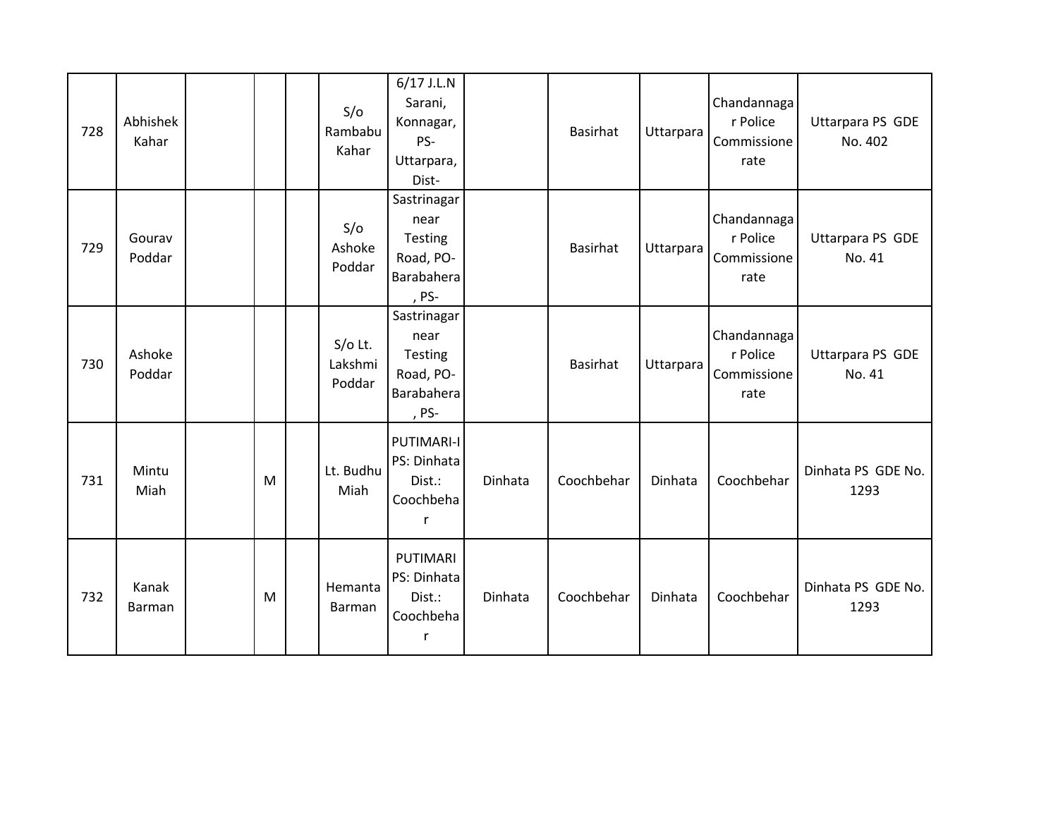| | | | | | | | | | | | |
|---|---|---|---|---|---|---|---|---|---|---|---|
| 728 | Abhishek Kahar | | | | S/o Rambabu Kahar | 6/17 J.L.N Sarani, Konnagar, PS-Uttarpara, Dist- | | Basirhat | Uttarpara | Chandannagar Police Commissionerate | Uttarpara PS GDE No. 402 |
| 729 | Gourav Poddar | | | | S/o Ashoke Poddar | Sastrinagar near Testing Road, PO-Barabahera, PS- | | Basirhat | Uttarpara | Chandannagar Police Commissionerate | Uttarpara PS GDE No. 41 |
| 730 | Ashoke Poddar | | | | S/o Lt. Lakshmi Poddar | Sastrinagar near Testing Road, PO-Barabahera, PS- | | Basirhat | Uttarpara | Chandannagar Police Commissionerate | Uttarpara PS GDE No. 41 |
| 731 | Mintu Miah | | M | | Lt. Budhu Miah | PUTIMARI-I PS: Dinhata Dist.: Coochbehar | Dinhata | Coochbehar | Dinhata | Coochbehar | Dinhata PS GDE No. 1293 |
| 732 | Kanak Barman | | M | | Hemanta Barman | PUTIMARI PS: Dinhata Dist.: Coochbehar | Dinhata | Coochbehar | Dinhata | Coochbehar | Dinhata PS GDE No. 1293 |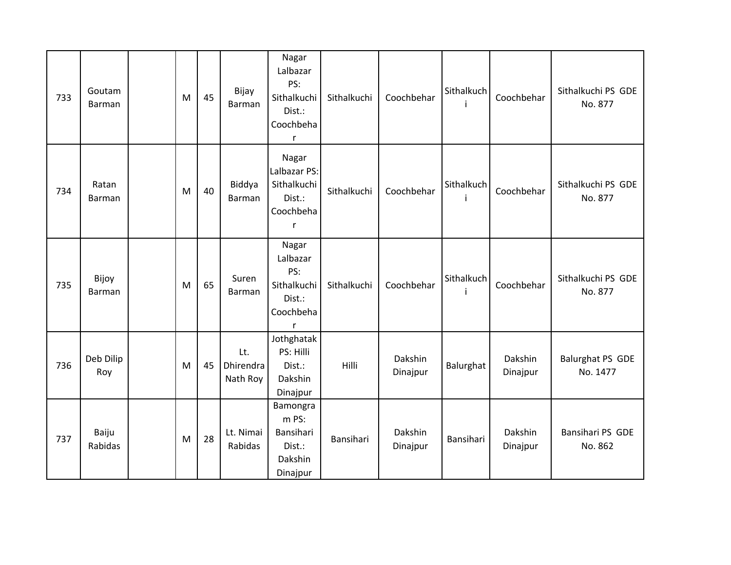| 733 | Goutam Barman | | M | 45 | Bijay Barman | Nagar Lalbazar PS: Sithalkuchi Dist.: Coochbehar | Sithalkuchi | Coochbehar | Sithalkuchi | Coochbehar | Sithalkuchi PS GDE No. 877 |
|---|---|---|---|---|---|---|---|---|---|---|---|
| 734 | Ratan Barman | | M | 40 | Biddya Barman | Nagar Lalbazar PS: Sithalkuchi Dist.: Coochbehar | Sithalkuchi | Coochbehar | Sithalkuchi | Coochbehar | Sithalkuchi PS GDE No. 877 |
| 735 | Bijoy Barman | | M | 65 | Suren Barman | Nagar Lalbazar PS: Sithalkuchi Dist.: Coochbehar | Sithalkuchi | Coochbehar | Sithalkuchi | Coochbehar | Sithalkuchi PS GDE No. 877 |
| 736 | Deb Dilip Roy | | M | 45 | Lt. Dhirendra Nath Roy | Jothghatak PS: Hilli Dist.: Dakshin Dinajpur | Hilli | Dakshin Dinajpur | Balurghat | Dakshin Dinajpur | Balurghat PS GDE No. 1477 |
| 737 | Baiju Rabidas | | M | 28 | Lt. Nimai Rabidas | Bamongram PS: Bansihari Dist.: Dakshin Dinajpur | Bansihari | Dakshin Dinajpur | Bansihari | Dakshin Dinajpur | Bansihari PS GDE No. 862 |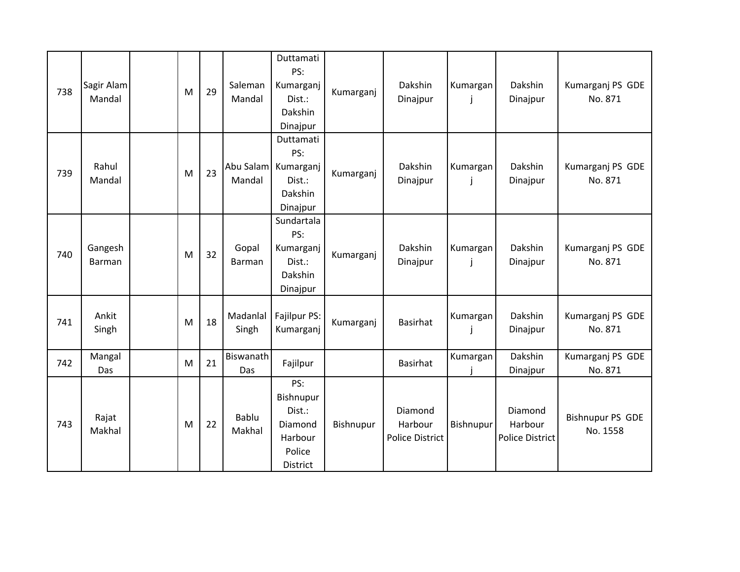| 738 | Sagir Alam Mandal | | M | 29 | Saleman Mandal | Duttamati PS: Kumarganj Dist.: Dakshin Dinajpur | Kumarganj | Dakshin Dinajpur | Kumarganj | Dakshin Dinajpur | Kumarganj PS GDE No. 871 |
|---|---|---|---|---|---|---|---|---|---|---|---|
| 739 | Rahul Mandal | | M | 23 | Abu Salam Mandal | Duttamati PS: Kumarganj Dist.: Dakshin Dinajpur | Kumarganj | Dakshin Dinajpur | Kumarganj | Dakshin Dinajpur | Kumarganj PS GDE No. 871 |
| 740 | Gangesh Barman | | M | 32 | Gopal Barman | Sundartala PS: Kumarganj Dist.: Dakshin Dinajpur | Kumarganj | Dakshin Dinajpur | Kumarganj | Dakshin Dinajpur | Kumarganj PS GDE No. 871 |
| 741 | Ankit Singh | | M | 18 | Madanlal Singh | Fajilpur PS: Kumarganj | Kumarganj | Basirhat | Kumarganj | Dakshin Dinajpur | Kumarganj PS GDE No. 871 |
| 742 | Mangal Das | | M | 21 | Biswanath Das | Fajilpur | | Basirhat | Kumarganj | Dakshin Dinajpur | Kumarganj PS GDE No. 871 |
| 743 | Rajat Makhal | | M | 22 | Bablu Makhal | PS: Bishnupur Dist.: Diamond Harbour Police District | Bishnupur | Diamond Harbour Police District | Bishnupur | Diamond Harbour Police District | Bishnupur PS GDE No. 1558 |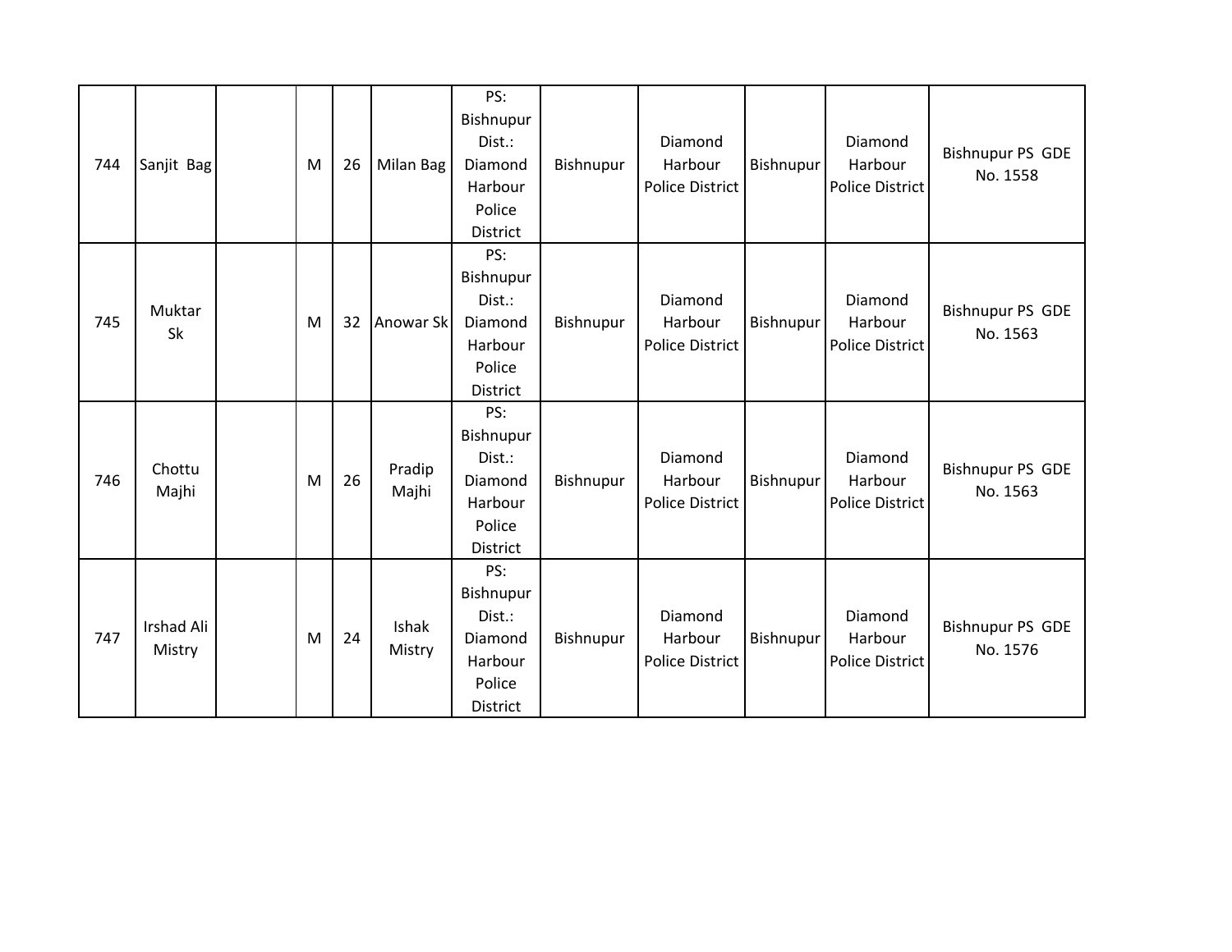| 744 | Sanjit Bag | | M | 26 | Milan Bag | PS: Bishnupur Dist.: Diamond Harbour Police District | Bishnupur | Diamond Harbour Police District | Bishnupur | Diamond Harbour Police District | Bishnupur PS GDE No. 1558 |
|---|---|---|---|---|---|---|---|---|---|---|---|
| 745 | Muktar Sk | | M | 32 | Anowar Sk | PS: Bishnupur Dist.: Diamond Harbour Police District | Bishnupur | Diamond Harbour Police District | Bishnupur | Diamond Harbour Police District | Bishnupur PS GDE No. 1563 |
| 746 | Chottu Majhi | | M | 26 | Pradip Majhi | PS: Bishnupur Dist.: Diamond Harbour Police District | Bishnupur | Diamond Harbour Police District | Bishnupur | Diamond Harbour Police District | Bishnupur PS GDE No. 1563 |
| 747 | Irshad Ali Mistry | | M | 24 | Ishak Mistry | PS: Bishnupur Dist.: Diamond Harbour Police District | Bishnupur | Diamond Harbour Police District | Bishnupur | Diamond Harbour Police District | Bishnupur PS GDE No. 1576 |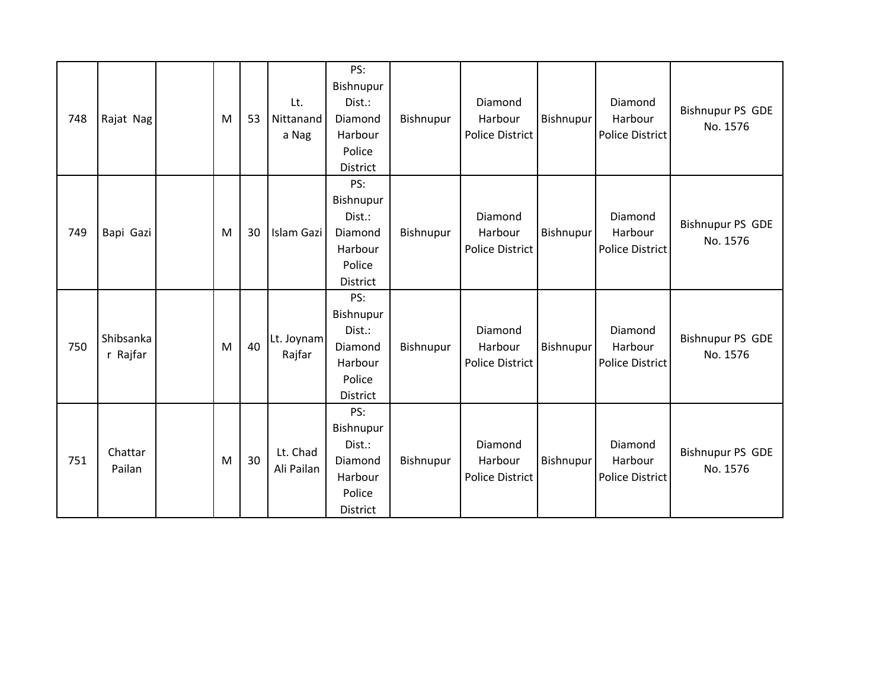| 748 | Rajat Nag | | M | 53 | Lt. Nittananda Nag | PS: Bishnupur Dist.: Diamond Harbour Police District | Bishnupur | Diamond Harbour Police District | Bishnupur | Diamond Harbour Police District | Bishnupur PS GDE No. 1576 |
|---|---|---|---|---|---|---|---|---|---|---|---|
| 749 | Bapi Gazi | | M | 30 | Islam Gazi | PS: Bishnupur Dist.: Diamond Harbour Police District | Bishnupur | Diamond Harbour Police District | Bishnupur | Diamond Harbour Police District | Bishnupur PS GDE No. 1576 |
| 750 | Shibsankar Rajfar | | M | 40 | Lt. Joynam Rajfar | PS: Bishnupur Dist.: Diamond Harbour Police District | Bishnupur | Diamond Harbour Police District | Bishnupur | Diamond Harbour Police District | Bishnupur PS GDE No. 1576 |
| 751 | Chattar Pailan | | M | 30 | Lt. Chad Ali Pailan | PS: Bishnupur Dist.: Diamond Harbour Police District | Bishnupur | Diamond Harbour Police District | Bishnupur | Diamond Harbour Police District | Bishnupur PS GDE No. 1576 |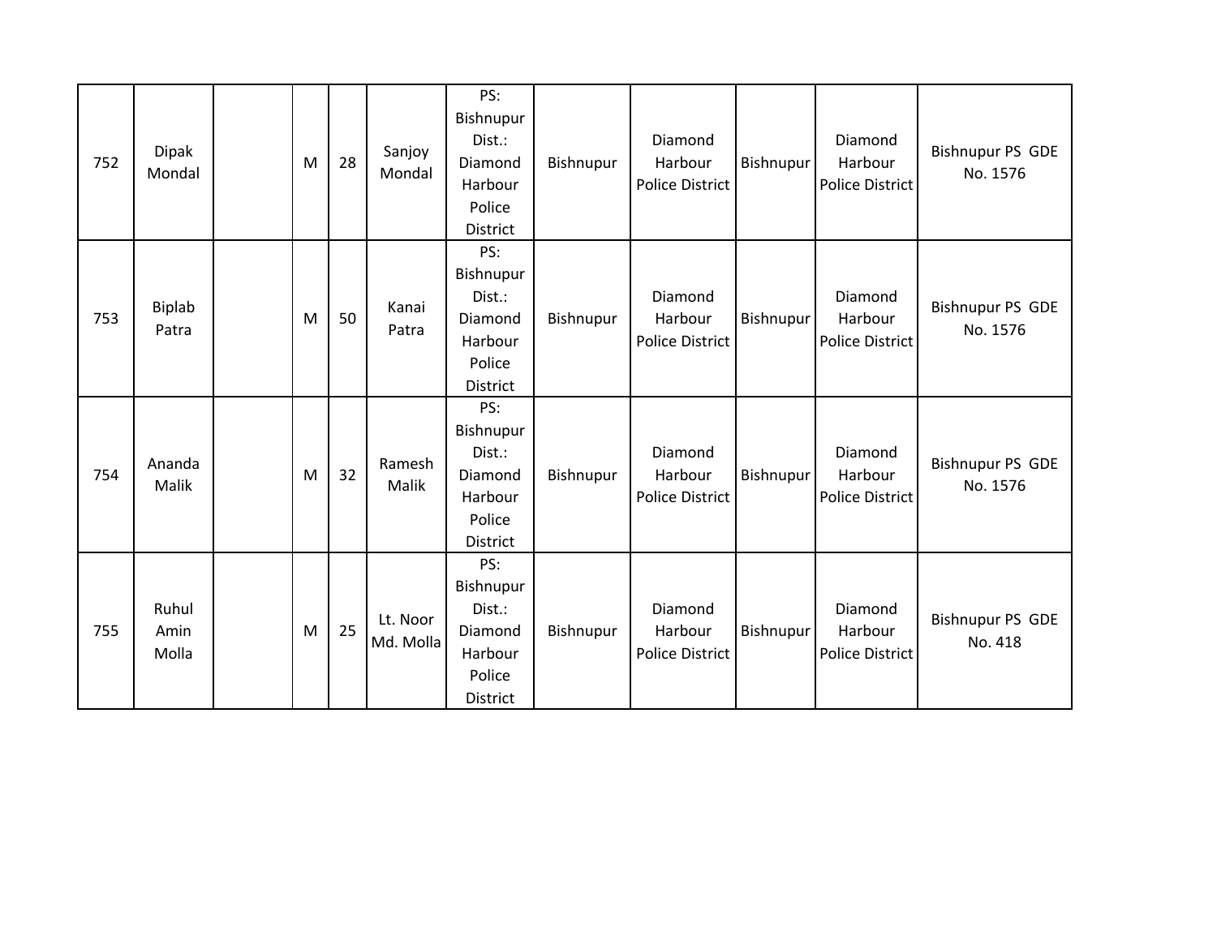| 752 | Dipak Mondal | | M | 28 | Sanjoy Mondal | PS: Bishnupur Dist.: Diamond Harbour Police District | Bishnupur | Diamond Harbour Police District | Bishnupur | Diamond Harbour Police District | Bishnupur PS GDE No. 1576 |
|---|---|---|---|---|---|---|---|---|---|---|---|
| 753 | Biplab Patra | | M | 50 | Kanai Patra | PS: Bishnupur Dist.: Diamond Harbour Police District | Bishnupur | Diamond Harbour Police District | Bishnupur | Diamond Harbour Police District | Bishnupur PS GDE No. 1576 |
| 754 | Ananda Malik | | M | 32 | Ramesh Malik | PS: Bishnupur Dist.: Diamond Harbour Police District | Bishnupur | Diamond Harbour Police District | Bishnupur | Diamond Harbour Police District | Bishnupur PS GDE No. 1576 |
| 755 | Ruhul Amin Molla | | M | 25 | Lt. Noor Md. Molla | PS: Bishnupur Dist.: Diamond Harbour Police District | Bishnupur | Diamond Harbour Police District | Bishnupur | Diamond Harbour Police District | Bishnupur PS GDE No. 418 |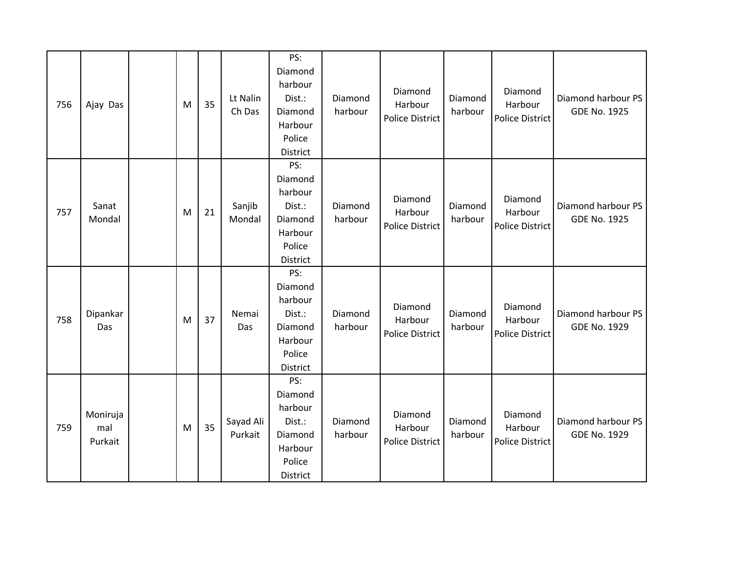| 756 | Ajay Das | | M | 35 | Lt Nalin Ch Das | PS: Diamond harbour Dist.: Diamond Harbour Police District | Diamond harbour | Diamond Harbour Police District | Diamond harbour | Diamond Harbour Police District | Diamond harbour PS GDE No. 1925 |
|---|---|---|---|---|---|---|---|---|---|---|---|
| 757 | Sanat Mondal | | M | 21 | Sanjib Mondal | PS: Diamond harbour Dist.: Diamond Harbour Police District | Diamond harbour | Diamond Harbour Police District | Diamond harbour | Diamond Harbour Police District | Diamond harbour PS GDE No. 1925 |
| 758 | Dipankar Das | | M | 37 | Nemai Das | PS: Diamond harbour Dist.: Diamond Harbour Police District | Diamond harbour | Diamond Harbour Police District | Diamond harbour | Diamond Harbour Police District | Diamond harbour PS GDE No. 1929 |
| 759 | Monirujamal Purkait | | M | 35 | Sayad Ali Purkait | PS: Diamond harbour Dist.: Diamond Harbour Police District | Diamond harbour | Diamond Harbour Police District | Diamond harbour | Diamond Harbour Police District | Diamond harbour PS GDE No. 1929 |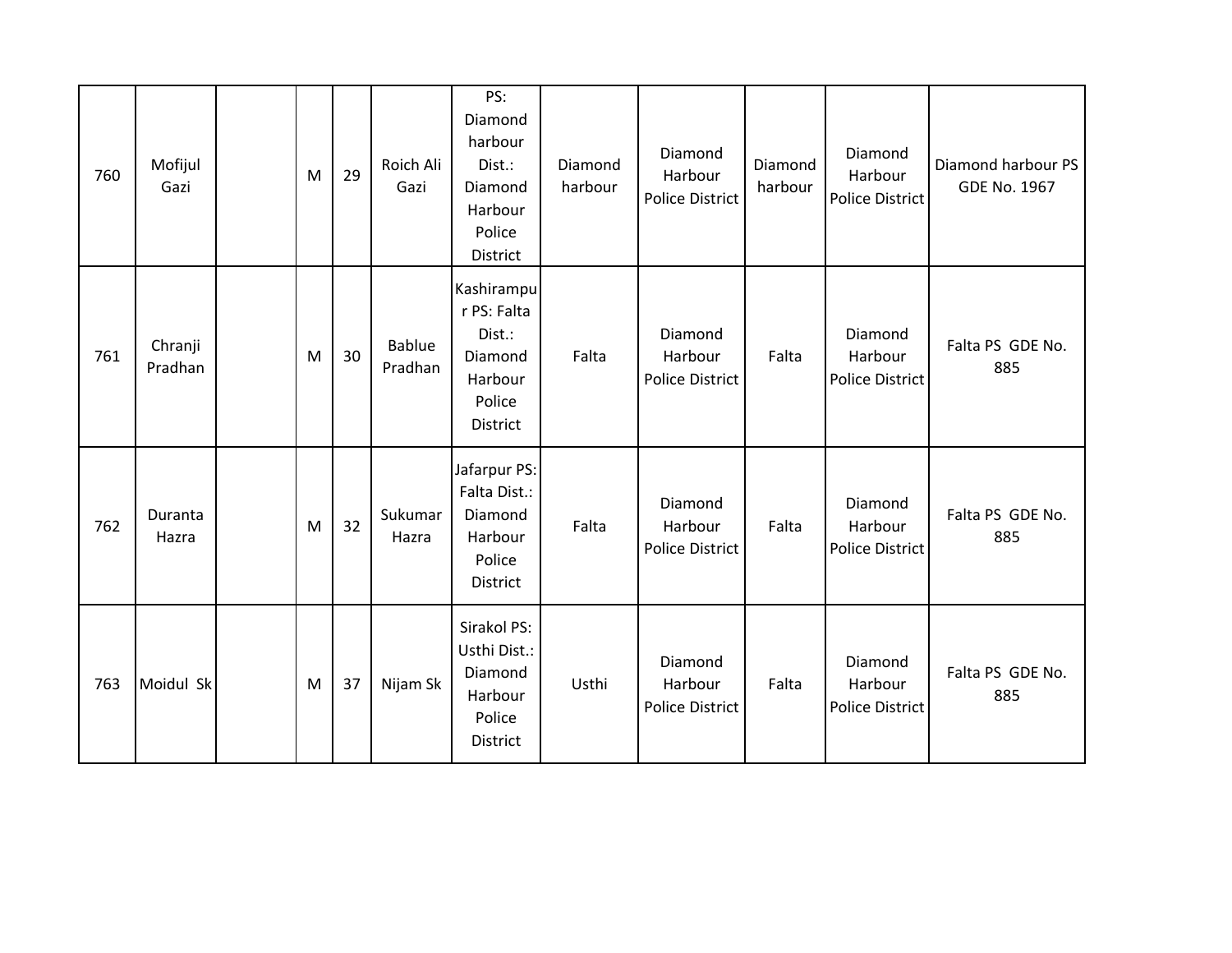| 760 | Mofijul Gazi | | M | 29 | Roich Ali Gazi | PS: Diamond harbour Dist.: Diamond Harbour Police District | Diamond harbour | Diamond Harbour Police District | Diamond harbour | Diamond Harbour Police District | Diamond harbour PS GDE No. 1967 |
|---|---|---|---|---|---|---|---|---|---|---|---|
| 761 | Chranji Pradhan | | M | 30 | Bablue Pradhan | Kashirampur PS: Falta Dist.: Diamond Harbour Police District | Falta | Diamond Harbour Police District | Falta | Diamond Harbour Police District | Falta PS GDE No. 885 |
| 762 | Duranta Hazra | | M | 32 | Sukumar Hazra | Jafarpur PS: Falta Dist.: Diamond Harbour Police District | Falta | Diamond Harbour Police District | Falta | Diamond Harbour Police District | Falta PS GDE No. 885 |
| 763 | Moidul Sk | | M | 37 | Nijam Sk | Sirakol PS: Usthi Dist.: Diamond Harbour Police District | Usthi | Diamond Harbour Police District | Falta | Diamond Harbour Police District | Falta PS GDE No. 885 |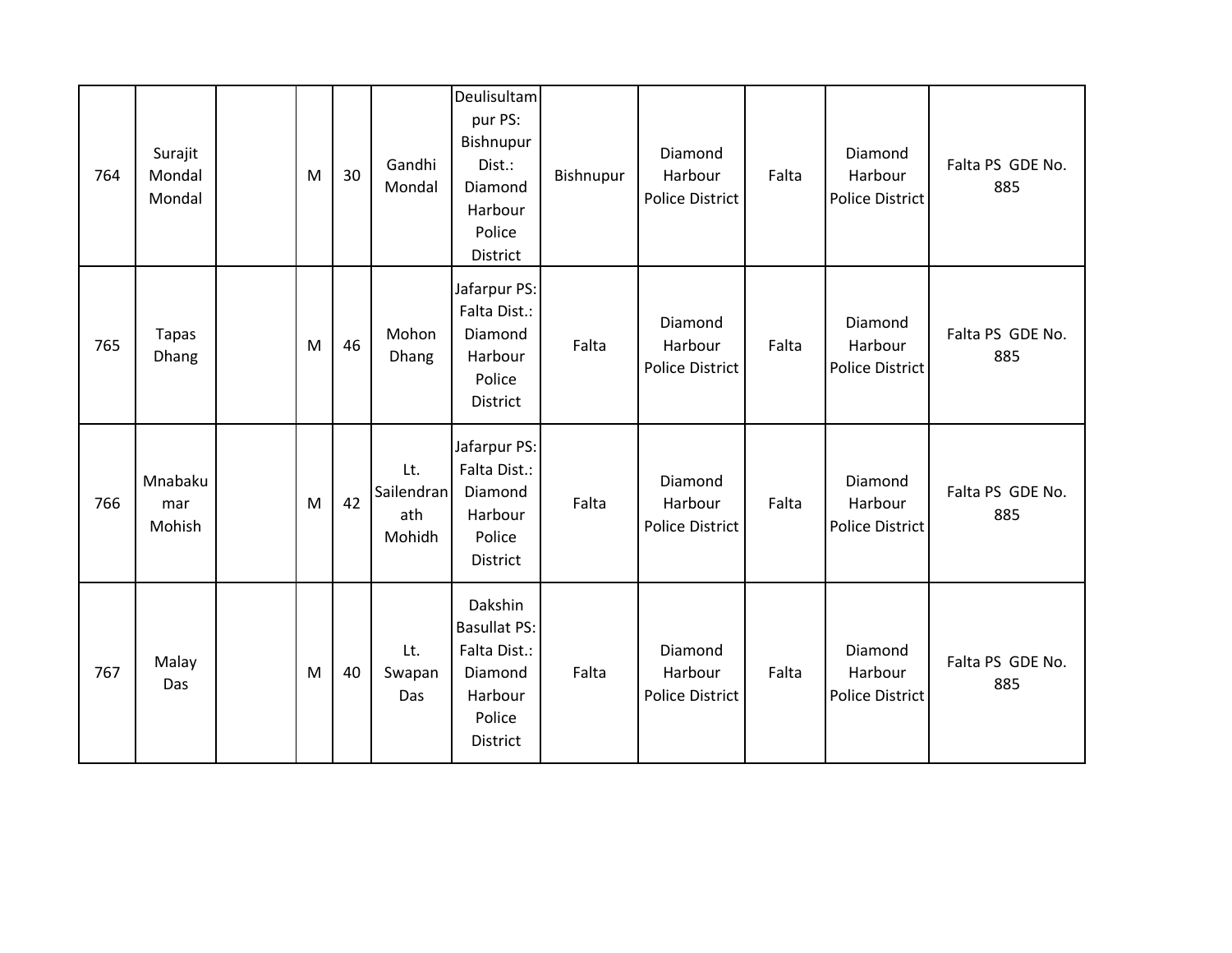| | | | | | | | | | | | |
|---|---|---|---|---|---|---|---|---|---|---|---|
| 764 | Surajit Mondal Mondal | | M | 30 | Gandhi Mondal | Deulisultampur PS: Bishnupur Dist.: Diamond Harbour Police District | Bishnupur | Diamond Harbour Police District | Falta | Diamond Harbour Police District | Falta PS GDE No. 885 |
| 765 | Tapas Dhang | | M | 46 | Mohon Dhang | Jafarpur PS: Falta Dist.: Diamond Harbour Police District | Falta | Diamond Harbour Police District | Falta | Diamond Harbour Police District | Falta PS GDE No. 885 |
| 766 | Mnabakumar Mohish | | M | 42 | Lt. Sailendranath Mohidh | Jafarpur PS: Falta Dist.: Diamond Harbour Police District | Falta | Diamond Harbour Police District | Falta | Diamond Harbour Police District | Falta PS GDE No. 885 |
| 767 | Malay Das | | M | 40 | Lt. Swapan Das | Dakshin Basullat PS: Falta Dist.: Diamond Harbour Police District | Falta | Diamond Harbour Police District | Falta | Diamond Harbour Police District | Falta PS GDE No. 885 |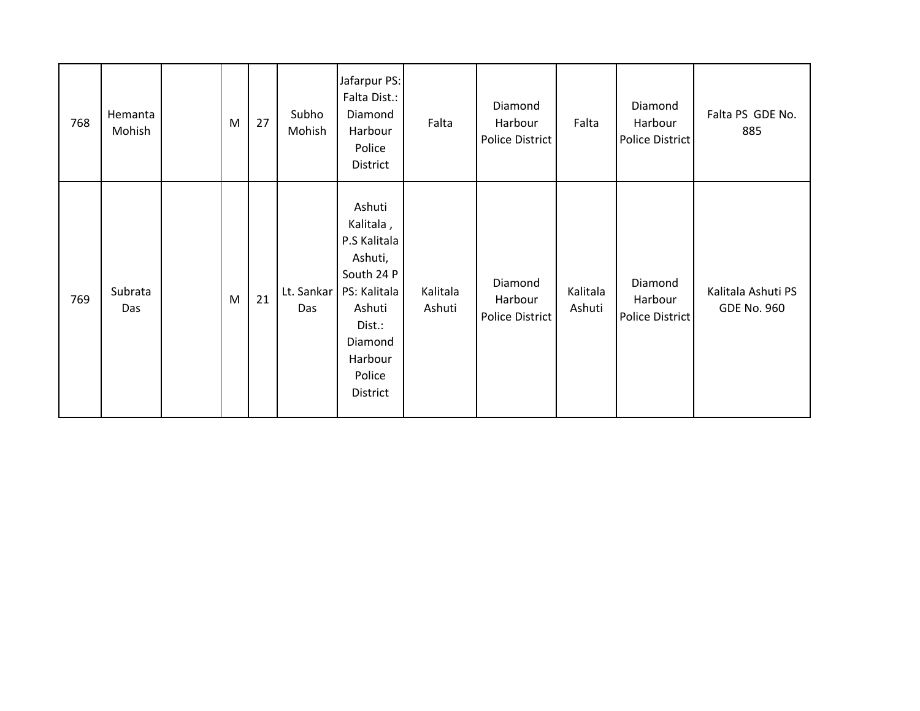| 768 | Hemanta Mohish | | M | 27 | Subho Mohish | Jafarpur PS: Falta Dist.: Diamond Harbour Police District | Falta | Diamond Harbour Police District | Falta | Diamond Harbour Police District | Falta PS GDE No. 885 |
|---|---|---|---|---|---|---|---|---|---|---|---|
| 769 | Subrata Das | | M | 21 | Lt. Sankar Das | Ashuti Kalitala , P.S Kalitala Ashuti, South 24 P PS: Kalitala Ashuti Dist.: Diamond Harbour Police District | Kalitala Ashuti | Diamond Harbour Police District | Kalitala Ashuti | Diamond Harbour Police District | Kalitala Ashuti PS GDE No. 960 |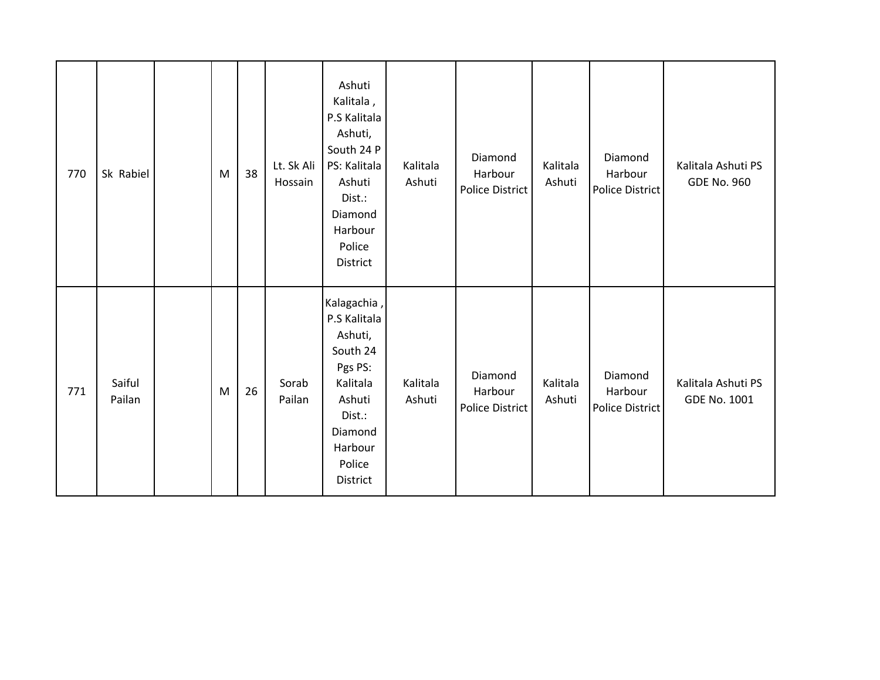| | | | | | | | | | | | |
|---|---|---|---|---|---|---|---|---|---|---|---|
| 770 | Sk Rabiel | | M | 38 | Lt. Sk Ali Hossain | Ashuti Kalitala , P.S Kalitala Ashuti, South 24 P PS: Kalitala Ashuti Dist.: Diamond Harbour Police District | Kalitala Ashuti | Diamond Harbour Police District | Kalitala Ashuti | Diamond Harbour Police District | Kalitala Ashuti PS GDE No. 960 |
| 771 | Saiful Pailan | | M | 26 | Sorab Pailan | Kalagachia , P.S Kalitala Ashuti, South 24 Pgs PS: Kalitala Ashuti Dist.: Diamond Harbour Police District | Kalitala Ashuti | Diamond Harbour Police District | Kalitala Ashuti | Diamond Harbour Police District | Kalitala Ashuti PS GDE No. 1001 |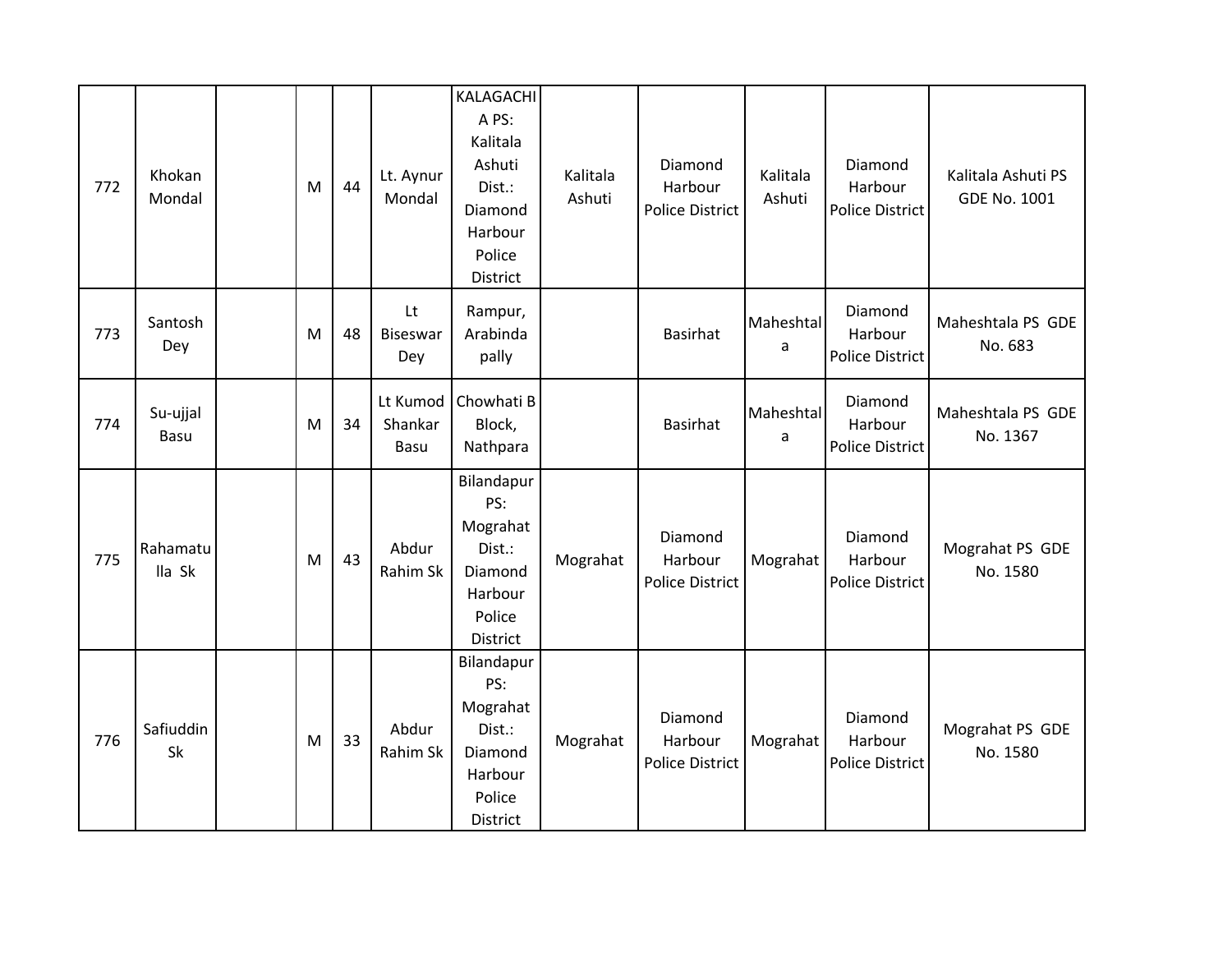| | | | | | | | | | | | |
|---|---|---|---|---|---|---|---|---|---|---|---|
| 772 | Khokan Mondal | | M | 44 | Lt. Aynur Mondal | KALAGACHIA PS: Kalitala Ashuti Dist.: Diamond Harbour Police District | Kalitala Ashuti | Diamond Harbour Police District | Kalitala Ashuti | Diamond Harbour Police District | Kalitala Ashuti PS GDE No. 1001 |
| 773 | Santosh Dey | | M | 48 | Lt Biseswar Dey | Rampur, Arabinda pally | | Basirhat | Maheshtala | Diamond Harbour Police District | Maheshtala PS GDE No. 683 |
| 774 | Su-ujjal Basu | | M | 34 | Lt Kumod Shankar Basu | Chowhati B Block, Nathpara | | Basirhat | Maheshtala | Diamond Harbour Police District | Maheshtala PS GDE No. 1367 |
| 775 | Rahamatulla Sk | | M | 43 | Abdur Rahim Sk | Bilandapur PS: Mograhat Dist.: Diamond Harbour Police District | Mograhat | Diamond Harbour Police District | Mograhat | Diamond Harbour Police District | Mograhat PS GDE No. 1580 |
| 776 | Safiuddin Sk | | M | 33 | Abdur Rahim Sk | Bilandapur PS: Mograhat Dist.: Diamond Harbour Police District | Mograhat | Diamond Harbour Police District | Mograhat | Diamond Harbour Police District | Mograhat PS GDE No. 1580 |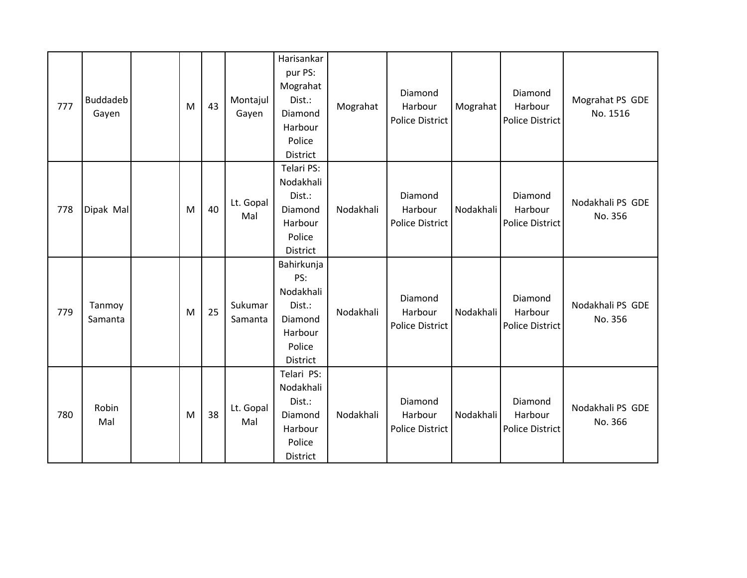| | | | | | | | | | | | |
|---|---|---|---|---|---|---|---|---|---|---|---|
| 777 | Buddadeb Gayen | | M | 43 | Montajul Gayen | Harisankarpur PS: Mograhat Dist.: Diamond Harbour Police District | Mograhat | Diamond Harbour Police District | Mograhat | Diamond Harbour Police District | Mograhat PS GDE No. 1516 |
| 778 | Dipak Mal | | M | 40 | Lt. Gopal Mal | Telari PS: Nodakhali Dist.: Diamond Harbour Police District | Nodakhali | Diamond Harbour Police District | Nodakhali | Diamond Harbour Police District | Nodakhali PS GDE No. 356 |
| 779 | Tanmoy Samanta | | M | 25 | Sukumar Samanta | Bahirkunja PS: Nodakhali Dist.: Diamond Harbour Police District | Nodakhali | Diamond Harbour Police District | Nodakhali | Diamond Harbour Police District | Nodakhali PS GDE No. 356 |
| 780 | Robin Mal | | M | 38 | Lt. Gopal Mal | Telari PS: Nodakhali Dist.: Diamond Harbour Police District | Nodakhali | Diamond Harbour Police District | Nodakhali | Diamond Harbour Police District | Nodakhali PS GDE No. 366 |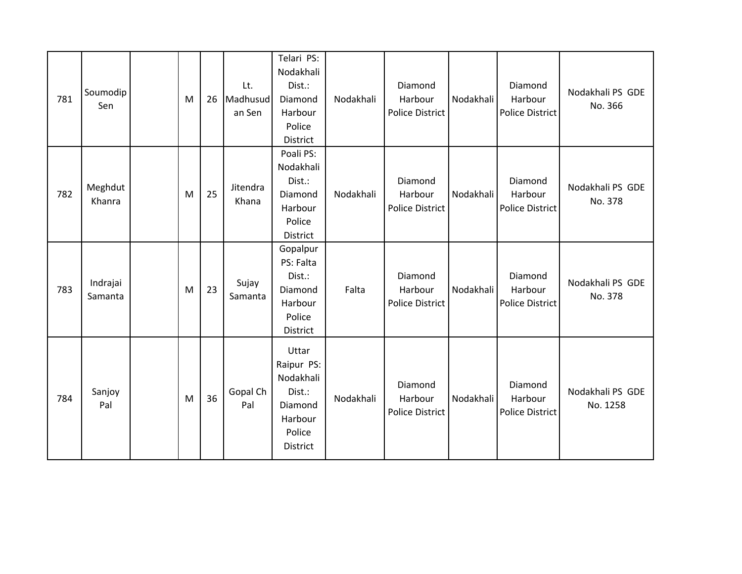| 781 | Soumodip Sen | | M | 26 | Lt. Madhusudan Sen | Telari PS: Nodakhali Dist.: Diamond Harbour Police District | Nodakhali | Diamond Harbour Police District | Nodakhali | Diamond Harbour Police District | Nodakhali PS GDE No. 366 |
|---|---|---|---|---|---|---|---|---|---|---|---|
| 782 | Meghdut Khanra | | M | 25 | Jitendra Khana | Poali PS: Nodakhali Dist.: Diamond Harbour Police District | Nodakhali | Diamond Harbour Police District | Nodakhali | Diamond Harbour Police District | Nodakhali PS GDE No. 378 |
| 783 | Indrajai Samanta | | M | 23 | Sujay Samanta | Gopalpur PS: Falta Dist.: Diamond Harbour Police District | Falta | Diamond Harbour Police District | Nodakhali | Diamond Harbour Police District | Nodakhali PS GDE No. 378 |
| 784 | Sanjoy Pal | | M | 36 | Gopal Ch Pal | Uttar Raipur PS: Nodakhali Dist.: Diamond Harbour Police District | Nodakhali | Diamond Harbour Police District | Nodakhali | Diamond Harbour Police District | Nodakhali PS GDE No. 1258 |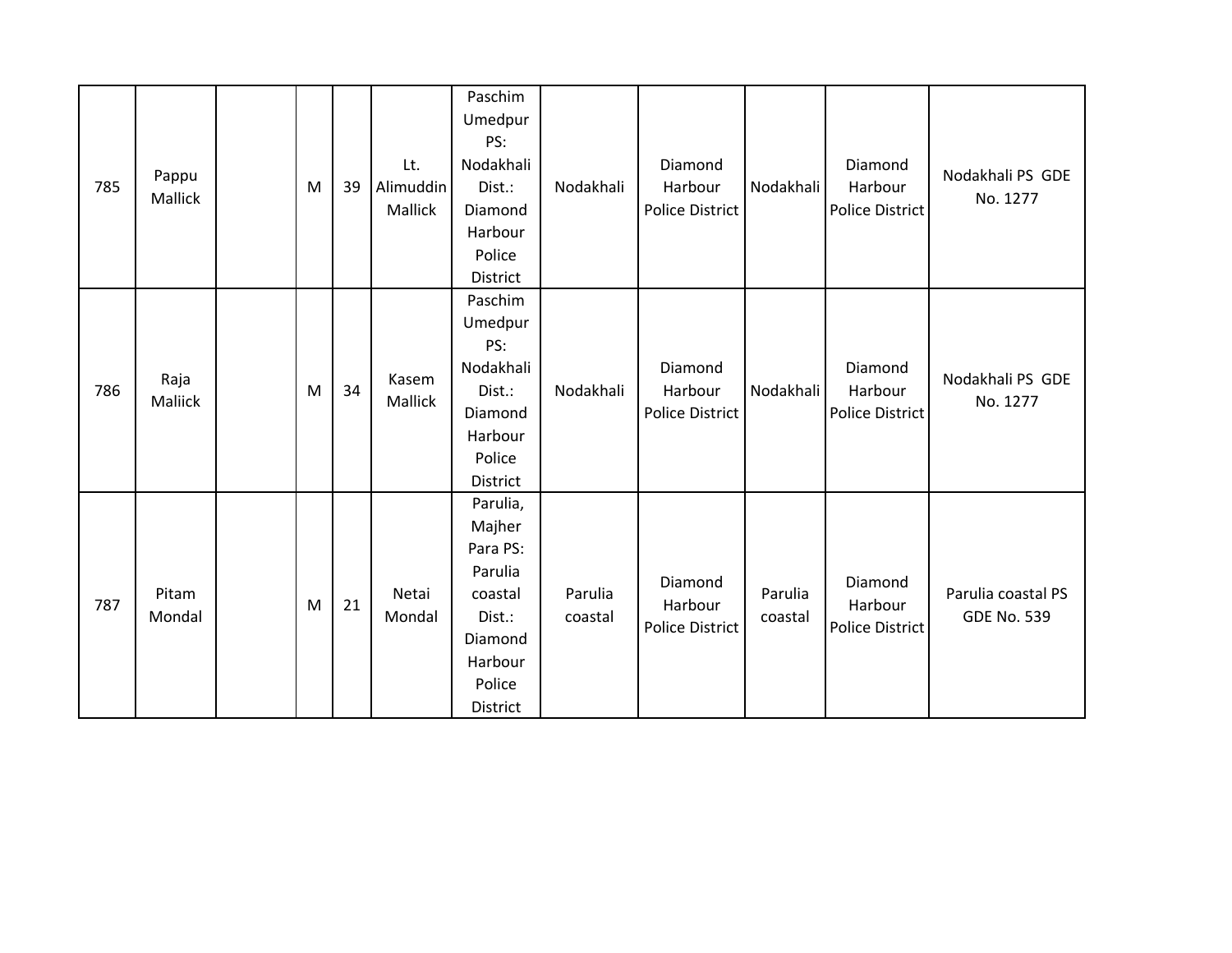| | | | | | | | | | | | |
|---|---|---|---|---|---|---|---|---|---|---|---|
| 785 | Pappu Mallick | | M | 39 | Lt. Alimuddin Mallick | Paschim Umedpur PS: Nodakhali Dist.: Diamond Harbour Police District | Nodakhali | Diamond Harbour Police District | Nodakhali | Diamond Harbour Police District | Nodakhali PS GDE No. 1277 |
| 786 | Raja Maliick | | M | 34 | Kasem Mallick | Paschim Umedpur PS: Nodakhali Dist.: Diamond Harbour Police District | Nodakhali | Diamond Harbour Police District | Nodakhali | Diamond Harbour Police District | Nodakhali PS GDE No. 1277 |
| 787 | Pitam Mondal | | M | 21 | Netai Mondal | Parulia, Majher Para PS: Parulia coastal Dist.: Diamond Harbour Police District | Parulia coastal | Diamond Harbour Police District | Parulia coastal | Diamond Harbour Police District | Parulia coastal PS GDE No. 539 |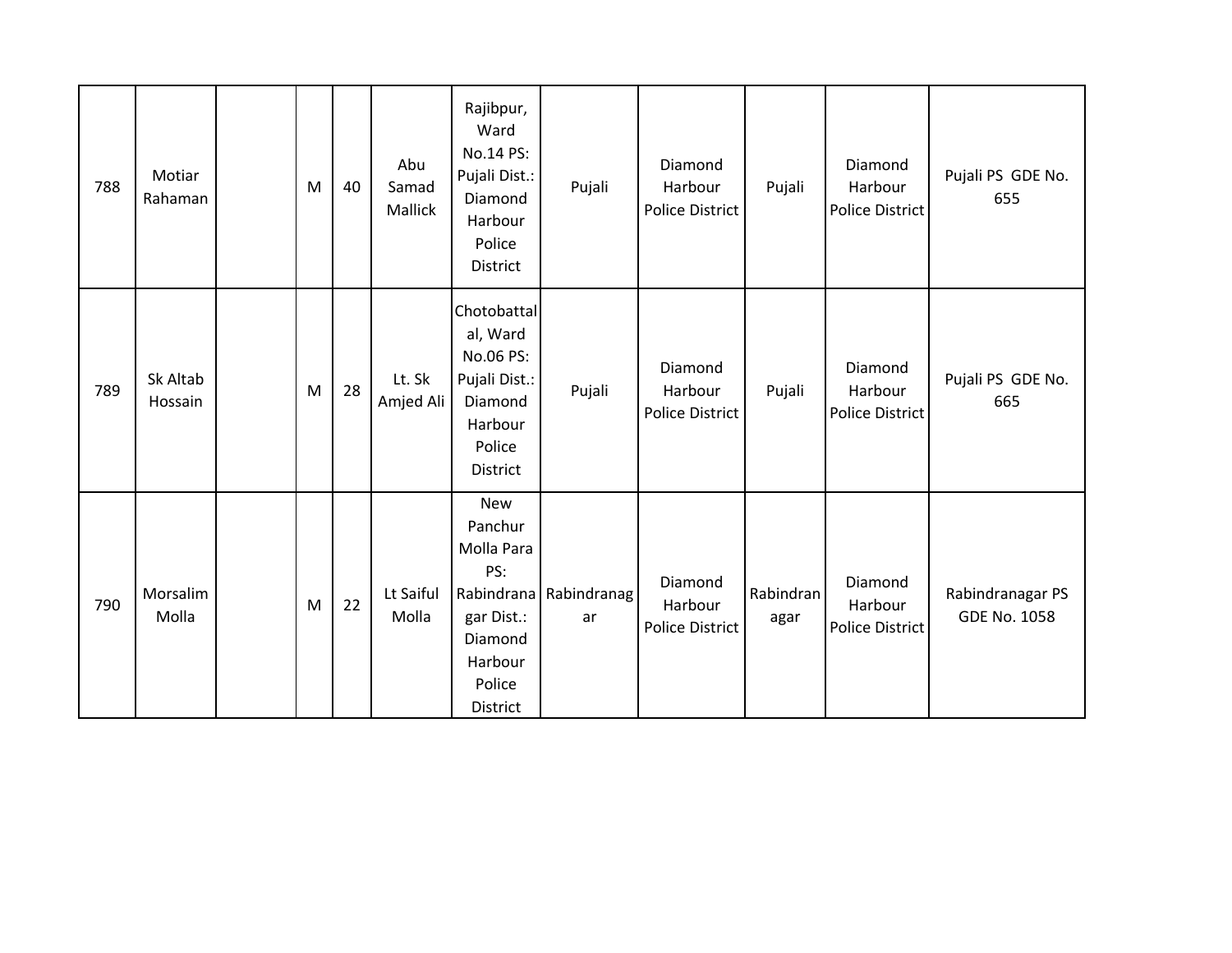| | | | | | | | | | | | |
|---|---|---|---|---|---|---|---|---|---|---|---|
| 788 | Motiar Rahaman | | M | 40 | Abu Samad Mallick | Rajibpur, Ward No.14 PS: Pujali Dist.: Diamond Harbour Police District | Pujali | Diamond Harbour Police District | Pujali | Diamond Harbour Police District | Pujali PS GDE No. 655 |
| 789 | Sk Altab Hossain | | M | 28 | Lt. Sk Amjed Ali | Chotobattal al, Ward No.06 PS: Pujali Dist.: Diamond Harbour Police District | Pujali | Diamond Harbour Police District | Pujali | Diamond Harbour Police District | Pujali PS GDE No. 665 |
| 790 | Morsalim Molla | | M | 22 | Lt Saiful Molla | New Panchur Molla Para PS: Rabindranagar Dist.: Diamond Harbour Police District | Rabindranagar | Diamond Harbour Police District | Rabindranagar | Diamond Harbour Police District | Rabindranagar PS GDE No. 1058 |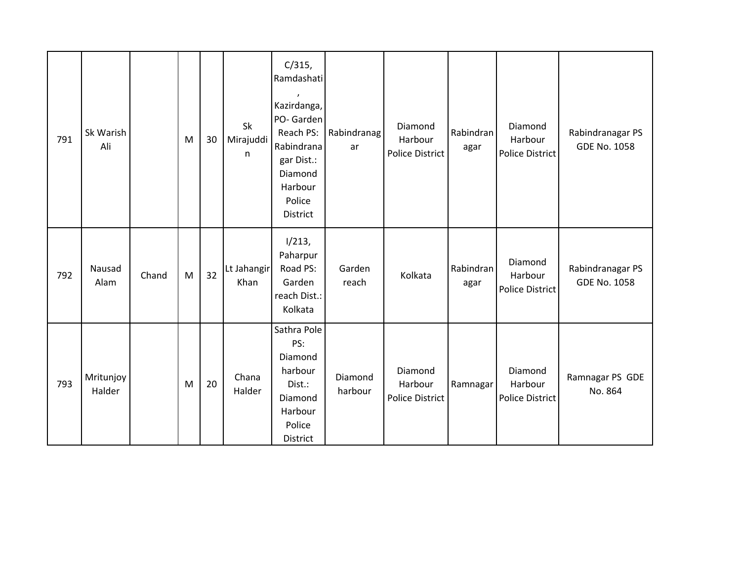| 791 | Sk Warish Ali | | M | 30 | Sk Mirajuddin | C/315, Ramdashati, Kazirdanga, PO- Garden Reach PS: Rabindranagar Dist.: Diamond Harbour Police District | Rabindranagar | Diamond Harbour Police District | Rabindranagar | Diamond Harbour Police District | Rabindranagar PS GDE No. 1058 |
|---|---|---|---|---|---|---|---|---|---|---|---|
| 792 | Nausad Alam | Chand | M | 32 | Lt Jahangir Khan | I/213, Paharpur Road PS: Garden reach Dist.: Kolkata | Garden reach | Kolkata | Rabindranagar | Diamond Harbour Police District | Rabindranagar PS GDE No. 1058 |
| 793 | Mritunjoy Halder | | M | 20 | Chana Halder | Sathra Pole PS: Diamond harbour Dist.: Diamond Harbour Police District | Diamond harbour | Diamond Harbour Police District | Ramnagar | Diamond Harbour Police District | Ramnagar PS GDE No. 864 |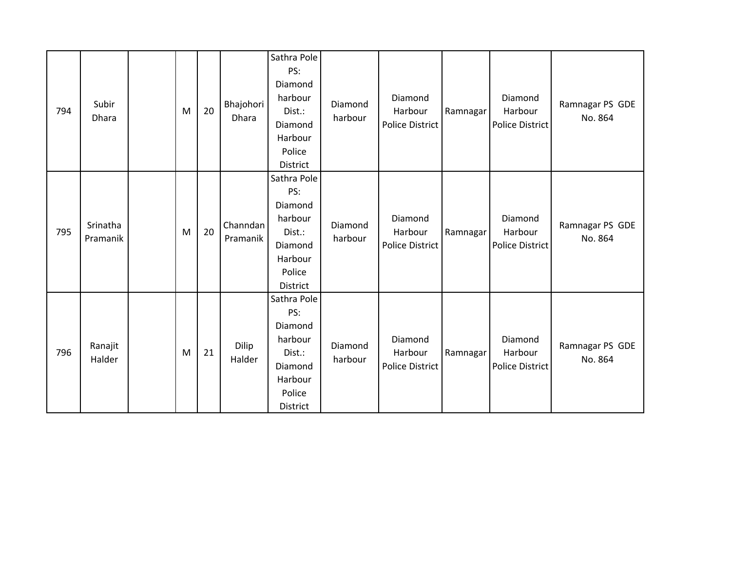| 794 | Subir Dhara | | M | 20 | Bhajohori Dhara | Sathra Pole PS: Diamond harbour Dist.: Diamond Harbour Police District | Diamond harbour | Diamond Harbour Police District | Ramnagar | Diamond Harbour Police District | Ramnagar PS GDE No. 864 |
|---|---|---|---|---|---|---|---|---|---|---|---|
| 795 | Srinatha Pramanik | | M | 20 | Channdan Pramanik | Sathra Pole PS: Diamond harbour Dist.: Diamond Harbour Police District | Diamond harbour | Diamond Harbour Police District | Ramnagar | Diamond Harbour Police District | Ramnagar PS GDE No. 864 |
| 796 | Ranajit Halder | | M | 21 | Dilip Halder | Sathra Pole PS: Diamond harbour Dist.: Diamond Harbour Police District | Diamond harbour | Diamond Harbour Police District | Ramnagar | Diamond Harbour Police District | Ramnagar PS GDE No. 864 |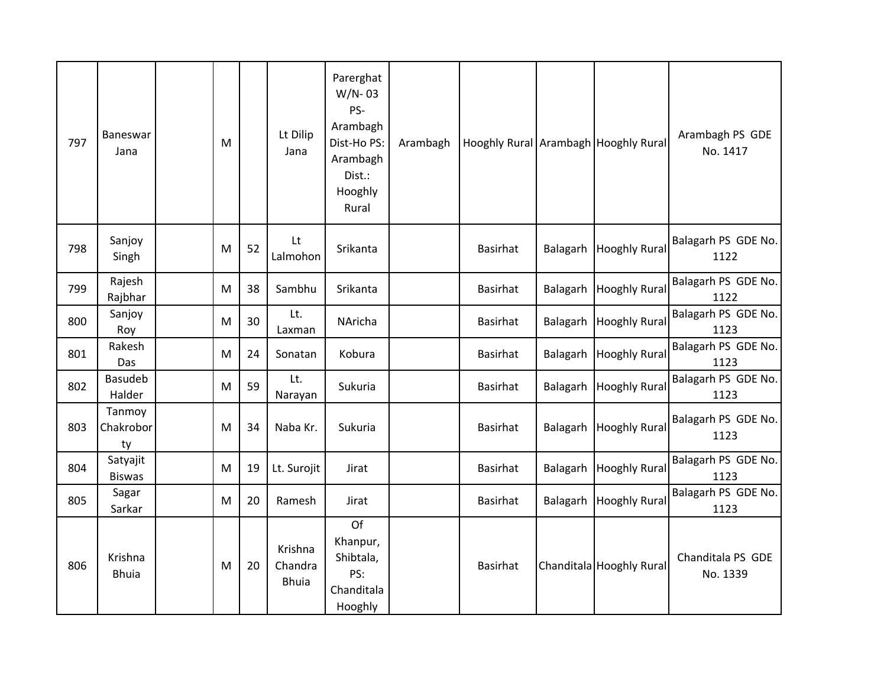| 797 | Baneswar Jana | | M | | Lt Dilip Jana | Parerghat W/N- 03 PS-Arambagh Dist-Ho PS: Arambagh Dist.: Hooghly Rural | Arambagh | Hooghly Rural | Arambagh | Hooghly Rural | Arambagh PS GDE No. 1417 |
|---|---|---|---|---|---|---|---|---|---|---|---|
| 798 | Sanjoy Singh | | M | 52 | Lt Lalmohon | Srikanta | | Basirhat | Balagarh | Hooghly Rural | Balagarh PS GDE No. 1122 |
| 799 | Rajesh Rajbhar | | M | 38 | Sambhu | Srikanta | | Basirhat | Balagarh | Hooghly Rural | Balagarh PS GDE No. 1122 |
| 800 | Sanjoy Roy | | M | 30 | Lt. Laxman | NAricha | | Basirhat | Balagarh | Hooghly Rural | Balagarh PS GDE No. 1123 |
| 801 | Rakesh Das | | M | 24 | Sonatan | Kobura | | Basirhat | Balagarh | Hooghly Rural | Balagarh PS GDE No. 1123 |
| 802 | Basudeb Halder | | M | 59 | Lt. Narayan | Sukuria | | Basirhat | Balagarh | Hooghly Rural | Balagarh PS GDE No. 1123 |
| 803 | Tanmoy Chakrobor ty | | M | 34 | Naba Kr. | Sukuria | | Basirhat | Balagarh | Hooghly Rural | Balagarh PS GDE No. 1123 |
| 804 | Satyajit Biswas | | M | 19 | Lt. Surojit | Jirat | | Basirhat | Balagarh | Hooghly Rural | Balagarh PS GDE No. 1123 |
| 805 | Sagar Sarkar | | M | 20 | Ramesh | Jirat | | Basirhat | Balagarh | Hooghly Rural | Balagarh PS GDE No. 1123 |
| 806 | Krishna Bhuia | | M | 20 | Krishna Chandra Bhuia | Of Khanpur, Shibtala, PS: Chanditala Hooghly | | Basirhat | Chanditala | Hooghly Rural | Chanditala PS GDE No. 1339 |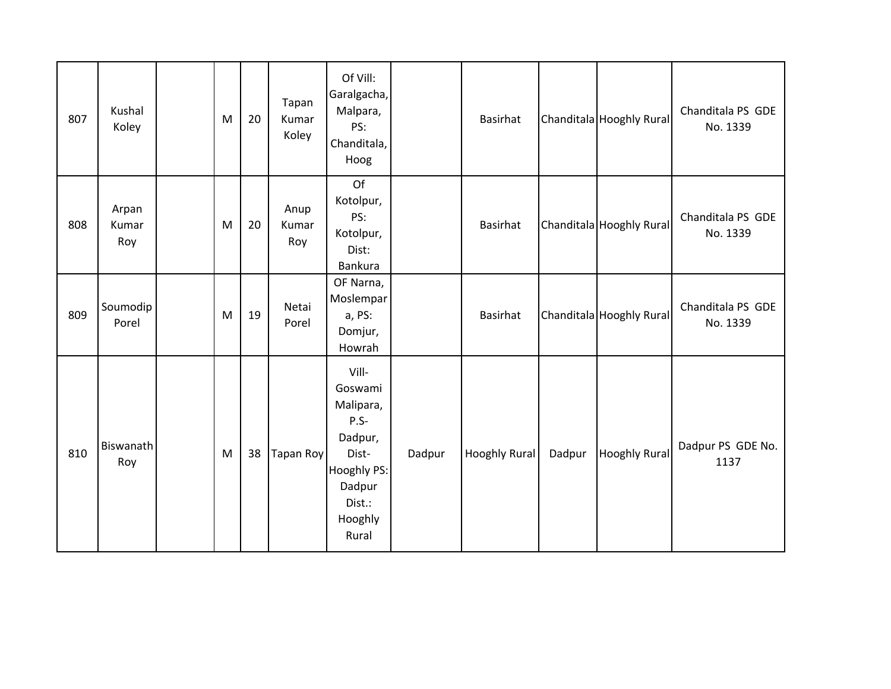| | | | | | | | | | | | |
|---|---|---|---|---|---|---|---|---|---|---|---|
| 807 | Kushal Koley | | M | 20 | Tapan Kumar Koley | Of Vill: Garalgacha, Malpara, PS: Chanditala, Hoog | | Basirhat | Chanditala | Hooghly Rural | Chanditala PS GDE No. 1339 |
| 808 | Arpan Kumar Roy | | M | 20 | Anup Kumar Roy | Of Kotolpur, PS: Kotolpur, Dist: Bankura | | Basirhat | Chanditala | Hooghly Rural | Chanditala PS GDE No. 1339 |
| 809 | Soumodip Porel | | M | 19 | Netai Porel | OF Narna, Moslempara, PS: Domjur, Howrah | | Basirhat | Chanditala | Hooghly Rural | Chanditala PS GDE No. 1339 |
| 810 | Biswanath Roy | | M | 38 | Tapan Roy | Vill- Goswami Malipara, P.S- Dadpur, Dist- Hooghly PS: Dadpur Dist.: Hooghly Rural | Dadpur | Hooghly Rural | Dadpur | Hooghly Rural | Dadpur PS GDE No. 1137 |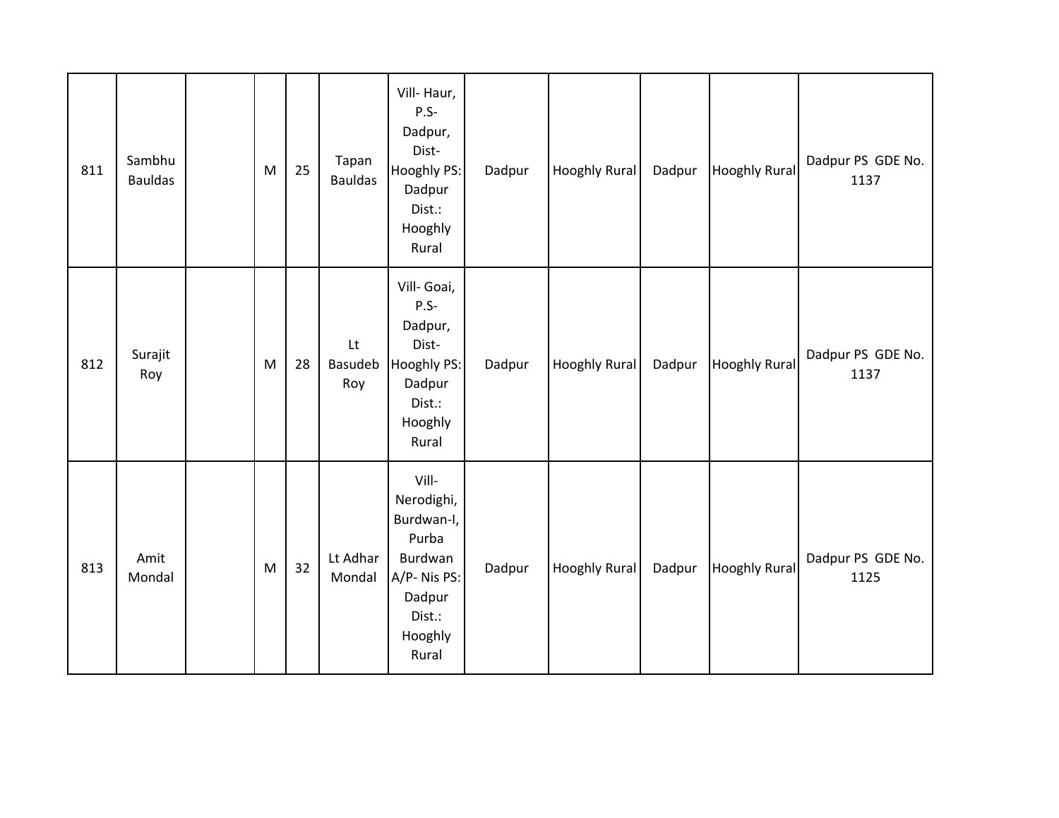| | | | | | | | | | | | |
|---|---|---|---|---|---|---|---|---|---|---|---|
| 811 | Sambhu Bauldas | | M | 25 | Tapan Bauldas | Vill- Haur, P.S- Dadpur, Dist- Hooghly PS: Dadpur Dist.: Hooghly Rural | Dadpur | Hooghly Rural | Dadpur | Hooghly Rural | Dadpur PS GDE No. 1137 |
| 812 | Surajit Roy | | M | 28 | Lt Basudeb Roy | Vill- Goai, P.S- Dadpur, Dist- Hooghly PS: Dadpur Dist.: Hooghly Rural | Dadpur | Hooghly Rural | Dadpur | Hooghly Rural | Dadpur PS GDE No. 1137 |
| 813 | Amit Mondal | | M | 32 | Lt Adhar Mondal | Vill- Nerodighi, Burdwan-I, Purba Burdwan A/P- Nis PS: Dadpur Dist.: Hooghly Rural | Dadpur | Hooghly Rural | Dadpur | Hooghly Rural | Dadpur PS GDE No. 1125 |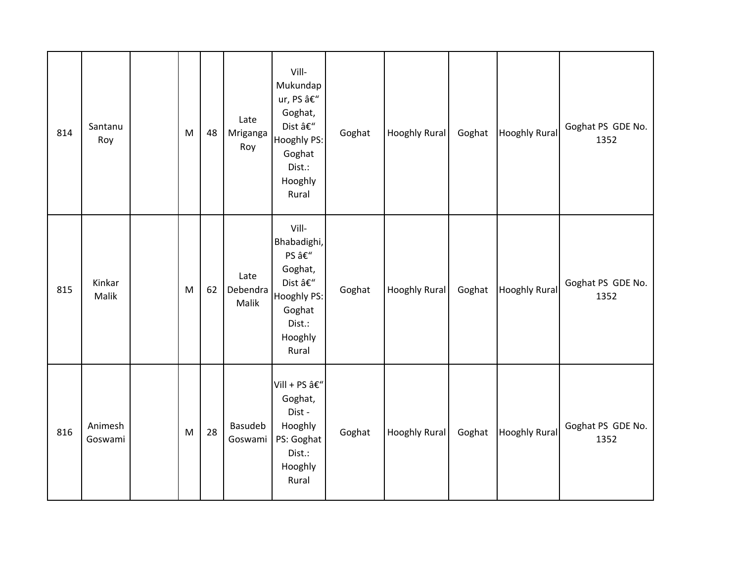| 814 | Santanu Roy | | M | 48 | Late Mriganga Roy | Vill- Mukundapur, PS â€“ Goghat, Dist â€“ Hooghly PS: Goghat Dist.: Hooghly Rural | Goghat | Hooghly Rural | Goghat | Hooghly Rural | Goghat PS GDE No. 1352 |
|---|---|---|---|---|---|---|---|---|---|---|---|
| 815 | Kinkar Malik | | M | 62 | Late Debendra Malik | Vill- Bhabadighi, PS â€“ Goghat, Dist â€“ Hooghly PS: Goghat Dist.: Hooghly Rural | Goghat | Hooghly Rural | Goghat | Hooghly Rural | Goghat PS GDE No. 1352 |
| 816 | Animesh Goswami | | M | 28 | Basudeb Goswami | Vill + PS â€“ Goghat, Dist - Hooghly PS: Goghat Dist.: Hooghly Rural | Goghat | Hooghly Rural | Goghat | Hooghly Rural | Goghat PS GDE No. 1352 |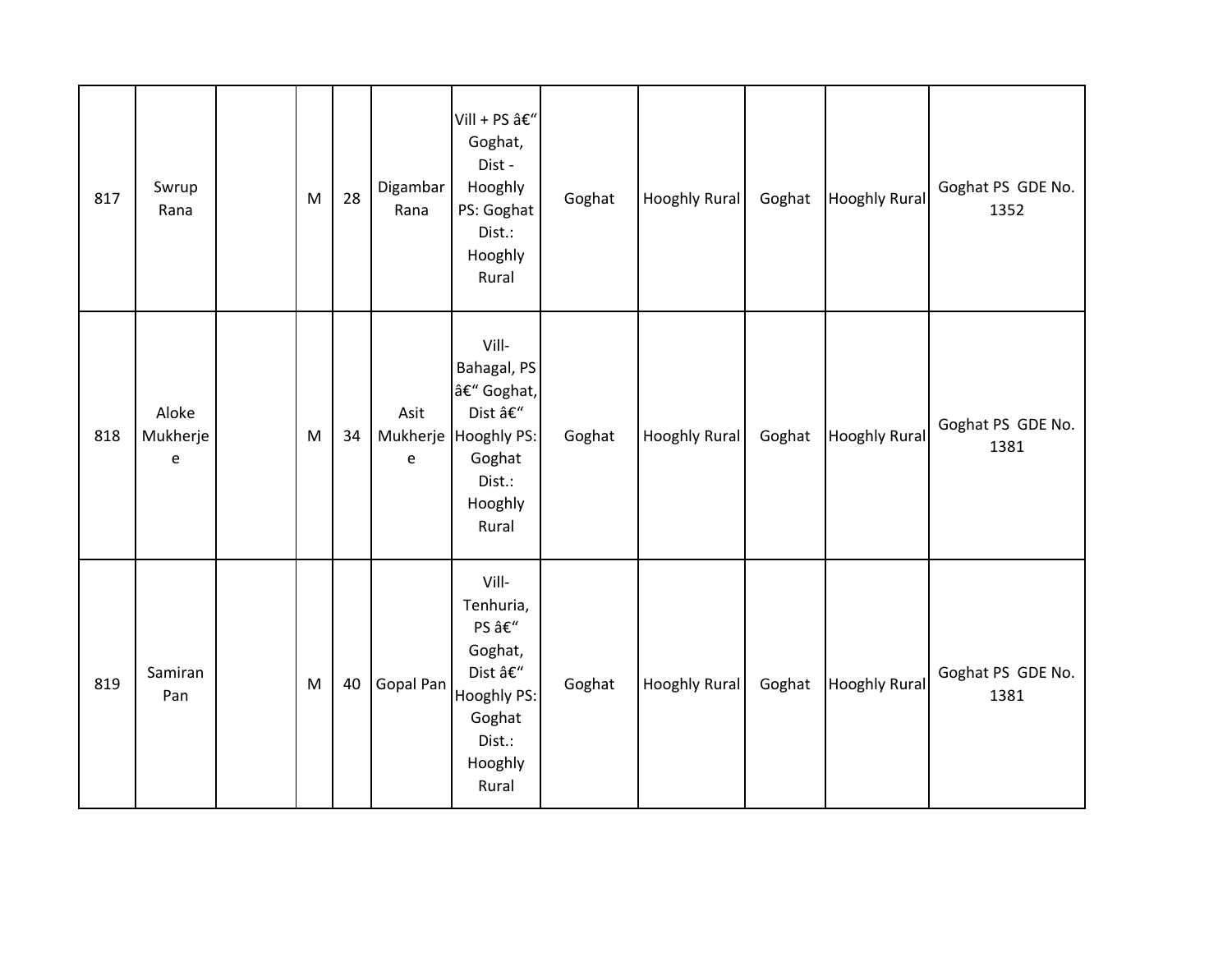| 817 | Swrup Rana | | M | 28 | Digambar Rana | Vill + PS â€“ Goghat, Dist - Hooghly PS: Goghat Dist.: Hooghly Rural | Goghat | Hooghly Rural | Goghat | Hooghly Rural | Goghat PS GDE No. 1352 |
|---|---|---|---|---|---|---|---|---|---|---|---|
| 818 | Aloke Mukherjee | | M | 34 | Asit Mukherjee | Vill- Bahagal, PS â€“ Goghat, Dist â€“ Hooghly PS: Goghat Dist.: Hooghly Rural | Goghat | Hooghly Rural | Goghat | Hooghly Rural | Goghat PS GDE No. 1381 |
| 819 | Samiran Pan | | M | 40 | Gopal Pan | Vill- Tenhuria, PS â€“ Goghat, Dist â€“ Hooghly PS: Goghat Dist.: Hooghly Rural | Goghat | Hooghly Rural | Goghat | Hooghly Rural | Goghat PS GDE No. 1381 |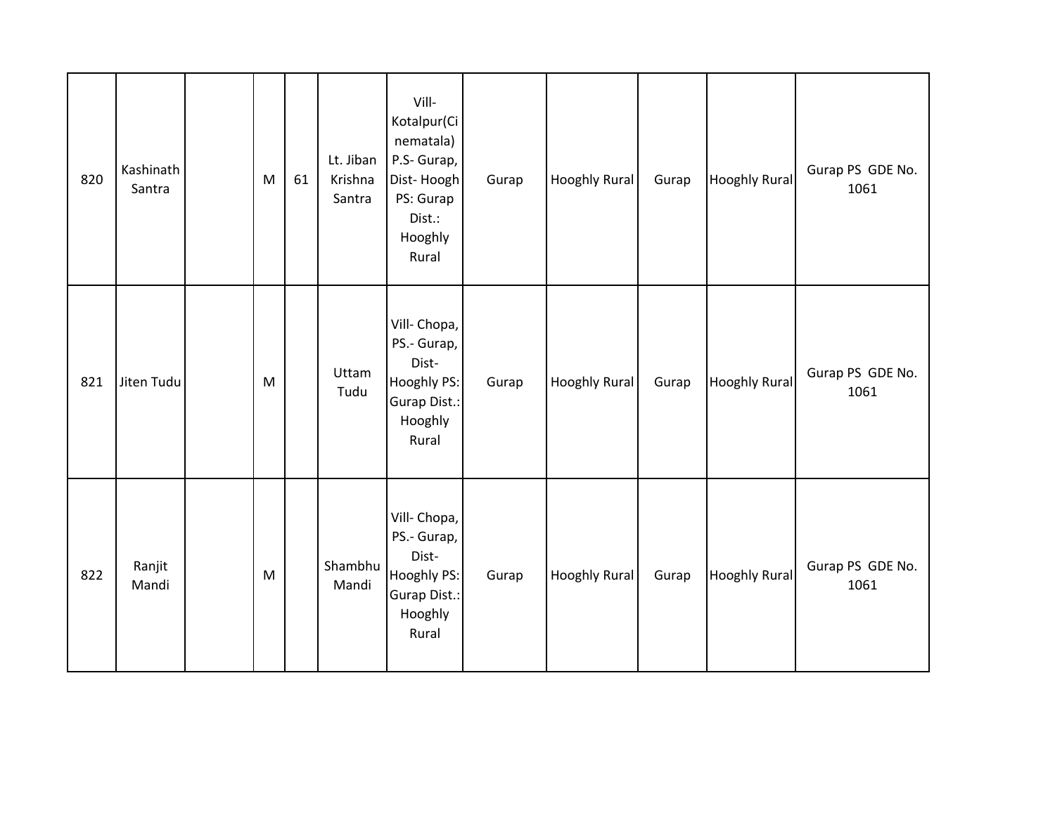| | | | | | | | | | | | |
|---|---|---|---|---|---|---|---|---|---|---|---|
| 820 | Kashinath Santra | | M | 61 | Lt. Jiban Krishna Santra | Vill- Kotalpur(Cinematala) P.S- Gurap, Dist- Hoogh PS: Gurap Dist.: Hooghly Rural | Gurap | Hooghly Rural | Gurap | Hooghly Rural | Gurap PS GDE No. 1061 |
| 821 | Jiten Tudu | | M | | Uttam Tudu | Vill- Chopa, PS.- Gurap, Dist- Hooghly PS: Gurap Dist.: Hooghly Rural | Gurap | Hooghly Rural | Gurap | Hooghly Rural | Gurap PS GDE No. 1061 |
| 822 | Ranjit Mandi | | M | | Shambhu Mandi | Vill- Chopa, PS.- Gurap, Dist- Hooghly PS: Gurap Dist.: Hooghly Rural | Gurap | Hooghly Rural | Gurap | Hooghly Rural | Gurap PS GDE No. 1061 |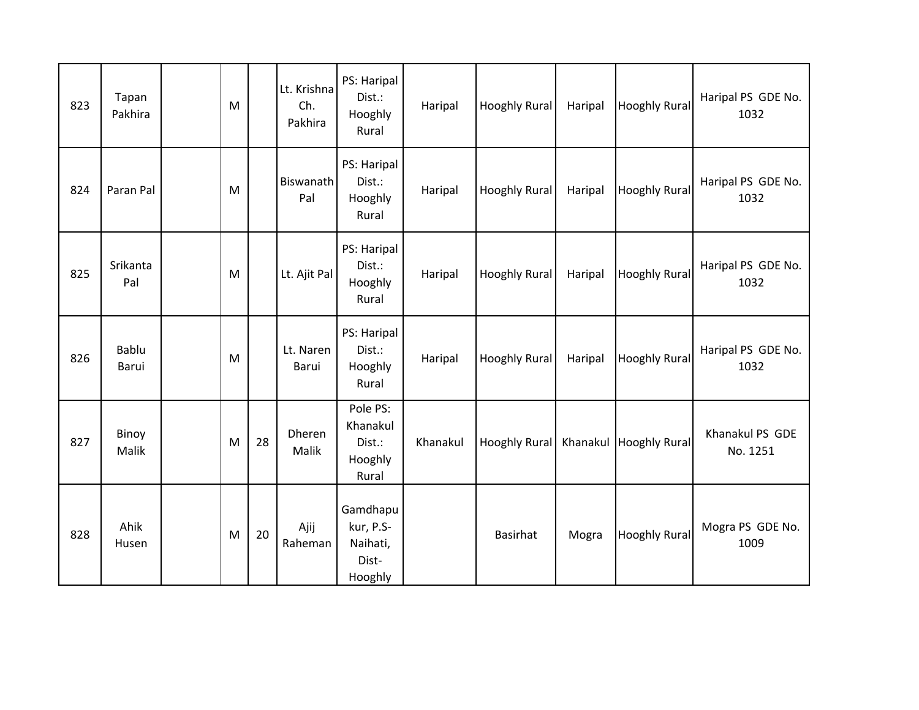| 823 | Tapan Pakhira | | M | | Lt. Krishna Ch. Pakhira | PS: Haripal Dist.: Hooghly Rural | Haripal | Hooghly Rural | Haripal | Hooghly Rural | Haripal PS GDE No. 1032 |
|---|---|---|---|---|---|---|---|---|---|---|---|
| 824 | Paran Pal | | M | | Biswanath Pal | PS: Haripal Dist.: Hooghly Rural | Haripal | Hooghly Rural | Haripal | Hooghly Rural | Haripal PS GDE No. 1032 |
| 825 | Srikanta Pal | | M | | Lt. Ajit Pal | PS: Haripal Dist.: Hooghly Rural | Haripal | Hooghly Rural | Haripal | Hooghly Rural | Haripal PS GDE No. 1032 |
| 826 | Bablu Barui | | M | | Lt. Naren Barui | PS: Haripal Dist.: Hooghly Rural | Haripal | Hooghly Rural | Haripal | Hooghly Rural | Haripal PS GDE No. 1032 |
| 827 | Binoy Malik | | M | 28 | Dheren Malik | Pole PS: Khanakul Dist.: Hooghly Rural | Khanakul | Hooghly Rural | Khanakul | Hooghly Rural | Khanakul PS GDE No. 1251 |
| 828 | Ahik Husen | | M | 20 | Ajij Raheman | Gamdhapukur, P.S-Naihati, Dist-Hooghly | | Basirhat | Mogra | Hooghly Rural | Mogra PS GDE No. 1009 |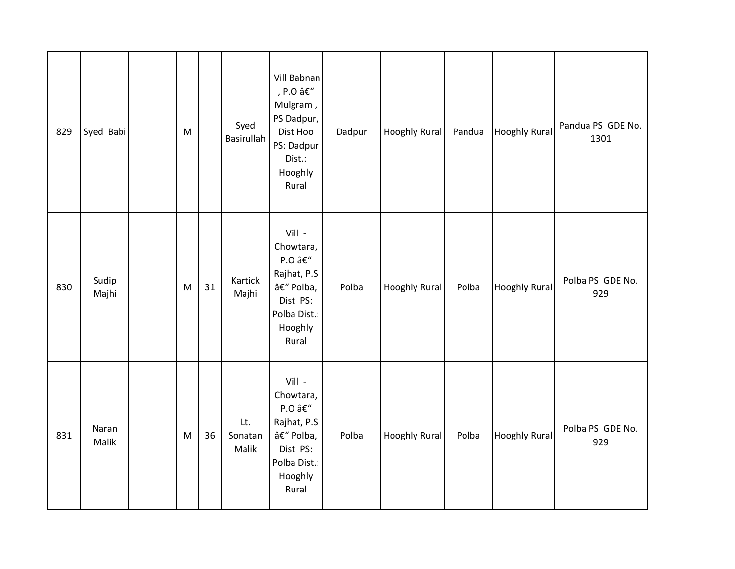| | | | | | | | | | | | |
|---|---|---|---|---|---|---|---|---|---|---|---|
| 829 | Syed Babi | | M | | Syed Basirullah | Vill Babnan , P.O â€“ Mulgram , PS Dadpur, Dist Hoo PS: Dadpur Dist.: Hooghly Rural | Dadpur | Hooghly Rural | Pandua | Hooghly Rural | Pandua PS GDE No. 1301 |
| 830 | Sudip Majhi | | M | 31 | Kartick Majhi | Vill - Chowtara, P.O â€“ Rajhat, P.S â€“ Polba, Dist PS: Polba Dist.: Hooghly Rural | Polba | Hooghly Rural | Polba | Hooghly Rural | Polba PS GDE No. 929 |
| 831 | Naran Malik | | M | 36 | Lt. Sonatan Malik | Vill - Chowtara, P.O â€“ Rajhat, P.S â€“ Polba, Dist PS: Polba Dist.: Hooghly Rural | Polba | Hooghly Rural | Polba | Hooghly Rural | Polba PS GDE No. 929 |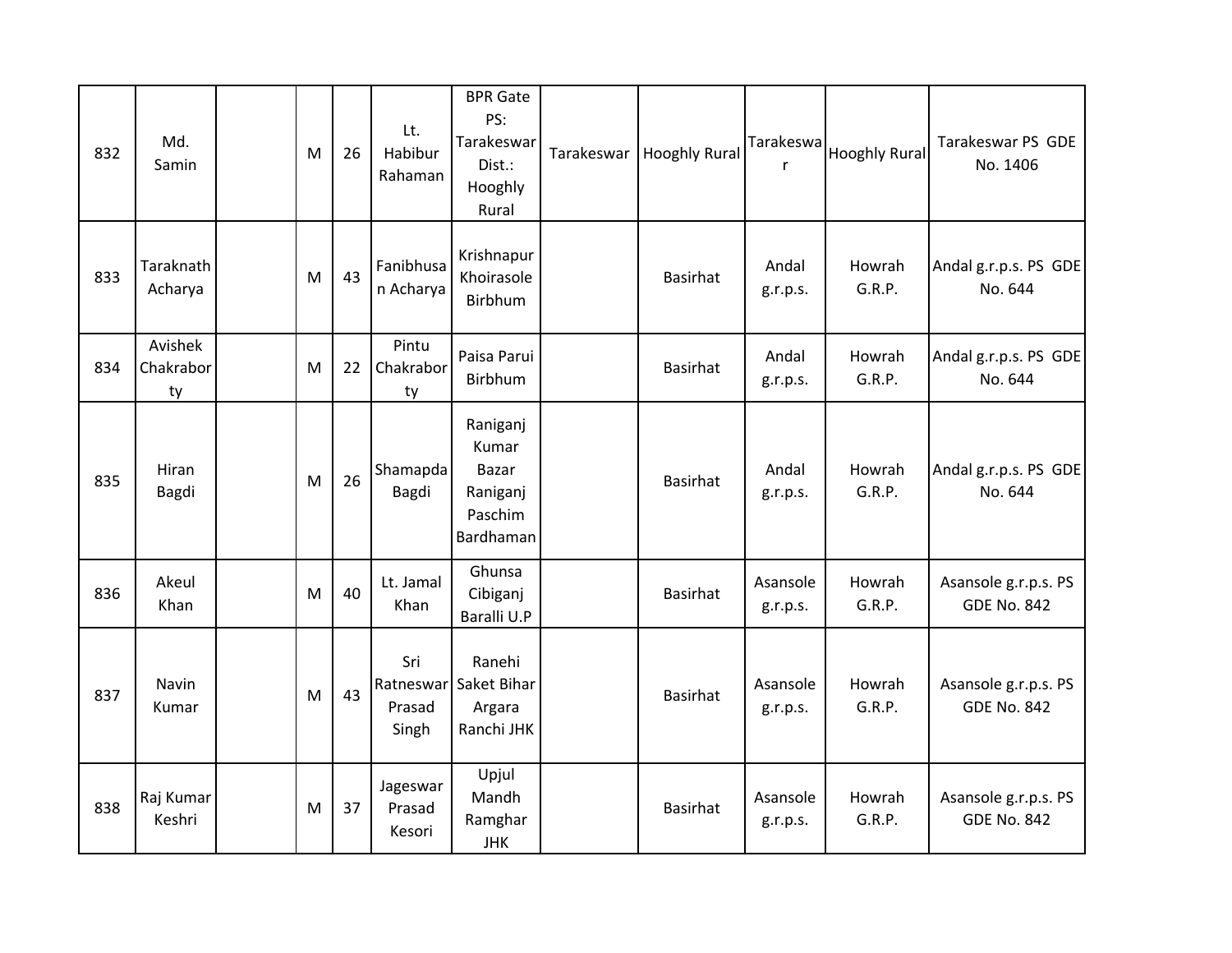| 832 | Md. Samin | | M | 26 | Lt. Habibur Rahaman | BPR Gate PS: Tarakeswar Dist.: Hooghly Rural | Tarakeswar | Hooghly Rural | Tarakeswar | Hooghly Rural | Tarakeswar PS GDE No. 1406 |
|---|---|---|---|---|---|---|---|---|---|---|---|
| 833 | Taraknath Acharya | | M | 43 | Fanibhusan Acharya | Krishnapur Khoirasole Birbhum | | Basirhat | Andal g.r.p.s. | Howrah G.R.P. | Andal g.r.p.s. PS GDE No. 644 |
| 834 | Avishek Chakraborty | | M | 22 | Pintu Chakraborty | Paisa Parui Birbhum | | Basirhat | Andal g.r.p.s. | Howrah G.R.P. | Andal g.r.p.s. PS GDE No. 644 |
| 835 | Hiran Bagdi | | M | 26 | Shamapda Bagdi | Raniganj Kumar Bazar Raniganj Paschim Bardhaman | | Basirhat | Andal g.r.p.s. | Howrah G.R.P. | Andal g.r.p.s. PS GDE No. 644 |
| 836 | Akeul Khan | | M | 40 | Lt. Jamal Khan | Ghunsa Cibiganj Baralli U.P | | Basirhat | Asansole g.r.p.s. | Howrah G.R.P. | Asansole g.r.p.s. PS GDE No. 842 |
| 837 | Navin Kumar | | M | 43 | Sri Ratneswar Prasad Singh | Ranehi Saket Bihar Argara Ranchi JHK | | Basirhat | Asansole g.r.p.s. | Howrah G.R.P. | Asansole g.r.p.s. PS GDE No. 842 |
| 838 | Raj Kumar Keshri | | M | 37 | Jageswar Prasad Kesori | Upjul Mandh Ramghar JHK | | Basirhat | Asansole g.r.p.s. | Howrah G.R.P. | Asansole g.r.p.s. PS GDE No. 842 |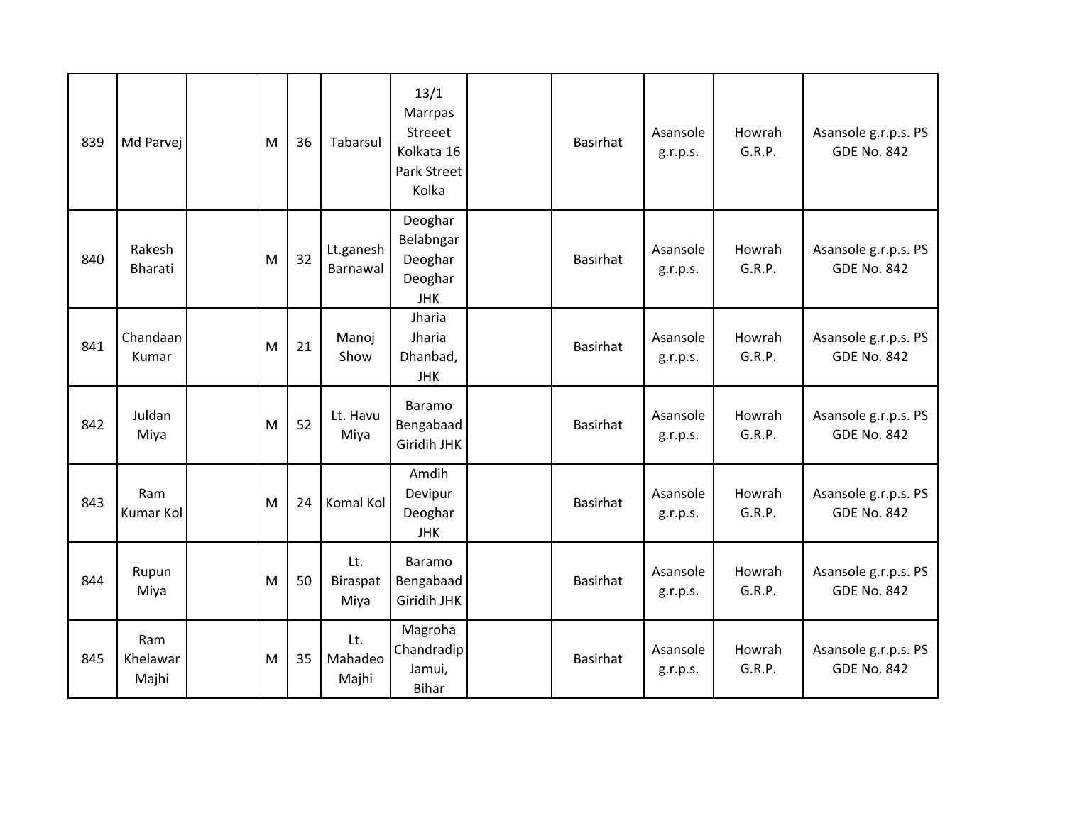| | | | | | | | | | | | |
|---|---|---|---|---|---|---|---|---|---|---|---|
| 839 | Md Parvej | | M | 36 | Tabarsul | 13/1 Marrpas Streeet Kolkata 16 Park Street Kolka | | Basirhat | Asansole g.r.p.s. | Howrah G.R.P. | Asansole g.r.p.s. PS GDE No. 842 |
| 840 | Rakesh Bharati | | M | 32 | Lt.ganesh Barnawal | Deoghar Belabngar Deoghar Deoghar JHK | | Basirhat | Asansole g.r.p.s. | Howrah G.R.P. | Asansole g.r.p.s. PS GDE No. 842 |
| 841 | Chandaan Kumar | | M | 21 | Manoj Show | Jharia Jharia Dhanbad, JHK | | Basirhat | Asansole g.r.p.s. | Howrah G.R.P. | Asansole g.r.p.s. PS GDE No. 842 |
| 842 | Juldan Miya | | M | 52 | Lt. Havu Miya | Baramo Bengabaad Giridih JHK | | Basirhat | Asansole g.r.p.s. | Howrah G.R.P. | Asansole g.r.p.s. PS GDE No. 842 |
| 843 | Ram Kumar Kol | | M | 24 | Komal Kol | Amdih Devipur Deoghar JHK | | Basirhat | Asansole g.r.p.s. | Howrah G.R.P. | Asansole g.r.p.s. PS GDE No. 842 |
| 844 | Rupun Miya | | M | 50 | Lt. Biraspat Miya | Baramo Bengabaad Giridih JHK | | Basirhat | Asansole g.r.p.s. | Howrah G.R.P. | Asansole g.r.p.s. PS GDE No. 842 |
| 845 | Ram Khelawar Majhi | | M | 35 | Lt. Mahadeo Majhi | Magroha Chandradip Jamui, Bihar | | Basirhat | Asansole g.r.p.s. | Howrah G.R.P. | Asansole g.r.p.s. PS GDE No. 842 |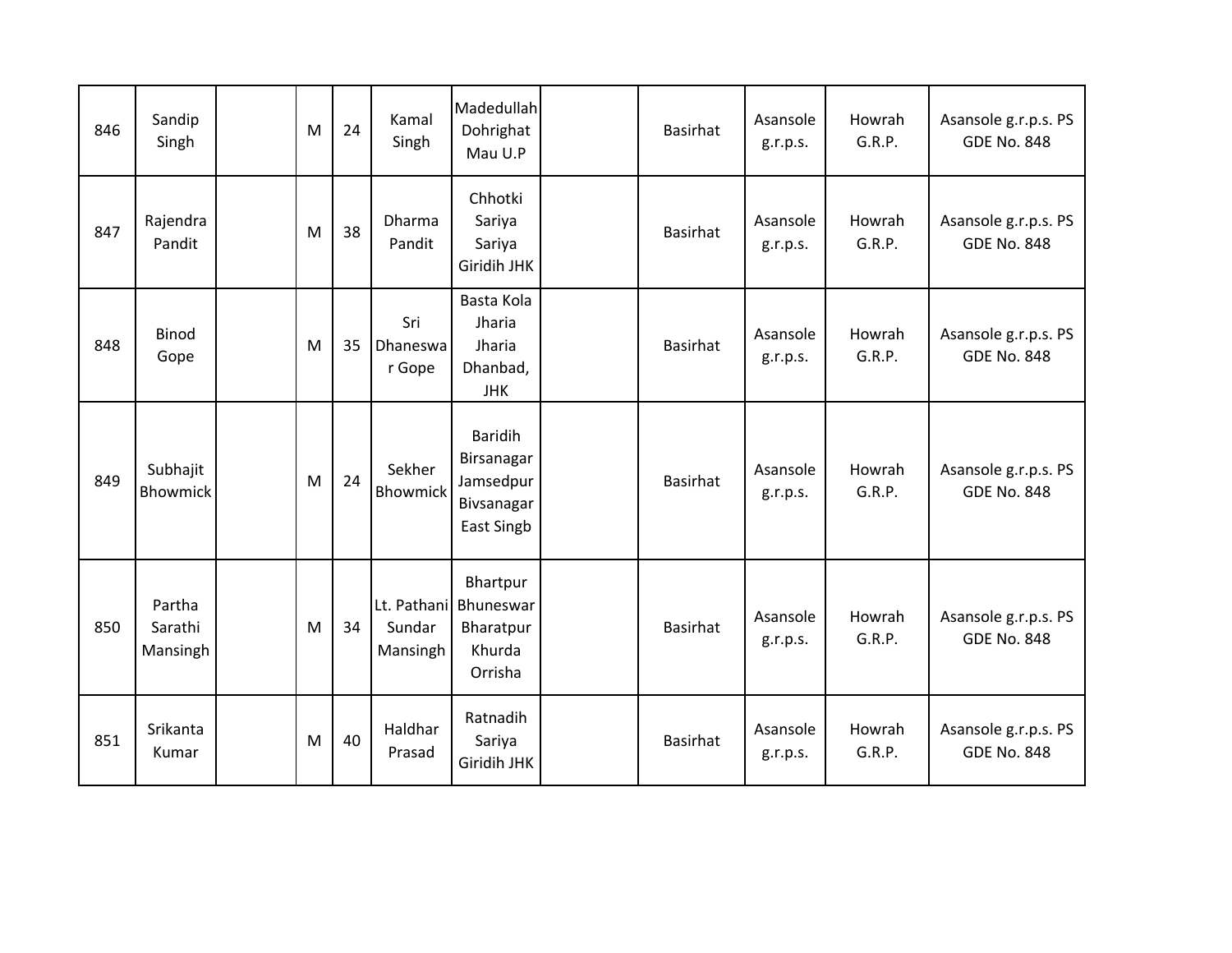| | | | | | | | | | | | |
|---|---|---|---|---|---|---|---|---|---|---|---|
| 846 | Sandip Singh | | M | 24 | Kamal Singh | Madedullah Dohrighat Mau U.P | | Basirhat | Asansole g.r.p.s. | Howrah G.R.P. | Asansole g.r.p.s. PS GDE No. 848 |
| 847 | Rajendra Pandit | | M | 38 | Dharma Pandit | Chhotki Sariya Sariya Giridih JHK | | Basirhat | Asansole g.r.p.s. | Howrah G.R.P. | Asansole g.r.p.s. PS GDE No. 848 |
| 848 | Binod Gope | | M | 35 | Sri Dhaneswar Gope | Basta Kola Jharia Jharia Dhanbad, JHK | | Basirhat | Asansole g.r.p.s. | Howrah G.R.P. | Asansole g.r.p.s. PS GDE No. 848 |
| 849 | Subhajit Bhowmick | | M | 24 | Sekher Bhowmick | Baridih Birsanagar Jamsedpur Bivsanagar East Singb | | Basirhat | Asansole g.r.p.s. | Howrah G.R.P. | Asansole g.r.p.s. PS GDE No. 848 |
| 850 | Partha Sarathi Mansingh | | M | 34 | Lt. Pathani Sundar Mansingh | Bhartpur Bhuneswar Bharatpur Khurda Orrisha | | Basirhat | Asansole g.r.p.s. | Howrah G.R.P. | Asansole g.r.p.s. PS GDE No. 848 |
| 851 | Srikanta Kumar | | M | 40 | Haldhar Prasad | Ratnadih Sariya Giridih JHK | | Basirhat | Asansole g.r.p.s. | Howrah G.R.P. | Asansole g.r.p.s. PS GDE No. 848 |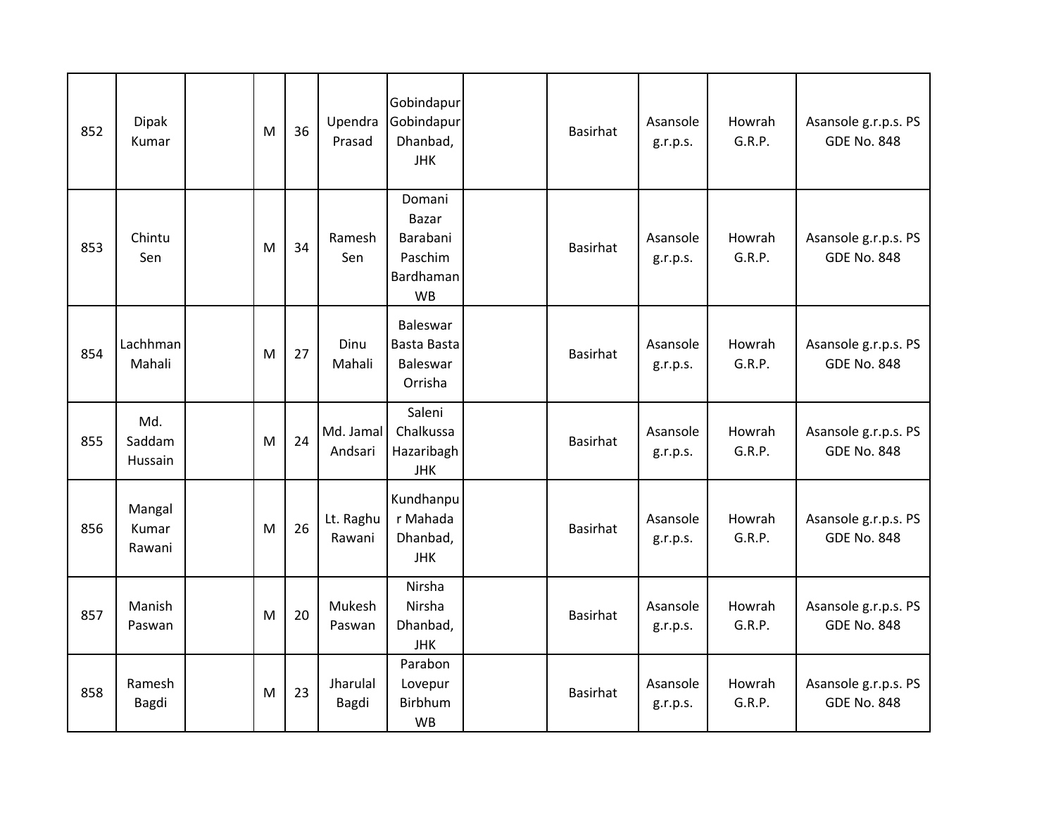| | | | | | | | | | | | |
|---|---|---|---|---|---|---|---|---|---|---|---|
| 852 | Dipak Kumar | | M | 36 | Upendra Prasad | Gobindapur Gobindapur Dhanbad, JHK | | Basirhat | Asansole g.r.p.s. | Howrah G.R.P. | Asansole g.r.p.s. PS GDE No. 848 |
| 853 | Chintu Sen | | M | 34 | Ramesh Sen | Domani Bazar Barabani Paschim Bardhaman WB | | Basirhat | Asansole g.r.p.s. | Howrah G.R.P. | Asansole g.r.p.s. PS GDE No. 848 |
| 854 | Lachhman Mahali | | M | 27 | Dinu Mahali | Baleswar Basta Basta Baleswar Orrisha | | Basirhat | Asansole g.r.p.s. | Howrah G.R.P. | Asansole g.r.p.s. PS GDE No. 848 |
| 855 | Md. Saddam Hussain | | M | 24 | Md. Jamal Andsari | Saleni Chalkussa Hazaribagh JHK | | Basirhat | Asansole g.r.p.s. | Howrah G.R.P. | Asansole g.r.p.s. PS GDE No. 848 |
| 856 | Mangal Kumar Rawani | | M | 26 | Lt. Raghu Rawani | Kundhanpur Mahada Dhanbad, JHK | | Basirhat | Asansole g.r.p.s. | Howrah G.R.P. | Asansole g.r.p.s. PS GDE No. 848 |
| 857 | Manish Paswan | | M | 20 | Mukesh Paswan | Nirsha Nirsha Dhanbad, JHK | | Basirhat | Asansole g.r.p.s. | Howrah G.R.P. | Asansole g.r.p.s. PS GDE No. 848 |
| 858 | Ramesh Bagdi | | M | 23 | Jharulal Bagdi | Parabon Lovepur Birbhum WB | | Basirhat | Asansole g.r.p.s. | Howrah G.R.P. | Asansole g.r.p.s. PS GDE No. 848 |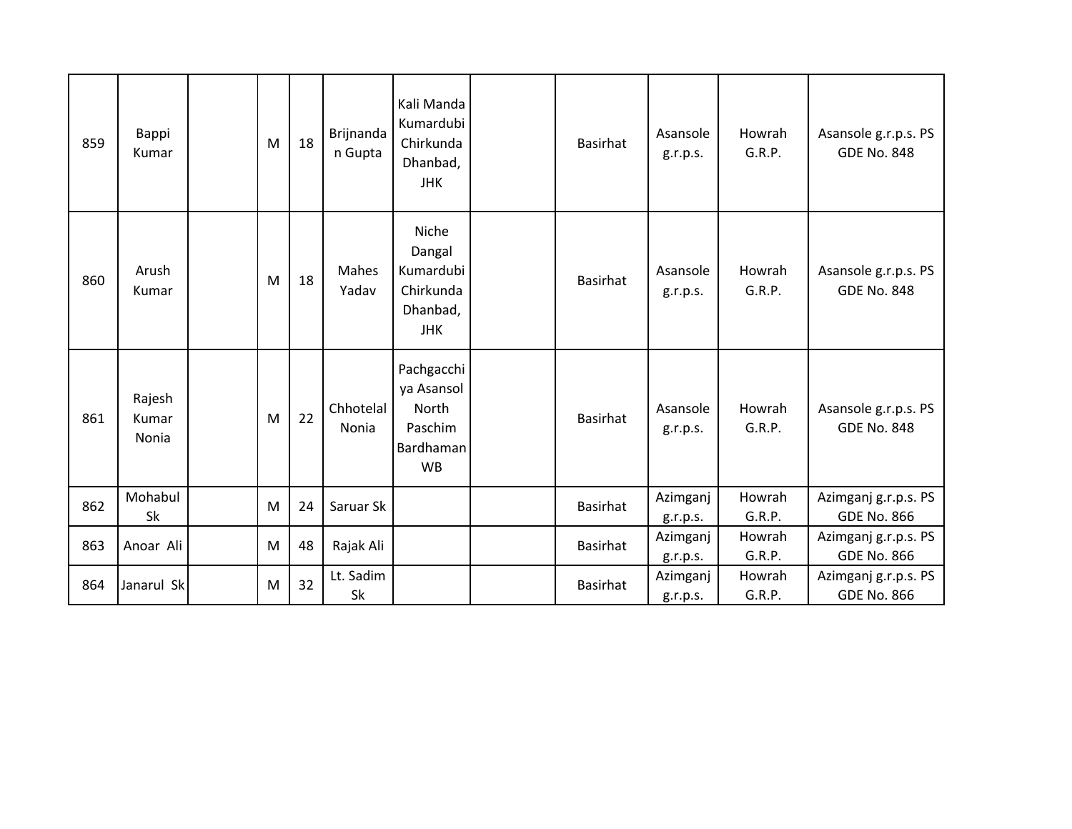| 859 | Bappi Kumar | | M | 18 | Brijnandan Gupta | Kali Manda Kumardubi Chirkunda Dhanbad, JHK | | Basirhat | Asansole g.r.p.s. | Howrah G.R.P. | Asansole g.r.p.s. PS GDE No. 848 |
|---|---|---|---|---|---|---|---|---|---|---|---|
| 860 | Arush Kumar | | M | 18 | Mahes Yadav | Niche Dangal Kumardubi Chirkunda Dhanbad, JHK | | Basirhat | Asansole g.r.p.s. | Howrah G.R.P. | Asansole g.r.p.s. PS GDE No. 848 |
| 861 | Rajesh Kumar Nonia | | M | 22 | Chhotelal Nonia | Pachgacchiya Asansol North Paschim Bardhaman WB | | Basirhat | Asansole g.r.p.s. | Howrah G.R.P. | Asansole g.r.p.s. PS GDE No. 848 |
| 862 | Mohabul Sk | | M | 24 | Saruar Sk | | | Basirhat | Azimganj g.r.p.s. | Howrah G.R.P. | Azimganj g.r.p.s. PS GDE No. 866 |
| 863 | Anoar Ali | | M | 48 | Rajak Ali | | | Basirhat | Azimganj g.r.p.s. | Howrah G.R.P. | Azimganj g.r.p.s. PS GDE No. 866 |
| 864 | Janarul Sk | | M | 32 | Lt. Sadim Sk | | | Basirhat | Azimganj g.r.p.s. | Howrah G.R.P. | Azimganj g.r.p.s. PS GDE No. 866 |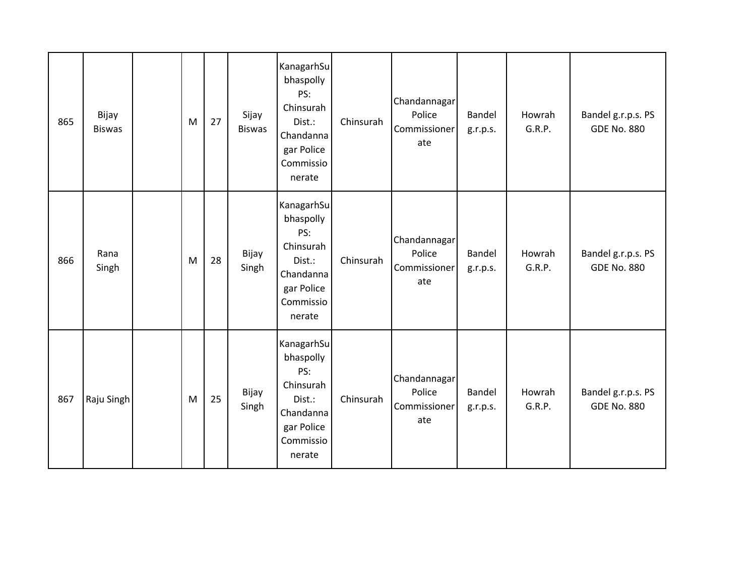| | | | | | | | | | | | |
|---|---|---|---|---|---|---|---|---|---|---|---|
| 865 | Bijay Biswas | | M | 27 | Sijay Biswas | KanagarhSubhaspolly PS: Chinsurah Dist.: Chandannagar Police Commissionerate | Chinsurah | Chandannagar Police Commissionerate | Bandel g.r.p.s. | Howrah G.R.P. | Bandel g.r.p.s. PS GDE No. 880 |
| 866 | Rana Singh | | M | 28 | Bijay Singh | KanagarhSubhaspolly PS: Chinsurah Dist.: Chandannagar Police Commissionerate | Chinsurah | Chandannagar Police Commissionerate | Bandel g.r.p.s. | Howrah G.R.P. | Bandel g.r.p.s. PS GDE No. 880 |
| 867 | Raju Singh | | M | 25 | Bijay Singh | KanagarhSubhaspolly PS: Chinsurah Dist.: Chandannagar Police Commissionerate | Chinsurah | Chandannagar Police Commissionerate | Bandel g.r.p.s. | Howrah G.R.P. | Bandel g.r.p.s. PS GDE No. 880 |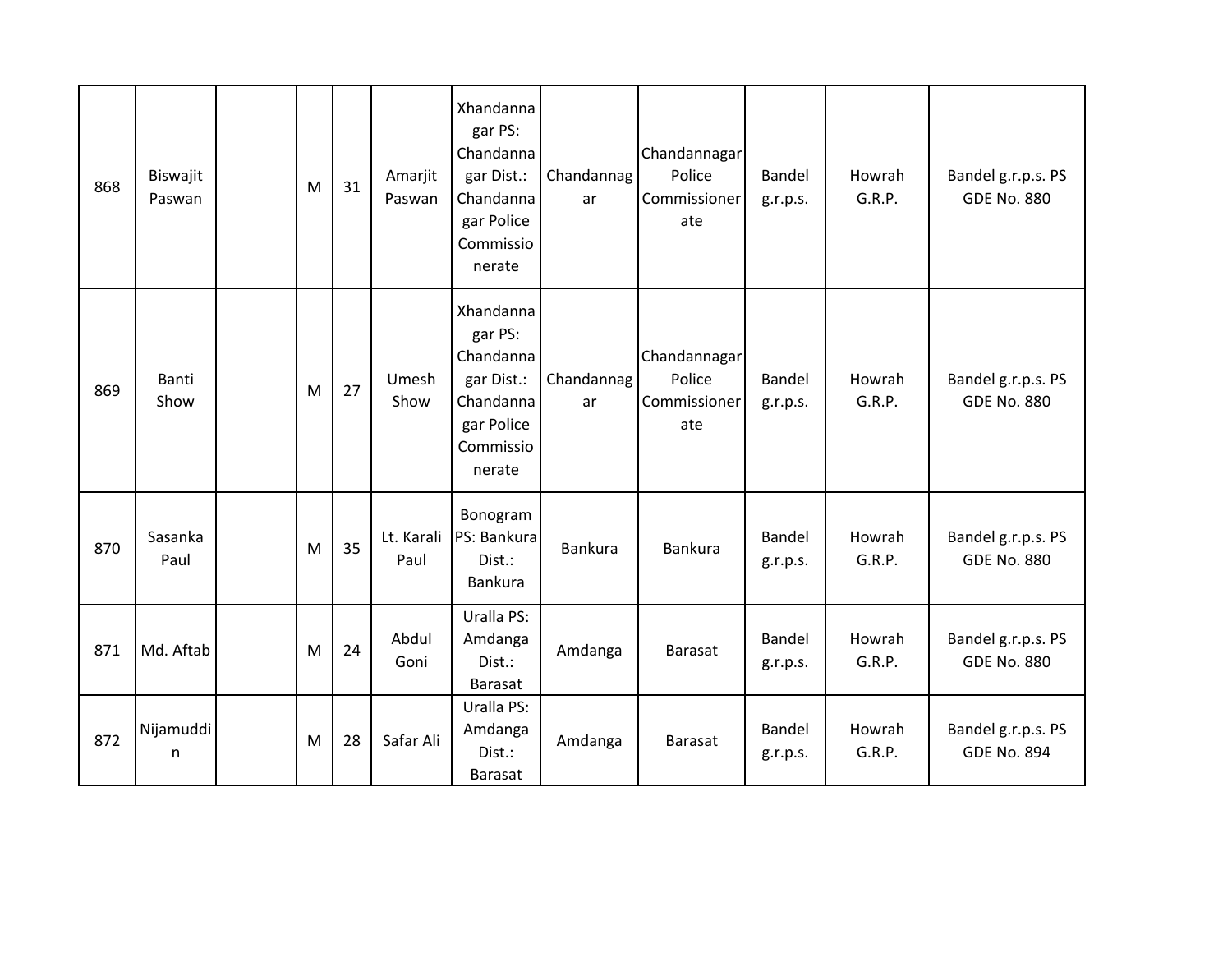| 868 | Biswajit Paswan | | M | 31 | Amarjit Paswan | Xhandannagar PS: Chandannagar Dist.: Chandannagar Police Commissionerate | Chandannagar | Chandannagar Police Commissionerate | Bandel g.r.p.s. | Howrah G.R.P. | Bandel g.r.p.s. PS GDE No. 880 |
|---|---|---|---|---|---|---|---|---|---|---|---|
| 869 | Banti Show | | M | 27 | Umesh Show | Xhandannagar PS: Chandannagar Dist.: Chandannagar Police Commissionerate | Chandannagar | Chandannagar Police Commissionerate | Bandel g.r.p.s. | Howrah G.R.P. | Bandel g.r.p.s. PS GDE No. 880 |
| 870 | Sasanka Paul | | M | 35 | Lt. Karali Paul | Bonogram PS: Bankura Dist.: Bankura | Bankura | Bankura | Bandel g.r.p.s. | Howrah G.R.P. | Bandel g.r.p.s. PS GDE No. 880 |
| 871 | Md. Aftab | | M | 24 | Abdul Goni | Uralla PS: Amdanga Dist.: Barasat | Amdanga | Barasat | Bandel g.r.p.s. | Howrah G.R.P. | Bandel g.r.p.s. PS GDE No. 880 |
| 872 | Nijamuddin | | M | 28 | Safar Ali | Uralla PS: Amdanga Dist.: Barasat | Amdanga | Barasat | Bandel g.r.p.s. | Howrah G.R.P. | Bandel g.r.p.s. PS GDE No. 894 |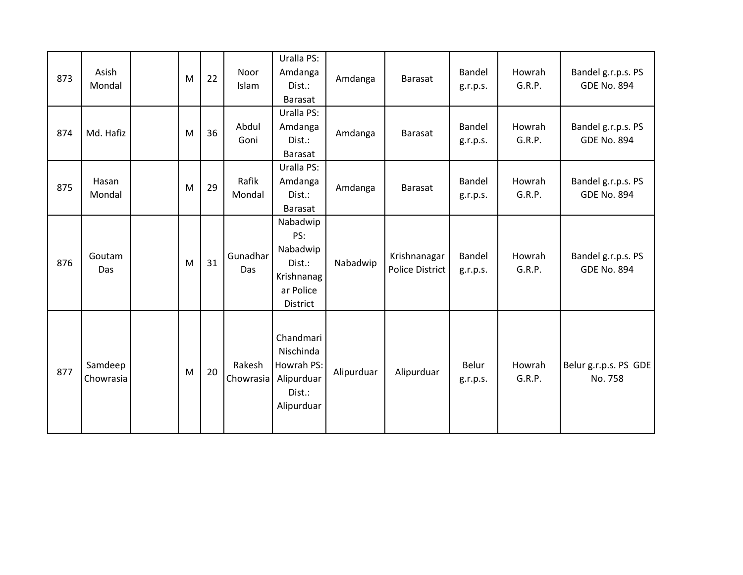| | | | | | | | | | | | |
|---|---|---|---|---|---|---|---|---|---|---|---|
| 873 | Asish Mondal | | M | 22 | Noor Islam | Uralla PS: Amdanga Dist.: Barasat | Amdanga | Barasat | Bandel g.r.p.s. | Howrah G.R.P. | Bandel g.r.p.s. PS GDE No. 894 |
| 874 | Md. Hafiz | | M | 36 | Abdul Goni | Uralla PS: Amdanga Dist.: Barasat | Amdanga | Barasat | Bandel g.r.p.s. | Howrah G.R.P. | Bandel g.r.p.s. PS GDE No. 894 |
| 875 | Hasan Mondal | | M | 29 | Rafik Mondal | Uralla PS: Amdanga Dist.: Barasat | Amdanga | Barasat | Bandel g.r.p.s. | Howrah G.R.P. | Bandel g.r.p.s. PS GDE No. 894 |
| 876 | Goutam Das | | M | 31 | Gunadhar Das | Nabadwip PS: Nabadwip Dist.: Krishnanagar Police District | Nabadwip | Krishnanagar Police District | Bandel g.r.p.s. | Howrah G.R.P. | Bandel g.r.p.s. PS GDE No. 894 |
| 877 | Samdeep Chowrasia | | M | 20 | Rakesh Chowrasia | Chandmari Nischinda Howrah PS: Alipurduar Dist.: Alipurduar | Alipurduar | Alipurduar | Belur g.r.p.s. | Howrah G.R.P. | Belur g.r.p.s. PS GDE No. 758 |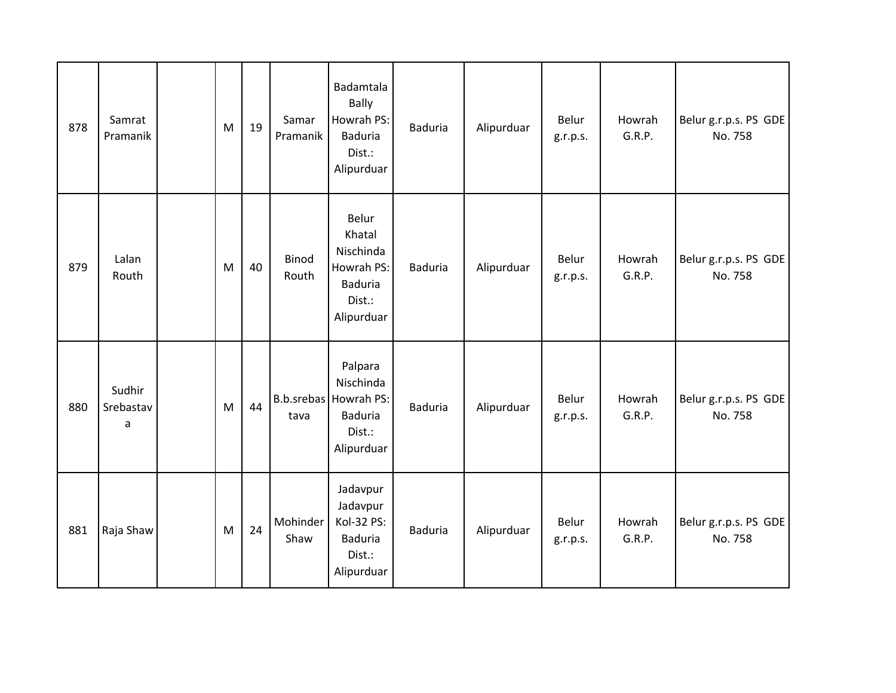| 878 | Samrat Pramanik | | M | 19 | Samar Pramanik | Badamtala Bally Howrah PS: Baduria Dist.: Alipurduar | Baduria | Alipurduar | Belur g.r.p.s. | Howrah G.R.P. | Belur g.r.p.s. PS GDE No. 758 |
|---|---|---|---|---|---|---|---|---|---|---|---|
| 879 | Lalan Routh | | M | 40 | Binod Routh | Belur Khatal Nischinda Howrah PS: Baduria Dist.: Alipurduar | Baduria | Alipurduar | Belur g.r.p.s. | Howrah G.R.P. | Belur g.r.p.s. PS GDE No. 758 |
| 880 | Sudhir Srebastava | | M | 44 | B.b.srebastava | Palpara Nischinda Howrah PS: Baduria Dist.: Alipurduar | Baduria | Alipurduar | Belur g.r.p.s. | Howrah G.R.P. | Belur g.r.p.s. PS GDE No. 758 |
| 881 | Raja Shaw | | M | 24 | Mohinder Shaw | Jadavpur Jadavpur Kol-32 PS: Baduria Dist.: Alipurduar | Baduria | Alipurduar | Belur g.r.p.s. | Howrah G.R.P. | Belur g.r.p.s. PS GDE No. 758 |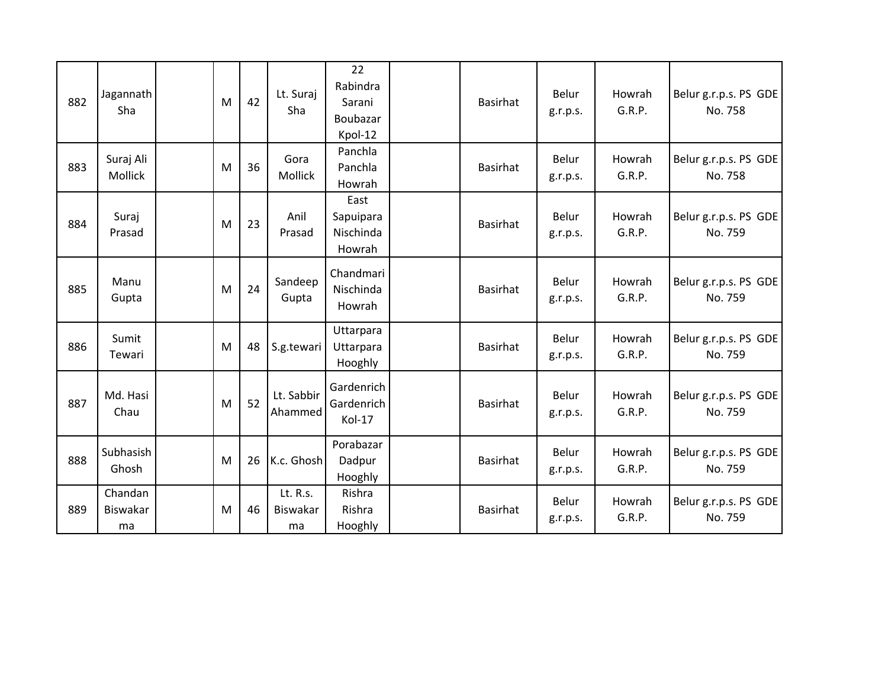| 882 | Jagannath Sha | | M | 42 | Lt. Suraj Sha | 22 Rabindra Sarani Boubazar Kpol-12 | | Basirhat | Belur g.r.p.s. | Howrah G.R.P. | Belur g.r.p.s. PS GDE No. 758 |
|---|---|---|---|---|---|---|---|---|---|---|---|
| 883 | Suraj Ali Mollick | | M | 36 | Gora Mollick | Panchla Panchla Howrah | | Basirhat | Belur g.r.p.s. | Howrah G.R.P. | Belur g.r.p.s. PS GDE No. 758 |
| 884 | Suraj Prasad | | M | 23 | Anil Prasad | East Sapuipara Nischinda Howrah | | Basirhat | Belur g.r.p.s. | Howrah G.R.P. | Belur g.r.p.s. PS GDE No. 759 |
| 885 | Manu Gupta | | M | 24 | Sandeep Gupta | Chandmari Nischinda Howrah | | Basirhat | Belur g.r.p.s. | Howrah G.R.P. | Belur g.r.p.s. PS GDE No. 759 |
| 886 | Sumit Tewari | | M | 48 | S.g.tewari | Uttarpara Uttarpara Hooghly | | Basirhat | Belur g.r.p.s. | Howrah G.R.P. | Belur g.r.p.s. PS GDE No. 759 |
| 887 | Md. Hasi Chau | | M | 52 | Lt. Sabbir Ahammed | Gardenrich Gardenrich Kol-17 | | Basirhat | Belur g.r.p.s. | Howrah G.R.P. | Belur g.r.p.s. PS GDE No. 759 |
| 888 | Subhasish Ghosh | | M | 26 | K.c. Ghosh | Porabazar Dadpur Hooghly | | Basirhat | Belur g.r.p.s. | Howrah G.R.P. | Belur g.r.p.s. PS GDE No. 759 |
| 889 | Chandan Biswakarma | | M | 46 | Lt. R.s. Biswakarma | Rishra Rishra Hooghly | | Basirhat | Belur g.r.p.s. | Howrah G.R.P. | Belur g.r.p.s. PS GDE No. 759 |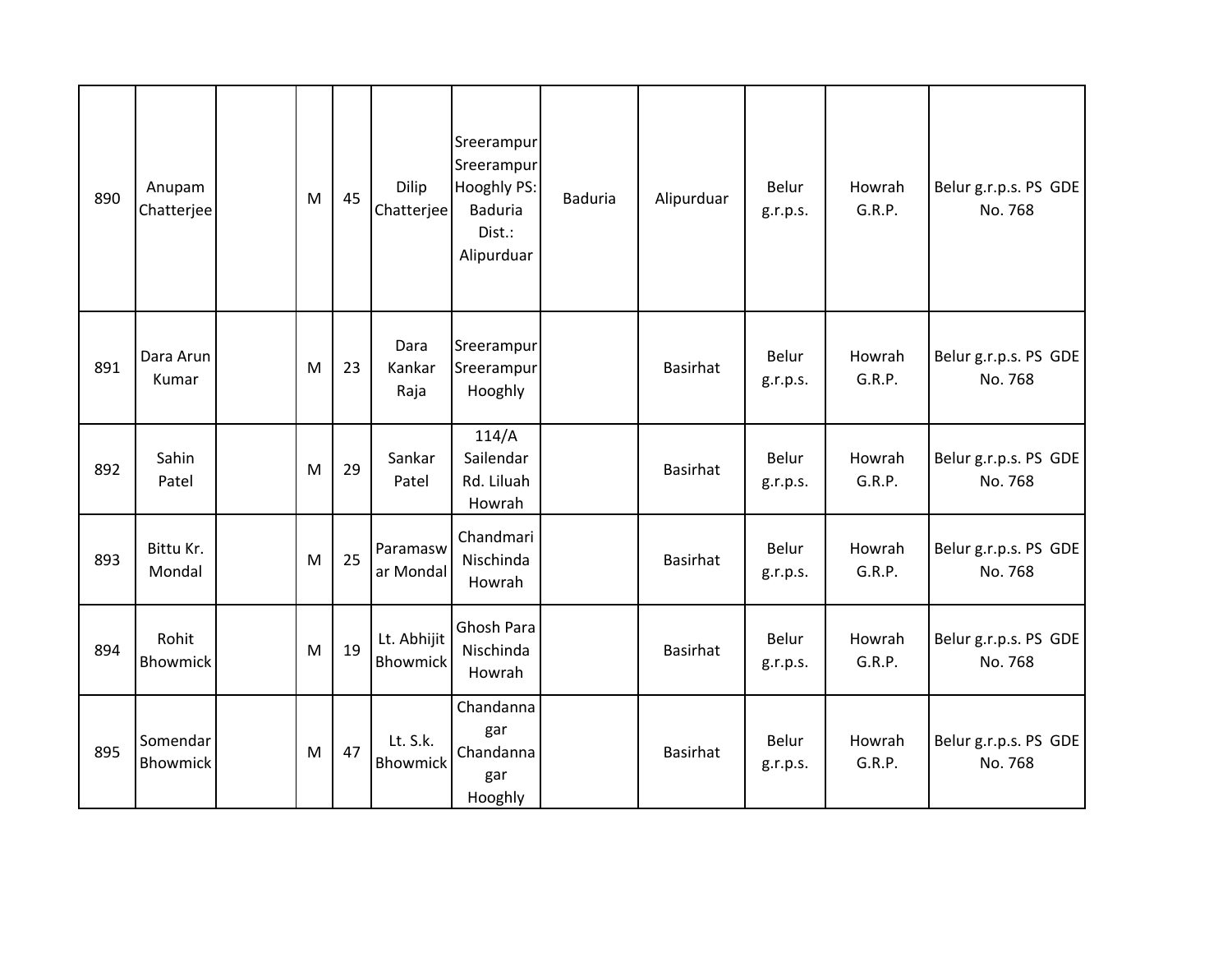| | | | | | | | | | | | |
|---|---|---|---|---|---|---|---|---|---|---|---|
| 890 | Anupam Chatterjee | | M | 45 | Dilip Chatterjee | Sreerampur Sreerampur Hooghly PS: Baduria Dist.: Alipurduar | Baduria | Alipurduar | Belur g.r.p.s. | Howrah G.R.P. | Belur g.r.p.s. PS GDE No. 768 |
| 891 | Dara Arun Kumar | | M | 23 | Dara Kankar Raja | Sreerampur Sreerampur Hooghly | | Basirhat | Belur g.r.p.s. | Howrah G.R.P. | Belur g.r.p.s. PS GDE No. 768 |
| 892 | Sahin Patel | | M | 29 | Sankar Patel | 114/A Sailendar Rd. Liluah Howrah | | Basirhat | Belur g.r.p.s. | Howrah G.R.P. | Belur g.r.p.s. PS GDE No. 768 |
| 893 | Bittu Kr. Mondal | | M | 25 | Paramasw ar Mondal | Chandmari Nischinda Howrah | | Basirhat | Belur g.r.p.s. | Howrah G.R.P. | Belur g.r.p.s. PS GDE No. 768 |
| 894 | Rohit Bhowmick | | M | 19 | Lt. Abhijit Bhowmick | Ghosh Para Nischinda Howrah | | Basirhat | Belur g.r.p.s. | Howrah G.R.P. | Belur g.r.p.s. PS GDE No. 768 |
| 895 | Somendar Bhowmick | | M | 47 | Lt. S.k. Bhowmick | Chandanna gar Chandanna gar Hooghly | | Basirhat | Belur g.r.p.s. | Howrah G.R.P. | Belur g.r.p.s. PS GDE No. 768 |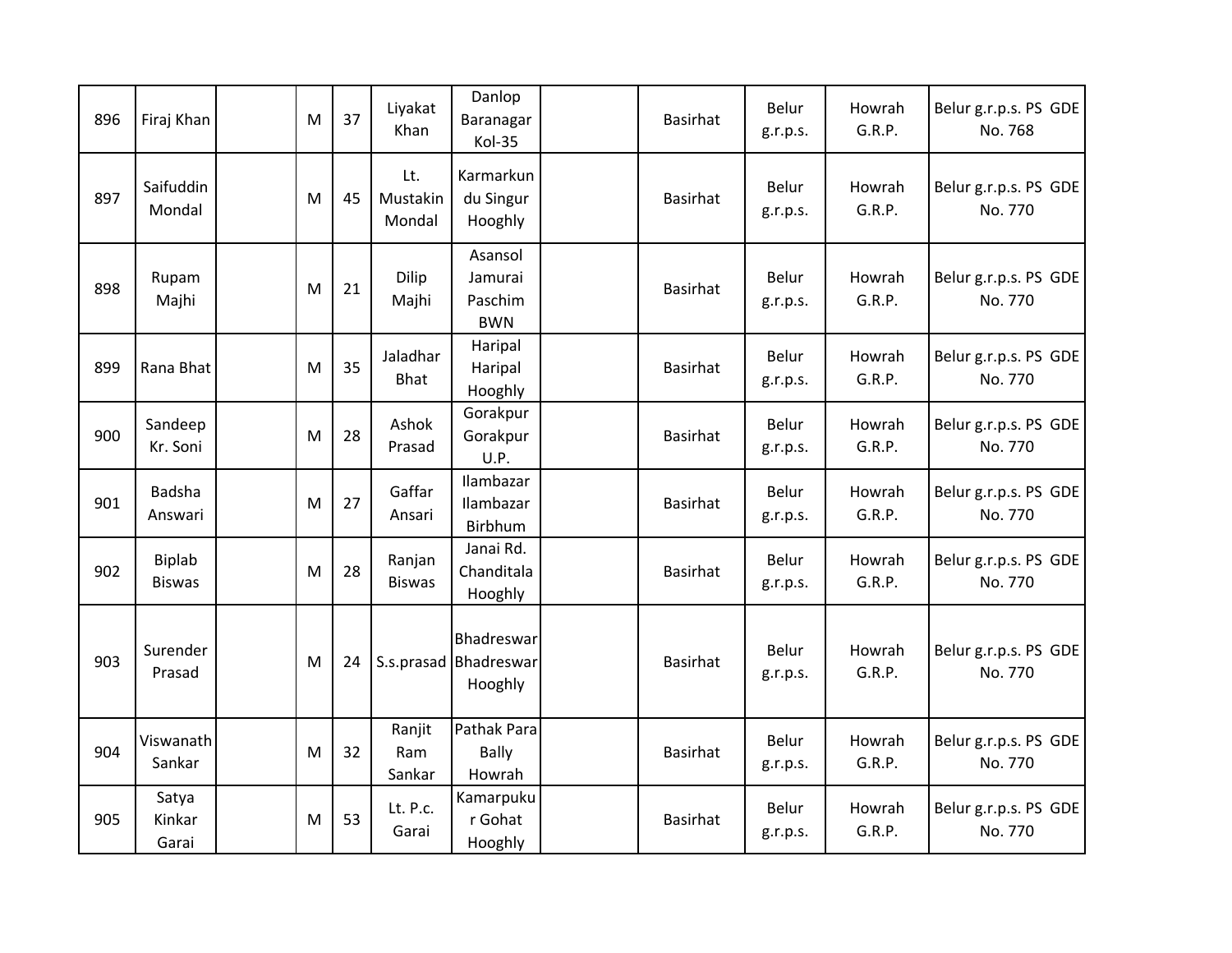| | | | | | | | | | | | |
|---|---|---|---|---|---|---|---|---|---|---|---|
| 896 | Firaj Khan | | M | 37 | Liyakat Khan | Danlop Baranagar Kol-35 | | Basirhat | Belur g.r.p.s. | Howrah G.R.P. | Belur g.r.p.s. PS GDE No. 768 |
| 897 | Saifuddin Mondal | | M | 45 | Lt. Mustakin Mondal | Karmarkundu Singur Hooghly | | Basirhat | Belur g.r.p.s. | Howrah G.R.P. | Belur g.r.p.s. PS GDE No. 770 |
| 898 | Rupam Majhi | | M | 21 | Dilip Majhi | Asansol Jamurai Paschim BWN | | Basirhat | Belur g.r.p.s. | Howrah G.R.P. | Belur g.r.p.s. PS GDE No. 770 |
| 899 | Rana Bhat | | M | 35 | Jaladhar Bhat | Haripal Haripal Hooghly | | Basirhat | Belur g.r.p.s. | Howrah G.R.P. | Belur g.r.p.s. PS GDE No. 770 |
| 900 | Sandeep Kr. Soni | | M | 28 | Ashok Prasad | Gorakpur Gorakpur U.P. | | Basirhat | Belur g.r.p.s. | Howrah G.R.P. | Belur g.r.p.s. PS GDE No. 770 |
| 901 | Badsha Answari | | M | 27 | Gaffar Ansari | Ilambazar Ilambazar Birbhum | | Basirhat | Belur g.r.p.s. | Howrah G.R.P. | Belur g.r.p.s. PS GDE No. 770 |
| 902 | Biplab Biswas | | M | 28 | Ranjan Biswas | Janai Rd. Chanditala Hooghly | | Basirhat | Belur g.r.p.s. | Howrah G.R.P. | Belur g.r.p.s. PS GDE No. 770 |
| 903 | Surender Prasad | | M | 24 | S.s.prasad | Bhadreswar Bhadreswar Hooghly | | Basirhat | Belur g.r.p.s. | Howrah G.R.P. | Belur g.r.p.s. PS GDE No. 770 |
| 904 | Viswanath Sankar | | M | 32 | Ranjit Ram Sankar | Pathak Para Bally Howrah | | Basirhat | Belur g.r.p.s. | Howrah G.R.P. | Belur g.r.p.s. PS GDE No. 770 |
| 905 | Satya Kinkar Garai | | M | 53 | Lt. P.c. Garai | Kamarpukur Gohat Hooghly | | Basirhat | Belur g.r.p.s. | Howrah G.R.P. | Belur g.r.p.s. PS GDE No. 770 |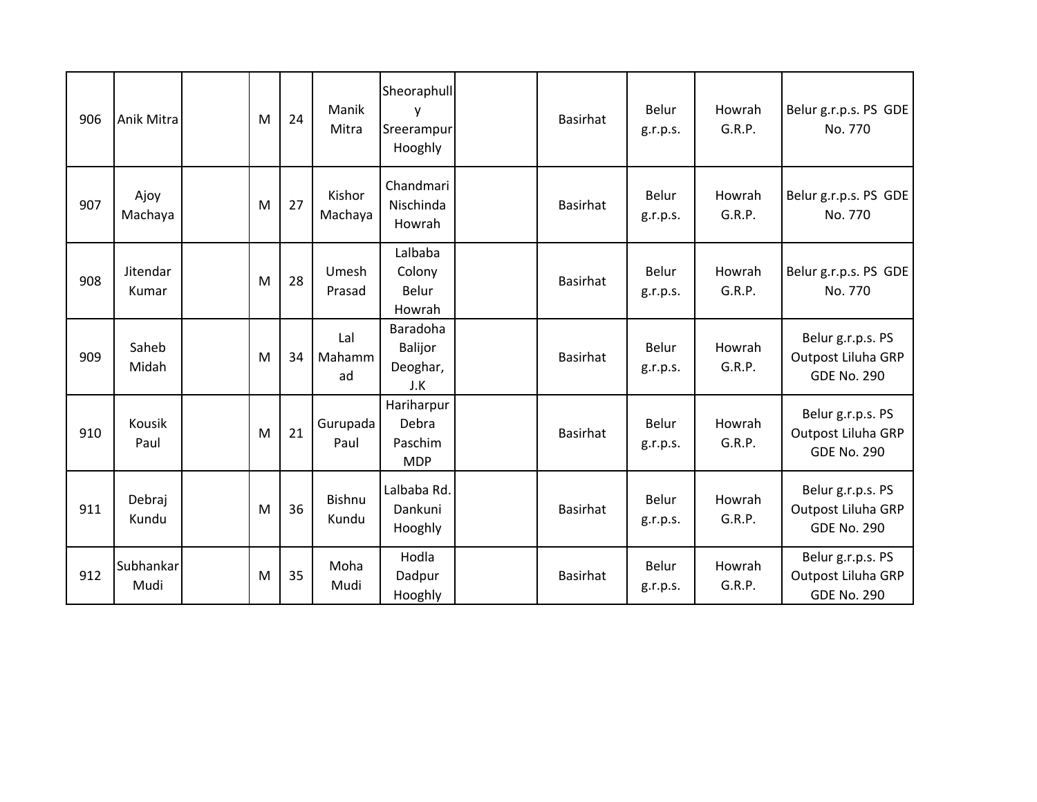| 906 | Anik Mitra | | M | 24 | Manik Mitra | Sheoraphully Sreerampur Hooghly | | Basirhat | Belur g.r.p.s. | Howrah G.R.P. | Belur g.r.p.s. PS GDE No. 770 |
|---|---|---|---|---|---|---|---|---|---|---|---|
| 907 | Ajoy Machaya | | M | 27 | Kishor Machaya | Chandmari Nischinda Howrah | | Basirhat | Belur g.r.p.s. | Howrah G.R.P. | Belur g.r.p.s. PS GDE No. 770 |
| 908 | Jitendar Kumar | | M | 28 | Umesh Prasad | Lalbaba Colony Belur Howrah | | Basirhat | Belur g.r.p.s. | Howrah G.R.P. | Belur g.r.p.s. PS GDE No. 770 |
| 909 | Saheb Midah | | M | 34 | Lal Mahammad | Baradoha Balijor Deoghar, J.K | | Basirhat | Belur g.r.p.s. | Howrah G.R.P. | Belur g.r.p.s. PS Outpost Liluha GRP GDE No. 290 |
| 910 | Kousik Paul | | M | 21 | Gurupada Paul | Hariharpur Debra Paschim MDP | | Basirhat | Belur g.r.p.s. | Howrah G.R.P. | Belur g.r.p.s. PS Outpost Liluha GRP GDE No. 290 |
| 911 | Debraj Kundu | | M | 36 | Bishnu Kundu | Lalbaba Rd. Dankuni Hooghly | | Basirhat | Belur g.r.p.s. | Howrah G.R.P. | Belur g.r.p.s. PS Outpost Liluha GRP GDE No. 290 |
| 912 | Subhankar Mudi | | M | 35 | Moha Mudi | Hodla Dadpur Hooghly | | Basirhat | Belur g.r.p.s. | Howrah G.R.P. | Belur g.r.p.s. PS Outpost Liluha GRP GDE No. 290 |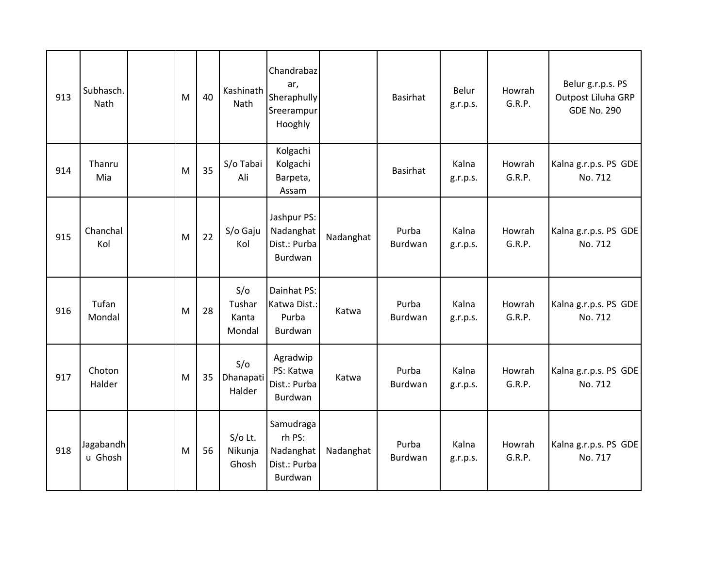| 913 | Subhasch. Nath | | M | 40 | Kashinath Nath | Chandrabazar, Sheraphully Sreerampur Hooghly | | Basirhat | Belur g.r.p.s. | Howrah G.R.P. | Belur g.r.p.s. PS Outpost Liluha GRP GDE No. 290 |
|---|---|---|---|---|---|---|---|---|---|---|---|
| 914 | Thanru Mia | | M | 35 | S/o Tabai Ali | Kolgachi Kolgachi Barpeta, Assam | | Basirhat | Kalna g.r.p.s. | Howrah G.R.P. | Kalna g.r.p.s. PS GDE No. 712 |
| 915 | Chanchal Kol | | M | 22 | S/o Gaju Kol | Jashpur PS: Nadanghat Dist.: Purba Burdwan | Nadanghat | Purba Burdwan | Kalna g.r.p.s. | Howrah G.R.P. | Kalna g.r.p.s. PS GDE No. 712 |
| 916 | Tufan Mondal | | M | 28 | S/o Tushar Kanta Mondal | Dainhat PS: Katwa Dist.: Purba Burdwan | Katwa | Purba Burdwan | Kalna g.r.p.s. | Howrah G.R.P. | Kalna g.r.p.s. PS GDE No. 712 |
| 917 | Choton Halder | | M | 35 | S/o Dhanapati Halder | Agradwip PS: Katwa Dist.: Purba Burdwan | Katwa | Purba Burdwan | Kalna g.r.p.s. | Howrah G.R.P. | Kalna g.r.p.s. PS GDE No. 712 |
| 918 | Jagabandhu Ghosh | | M | 56 | S/o Lt. Nikunja Ghosh | Samudragarh PS: Nadanghat Dist.: Purba Burdwan | Nadanghat | Purba Burdwan | Kalna g.r.p.s. | Howrah G.R.P. | Kalna g.r.p.s. PS GDE No. 717 |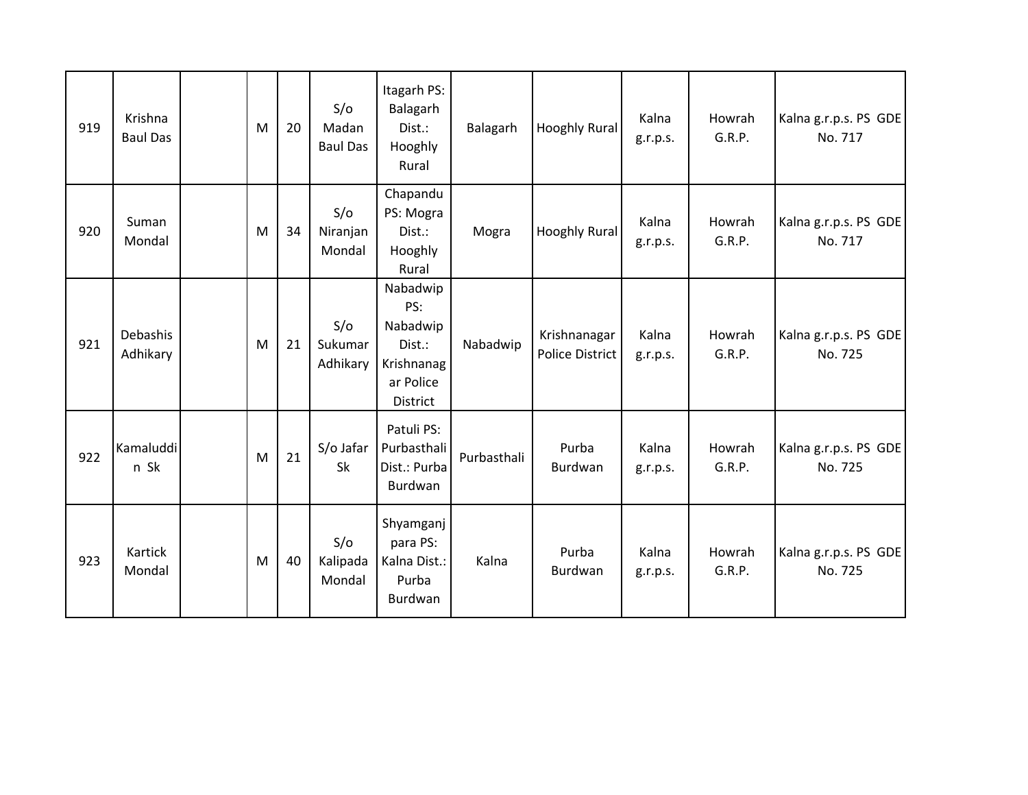| | | | | | | | | | | | |
|---|---|---|---|---|---|---|---|---|---|---|---|
| 919 | Krishna Baul Das | | M | 20 | S/o Madan Baul Das | Itagarh PS: Balagarh Dist.: Hooghly Rural | Balagarh | Hooghly Rural | Kalna g.r.p.s. | Howrah G.R.P. | Kalna g.r.p.s. PS GDE No. 717 |
| 920 | Suman Mondal | | M | 34 | S/o Niranjan Mondal | Chapandu PS: Mogra Dist.: Hooghly Rural | Mogra | Hooghly Rural | Kalna g.r.p.s. | Howrah G.R.P. | Kalna g.r.p.s. PS GDE No. 717 |
| 921 | Debashis Adhikary | | M | 21 | S/o Sukumar Adhikary | Nabadwip PS: Nabadwip Dist.: Krishnanagar Police District | Nabadwip | Krishnanagar Police District | Kalna g.r.p.s. | Howrah G.R.P. | Kalna g.r.p.s. PS GDE No. 725 |
| 922 | Kamaluddin Sk | | M | 21 | S/o Jafar Sk | Patuli PS: Purbasthali Dist.: Purba Burdwan | Purbasthali | Purba Burdwan | Kalna g.r.p.s. | Howrah G.R.P. | Kalna g.r.p.s. PS GDE No. 725 |
| 923 | Kartick Mondal | | M | 40 | S/o Kalipada Mondal | Shyamganj para PS: Kalna Dist.: Purba Burdwan | Kalna | Purba Burdwan | Kalna g.r.p.s. | Howrah G.R.P. | Kalna g.r.p.s. PS GDE No. 725 |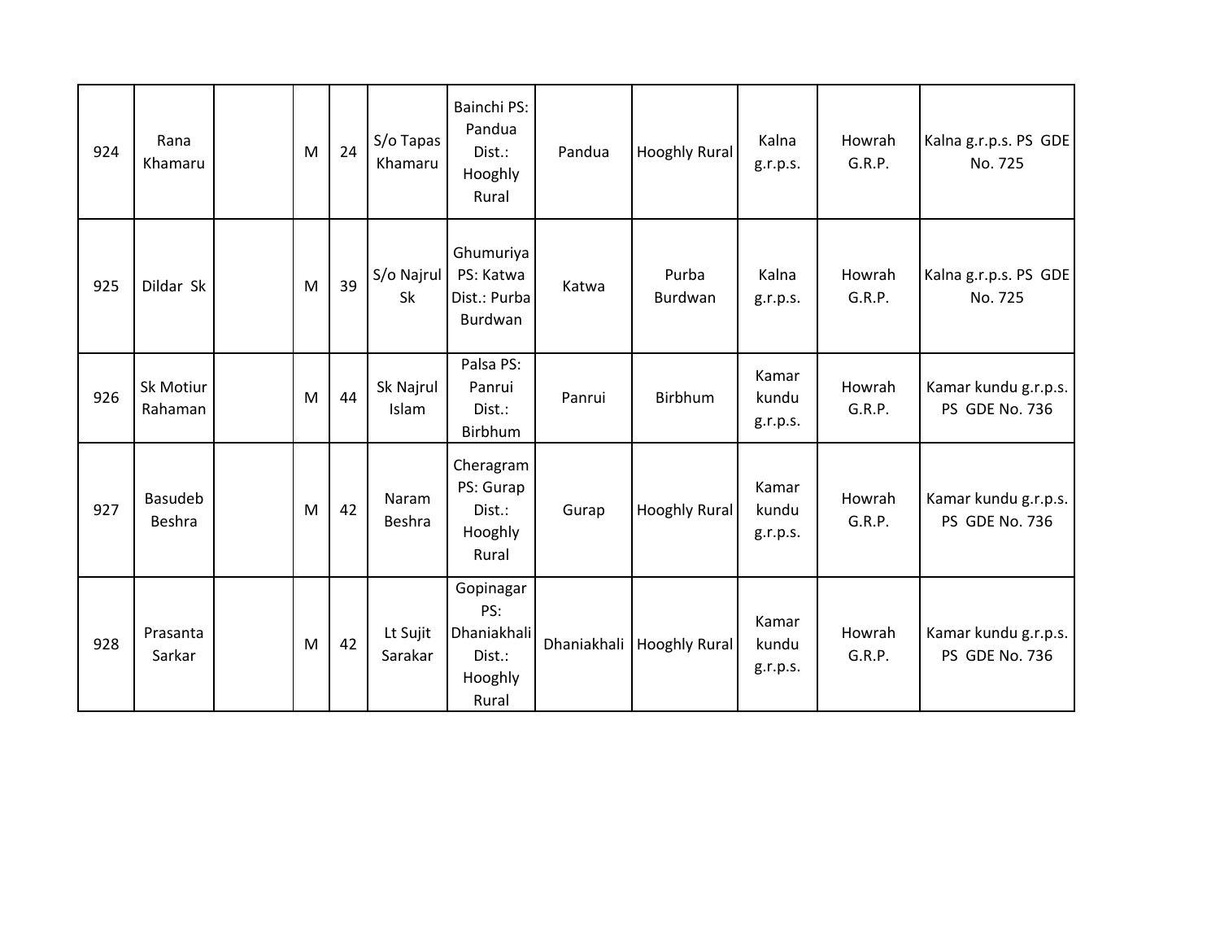| 924 | Rana Khamaru | | M | 24 | S/o Tapas Khamaru | Bainchi PS: Pandua Dist.: Hooghly Rural | Pandua | Hooghly Rural | Kalna g.r.p.s. | Howrah G.R.P. | Kalna g.r.p.s. PS GDE No. 725 |
|---|---|---|---|---|---|---|---|---|---|---|---|
| 925 | Dildar Sk | | M | 39 | S/o Najrul Sk | Ghumuriya PS: Katwa Dist.: Purba Burdwan | Katwa | Purba Burdwan | Kalna g.r.p.s. | Howrah G.R.P. | Kalna g.r.p.s. PS GDE No. 725 |
| 926 | Sk Motiur Rahaman | | M | 44 | Sk Najrul Islam | Palsa PS: Panrui Dist.: Birbhum | Panrui | Birbhum | Kamar kundu g.r.p.s. | Howrah G.R.P. | Kamar kundu g.r.p.s. PS GDE No. 736 |
| 927 | Basudeb Beshra | | M | 42 | Naram Beshra | Cheragram PS: Gurap Dist.: Hooghly Rural | Gurap | Hooghly Rural | Kamar kundu g.r.p.s. | Howrah G.R.P. | Kamar kundu g.r.p.s. PS GDE No. 736 |
| 928 | Prasanta Sarkar | | M | 42 | Lt Sujit Sarakar | Gopinagar PS: Dhaniakhali Dist.: Hooghly Rural | Dhaniakhali | Hooghly Rural | Kamar kundu g.r.p.s. | Howrah G.R.P. | Kamar kundu g.r.p.s. PS GDE No. 736 |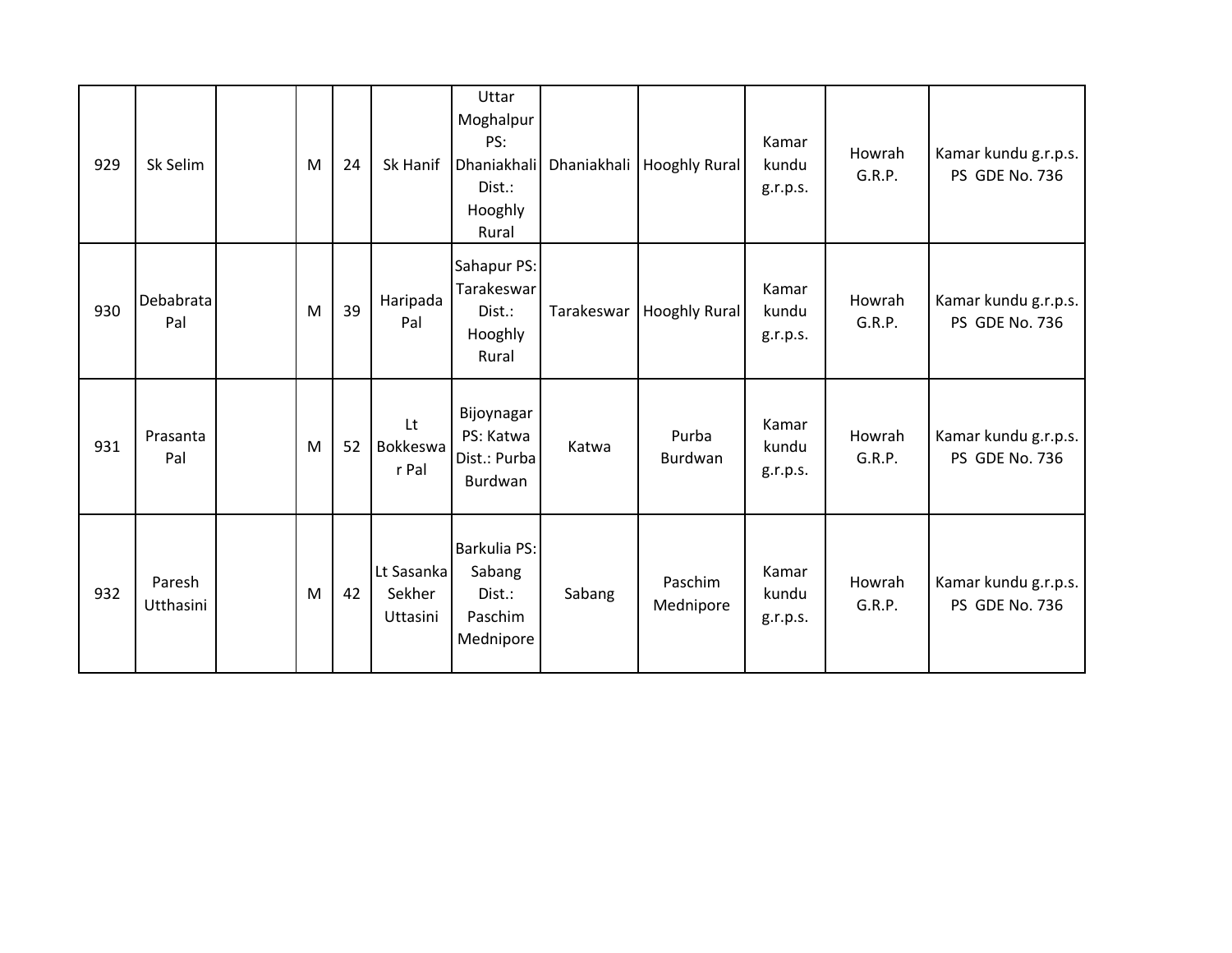| 929 | Sk Selim | | M | 24 | Sk Hanif | Uttar Moghalpur PS: Dhaniakhali Dist.: Hooghly Rural | Dhaniakhali | Hooghly Rural | Kamar kundu g.r.p.s. | Howrah G.R.P. | Kamar kundu g.r.p.s. PS GDE No. 736 |
|---|---|---|---|---|---|---|---|---|---|---|---|
| 930 | Debabrata Pal | | M | 39 | Haripada Pal | Sahapur PS: Tarakeswar Dist.: Hooghly Rural | Tarakeswar | Hooghly Rural | Kamar kundu g.r.p.s. | Howrah G.R.P. | Kamar kundu g.r.p.s. PS GDE No. 736 |
| 931 | Prasanta Pal | | M | 52 | Lt Bokkeswar Pal | Bijoynagar PS: Katwa Dist.: Purba Burdwan | Katwa | Purba Burdwan | Kamar kundu g.r.p.s. | Howrah G.R.P. | Kamar kundu g.r.p.s. PS GDE No. 736 |
| 932 | Paresh Utthasini | | M | 42 | Lt Sasanka Sekher Uttasini | Barkulia PS: Sabang Dist.: Paschim Mednipore | Sabang | Paschim Mednipore | Kamar kundu g.r.p.s. | Howrah G.R.P. | Kamar kundu g.r.p.s. PS GDE No. 736 |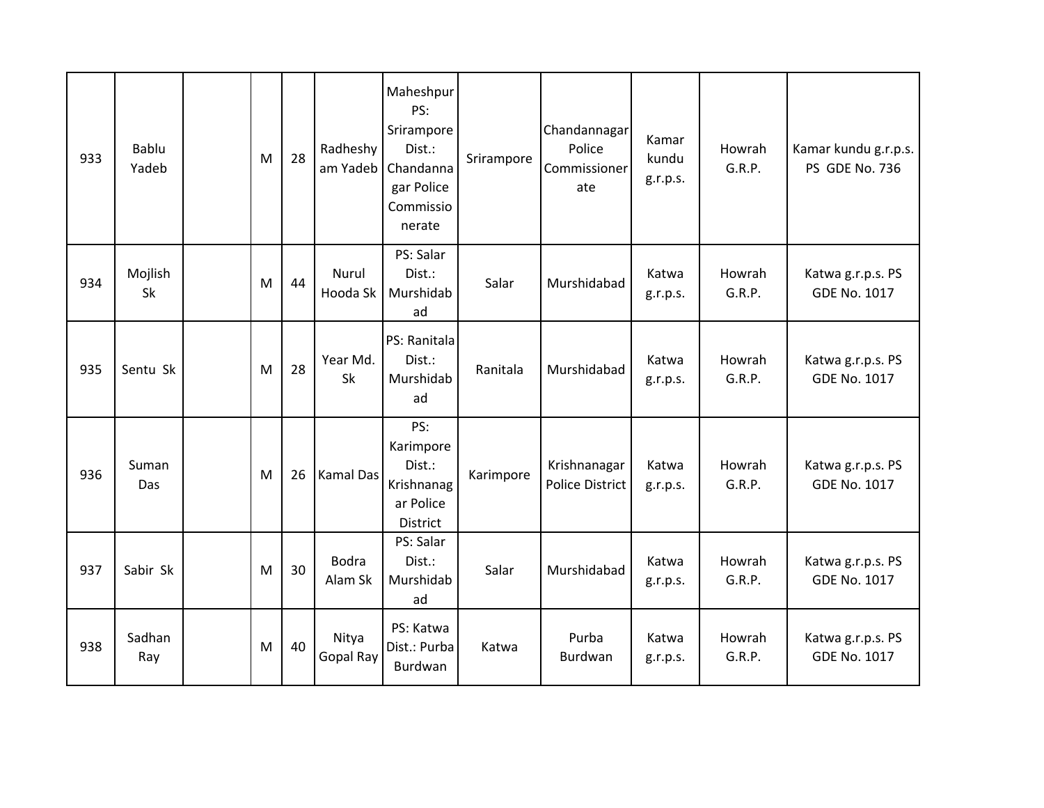| | | | | | | | | | | | |
|---|---|---|---|---|---|---|---|---|---|---|---|
| 933 | Bablu Yadeb | | M | 28 | Radheshyam Yadeb | Maheshpur PS: Srirampore Dist.: Chandannagar Police Commissionerate | Srirampore | Chandannagar Police Commissionerate | Kamar kundu g.r.p.s. | Howrah G.R.P. | Kamar kundu g.r.p.s. PS GDE No. 736 |
| 934 | Mojlish Sk | | M | 44 | Nurul Hooda Sk | PS: Salar Dist.: Murshidabad | Salar | Murshidabad | Katwa g.r.p.s. | Howrah G.R.P. | Katwa g.r.p.s. PS GDE No. 1017 |
| 935 | Sentu Sk | | M | 28 | Year Md. Sk | PS: Ranitala Dist.: Murshidabad | Ranitala | Murshidabad | Katwa g.r.p.s. | Howrah G.R.P. | Katwa g.r.p.s. PS GDE No. 1017 |
| 936 | Suman Das | | M | 26 | Kamal Das | PS: Karimpore Dist.: Krishnanagar Police District | Karimpore | Krishnanagar Police District | Katwa g.r.p.s. | Howrah G.R.P. | Katwa g.r.p.s. PS GDE No. 1017 |
| 937 | Sabir Sk | | M | 30 | Bodra Alam Sk | PS: Salar Dist.: Murshidabad | Salar | Murshidabad | Katwa g.r.p.s. | Howrah G.R.P. | Katwa g.r.p.s. PS GDE No. 1017 |
| 938 | Sadhan Ray | | M | 40 | Nitya Gopal Ray | PS: Katwa Dist.: Purba Burdwan | Katwa | Purba Burdwan | Katwa g.r.p.s. | Howrah G.R.P. | Katwa g.r.p.s. PS GDE No. 1017 |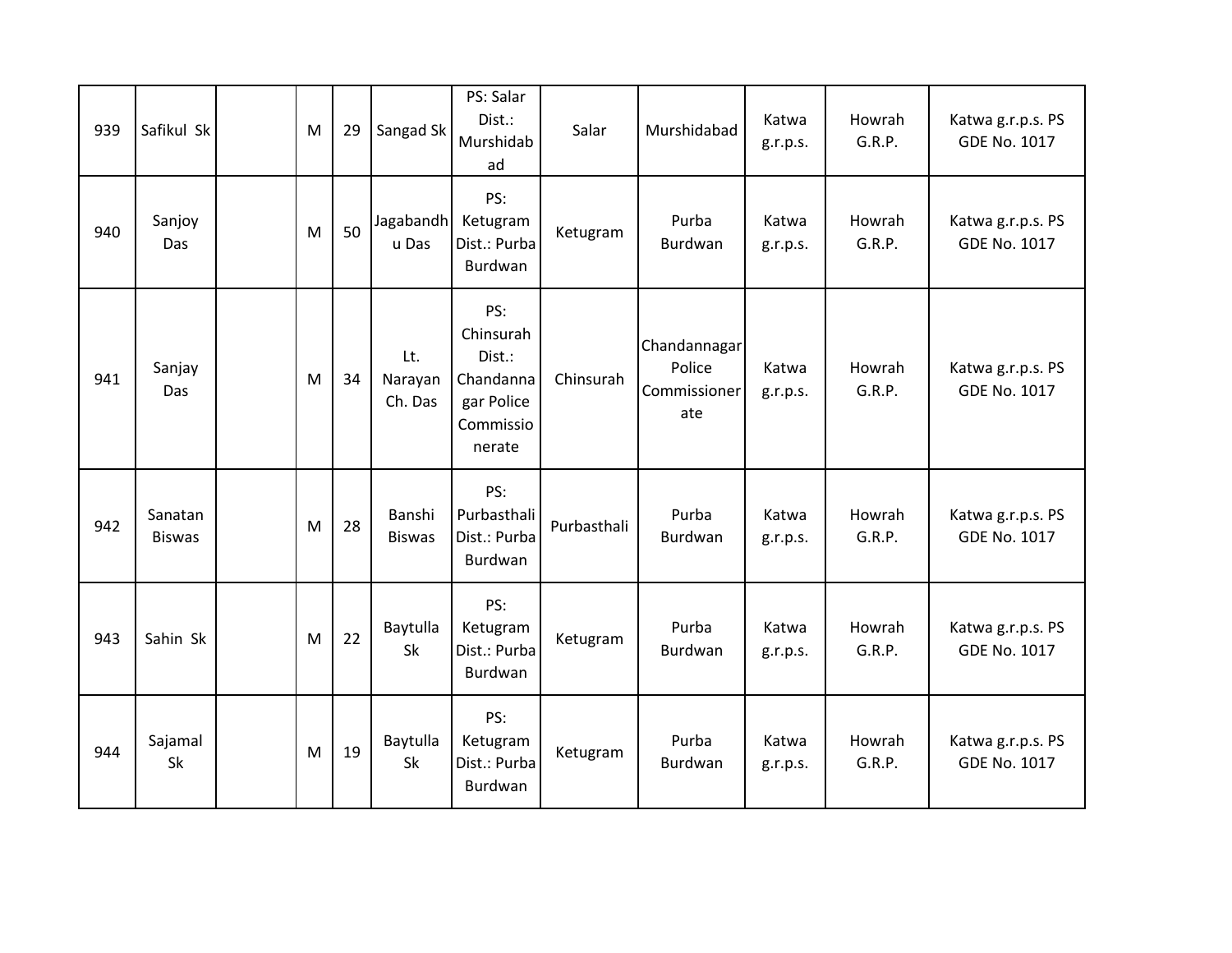| 939 | Safikul Sk | | M | 29 | Sangad Sk | PS: Salar Dist.: Murshidabad | Salar | Murshidabad | Katwa g.r.p.s. | Howrah G.R.P. | Katwa g.r.p.s. PS GDE No. 1017 |
|---|---|---|---|---|---|---|---|---|---|---|---|
| 940 | Sanjoy Das | | M | 50 | Jagabandhu Das | PS: Ketugram Dist.: Purba Burdwan | Ketugram | Purba Burdwan | Katwa g.r.p.s. | Howrah G.R.P. | Katwa g.r.p.s. PS GDE No. 1017 |
| 941 | Sanjay Das | | M | 34 | Lt. Narayan Ch. Das | PS: Chinsurah Dist.: Chandannagar Police Commissionerate | Chinsurah | Chandannagar Police Commissionerate | Katwa g.r.p.s. | Howrah G.R.P. | Katwa g.r.p.s. PS GDE No. 1017 |
| 942 | Sanatan Biswas | | M | 28 | Banshi Biswas | PS: Purbasthali Dist.: Purba Burdwan | Purbasthali | Purba Burdwan | Katwa g.r.p.s. | Howrah G.R.P. | Katwa g.r.p.s. PS GDE No. 1017 |
| 943 | Sahin Sk | | M | 22 | Baytulla Sk | PS: Ketugram Dist.: Purba Burdwan | Ketugram | Purba Burdwan | Katwa g.r.p.s. | Howrah G.R.P. | Katwa g.r.p.s. PS GDE No. 1017 |
| 944 | Sajamal Sk | | M | 19 | Baytulla Sk | PS: Ketugram Dist.: Purba Burdwan | Ketugram | Purba Burdwan | Katwa g.r.p.s. | Howrah G.R.P. | Katwa g.r.p.s. PS GDE No. 1017 |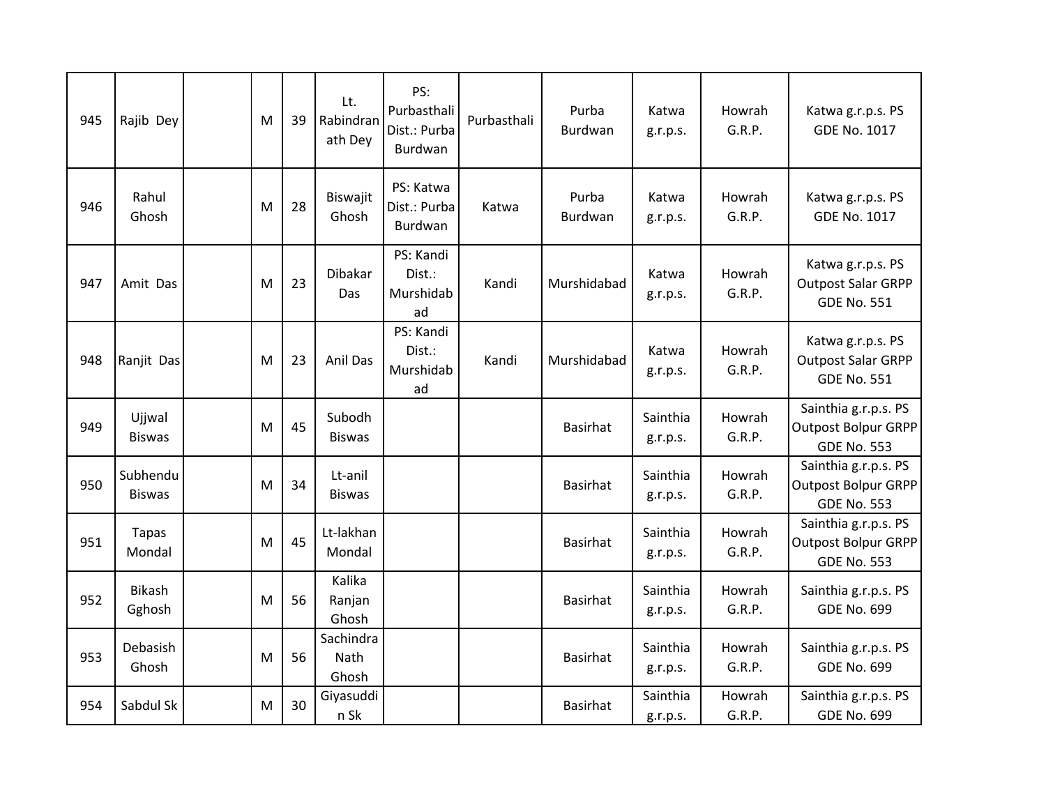| | | | | | | | | | | | |
|---|---|---|---|---|---|---|---|---|---|---|---|
| 945 | Rajib Dey | | M | 39 | Lt. Rabindranath Dey | PS: Purbasthali Dist.: Purba Burdwan | Purbasthali | Purba Burdwan | Katwa g.r.p.s. | Howrah G.R.P. | Katwa g.r.p.s. PS GDE No. 1017 |
| 946 | Rahul Ghosh | | M | 28 | Biswajit Ghosh | PS: Katwa Dist.: Purba Burdwan | Katwa | Purba Burdwan | Katwa g.r.p.s. | Howrah G.R.P. | Katwa g.r.p.s. PS GDE No. 1017 |
| 947 | Amit Das | | M | 23 | Dibakar Das | PS: Kandi Dist.: Murshidabad | Kandi | Murshidabad | Katwa g.r.p.s. | Howrah G.R.P. | Katwa g.r.p.s. PS Outpost Salar GRPP GDE No. 551 |
| 948 | Ranjit Das | | M | 23 | Anil Das | PS: Kandi Dist.: Murshidabad | Kandi | Murshidabad | Katwa g.r.p.s. | Howrah G.R.P. | Katwa g.r.p.s. PS Outpost Salar GRPP GDE No. 551 |
| 949 | Ujjwal Biswas | | M | 45 | Subodh Biswas | | | Basirhat | Sainthia g.r.p.s. | Howrah G.R.P. | Sainthia g.r.p.s. PS Outpost Bolpur GRPP GDE No. 553 |
| 950 | Subhendu Biswas | | M | 34 | Lt-anil Biswas | | | Basirhat | Sainthia g.r.p.s. | Howrah G.R.P. | Sainthia g.r.p.s. PS Outpost Bolpur GRPP GDE No. 553 |
| 951 | Tapas Mondal | | M | 45 | Lt-lakhan Mondal | | | Basirhat | Sainthia g.r.p.s. | Howrah G.R.P. | Sainthia g.r.p.s. PS Outpost Bolpur GRPP GDE No. 553 |
| 952 | Bikash Gghosh | | M | 56 | Kalika Ranjan Ghosh | | | Basirhat | Sainthia g.r.p.s. | Howrah G.R.P. | Sainthia g.r.p.s. PS GDE No. 699 |
| 953 | Debasish Ghosh | | M | 56 | Sachindra Nath Ghosh | | | Basirhat | Sainthia g.r.p.s. | Howrah G.R.P. | Sainthia g.r.p.s. PS GDE No. 699 |
| 954 | Sabdul Sk | | M | 30 | Giyasuddin Sk | | | Basirhat | Sainthia g.r.p.s. | Howrah G.R.P. | Sainthia g.r.p.s. PS GDE No. 699 |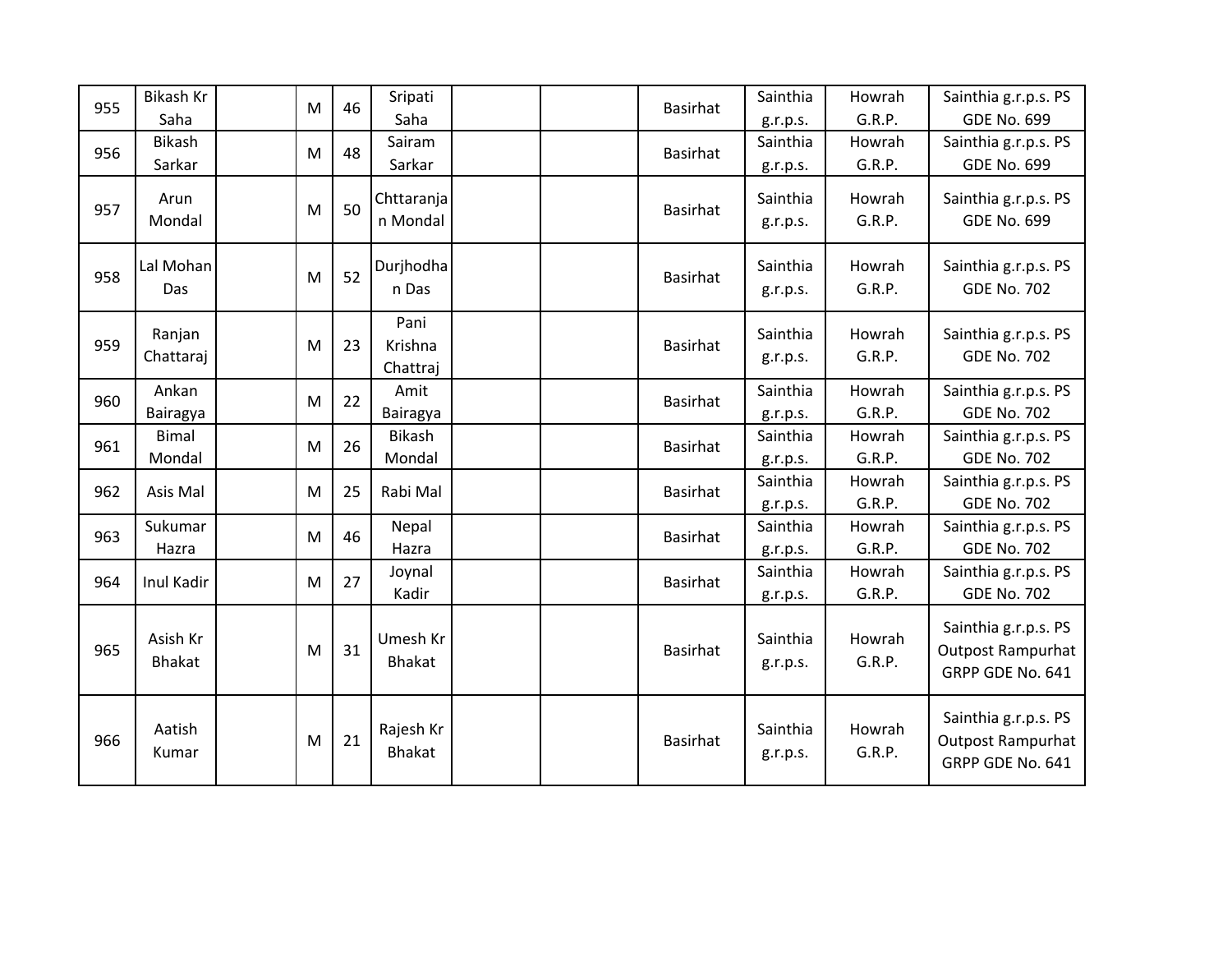| 955 | Bikash Kr Saha | | M | 46 | Sripati Saha | | | Basirhat | Sainthia g.r.p.s. | Howrah G.R.P. | Sainthia g.r.p.s. PS GDE No. 699 |
|---|---|---|---|---|---|---|---|---|---|---|---|
| 956 | Bikash Sarkar | | M | 48 | Sairam Sarkar | | | Basirhat | Sainthia g.r.p.s. | Howrah G.R.P. | Sainthia g.r.p.s. PS GDE No. 699 |
| 957 | Arun Mondal | | M | 50 | Chttaranjan Mondal | | | Basirhat | Sainthia g.r.p.s. | Howrah G.R.P. | Sainthia g.r.p.s. PS GDE No. 699 |
| 958 | Lal Mohan Das | | M | 52 | Durjhodhan Das | | | Basirhat | Sainthia g.r.p.s. | Howrah G.R.P. | Sainthia g.r.p.s. PS GDE No. 702 |
| 959 | Ranjan Chattaraj | | M | 23 | Pani Krishna Chattraj | | | Basirhat | Sainthia g.r.p.s. | Howrah G.R.P. | Sainthia g.r.p.s. PS GDE No. 702 |
| 960 | Ankan Bairagya | | M | 22 | Amit Bairagya | | | Basirhat | Sainthia g.r.p.s. | Howrah G.R.P. | Sainthia g.r.p.s. PS GDE No. 702 |
| 961 | Bimal Mondal | | M | 26 | Bikash Mondal | | | Basirhat | Sainthia g.r.p.s. | Howrah G.R.P. | Sainthia g.r.p.s. PS GDE No. 702 |
| 962 | Asis Mal | | M | 25 | Rabi Mal | | | Basirhat | Sainthia g.r.p.s. | Howrah G.R.P. | Sainthia g.r.p.s. PS GDE No. 702 |
| 963 | Sukumar Hazra | | M | 46 | Nepal Hazra | | | Basirhat | Sainthia g.r.p.s. | Howrah G.R.P. | Sainthia g.r.p.s. PS GDE No. 702 |
| 964 | Inul Kadir | | M | 27 | Joynal Kadir | | | Basirhat | Sainthia g.r.p.s. | Howrah G.R.P. | Sainthia g.r.p.s. PS GDE No. 702 |
| 965 | Asish Kr Bhakat | | M | 31 | Umesh Kr Bhakat | | | Basirhat | Sainthia g.r.p.s. | Howrah G.R.P. | Sainthia g.r.p.s. PS Outpost Rampurhat GRPP GDE No. 641 |
| 966 | Aatish Kumar | | M | 21 | Rajesh Kr Bhakat | | | Basirhat | Sainthia g.r.p.s. | Howrah G.R.P. | Sainthia g.r.p.s. PS Outpost Rampurhat GRPP GDE No. 641 |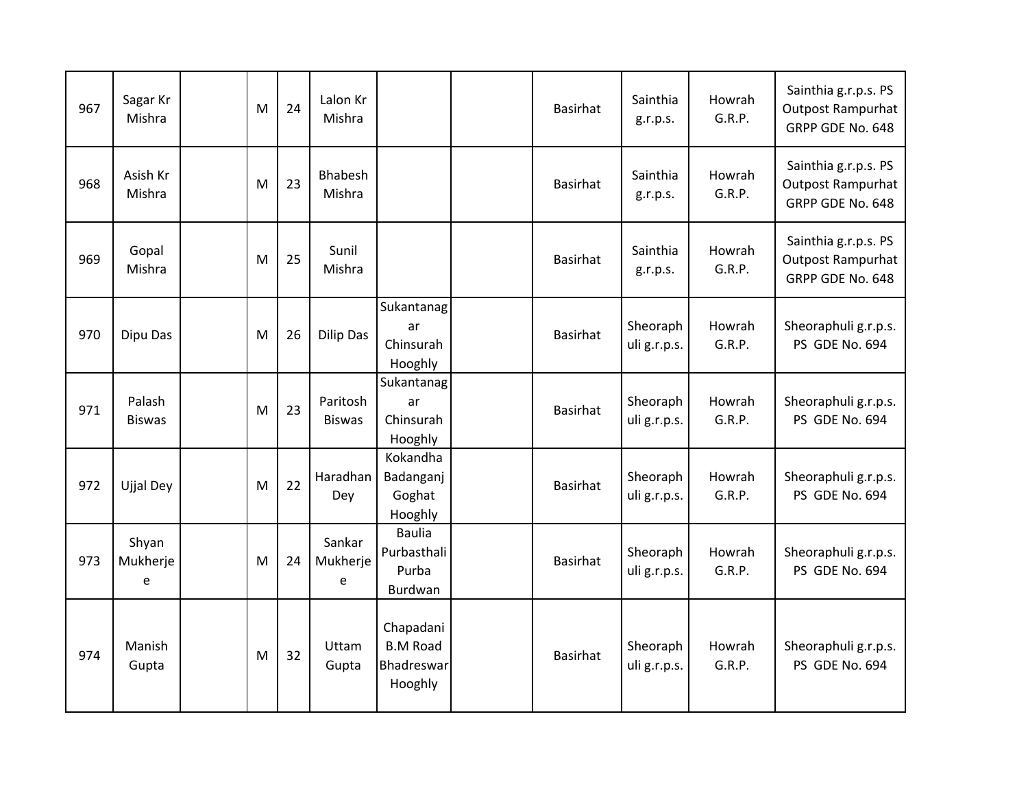| | | | | | | | | | | | |
|---|---|---|---|---|---|---|---|---|---|---|---|
| 967 | Sagar Kr Mishra | | M | 24 | Lalon Kr Mishra | | | Basirhat | Sainthia g.r.p.s. | Howrah G.R.P. | Sainthia g.r.p.s. PS Outpost Rampurhat GRPP GDE No. 648 |
| 968 | Asish Kr Mishra | | M | 23 | Bhabesh Mishra | | | Basirhat | Sainthia g.r.p.s. | Howrah G.R.P. | Sainthia g.r.p.s. PS Outpost Rampurhat GRPP GDE No. 648 |
| 969 | Gopal Mishra | | M | 25 | Sunil Mishra | | | Basirhat | Sainthia g.r.p.s. | Howrah G.R.P. | Sainthia g.r.p.s. PS Outpost Rampurhat GRPP GDE No. 648 |
| 970 | Dipu Das | | M | 26 | Dilip Das | Sukantanagar Chinsurah Hooghly | | Basirhat | Sheoraphuli g.r.p.s. | Howrah G.R.P. | Sheoraphuli g.r.p.s. PS GDE No. 694 |
| 971 | Palash Biswas | | M | 23 | Paritosh Biswas | Sukantanagar Chinsurah Hooghly | | Basirhat | Sheoraphuli g.r.p.s. | Howrah G.R.P. | Sheoraphuli g.r.p.s. PS GDE No. 694 |
| 972 | Ujjal Dey | | M | 22 | Haradhan Dey | Kokandha Badanganj Goghat Hooghly | | Basirhat | Sheoraphuli g.r.p.s. | Howrah G.R.P. | Sheoraphuli g.r.p.s. PS GDE No. 694 |
| 973 | Shyan Mukherjee | | M | 24 | Sankar Mukherjee | Baulia Purbasthali Purba Burdwan | | Basirhat | Sheoraphuli g.r.p.s. | Howrah G.R.P. | Sheoraphuli g.r.p.s. PS GDE No. 694 |
| 974 | Manish Gupta | | M | 32 | Uttam Gupta | Chapadani B.M Road Bhadreswar Hooghly | | Basirhat | Sheoraphuli g.r.p.s. | Howrah G.R.P. | Sheoraphuli g.r.p.s. PS GDE No. 694 |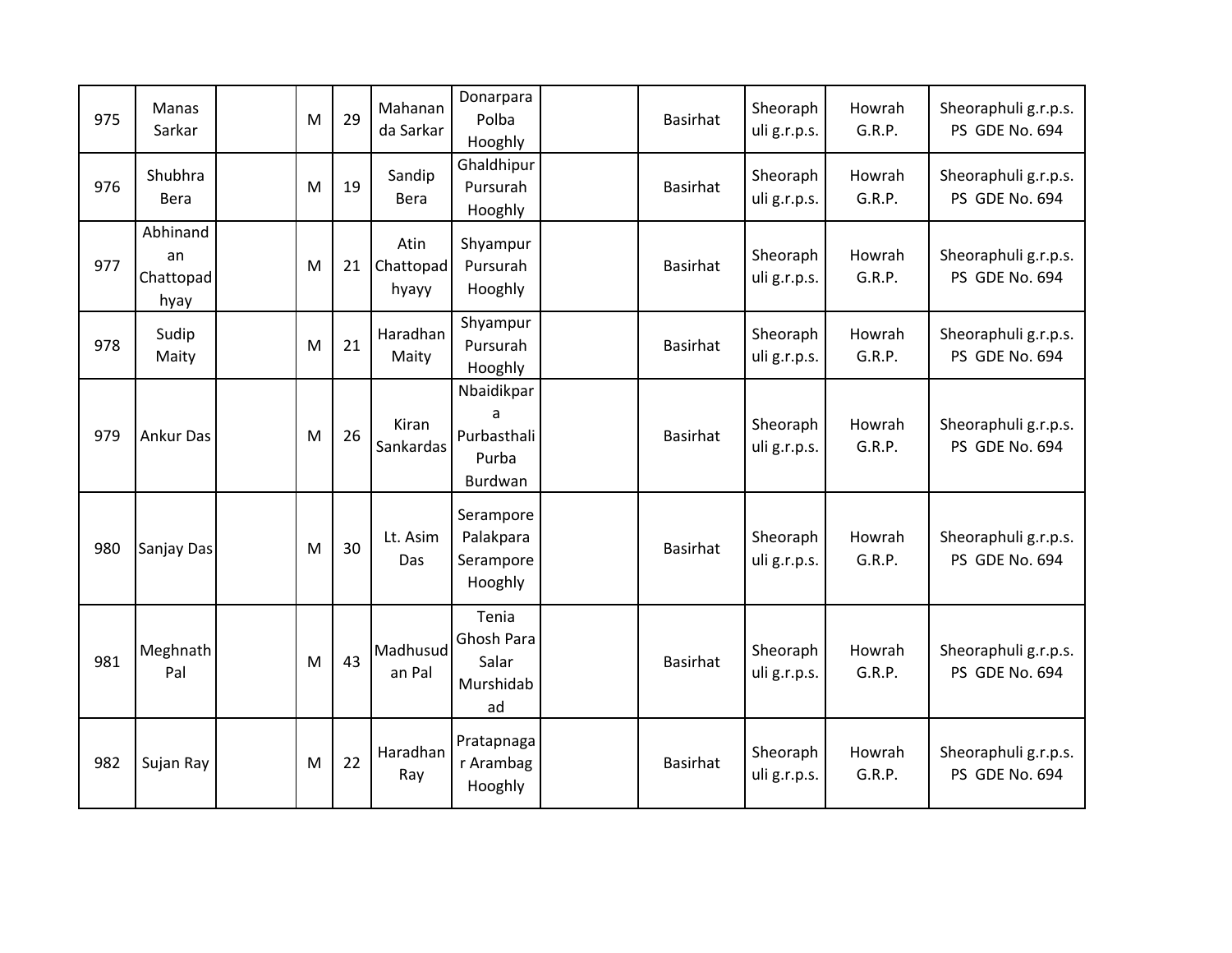| | | | | | | | | | | | |
|---|---|---|---|---|---|---|---|---|---|---|---|
| 975 | Manas Sarkar | | M | 29 | Mahananda Sarkar | Donarpara Polba Hooghly | | Basirhat | Sheoraphuli g.r.p.s. | Howrah G.R.P. | Sheoraphuli g.r.p.s. PS GDE No. 694 |
| 976 | Shubhra Bera | | M | 19 | Sandip Bera | Ghaldhipur Pursurah Hooghly | | Basirhat | Sheoraphuli g.r.p.s. | Howrah G.R.P. | Sheoraphuli g.r.p.s. PS GDE No. 694 |
| 977 | Abhinandan Chattopadhyay | | M | 21 | Atin Chattopadhyayy | Shyampur Pursurah Hooghly | | Basirhat | Sheoraphuli g.r.p.s. | Howrah G.R.P. | Sheoraphuli g.r.p.s. PS GDE No. 694 |
| 978 | Sudip Maity | | M | 21 | Haradhan Maity | Shyampur Pursurah Hooghly | | Basirhat | Sheoraphuli g.r.p.s. | Howrah G.R.P. | Sheoraphuli g.r.p.s. PS GDE No. 694 |
| 979 | Ankur Das | | M | 26 | Kiran Sankardas | Nbaidikpara Purbasthali Purba Burdwan | | Basirhat | Sheoraphuli g.r.p.s. | Howrah G.R.P. | Sheoraphuli g.r.p.s. PS GDE No. 694 |
| 980 | Sanjay Das | | M | 30 | Lt. Asim Das | Serampore Palakpara Serampore Hooghly | | Basirhat | Sheoraphuli g.r.p.s. | Howrah G.R.P. | Sheoraphuli g.r.p.s. PS GDE No. 694 |
| 981 | Meghnath Pal | | M | 43 | Madhusudan Pal | Tenia Ghosh Para Salar Murshidabad | | Basirhat | Sheoraphuli g.r.p.s. | Howrah G.R.P. | Sheoraphuli g.r.p.s. PS GDE No. 694 |
| 982 | Sujan Ray | | M | 22 | Haradhan Ray | Pratapnagar Arambag Hooghly | | Basirhat | Sheoraphuli g.r.p.s. | Howrah G.R.P. | Sheoraphuli g.r.p.s. PS GDE No. 694 |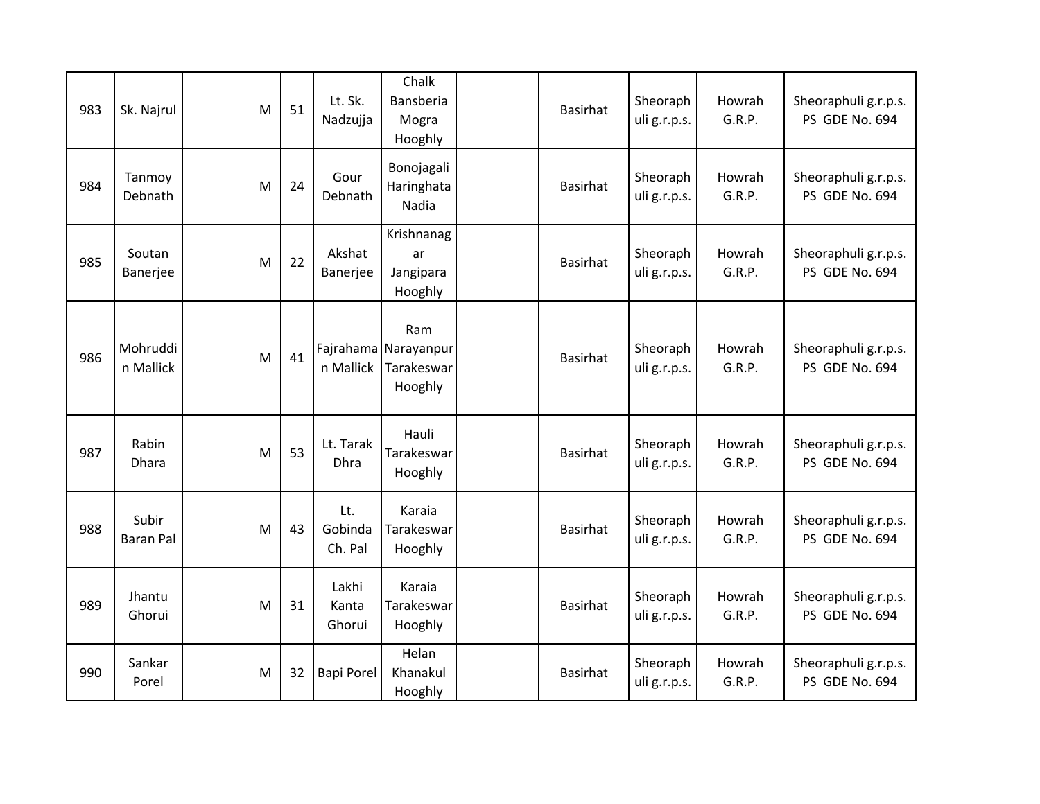| | | | | | | | | | | | | |
|---|---|---|---|---|---|---|---|---|---|---|---|---|
| 983 | Sk. Najrul | | M | 51 | Lt. Sk. Nadzujja | Chalk Bansberia Mogra Hooghly | | Basirhat | Sheoraphuli g.r.p.s. | Howrah G.R.P. | Sheoraphuli g.r.p.s. PS GDE No. 694 |
| 984 | Tanmoy Debnath | | M | 24 | Gour Debnath | Bonojagali Haringhata Nadia | | Basirhat | Sheoraphuli g.r.p.s. | Howrah G.R.P. | Sheoraphuli g.r.p.s. PS GDE No. 694 |
| 985 | Soutan Banerjee | | M | 22 | Akshat Banerjee | Krishnanagar Jangipara Hooghly | | Basirhat | Sheoraphuli g.r.p.s. | Howrah G.R.P. | Sheoraphuli g.r.p.s. PS GDE No. 694 |
| 986 | Mohruddin Mallick | | M | 41 | Fajrahaman Mallick | Ram Narayanpur Tarakeswar Hooghly | | Basirhat | Sheoraphuli g.r.p.s. | Howrah G.R.P. | Sheoraphuli g.r.p.s. PS GDE No. 694 |
| 987 | Rabin Dhara | | M | 53 | Lt. Tarak Dhra | Hauli Tarakeswar Hooghly | | Basirhat | Sheoraphuli g.r.p.s. | Howrah G.R.P. | Sheoraphuli g.r.p.s. PS GDE No. 694 |
| 988 | Subir Baran Pal | | M | 43 | Lt. Gobinda Ch. Pal | Karaia Tarakeswar Hooghly | | Basirhat | Sheoraphuli g.r.p.s. | Howrah G.R.P. | Sheoraphuli g.r.p.s. PS GDE No. 694 |
| 989 | Jhantu Ghorui | | M | 31 | Lakhi Kanta Ghorui | Karaia Tarakeswar Hooghly | | Basirhat | Sheoraphuli g.r.p.s. | Howrah G.R.P. | Sheoraphuli g.r.p.s. PS GDE No. 694 |
| 990 | Sankar Porel | | M | 32 | Bapi Porel | Helan Khanakul Hooghly | | Basirhat | Sheoraphuli g.r.p.s. | Howrah G.R.P. | Sheoraphuli g.r.p.s. PS GDE No. 694 |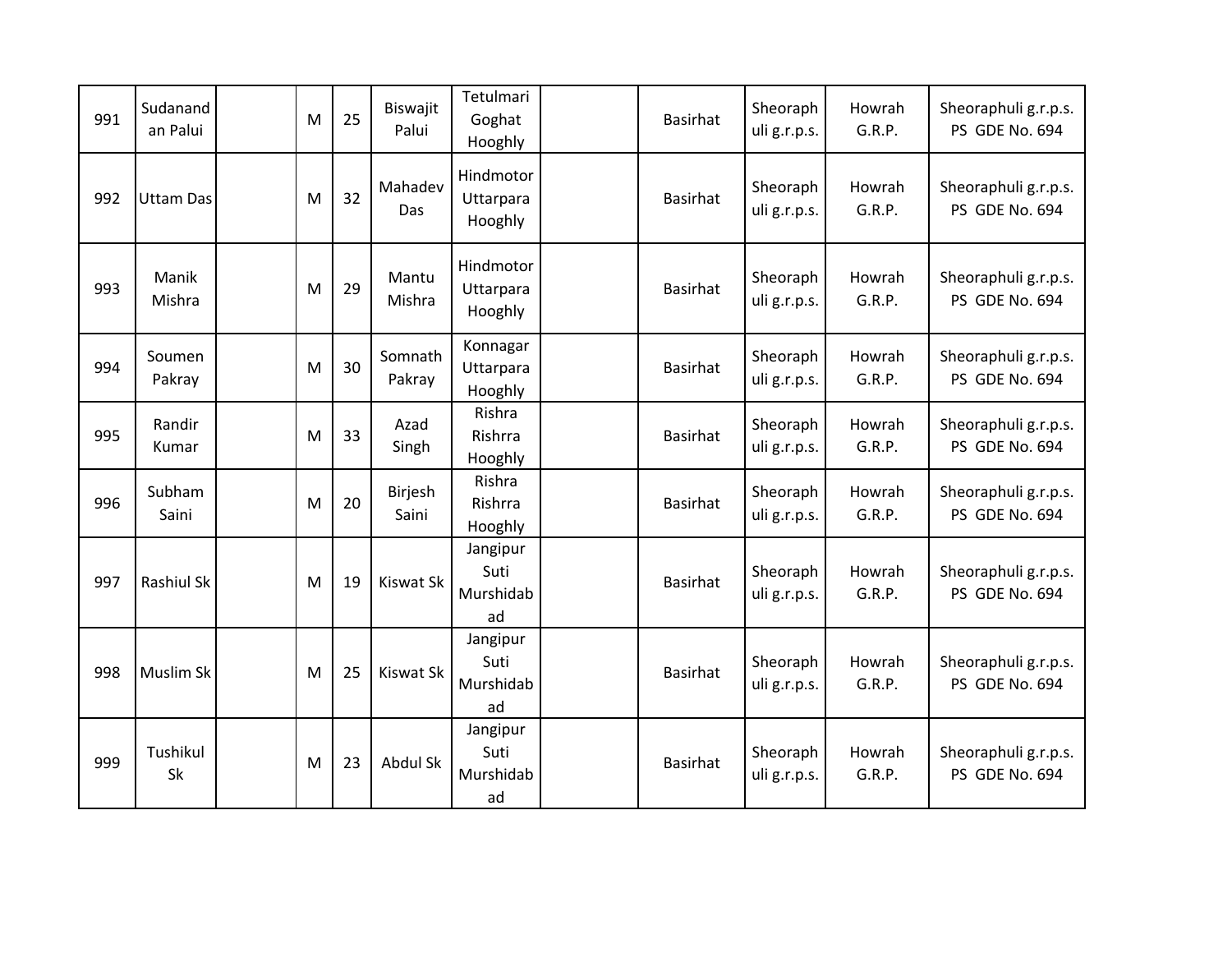| 991 | Sudanandan Palui | | M | 25 | Biswajit Palui | Tetulmari Goghat Hooghly | | Basirhat | Sheoraphuli g.r.p.s. | Howrah G.R.P. | Sheoraphuli g.r.p.s. PS GDE No. 694 |
|---|---|---|---|---|---|---|---|---|---|---|---|
| 992 | Uttam Das | | M | 32 | Mahadev Das | Hindmotor Uttarpara Hooghly | | Basirhat | Sheoraphuli g.r.p.s. | Howrah G.R.P. | Sheoraphuli g.r.p.s. PS GDE No. 694 |
| 993 | Manik Mishra | | M | 29 | Mantu Mishra | Hindmotor Uttarpara Hooghly | | Basirhat | Sheoraphuli g.r.p.s. | Howrah G.R.P. | Sheoraphuli g.r.p.s. PS GDE No. 694 |
| 994 | Soumen Pakray | | M | 30 | Somnath Pakray | Konnagar Uttarpara Hooghly | | Basirhat | Sheoraphuli g.r.p.s. | Howrah G.R.P. | Sheoraphuli g.r.p.s. PS GDE No. 694 |
| 995 | Randir Kumar | | M | 33 | Azad Singh | Rishra Rishrra Hooghly | | Basirhat | Sheoraphuli g.r.p.s. | Howrah G.R.P. | Sheoraphuli g.r.p.s. PS GDE No. 694 |
| 996 | Subham Saini | | M | 20 | Birjesh Saini | Rishra Rishrra Hooghly | | Basirhat | Sheoraphuli g.r.p.s. | Howrah G.R.P. | Sheoraphuli g.r.p.s. PS GDE No. 694 |
| 997 | Rashiul Sk | | M | 19 | Kiswat Sk | Jangipur Suti Murshidabad | | Basirhat | Sheoraphuli g.r.p.s. | Howrah G.R.P. | Sheoraphuli g.r.p.s. PS GDE No. 694 |
| 998 | Muslim Sk | | M | 25 | Kiswat Sk | Jangipur Suti Murshidabad | | Basirhat | Sheoraphuli g.r.p.s. | Howrah G.R.P. | Sheoraphuli g.r.p.s. PS GDE No. 694 |
| 999 | Tushikul Sk | | M | 23 | Abdul Sk | Jangipur Suti Murshidabad | | Basirhat | Sheoraphuli g.r.p.s. | Howrah G.R.P. | Sheoraphuli g.r.p.s. PS GDE No. 694 |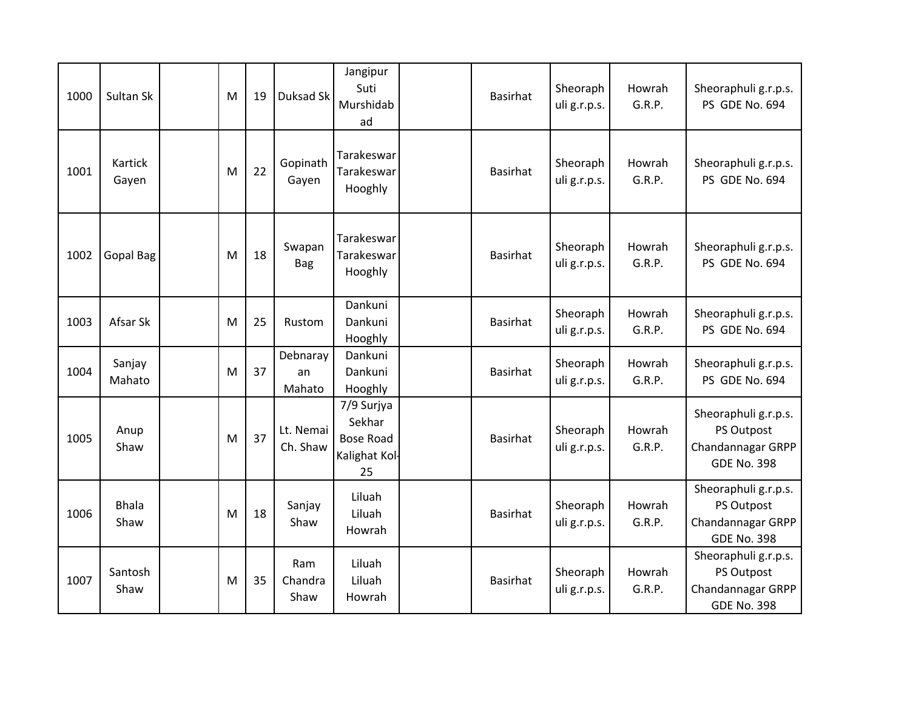| | | | | | | | | | | | |
|---|---|---|---|---|---|---|---|---|---|---|---|
| 1000 | Sultan Sk | | M | 19 | Duksad Sk | Jangipur Suti Murshidabad | | Basirhat | Sheoraphuli g.r.p.s. | Howrah G.R.P. | Sheoraphuli g.r.p.s. PS GDE No. 694 |
| 1001 | Kartick Gayen | | M | 22 | Gopinath Gayen | Tarakeswar Tarakeswar Hooghly | | Basirhat | Sheoraphuli g.r.p.s. | Howrah G.R.P. | Sheoraphuli g.r.p.s. PS GDE No. 694 |
| 1002 | Gopal Bag | | M | 18 | Swapan Bag | Tarakeswar Tarakeswar Hooghly | | Basirhat | Sheoraphuli g.r.p.s. | Howrah G.R.P. | Sheoraphuli g.r.p.s. PS GDE No. 694 |
| 1003 | Afsar Sk | | M | 25 | Rustom | Dankuni Dankuni Hooghly | | Basirhat | Sheoraphuli g.r.p.s. | Howrah G.R.P. | Sheoraphuli g.r.p.s. PS GDE No. 694 |
| 1004 | Sanjay Mahato | | M | 37 | Debnarayan Mahato | Dankuni Dankuni Hooghly | | Basirhat | Sheoraphuli g.r.p.s. | Howrah G.R.P. | Sheoraphuli g.r.p.s. PS GDE No. 694 |
| 1005 | Anup Shaw | | M | 37 | Lt. Nemai Ch. Shaw | 7/9 Surjya Sekhar Bose Road Kalighat Kol-25 | | Basirhat | Sheoraphuli g.r.p.s. | Howrah G.R.P. | Sheoraphuli g.r.p.s. PS Outpost Chandannagar GRPP GDE No. 398 |
| 1006 | Bhala Shaw | | M | 18 | Sanjay Shaw | Liluah Liluah Howrah | | Basirhat | Sheoraphuli g.r.p.s. | Howrah G.R.P. | Sheoraphuli g.r.p.s. PS Outpost Chandannagar GRPP GDE No. 398 |
| 1007 | Santosh Shaw | | M | 35 | Ram Chandra Shaw | Liluah Liluah Howrah | | Basirhat | Sheoraphuli g.r.p.s. | Howrah G.R.P. | Sheoraphuli g.r.p.s. PS Outpost Chandannagar GRPP GDE No. 398 |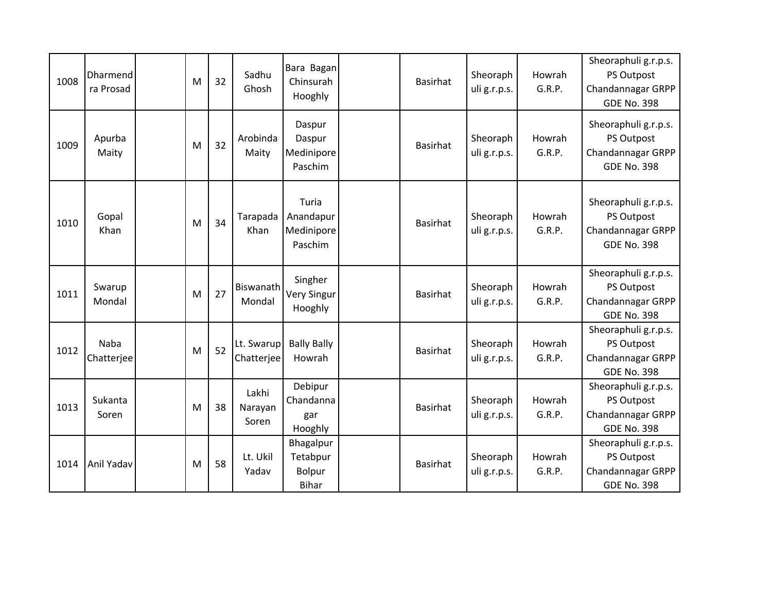| | | | | | | | | | | | |
|---|---|---|---|---|---|---|---|---|---|---|---|
| 1008 | Dharmendra Prosad | | M | 32 | Sadhu Ghosh | Bara Bagan Chinsurah Hooghly | | Basirhat | Sheoraphuli g.r.p.s. | Howrah G.R.P. | Sheoraphuli g.r.p.s. PS Outpost Chandannagar GRPP GDE No. 398 |
| 1009 | Apurba Maity | | M | 32 | Arobinda Maity | Daspur Daspur Medinipore Paschim | | Basirhat | Sheoraphuli g.r.p.s. | Howrah G.R.P. | Sheoraphuli g.r.p.s. PS Outpost Chandannagar GRPP GDE No. 398 |
| 1010 | Gopal Khan | | M | 34 | Tarapada Khan | Turia Anandapur Medinipore Paschim | | Basirhat | Sheoraphuli g.r.p.s. | Howrah G.R.P. | Sheoraphuli g.r.p.s. PS Outpost Chandannagar GRPP GDE No. 398 |
| 1011 | Swarup Mondal | | M | 27 | Biswanath Mondal | Singher Very Singur Hooghly | | Basirhat | Sheoraphuli g.r.p.s. | Howrah G.R.P. | Sheoraphuli g.r.p.s. PS Outpost Chandannagar GRPP GDE No. 398 |
| 1012 | Naba Chatterjee | | M | 52 | Lt. Swarup Chatterjee | Bally Bally Howrah | | Basirhat | Sheoraphuli g.r.p.s. | Howrah G.R.P. | Sheoraphuli g.r.p.s. PS Outpost Chandannagar GRPP GDE No. 398 |
| 1013 | Sukanta Soren | | M | 38 | Lakhi Narayan Soren | Debipur Chandannagar Hooghly | | Basirhat | Sheoraphuli g.r.p.s. | Howrah G.R.P. | Sheoraphuli g.r.p.s. PS Outpost Chandannagar GRPP GDE No. 398 |
| 1014 | Anil Yadav | | M | 58 | Lt. Ukil Yadav | Bhagalpur Tetabpur Bolpur Bihar | | Basirhat | Sheoraphuli g.r.p.s. | Howrah G.R.P. | Sheoraphuli g.r.p.s. PS Outpost Chandannagar GRPP GDE No. 398 |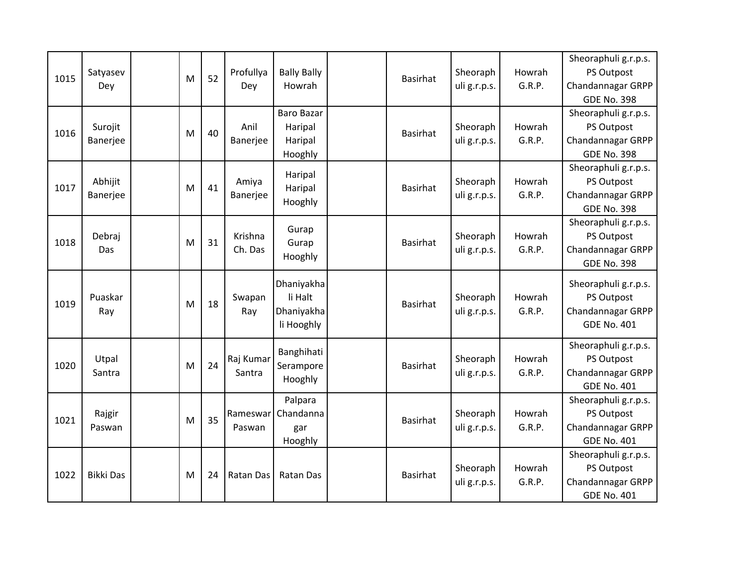| | | | | | | | | | | | |
|---|---|---|---|---|---|---|---|---|---|---|---|
| 1015 | Satyasev Dey | | M | 52 | Profullya Dey | Bally Bally Howrah | | Basirhat | Sheoraphuli g.r.p.s. | Howrah G.R.P. | Sheoraphuli g.r.p.s. PS Outpost Chandannagar GRPP GDE No. 398 |
| 1016 | Surojit Banerjee | | M | 40 | Anil Banerjee | Baro Bazar Haripal Haripal Hooghly | | Basirhat | Sheoraphuli g.r.p.s. | Howrah G.R.P. | Sheoraphuli g.r.p.s. PS Outpost Chandannagar GRPP GDE No. 398 |
| 1017 | Abhijit Banerjee | | M | 41 | Amiya Banerjee | Haripal Haripal Hooghly | | Basirhat | Sheoraphuli g.r.p.s. | Howrah G.R.P. | Sheoraphuli g.r.p.s. PS Outpost Chandannagar GRPP GDE No. 398 |
| 1018 | Debraj Das | | M | 31 | Krishna Ch. Das | Gurap Gurap Hooghly | | Basirhat | Sheoraphuli g.r.p.s. | Howrah G.R.P. | Sheoraphuli g.r.p.s. PS Outpost Chandannagar GRPP GDE No. 398 |
| 1019 | Puaskar Ray | | M | 18 | Swapan Ray | Dhaniyakhali Halt Dhaniyakhali Hooghly | | Basirhat | Sheoraphuli g.r.p.s. | Howrah G.R.P. | Sheoraphuli g.r.p.s. PS Outpost Chandannagar GRPP GDE No. 401 |
| 1020 | Utpal Santra | | M | 24 | Raj Kumar Santra | Banghihati Serampore Hooghly | | Basirhat | Sheoraphuli g.r.p.s. | Howrah G.R.P. | Sheoraphuli g.r.p.s. PS Outpost Chandannagar GRPP GDE No. 401 |
| 1021 | Rajgir Paswan | | M | 35 | Rameswar Paswan | Palpara Chandannagar Hooghly | | Basirhat | Sheoraphuli g.r.p.s. | Howrah G.R.P. | Sheoraphuli g.r.p.s. PS Outpost Chandannagar GRPP GDE No. 401 |
| 1022 | Bikki Das | | M | 24 | Ratan Das | Ratan Das | | Basirhat | Sheoraphuli g.r.p.s. | Howrah G.R.P. | Sheoraphuli g.r.p.s. PS Outpost Chandannagar GRPP GDE No. 401 |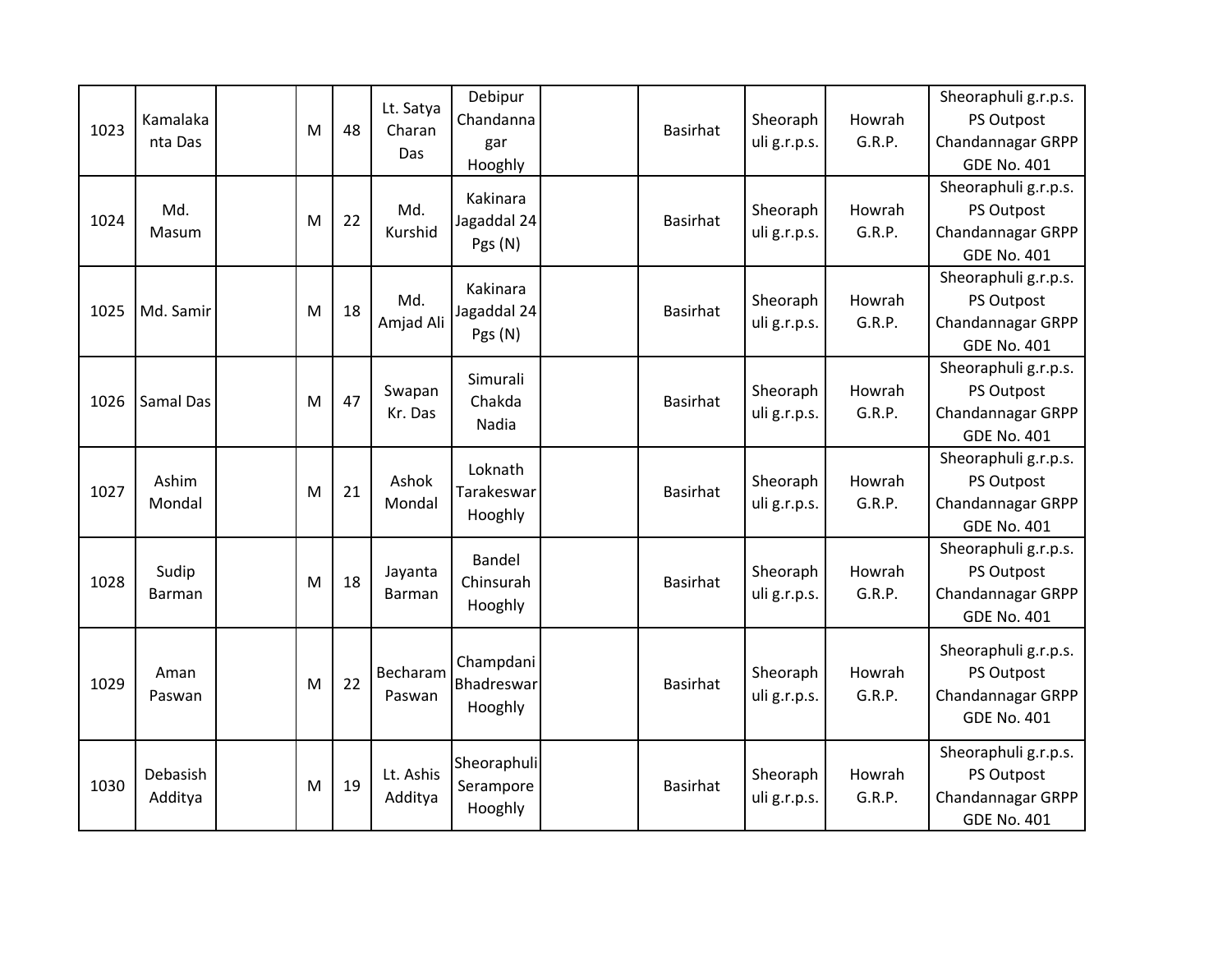| 1023 | Kamalakanta Das | | M | 48 | Lt. Satya Charan Das | Debipur Chandannagar Hooghly | | Basirhat | Sheoraphuli g.r.p.s. | Howrah G.R.P. | Sheoraphuli g.r.p.s. PS Outpost Chandannagar GRPP GDE No. 401 |
|---|---|---|---|---|---|---|---|---|---|---|---|
| 1024 | Md. Masum | | M | 22 | Md. Kurshid | Kakinara Jagaddal 24 Pgs (N) | | Basirhat | Sheoraphuli g.r.p.s. | Howrah G.R.P. | Sheoraphuli g.r.p.s. PS Outpost Chandannagar GRPP GDE No. 401 |
| 1025 | Md. Samir | | M | 18 | Md. Amjad Ali | Kakinara Jagaddal 24 Pgs (N) | | Basirhat | Sheoraphuli g.r.p.s. | Howrah G.R.P. | Sheoraphuli g.r.p.s. PS Outpost Chandannagar GRPP GDE No. 401 |
| 1026 | Samal Das | | M | 47 | Swapan Kr. Das | Simurali Chakda Nadia | | Basirhat | Sheoraphuli g.r.p.s. | Howrah G.R.P. | Sheoraphuli g.r.p.s. PS Outpost Chandannagar GRPP GDE No. 401 |
| 1027 | Ashim Mondal | | M | 21 | Ashok Mondal | Loknath Tarakeswar Hooghly | | Basirhat | Sheoraphuli g.r.p.s. | Howrah G.R.P. | Sheoraphuli g.r.p.s. PS Outpost Chandannagar GRPP GDE No. 401 |
| 1028 | Sudip Barman | | M | 18 | Jayanta Barman | Bandel Chinsurah Hooghly | | Basirhat | Sheoraphuli g.r.p.s. | Howrah G.R.P. | Sheoraphuli g.r.p.s. PS Outpost Chandannagar GRPP GDE No. 401 |
| 1029 | Aman Paswan | | M | 22 | Becharam Paswan | Champdani Bhadreswar Hooghly | | Basirhat | Sheoraphuli g.r.p.s. | Howrah G.R.P. | Sheoraphuli g.r.p.s. PS Outpost Chandannagar GRPP GDE No. 401 |
| 1030 | Debasish Additya | | M | 19 | Lt. Ashis Additya | Sheoraphuli Serampore Hooghly | | Basirhat | Sheoraphuli g.r.p.s. | Howrah G.R.P. | Sheoraphuli g.r.p.s. PS Outpost Chandannagar GRPP GDE No. 401 |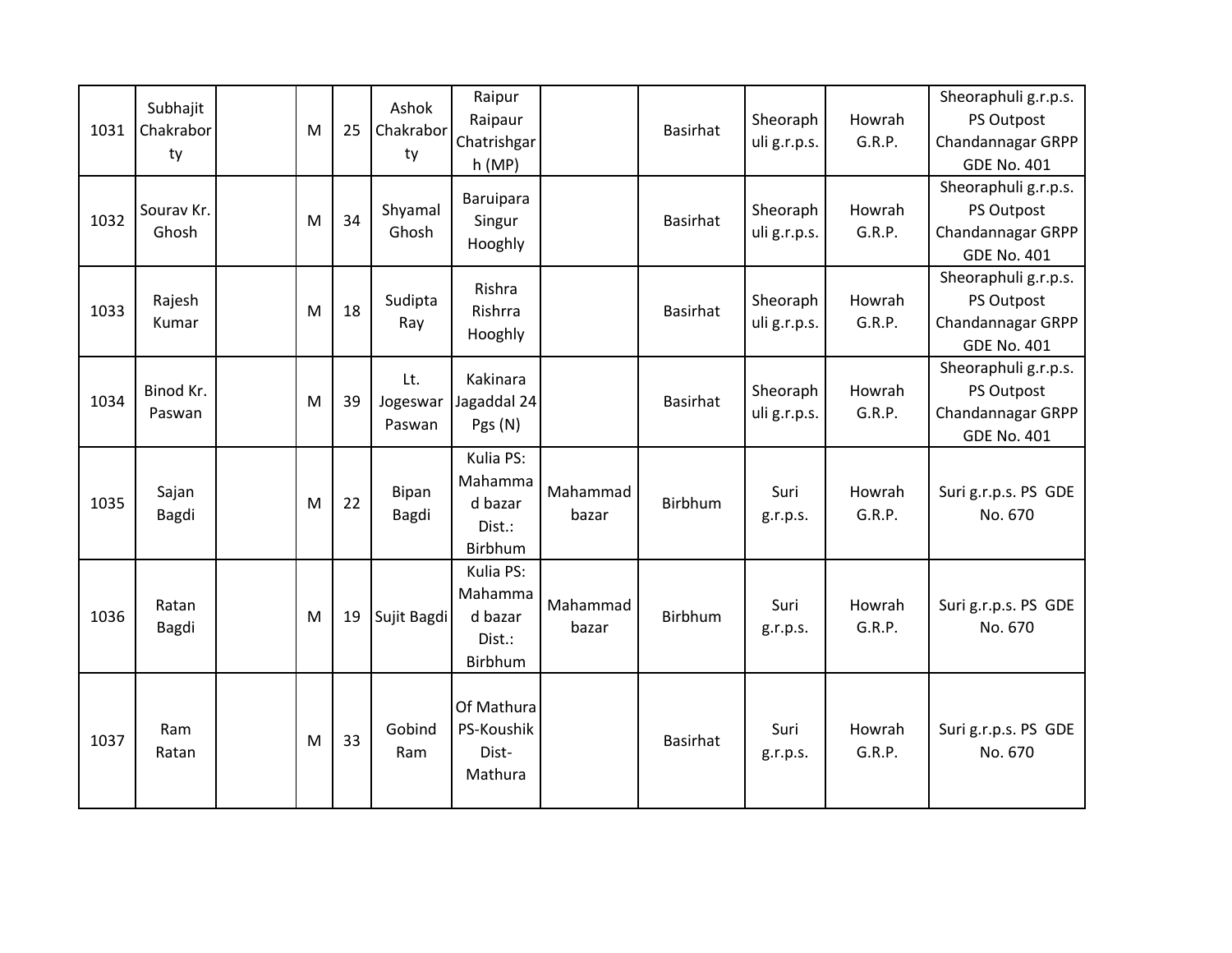| | | | | | | | | | | | |
|---|---|---|---|---|---|---|---|---|---|---|---|
| 1031 | Subhajit Chakraborty | | M | 25 | Ashok Chakraborty | Raipur Raipaur Chatrishgarh (MP) | | Basirhat | Sheoraphuli g.r.p.s. | Howrah G.R.P. | Sheoraphuli g.r.p.s. PS Outpost Chandannagar GRPP GDE No. 401 |
| 1032 | Sourav Kr. Ghosh | | M | 34 | Shyamal Ghosh | Baruipara Singur Hooghly | | Basirhat | Sheoraphuli g.r.p.s. | Howrah G.R.P. | Sheoraphuli g.r.p.s. PS Outpost Chandannagar GRPP GDE No. 401 |
| 1033 | Rajesh Kumar | | M | 18 | Sudipta Ray | Rishra Rishrra Hooghly | | Basirhat | Sheoraphuli g.r.p.s. | Howrah G.R.P. | Sheoraphuli g.r.p.s. PS Outpost Chandannagar GRPP GDE No. 401 |
| 1034 | Binod Kr. Paswan | | M | 39 | Lt. Jogeswar Paswan | Kakinara Jagaddal 24 Pgs (N) | | Basirhat | Sheoraphuli g.r.p.s. | Howrah G.R.P. | Sheoraphuli g.r.p.s. PS Outpost Chandannagar GRPP GDE No. 401 |
| 1035 | Sajan Bagdi | | M | 22 | Bipan Bagdi | Kulia PS: Mahammad bazar Dist.: Birbhum | Mahammad bazar | Birbhum | Suri g.r.p.s. | Howrah G.R.P. | Suri g.r.p.s. PS GDE No. 670 |
| 1036 | Ratan Bagdi | | M | 19 | Sujit Bagdi | Kulia PS: Mahammad bazar Dist.: Birbhum | Mahammad bazar | Birbhum | Suri g.r.p.s. | Howrah G.R.P. | Suri g.r.p.s. PS GDE No. 670 |
| 1037 | Ram Ratan | | M | 33 | Gobind Ram | Of Mathura PS-Koushik Dist-Mathura | | Basirhat | Suri g.r.p.s. | Howrah G.R.P. | Suri g.r.p.s. PS GDE No. 670 |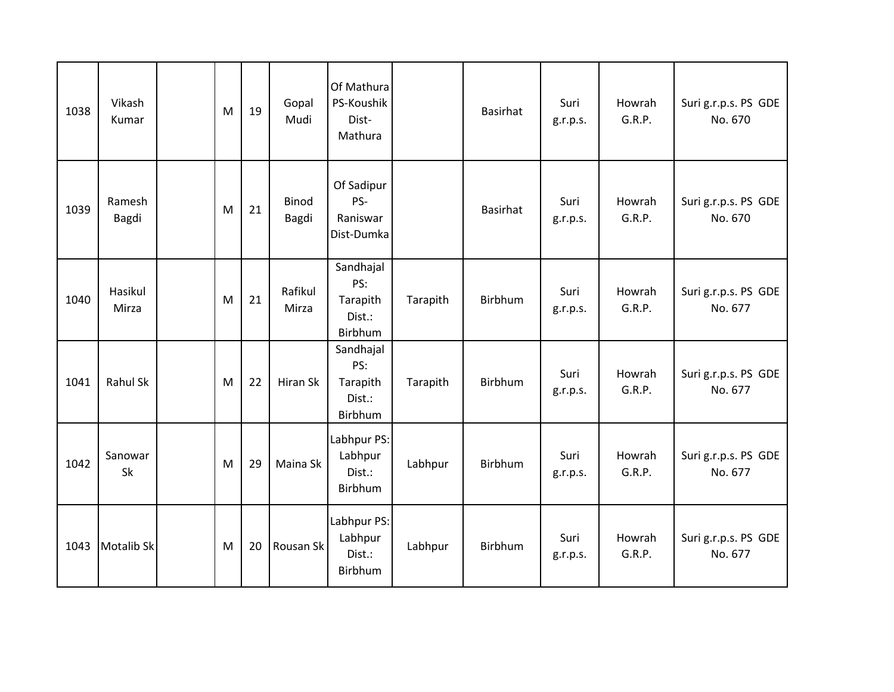| | | | | | | | | | | | |
|---|---|---|---|---|---|---|---|---|---|---|---|
| 1038 | Vikash Kumar | | M | 19 | Gopal Mudi | Of Mathura PS-Koushik Dist-Mathura | | Basirhat | Suri g.r.p.s. | Howrah G.R.P. | Suri g.r.p.s. PS GDE No. 670 |
| 1039 | Ramesh Bagdi | | M | 21 | Binod Bagdi | Of Sadipur PS-Raniswar Dist-Dumka | | Basirhat | Suri g.r.p.s. | Howrah G.R.P. | Suri g.r.p.s. PS GDE No. 670 |
| 1040 | Hasikul Mirza | | M | 21 | Rafikul Mirza | Sandhajal PS: Tarapith Dist.: Birbhum | Tarapith | Birbhum | Suri g.r.p.s. | Howrah G.R.P. | Suri g.r.p.s. PS GDE No. 677 |
| 1041 | Rahul Sk | | M | 22 | Hiran Sk | Sandhajal PS: Tarapith Dist.: Birbhum | Tarapith | Birbhum | Suri g.r.p.s. | Howrah G.R.P. | Suri g.r.p.s. PS GDE No. 677 |
| 1042 | Sanowar Sk | | M | 29 | Maina Sk | Labhpur PS: Labhpur Dist.: Birbhum | Labhpur | Birbhum | Suri g.r.p.s. | Howrah G.R.P. | Suri g.r.p.s. PS GDE No. 677 |
| 1043 | Motalib Sk | | M | 20 | Rousan Sk | Labhpur PS: Labhpur Dist.: Birbhum | Labhpur | Birbhum | Suri g.r.p.s. | Howrah G.R.P. | Suri g.r.p.s. PS GDE No. 677 |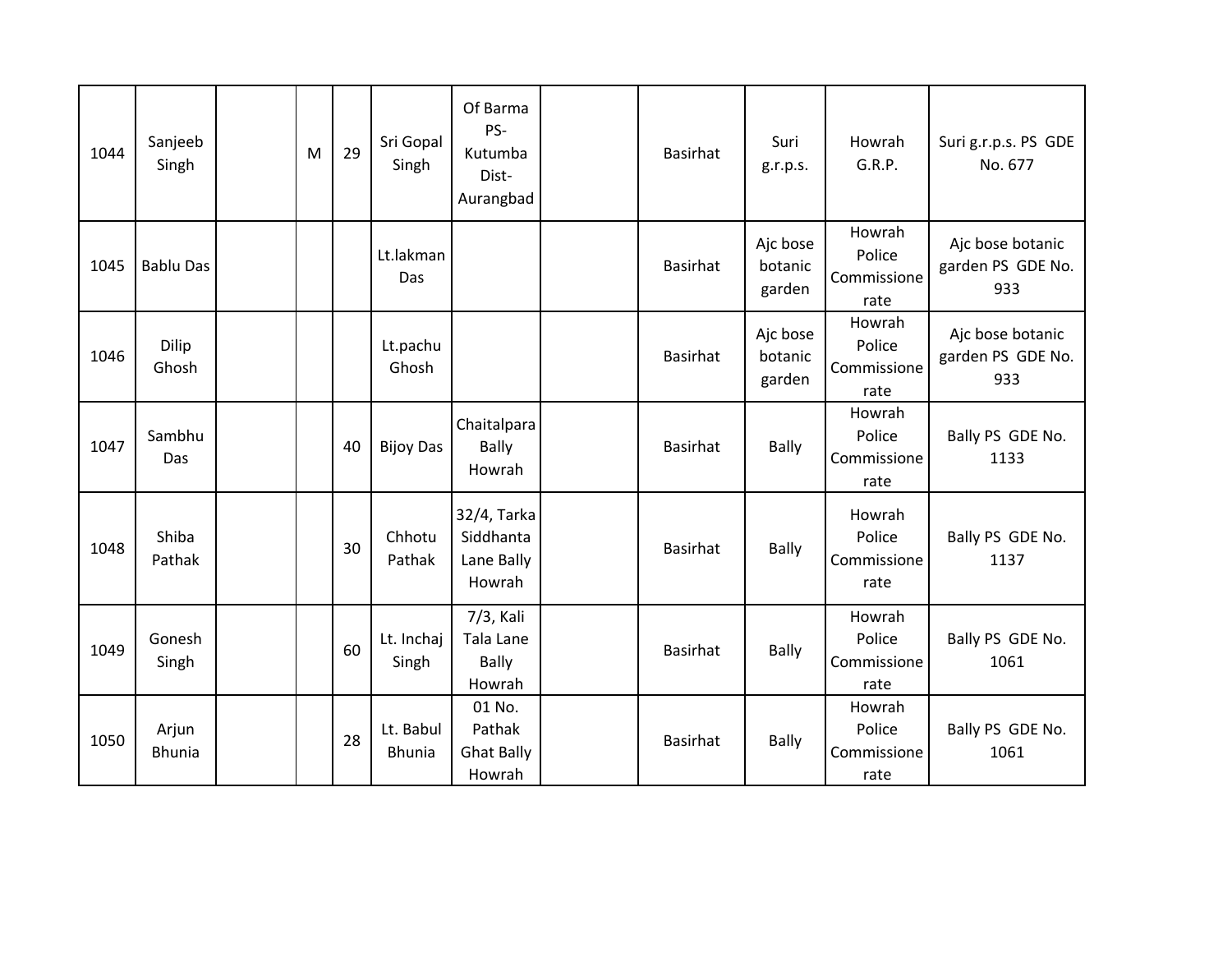| 1044 | Sanjeeb Singh | | M | 29 | Sri Gopal Singh | Of Barma PS-Kutumba Dist-Aurangbad | | Basirhat | Suri g.r.p.s. | Howrah G.R.P. | Suri g.r.p.s. PS GDE No. 677 |
|---|---|---|---|---|---|---|---|---|---|---|---|
| 1045 | Bablu Das | | | | Lt.lakman Das | | | Basirhat | Ajc bose botanic garden | Howrah Police Commissione rate | Ajc bose botanic garden PS GDE No. 933 |
| 1046 | Dilip Ghosh | | | | Lt.pachu Ghosh | | | Basirhat | Ajc bose botanic garden | Howrah Police Commissione rate | Ajc bose botanic garden PS GDE No. 933 |
| 1047 | Sambhu Das | | | 40 | Bijoy Das | Chaitalpara Bally Howrah | | Basirhat | Bally | Howrah Police Commissione rate | Bally PS GDE No. 1133 |
| 1048 | Shiba Pathak | | | 30 | Chhotu Pathak | 32/4, Tarka Siddhanta Lane Bally Howrah | | Basirhat | Bally | Howrah Police Commissione rate | Bally PS GDE No. 1137 |
| 1049 | Gonesh Singh | | | 60 | Lt. Inchaj Singh | 7/3, Kali Tala Lane Bally Howrah | | Basirhat | Bally | Howrah Police Commissione rate | Bally PS GDE No. 1061 |
| 1050 | Arjun Bhunia | | | 28 | Lt. Babul Bhunia | 01 No. Pathak Ghat Bally Howrah | | Basirhat | Bally | Howrah Police Commissione rate | Bally PS GDE No. 1061 |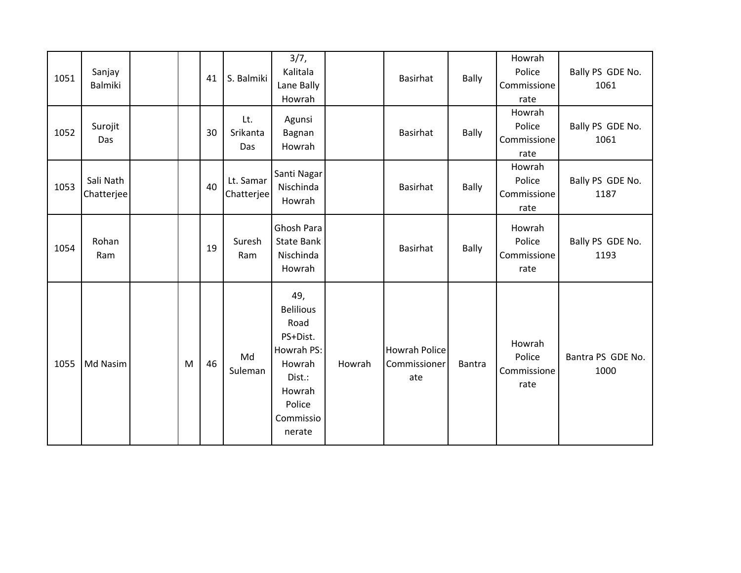| | | | | | | | | | | | |
|---|---|---|---|---|---|---|---|---|---|---|---|
| 1051 | Sanjay Balmiki | | | 41 | S. Balmiki | 3/7, Kalitala Lane Bally Howrah | | Basirhat | Bally | Howrah Police Commissionerate | Bally PS GDE No. 1061 |
| 1052 | Surojit Das | | | 30 | Lt. Srikanta Das | Agunsi Bagnan Howrah | | Basirhat | Bally | Howrah Police Commissionerate | Bally PS GDE No. 1061 |
| 1053 | Sali Nath Chatterjee | | | 40 | Lt. Samar Chatterjee | Santi Nagar Nischinda Howrah | | Basirhat | Bally | Howrah Police Commissionerate | Bally PS GDE No. 1187 |
| 1054 | Rohan Ram | | | 19 | Suresh Ram | Ghosh Para State Bank Nischinda Howrah | | Basirhat | Bally | Howrah Police Commissionerate | Bally PS GDE No. 1193 |
| 1055 | Md Nasim | | M | 46 | Md Suleman | 49, Belilious Road PS+Dist. Howrah PS: Howrah Dist.: Howrah Police Commissionerate | Howrah | Howrah Police Commissionerate | Bantra | Howrah Police Commissionerate | Bantra PS GDE No. 1000 |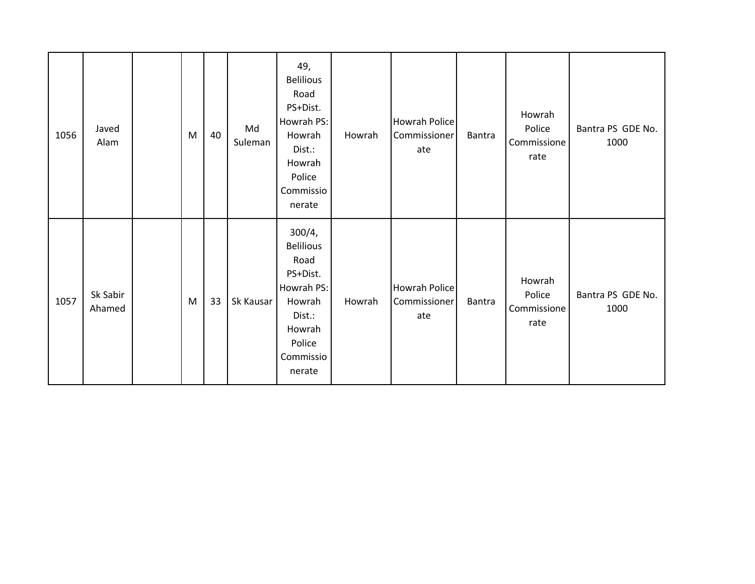| 1056 | Javed Alam | | M | 40 | Md Suleman | 49, Belilious Road PS+Dist. Howrah PS: Howrah Dist.: Howrah Police Commissionerate | Howrah | Howrah Police Commissionerate | Bantra | Howrah Police Commissionerate | Bantra PS GDE No. 1000 |
|---|---|---|---|---|---|---|---|---|---|---|---|
| 1057 | Sk Sabir Ahamed | | M | 33 | Sk Kausar | 300/4, Belilious Road PS+Dist. Howrah PS: Howrah Dist.: Howrah Police Commissionerate | Howrah | Howrah Police Commissionerate | Bantra | Howrah Police Commissionerate | Bantra PS GDE No. 1000 |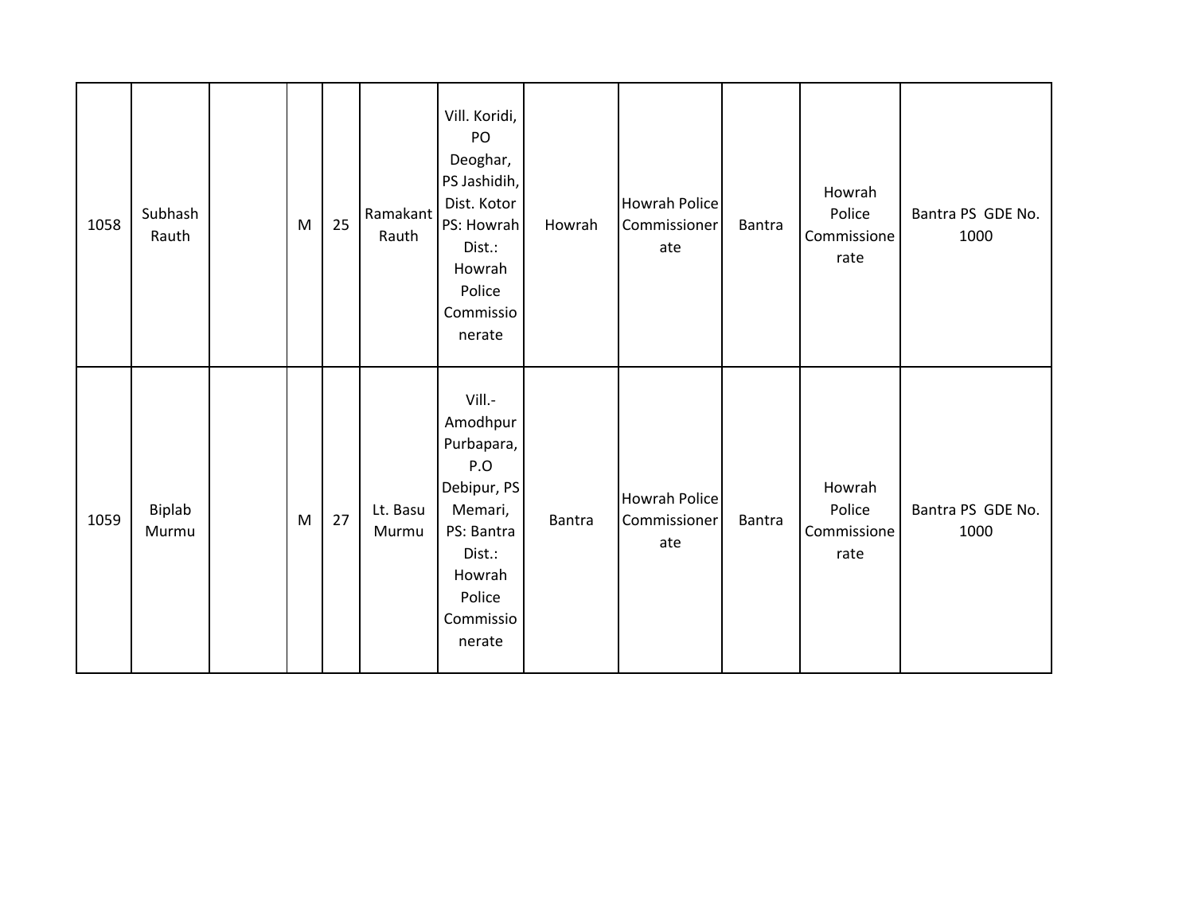| 1058 | Subhash Rauth | | M | 25 | Ramakant Rauth | Vill. Koridi, PO Deoghar, PS Jashidih, Dist. Kotor PS: Howrah Dist.: Howrah Police Commissionerate | Howrah | Howrah Police Commissionerate | Bantra | Howrah Police Commissionerate | Bantra PS GDE No. 1000 |
|---|---|---|---|---|---|---|---|---|---|---|---|
| 1059 | Biplab Murmu | | M | 27 | Lt. Basu Murmu | Vill.- Amodhpur Purbapara, P.O Debipur, PS Memari, PS: Bantra Dist.: Howrah Police Commissionerate | Bantra | Howrah Police Commissionerate | Bantra | Howrah Police Commissionerate | Bantra PS GDE No. 1000 |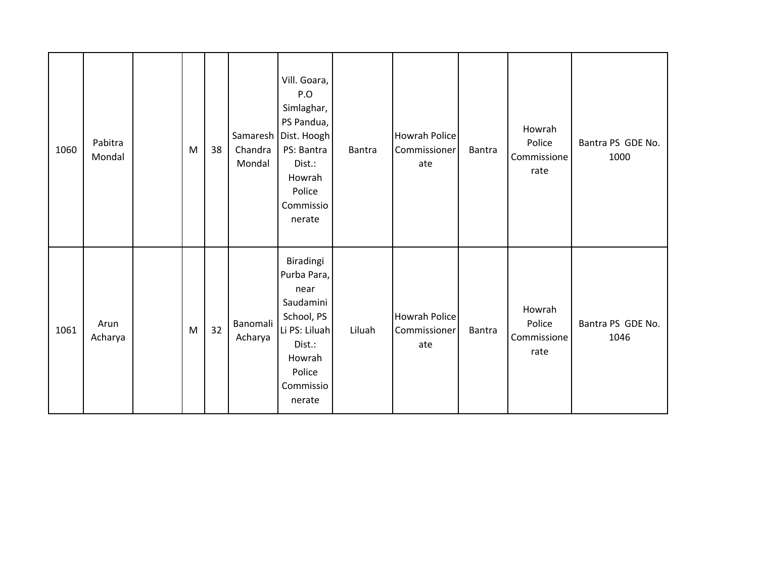| | | | | | | | | | | | |
|---|---|---|---|---|---|---|---|---|---|---|---|
| 1060 | Pabitra Mondal | | M | 38 | Samaresh Chandra Mondal | Vill. Goara, P.O Simlaghar, PS Pandua, Dist. Hoogh PS: Bantra Dist.: Howrah Police Commissionerate | Bantra | Howrah Police Commissionerate | Bantra | Howrah Police Commissionerate | Bantra PS GDE No. 1000 |
| 1061 | Arun Acharya | | M | 32 | Banomali Acharya | Biradingi Purba Para, near Saudamini School, PS Li PS: Liluah Dist.: Howrah Police Commissionerate | Liluah | Howrah Police Commissionerate | Bantra | Howrah Police Commissionerate | Bantra PS GDE No. 1046 |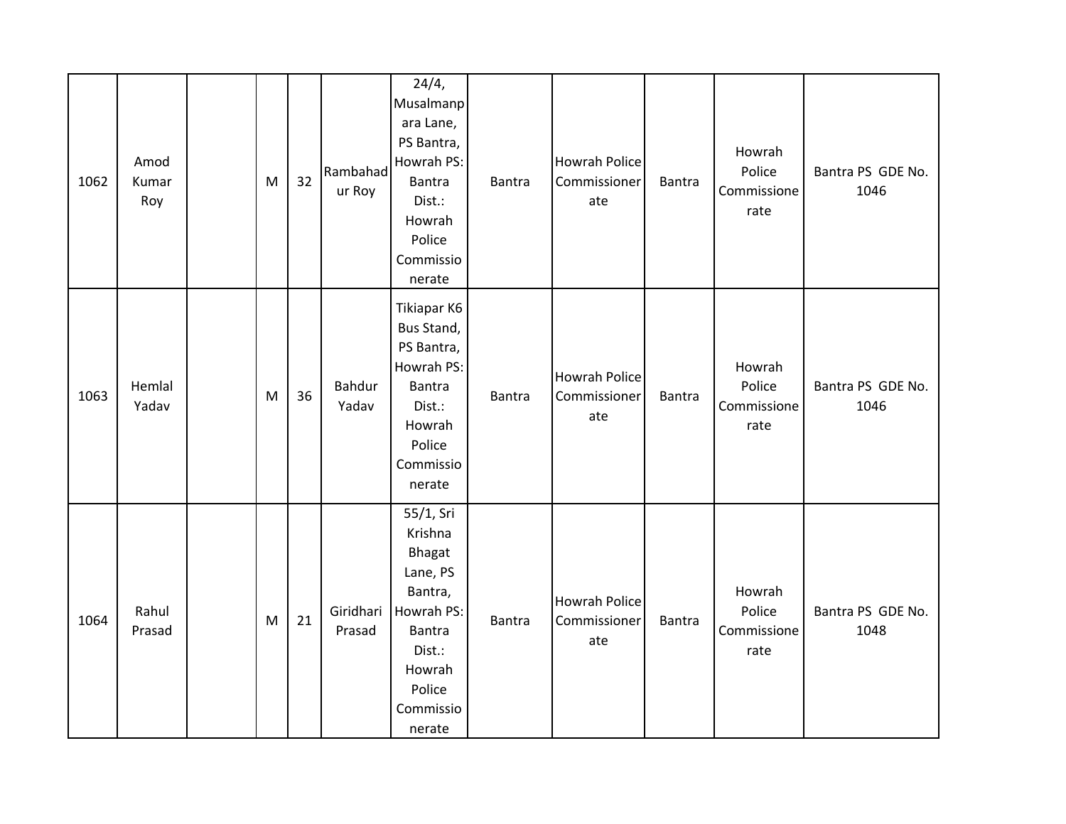| | | | | | | | | | | | |
|---|---|---|---|---|---|---|---|---|---|---|---|
| 1062 | Amod Kumar Roy | | M | 32 | Rambahadur Roy | 24/4, Musalmanpara Lane, PS Bantra, Howrah PS: Bantra Dist.: Howrah Police Commissionerate | Bantra | Howrah Police Commissionerate | Bantra | Howrah Police Commissionerate | Bantra PS GDE No. 1046 |
| 1063 | Hemlal Yadav | | M | 36 | Bahdur Yadav | Tikiapar K6 Bus Stand, PS Bantra, Howrah PS: Bantra Dist.: Howrah Police Commissionerate | Bantra | Howrah Police Commissionerate | Bantra | Howrah Police Commissionerate | Bantra PS GDE No. 1046 |
| 1064 | Rahul Prasad | | M | 21 | Giridhari Prasad | 55/1, Sri Krishna Bhagat Lane, PS Bantra, Howrah PS: Bantra Dist.: Howrah Police Commissionerate | Bantra | Howrah Police Commissionerate | Bantra | Howrah Police Commissionerate | Bantra PS GDE No. 1048 |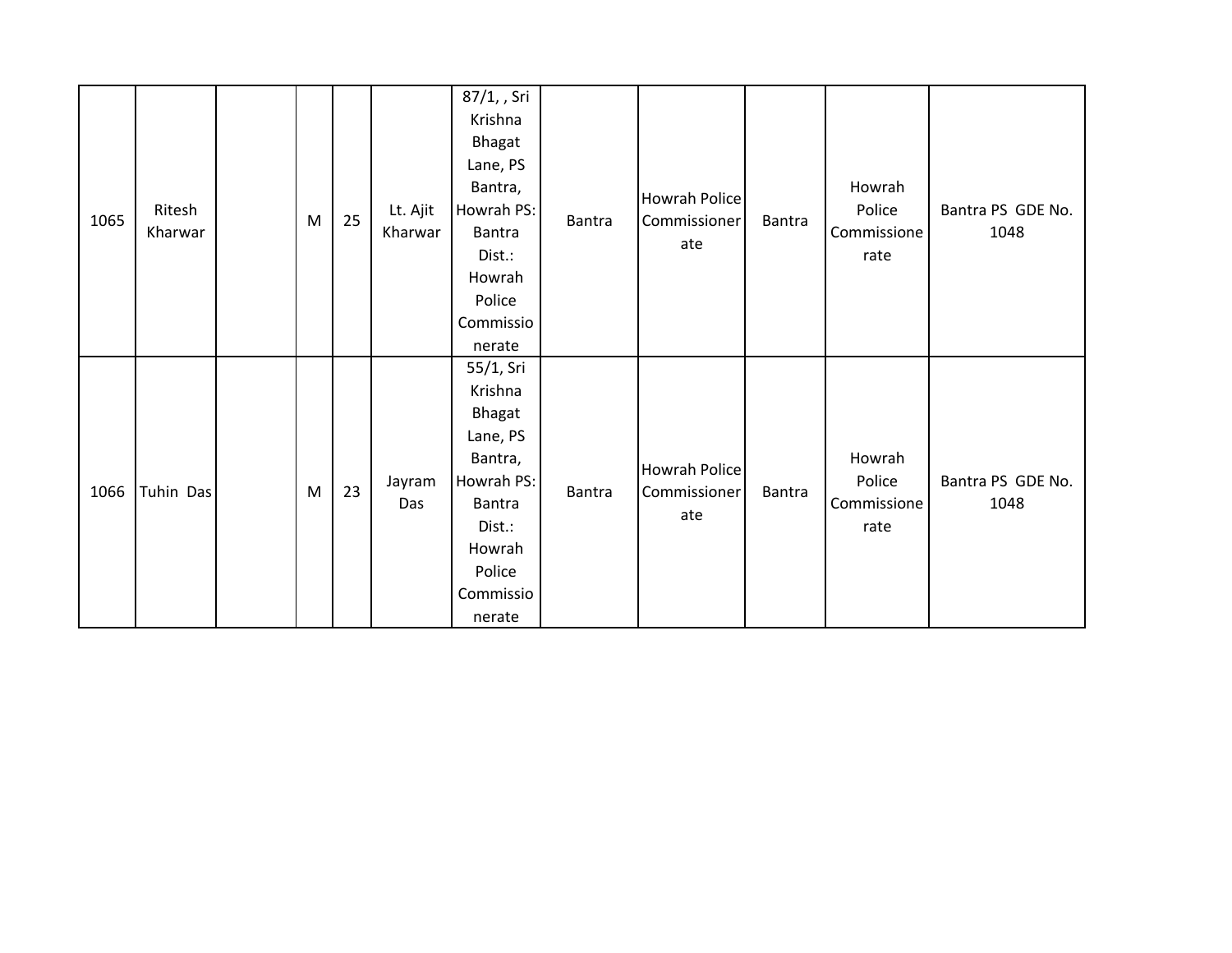| | | | | | | | | | | | |
|---|---|---|---|---|---|---|---|---|---|---|---|
| 1065 | Ritesh Kharwar | | M | 25 | Lt. Ajit Kharwar | 87/1, , Sri Krishna Bhagat Lane, PS Bantra, Howrah PS: Bantra Dist.: Howrah Police Commissionerate | Bantra | Howrah Police Commissionerate | Bantra | Howrah Police Commissionerate | Bantra PS GDE No. 1048 |
| 1066 | Tuhin Das | | M | 23 | Jayram Das | 55/1, Sri Krishna Bhagat Lane, PS Bantra, Howrah PS: Bantra Dist.: Howrah Police Commissionerate | Bantra | Howrah Police Commissionerate | Bantra | Howrah Police Commissionerate | Bantra PS GDE No. 1048 |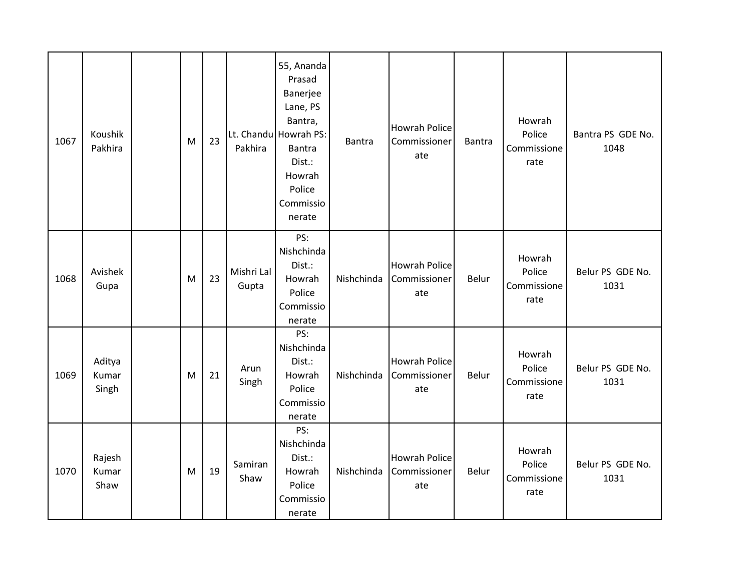| | | | | | | | | | | | |
|---|---|---|---|---|---|---|---|---|---|---|---|
| 1067 | Koushik Pakhira | | M | 23 | Lt. Chandu Pakhira | 55, Ananda Prasad Banerjee Lane, PS Bantra, Howrah PS: Bantra Dist.: Howrah Police Commissionerate | Bantra | Howrah Police Commissionerate | Bantra | Howrah Police Commissionerate | Bantra PS GDE No. 1048 |
| 1068 | Avishek Gupa | | M | 23 | Mishri Lal Gupta | PS: Nishchinda Dist.: Howrah Police Commissionerate | Nishchinda | Howrah Police Commissionerate | Belur | Howrah Police Commissionerate | Belur PS GDE No. 1031 |
| 1069 | Aditya Kumar Singh | | M | 21 | Arun Singh | PS: Nishchinda Dist.: Howrah Police Commissionerate | Nishchinda | Howrah Police Commissionerate | Belur | Howrah Police Commissionerate | Belur PS GDE No. 1031 |
| 1070 | Rajesh Kumar Shaw | | M | 19 | Samiran Shaw | PS: Nishchinda Dist.: Howrah Police Commissionerate | Nishchinda | Howrah Police Commissionerate | Belur | Howrah Police Commissionerate | Belur PS GDE No. 1031 |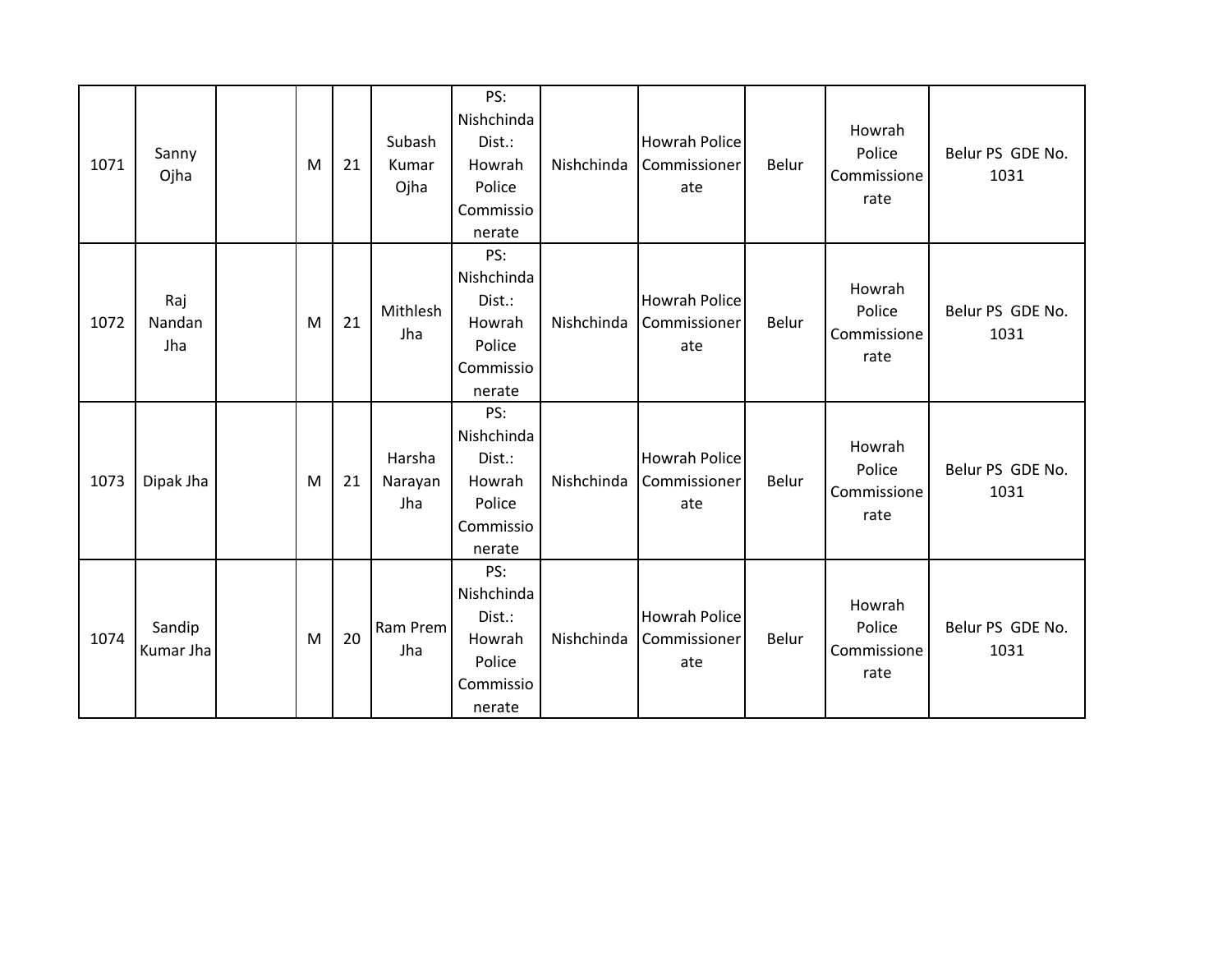| 1071 | Sanny Ojha | | M | 21 | Subash Kumar Ojha | PS: Nishchinda Dist.: Howrah Police Commissionerate | Nishchinda | Howrah Police Commissionerate | Belur | Howrah Police Commissionerate | Belur PS GDE No. 1031 |
|---|---|---|---|---|---|---|---|---|---|---|---|
| 1072 | Raj Nandan Jha | | M | 21 | Mithlesh Jha | PS: Nishchinda Dist.: Howrah Police Commissionerate | Nishchinda | Howrah Police Commissionerate | Belur | Howrah Police Commissionerate | Belur PS GDE No. 1031 |
| 1073 | Dipak Jha | | M | 21 | Harsha Narayan Jha | PS: Nishchinda Dist.: Howrah Police Commissionerate | Nishchinda | Howrah Police Commissionerate | Belur | Howrah Police Commissionerate | Belur PS GDE No. 1031 |
| 1074 | Sandip Kumar Jha | | M | 20 | Ram Prem Jha | PS: Nishchinda Dist.: Howrah Police Commissionerate | Nishchinda | Howrah Police Commissionerate | Belur | Howrah Police Commissionerate | Belur PS GDE No. 1031 |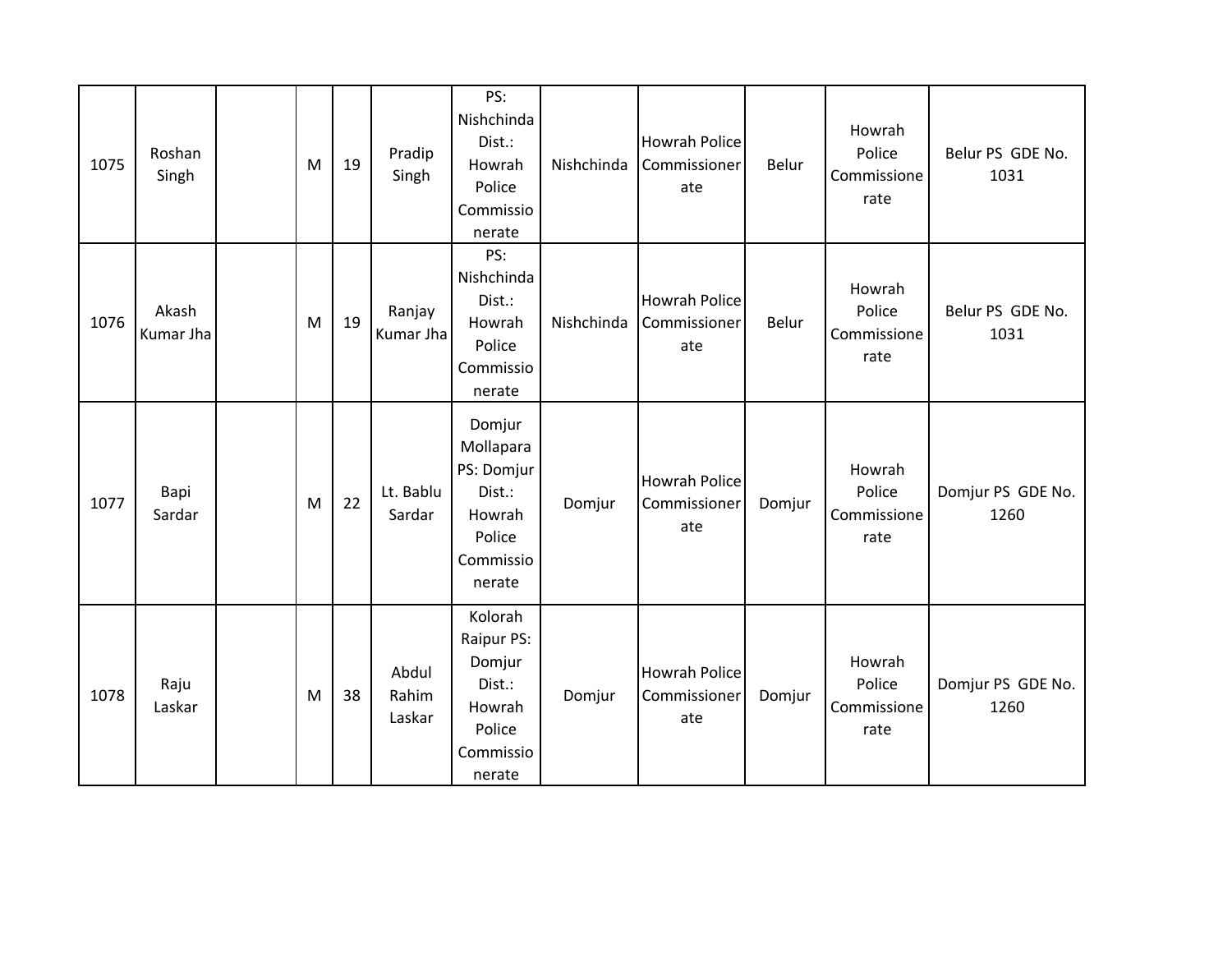| 1075 | Roshan Singh | | M | 19 | Pradip Singh | PS: Nishchinda Dist.: Howrah Police Commissionerate | Nishchinda | Howrah Police Commissionerate | Belur | Howrah Police Commissionerate | Belur PS GDE No. 1031 |
|---|---|---|---|---|---|---|---|---|---|---|---|
| 1076 | Akash Kumar Jha | | M | 19 | Ranjay Kumar Jha | PS: Nishchinda Dist.: Howrah Police Commissionerate | Nishchinda | Howrah Police Commissionerate | Belur | Howrah Police Commissionerate | Belur PS GDE No. 1031 |
| 1077 | Bapi Sardar | | M | 22 | Lt. Bablu Sardar | Domjur Mollapara PS: Domjur Dist.: Howrah Police Commissionerate | Domjur | Howrah Police Commissionerate | Domjur | Howrah Police Commissionerate | Domjur PS GDE No. 1260 |
| 1078 | Raju Laskar | | M | 38 | Abdul Rahim Laskar | Kolorah Raipur PS: Domjur Dist.: Howrah Police Commissionerate | Domjur | Howrah Police Commissionerate | Domjur | Howrah Police Commissionerate | Domjur PS GDE No. 1260 |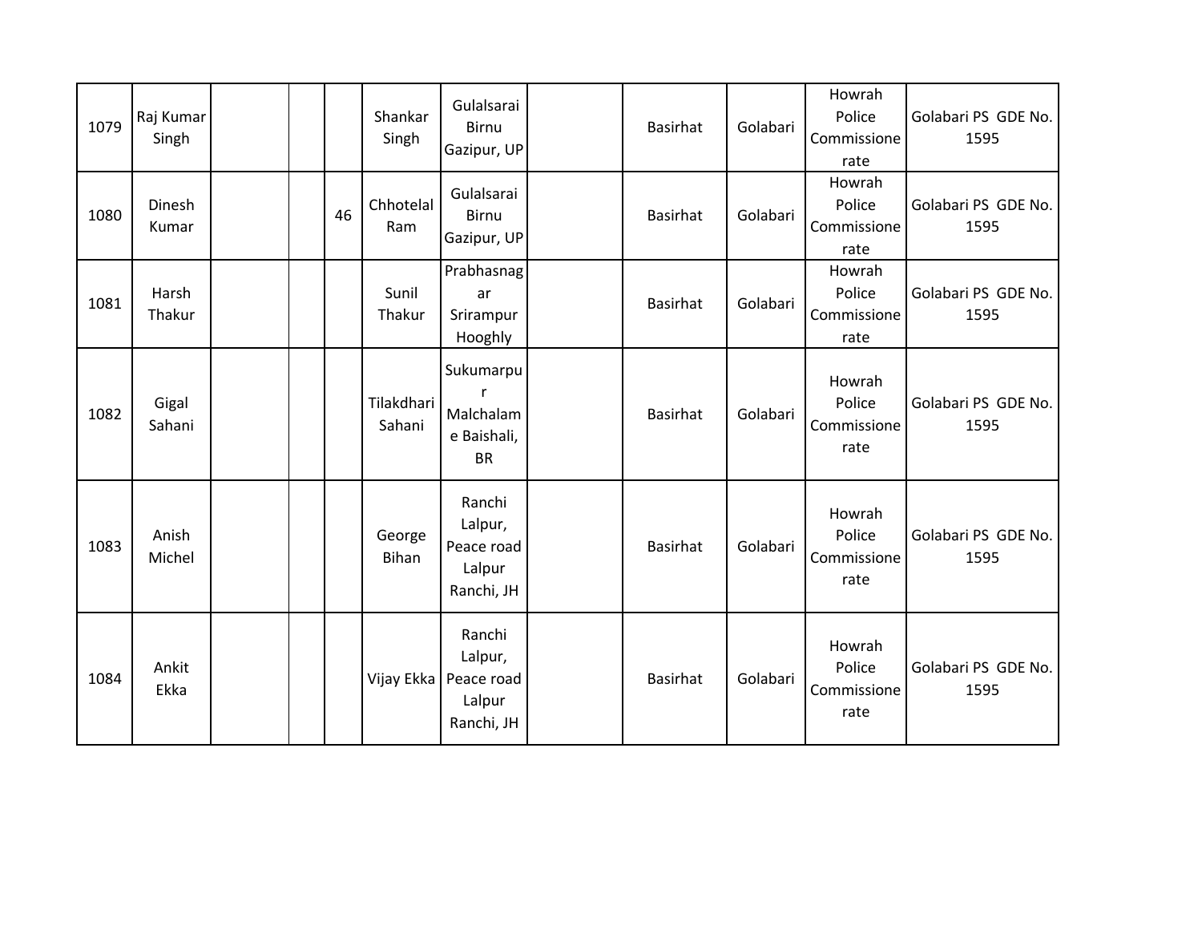| | | | | | | | | | | | |
|---|---|---|---|---|---|---|---|---|---|---|---|
| 1079 | Raj Kumar Singh | | | | Shankar Singh | Gulalsarai Birnu Gazipur, UP | | Basirhat | Golabari | Howrah Police Commissionerate | Golabari PS GDE No. 1595 |
| 1080 | Dinesh Kumar | | | 46 | Chhotelal Ram | Gulalsarai Birnu Gazipur, UP | | Basirhat | Golabari | Howrah Police Commissionerate | Golabari PS GDE No. 1595 |
| 1081 | Harsh Thakur | | | | Sunil Thakur | Prabhasnagar Srirampur Hooghly | | Basirhat | Golabari | Howrah Police Commissionerate | Golabari PS GDE No. 1595 |
| 1082 | Gigal Sahani | | | | Tilakdhari Sahani | Sukumarpur Malchalame Baishali, BR | | Basirhat | Golabari | Howrah Police Commissionerate | Golabari PS GDE No. 1595 |
| 1083 | Anish Michel | | | | George Bihan | Ranchi Lalpur, Peace road Lalpur Ranchi, JH | | Basirhat | Golabari | Howrah Police Commissionerate | Golabari PS GDE No. 1595 |
| 1084 | Ankit Ekka | | | | Vijay Ekka | Ranchi Lalpur, Peace road Lalpur Ranchi, JH | | Basirhat | Golabari | Howrah Police Commissionerate | Golabari PS GDE No. 1595 |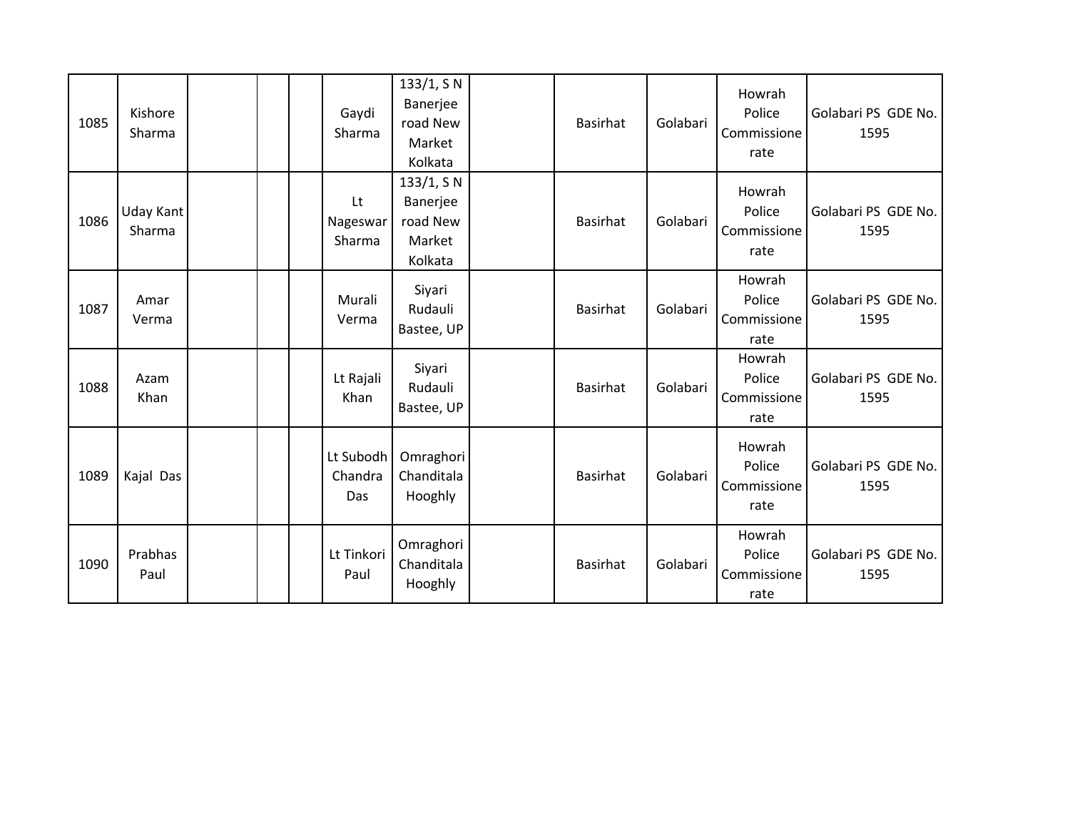| | | | | | | | | | | | |
|---|---|---|---|---|---|---|---|---|---|---|---|
| 1085 | Kishore Sharma | | | | Gaydi Sharma | 133/1, S N Banerjee road New Market Kolkata | | Basirhat | Golabari | Howrah Police Commissionerate | Golabari PS GDE No. 1595 |
| 1086 | Uday Kant Sharma | | | | Lt Nageswar Sharma | 133/1, S N Banerjee road New Market Kolkata | | Basirhat | Golabari | Howrah Police Commissionerate | Golabari PS GDE No. 1595 |
| 1087 | Amar Verma | | | | Murali Verma | Siyari Rudauli Bastee, UP | | Basirhat | Golabari | Howrah Police Commissionerate | Golabari PS GDE No. 1595 |
| 1088 | Azam Khan | | | | Lt Rajali Khan | Siyari Rudauli Bastee, UP | | Basirhat | Golabari | Howrah Police Commissionerate | Golabari PS GDE No. 1595 |
| 1089 | Kajal Das | | | | Lt Subodh Chandra Das | Omraghori Chanditala Hooghly | | Basirhat | Golabari | Howrah Police Commissionerate | Golabari PS GDE No. 1595 |
| 1090 | Prabhas Paul | | | | Lt Tinkori Paul | Omraghori Chanditala Hooghly | | Basirhat | Golabari | Howrah Police Commissionerate | Golabari PS GDE No. 1595 |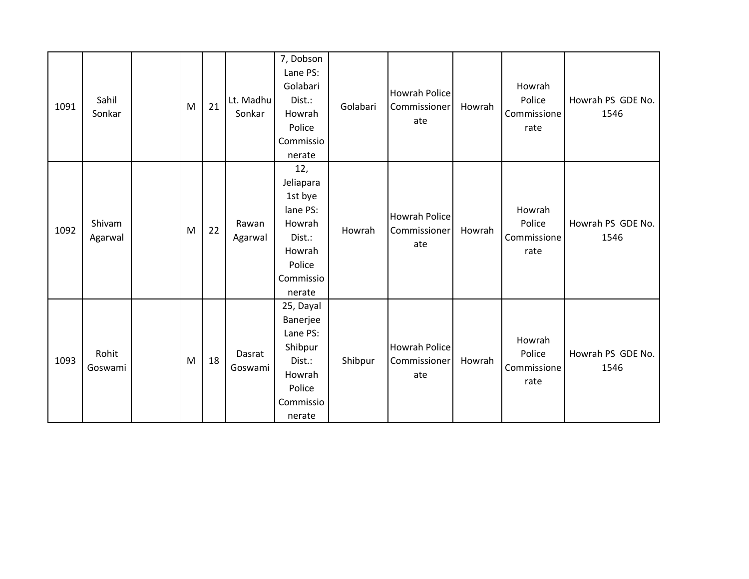| | | | | | | | | | | | |
|---|---|---|---|---|---|---|---|---|---|---|---|
| 1091 | Sahil Sonkar | | M | 21 | Lt. Madhu Sonkar | 7, Dobson Lane PS: Golabari Dist.: Howrah Police Commissionerate | Golabari | Howrah Police Commissionerate | Howrah | Howrah Police Commissionerate | Howrah PS GDE No. 1546 |
| 1092 | Shivam Agarwal | | M | 22 | Rawan Agarwal | 12, Jeliapara 1st bye lane PS: Howrah Dist.: Howrah Police Commissionerate | Howrah | Howrah Police Commissionerate | Howrah | Howrah Police Commissionerate | Howrah PS GDE No. 1546 |
| 1093 | Rohit Goswami | | M | 18 | Dasrat Goswami | 25, Dayal Banerjee Lane PS: Shibpur Dist.: Howrah Police Commissionerate | Shibpur | Howrah Police Commissionerate | Howrah | Howrah Police Commissionerate | Howrah PS GDE No. 1546 |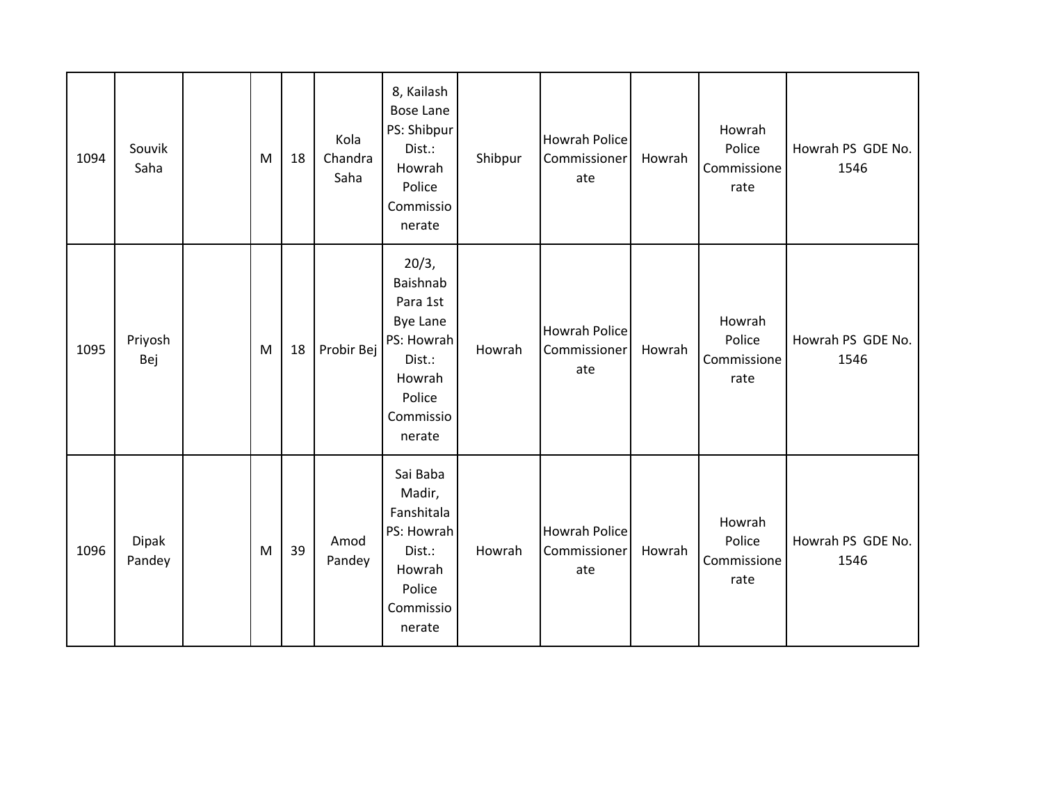| 1094 | Souvik Saha | | M | 18 | Kola Chandra Saha | 8, Kailash Bose Lane PS: Shibpur Dist.: Howrah Police Commissionerate | Shibpur | Howrah Police Commissionerate | Howrah | Howrah Police Commissionerate | Howrah PS GDE No. 1546 |
|---|---|---|---|---|---|---|---|---|---|---|---|
| 1095 | Priyosh Bej | | M | 18 | Probir Bej | 20/3, Baishnab Para 1st Bye Lane PS: Howrah Dist.: Howrah Police Commissionerate | Howrah | Howrah Police Commissionerate | Howrah | Howrah Police Commissionerate | Howrah PS GDE No. 1546 |
| 1096 | Dipak Pandey | | M | 39 | Amod Pandey | Sai Baba Madir, Fanshitala PS: Howrah Dist.: Howrah Police Commissionerate | Howrah | Howrah Police Commissionerate | Howrah | Howrah Police Commissionerate | Howrah PS GDE No. 1546 |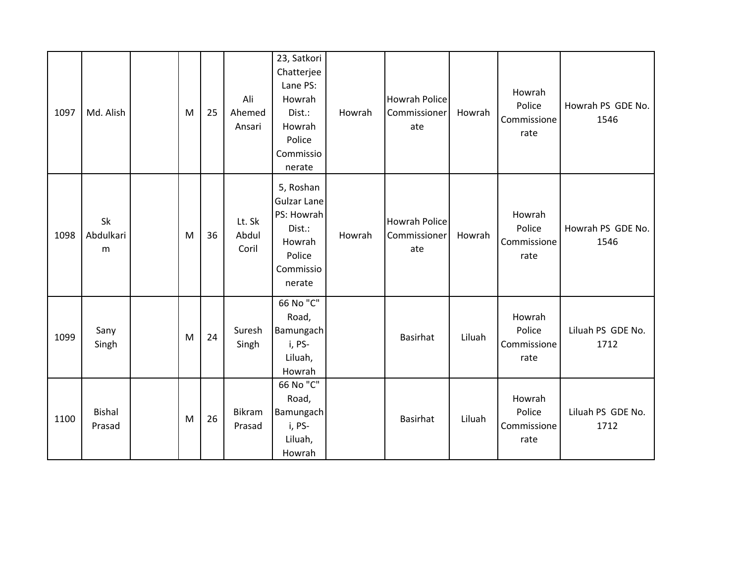| 1097 | Md. Alish | | M | 25 | Ali Ahemed Ansari | 23, Satkori Chatterjee Lane PS: Howrah Dist.: Howrah Police Commissionerate | Howrah | Howrah Police Commissionerate | Howrah | Howrah Police Commissionerate | Howrah PS GDE No. 1546 |
|---|---|---|---|---|---|---|---|---|---|---|---|
| 1098 | Sk Abdulkarim | | M | 36 | Lt. Sk Abdul Coril | 5, Roshan Gulzar Lane PS: Howrah Dist.: Howrah Police Commissionerate | Howrah | Howrah Police Commissionerate | Howrah | Howrah Police Commissionerate | Howrah PS GDE No. 1546 |
| 1099 | Sany Singh | | M | 24 | Suresh Singh | 66 No "C" Road, Bamungachi, PS-Liluah, Howrah | | Basirhat | Liluah | Howrah Police Commissionerate | Liluah PS GDE No. 1712 |
| 1100 | Bishal Prasad | | M | 26 | Bikram Prasad | 66 No "C" Road, Bamungachi, PS-Liluah, Howrah | | Basirhat | Liluah | Howrah Police Commissionerate | Liluah PS GDE No. 1712 |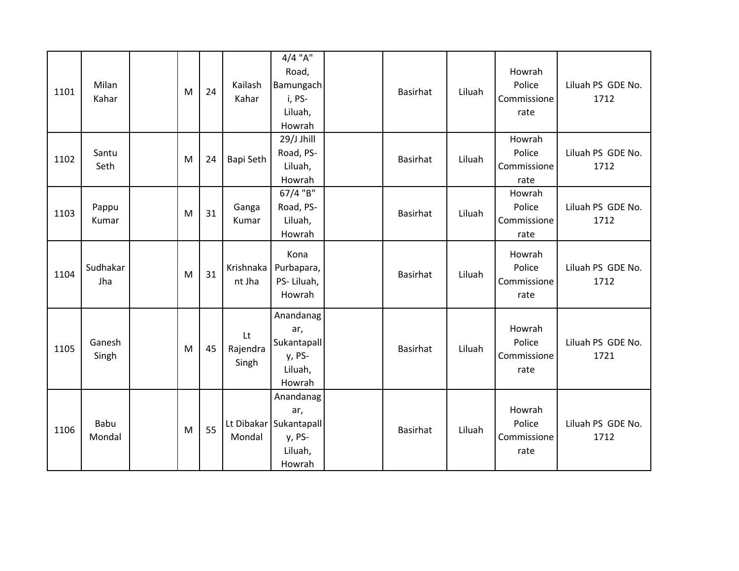| | | | | | | | | | | | |
|---|---|---|---|---|---|---|---|---|---|---|---|
| 1101 | Milan Kahar | | M | 24 | Kailash Kahar | 4/4 "A" Road, Bamungachi, PS- Liluah, Howrah | | Basirhat | Liluah | Howrah Police Commissionerate | Liluah PS GDE No. 1712 |
| 1102 | Santu Seth | | M | 24 | Bapi Seth | 29/J Jhill Road, PS- Liluah, Howrah | | Basirhat | Liluah | Howrah Police Commissionerate | Liluah PS GDE No. 1712 |
| 1103 | Pappu Kumar | | M | 31 | Ganga Kumar | 67/4 "B" Road, PS- Liluah, Howrah | | Basirhat | Liluah | Howrah Police Commissionerate | Liluah PS GDE No. 1712 |
| 1104 | Sudhakar Jha | | M | 31 | Krishnakant Jha | Kona Purbapara, PS- Liluah, Howrah | | Basirhat | Liluah | Howrah Police Commissionerate | Liluah PS GDE No. 1712 |
| 1105 | Ganesh Singh | | M | 45 | Lt Rajendra Singh | Anandanagar, Sukantapally, PS- Liluah, Howrah | | Basirhat | Liluah | Howrah Police Commissionerate | Liluah PS GDE No. 1721 |
| 1106 | Babu Mondal | | M | 55 | Lt Dibakar Mondal | Anandanagar, Sukantapally, PS- Liluah, Howrah | | Basirhat | Liluah | Howrah Police Commissionerate | Liluah PS GDE No. 1712 |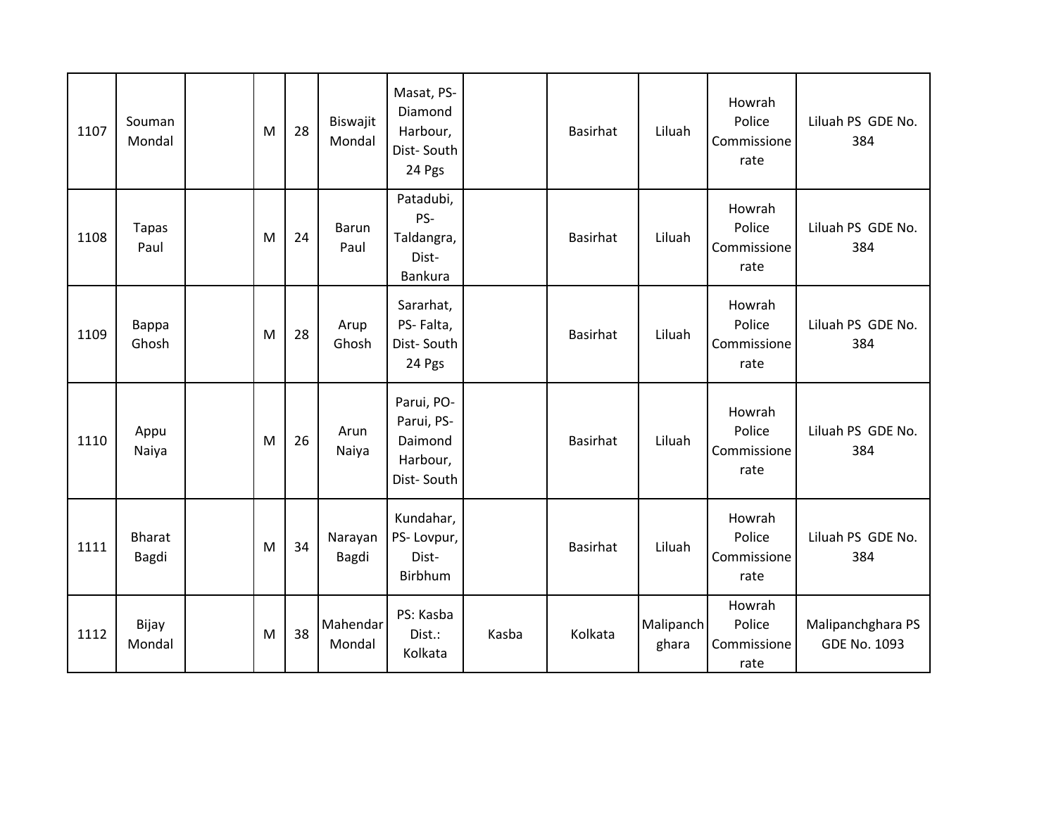| | | | | | | | | | | | |
|---|---|---|---|---|---|---|---|---|---|---|---|
| 1107 | Souman Mondal | | M | 28 | Biswajit Mondal | Masat, PS- Diamond Harbour, Dist- South 24 Pgs | | Basirhat | Liluah | Howrah Police Commissionerate | Liluah PS GDE No. 384 |
| 1108 | Tapas Paul | | M | 24 | Barun Paul | Patadubi, PS- Taldangra, Dist- Bankura | | Basirhat | Liluah | Howrah Police Commissionerate | Liluah PS GDE No. 384 |
| 1109 | Bappa Ghosh | | M | 28 | Arup Ghosh | Sararhat, PS- Falta, Dist- South 24 Pgs | | Basirhat | Liluah | Howrah Police Commissionerate | Liluah PS GDE No. 384 |
| 1110 | Appu Naiya | | M | 26 | Arun Naiya | Parui, PO- Parui, PS- Daimond Harbour, Dist- South | | Basirhat | Liluah | Howrah Police Commissionerate | Liluah PS GDE No. 384 |
| 1111 | Bharat Bagdi | | M | 34 | Narayan Bagdi | Kundahar, PS- Lovpur, Dist- Birbhum | | Basirhat | Liluah | Howrah Police Commissionerate | Liluah PS GDE No. 384 |
| 1112 | Bijay Mondal | | M | 38 | Mahendar Mondal | PS: Kasba Dist.: Kolkata | Kasba | Kolkata | Malipanchghara | Howrah Police Commissionerate | Malipanchghara PS GDE No. 1093 |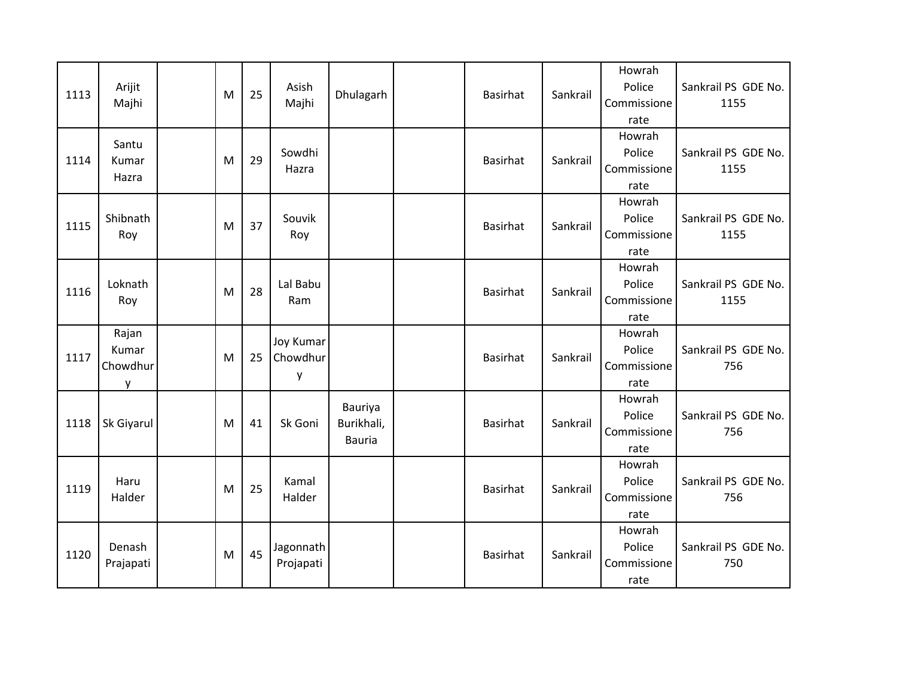| | | | | | | | | | | | |
|---|---|---|---|---|---|---|---|---|---|---|---|
| 1113 | Arijit Majhi | | M | 25 | Asish Majhi | Dhulagarh | | Basirhat | Sankrail | Howrah Police Commissionerate | Sankrail PS GDE No. 1155 |
| 1114 | Santu Kumar Hazra | | M | 29 | Sowdhi Hazra | | | Basirhat | Sankrail | Howrah Police Commissionerate | Sankrail PS GDE No. 1155 |
| 1115 | Shibnath Roy | | M | 37 | Souvik Roy | | | Basirhat | Sankrail | Howrah Police Commissionerate | Sankrail PS GDE No. 1155 |
| 1116 | Loknath Roy | | M | 28 | Lal Babu Ram | | | Basirhat | Sankrail | Howrah Police Commissionerate | Sankrail PS GDE No. 1155 |
| 1117 | Rajan Kumar Chowdhury | | M | 25 | Joy Kumar Chowdhury | | | Basirhat | Sankrail | Howrah Police Commissionerate | Sankrail PS GDE No. 756 |
| 1118 | Sk Giyarul | | M | 41 | Sk Goni | Bauriya Burikhali, Bauria | | Basirhat | Sankrail | Howrah Police Commissionerate | Sankrail PS GDE No. 756 |
| 1119 | Haru Halder | | M | 25 | Kamal Halder | | | Basirhat | Sankrail | Howrah Police Commissionerate | Sankrail PS GDE No. 756 |
| 1120 | Denash Prajapati | | M | 45 | Jagonnath Projapati | | | Basirhat | Sankrail | Howrah Police Commissionerate | Sankrail PS GDE No. 750 |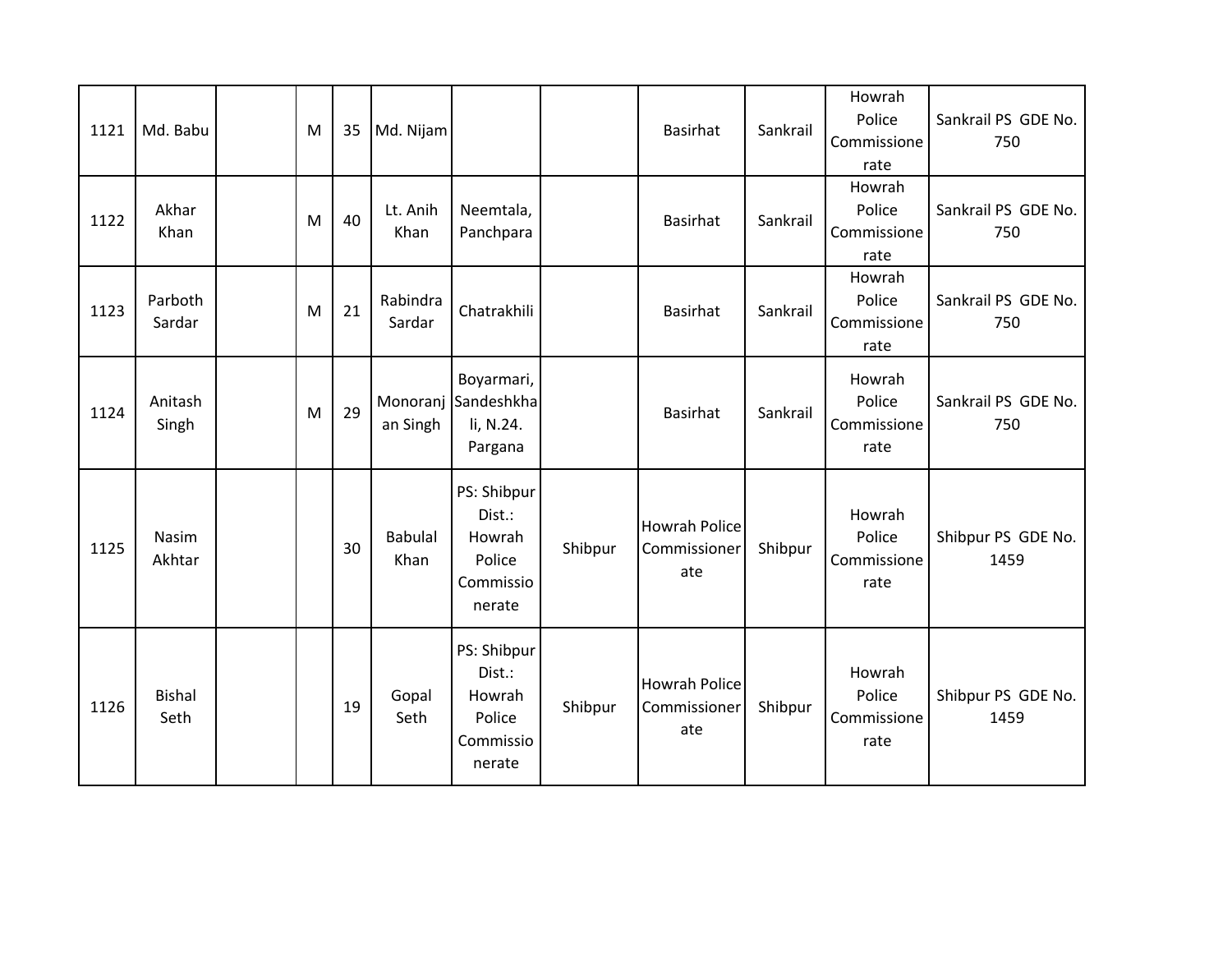| 1121 | Md. Babu | | M | 35 | Md. Nijam | | | Basirhat | Sankrail | Howrah Police Commissionerate | Sankrail PS GDE No. 750 |
|---|---|---|---|---|---|---|---|---|---|---|---|
| 1122 | Akhar Khan | | M | 40 | Lt. Anih Khan | Neemtala, Panchpara | | Basirhat | Sankrail | Howrah Police Commissionerate | Sankrail PS GDE No. 750 |
| 1123 | Parboth Sardar | | M | 21 | Rabindra Sardar | Chatrakhili | | Basirhat | Sankrail | Howrah Police Commissionerate | Sankrail PS GDE No. 750 |
| 1124 | Anitash Singh | | M | 29 | Monoranjan Singh | Boyarmari, Sandeshkhali, N.24. Pargana | | Basirhat | Sankrail | Howrah Police Commissionerate | Sankrail PS GDE No. 750 |
| 1125 | Nasim Akhtar | | | 30 | Babulal Khan | PS: Shibpur Dist.: Howrah Police Commissionerate | Shibpur | Howrah Police Commissionerate | Shibpur | Howrah Police Commissionerate | Shibpur PS GDE No. 1459 |
| 1126 | Bishal Seth | | | 19 | Gopal Seth | PS: Shibpur Dist.: Howrah Police Commissionerate | Shibpur | Howrah Police Commissionerate | Shibpur | Howrah Police Commissionerate | Shibpur PS GDE No. 1459 |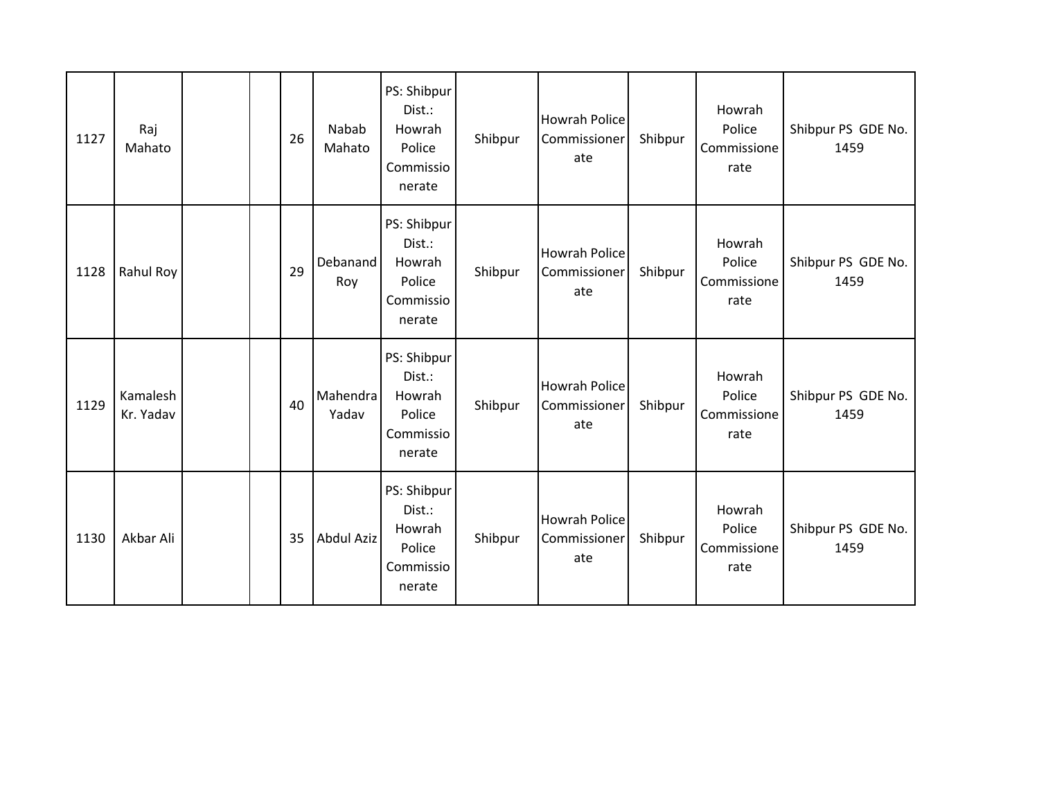| 1127 | Raj Mahato | | | 26 | Nabab Mahato | PS: Shibpur Dist.: Howrah Police Commissionerate | Shibpur | Howrah Police Commissionerate | Shibpur | Howrah Police Commissionerate | Shibpur PS GDE No. 1459 |
|---|---|---|---|---|---|---|---|---|---|---|---|
| 1128 | Rahul Roy | | | 29 | Debanand Roy | PS: Shibpur Dist.: Howrah Police Commissionerate | Shibpur | Howrah Police Commissionerate | Shibpur | Howrah Police Commissionerate | Shibpur PS GDE No. 1459 |
| 1129 | Kamalesh Kr. Yadav | | | 40 | Mahendra Yadav | PS: Shibpur Dist.: Howrah Police Commissionerate | Shibpur | Howrah Police Commissionerate | Shibpur | Howrah Police Commissionerate | Shibpur PS GDE No. 1459 |
| 1130 | Akbar Ali | | | 35 | Abdul Aziz | PS: Shibpur Dist.: Howrah Police Commissionerate | Shibpur | Howrah Police Commissionerate | Shibpur | Howrah Police Commissionerate | Shibpur PS GDE No. 1459 |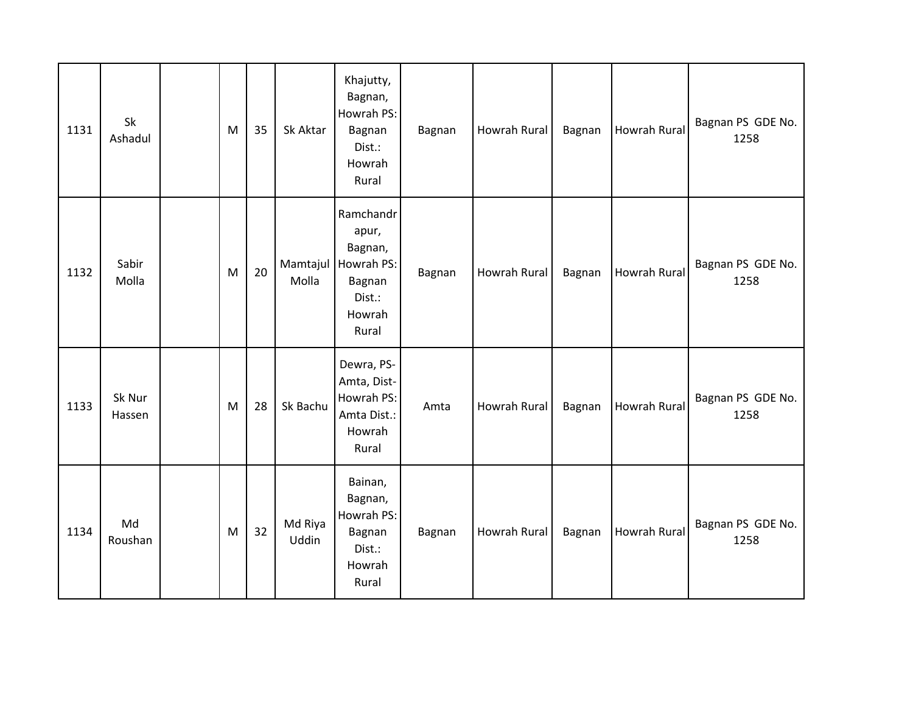| | | | | | | | | | | | |
|---|---|---|---|---|---|---|---|---|---|---|---|
| 1131 | Sk Ashadul | | M | 35 | Sk Aktar | Khajutty, Bagnan, Howrah PS: Bagnan Dist.: Howrah Rural | Bagnan | Howrah Rural | Bagnan | Howrah Rural | Bagnan PS GDE No. 1258 |
| 1132 | Sabir Molla | | M | 20 | Mamtajul Molla | Ramchandrapur, Bagnan, Howrah PS: Bagnan Dist.: Howrah Rural | Bagnan | Howrah Rural | Bagnan | Howrah Rural | Bagnan PS GDE No. 1258 |
| 1133 | Sk Nur Hassen | | M | 28 | Sk Bachu | Dewra, PS-Amta, Dist-Howrah PS: Amta Dist.: Howrah Rural | Amta | Howrah Rural | Bagnan | Howrah Rural | Bagnan PS GDE No. 1258 |
| 1134 | Md Roushan | | M | 32 | Md Riya Uddin | Bainan, Bagnan, Howrah PS: Bagnan Dist.: Howrah Rural | Bagnan | Howrah Rural | Bagnan | Howrah Rural | Bagnan PS GDE No. 1258 |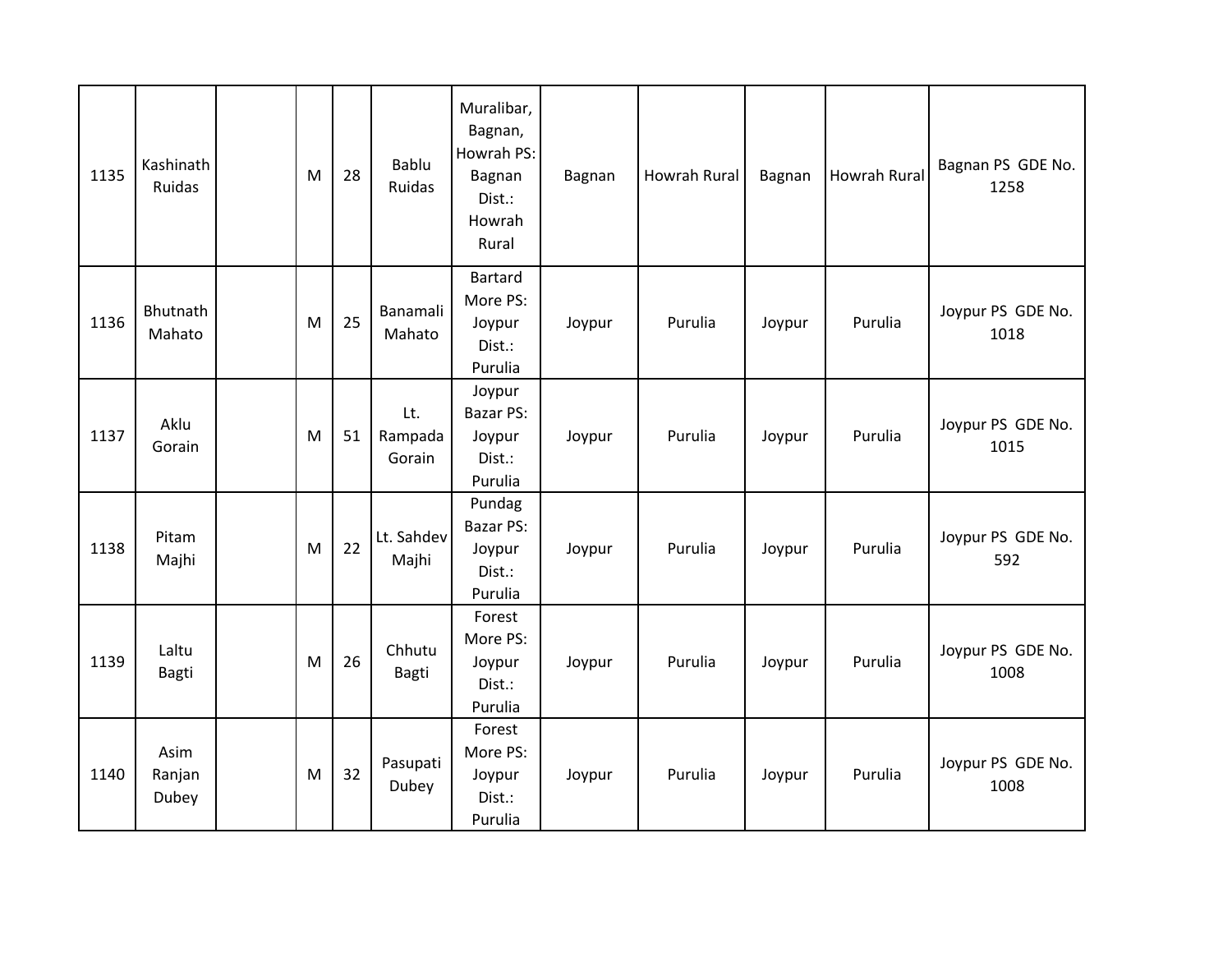| | | | | | | | | | | | |
|---|---|---|---|---|---|---|---|---|---|---|---|
| 1135 | Kashinath Ruidas | | M | 28 | Bablu Ruidas | Muralibar, Bagnan, Howrah PS: Bagnan Dist.: Howrah Rural | Bagnan | Howrah Rural | Bagnan | Howrah Rural | Bagnan PS GDE No. 1258 |
| 1136 | Bhutnath Mahato | | M | 25 | Banamali Mahato | Bartard More PS: Joypur Dist.: Purulia | Joypur | Purulia | Joypur | Purulia | Joypur PS GDE No. 1018 |
| 1137 | Aklu Gorain | | M | 51 | Lt. Rampada Gorain | Joypur Bazar PS: Joypur Dist.: Purulia | Joypur | Purulia | Joypur | Purulia | Joypur PS GDE No. 1015 |
| 1138 | Pitam Majhi | | M | 22 | Lt. Sahdev Majhi | Pundag Bazar PS: Joypur Dist.: Purulia | Joypur | Purulia | Joypur | Purulia | Joypur PS GDE No. 592 |
| 1139 | Laltu Bagti | | M | 26 | Chhutu Bagti | Forest More PS: Joypur Dist.: Purulia | Joypur | Purulia | Joypur | Purulia | Joypur PS GDE No. 1008 |
| 1140 | Asim Ranjan Dubey | | M | 32 | Pasupati Dubey | Forest More PS: Joypur Dist.: Purulia | Joypur | Purulia | Joypur | Purulia | Joypur PS GDE No. 1008 |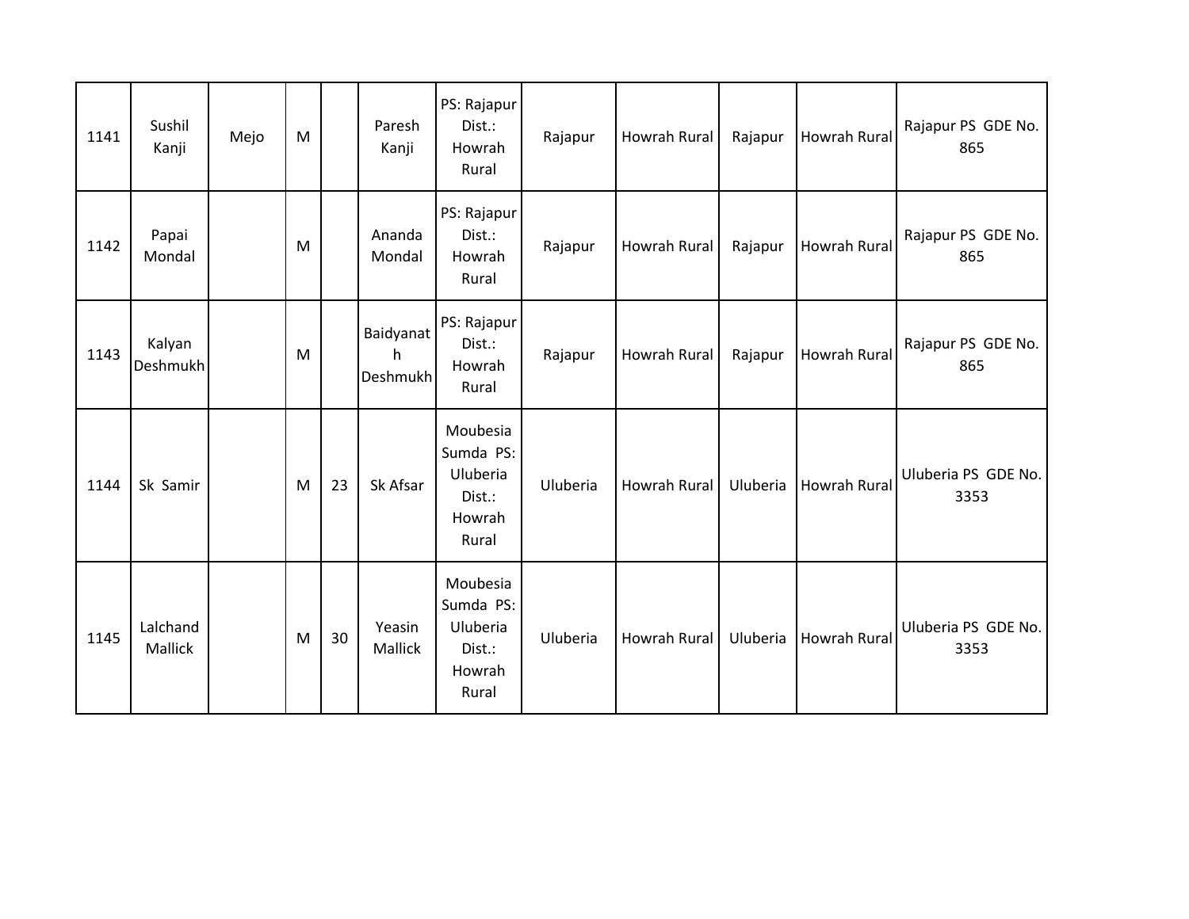| 1141 | Sushil Kanji | Mejo | M | | Paresh Kanji | PS: Rajapur Dist.: Howrah Rural | Rajapur | Howrah Rural | Rajapur | Howrah Rural | Rajapur PS GDE No. 865 |
|---|---|---|---|---|---|---|---|---|---|---|---|
| 1142 | Papai Mondal | | M | | Ananda Mondal | PS: Rajapur Dist.: Howrah Rural | Rajapur | Howrah Rural | Rajapur | Howrah Rural | Rajapur PS GDE No. 865 |
| 1143 | Kalyan Deshmukh | | M | | Baidyanath Deshmukh | PS: Rajapur Dist.: Howrah Rural | Rajapur | Howrah Rural | Rajapur | Howrah Rural | Rajapur PS GDE No. 865 |
| 1144 | Sk Samir | | M | 23 | Sk Afsar | Moubesia Sumda PS: Uluberia Dist.: Howrah Rural | Uluberia | Howrah Rural | Uluberia | Howrah Rural | Uluberia PS GDE No. 3353 |
| 1145 | Lalchand Mallick | | M | 30 | Yeasin Mallick | Moubesia Sumda PS: Uluberia Dist.: Howrah Rural | Uluberia | Howrah Rural | Uluberia | Howrah Rural | Uluberia PS GDE No. 3353 |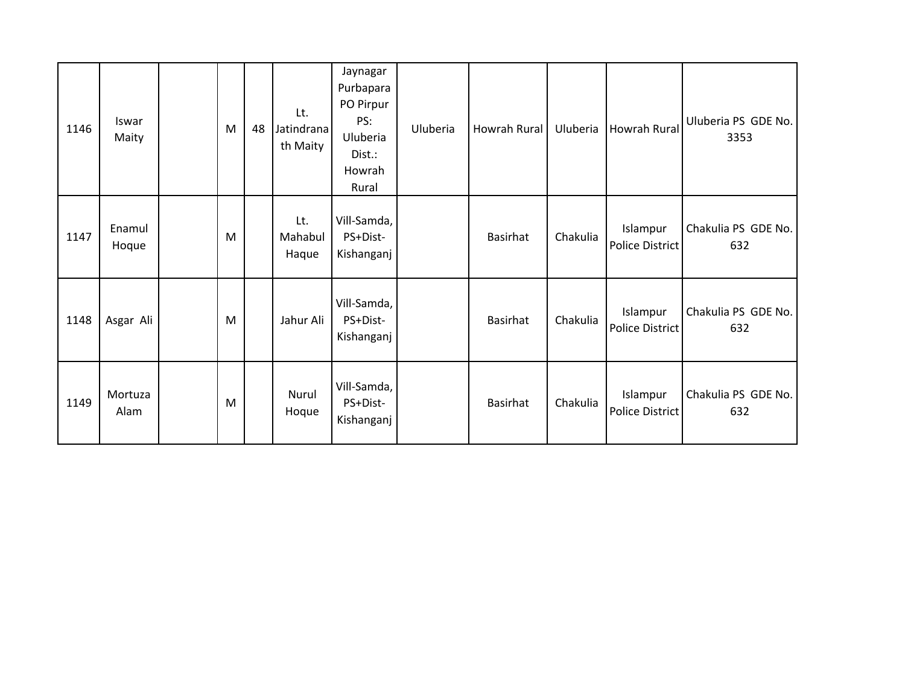| | | | | | | | | | | | |
|---|---|---|---|---|---|---|---|---|---|---|---|
| 1146 | Iswar Maity | | M | 48 | Lt. Jatindranath Maity | Jaynagar Purbapara PO Pirpur PS: Uluberia Dist.: Howrah Rural | Uluberia | Howrah Rural | Uluberia | Howrah Rural | Uluberia PS GDE No. 3353 |
| 1147 | Enamul Hoque | | M | | Lt. Mahabul Haque | Vill-Samda, PS+Dist-Kishanganj | | Basirhat | Chakulia | Islampur Police District | Chakulia PS GDE No. 632 |
| 1148 | Asgar Ali | | M | | Jahur Ali | Vill-Samda, PS+Dist-Kishanganj | | Basirhat | Chakulia | Islampur Police District | Chakulia PS GDE No. 632 |
| 1149 | Mortuza Alam | | M | | Nurul Hoque | Vill-Samda, PS+Dist-Kishanganj | | Basirhat | Chakulia | Islampur Police District | Chakulia PS GDE No. 632 |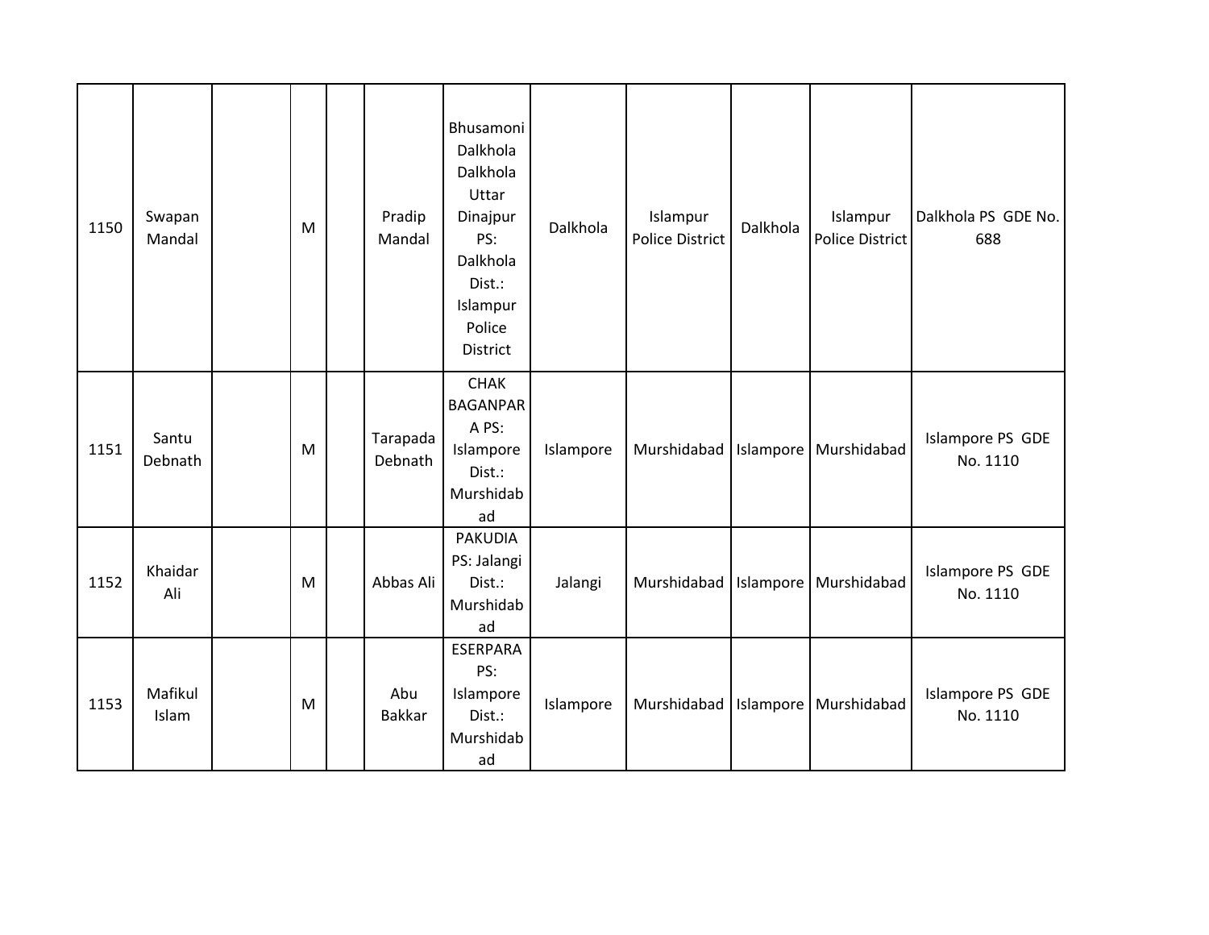| | | | | | | | | | | | |
|---|---|---|---|---|---|---|---|---|---|---|---|
| 1150 | Swapan Mandal | | M | | Pradip Mandal | Bhusamoni Dalkhola Dalkhola Uttar Dinajpur PS: Dalkhola Dist.: Islampur Police District | Dalkhola | Islampur Police District | Dalkhola | Islampur Police District | Dalkhola PS GDE No. 688 |
| 1151 | Santu Debnath | | M | | Tarapada Debnath | CHAK BAGANPARA PS: Islampore Dist.: Murshidabad | Islampore | Murshidabad | Islampore | Murshidabad | Islampore PS GDE No. 1110 |
| 1152 | Khaidar Ali | | M | | Abbas Ali | PAKUDIA PS: Jalangi Dist.: Murshidabad | Jalangi | Murshidabad | Islampore | Murshidabad | Islampore PS GDE No. 1110 |
| 1153 | Mafikul Islam | | M | | Abu Bakkar | ESERPARA PS: Islampore Dist.: Murshidabad | Islampore | Murshidabad | Islampore | Murshidabad | Islampore PS GDE No. 1110 |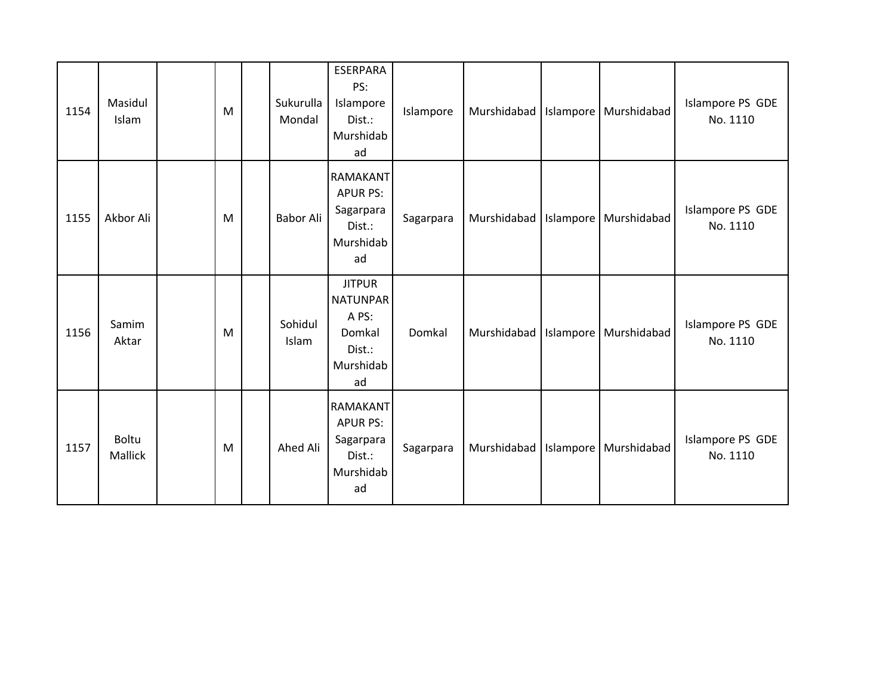| | | | | | | | | | | | |
|---|---|---|---|---|---|---|---|---|---|---|---|
| 1154 | Masidul Islam | | M | | Sukurulla Mondal | ESERPARA PS: Islampore Dist.: Murshidabad | Islampore | Murshidabad | Islampore | Murshidabad | Islampore PS GDE No. 1110 |
| 1155 | Akbor Ali | | M | | Babor Ali | RAMAKANTAPUR PS: Sagarpara Dist.: Murshidabad | Sagarpara | Murshidabad | Islampore | Murshidabad | Islampore PS GDE No. 1110 |
| 1156 | Samim Aktar | | M | | Sohidul Islam | JITPUR NATUNPARA PS: Domkal Dist.: Murshidabad | Domkal | Murshidabad | Islampore | Murshidabad | Islampore PS GDE No. 1110 |
| 1157 | Boltu Mallick | | M | | Ahed Ali | RAMAKANTAPUR PS: Sagarpara Dist.: Murshidabad | Sagarpara | Murshidabad | Islampore | Murshidabad | Islampore PS GDE No. 1110 |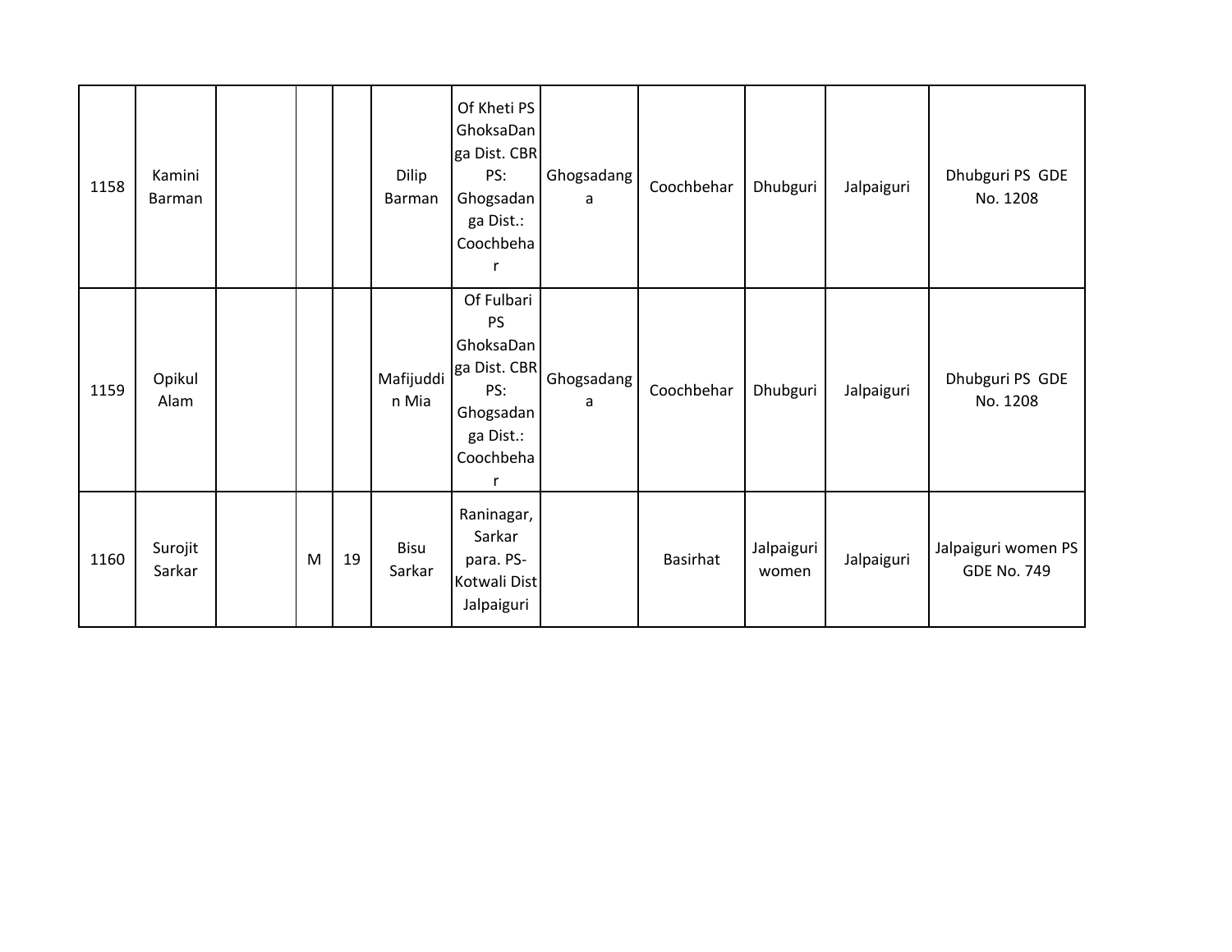| | | | | | | | | | | | |
|---|---|---|---|---|---|---|---|---|---|---|---|
| 1158 | Kamini Barman | | | | Dilip Barman | Of Kheti PS GhoksaDanga Dist. CBR PS: Ghogsadanga Dist.: Coochbehar | Ghogsadanga | Coochbehar | Dhubguri | Jalpaiguri | Dhubguri PS GDE No. 1208 |
| 1159 | Opikul Alam | | | | Mafijuddin Mia | Of Fulbari PS GhoksaDanga Dist. CBR PS: Ghogsadanga Dist.: Coochbehar | Ghogsadanga | Coochbehar | Dhubguri | Jalpaiguri | Dhubguri PS GDE No. 1208 |
| 1160 | Surojit Sarkar | | M | 19 | Bisu Sarkar | Raninagar, Sarkar para. PS-Kotwali Dist Jalpaiguri | | Basirhat | Jalpaiguri women | Jalpaiguri | Jalpaiguri women PS GDE No. 749 |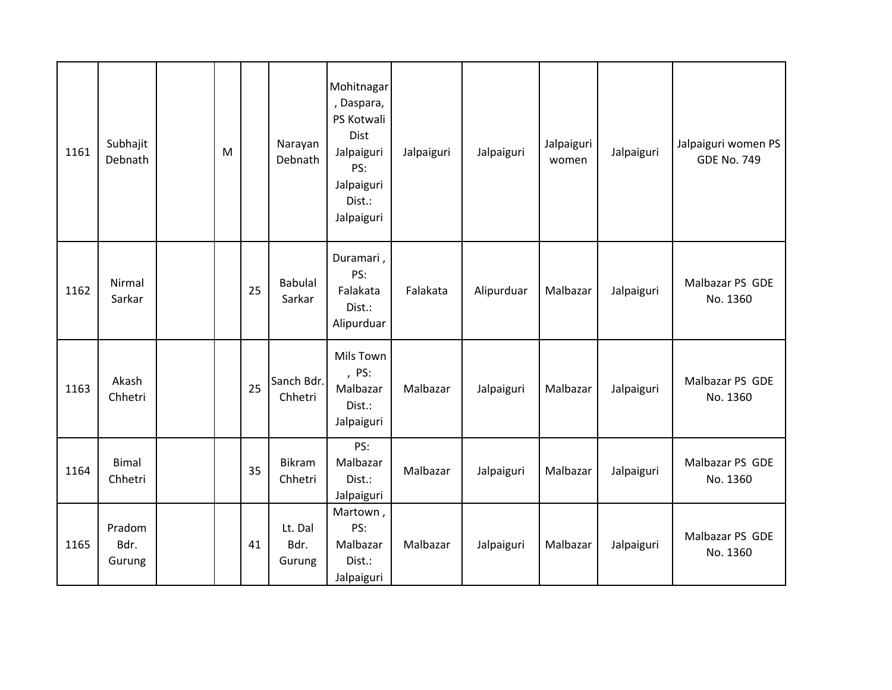| | | | | | | | | | | | |
|---|---|---|---|---|---|---|---|---|---|---|---|
| 1161 | Subhajit Debnath | | M | | Narayan Debnath | Mohitnagar , Daspara, PS Kotwali Dist Jalpaiguri PS: Jalpaiguri Dist.: Jalpaiguri | Jalpaiguri | Jalpaiguri | Jalpaiguri women | Jalpaiguri | Jalpaiguri women PS GDE No. 749 |
| 1162 | Nirmal Sarkar | | | 25 | Babulal Sarkar | Duramari , PS: Falakata Dist.: Alipurduar | Falakata | Alipurduar | Malbazar | Jalpaiguri | Malbazar PS GDE No. 1360 |
| 1163 | Akash Chhetri | | | 25 | Sanch Bdr. Chhetri | Mils Town , PS: Malbazar Dist.: Jalpaiguri | Malbazar | Jalpaiguri | Malbazar | Jalpaiguri | Malbazar PS GDE No. 1360 |
| 1164 | Bimal Chhetri | | | 35 | Bikram Chhetri | PS: Malbazar Dist.: Jalpaiguri | Malbazar | Jalpaiguri | Malbazar | Jalpaiguri | Malbazar PS GDE No. 1360 |
| 1165 | Pradom Bdr. Gurung | | | 41 | Lt. Dal Bdr. Gurung | Martown , PS: Malbazar Dist.: Jalpaiguri | Malbazar | Jalpaiguri | Malbazar | Jalpaiguri | Malbazar PS GDE No. 1360 |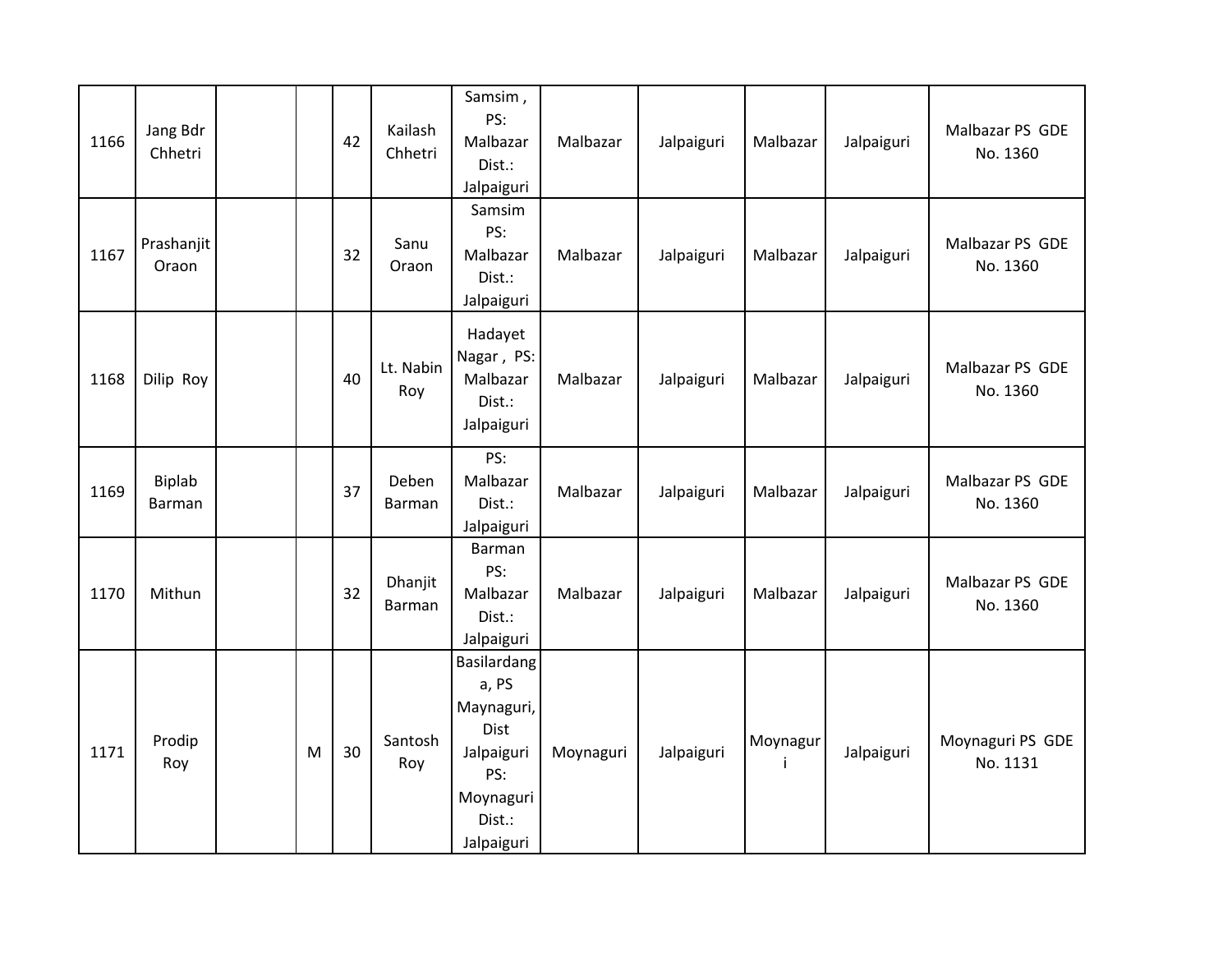| | | | | | | | | | | | |
|---|---|---|---|---|---|---|---|---|---|---|---|
| 1166 | Jang Bdr Chhetri | | | 42 | Kailash Chhetri | Samsim , PS: Malbazar Dist.: Jalpaiguri | Malbazar | Jalpaiguri | Malbazar | Jalpaiguri | Malbazar PS GDE No. 1360 |
| 1167 | Prashanjit Oraon | | | 32 | Sanu Oraon | Samsim PS: Malbazar Dist.: Jalpaiguri | Malbazar | Jalpaiguri | Malbazar | Jalpaiguri | Malbazar PS GDE No. 1360 |
| 1168 | Dilip Roy | | | 40 | Lt. Nabin Roy | Hadayet Nagar , PS: Malbazar Dist.: Jalpaiguri | Malbazar | Jalpaiguri | Malbazar | Jalpaiguri | Malbazar PS GDE No. 1360 |
| 1169 | Biplab Barman | | | 37 | Deben Barman | PS: Malbazar Dist.: Jalpaiguri | Malbazar | Jalpaiguri | Malbazar | Jalpaiguri | Malbazar PS GDE No. 1360 |
| 1170 | Mithun | | | 32 | Dhanjit Barman | Barman PS: Malbazar Dist.: Jalpaiguri | Malbazar | Jalpaiguri | Malbazar | Jalpaiguri | Malbazar PS GDE No. 1360 |
| 1171 | Prodip Roy | | M | 30 | Santosh Roy | Basilardanga, PS Maynaguri, Dist Jalpaiguri PS: Moynaguri Dist.: Jalpaiguri | Moynaguri | Jalpaiguri | Moynaguri | Jalpaiguri | Moynaguri PS GDE No. 1131 |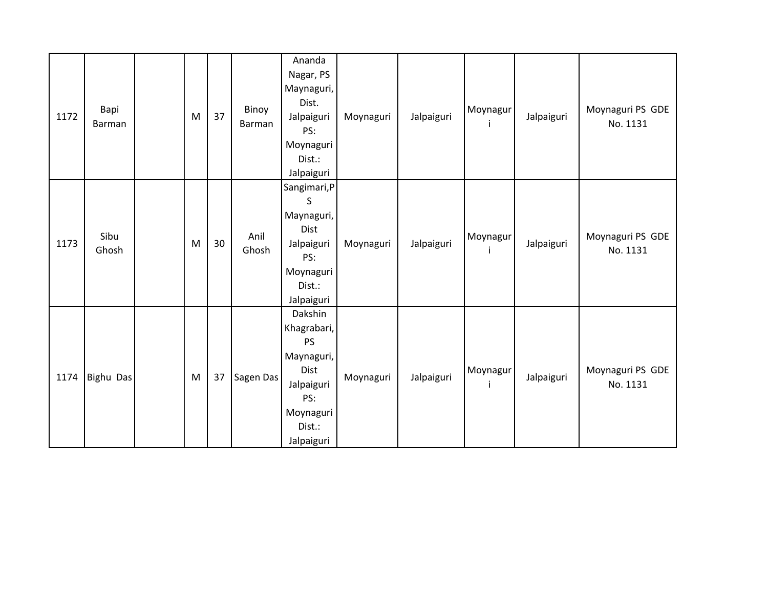| 1172 | Bapi Barman | | M | 37 | Binoy Barman | Ananda Nagar, PS Maynaguri, Dist. Jalpaiguri PS: Moynaguri Dist.: Jalpaiguri | Moynaguri | Jalpaiguri | Moynaguri | Jalpaiguri | Moynaguri PS GDE No. 1131 |
|---|---|---|---|---|---|---|---|---|---|---|---|
| 1173 | Sibu Ghosh | | M | 30 | Anil Ghosh | Sangimari,PS Maynaguri, Dist Jalpaiguri PS: Moynaguri Dist.: Jalpaiguri | Moynaguri | Jalpaiguri | Moynaguri | Jalpaiguri | Moynaguri PS GDE No. 1131 |
| 1174 | Bighu Das | | M | 37 | Sagen Das | Dakshin Khagrabari, PS Maynaguri, Dist Jalpaiguri PS: Moynaguri Dist.: Jalpaiguri | Moynaguri | Jalpaiguri | Moynaguri | Jalpaiguri | Moynaguri PS GDE No. 1131 |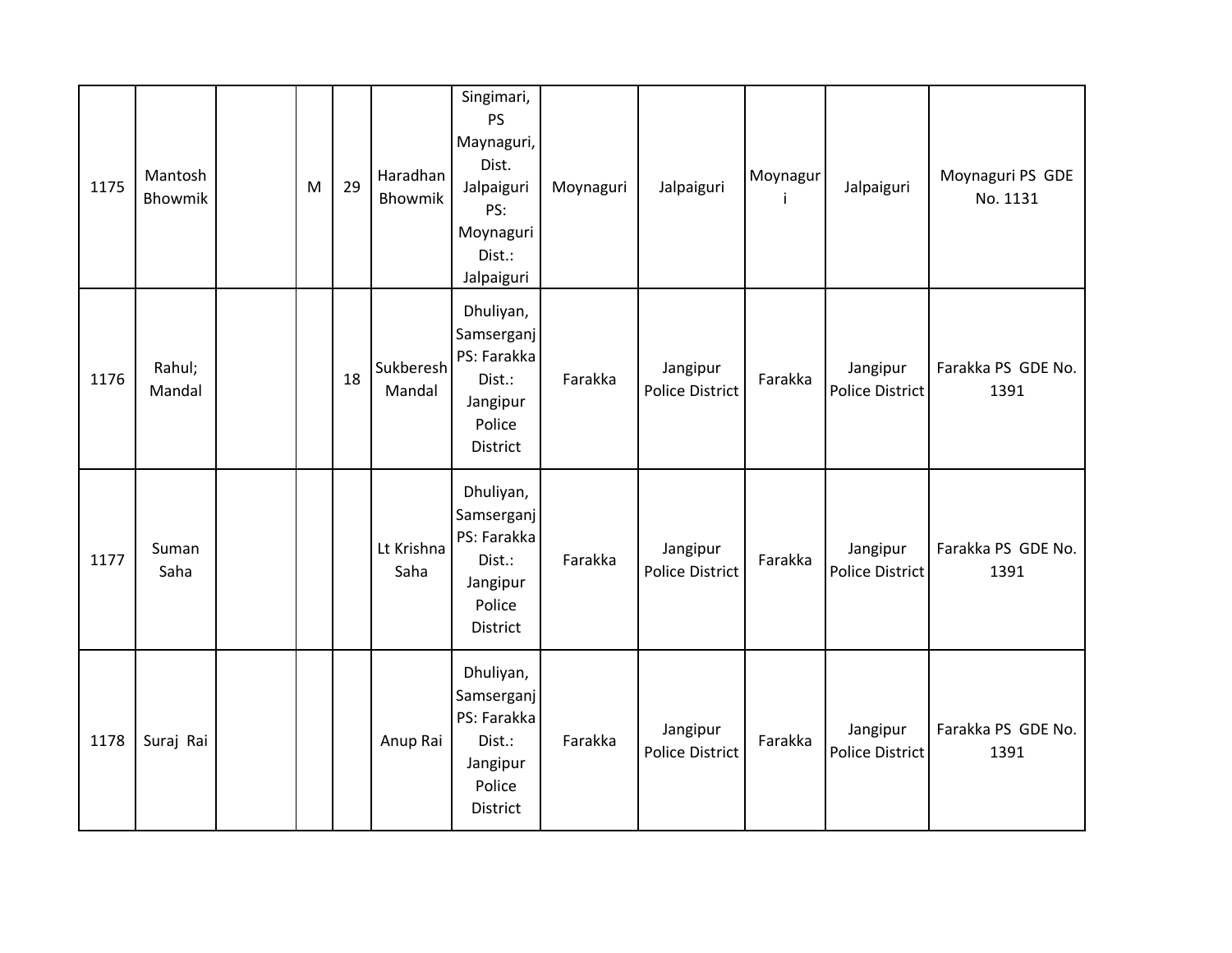| | | | | | | | | | | | |
|---|---|---|---|---|---|---|---|---|---|---|---|
| 1175 | Mantosh Bhowmik | | M | 29 | Haradhan Bhowmik | Singimari, PS Maynaguri, Dist. Jalpaiguri PS: Moynaguri Dist.: Jalpaiguri | Moynaguri | Jalpaiguri | Moynaguri | Jalpaiguri | Moynaguri PS GDE No. 1131 |
| 1176 | Rahul; Mandal | | | 18 | Sukberesh Mandal | Dhuliyan, Samserganj PS: Farakka Dist.: Jangipur Police District | Farakka | Jangipur Police District | Farakka | Jangipur Police District | Farakka PS GDE No. 1391 |
| 1177 | Suman Saha | | | | Lt Krishna Saha | Dhuliyan, Samserganj PS: Farakka Dist.: Jangipur Police District | Farakka | Jangipur Police District | Farakka | Jangipur Police District | Farakka PS GDE No. 1391 |
| 1178 | Suraj Rai | | | | Anup Rai | Dhuliyan, Samserganj PS: Farakka Dist.: Jangipur Police District | Farakka | Jangipur Police District | Farakka | Jangipur Police District | Farakka PS GDE No. 1391 |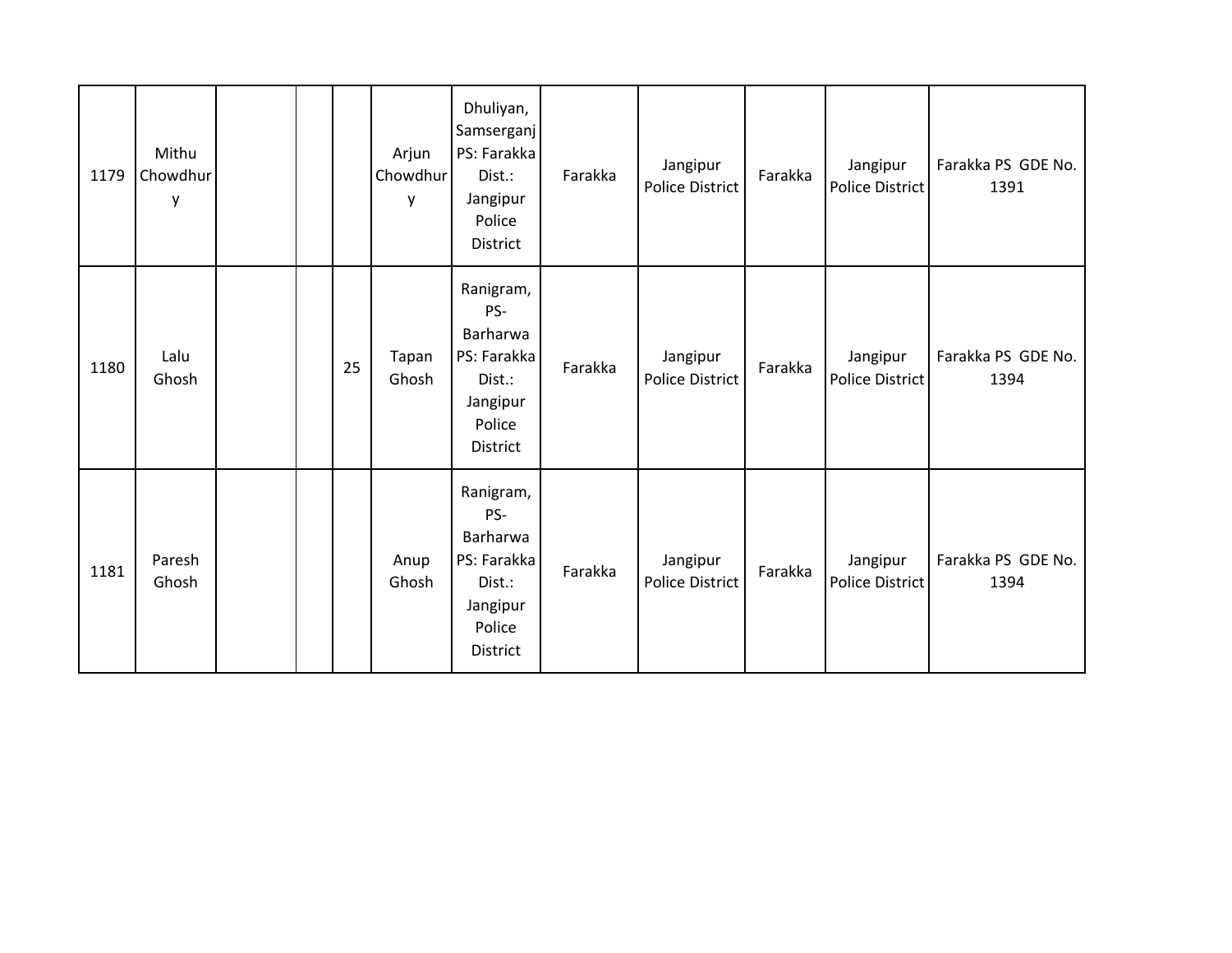| | | | | | | | | | | | |
|---|---|---|---|---|---|---|---|---|---|---|---|
| 1179 | Mithu Chowdhury | | | | Arjun Chowdhury | Dhuliyan, Samserganj PS: Farakka Dist.: Jangipur Police District | Farakka | Jangipur Police District | Farakka | Jangipur Police District | Farakka PS GDE No. 1391 |
| 1180 | Lalu Ghosh | | | 25 | Tapan Ghosh | Ranigram, PS-Barharwa PS: Farakka Dist.: Jangipur Police District | Farakka | Jangipur Police District | Farakka | Jangipur Police District | Farakka PS GDE No. 1394 |
| 1181 | Paresh Ghosh | | | | Anup Ghosh | Ranigram, PS-Barharwa PS: Farakka Dist.: Jangipur Police District | Farakka | Jangipur Police District | Farakka | Jangipur Police District | Farakka PS GDE No. 1394 |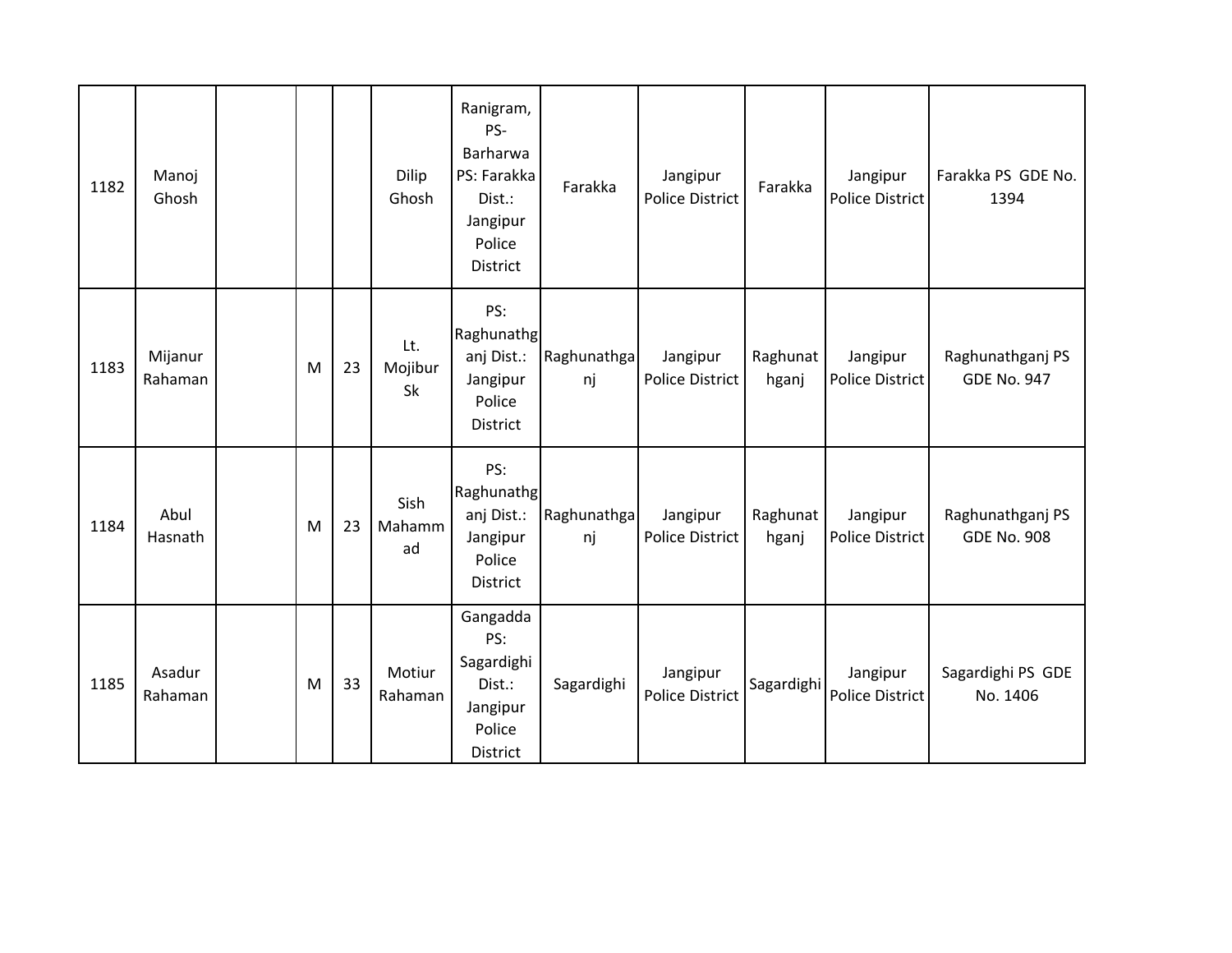| 1182 | Manoj Ghosh | | | | Dilip Ghosh | Ranigram, PS-Barharwa PS: Farakka Dist.: Jangipur Police District | Farakka | Jangipur Police District | Farakka | Jangipur Police District | Farakka PS GDE No. 1394 |
|---|---|---|---|---|---|---|---|---|---|---|---|
| 1183 | Mijanur Rahaman | | M | 23 | Lt. Mojibur Sk | PS: Raghunathganj Dist.: Jangipur Police District | Raghunathganj | Jangipur Police District | Raghunathganj | Jangipur Police District | Raghunathganj PS GDE No. 947 |
| 1184 | Abul Hasnath | | M | 23 | Sish Mahammad | PS: Raghunathganj Dist.: Jangipur Police District | Raghunathganj | Jangipur Police District | Raghunathganj | Jangipur Police District | Raghunathganj PS GDE No. 908 |
| 1185 | Asadur Rahaman | | M | 33 | Motiur Rahaman | Gangadda PS: Sagardighi Dist.: Jangipur Police District | Sagardighi | Jangipur Police District | Sagardighi | Jangipur Police District | Sagardighi PS GDE No. 1406 |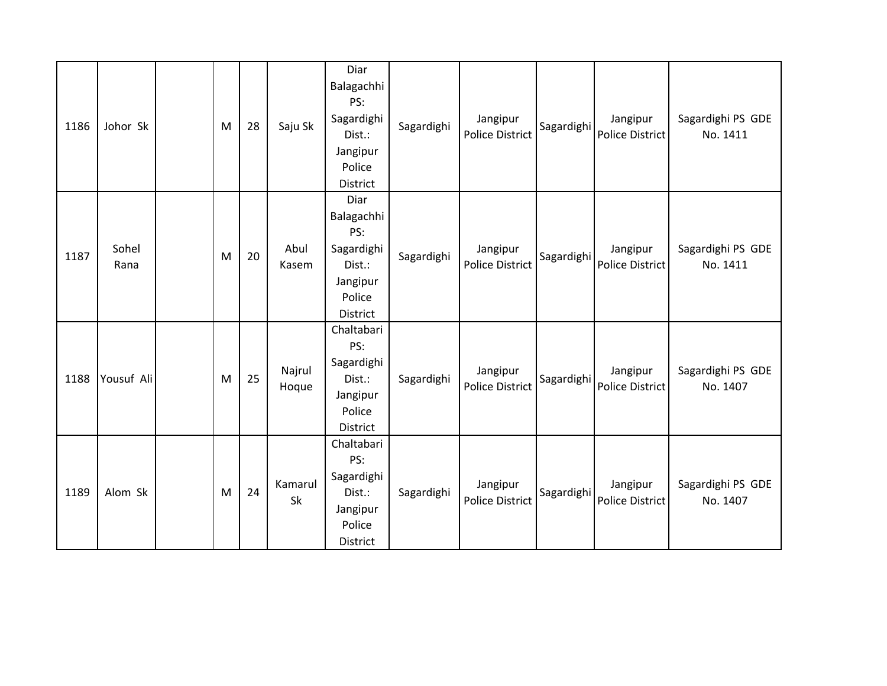| | | | | | | | | | | | |
|---|---|---|---|---|---|---|---|---|---|---|---|
| 1186 | Johor Sk | | M | 28 | Saju Sk | Diar Balagachhi PS: Sagardighi Dist.: Jangipur Police District | Sagardighi | Jangipur Police District | Sagardighi | Jangipur Police District | Sagardighi PS GDE No. 1411 |
| 1187 | Sohel Rana | | M | 20 | Abul Kasem | Diar Balagachhi PS: Sagardighi Dist.: Jangipur Police District | Sagardighi | Jangipur Police District | Sagardighi | Jangipur Police District | Sagardighi PS GDE No. 1411 |
| 1188 | Yousuf Ali | | M | 25 | Najrul Hoque | Chaltabari PS: Sagardighi Dist.: Jangipur Police District | Sagardighi | Jangipur Police District | Sagardighi | Jangipur Police District | Sagardighi PS GDE No. 1407 |
| 1189 | Alom Sk | | M | 24 | Kamarul Sk | Chaltabari PS: Sagardighi Dist.: Jangipur Police District | Sagardighi | Jangipur Police District | Sagardighi | Jangipur Police District | Sagardighi PS GDE No. 1407 |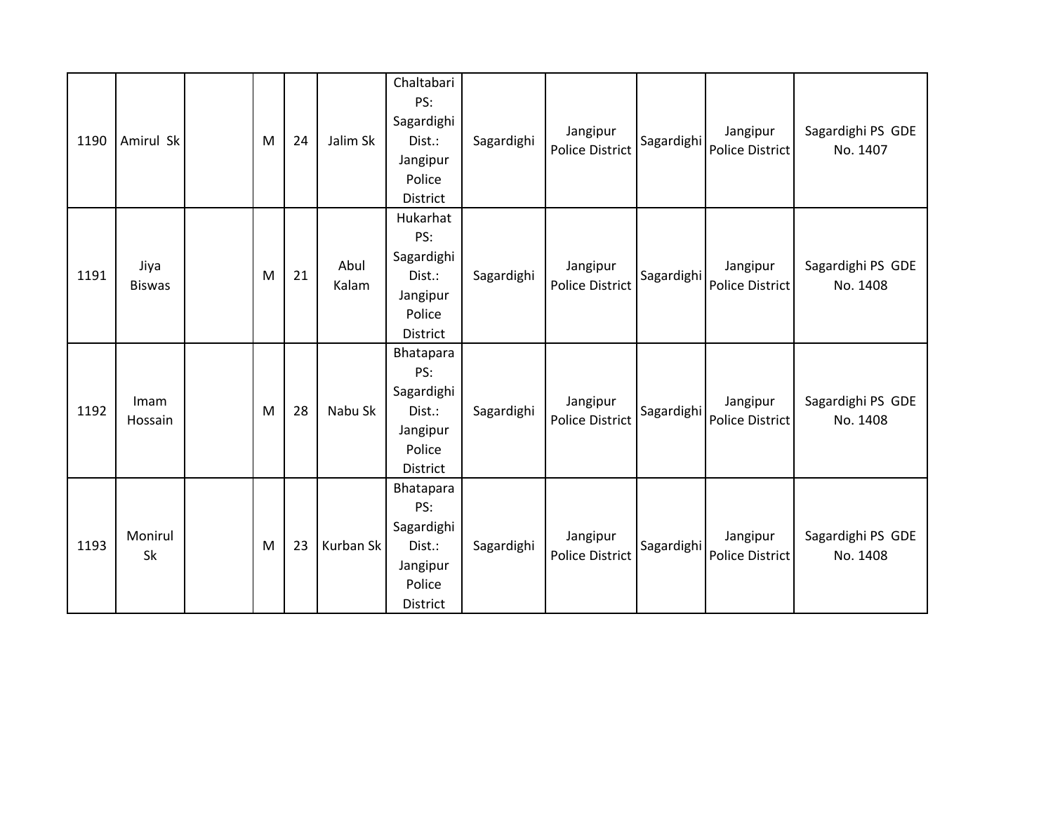| | | | | | | | | | | | |
|---|---|---|---|---|---|---|---|---|---|---|---|
| 1190 | Amirul Sk | | M | 24 | Jalim Sk | Chaltabari PS: Sagardighi Dist.: Jangipur Police District | Sagardighi | Jangipur Police District | Sagardighi | Jangipur Police District | Sagardighi PS GDE No. 1407 |
| 1191 | Jiya Biswas | | M | 21 | Abul Kalam | Hukarhat PS: Sagardighi Dist.: Jangipur Police District | Sagardighi | Jangipur Police District | Sagardighi | Jangipur Police District | Sagardighi PS GDE No. 1408 |
| 1192 | Imam Hossain | | M | 28 | Nabu Sk | Bhatapara PS: Sagardighi Dist.: Jangipur Police District | Sagardighi | Jangipur Police District | Sagardighi | Jangipur Police District | Sagardighi PS GDE No. 1408 |
| 1193 | Monirul Sk | | M | 23 | Kurban Sk | Bhatapara PS: Sagardighi Dist.: Jangipur Police District | Sagardighi | Jangipur Police District | Sagardighi | Jangipur Police District | Sagardighi PS GDE No. 1408 |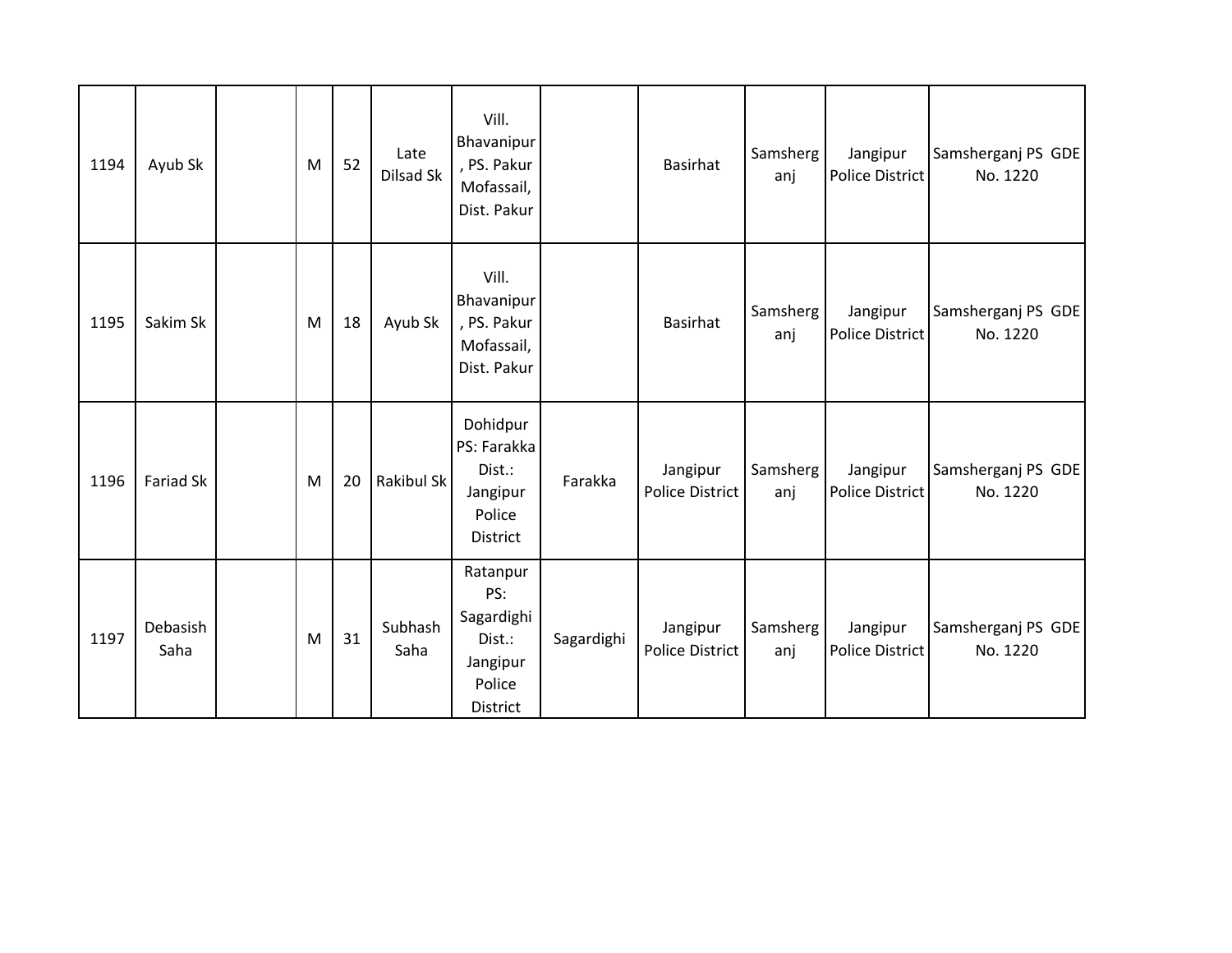| 1194 | Ayub Sk | | M | 52 | Late Dilsad Sk | Vill. Bhavanipur, PS. Pakur Mofassail, Dist. Pakur | | Basirhat | Samsherganj | Jangipur Police District | Samsherganj PS GDE No. 1220 |
|---|---|---|---|---|---|---|---|---|---|---|---|
| 1195 | Sakim Sk | | M | 18 | Ayub Sk | Vill. Bhavanipur, PS. Pakur Mofassail, Dist. Pakur | | Basirhat | Samsherganj | Jangipur Police District | Samsherganj PS GDE No. 1220 |
| 1196 | Fariad Sk | | M | 20 | Rakibul Sk | Dohidpur PS: Farakka Dist.: Jangipur Police District | Farakka | Jangipur Police District | Samsherganj | Jangipur Police District | Samsherganj PS GDE No. 1220 |
| 1197 | Debasish Saha | | M | 31 | Subhash Saha | Ratanpur PS: Sagardighi Dist.: Jangipur Police District | Sagardighi | Jangipur Police District | Samsherganj | Jangipur Police District | Samsherganj PS GDE No. 1220 |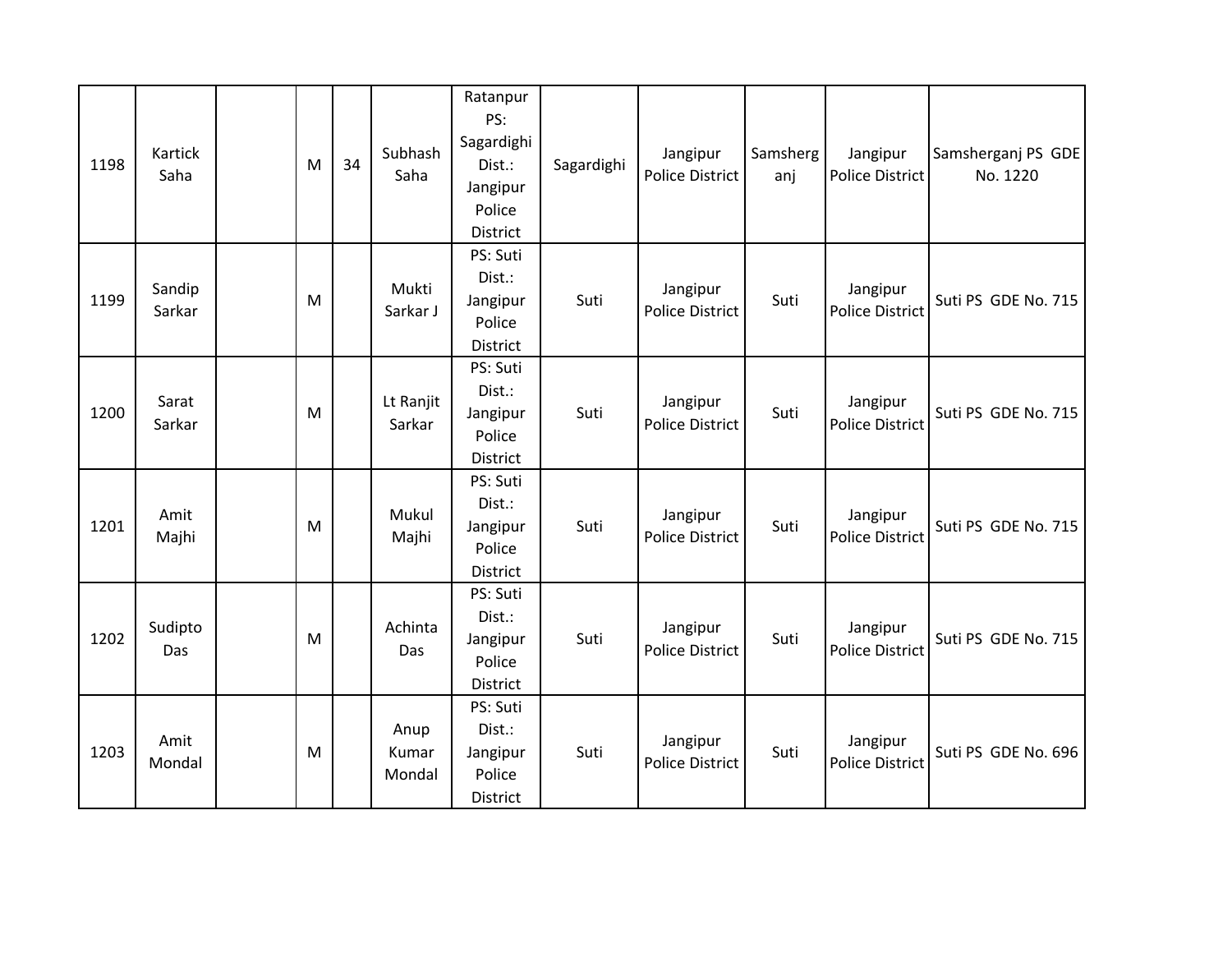| 1198 | Kartick Saha | | M | 34 | Subhash Saha | Ratanpur PS: Sagardighi Dist.: Jangipur Police District | Sagardighi | Jangipur Police District | Samsherganj | Jangipur Police District | Samsherganj PS GDE No. 1220 |
|---|---|---|---|---|---|---|---|---|---|---|---|
| 1199 | Sandip Sarkar | | M | | Mukti Sarkar J | PS: Suti Dist.: Jangipur Police District | Suti | Jangipur Police District | Suti | Jangipur Police District | Suti PS GDE No. 715 |
| 1200 | Sarat Sarkar | | M | | Lt Ranjit Sarkar | PS: Suti Dist.: Jangipur Police District | Suti | Jangipur Police District | Suti | Jangipur Police District | Suti PS GDE No. 715 |
| 1201 | Amit Majhi | | M | | Mukul Majhi | PS: Suti Dist.: Jangipur Police District | Suti | Jangipur Police District | Suti | Jangipur Police District | Suti PS GDE No. 715 |
| 1202 | Sudipto Das | | M | | Achinta Das | PS: Suti Dist.: Jangipur Police District | Suti | Jangipur Police District | Suti | Jangipur Police District | Suti PS GDE No. 715 |
| 1203 | Amit Mondal | | M | | Anup Kumar Mondal | PS: Suti Dist.: Jangipur Police District | Suti | Jangipur Police District | Suti | Jangipur Police District | Suti PS GDE No. 696 |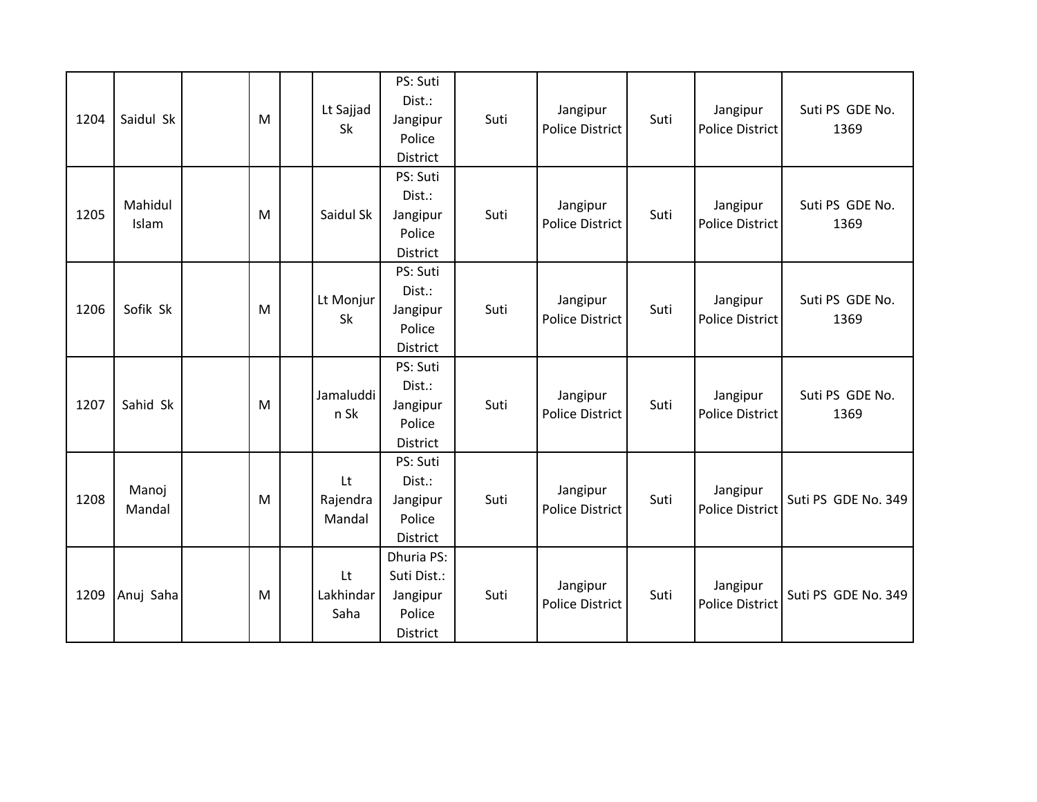| | | | | | | | | | | | |
|---|---|---|---|---|---|---|---|---|---|---|---|
| 1204 | Saidul Sk | | M | | Lt Sajjad Sk | PS: Suti Dist.: Jangipur Police District | Suti | Jangipur Police District | Suti | Jangipur Police District | Suti PS GDE No. 1369 |
| 1205 | Mahidul Islam | | M | | Saidul Sk | PS: Suti Dist.: Jangipur Police District | Suti | Jangipur Police District | Suti | Jangipur Police District | Suti PS GDE No. 1369 |
| 1206 | Sofik Sk | | M | | Lt Monjur Sk | PS: Suti Dist.: Jangipur Police District | Suti | Jangipur Police District | Suti | Jangipur Police District | Suti PS GDE No. 1369 |
| 1207 | Sahid Sk | | M | | Jamaluddin Sk | PS: Suti Dist.: Jangipur Police District | Suti | Jangipur Police District | Suti | Jangipur Police District | Suti PS GDE No. 1369 |
| 1208 | Manoj Mandal | | M | | Lt Rajendra Mandal | PS: Suti Dist.: Jangipur Police District | Suti | Jangipur Police District | Suti | Jangipur Police District | Suti PS GDE No. 349 |
| 1209 | Anuj Saha | | M | | Lt Lakhindar Saha | Dhuria PS: Suti Dist.: Jangipur Police District | Suti | Jangipur Police District | Suti | Jangipur Police District | Suti PS GDE No. 349 |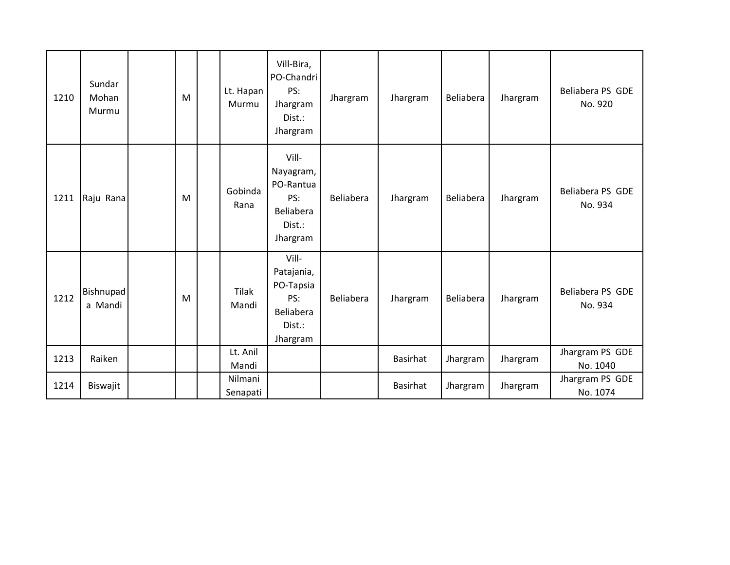| | | | | | | | | | | | |
|---|---|---|---|---|---|---|---|---|---|---|---|
| 1210 | Sundar Mohan Murmu | | M | | Lt. Hapan Murmu | Vill-Bira, PO-Chandri PS: Jhargram Dist.: Jhargram | Jhargram | Jhargram | Beliabera | Jhargram | Beliabera PS GDE No. 920 |
| 1211 | Raju Rana | | M | | Gobinda Rana | Vill-Nayagram, PO-Rantua PS: Beliabera Dist.: Jhargram | Beliabera | Jhargram | Beliabera | Jhargram | Beliabera PS GDE No. 934 |
| 1212 | Bishnupada Mandi | | M | | Tilak Mandi | Vill-Patajania, PO-Tapsia PS: Beliabera Dist.: Jhargram | Beliabera | Jhargram | Beliabera | Jhargram | Beliabera PS GDE No. 934 |
| 1213 | Raiken | | | | Lt. Anil Mandi | | | Basirhat | Jhargram | Jhargram | Jhargram PS GDE No. 1040 |
| 1214 | Biswajit | | | | Nilmani Senapati | | | Basirhat | Jhargram | Jhargram | Jhargram PS GDE No. 1074 |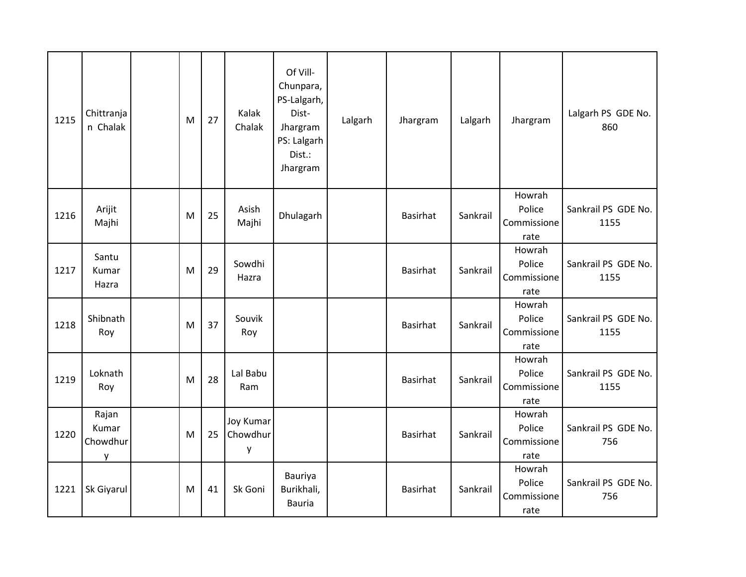| 1215 | Chittranjan Chalak | | M | 27 | Kalak Chalak | Of Vill- Chunpara, PS-Lalgarh, Dist- Jhargram PS: Lalgarh Dist.: Jhargram | Lalgarh | Jhargram | Lalgarh | Jhargram | Lalgarh PS GDE No. 860 |
|---|---|---|---|---|---|---|---|---|---|---|---|
| 1216 | Arijit Majhi | | M | 25 | Asish Majhi | Dhulagarh | | Basirhat | Sankrail | Howrah Police Commissionerate | Sankrail PS GDE No. 1155 |
| 1217 | Santu Kumar Hazra | | M | 29 | Sowdhi Hazra | | | Basirhat | Sankrail | Howrah Police Commissionerate | Sankrail PS GDE No. 1155 |
| 1218 | Shibnath Roy | | M | 37 | Souvik Roy | | | Basirhat | Sankrail | Howrah Police Commissionerate | Sankrail PS GDE No. 1155 |
| 1219 | Loknath Roy | | M | 28 | Lal Babu Ram | | | Basirhat | Sankrail | Howrah Police Commissionerate | Sankrail PS GDE No. 1155 |
| 1220 | Rajan Kumar Chowdhury | | M | 25 | Joy Kumar Chowdhury | | | Basirhat | Sankrail | Howrah Police Commissionerate | Sankrail PS GDE No. 756 |
| 1221 | Sk Giyarul | | M | 41 | Sk Goni | Bauriya Burikhali, Bauria | | Basirhat | Sankrail | Howrah Police Commissionerate | Sankrail PS GDE No. 756 |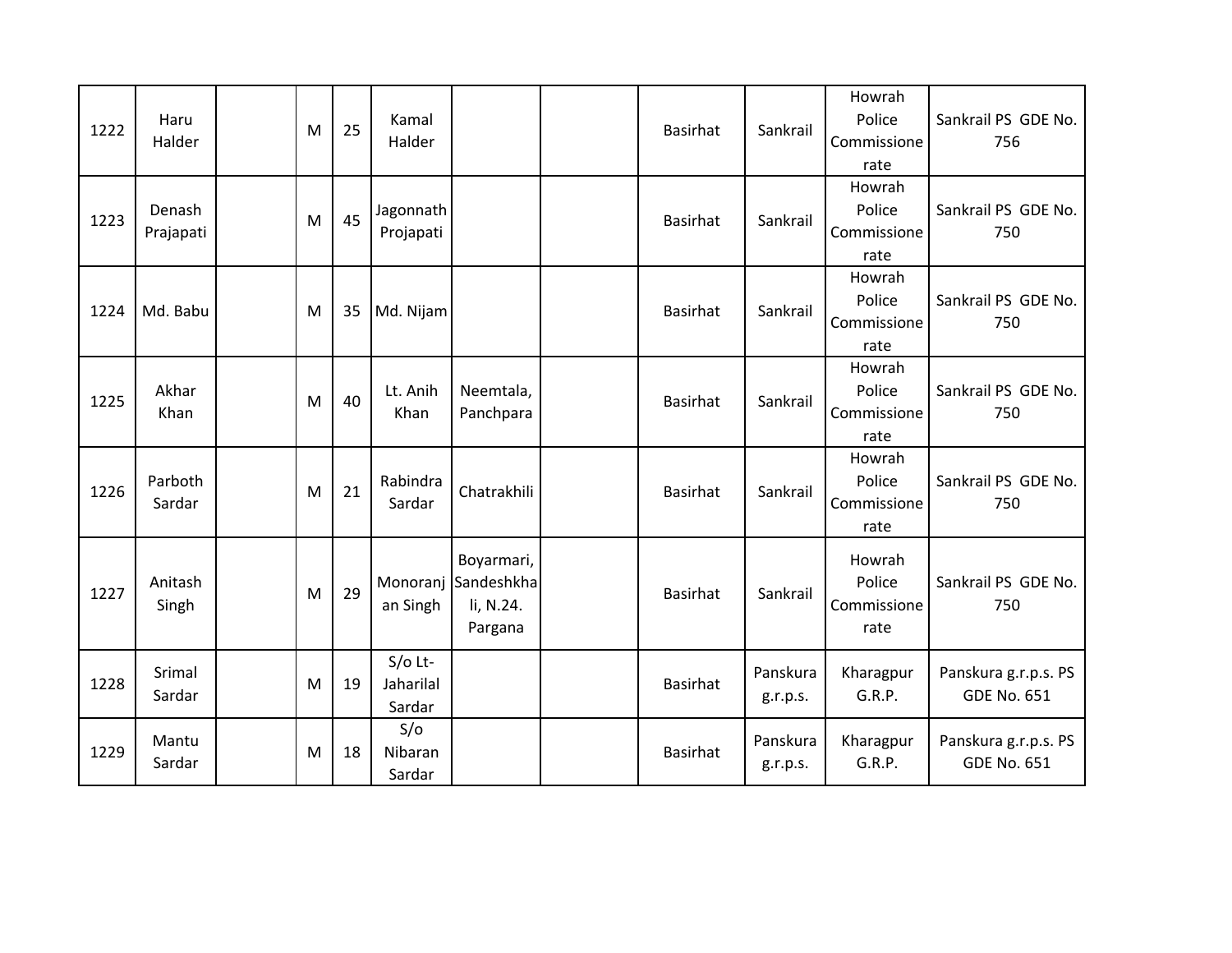| | | | | | | | | | | | |
|---|---|---|---|---|---|---|---|---|---|---|---|
| 1222 | Haru Halder | | M | 25 | Kamal Halder | | | Basirhat | Sankrail | Howrah Police Commissionerate | Sankrail PS GDE No. 756 |
| 1223 | Denash Prajapati | | M | 45 | Jagonnath Projapati | | | Basirhat | Sankrail | Howrah Police Commissionerate | Sankrail PS GDE No. 750 |
| 1224 | Md. Babu | | M | 35 | Md. Nijam | | | Basirhat | Sankrail | Howrah Police Commissionerate | Sankrail PS GDE No. 750 |
| 1225 | Akhar Khan | | M | 40 | Lt. Anih Khan | Neemtala, Panchpara | | Basirhat | Sankrail | Howrah Police Commissionerate | Sankrail PS GDE No. 750 |
| 1226 | Parboth Sardar | | M | 21 | Rabindra Sardar | Chatrakhili | | Basirhat | Sankrail | Howrah Police Commissionerate | Sankrail PS GDE No. 750 |
| 1227 | Anitash Singh | | M | 29 | Monoranjan Singh | Boyarmari, Sandeshkhali, N.24. Pargana | | Basirhat | Sankrail | Howrah Police Commissionerate | Sankrail PS GDE No. 750 |
| 1228 | Srimal Sardar | | M | 19 | S/o Lt-Jaharilal Sardar | | | Basirhat | Panskura g.r.p.s. | Kharagpur G.R.P. | Panskura g.r.p.s. PS GDE No. 651 |
| 1229 | Mantu Sardar | | M | 18 | S/o Nibaran Sardar | | | Basirhat | Panskura g.r.p.s. | Kharagpur G.R.P. | Panskura g.r.p.s. PS GDE No. 651 |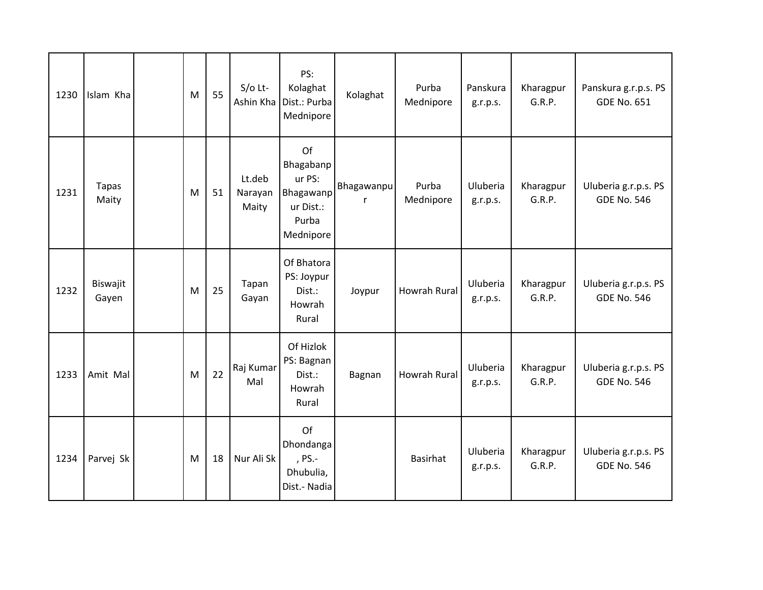| 1230 | Islam Kha | | M | 55 | S/o Lt-Ashin Kha | PS: Kolaghat Dist.: Purba Mednipore | Kolaghat | Purba Mednipore | Panskura g.r.p.s. | Kharagpur G.R.P. | Panskura g.r.p.s. PS GDE No. 651 |
|---|---|---|---|---|---|---|---|---|---|---|---|
| 1231 | Tapas Maity | | M | 51 | Lt.deb Narayan Maity | Of Bhagabanpur PS: Bhagawanpur Dist.: Purba Mednipore | Bhagawanpur | Purba Mednipore | Uluberia g.r.p.s. | Kharagpur G.R.P. | Uluberia g.r.p.s. PS GDE No. 546 |
| 1232 | Biswajit Gayen | | M | 25 | Tapan Gayan | Of Bhatora PS: Joypur Dist.: Howrah Rural | Joypur | Howrah Rural | Uluberia g.r.p.s. | Kharagpur G.R.P. | Uluberia g.r.p.s. PS GDE No. 546 |
| 1233 | Amit Mal | | M | 22 | Raj Kumar Mal | Of Hizlok PS: Bagnan Dist.: Howrah Rural | Bagnan | Howrah Rural | Uluberia g.r.p.s. | Kharagpur G.R.P. | Uluberia g.r.p.s. PS GDE No. 546 |
| 1234 | Parvej Sk | | M | 18 | Nur Ali Sk | Of Dhondanga , PS.- Dhubulia, Dist.- Nadia | | Basirhat | Uluberia g.r.p.s. | Kharagpur G.R.P. | Uluberia g.r.p.s. PS GDE No. 546 |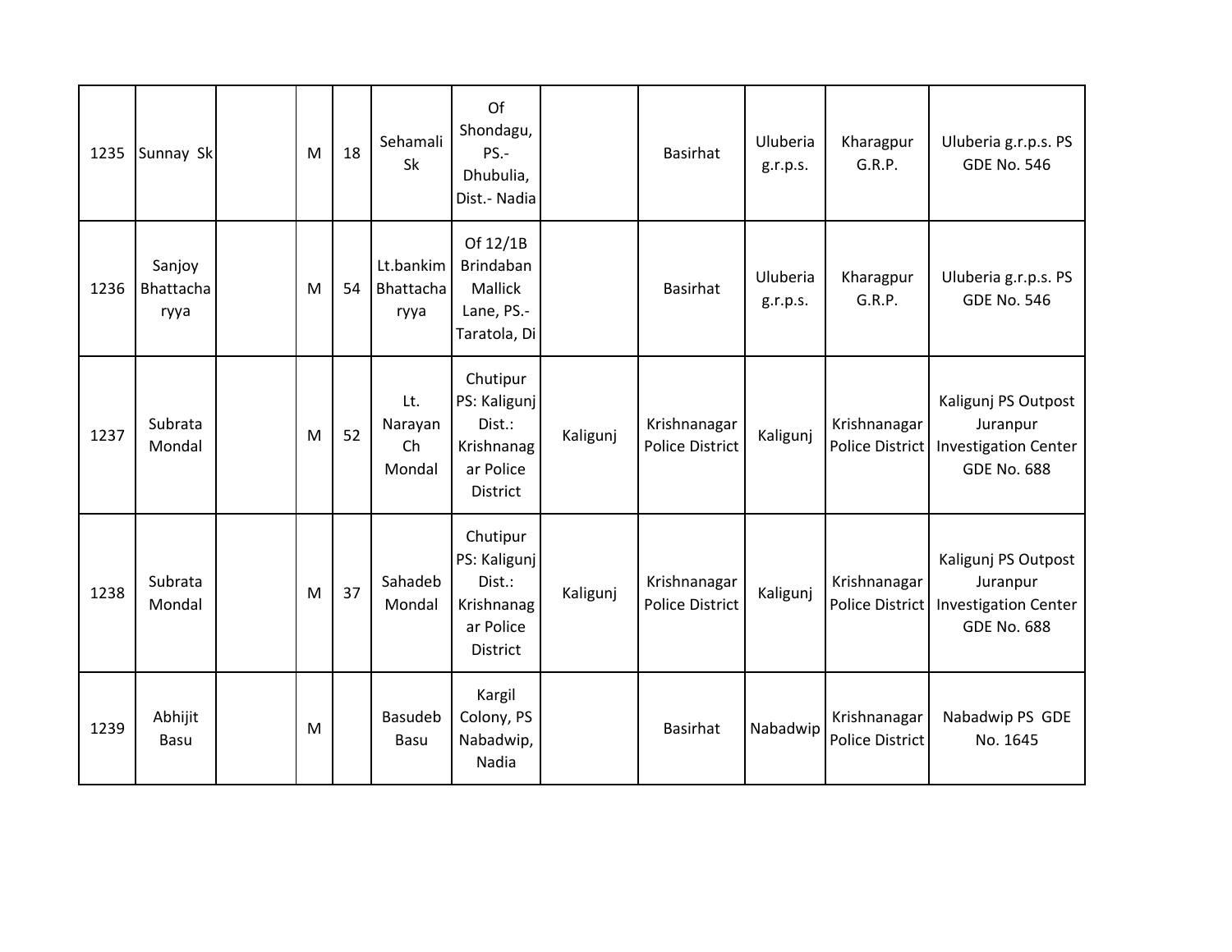| 1235 | Sunnay Sk | | M | 18 | Sehamali Sk | Of Shondagu, PS.- Dhubulia, Dist.- Nadia | | Basirhat | Uluberia g.r.p.s. | Kharagpur G.R.P. | Uluberia g.r.p.s. PS GDE No. 546 |
|---|---|---|---|---|---|---|---|---|---|---|---|
| 1236 | Sanjoy Bhattacharyya | | M | 54 | Lt.bankim Bhattacharyya | Of 12/1B Brindaban Mallick Lane, PS.- Taratola, Di | | Basirhat | Uluberia g.r.p.s. | Kharagpur G.R.P. | Uluberia g.r.p.s. PS GDE No. 546 |
| 1237 | Subrata Mondal | | M | 52 | Lt. Narayan Ch Mondal | Chutipur PS: Kaligunj Dist.: Krishnanagar Police District | Kaligunj | Krishnanagar Police District | Kaligunj | Krishnanagar Police District | Kaligunj PS Outpost Juranpur Investigation Center GDE No. 688 |
| 1238 | Subrata Mondal | | M | 37 | Sahadeb Mondal | Chutipur PS: Kaligunj Dist.: Krishnanagar Police District | Kaligunj | Krishnanagar Police District | Kaligunj | Krishnanagar Police District | Kaligunj PS Outpost Juranpur Investigation Center GDE No. 688 |
| 1239 | Abhijit Basu | | M | | Basudeb Basu | Kargil Colony, PS Nabadwip, Nadia | | Basirhat | Nabadwip | Krishnanagar Police District | Nabadwip PS GDE No. 1645 |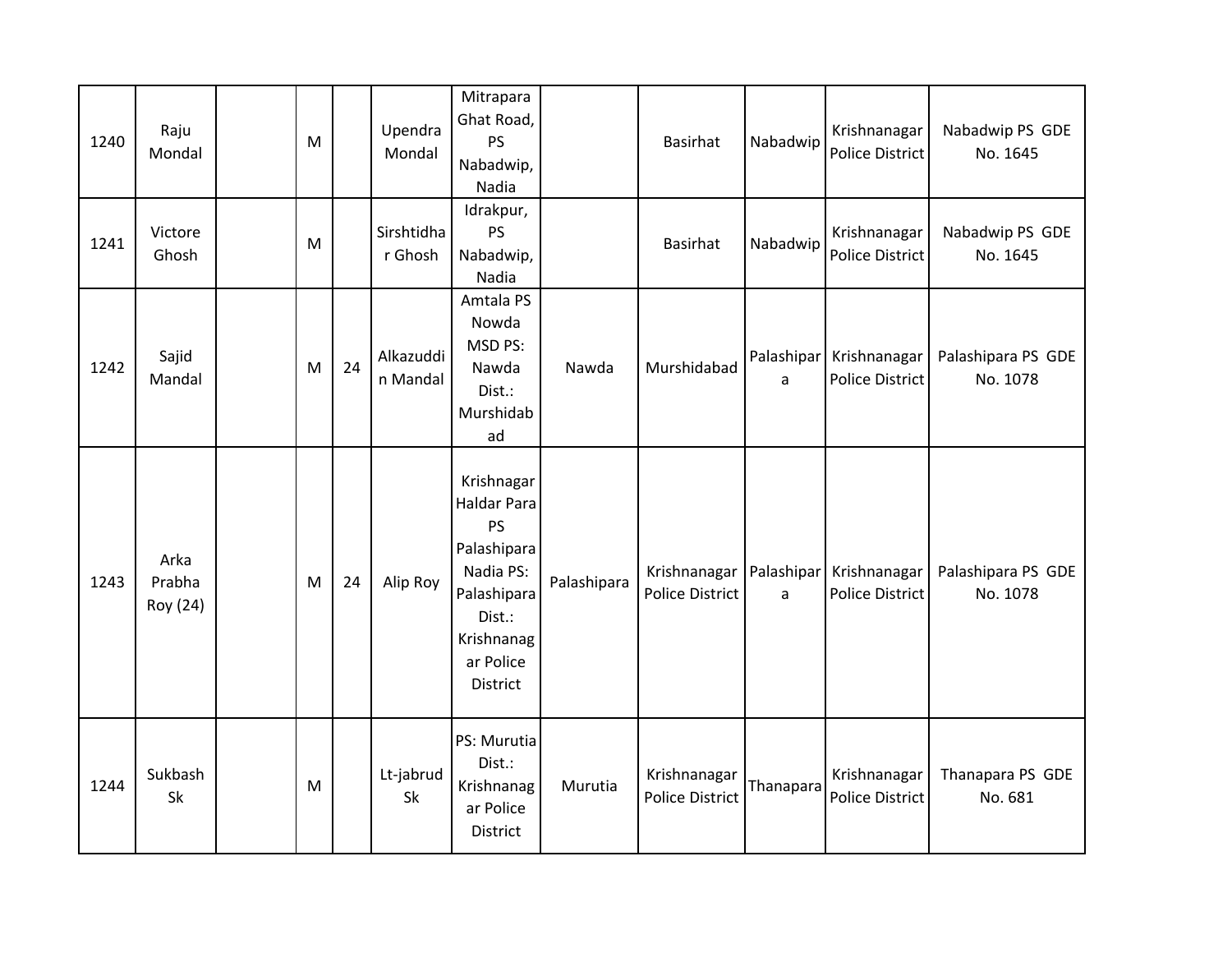| 1240 | Raju Mondal | | M | | Upendra Mondal | Mitrapara Ghat Road, PS Nabadwip, Nadia | | Basirhat | Nabadwip | Krishnanagar Police District | Nabadwip PS GDE No. 1645 |
|---|---|---|---|---|---|---|---|---|---|---|---|
| 1241 | Victore Ghosh | | M | | Sirshtidhar Ghosh | Idrakpur, PS Nabadwip, Nadia | | Basirhat | Nabadwip | Krishnanagar Police District | Nabadwip PS GDE No. 1645 |
| 1242 | Sajid Mandal | | M | 24 | Alkazuddin Mandal | Amtala PS Nowda MSD PS: Nawda Dist.: Murshidabad | Nawda | Murshidabad | Palashipara | Krishnanagar Police District | Palashipara PS GDE No. 1078 |
| 1243 | Arka Prabha Roy (24) | | M | 24 | Alip Roy | Krishnagar Haldar Para PS Palashipara Nadia PS: Palashipara Dist.: Krishnanagar Police District | Palashipara | Krishnanagar Police District | Palashipara | Krishnanagar Police District | Palashipara PS GDE No. 1078 |
| 1244 | Sukbash Sk | | M | | Lt-jabrud Sk | PS: Murutia Dist.: Krishnanagar Police District | Murutia | Krishnanagar Police District | Thanapara | Krishnanagar Police District | Thanapara PS GDE No. 681 |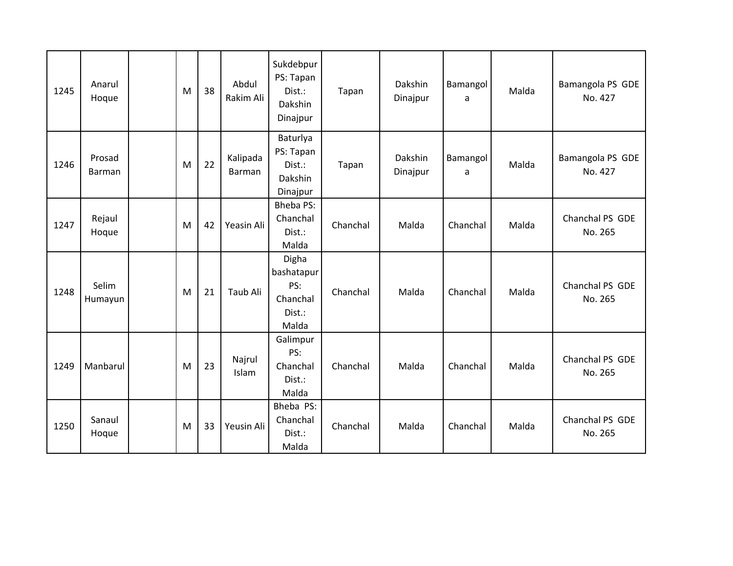| 1245 | Anarul Hoque | | M | 38 | Abdul Rakim Ali | Sukdebpur PS: Tapan Dist.: Dakshin Dinajpur | Tapan | Dakshin Dinajpur | Bamangola | Malda | Bamangola PS GDE No. 427 |
|---|---|---|---|---|---|---|---|---|---|---|---|
| 1246 | Prosad Barman | | M | 22 | Kalipada Barman | Baturlya PS: Tapan Dist.: Dakshin Dinajpur | Tapan | Dakshin Dinajpur | Bamangola | Malda | Bamangola PS GDE No. 427 |
| 1247 | Rejaul Hoque | | M | 42 | Yeasin Ali | Bheba PS: Chanchal Dist.: Malda | Chanchal | Malda | Chanchal | Malda | Chanchal PS GDE No. 265 |
| 1248 | Selim Humayun | | M | 21 | Taub Ali | Digha bashatapur PS: Chanchal Dist.: Malda | Chanchal | Malda | Chanchal | Malda | Chanchal PS GDE No. 265 |
| 1249 | Manbarul | | M | 23 | Najrul Islam | Galimpur PS: Chanchal Dist.: Malda | Chanchal | Malda | Chanchal | Malda | Chanchal PS GDE No. 265 |
| 1250 | Sanaul Hoque | | M | 33 | Yeusin Ali | Bheba PS: Chanchal Dist.: Malda | Chanchal | Malda | Chanchal | Malda | Chanchal PS GDE No. 265 |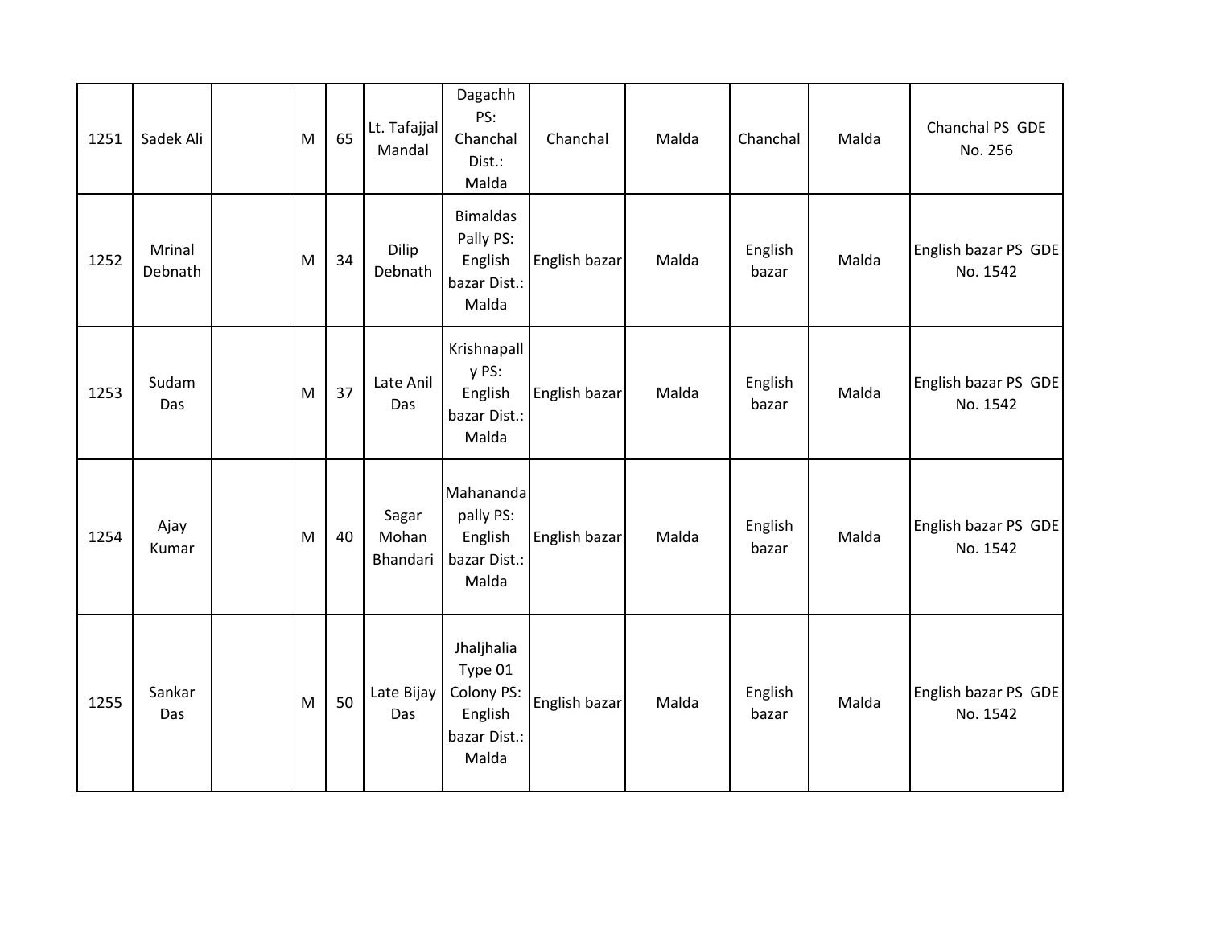| 1251 | Sadek Ali | | M | 65 | Lt. Tafajjal Mandal | Dagachh PS: Chanchal Dist.: Malda | Chanchal | Malda | Chanchal | Malda | Chanchal PS GDE No. 256 |
|---|---|---|---|---|---|---|---|---|---|---|---|
| 1252 | Mrinal Debnath | | M | 34 | Dilip Debnath | Bimaldas Pally PS: English bazar Dist.: Malda | English bazar | Malda | English bazar | Malda | English bazar PS GDE No. 1542 |
| 1253 | Sudam Das | | M | 37 | Late Anil Das | Krishnapally PS: English bazar Dist.: Malda | English bazar | Malda | English bazar | Malda | English bazar PS GDE No. 1542 |
| 1254 | Ajay Kumar | | M | 40 | Sagar Mohan Bhandari | Mahananda pally PS: English bazar Dist.: Malda | English bazar | Malda | English bazar | Malda | English bazar PS GDE No. 1542 |
| 1255 | Sankar Das | | M | 50 | Late Bijay Das | Jhaljhalia Type 01 Colony PS: English bazar Dist.: Malda | English bazar | Malda | English bazar | Malda | English bazar PS GDE No. 1542 |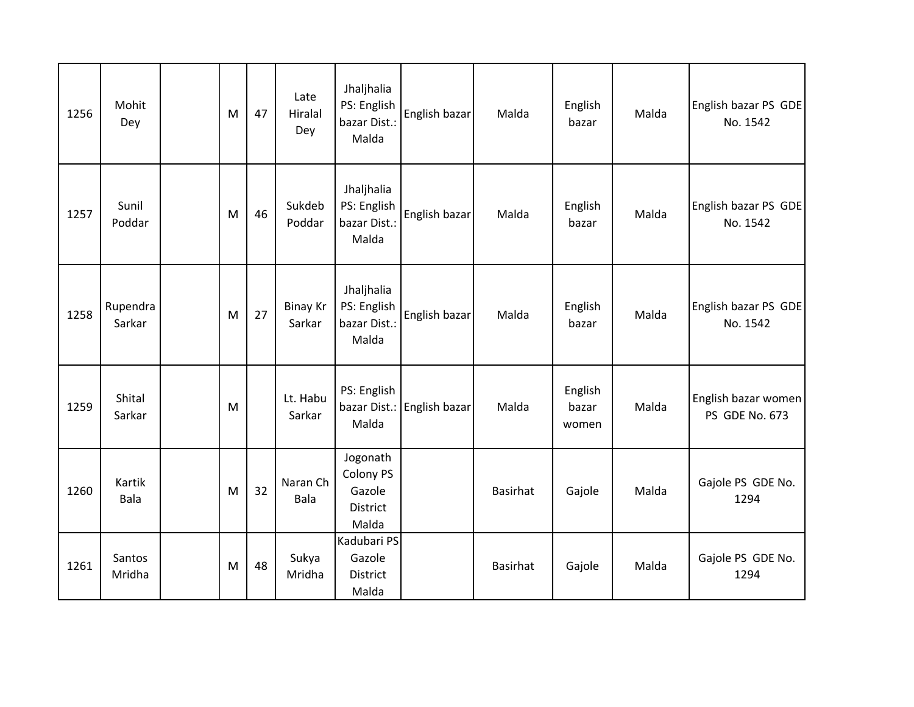| | | | | | | | | | | | |
|---|---|---|---|---|---|---|---|---|---|---|---|
| 1256 | Mohit Dey | | M | 47 | Late Hiralal Dey | Jhaljhalia PS: English bazar Dist.: Malda | English bazar | Malda | English bazar | Malda | English bazar PS GDE No. 1542 |
| 1257 | Sunil Poddar | | M | 46 | Sukdeb Poddar | Jhaljhalia PS: English bazar Dist.: Malda | English bazar | Malda | English bazar | Malda | English bazar PS GDE No. 1542 |
| 1258 | Rupendra Sarkar | | M | 27 | Binay Kr Sarkar | Jhaljhalia PS: English bazar Dist.: Malda | English bazar | Malda | English bazar | Malda | English bazar PS GDE No. 1542 |
| 1259 | Shital Sarkar | | M | | Lt. Habu Sarkar | PS: English bazar Dist.: Malda | English bazar | Malda | English bazar women | Malda | English bazar women PS GDE No. 673 |
| 1260 | Kartik Bala | | M | 32 | Naran Ch Bala | Jogonath Colony PS Gazole District Malda | | Basirhat | Gajole | Malda | Gajole PS GDE No. 1294 |
| 1261 | Santos Mridha | | M | 48 | Sukya Mridha | Kadubari PS Gazole District Malda | | Basirhat | Gajole | Malda | Gajole PS GDE No. 1294 |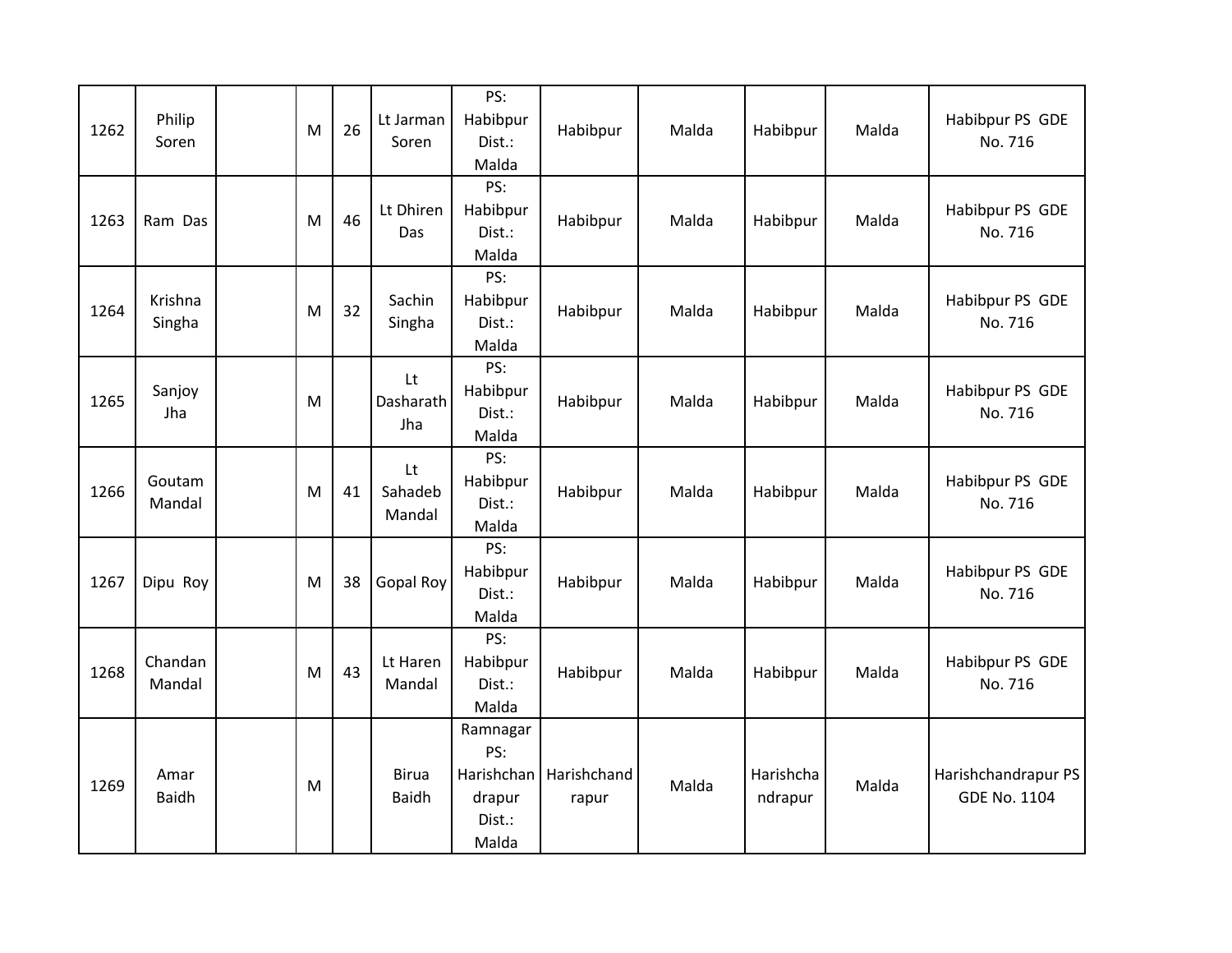| 1262 | Philip Soren | | M | 26 | Lt Jarman Soren | PS: Habibpur Dist.: Malda | Habibpur | Malda | Habibpur | Malda | Habibpur PS GDE No. 716 |
|---|---|---|---|---|---|---|---|---|---|---|---|
| 1263 | Ram Das | | M | 46 | Lt Dhiren Das | PS: Habibpur Dist.: Malda | Habibpur | Malda | Habibpur | Malda | Habibpur PS GDE No. 716 |
| 1264 | Krishna Singha | | M | 32 | Sachin Singha | PS: Habibpur Dist.: Malda | Habibpur | Malda | Habibpur | Malda | Habibpur PS GDE No. 716 |
| 1265 | Sanjoy Jha | | M | | Lt Dasharath Jha | PS: Habibpur Dist.: Malda | Habibpur | Malda | Habibpur | Malda | Habibpur PS GDE No. 716 |
| 1266 | Goutam Mandal | | M | 41 | Lt Sahadeb Mandal | PS: Habibpur Dist.: Malda | Habibpur | Malda | Habibpur | Malda | Habibpur PS GDE No. 716 |
| 1267 | Dipu Roy | | M | 38 | Gopal Roy | PS: Habibpur Dist.: Malda | Habibpur | Malda | Habibpur | Malda | Habibpur PS GDE No. 716 |
| 1268 | Chandan Mandal | | M | 43 | Lt Haren Mandal | PS: Habibpur Dist.: Malda | Habibpur | Malda | Habibpur | Malda | Habibpur PS GDE No. 716 |
| 1269 | Amar Baidh | | M | | Birua Baidh | Ramnagar PS: Harishchandrapur Dist.: Malda | Harishchandrapur | Malda | Harishchandrapur | Malda | Harishchandrapur PS GDE No. 1104 |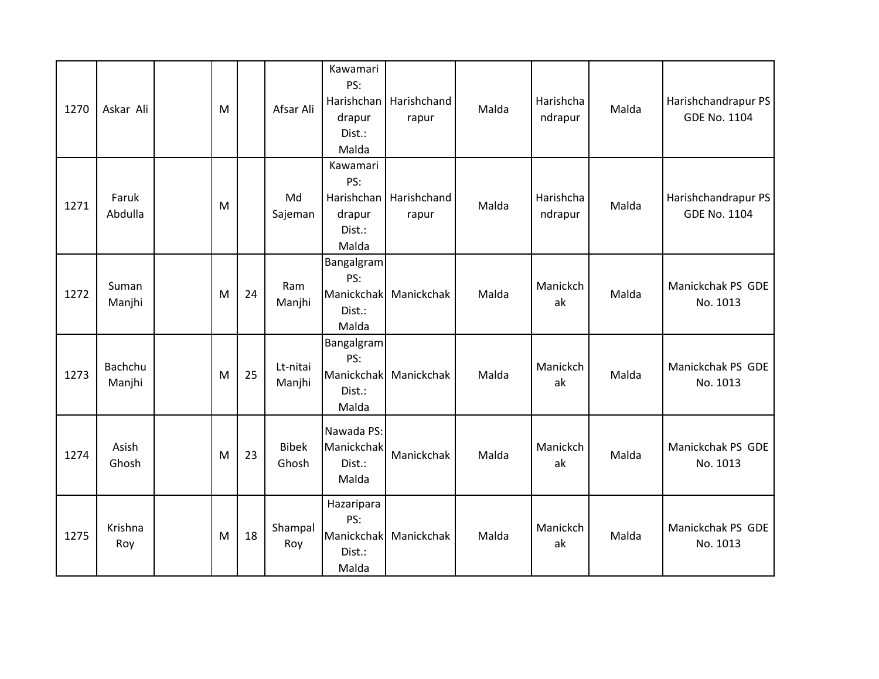| | | | | | | | | | | | |
|---|---|---|---|---|---|---|---|---|---|---|---|
| 1270 | Askar Ali | | M | | Afsar Ali | Kawamari PS: Harishchandrapur Dist.: Malda | Harishchandrapur | Malda | Harishchandrapur | Malda | Harishchandrapur PS GDE No. 1104 |
| 1271 | Faruk Abdulla | | M | | Md Sajeman | Kawamari PS: Harishchandrapur Dist.: Malda | Harishchandrapur | Malda | Harishchandrapur | Malda | Harishchandrapur PS GDE No. 1104 |
| 1272 | Suman Manjhi | | M | 24 | Ram Manjhi | Bangalgram PS: Manickchak Dist.: Malda | Manickchak | Malda | Manickchak | Malda | Manickchak PS GDE No. 1013 |
| 1273 | Bachchu Manjhi | | M | 25 | Lt-nitai Manjhi | Bangalgram PS: Manickchak Dist.: Malda | Manickchak | Malda | Manickchak | Malda | Manickchak PS GDE No. 1013 |
| 1274 | Asish Ghosh | | M | 23 | Bibek Ghosh | Nawada PS: Manickchak Dist.: Malda | Manickchak | Malda | Manickchak | Malda | Manickchak PS GDE No. 1013 |
| 1275 | Krishna Roy | | M | 18 | Shampal Roy | Hazaripara PS: Manickchak Dist.: Malda | Manickchak | Malda | Manickchak | Malda | Manickchak PS GDE No. 1013 |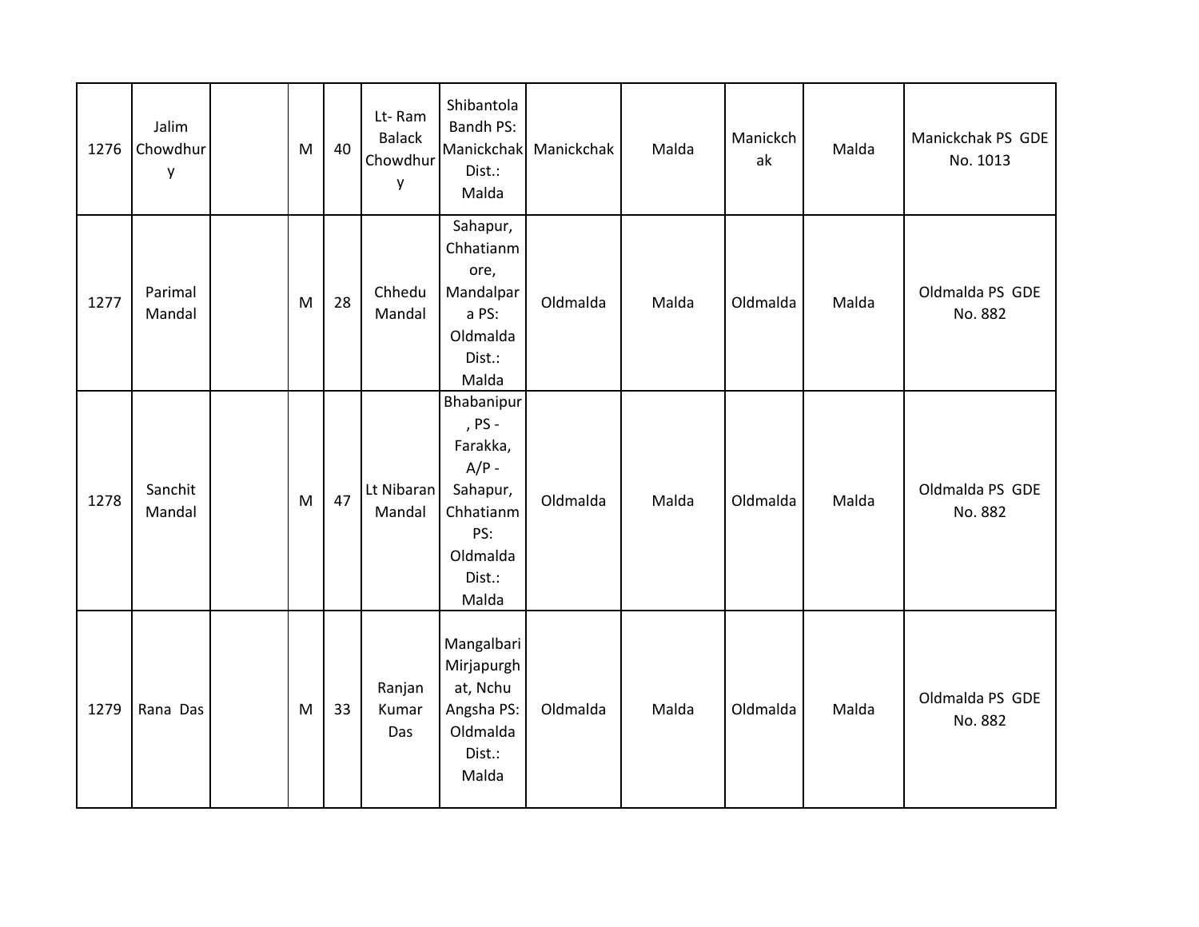| 1276 | Jalim Chowdhury | | M | 40 | Lt- Ram Balack Chowdhury | Shibantola Bandh PS: Manickchak Dist.: Malda | Manickchak | Malda | Manickchak | Malda | Manickchak PS GDE No. 1013 |
|---|---|---|---|---|---|---|---|---|---|---|---|
| 1277 | Parimal Mandal | | M | 28 | Chhedu Mandal | Sahapur, Chhatianmore, Mandalpara PS: Oldmalda Dist.: Malda | Oldmalda | Malda | Oldmalda | Malda | Oldmalda PS GDE No. 882 |
| 1278 | Sanchit Mandal | | M | 47 | Lt Nibaran Mandal | Bhabanipur, PS - Farakka, A/P - Sahapur, Chhatianm PS: Oldmalda Dist.: Malda | Oldmalda | Malda | Oldmalda | Malda | Oldmalda PS GDE No. 882 |
| 1279 | Rana Das | | M | 33 | Ranjan Kumar Das | Mangalbari Mirjapurghat, Nchu Angsha PS: Oldmalda Dist.: Malda | Oldmalda | Malda | Oldmalda | Malda | Oldmalda PS GDE No. 882 |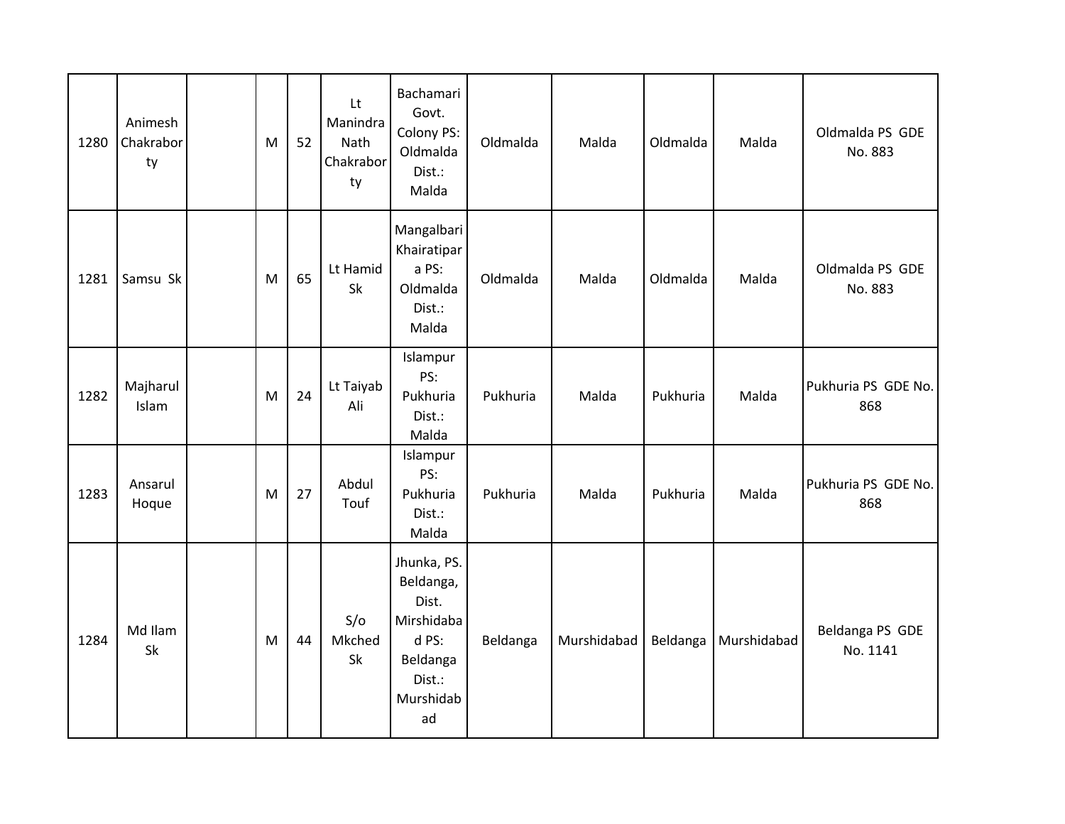| 1280 | Animesh Chakraborty | | M | 52 | Lt Manindra Nath Chakraborty | Bachamari Govt. Colony PS: Oldmalda Dist.: Malda | Oldmalda | Malda | Oldmalda | Malda | Oldmalda PS GDE No. 883 |
|---|---|---|---|---|---|---|---|---|---|---|---|
| 1281 | Samsu Sk | | M | 65 | Lt Hamid Sk | Mangalbari Khairatipara PS: Oldmalda Dist.: Malda | Oldmalda | Malda | Oldmalda | Malda | Oldmalda PS GDE No. 883 |
| 1282 | Majharul Islam | | M | 24 | Lt Taiyab Ali | Islampur PS: Pukhuria Dist.: Malda | Pukhuria | Malda | Pukhuria | Malda | Pukhuria PS GDE No. 868 |
| 1283 | Ansarul Hoque | | M | 27 | Abdul Touf | Islampur PS: Pukhuria Dist.: Malda | Pukhuria | Malda | Pukhuria | Malda | Pukhuria PS GDE No. 868 |
| 1284 | Md Ilam Sk | | M | 44 | S/o Mkched Sk | Jhunka, PS. Beldanga, Dist. Mirshidabad PS: Beldanga Dist.: Murshidabad | Beldanga | Murshidabad | Beldanga | Murshidabad | Beldanga PS GDE No. 1141 |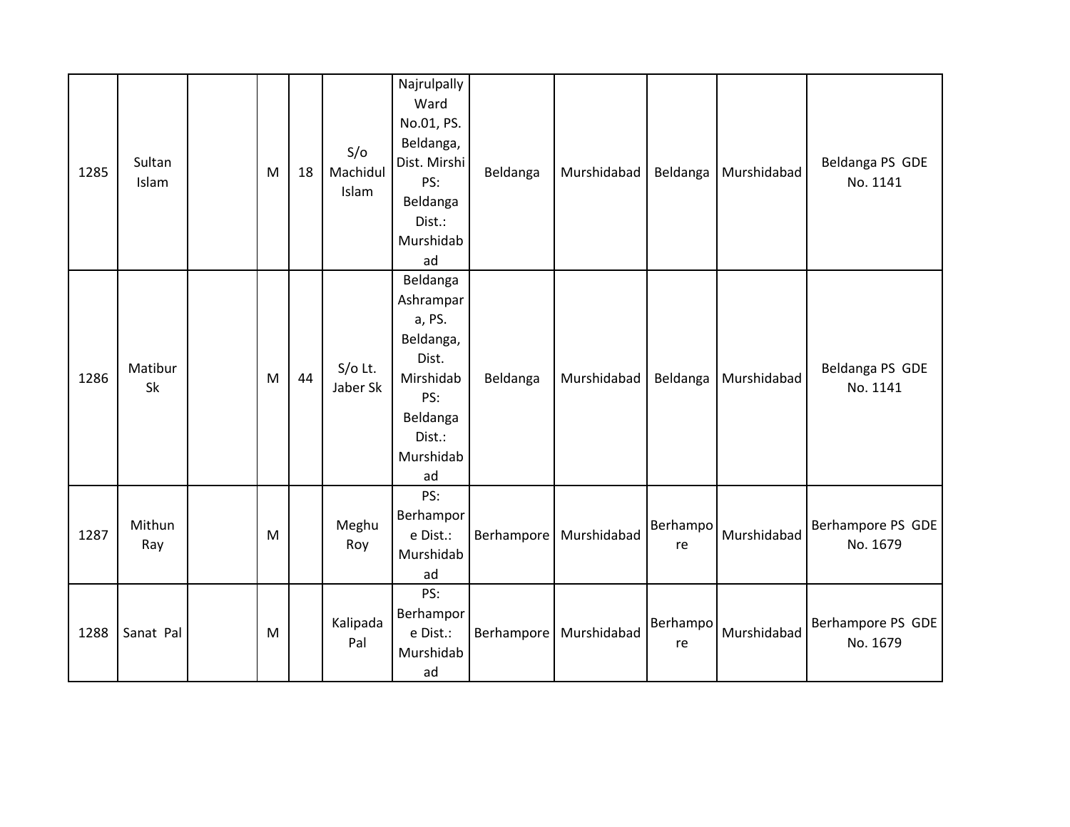| 1285 | Sultan Islam | | M | 18 | S/o Machidul Islam | Najrulpally Ward No.01, PS. Beldanga, Dist. Mirshi PS: Beldanga Dist.: Murshidabad | Beldanga | Murshidabad | Beldanga | Murshidabad | Beldanga PS GDE No. 1141 |
|---|---|---|---|---|---|---|---|---|---|---|---|
| 1286 | Matibur Sk | | M | 44 | S/o Lt. Jaber Sk | Beldanga Ashrampara, PS. Beldanga, Dist. Mirshidab PS: Beldanga Dist.: Murshidabad | Beldanga | Murshidabad | Beldanga | Murshidabad | Beldanga PS GDE No. 1141 |
| 1287 | Mithun Ray | | M | | Meghu Roy | PS: Berhampore Dist.: Murshidabad | Berhampore | Murshidabad | Berhampore | Murshidabad | Berhampore PS GDE No. 1679 |
| 1288 | Sanat Pal | | M | | Kalipada Pal | PS: Berhampore Dist.: Murshidabad | Berhampore | Murshidabad | Berhampore | Murshidabad | Berhampore PS GDE No. 1679 |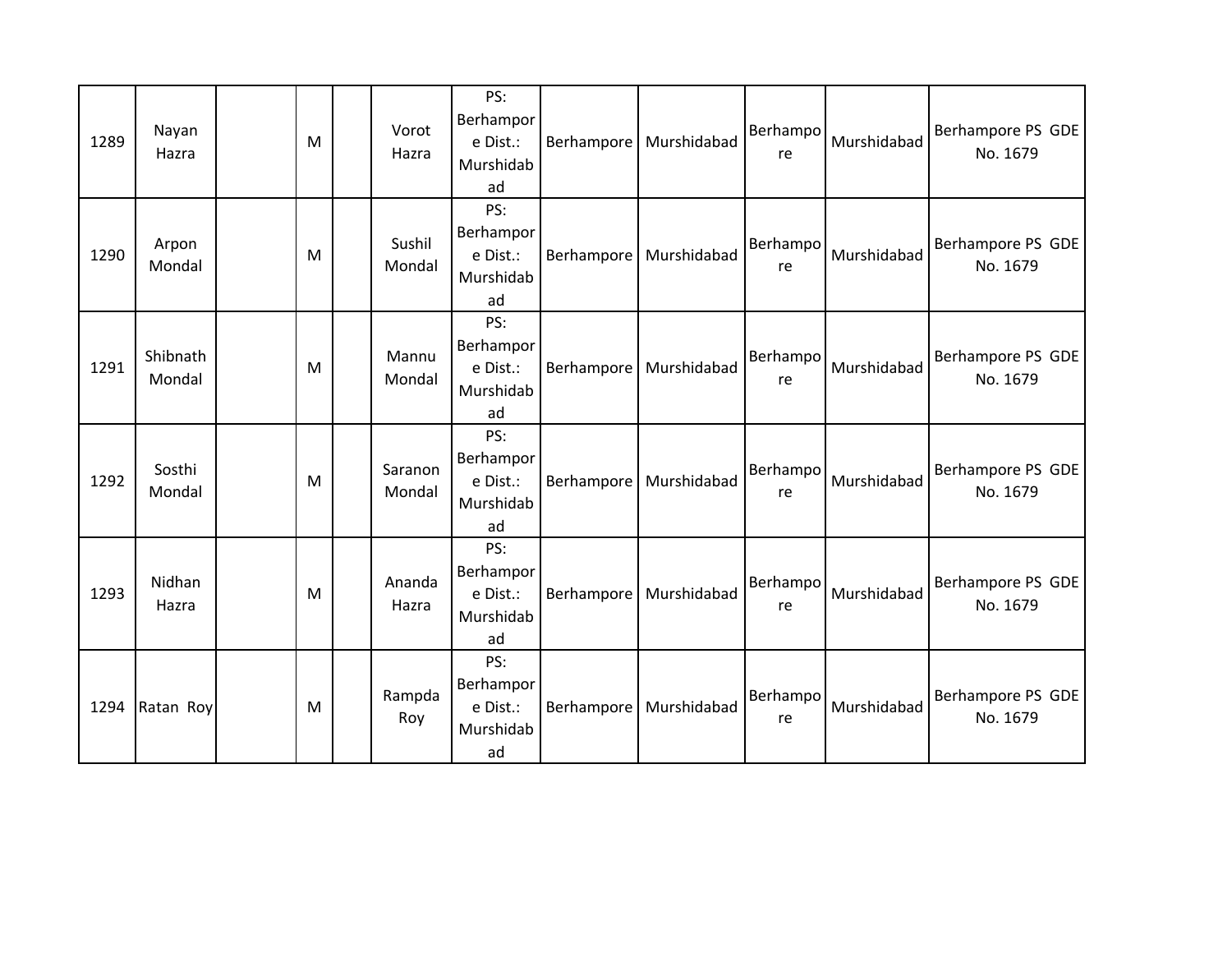| 1289 | Nayan Hazra | | M | | Vorot Hazra | PS: Berhampore Dist.: Murshidabad | Berhampore | Murshidabad | Berhampore | Murshidabad | Berhampore PS GDE No. 1679 |
|---|---|---|---|---|---|---|---|---|---|---|---|
| 1290 | Arpon Mondal | | M | | Sushil Mondal | PS: Berhampore Dist.: Murshidabad | Berhampore | Murshidabad | Berhampore | Murshidabad | Berhampore PS GDE No. 1679 |
| 1291 | Shibnath Mondal | | M | | Mannu Mondal | PS: Berhampore Dist.: Murshidabad | Berhampore | Murshidabad | Berhampore | Murshidabad | Berhampore PS GDE No. 1679 |
| 1292 | Sosthi Mondal | | M | | Saranon Mondal | PS: Berhampore Dist.: Murshidabad | Berhampore | Murshidabad | Berhampore | Murshidabad | Berhampore PS GDE No. 1679 |
| 1293 | Nidhan Hazra | | M | | Ananda Hazra | PS: Berhampore Dist.: Murshidabad | Berhampore | Murshidabad | Berhampore | Murshidabad | Berhampore PS GDE No. 1679 |
| 1294 | Ratan Roy | | M | | Rampda Roy | PS: Berhampore Dist.: Murshidabad | Berhampore | Murshidabad | Berhampore | Murshidabad | Berhampore PS GDE No. 1679 |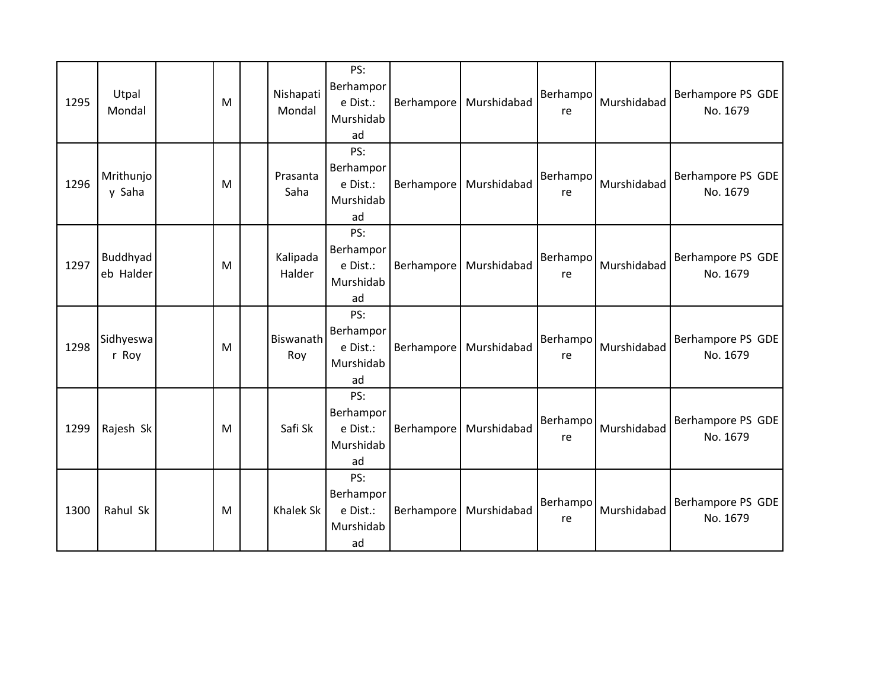| 1295 | Utpal Mondal | | M | | Nishapati Mondal | PS: Berhampore Dist.: Murshidabad | Berhampore | Murshidabad | Berhampore | Murshidabad | Berhampore PS GDE No. 1679 |
|---|---|---|---|---|---|---|---|---|---|---|---|
| 1296 | Mrithunjoy Saha | | M | | Prasanta Saha | PS: Berhampore Dist.: Murshidabad | Berhampore | Murshidabad | Berhampore | Murshidabad | Berhampore PS GDE No. 1679 |
| 1297 | Buddhyadeb Halder | | M | | Kalipada Halder | PS: Berhampore Dist.: Murshidabad | Berhampore | Murshidabad | Berhampore | Murshidabad | Berhampore PS GDE No. 1679 |
| 1298 | Sidhyeswar Roy | | M | | Biswanath Roy | PS: Berhampore Dist.: Murshidabad | Berhampore | Murshidabad | Berhampore | Murshidabad | Berhampore PS GDE No. 1679 |
| 1299 | Rajesh Sk | | M | | Safi Sk | PS: Berhampore Dist.: Murshidabad | Berhampore | Murshidabad | Berhampore | Murshidabad | Berhampore PS GDE No. 1679 |
| 1300 | Rahul Sk | | M | | Khalek Sk | PS: Berhampore Dist.: Murshidabad | Berhampore | Murshidabad | Berhampore | Murshidabad | Berhampore PS GDE No. 1679 |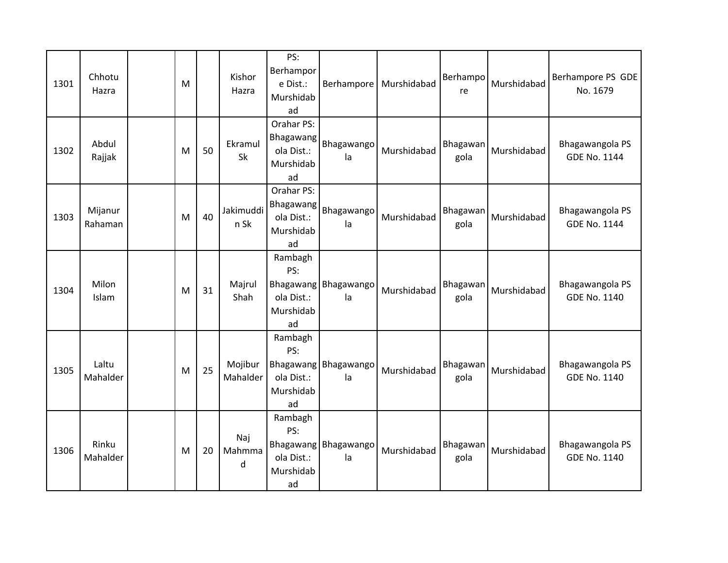| 1301 | Chhotu Hazra | | M | | Kishor Hazra | PS: Berhampore Dist.: Murshidabad | Berhampore | Murshidabad | Berhampore | Murshidabad | Berhampore PS GDE No. 1679 |
|---|---|---|---|---|---|---|---|---|---|---|---|
| 1302 | Abdul Rajjak | | M | 50 | Ekramul Sk | Orahar PS: Bhagawangola Dist.: Murshidabad | Bhagawangola | Murshidabad | Bhagawangola | Murshidabad | Bhagawangola PS GDE No. 1144 |
| 1303 | Mijanur Rahaman | | M | 40 | Jakimuddin Sk | Orahar PS: Bhagawangola Dist.: Murshidabad | Bhagawangola | Murshidabad | Bhagawangola | Murshidabad | Bhagawangola PS GDE No. 1144 |
| 1304 | Milon Islam | | M | 31 | Majrul Shah | Rambagh PS: Bhagawangola Dist.: Murshidabad | Bhagawangola | Murshidabad | Bhagawangola | Murshidabad | Bhagawangola PS GDE No. 1140 |
| 1305 | Laltu Mahalder | | M | 25 | Mojibur Mahalder | Rambagh PS: Bhagawangola Dist.: Murshidabad | Bhagawangola | Murshidabad | Bhagawangola | Murshidabad | Bhagawangola PS GDE No. 1140 |
| 1306 | Rinku Mahalder | | M | 20 | Naj Mahmmad | Rambagh PS: Bhagawangola Dist.: Murshidabad | Bhagawangola | Murshidabad | Bhagawangola | Murshidabad | Bhagawangola PS GDE No. 1140 |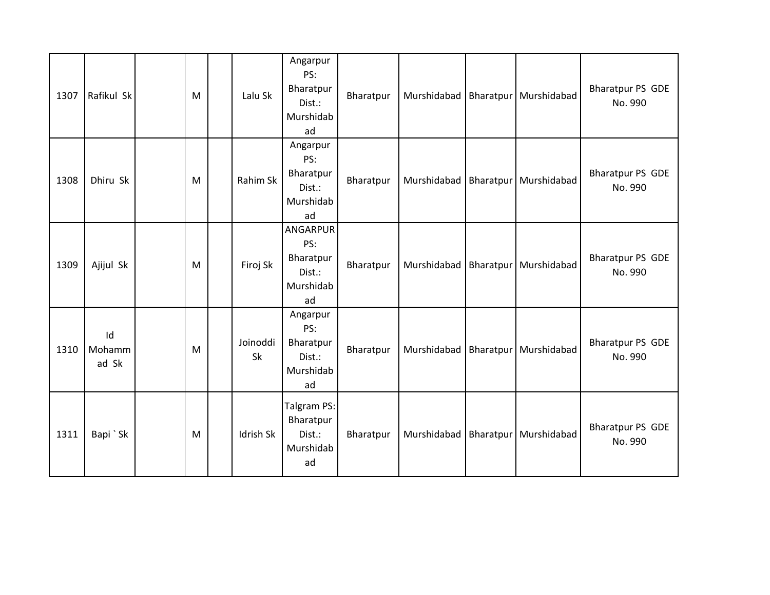| 1307 | Rafikul Sk | | M | | Lalu Sk | Angarpur PS: Bharatpur Dist.: Murshidabad | Bharatpur | Murshidabad | Bharatpur | Murshidabad | Bharatpur PS GDE No. 990 |
|---|---|---|---|---|---|---|---|---|---|---|---|
| 1308 | Dhiru Sk | | M | | Rahim Sk | Angarpur PS: Bharatpur Dist.: Murshidabad | Bharatpur | Murshidabad | Bharatpur | Murshidabad | Bharatpur PS GDE No. 990 |
| 1309 | Ajijul Sk | | M | | Firoj Sk | ANGARPUR PS: Bharatpur Dist.: Murshidabad | Bharatpur | Murshidabad | Bharatpur | Murshidabad | Bharatpur PS GDE No. 990 |
| 1310 | Id Mohammad Sk | | M | | Joinoddi Sk | Angarpur PS: Bharatpur Dist.: Murshidabad | Bharatpur | Murshidabad | Bharatpur | Murshidabad | Bharatpur PS GDE No. 990 |
| 1311 | Bapi ` Sk | | M | | Idrish Sk | Talgram PS: Bharatpur Dist.: Murshidabad | Bharatpur | Murshidabad | Bharatpur | Murshidabad | Bharatpur PS GDE No. 990 |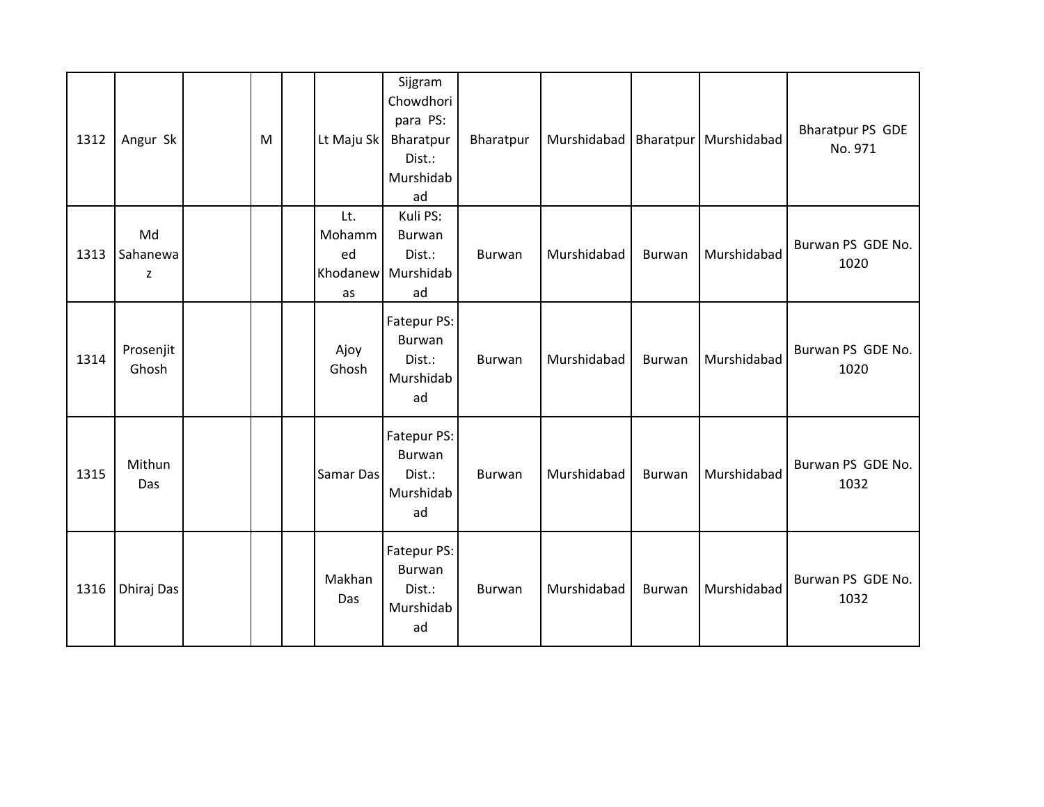| | | | | | | | | | | | |
|---|---|---|---|---|---|---|---|---|---|---|---|
| 1312 | Angur Sk | | M | | Lt Maju Sk | Sijgram Chowdhori para PS: Bharatpur Dist.: Murshidabad | Bharatpur | Murshidabad | Bharatpur | Murshidabad | Bharatpur PS GDE No. 971 |
| 1313 | Md Sahanewaz | | | | Lt. Mohammed Khodanewas | Kuli PS: Burwan Dist.: Murshidabad | Burwan | Murshidabad | Burwan | Murshidabad | Burwan PS GDE No. 1020 |
| 1314 | Prosenjit Ghosh | | | | Ajoy Ghosh | Fatepur PS: Burwan Dist.: Murshidabad | Burwan | Murshidabad | Burwan | Murshidabad | Burwan PS GDE No. 1020 |
| 1315 | Mithun Das | | | | Samar Das | Fatepur PS: Burwan Dist.: Murshidabad | Burwan | Murshidabad | Burwan | Murshidabad | Burwan PS GDE No. 1032 |
| 1316 | Dhiraj Das | | | | Makhan Das | Fatepur PS: Burwan Dist.: Murshidabad | Burwan | Murshidabad | Burwan | Murshidabad | Burwan PS GDE No. 1032 |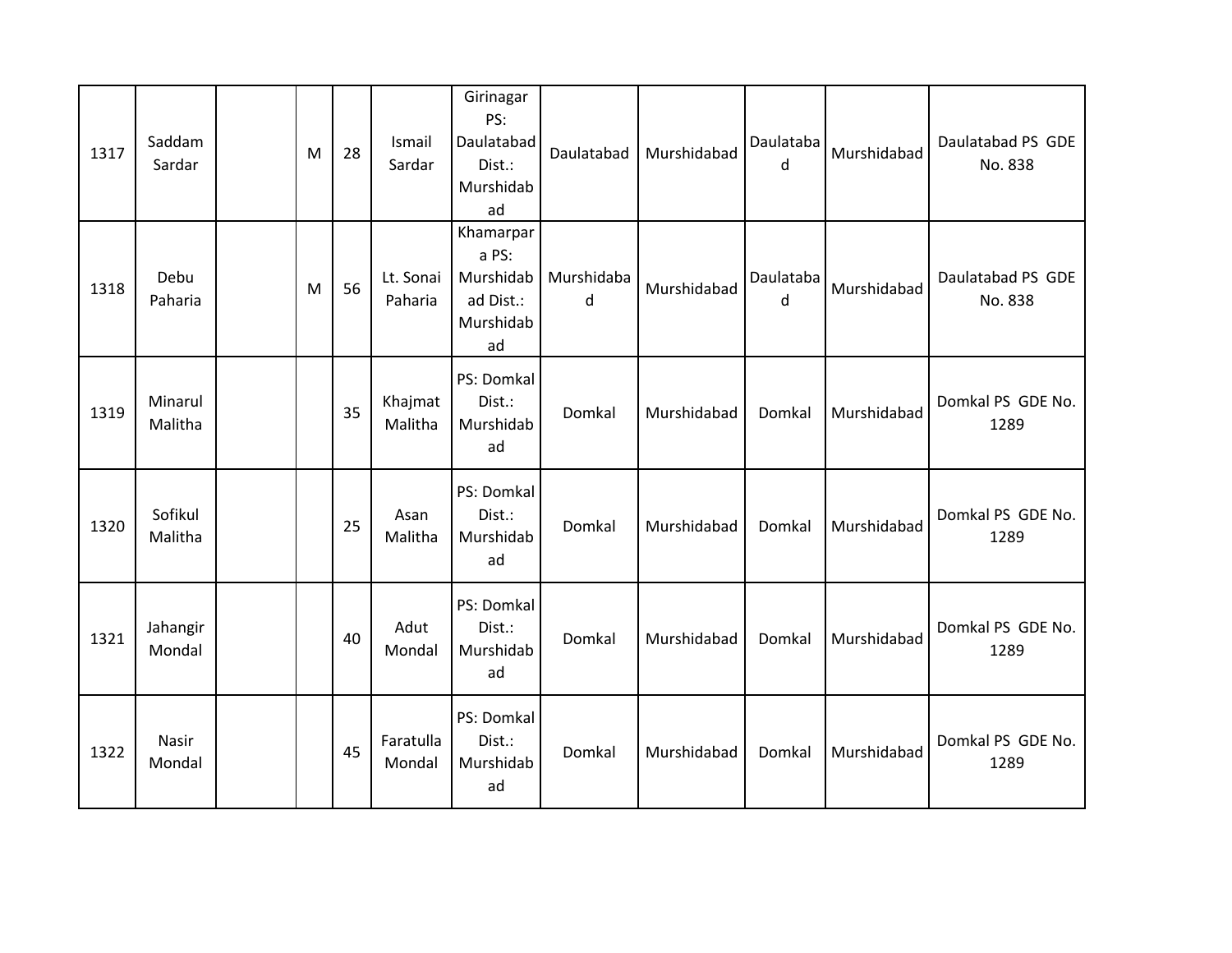| 1317 | Saddam Sardar | | M | 28 | Ismail Sardar | Girinagar PS: Daulatabad Dist.: Murshidabad | Daulatabad | Murshidabad | Daulatabad | Murshidabad | Daulatabad PS GDE No. 838 |
|---|---|---|---|---|---|---|---|---|---|---|---|
| 1318 | Debu Paharia | | M | 56 | Lt. Sonai Paharia | Khamarpara PS: Murshidabad Dist.: Murshidabad | Murshidabad | Murshidabad | Daulatabad | Murshidabad | Daulatabad PS GDE No. 838 |
| 1319 | Minarul Malitha | | | 35 | Khajmat Malitha | PS: Domkal Dist.: Murshidabad | Domkal | Murshidabad | Domkal | Murshidabad | Domkal PS GDE No. 1289 |
| 1320 | Sofikul Malitha | | | 25 | Asan Malitha | PS: Domkal Dist.: Murshidabad | Domkal | Murshidabad | Domkal | Murshidabad | Domkal PS GDE No. 1289 |
| 1321 | Jahangir Mondal | | | 40 | Adut Mondal | PS: Domkal Dist.: Murshidabad | Domkal | Murshidabad | Domkal | Murshidabad | Domkal PS GDE No. 1289 |
| 1322 | Nasir Mondal | | | 45 | Faratulla Mondal | PS: Domkal Dist.: Murshidabad | Domkal | Murshidabad | Domkal | Murshidabad | Domkal PS GDE No. 1289 |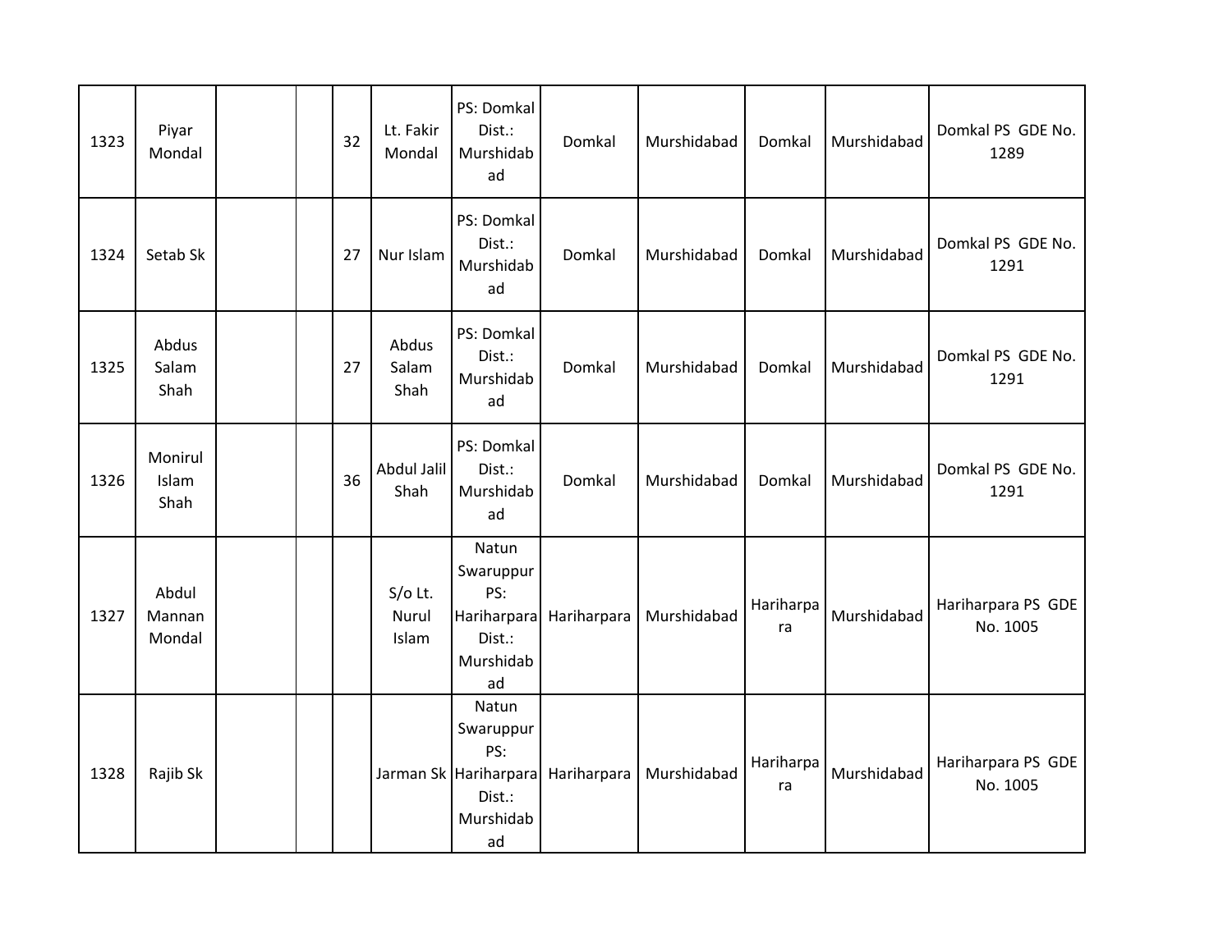| | | | | | | | | | | | |
|---|---|---|---|---|---|---|---|---|---|---|---|
| 1323 | Piyar Mondal | | | 32 | Lt. Fakir Mondal | PS: Domkal Dist.: Murshidabad | Domkal | Murshidabad | Domkal | Murshidabad | Domkal PS GDE No. 1289 |
| 1324 | Setab Sk | | | 27 | Nur Islam | PS: Domkal Dist.: Murshidabad | Domkal | Murshidabad | Domkal | Murshidabad | Domkal PS GDE No. 1291 |
| 1325 | Abdus Salam Shah | | | 27 | Abdus Salam Shah | PS: Domkal Dist.: Murshidabad | Domkal | Murshidabad | Domkal | Murshidabad | Domkal PS GDE No. 1291 |
| 1326 | Monirul Islam Shah | | | 36 | Abdul Jalil Shah | PS: Domkal Dist.: Murshidabad | Domkal | Murshidabad | Domkal | Murshidabad | Domkal PS GDE No. 1291 |
| 1327 | Abdul Mannan Mondal | | | | S/o Lt. Nurul Islam | Natun Swaruppur PS: Hariharpara Dist.: Murshidabad | Hariharpara | Murshidabad | Hariharpara | Murshidabad | Hariharpara PS GDE No. 1005 |
| 1328 | Rajib Sk | | | | Jarman Sk | Natun Swaruppur PS: Hariharpara Dist.: Murshidabad | Hariharpara | Murshidabad | Hariharpara | Murshidabad | Hariharpara PS GDE No. 1005 |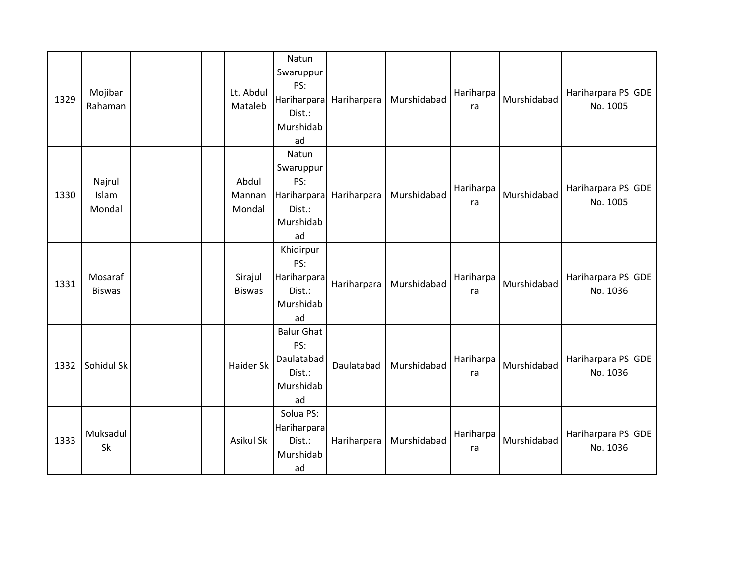| 1329 | Mojibar Rahaman | | | | Lt. Abdul Mataleb | Natun Swaruppur PS: Hariharpara Dist.: Murshidabad | Hariharpara | Murshidabad | Hariharpara | Murshidabad | Hariharpara PS GDE No. 1005 |
|---|---|---|---|---|---|---|---|---|---|---|---|
| 1330 | Najrul Islam Mondal | | | | Abdul Mannan Mondal | Natun Swaruppur PS: Hariharpara Dist.: Murshidabad | Hariharpara | Murshidabad | Hariharpara | Murshidabad | Hariharpara PS GDE No. 1005 |
| 1331 | Mosaraf Biswas | | | | Sirajul Biswas | Khidirpur PS: Hariharpara Dist.: Murshidabad | Hariharpara | Murshidabad | Hariharpara | Murshidabad | Hariharpara PS GDE No. 1036 |
| 1332 | Sohidul Sk | | | | Haider Sk | Balur Ghat PS: Daulatabad Dist.: Murshidabad | Daulatabad | Murshidabad | Hariharpara | Murshidabad | Hariharpara PS GDE No. 1036 |
| 1333 | Muksadul Sk | | | | Asikul Sk | Solua PS: Hariharpara Dist.: Murshidabad | Hariharpara | Murshidabad | Hariharpara | Murshidabad | Hariharpara PS GDE No. 1036 |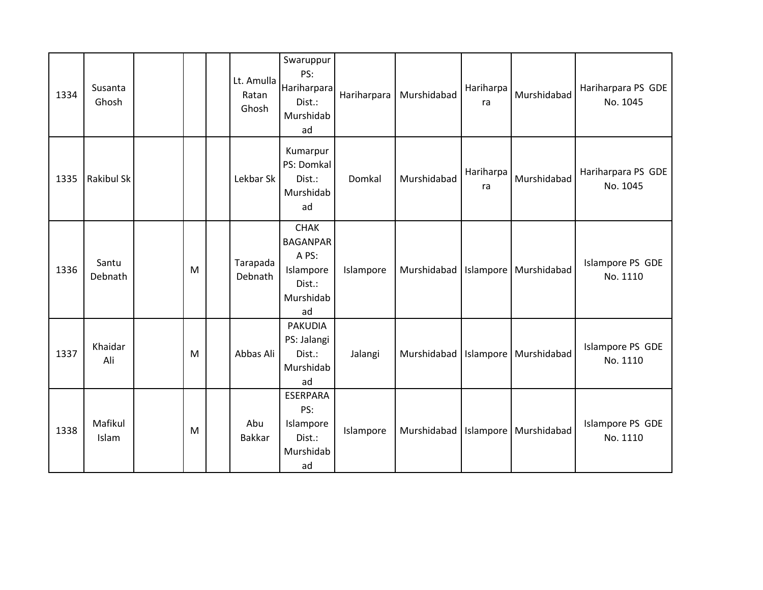| | | | | | | | | | | | |
|---|---|---|---|---|---|---|---|---|---|---|---|
| 1334 | Susanta Ghosh | | | | Lt. Amulla Ratan Ghosh | Swaruppur PS: Hariharpara Dist.: Murshidabad | Hariharpara | Murshidabad | Hariharpara | Murshidabad | Hariharpara PS GDE No. 1045 |
| 1335 | Rakibul Sk | | | | Lekbar Sk | Kumarpur PS: Domkal Dist.: Murshidabad | Domkal | Murshidabad | Hariharpara | Murshidabad | Hariharpara PS GDE No. 1045 |
| 1336 | Santu Debnath | | M | | Tarapada Debnath | CHAK BAGANPARA PS: Islampore Dist.: Murshidabad | Islampore | Murshidabad | Islampore | Murshidabad | Islampore PS GDE No. 1110 |
| 1337 | Khaidar Ali | | M | | Abbas Ali | PAKUDIA PS: Jalangi Dist.: Murshidabad | Jalangi | Murshidabad | Islampore | Murshidabad | Islampore PS GDE No. 1110 |
| 1338 | Mafikul Islam | | M | | Abu Bakkar | ESERPARA PS: Islampore Dist.: Murshidabad | Islampore | Murshidabad | Islampore | Murshidabad | Islampore PS GDE No. 1110 |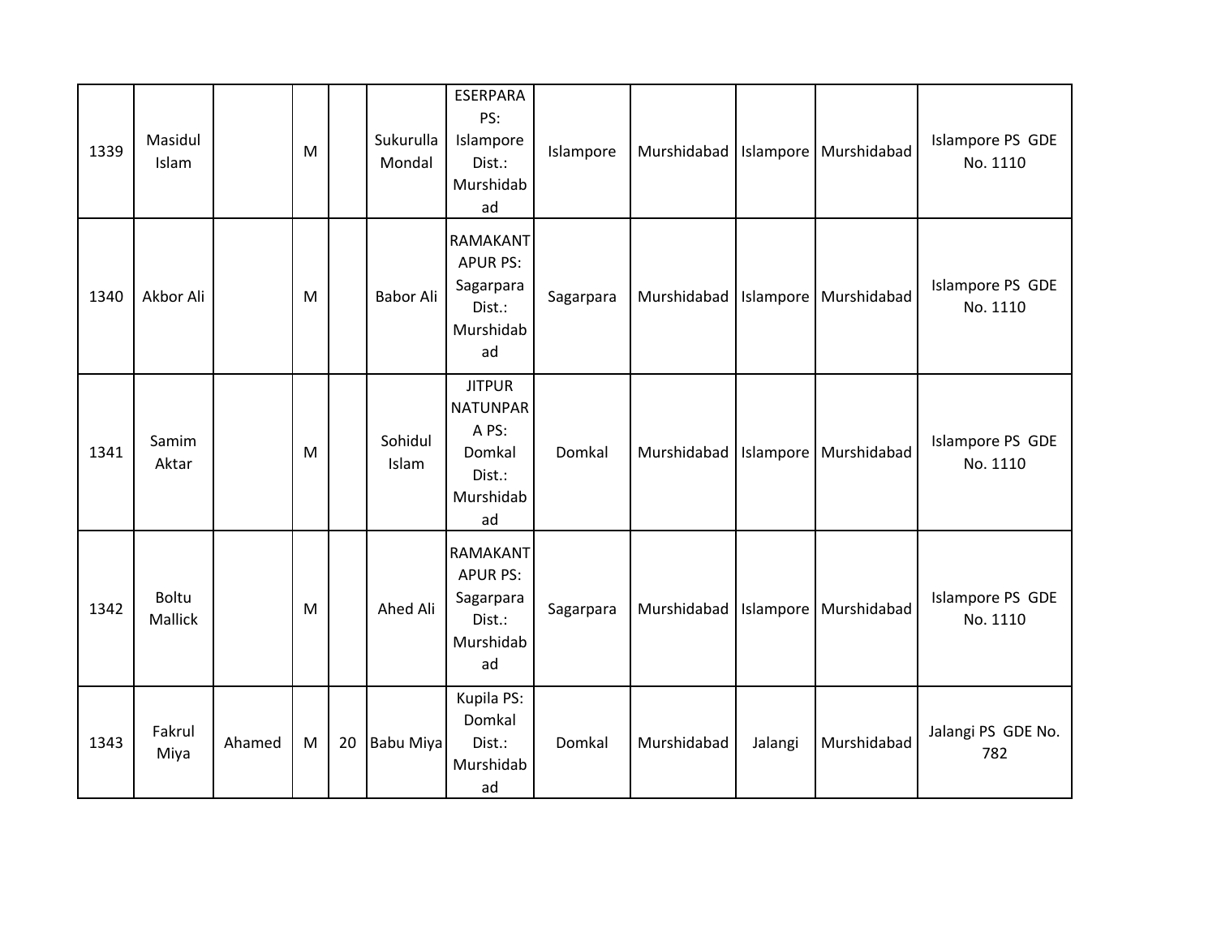| 1339 | Masidul Islam | | M | | Sukurulla Mondal | ESERPARA PS: Islampore Dist.: Murshidabad | Islampore | Murshidabad | Islampore | Murshidabad | Islampore PS GDE No. 1110 |
|---|---|---|---|---|---|---|---|---|---|---|---|
| 1340 | Akbor Ali | | M | | Babor Ali | RAMAKANTAPUR PS: Sagarpara Dist.: Murshidabad | Sagarpara | Murshidabad | Islampore | Murshidabad | Islampore PS GDE No. 1110 |
| 1341 | Samim Aktar | | M | | Sohidul Islam | JITPUR NATUNPARA PS: Domkal Dist.: Murshidabad | Domkal | Murshidabad | Islampore | Murshidabad | Islampore PS GDE No. 1110 |
| 1342 | Boltu Mallick | | M | | Ahed Ali | RAMAKANTAPUR PS: Sagarpara Dist.: Murshidabad | Sagarpara | Murshidabad | Islampore | Murshidabad | Islampore PS GDE No. 1110 |
| 1343 | Fakrul Miya | Ahamed | M | 20 | Babu Miya | Kupila PS: Domkal Dist.: Murshidabad | Domkal | Murshidabad | Jalangi | Murshidabad | Jalangi PS GDE No. 782 |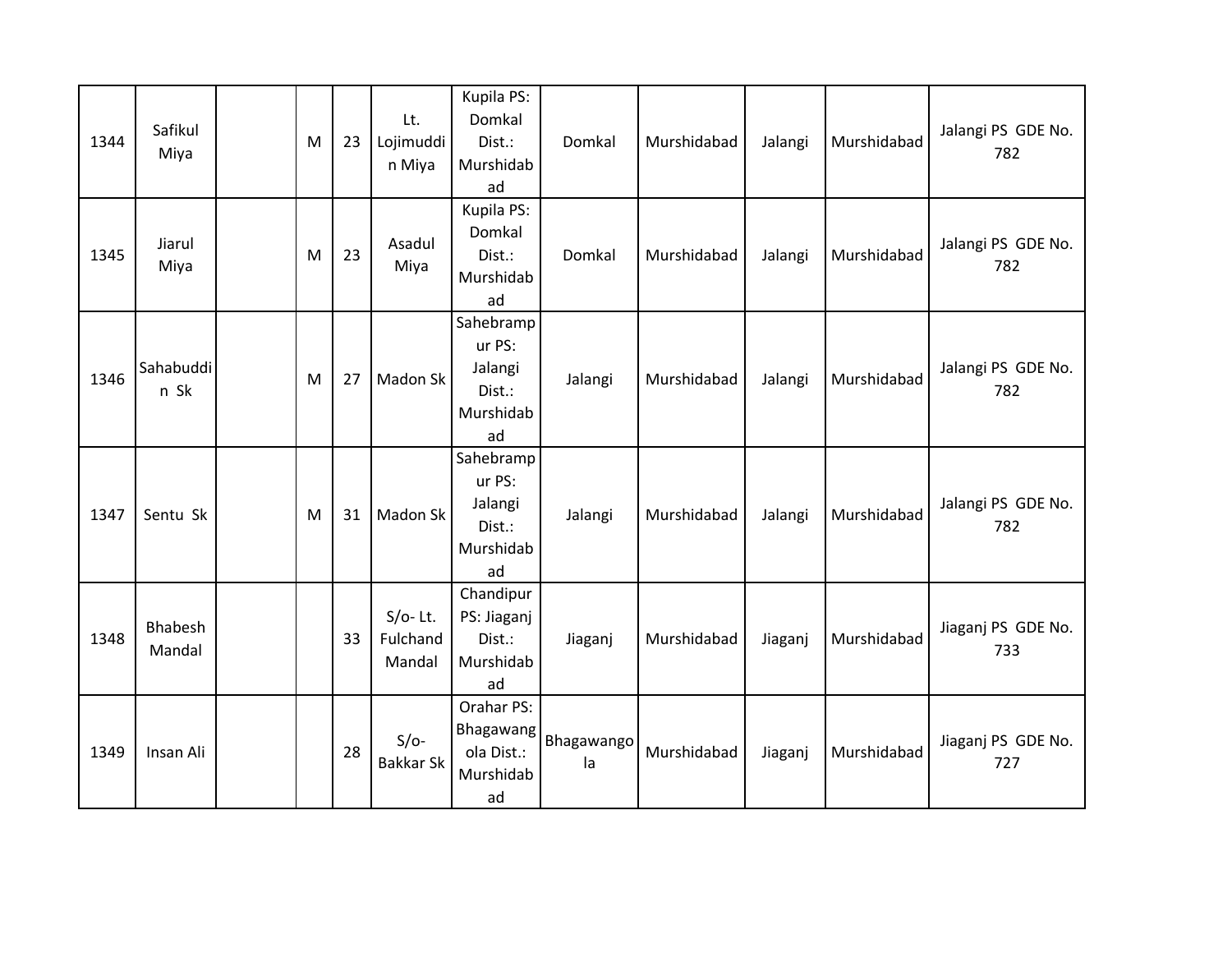| 1344 | Safikul Miya | | M | 23 | Lt. Lojimuddin Miya | Kupila PS: Domkal Dist.: Murshidabad | Domkal | Murshidabad | Jalangi | Murshidabad | Jalangi PS GDE No. 782 |
|---|---|---|---|---|---|---|---|---|---|---|---|
| 1345 | Jiarul Miya | | M | 23 | Asadul Miya | Kupila PS: Domkal Dist.: Murshidabad | Domkal | Murshidabad | Jalangi | Murshidabad | Jalangi PS GDE No. 782 |
| 1346 | Sahabuddin Sk | | M | 27 | Madon Sk | Sahebrampur PS: Jalangi Dist.: Murshidabad | Jalangi | Murshidabad | Jalangi | Murshidabad | Jalangi PS GDE No. 782 |
| 1347 | Sentu Sk | | M | 31 | Madon Sk | Sahebrampur PS: Jalangi Dist.: Murshidabad | Jalangi | Murshidabad | Jalangi | Murshidabad | Jalangi PS GDE No. 782 |
| 1348 | Bhabesh Mandal | | | 33 | S/o- Lt. Fulchand Mandal | Chandipur PS: Jiaganj Dist.: Murshidabad | Jiaganj | Murshidabad | Jiaganj | Murshidabad | Jiaganj PS GDE No. 733 |
| 1349 | Insan Ali | | | 28 | S/o- Bakkar Sk | Orahar PS: Bhagawangola Dist.: Murshidabad | Bhagawangola | Murshidabad | Jiaganj | Murshidabad | Jiaganj PS GDE No. 727 |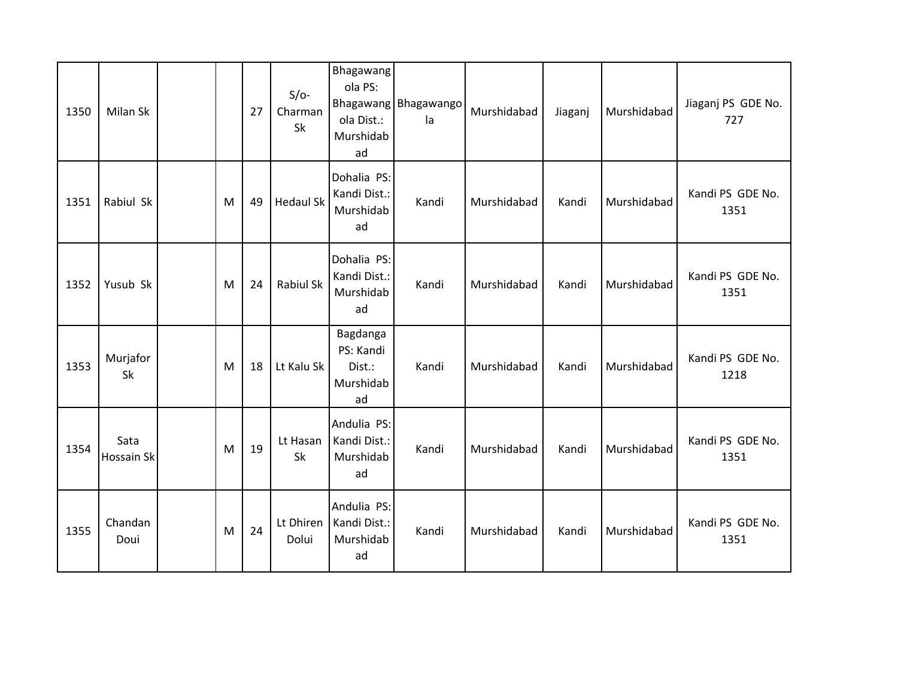| | | | | | | | | | | | |
|---|---|---|---|---|---|---|---|---|---|---|---|
| 1350 | Milan Sk | | | 27 | S/o- Charman Sk | Bhagawangola PS: Bhagawangola Dist.: Murshidabad | Bhagawangola | Murshidabad | Jiaganj | Murshidabad | Jiaganj PS GDE No. 727 |
| 1351 | Rabiul Sk | | M | 49 | Hedaul Sk | Dohalia PS: Kandi Dist.: Murshidabad | Kandi | Murshidabad | Kandi | Murshidabad | Kandi PS GDE No. 1351 |
| 1352 | Yusub Sk | | M | 24 | Rabiul Sk | Dohalia PS: Kandi Dist.: Murshidabad | Kandi | Murshidabad | Kandi | Murshidabad | Kandi PS GDE No. 1351 |
| 1353 | Murjafor Sk | | M | 18 | Lt Kalu Sk | Bagdanga PS: Kandi Dist.: Murshidabad | Kandi | Murshidabad | Kandi | Murshidabad | Kandi PS GDE No. 1218 |
| 1354 | Sata Hossain Sk | | M | 19 | Lt Hasan Sk | Andulia PS: Kandi Dist.: Murshidabad | Kandi | Murshidabad | Kandi | Murshidabad | Kandi PS GDE No. 1351 |
| 1355 | Chandan Doui | | M | 24 | Lt Dhiren Dolui | Andulia PS: Kandi Dist.: Murshidabad | Kandi | Murshidabad | Kandi | Murshidabad | Kandi PS GDE No. 1351 |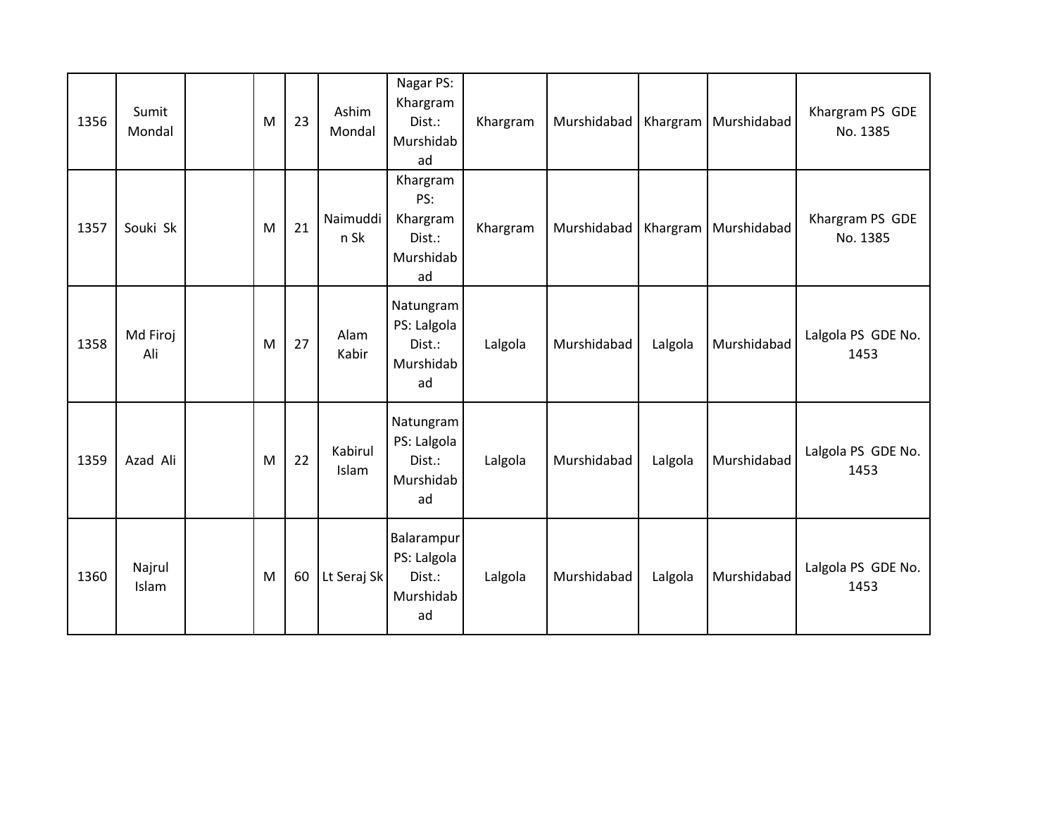| | | | | | | | | | | | |
|---|---|---|---|---|---|---|---|---|---|---|---|
| 1356 | Sumit Mondal | | M | 23 | Ashim Mondal | Nagar PS: Khargram Dist.: Murshidabad | Khargram | Murshidabad | Khargram | Murshidabad | Khargram PS GDE No. 1385 |
| 1357 | Souki Sk | | M | 21 | Naimuddin Sk | Khargram PS: Khargram Dist.: Murshidabad | Khargram | Murshidabad | Khargram | Murshidabad | Khargram PS GDE No. 1385 |
| 1358 | Md Firoj Ali | | M | 27 | Alam Kabir | Natungram PS: Lalgola Dist.: Murshidabad | Lalgola | Murshidabad | Lalgola | Murshidabad | Lalgola PS GDE No. 1453 |
| 1359 | Azad Ali | | M | 22 | Kabirul Islam | Natungram PS: Lalgola Dist.: Murshidabad | Lalgola | Murshidabad | Lalgola | Murshidabad | Lalgola PS GDE No. 1453 |
| 1360 | Najrul Islam | | M | 60 | Lt Seraj Sk | Balarampur PS: Lalgola Dist.: Murshidabad | Lalgola | Murshidabad | Lalgola | Murshidabad | Lalgola PS GDE No. 1453 |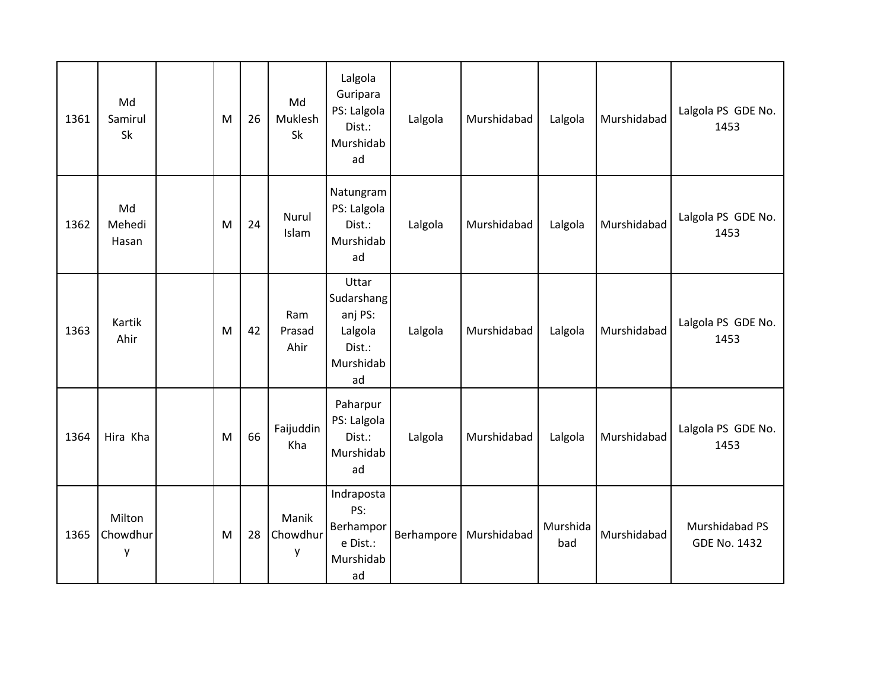| | | | | | | | | | | | |
|---|---|---|---|---|---|---|---|---|---|---|---|
| 1361 | Md Samirul Sk | | M | 26 | Md Muklesh Sk | Lalgola Guripara PS: Lalgola Dist.: Murshidabad | Lalgola | Murshidabad | Lalgola | Murshidabad | Lalgola PS GDE No. 1453 |
| 1362 | Md Mehedi Hasan | | M | 24 | Nurul Islam | Natungram PS: Lalgola Dist.: Murshidabad | Lalgola | Murshidabad | Lalgola | Murshidabad | Lalgola PS GDE No. 1453 |
| 1363 | Kartik Ahir | | M | 42 | Ram Prasad Ahir | Uttar Sudarshanganj PS: Lalgola Dist.: Murshidabad | Lalgola | Murshidabad | Lalgola | Murshidabad | Lalgola PS GDE No. 1453 |
| 1364 | Hira Kha | | M | 66 | Faijuddin Kha | Paharpur PS: Lalgola Dist.: Murshidabad | Lalgola | Murshidabad | Lalgola | Murshidabad | Lalgola PS GDE No. 1453 |
| 1365 | Milton Chowdhury | | M | 28 | Manik Chowdhury | Indraposta PS: Berhampore Dist.: Murshidabad | Berhampore | Murshidabad | Murshidabad | Murshidabad | Murshidabad PS GDE No. 1432 |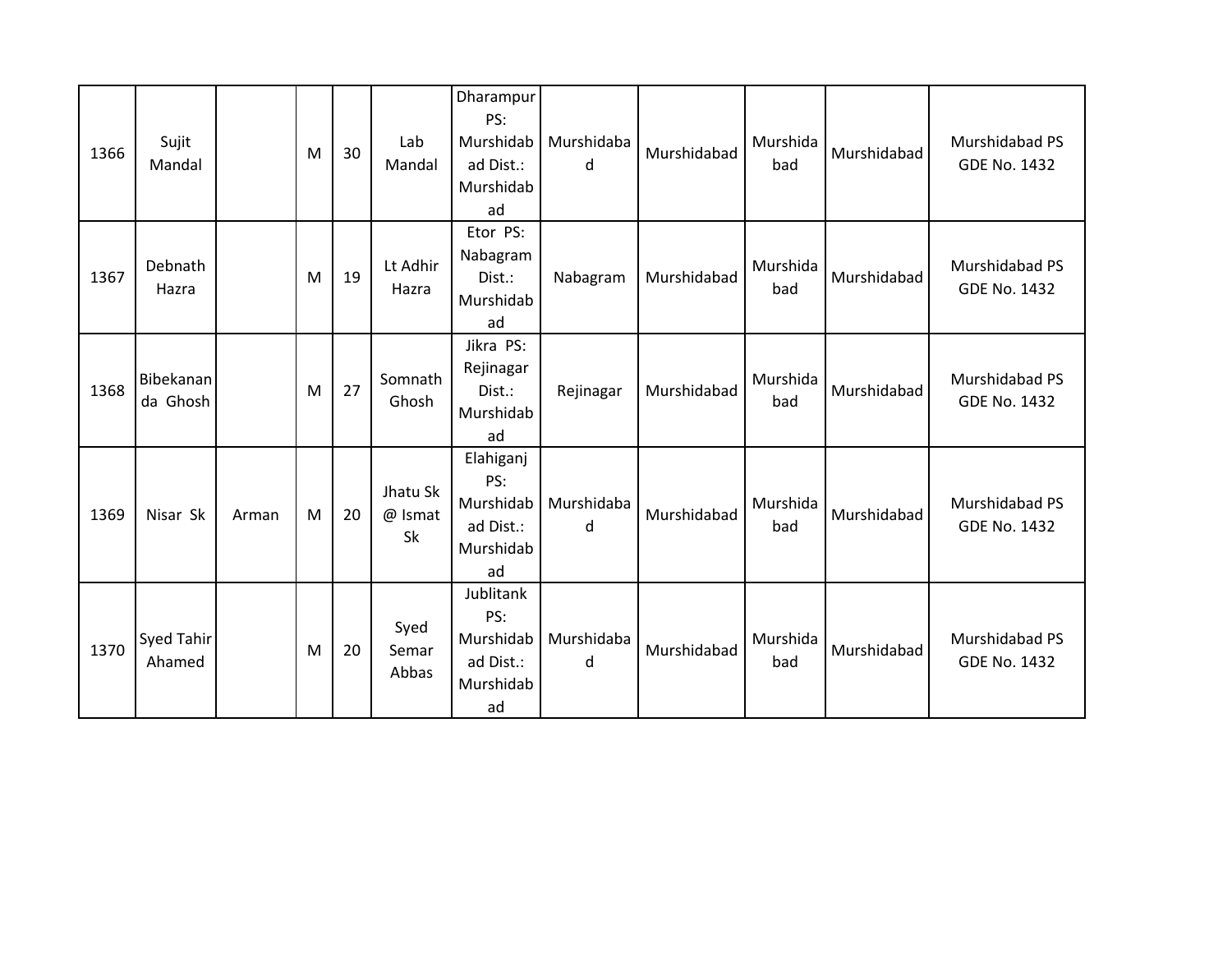| 1366 | Sujit Mandal | | M | 30 | Lab Mandal | Dharampur PS: Murshidabad Dist.: Murshidabad | Murshidabad | Murshidabad | Murshidabad | Murshidabad | Murshidabad PS GDE No. 1432 |
|---|---|---|---|---|---|---|---|---|---|---|---|
| 1367 | Debnath Hazra | | M | 19 | Lt Adhir Hazra | Etor PS: Nabagram Dist.: Murshidabad | Nabagram | Murshidabad | Murshidabad | Murshidabad | Murshidabad PS GDE No. 1432 |
| 1368 | Bibekananda Ghosh | | M | 27 | Somnath Ghosh | Jikra PS: Rejinagar Dist.: Murshidabad | Rejinagar | Murshidabad | Murshidabad | Murshidabad | Murshidabad PS GDE No. 1432 |
| 1369 | Nisar Sk | Arman | M | 20 | Jhatu Sk @ Ismat Sk | Elahiganj PS: Murshidabad Dist.: Murshidabad | Murshidabad | Murshidabad | Murshidabad | Murshidabad | Murshidabad PS GDE No. 1432 |
| 1370 | Syed Tahir Ahamed | | M | 20 | Syed Semar Abbas | Jublitank PS: Murshidabad Dist.: Murshidabad | Murshidabad | Murshidabad | Murshidabad | Murshidabad | Murshidabad PS GDE No. 1432 |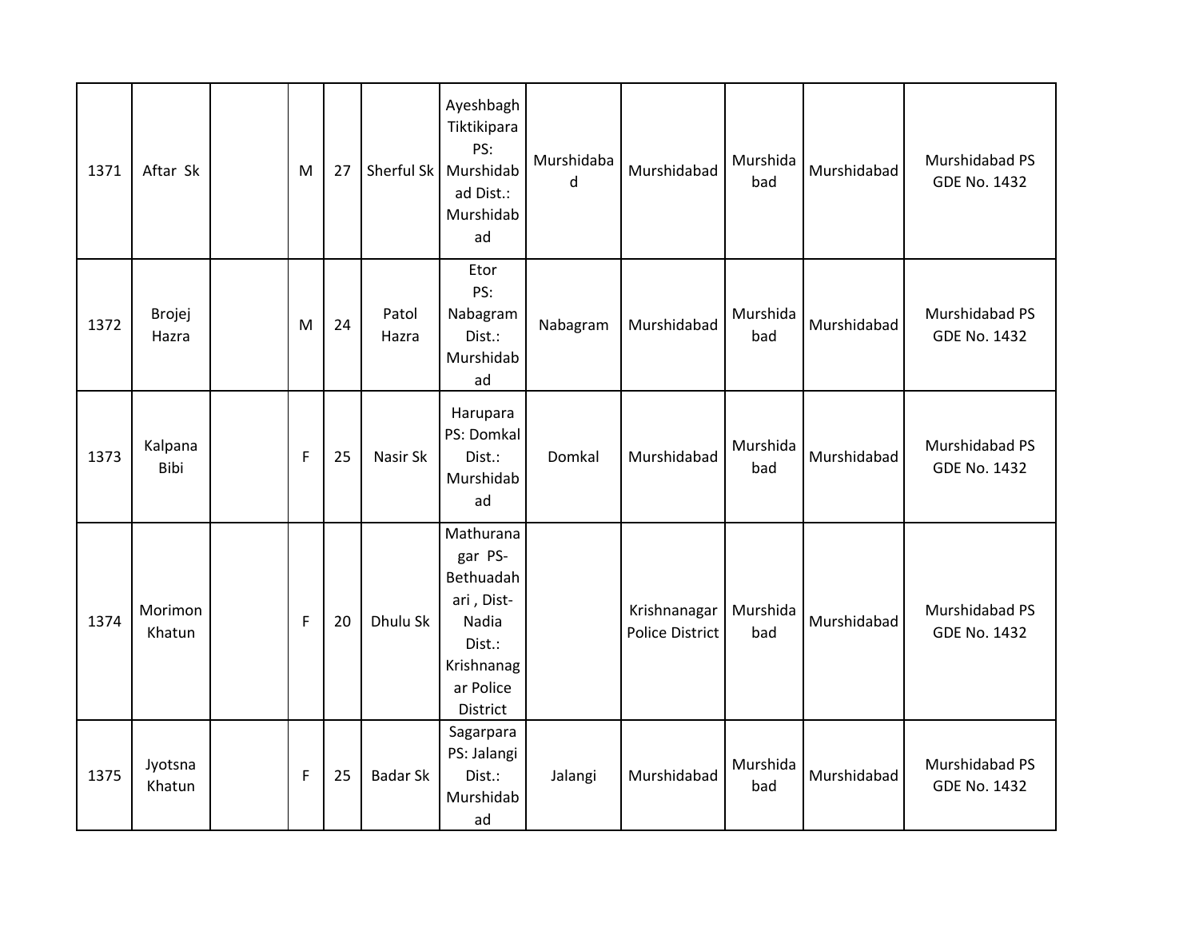| 1371 | Aftar Sk | | M | 27 | Sherful Sk | Ayeshbagh Tiktikipara PS: Murshidabad Dist.: Murshidabad | Murshidabad | Murshidabad | Murshidabad | Murshidabad | Murshidabad PS GDE No. 1432 |
|---|---|---|---|---|---|---|---|---|---|---|---|
| 1372 | Brojej Hazra | | M | 24 | Patol Hazra | Etor PS: Nabagram Dist.: Murshidabad | Nabagram | Murshidabad | Murshidabad | Murshidabad | Murshidabad PS GDE No. 1432 |
| 1373 | Kalpana Bibi | | F | 25 | Nasir Sk | Harupara PS: Domkal Dist.: Murshidabad | Domkal | Murshidabad | Murshidabad | Murshidabad | Murshidabad PS GDE No. 1432 |
| 1374 | Morimon Khatun | | F | 20 | Dhulu Sk | Mathuranagar PS-Bethuadahari , Dist-Nadia Dist.: Krishnanagar Police District | | Krishnanagar Police District | Murshidabad | Murshidabad | Murshidabad PS GDE No. 1432 |
| 1375 | Jyotsna Khatun | | F | 25 | Badar Sk | Sagarpara PS: Jalangi Dist.: Murshidabad | Jalangi | Murshidabad | Murshidabad | Murshidabad | Murshidabad PS GDE No. 1432 |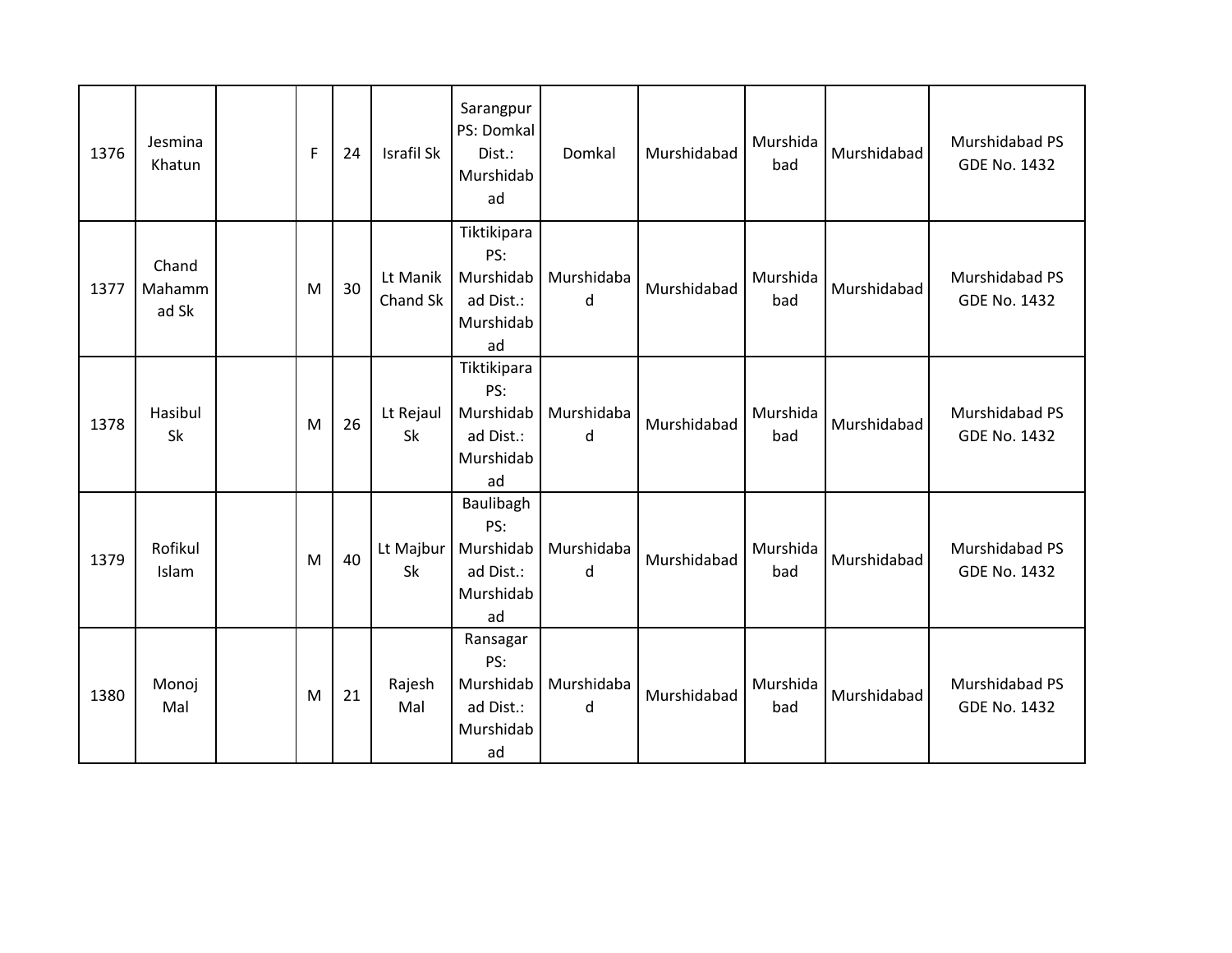| 1376 | Jesmina Khatun | | F | 24 | Israfil Sk | Sarangpur PS: Domkal Dist.: Murshidabad | Domkal | Murshidabad | Murshidabad | Murshidabad | Murshidabad PS GDE No. 1432 |
|---|---|---|---|---|---|---|---|---|---|---|---|
| 1377 | Chand Mahammad Sk | | M | 30 | Lt Manik Chand Sk | Tiktikipara PS: Murshidabad Dist.: Murshidabad | Murshidabad | Murshidabad | Murshidabad | Murshidabad | Murshidabad PS GDE No. 1432 |
| 1378 | Hasibul Sk | | M | 26 | Lt Rejaul Sk | Tiktikipara PS: Murshidabad Dist.: Murshidabad | Murshidabad | Murshidabad | Murshidabad | Murshidabad | Murshidabad PS GDE No. 1432 |
| 1379 | Rofikul Islam | | M | 40 | Lt Majbur Sk | Baulibagh PS: Murshidabad Dist.: Murshidabad | Murshidabad | Murshidabad | Murshidabad | Murshidabad | Murshidabad PS GDE No. 1432 |
| 1380 | Monoj Mal | | M | 21 | Rajesh Mal | Ransagar PS: Murshidabad Dist.: Murshidabad | Murshidabad | Murshidabad | Murshidabad | Murshidabad | Murshidabad PS GDE No. 1432 |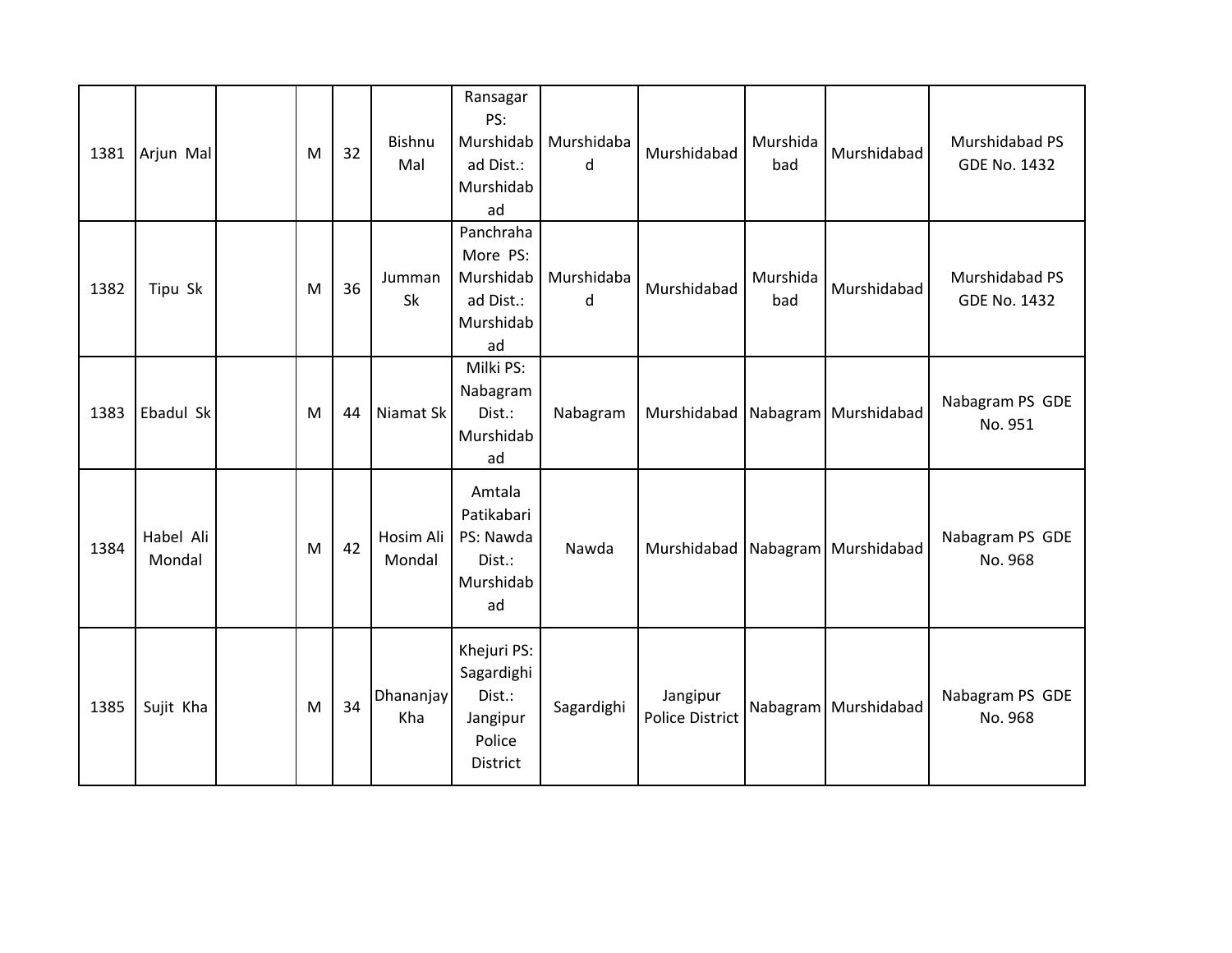| | | | | | | | | | | | |
|---|---|---|---|---|---|---|---|---|---|---|---|
| 1381 | Arjun Mal | | M | 32 | Bishnu Mal | Ransagar PS: Murshidabad Dist.: Murshidabad | Murshidabad | Murshidabad | Murshidabad | Murshidabad | Murshidabad PS GDE No. 1432 |
| 1382 | Tipu Sk | | M | 36 | Jumman Sk | Panchraha More PS: Murshidabad Dist.: Murshidabad | Murshidabad | Murshidabad | Murshidabad | Murshidabad | Murshidabad PS GDE No. 1432 |
| 1383 | Ebadul Sk | | M | 44 | Niamat Sk | Milki PS: Nabagram Dist.: Murshidabad | Nabagram | Murshidabad | Nabagram | Murshidabad | Nabagram PS GDE No. 951 |
| 1384 | Habel Ali Mondal | | M | 42 | Hosim Ali Mondal | Amtala Patikabari PS: Nawda Dist.: Murshidabad | Nawda | Murshidabad | Nabagram | Murshidabad | Nabagram PS GDE No. 968 |
| 1385 | Sujit Kha | | M | 34 | Dhananjay Kha | Khejuri PS: Sagardighi Dist.: Jangipur Police District | Sagardighi | Jangipur Police District | Nabagram | Murshidabad | Nabagram PS GDE No. 968 |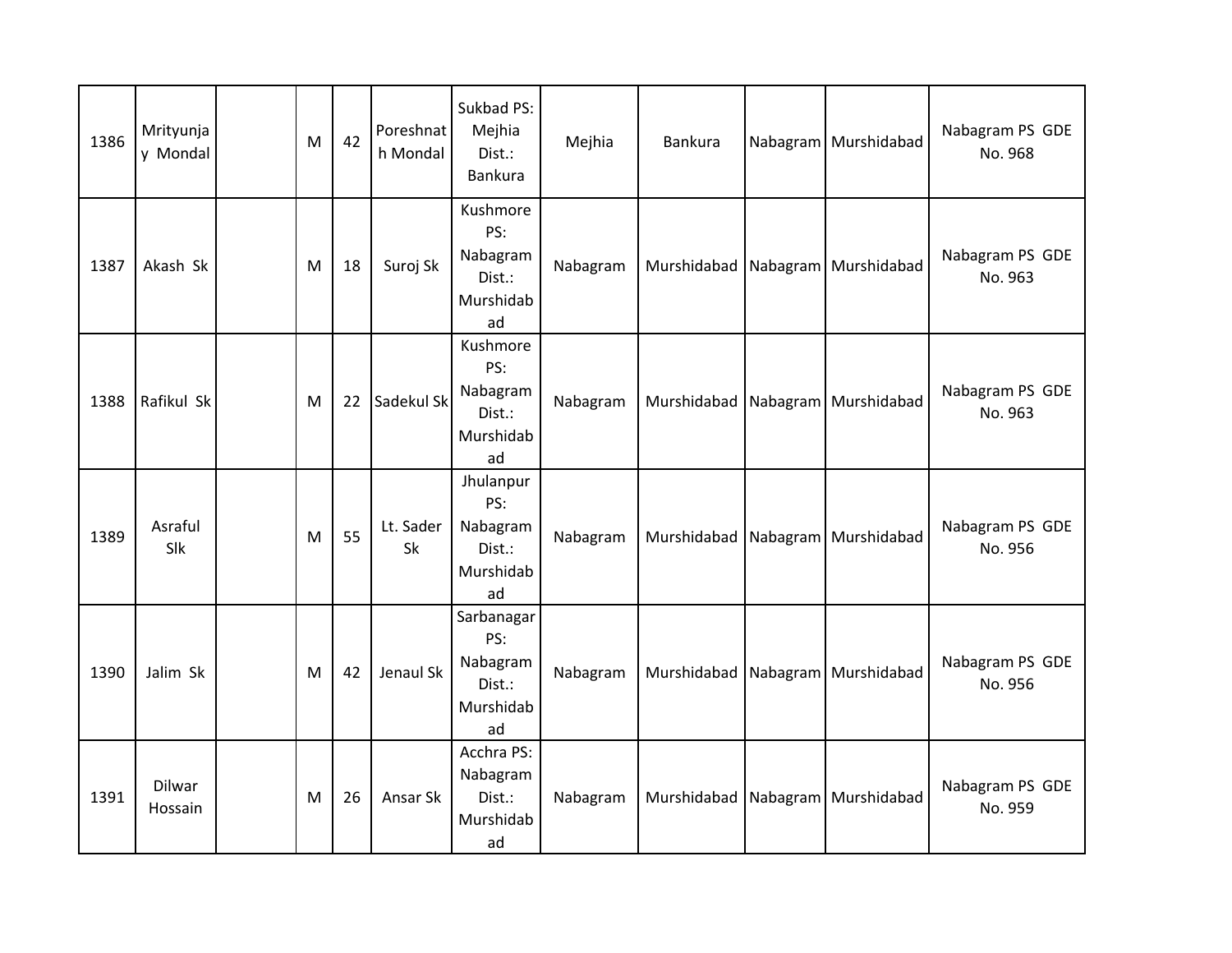| 1386 | Mrityunjay Mondal | | M | 42 | Poreshnath Mondal | Sukbad PS: Mejhia Dist.: Bankura | Mejhia | Bankura | Nabagram | Murshidabad | Nabagram PS GDE No. 968 |
|---|---|---|---|---|---|---|---|---|---|---|---|
| 1387 | Akash Sk | | M | 18 | Suroj Sk | Kushmore PS: Nabagram Dist.: Murshidabad | Nabagram | Murshidabad | Nabagram | Murshidabad | Nabagram PS GDE No. 963 |
| 1388 | Rafikul Sk | | M | 22 | Sadekul Sk | Kushmore PS: Nabagram Dist.: Murshidabad | Nabagram | Murshidabad | Nabagram | Murshidabad | Nabagram PS GDE No. 963 |
| 1389 | Asraful Slk | | M | 55 | Lt. Sader Sk | Jhulanpur PS: Nabagram Dist.: Murshidabad | Nabagram | Murshidabad | Nabagram | Murshidabad | Nabagram PS GDE No. 956 |
| 1390 | Jalim Sk | | M | 42 | Jenaul Sk | Sarbanagar PS: Nabagram Dist.: Murshidabad | Nabagram | Murshidabad | Nabagram | Murshidabad | Nabagram PS GDE No. 956 |
| 1391 | Dilwar Hossain | | M | 26 | Ansar Sk | Acchra PS: Nabagram Dist.: Murshidabad | Nabagram | Murshidabad | Nabagram | Murshidabad | Nabagram PS GDE No. 959 |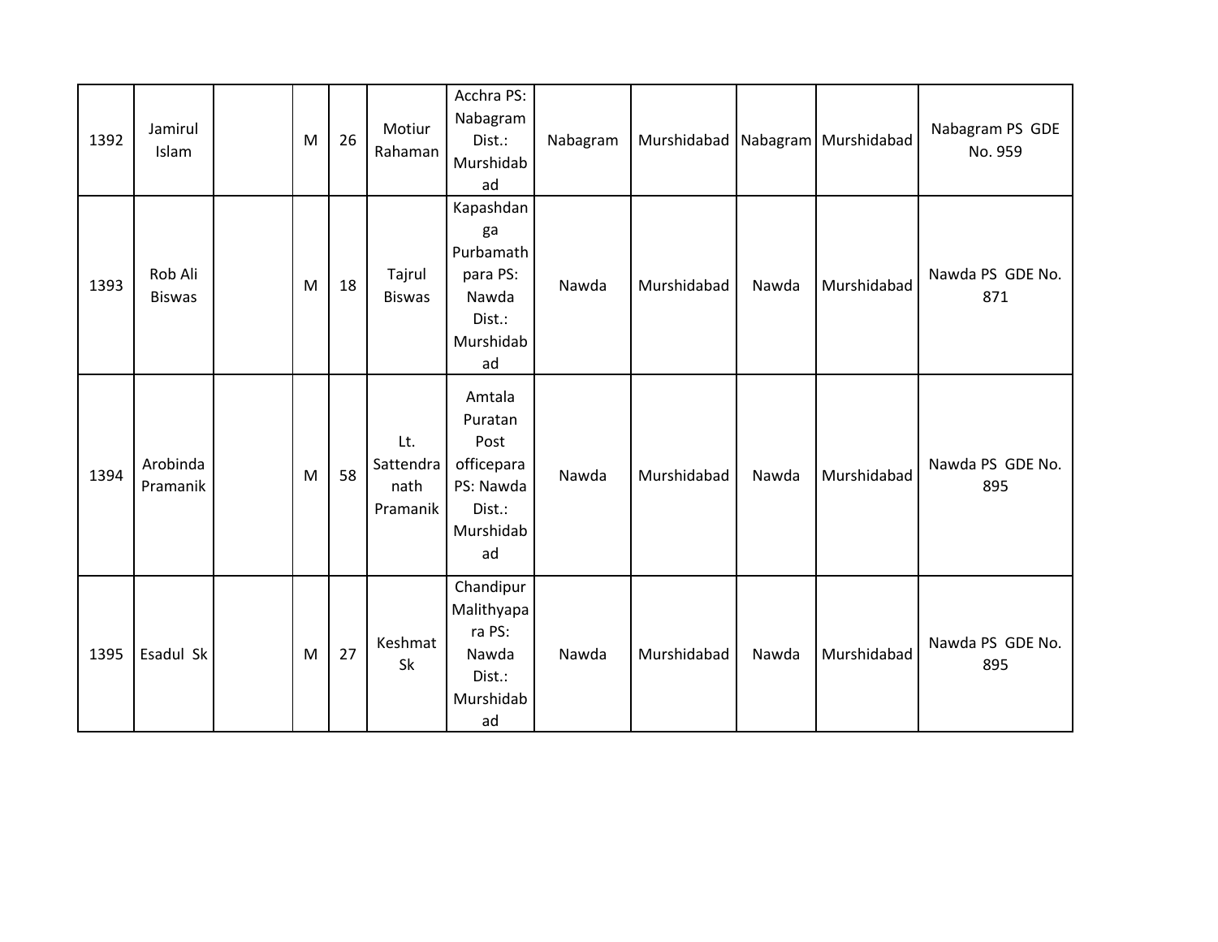| 1392 | Jamirul Islam | | M | 26 | Motiur Rahaman | Acchra PS: Nabagram Dist.: Murshidabad | Nabagram | Murshidabad | Nabagram | Murshidabad | Nabagram PS GDE No. 959 |
|---|---|---|---|---|---|---|---|---|---|---|---|
| 1393 | Rob Ali Biswas | | M | 18 | Tajrul Biswas | Kapashdanga Purbamathpara PS: Nawda Dist.: Murshidabad | Nawda | Murshidabad | Nawda | Murshidabad | Nawda PS GDE No. 871 |
| 1394 | Arobinda Pramanik | | M | 58 | Lt. Sattendranath Pramanik | Amtala Puratan Post officepara PS: Nawda Dist.: Murshidabad | Nawda | Murshidabad | Nawda | Murshidabad | Nawda PS GDE No. 895 |
| 1395 | Esadul Sk | | M | 27 | Keshmat Sk | Chandipur Malithyapara PS: Nawda Dist.: Murshidabad | Nawda | Murshidabad | Nawda | Murshidabad | Nawda PS GDE No. 895 |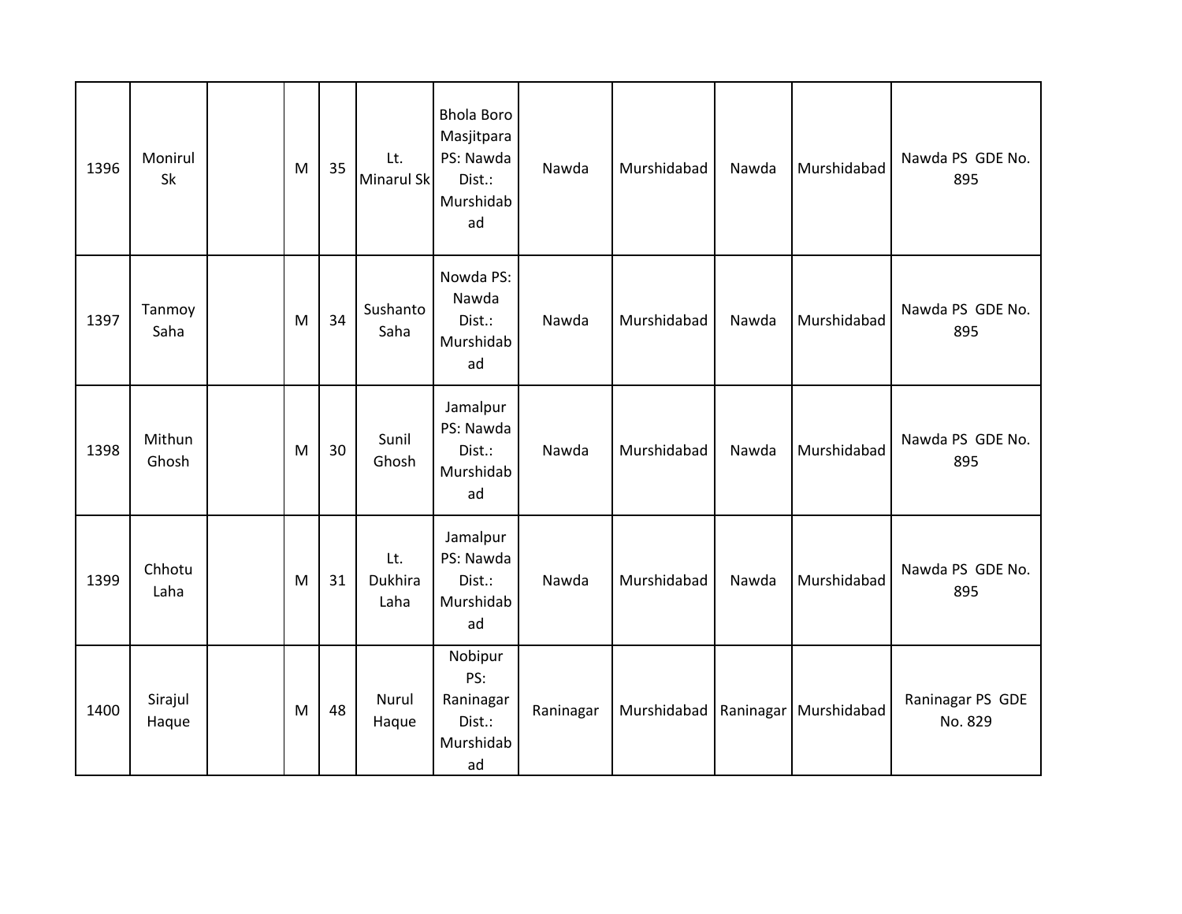| 1396 | Monirul Sk | | M | 35 | Lt. Minarul Sk | Bhola Boro Masjitpara PS: Nawda Dist.: Murshidabad | Nawda | Murshidabad | Nawda | Murshidabad | Nawda PS GDE No. 895 |
|---|---|---|---|---|---|---|---|---|---|---|---|
| 1397 | Tanmoy Saha | | M | 34 | Sushanto Saha | Nowda PS: Nawda Dist.: Murshidabad | Nawda | Murshidabad | Nawda | Murshidabad | Nawda PS GDE No. 895 |
| 1398 | Mithun Ghosh | | M | 30 | Sunil Ghosh | Jamalpur PS: Nawda Dist.: Murshidabad | Nawda | Murshidabad | Nawda | Murshidabad | Nawda PS GDE No. 895 |
| 1399 | Chhotu Laha | | M | 31 | Lt. Dukhira Laha | Jamalpur PS: Nawda Dist.: Murshidabad | Nawda | Murshidabad | Nawda | Murshidabad | Nawda PS GDE No. 895 |
| 1400 | Sirajul Haque | | M | 48 | Nurul Haque | Nobipur PS: Raninagar Dist.: Murshidabad | Raninagar | Murshidabad | Raninagar | Murshidabad | Raninagar PS GDE No. 829 |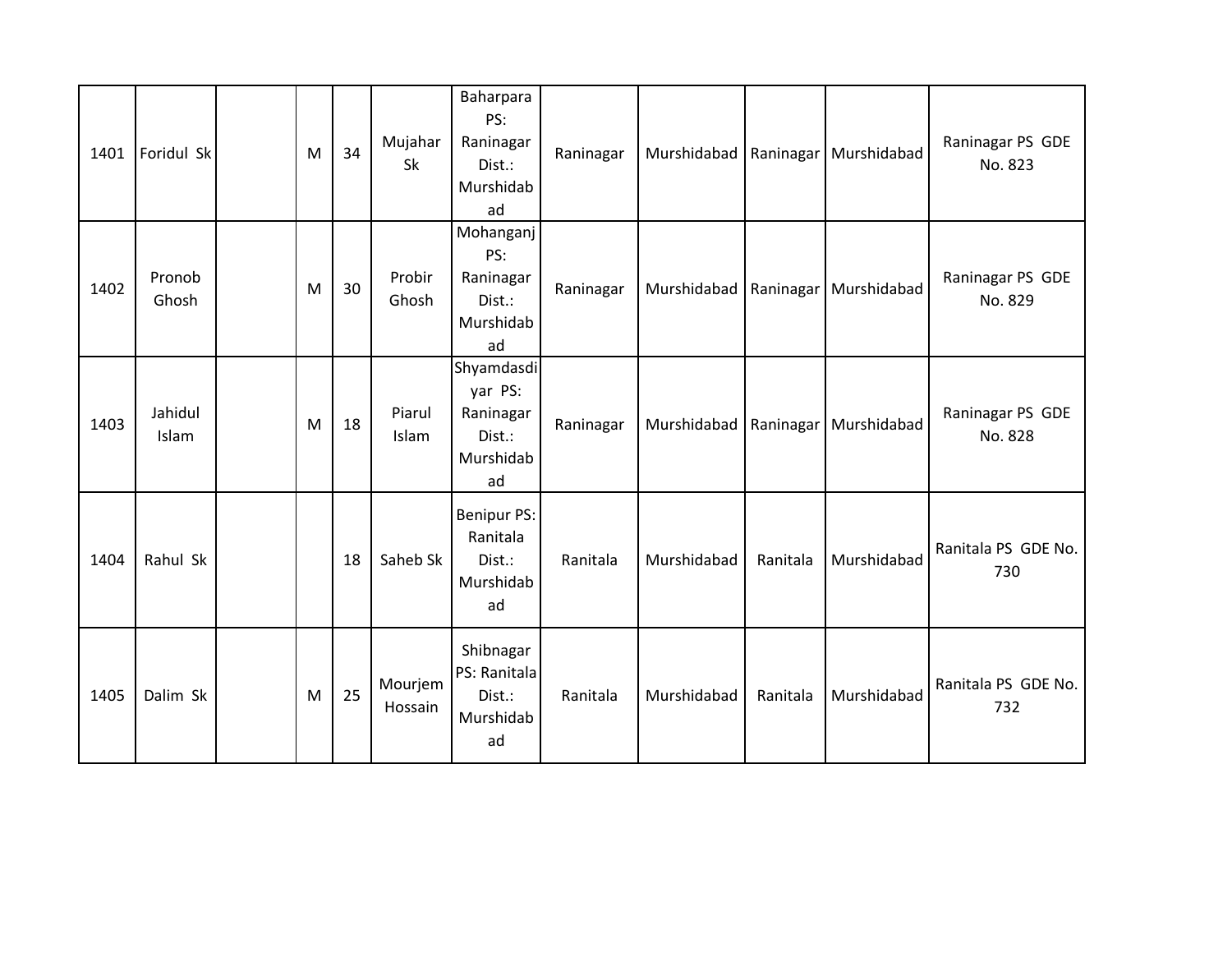| 1401 | Foridul Sk | | M | 34 | Mujahar Sk | Baharpara PS: Raninagar Dist.: Murshidabad | Raninagar | Murshidabad | Raninagar | Murshidabad | Raninagar PS GDE No. 823 |
|---|---|---|---|---|---|---|---|---|---|---|---|
| 1402 | Pronob Ghosh | | M | 30 | Probir Ghosh | Mohanganj PS: Raninagar Dist.: Murshidabad | Raninagar | Murshidabad | Raninagar | Murshidabad | Raninagar PS GDE No. 829 |
| 1403 | Jahidul Islam | | M | 18 | Piarul Islam | Shyamdasdiyar PS: Raninagar Dist.: Murshidabad | Raninagar | Murshidabad | Raninagar | Murshidabad | Raninagar PS GDE No. 828 |
| 1404 | Rahul Sk | | | 18 | Saheb Sk | Benipur PS: Ranitala Dist.: Murshidabad | Ranitala | Murshidabad | Ranitala | Murshidabad | Ranitala PS GDE No. 730 |
| 1405 | Dalim Sk | | M | 25 | Mourjem Hossain | Shibnagar PS: Ranitala Dist.: Murshidabad | Ranitala | Murshidabad | Ranitala | Murshidabad | Ranitala PS GDE No. 732 |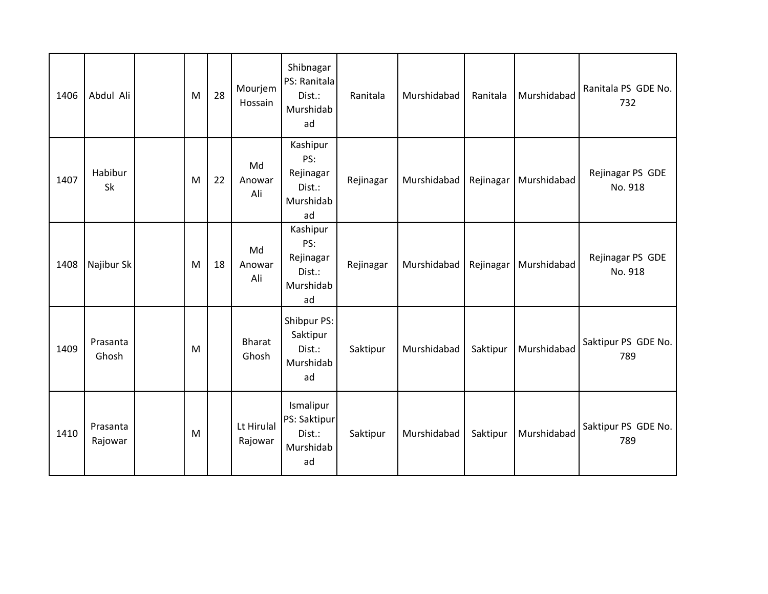| | | | | | | | | | | | |
|---|---|---|---|---|---|---|---|---|---|---|---|
| 1406 | Abdul Ali | | M | 28 | Mourjem Hossain | Shibnagar PS: Ranitala Dist.: Murshidabad | Ranitala | Murshidabad | Ranitala | Murshidabad | Ranitala PS GDE No. 732 |
| 1407 | Habibur Sk | | M | 22 | Md Anowar Ali | Kashipur PS: Rejinagar Dist.: Murshidabad | Rejinagar | Murshidabad | Rejinagar | Murshidabad | Rejinagar PS GDE No. 918 |
| 1408 | Najibur Sk | | M | 18 | Md Anowar Ali | Kashipur PS: Rejinagar Dist.: Murshidabad | Rejinagar | Murshidabad | Rejinagar | Murshidabad | Rejinagar PS GDE No. 918 |
| 1409 | Prasanta Ghosh | | M | | Bharat Ghosh | Shibpur PS: Saktipur Dist.: Murshidabad | Saktipur | Murshidabad | Saktipur | Murshidabad | Saktipur PS GDE No. 789 |
| 1410 | Prasanta Rajowar | | M | | Lt Hirulal Rajowar | Ismalipur PS: Saktipur Dist.: Murshidabad | Saktipur | Murshidabad | Saktipur | Murshidabad | Saktipur PS GDE No. 789 |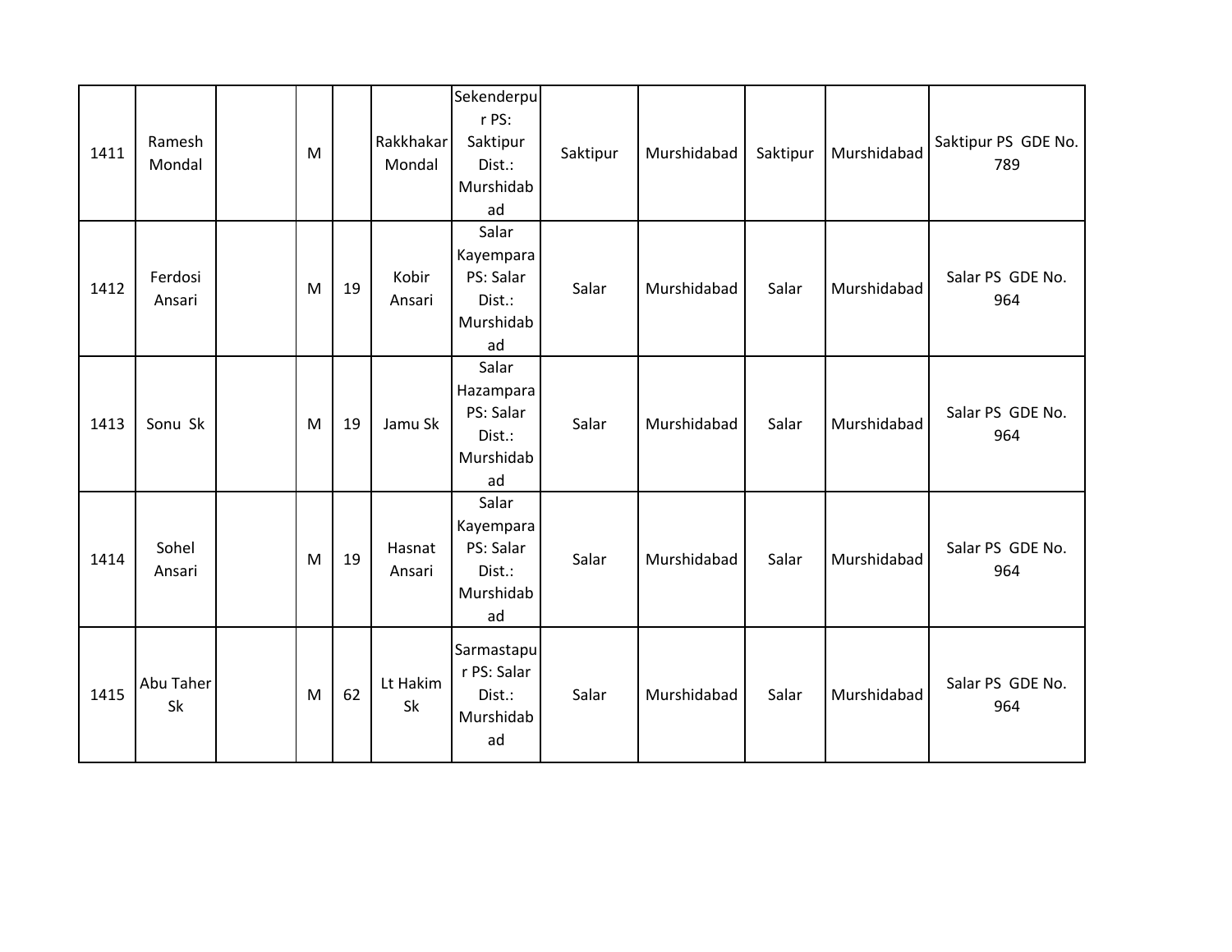| 1411 | Ramesh Mondal | | M | | Rakkhakar Mondal | Sekenderpur PS: Saktipur Dist.: Murshidabad | Saktipur | Murshidabad | Saktipur | Murshidabad | Saktipur PS GDE No. 789 |
|---|---|---|---|---|---|---|---|---|---|---|---|
| 1412 | Ferdosi Ansari | | M | 19 | Kobir Ansari | Salar Kayempara PS: Salar Dist.: Murshidabad | Salar | Murshidabad | Salar | Murshidabad | Salar PS GDE No. 964 |
| 1413 | Sonu Sk | | M | 19 | Jamu Sk | Salar Hazampara PS: Salar Dist.: Murshidabad | Salar | Murshidabad | Salar | Murshidabad | Salar PS GDE No. 964 |
| 1414 | Sohel Ansari | | M | 19 | Hasnat Ansari | Salar Kayempara PS: Salar Dist.: Murshidabad | Salar | Murshidabad | Salar | Murshidabad | Salar PS GDE No. 964 |
| 1415 | Abu Taher Sk | | M | 62 | Lt Hakim Sk | Sarmastapur PS: Salar Dist.: Murshidabad | Salar | Murshidabad | Salar | Murshidabad | Salar PS GDE No. 964 |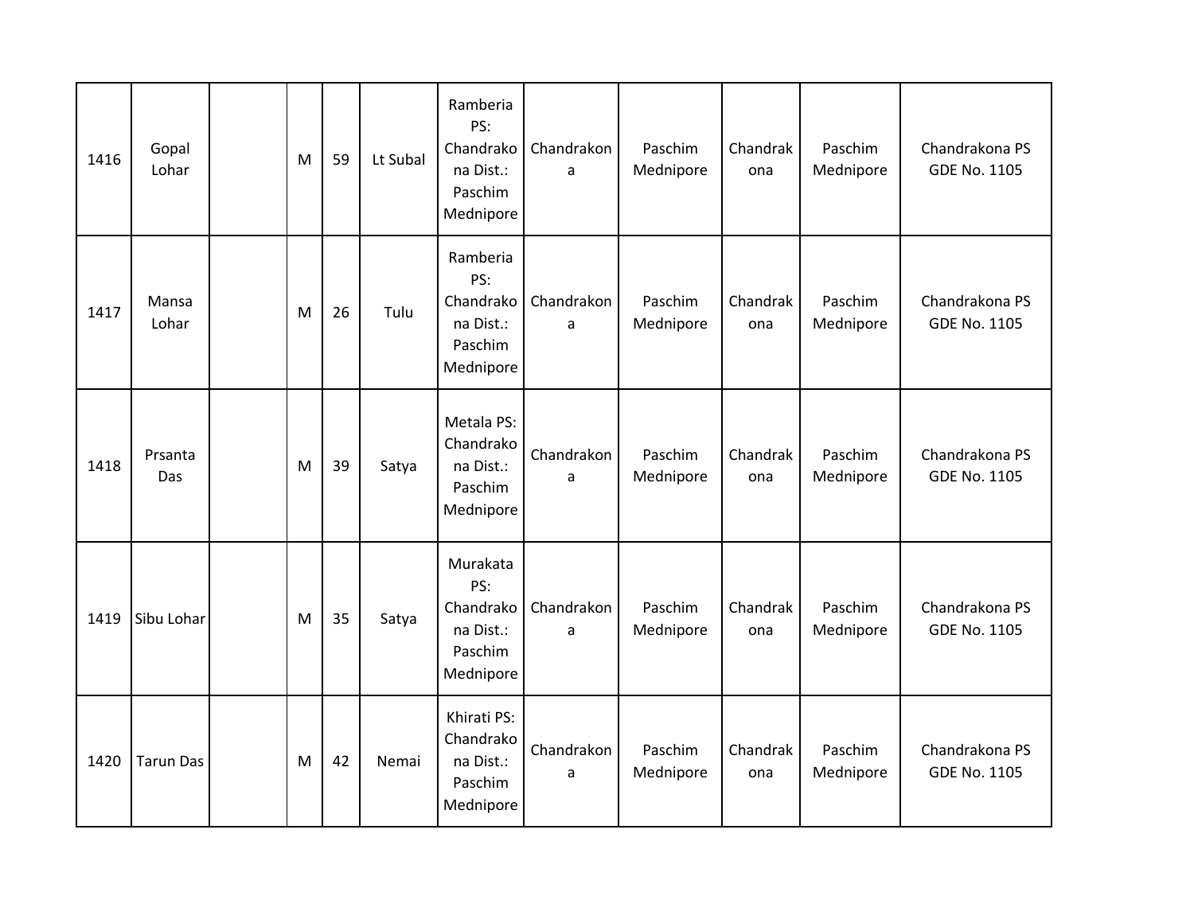| 1416 | Gopal Lohar | | M | 59 | Lt Subal | Ramberia PS: Chandrakona Dist.: Paschim Mednipore | Chandrakona | Paschim Mednipore | Chandrakona | Paschim Mednipore | Chandrakona PS GDE No. 1105 |
|---|---|---|---|---|---|---|---|---|---|---|---|
| 1417 | Mansa Lohar | | M | 26 | Tulu | Ramberia PS: Chandrakona Dist.: Paschim Mednipore | Chandrakona | Paschim Mednipore | Chandrakona | Paschim Mednipore | Chandrakona PS GDE No. 1105 |
| 1418 | Prsanta Das | | M | 39 | Satya | Metala PS: Chandrakona Dist.: Paschim Mednipore | Chandrakona | Paschim Mednipore | Chandrakona | Paschim Mednipore | Chandrakona PS GDE No. 1105 |
| 1419 | Sibu Lohar | | M | 35 | Satya | Murakata PS: Chandrakona Dist.: Paschim Mednipore | Chandrakona | Paschim Mednipore | Chandrakona | Paschim Mednipore | Chandrakona PS GDE No. 1105 |
| 1420 | Tarun Das | | M | 42 | Nemai | Khirati PS: Chandrakona Dist.: Paschim Mednipore | Chandrakona | Paschim Mednipore | Chandrakona | Paschim Mednipore | Chandrakona PS GDE No. 1105 |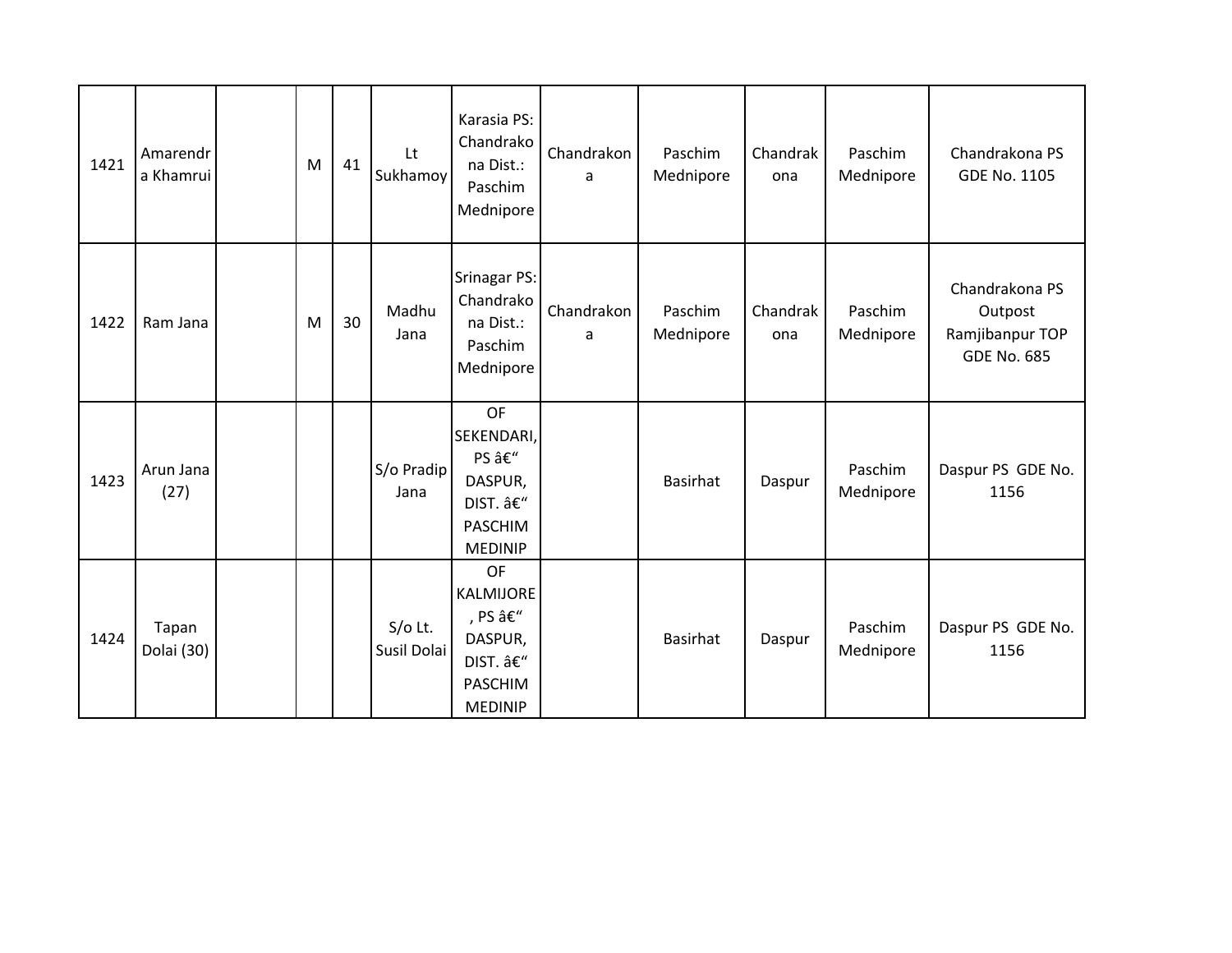| 1421 | Amarendra Khamrui | | M | 41 | Lt Sukhamoy | Karasia PS: Chandrakona Dist.: Paschim Mednipore | Chandrakona | Paschim Mednipore | Chandrakona | Paschim Mednipore | Chandrakona PS GDE No. 1105 |
|---|---|---|---|---|---|---|---|---|---|---|---|
| 1422 | Ram Jana | | M | 30 | Madhu Jana | Srinagar PS: Chandrakona Dist.: Paschim Mednipore | Chandrakona | Paschim Mednipore | Chandrakona | Paschim Mednipore | Chandrakona PS Outpost Ramjibanpur TOP GDE No. 685 |
| 1423 | Arun Jana (27) | | | | S/o Pradip Jana | OF SEKENDARI, PS â€“ DASPUR, DIST. â€“ PASCHIM MEDINIP | | Basirhat | Daspur | Paschim Mednipore | Daspur PS GDE No. 1156 |
| 1424 | Tapan Dolai (30) | | | | S/o Lt. Susil Dolai | OF KALMIJORE, PS â€“ DASPUR, DIST. â€“ PASCHIM MEDINIP | | Basirhat | Daspur | Paschim Mednipore | Daspur PS GDE No. 1156 |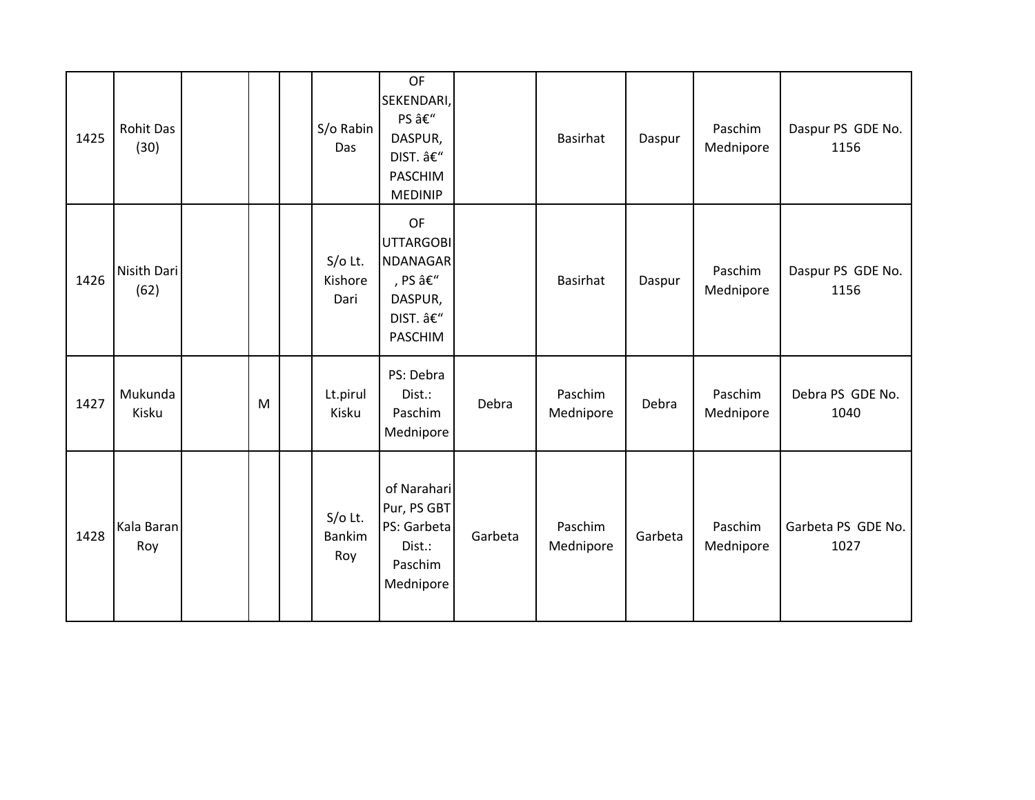| 1425 | Rohit Das (30) | | | | S/o Rabin Das | OF SEKENDARI, PS â€“ DASPUR, DIST. â€“ PASCHIM MEDINIP | | Basirhat | Daspur | Paschim Mednipore | Daspur PS GDE No. 1156 |
|---|---|---|---|---|---|---|---|---|---|---|---|
| 1426 | Nisith Dari (62) | | | | S/o Lt. Kishore Dari | OF UTTARGOBINDANAGAR, PS â€“ DASPUR, DIST. â€“ PASCHIM | | Basirhat | Daspur | Paschim Mednipore | Daspur PS GDE No. 1156 |
| 1427 | Mukunda Kisku | | M | | Lt.pirul Kisku | PS: Debra Dist.: Paschim Mednipore | Debra | Paschim Mednipore | Debra | Paschim Mednipore | Debra PS GDE No. 1040 |
| 1428 | Kala Baran Roy | | | | S/o Lt. Bankim Roy | of Narahari Pur, PS GBT PS: Garbeta Dist.: Paschim Mednipore | Garbeta | Paschim Mednipore | Garbeta | Paschim Mednipore | Garbeta PS GDE No. 1027 |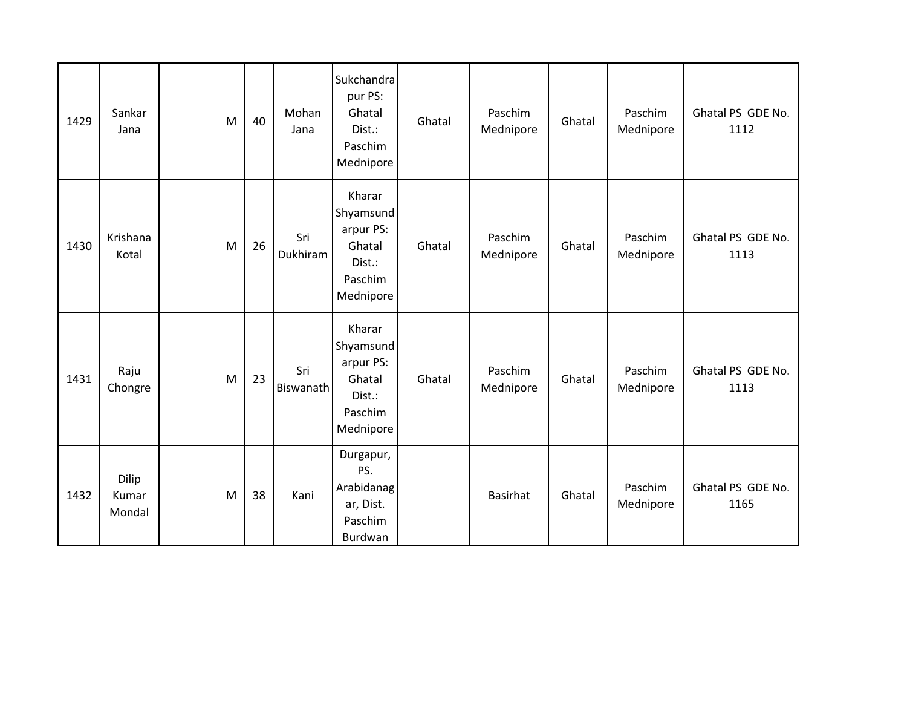| | | | | | | | | | | | |
|---|---|---|---|---|---|---|---|---|---|---|---|
| 1429 | Sankar Jana | | M | 40 | Mohan Jana | Sukchandrapur PS: Ghatal Dist.: Paschim Mednipore | Ghatal | Paschim Mednipore | Ghatal | Paschim Mednipore | Ghatal PS GDE No. 1112 |
| 1430 | Krishana Kotal | | M | 26 | Sri Dukhiram | Kharar Shyamsundarpur PS: Ghatal Dist.: Paschim Mednipore | Ghatal | Paschim Mednipore | Ghatal | Paschim Mednipore | Ghatal PS GDE No. 1113 |
| 1431 | Raju Chongre | | M | 23 | Sri Biswanath | Kharar Shyamsundarpur PS: Ghatal Dist.: Paschim Mednipore | Ghatal | Paschim Mednipore | Ghatal | Paschim Mednipore | Ghatal PS GDE No. 1113 |
| 1432 | Dilip Kumar Mondal | | M | 38 | Kani | Durgapur, PS. Arabidanagar, Dist. Paschim Burdwan | | Basirhat | Ghatal | Paschim Mednipore | Ghatal PS GDE No. 1165 |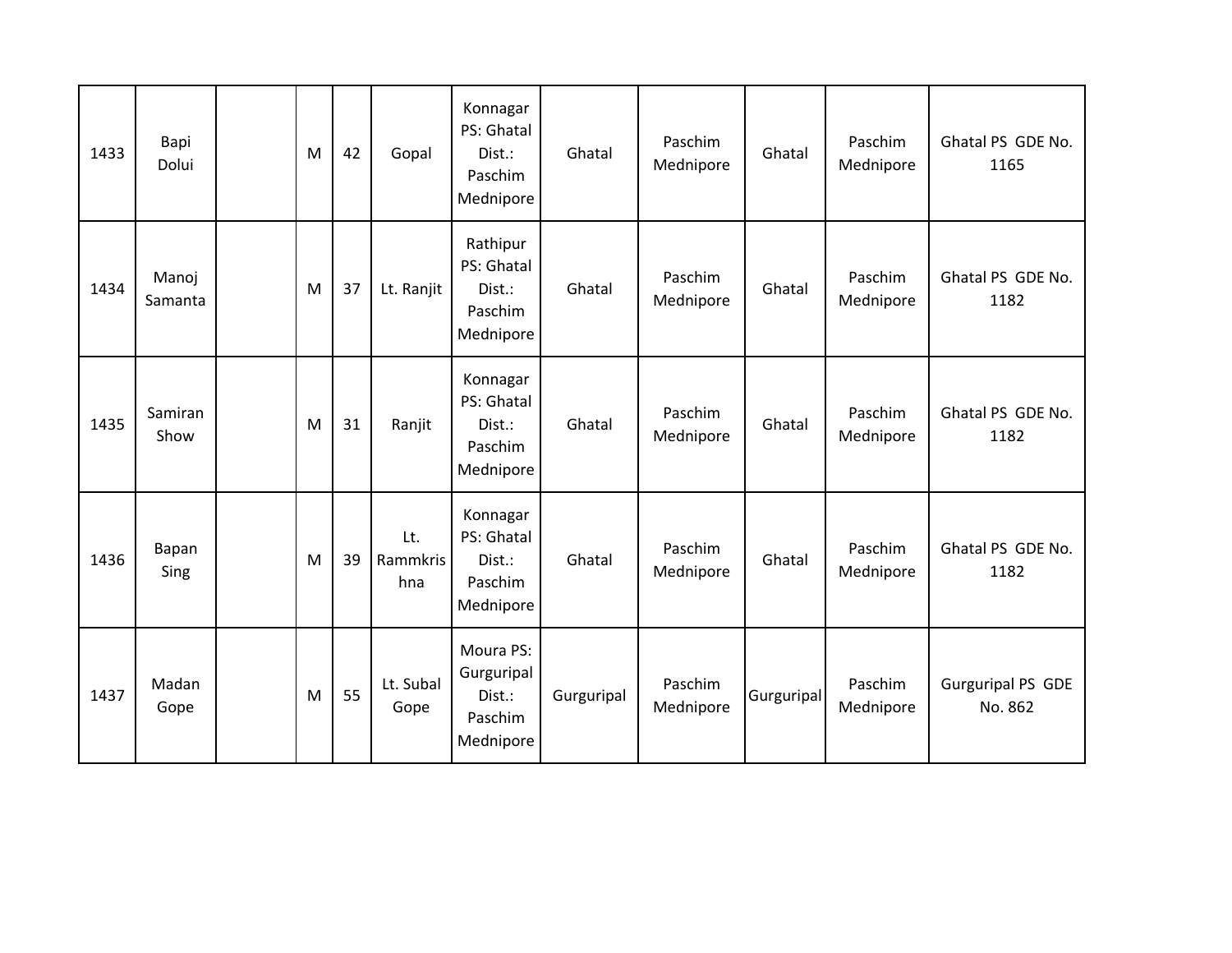| | | | | | | | | | | | |
|---|---|---|---|---|---|---|---|---|---|---|---|
| 1433 | Bapi Dolui | | M | 42 | Gopal | Konnagar PS: Ghatal Dist.: Paschim Mednipore | Ghatal | Paschim Mednipore | Ghatal | Paschim Mednipore | Ghatal PS GDE No. 1165 |
| 1434 | Manoj Samanta | | M | 37 | Lt. Ranjit | Rathipur PS: Ghatal Dist.: Paschim Mednipore | Ghatal | Paschim Mednipore | Ghatal | Paschim Mednipore | Ghatal PS GDE No. 1182 |
| 1435 | Samiran Show | | M | 31 | Ranjit | Konnagar PS: Ghatal Dist.: Paschim Mednipore | Ghatal | Paschim Mednipore | Ghatal | Paschim Mednipore | Ghatal PS GDE No. 1182 |
| 1436 | Bapan Sing | | M | 39 | Lt. Rammkrishna | Konnagar PS: Ghatal Dist.: Paschim Mednipore | Ghatal | Paschim Mednipore | Ghatal | Paschim Mednipore | Ghatal PS GDE No. 1182 |
| 1437 | Madan Gope | | M | 55 | Lt. Subal Gope | Moura PS: Gurguripal Dist.: Paschim Mednipore | Gurguripal | Paschim Mednipore | Gurguripal | Paschim Mednipore | Gurguripal PS GDE No. 862 |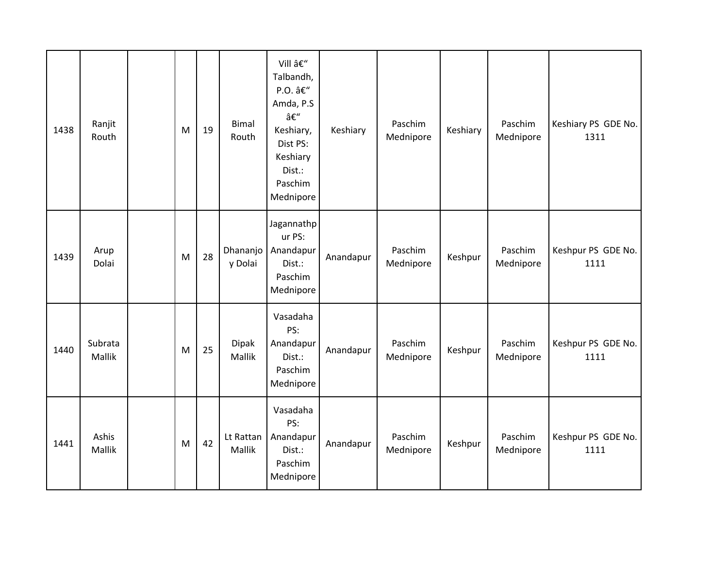| 1438 | Ranjit Routh | | M | 19 | Bimal Routh | Vill â€“ Talbandh, P.O. â€“ Amda, P.S â€“ Keshiary, Dist PS: Keshiary Dist.: Paschim Mednipore | Keshiary | Paschim Mednipore | Keshiary | Paschim Mednipore | Keshiary PS GDE No. 1311 |
|---|---|---|---|---|---|---|---|---|---|---|---|
| 1439 | Arup Dolai | | M | 28 | Dhananjoy Dolai | Jagannathpur PS: Anandapur Dist.: Paschim Mednipore | Anandapur | Paschim Mednipore | Keshpur | Paschim Mednipore | Keshpur PS GDE No. 1111 |
| 1440 | Subrata Mallik | | M | 25 | Dipak Mallik | Vasadaha PS: Anandapur Dist.: Paschim Mednipore | Anandapur | Paschim Mednipore | Keshpur | Paschim Mednipore | Keshpur PS GDE No. 1111 |
| 1441 | Ashis Mallik | | M | 42 | Lt Rattan Mallik | Vasadaha PS: Anandapur Dist.: Paschim Mednipore | Anandapur | Paschim Mednipore | Keshpur | Paschim Mednipore | Keshpur PS GDE No. 1111 |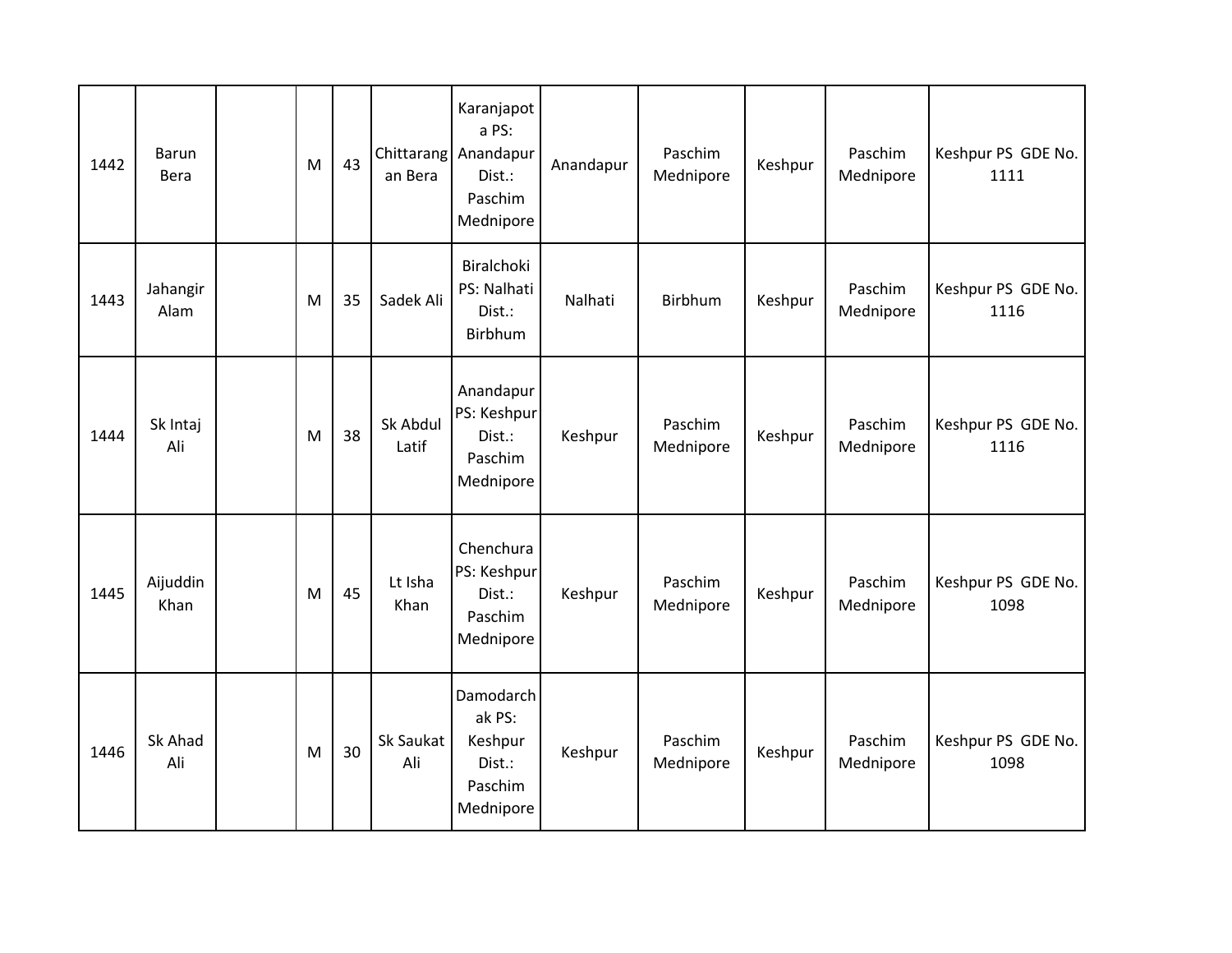| 1442 | Barun Bera | | M | 43 | Chittaranjan Bera | Karanjapota PS: Anandapur Dist.: Paschim Mednipore | Anandapur | Paschim Mednipore | Keshpur | Paschim Mednipore | Keshpur PS GDE No. 1111 |
|---|---|---|---|---|---|---|---|---|---|---|---|
| 1443 | Jahangir Alam | | M | 35 | Sadek Ali | Biralchoki PS: Nalhati Dist.: Birbhum | Nalhati | Birbhum | Keshpur | Paschim Mednipore | Keshpur PS GDE No. 1116 |
| 1444 | Sk Intaj Ali | | M | 38 | Sk Abdul Latif | Anandapur PS: Keshpur Dist.: Paschim Mednipore | Keshpur | Paschim Mednipore | Keshpur | Paschim Mednipore | Keshpur PS GDE No. 1116 |
| 1445 | Aijuddin Khan | | M | 45 | Lt Isha Khan | Chenchura PS: Keshpur Dist.: Paschim Mednipore | Keshpur | Paschim Mednipore | Keshpur | Paschim Mednipore | Keshpur PS GDE No. 1098 |
| 1446 | Sk Ahad Ali | | M | 30 | Sk Saukat Ali | Damodarchak PS: Keshpur Dist.: Paschim Mednipore | Keshpur | Paschim Mednipore | Keshpur | Paschim Mednipore | Keshpur PS GDE No. 1098 |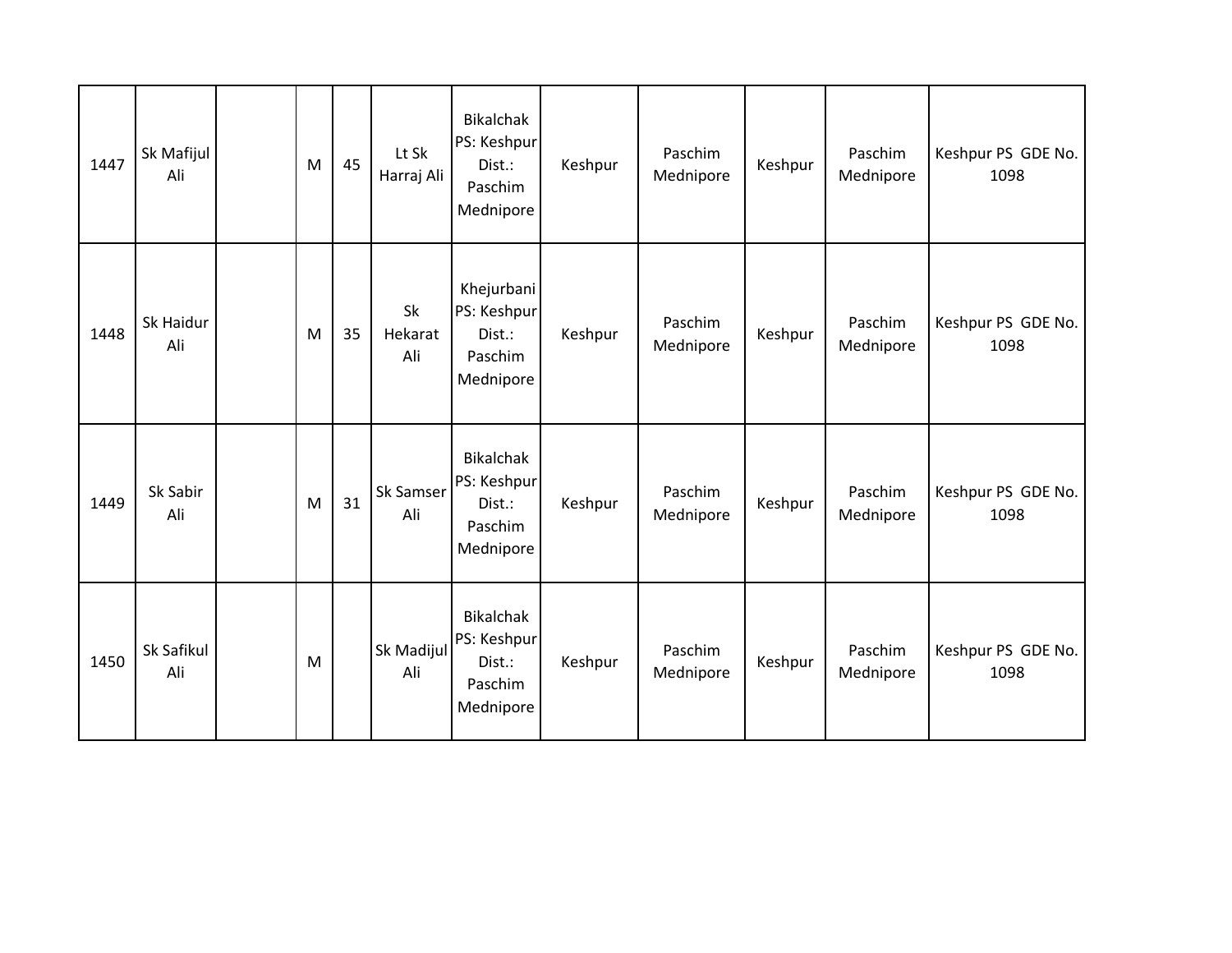| | | | | | | | | | | | |
|---|---|---|---|---|---|---|---|---|---|---|---|
| 1447 | Sk Mafijul Ali | | M | 45 | Lt Sk Harraj Ali | Bikalchak PS: Keshpur Dist.: Paschim Mednipore | Keshpur | Paschim Mednipore | Keshpur | Paschim Mednipore | Keshpur PS GDE No. 1098 |
| 1448 | Sk Haidur Ali | | M | 35 | Sk Hekarat Ali | Khejurbani PS: Keshpur Dist.: Paschim Mednipore | Keshpur | Paschim Mednipore | Keshpur | Paschim Mednipore | Keshpur PS GDE No. 1098 |
| 1449 | Sk Sabir Ali | | M | 31 | Sk Samser Ali | Bikalchak PS: Keshpur Dist.: Paschim Mednipore | Keshpur | Paschim Mednipore | Keshpur | Paschim Mednipore | Keshpur PS GDE No. 1098 |
| 1450 | Sk Safikul Ali | | M | | Sk Madijul Ali | Bikalchak PS: Keshpur Dist.: Paschim Mednipore | Keshpur | Paschim Mednipore | Keshpur | Paschim Mednipore | Keshpur PS GDE No. 1098 |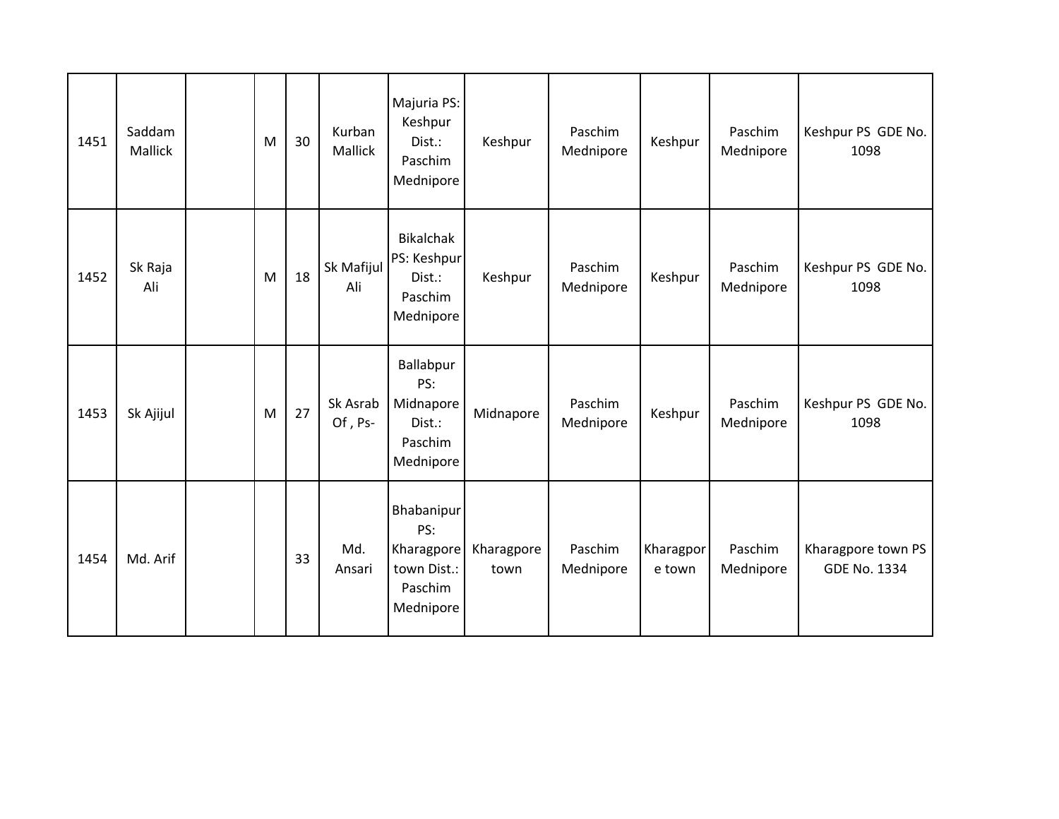| | | | | | | | | | | | |
|---|---|---|---|---|---|---|---|---|---|---|---|
| 1451 | Saddam Mallick | | M | 30 | Kurban Mallick | Majuria PS: Keshpur Dist.: Paschim Mednipore | Keshpur | Paschim Mednipore | Keshpur | Paschim Mednipore | Keshpur PS GDE No. 1098 |
| 1452 | Sk Raja Ali | | M | 18 | Sk Mafijul Ali | Bikalchak PS: Keshpur Dist.: Paschim Mednipore | Keshpur | Paschim Mednipore | Keshpur | Paschim Mednipore | Keshpur PS GDE No. 1098 |
| 1453 | Sk Ajijul | | M | 27 | Sk Asrab Of , Ps- | Ballabpur PS: Midnapore Dist.: Paschim Mednipore | Midnapore | Paschim Mednipore | Keshpur | Paschim Mednipore | Keshpur PS GDE No. 1098 |
| 1454 | Md. Arif | | | 33 | Md. Ansari | Bhabanipur PS: Kharagpore town Dist.: Paschim Mednipore | Kharagpore town | Paschim Mednipore | Kharagpore town | Paschim Mednipore | Kharagpore town PS GDE No. 1334 |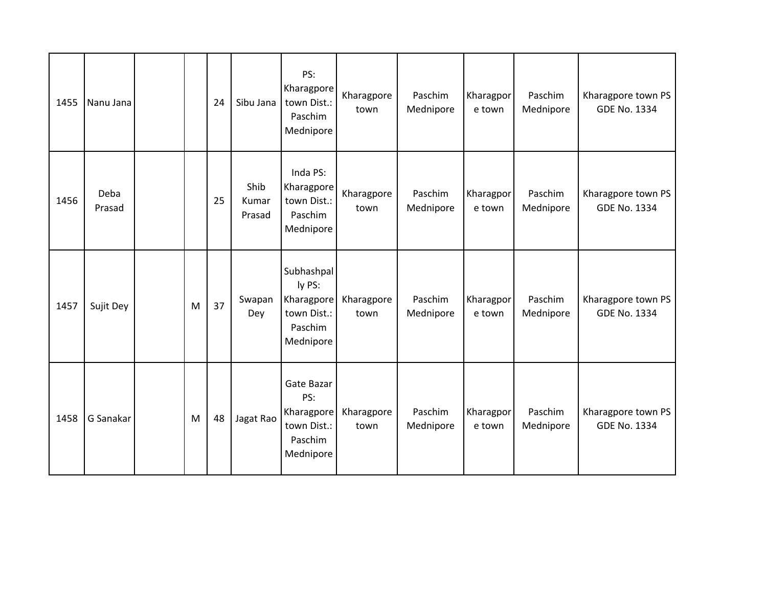| | | | | | | | | | | | |
|---|---|---|---|---|---|---|---|---|---|---|---|
| 1455 | Nanu Jana | | | 24 | Sibu Jana | PS: Kharagpore town Dist.: Paschim Mednipore | Kharagpore town | Paschim Mednipore | Kharagpore town | Paschim Mednipore | Kharagpore town PS GDE No. 1334 |
| 1456 | Deba Prasad | | | 25 | Shib Kumar Prasad | Inda PS: Kharagpore town Dist.: Paschim Mednipore | Kharagpore town | Paschim Mednipore | Kharagpore town | Paschim Mednipore | Kharagpore town PS GDE No. 1334 |
| 1457 | Sujit Dey | | M | 37 | Swapan Dey | Subhashpally PS: Kharagpore town Dist.: Paschim Mednipore | Kharagpore town | Paschim Mednipore | Kharagpore town | Paschim Mednipore | Kharagpore town PS GDE No. 1334 |
| 1458 | G Sanakar | | M | 48 | Jagat Rao | Gate Bazar PS: Kharagpore town Dist.: Paschim Mednipore | Kharagpore town | Paschim Mednipore | Kharagpore town | Paschim Mednipore | Kharagpore town PS GDE No. 1334 |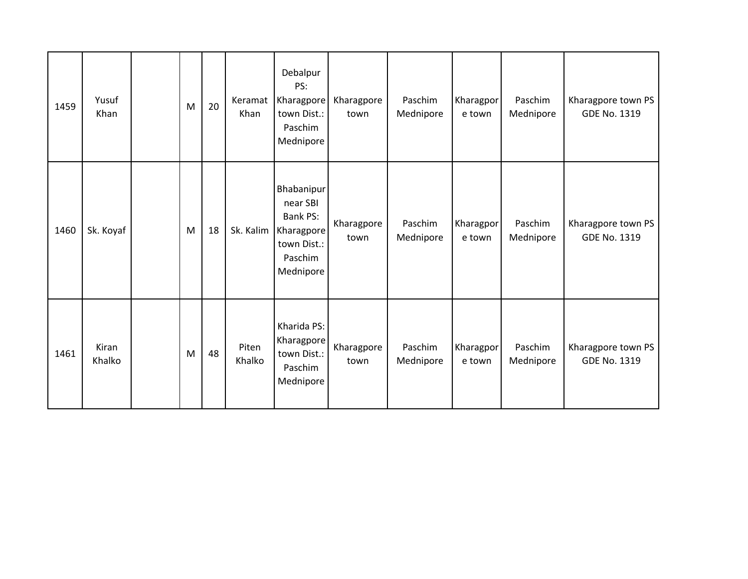| | | | | | | | | | | | |
|---|---|---|---|---|---|---|---|---|---|---|---|
| 1459 | Yusuf Khan | | M | 20 | Keramat Khan | Debalpur PS: Kharagpore town Dist.: Paschim Mednipore | Kharagpore town | Paschim Mednipore | Kharagpore town | Paschim Mednipore | Kharagpore town PS GDE No. 1319 |
| 1460 | Sk. Koyaf | | M | 18 | Sk. Kalim | Bhabanipur near SBI Bank PS: Kharagpore town Dist.: Paschim Mednipore | Kharagpore town | Paschim Mednipore | Kharagpore town | Paschim Mednipore | Kharagpore town PS GDE No. 1319 |
| 1461 | Kiran Khalko | | M | 48 | Piten Khalko | Kharida PS: Kharagpore town Dist.: Paschim Mednipore | Kharagpore town | Paschim Mednipore | Kharagpore town | Paschim Mednipore | Kharagpore town PS GDE No. 1319 |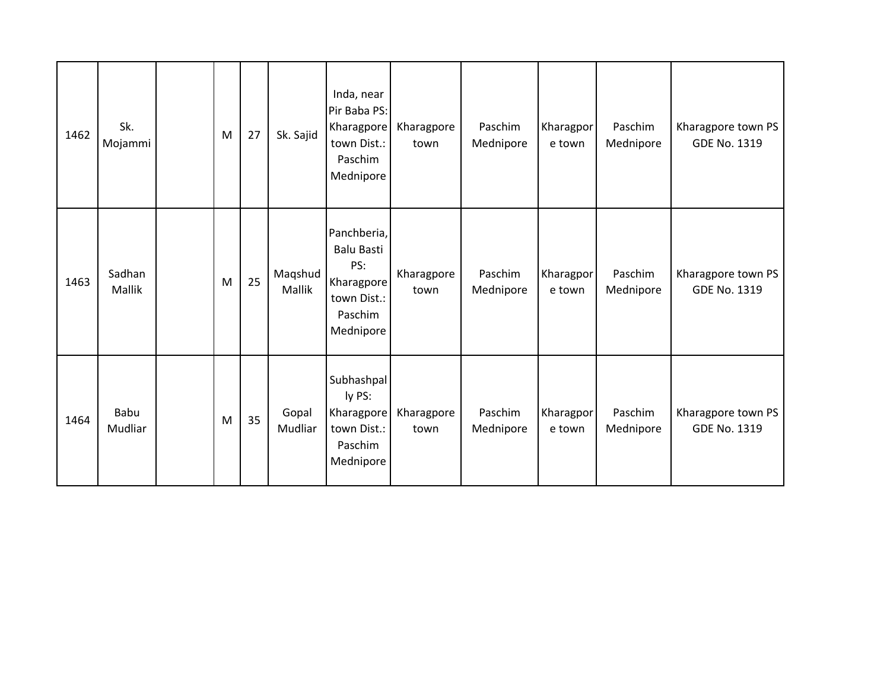| | | | | | | | | | | | |
|---|---|---|---|---|---|---|---|---|---|---|---|
| 1462 | Sk. Mojammi | | M | 27 | Sk. Sajid | Inda, near Pir Baba PS: Kharagpore town Dist.: Paschim Mednipore | Kharagpore town | Paschim Mednipore | Kharagpore town | Paschim Mednipore | Kharagpore town PS GDE No. 1319 |
| 1463 | Sadhan Mallik | | M | 25 | Maqshud Mallik | Panchberia, Balu Basti PS: Kharagpore town Dist.: Paschim Mednipore | Kharagpore town | Paschim Mednipore | Kharagpore town | Paschim Mednipore | Kharagpore town PS GDE No. 1319 |
| 1464 | Babu Mudliar | | M | 35 | Gopal Mudliar | Subhashpally PS: Kharagpore town Dist.: Paschim Mednipore | Kharagpore town | Paschim Mednipore | Kharagpore town | Paschim Mednipore | Kharagpore town PS GDE No. 1319 |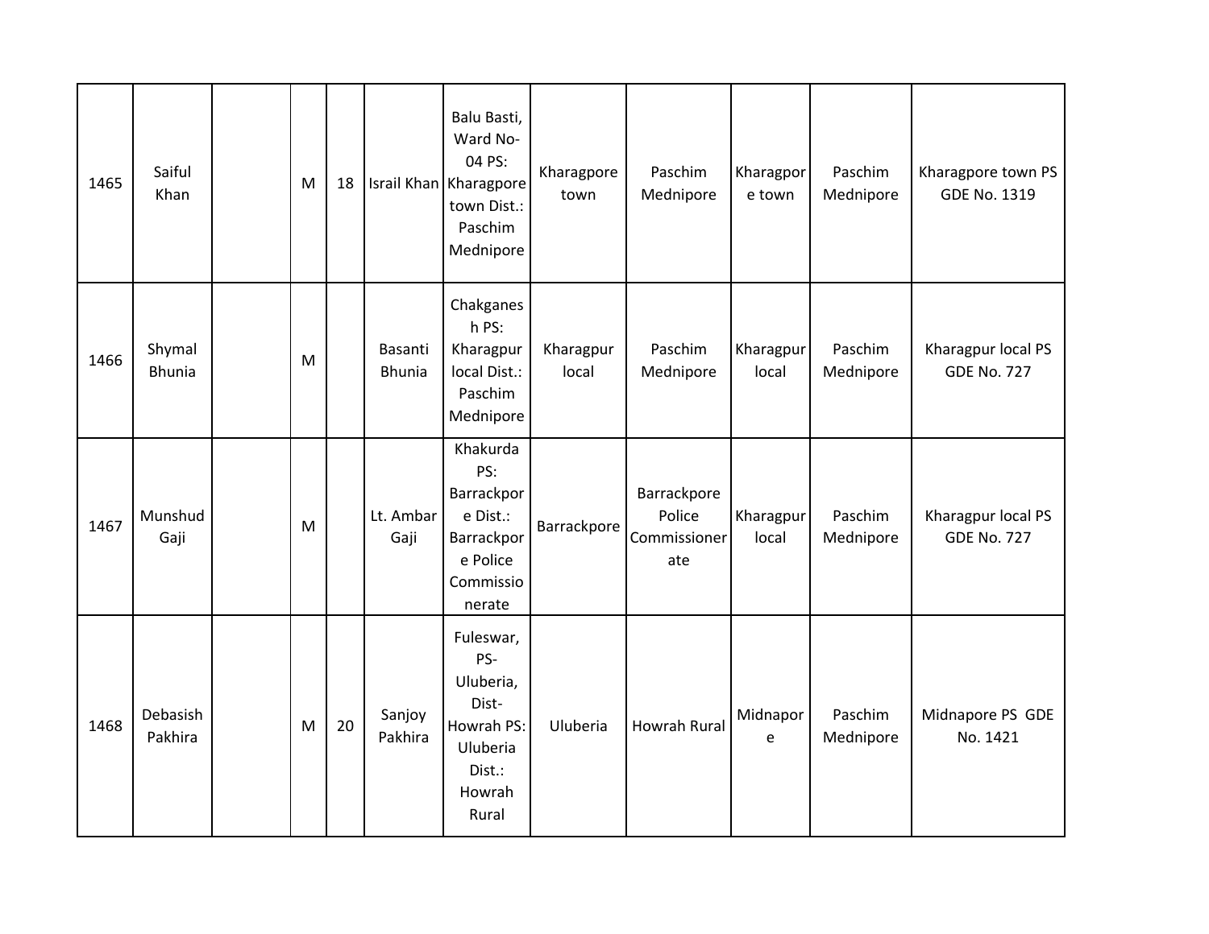|  |  |  |  |  |  |  |  |  |  |  |  |
|---|---|---|---|---|---|---|---|---|---|---|---|
| 1465 | Saiful Khan |  | M | 18 | Israil Khan | Balu Basti, Ward No-04 PS: Kharagpore town Dist.: Paschim Mednipore | Kharagpore town | Paschim Mednipore | Kharagpore town | Paschim Mednipore | Kharagpore town PS GDE No. 1319 |
| 1466 | Shymal Bhunia |  | M |  | Basanti Bhunia | Chakganesh PS: Kharagpur local Dist.: Paschim Mednipore | Kharagpur local | Paschim Mednipore | Kharagpur local | Paschim Mednipore | Kharagpur local PS GDE No. 727 |
| 1467 | Munshud Gaji |  | M |  | Lt. Ambar Gaji | Khakurda PS: Barrackpore Dist.: Barrackpore Police Commissionerate | Barrackpore | Barrackpore Police Commissionerate | Kharagpur local | Paschim Mednipore | Kharagpur local PS GDE No. 727 |
| 1468 | Debasish Pakhira |  | M | 20 | Sanjoy Pakhira | Fuleswar, PS-Uluberia, Dist-Howrah PS: Uluberia Dist.: Howrah Rural | Uluberia | Howrah Rural | Midnapore | Paschim Mednipore | Midnapore PS GDE No. 1421 |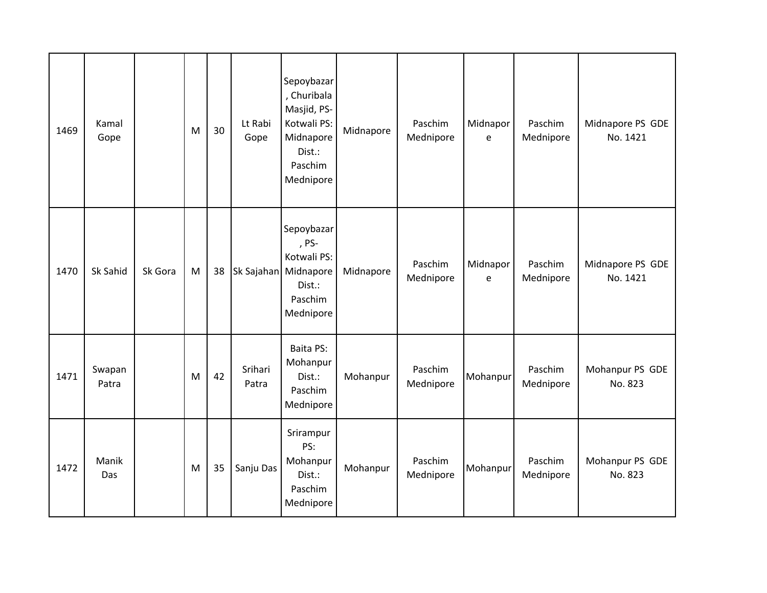| 1469 | Kamal Gope | | M | 30 | Lt Rabi Gope | Sepoybazar , Churibala Masjid, PS- Kotwali PS: Midnapore Dist.: Paschim Mednipore | Midnapore | Paschim Mednipore | Midnapore | Paschim Mednipore | Midnapore PS GDE No. 1421 |
|---|---|---|---|---|---|---|---|---|---|---|---|
| 1470 | Sk Sahid | Sk Gora | M | 38 | Sk Sajahan | Sepoybazar , PS- Kotwali PS: Midnapore Dist.: Paschim Mednipore | Midnapore | Paschim Mednipore | Midnapore | Paschim Mednipore | Midnapore PS GDE No. 1421 |
| 1471 | Swapan Patra | | M | 42 | Srihari Patra | Baita PS: Mohanpur Dist.: Paschim Mednipore | Mohanpur | Paschim Mednipore | Mohanpur | Paschim Mednipore | Mohanpur PS GDE No. 823 |
| 1472 | Manik Das | | M | 35 | Sanju Das | Srirampur PS: Mohanpur Dist.: Paschim Mednipore | Mohanpur | Paschim Mednipore | Mohanpur | Paschim Mednipore | Mohanpur PS GDE No. 823 |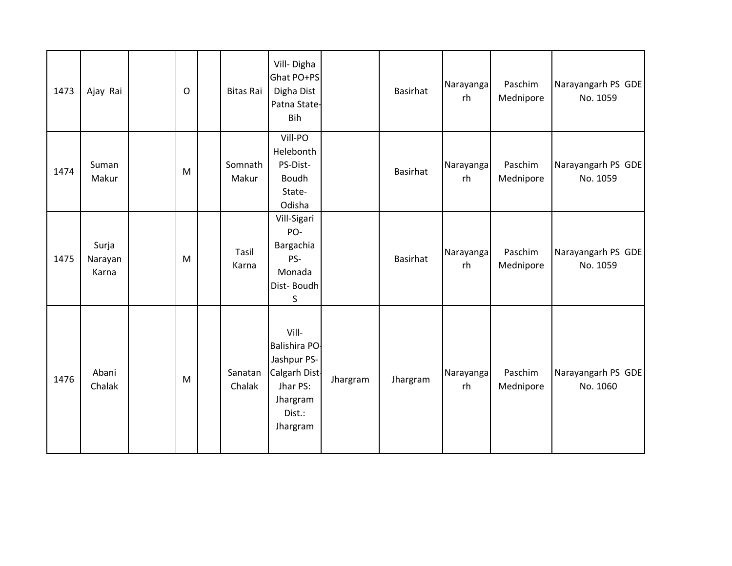| | | | | | | | | | | | |
|---|---|---|---|---|---|---|---|---|---|---|---|
| 1473 | Ajay Rai | | O | | Bitas Rai | Vill- Digha Ghat PO+PS Digha Dist Patna State-Bih | | Basirhat | Narayangarh | Paschim Mednipore | Narayangarh PS GDE No. 1059 |
| 1474 | Suman Makur | | M | | Somnath Makur | Vill-PO Helebonth PS-Dist-Boudh State-Odisha | | Basirhat | Narayangarh | Paschim Mednipore | Narayangarh PS GDE No. 1059 |
| 1475 | Surja Narayan Karna | | M | | Tasil Karna | Vill-Sigari PO-Bargachia PS-Monada Dist- Boudh S | | Basirhat | Narayangarh | Paschim Mednipore | Narayangarh PS GDE No. 1059 |
| 1476 | Abani Chalak | | M | | Sanatan Chalak | Vill-Balishira PO-Jashpur PS-Calgarh Dist-Jhar PS: Jhargram Dist.: Jhargram | Jhargram | Jhargram | Narayangarh | Paschim Mednipore | Narayangarh PS GDE No. 1060 |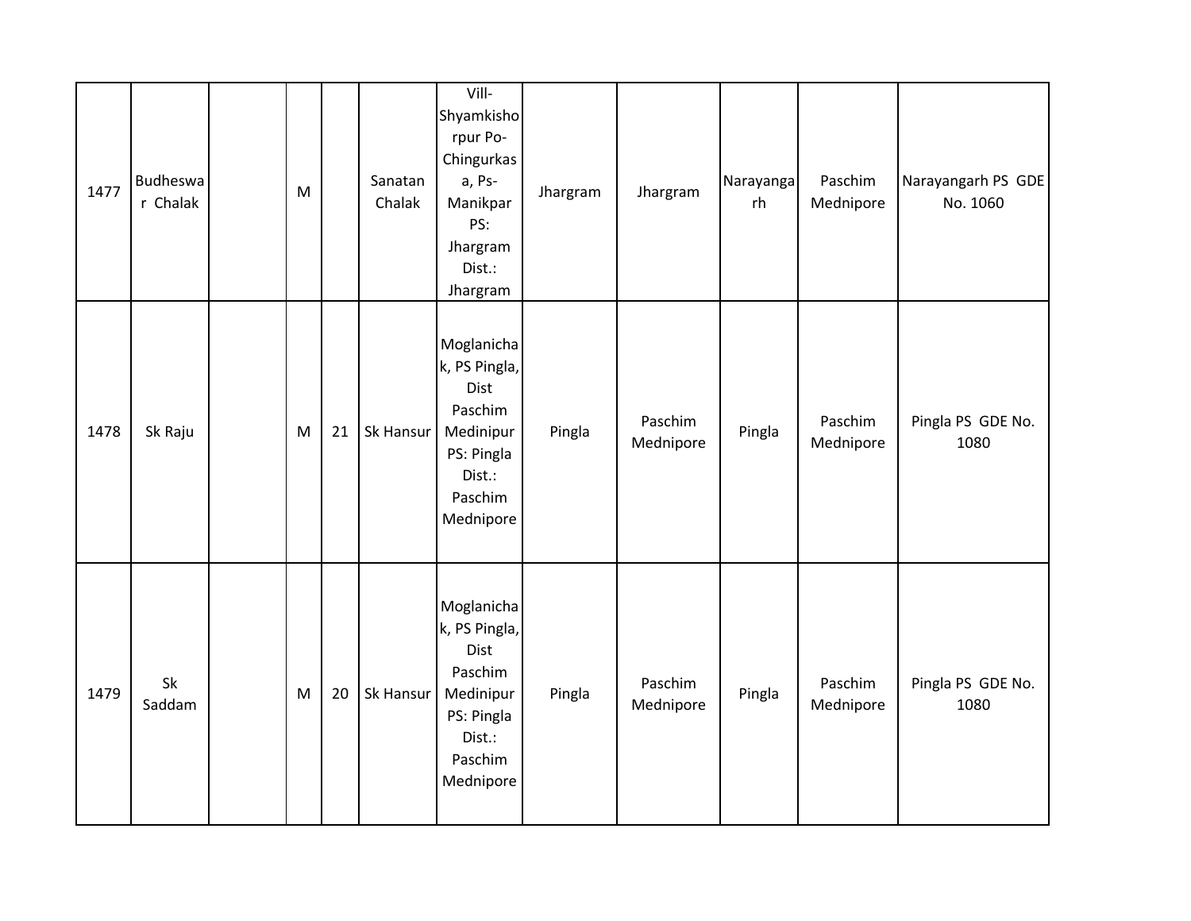| | | | | | | | | | | | |
|---|---|---|---|---|---|---|---|---|---|---|---|
| 1477 | Budheswar Chalak | | M | | Sanatan Chalak | Vill-Shyamkishorpur Po-Chingurkasa, Ps-Manikpar PS: Jhargram Dist.: Jhargram | Jhargram | Jhargram | Narayangarh | Paschim Mednipore | Narayangarh PS GDE No. 1060 |
| 1478 | Sk Raju | | M | 21 | Sk Hansur | Moglanichak, PS Pingla, Dist Paschim Medinipur PS: Pingla Dist.: Paschim Mednipore | Pingla | Paschim Mednipore | Pingla | Paschim Mednipore | Pingla PS GDE No. 1080 |
| 1479 | Sk Saddam | | M | 20 | Sk Hansur | Moglanichak, PS Pingla, Dist Paschim Medinipur PS: Pingla Dist.: Paschim Mednipore | Pingla | Paschim Mednipore | Pingla | Paschim Mednipore | Pingla PS GDE No. 1080 |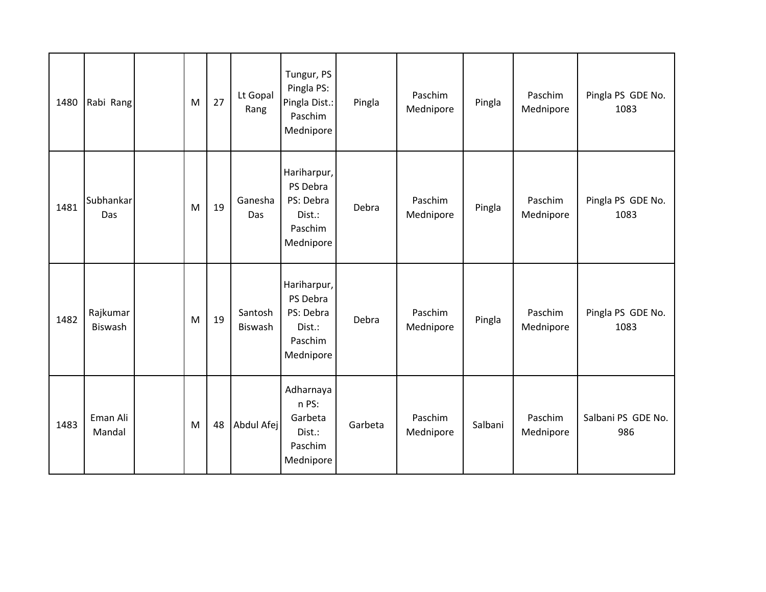| | | | | | | | | | | | |
|---|---|---|---|---|---|---|---|---|---|---|---|
| 1480 | Rabi Rang | | M | 27 | Lt Gopal Rang | Tungur, PS Pingla PS: Pingla Dist.: Paschim Mednipore | Pingla | Paschim Mednipore | Pingla | Paschim Mednipore | Pingla PS GDE No. 1083 |
| 1481 | Subhankar Das | | M | 19 | Ganesha Das | Hariharpur, PS Debra PS: Debra Dist.: Paschim Mednipore | Debra | Paschim Mednipore | Pingla | Paschim Mednipore | Pingla PS GDE No. 1083 |
| 1482 | Rajkumar Biswash | | M | 19 | Santosh Biswash | Hariharpur, PS Debra PS: Debra Dist.: Paschim Mednipore | Debra | Paschim Mednipore | Pingla | Paschim Mednipore | Pingla PS GDE No. 1083 |
| 1483 | Eman Ali Mandal | | M | 48 | Abdul Afej | Adharnayan PS: Garbeta Dist.: Paschim Mednipore | Garbeta | Paschim Mednipore | Salbani | Paschim Mednipore | Salbani PS GDE No. 986 |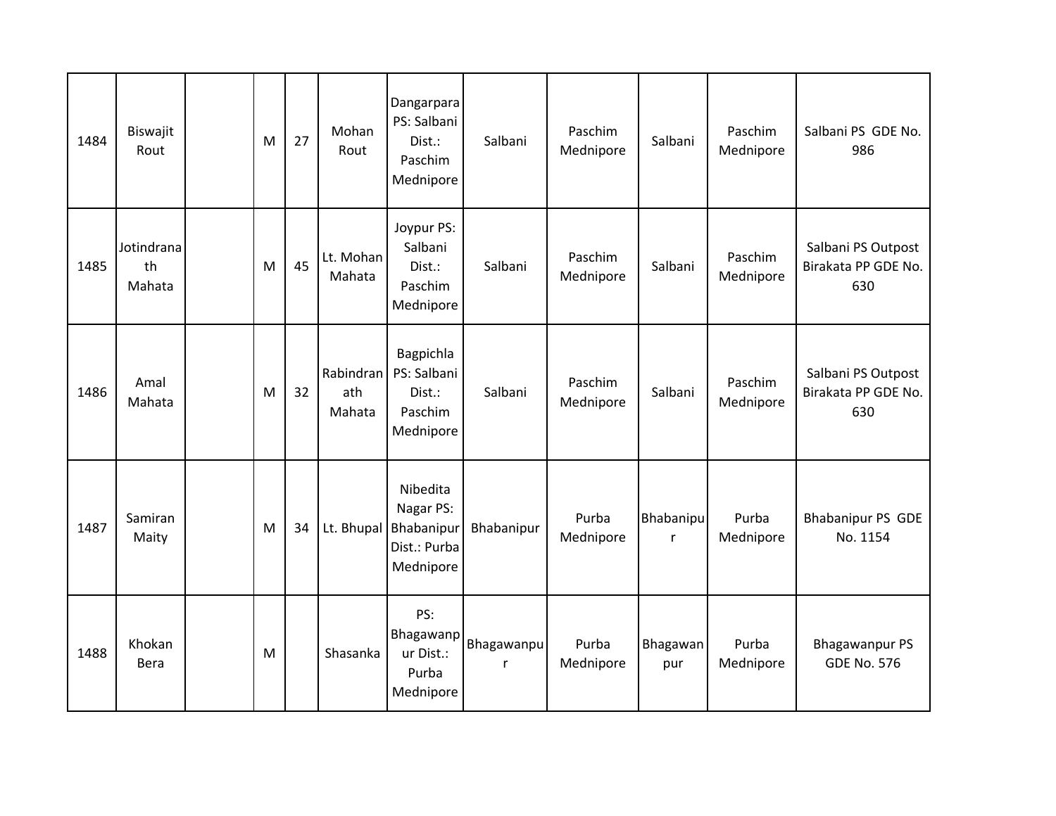| 1484 | Biswajit Rout | | M | 27 | Mohan Rout | Dangarpara PS: Salbani Dist.: Paschim Mednipore | Salbani | Paschim Mednipore | Salbani | Paschim Mednipore | Salbani PS GDE No. 986 |
|---|---|---|---|---|---|---|---|---|---|---|---|
| 1485 | Jotindranath Mahata | | M | 45 | Lt. Mohan Mahata | Joypur PS: Salbani Dist.: Paschim Mednipore | Salbani | Paschim Mednipore | Salbani | Paschim Mednipore | Salbani PS Outpost Birakata PP GDE No. 630 |
| 1486 | Amal Mahata | | M | 32 | Rabindranath Mahata | Bagpichla PS: Salbani Dist.: Paschim Mednipore | Salbani | Paschim Mednipore | Salbani | Paschim Mednipore | Salbani PS Outpost Birakata PP GDE No. 630 |
| 1487 | Samiran Maity | | M | 34 | Lt. Bhupal | Nibedita Nagar PS: Bhabanipur Dist.: Purba Mednipore | Bhabanipur | Purba Mednipore | Bhabanipur | Purba Mednipore | Bhabanipur PS GDE No. 1154 |
| 1488 | Khokan Bera | | M | | Shasanka | PS: Bhagawanpur Dist.: Purba Mednipore | Bhagawanpur | Purba Mednipore | Bhagawanpur | Purba Mednipore | Bhagawanpur PS GDE No. 576 |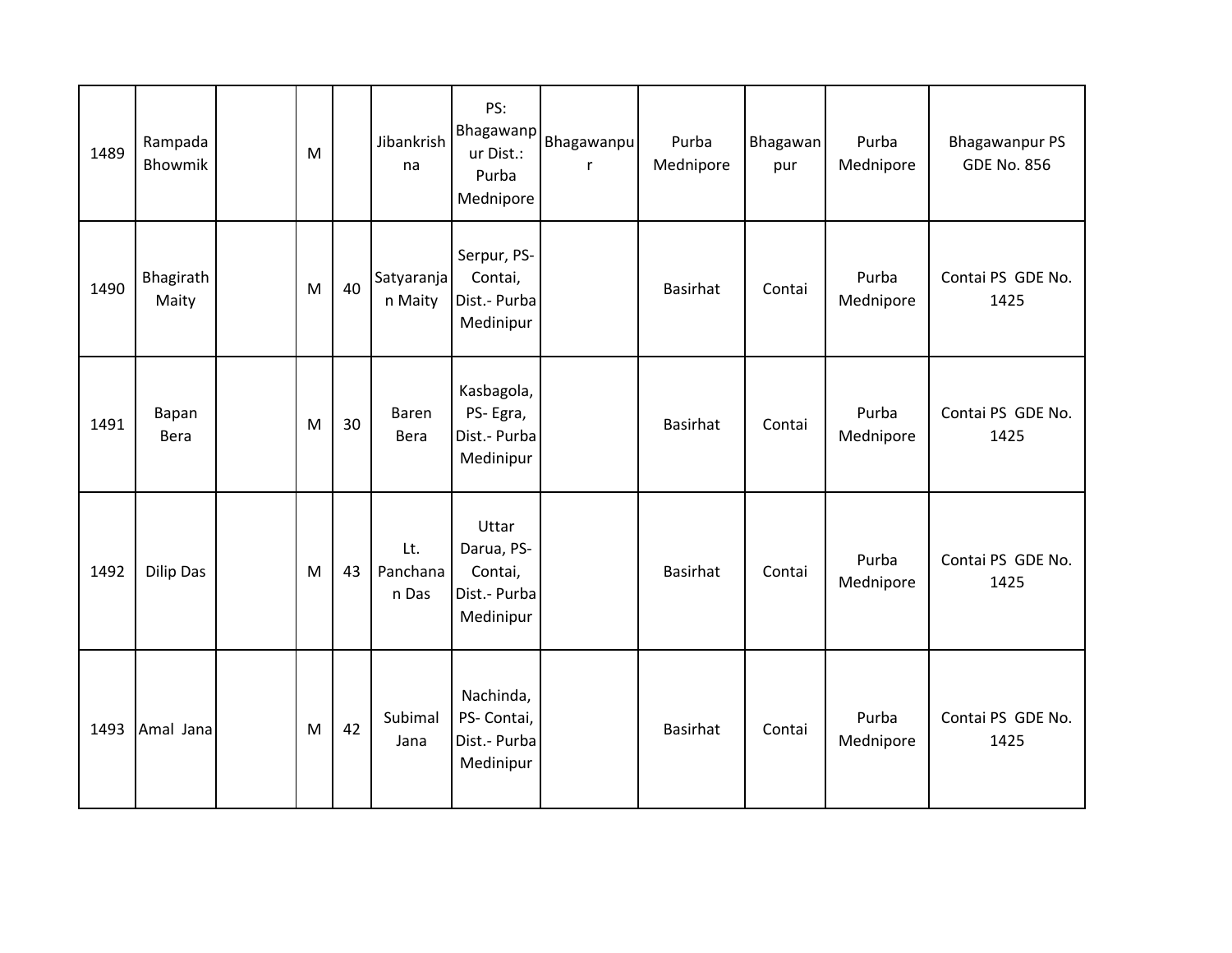| 1489 | Rampada Bhowmik | | M | | Jibankrishna | PS: Bhagawanpur Dist.: Purba Mednipore | Bhagawanpur | Purba Mednipore | Bhagawanpur | Purba Mednipore | Bhagawanpur PS GDE No. 856 |
|---|---|---|---|---|---|---|---|---|---|---|---|
| 1490 | Bhagirath Maity | | M | 40 | Satyaranjan Maity | Serpur, PS- Contai, Dist.- Purba Medinipur | | Basirhat | Contai | Purba Mednipore | Contai PS GDE No. 1425 |
| 1491 | Bapan Bera | | M | 30 | Baren Bera | Kasbagola, PS- Egra, Dist.- Purba Medinipur | | Basirhat | Contai | Purba Mednipore | Contai PS GDE No. 1425 |
| 1492 | Dilip Das | | M | 43 | Lt. Panchanan Das | Uttar Darua, PS- Contai, Dist.- Purba Medinipur | | Basirhat | Contai | Purba Mednipore | Contai PS GDE No. 1425 |
| 1493 | Amal Jana | | M | 42 | Subimal Jana | Nachinda, PS- Contai, Dist.- Purba Medinipur | | Basirhat | Contai | Purba Mednipore | Contai PS GDE No. 1425 |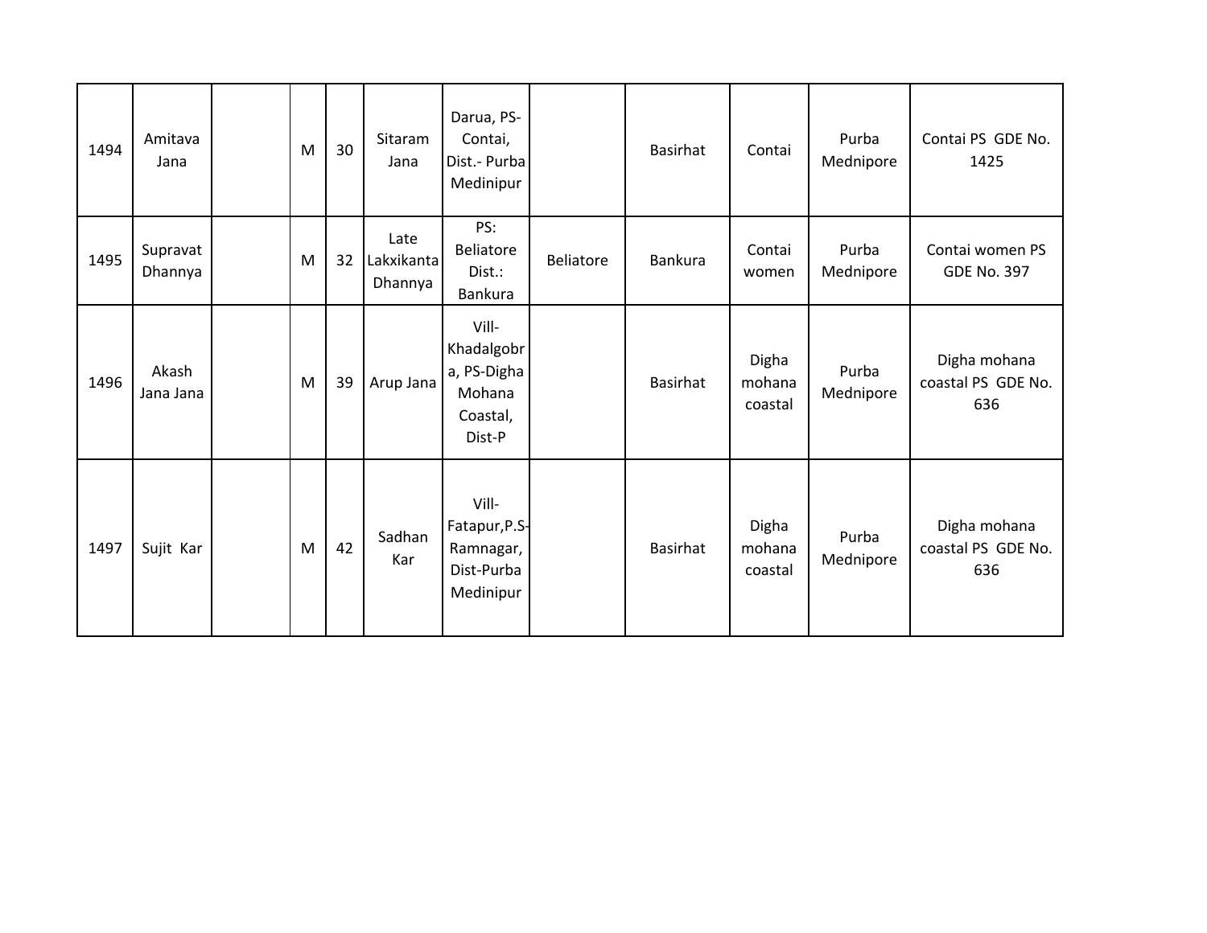| | | | | | | | | | | | |
|---|---|---|---|---|---|---|---|---|---|---|---|
| 1494 | Amitava Jana | | M | 30 | Sitaram Jana | Darua, PS-Contai, Dist.- Purba Medinipur | | Basirhat | Contai | Purba Mednipore | Contai PS GDE No. 1425 |
| 1495 | Supravat Dhannya | | M | 32 | Late Lakxikanta Dhannya | PS: Beliatore Dist.: Bankura | Beliatore | Bankura | Contai women | Purba Mednipore | Contai women PS GDE No. 397 |
| 1496 | Akash Jana Jana | | M | 39 | Arup Jana | Vill-Khadalgobra, PS-Digha Mohana Coastal, Dist-P | | Basirhat | Digha mohana coastal | Purba Mednipore | Digha mohana coastal PS GDE No. 636 |
| 1497 | Sujit Kar | | M | 42 | Sadhan Kar | Vill-Fatapur,P.S-Ramnagar, Dist-Purba Medinipur | | Basirhat | Digha mohana coastal | Purba Mednipore | Digha mohana coastal PS GDE No. 636 |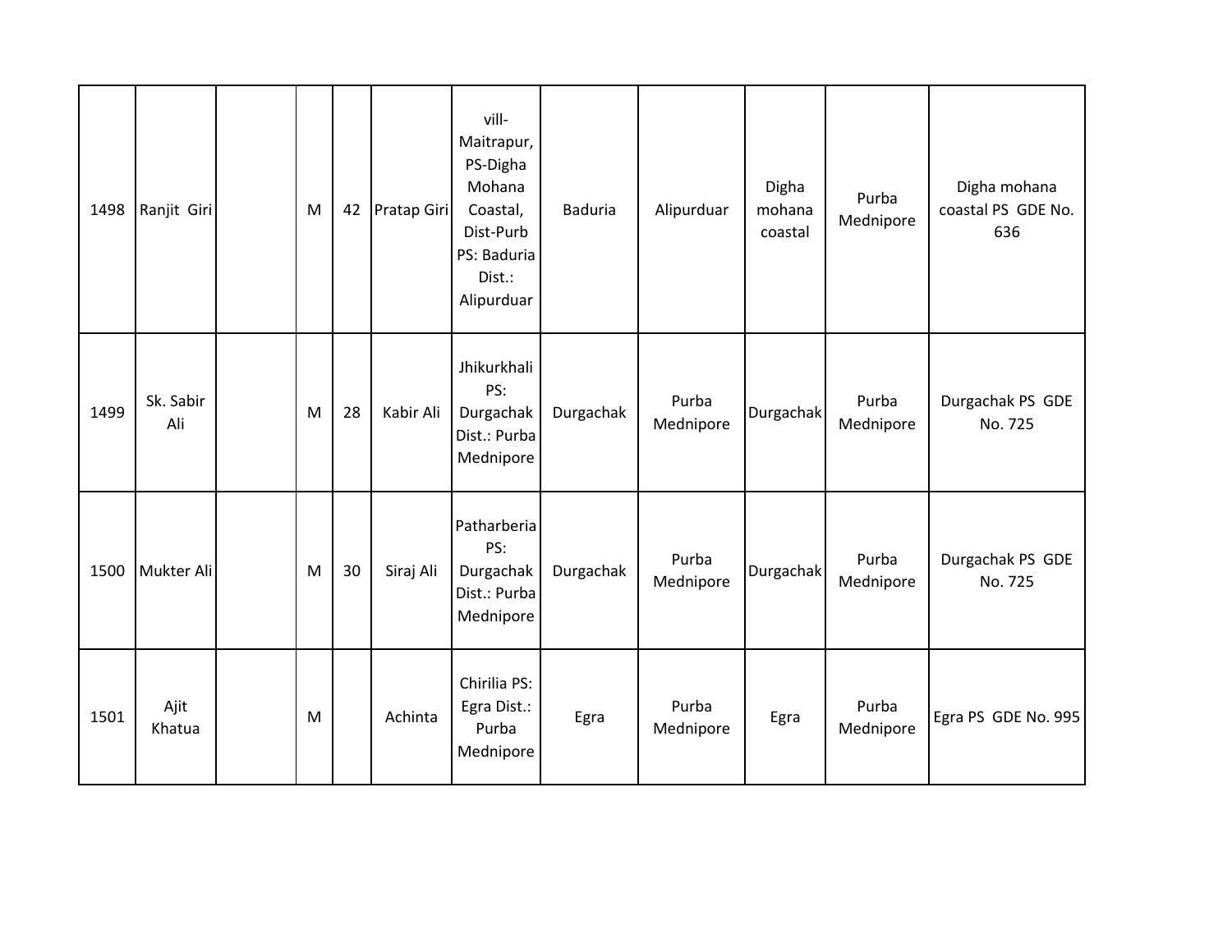| | | | | | | | | | | | |
|---|---|---|---|---|---|---|---|---|---|---|---|
| 1498 | Ranjit Giri | | M | 42 | Pratap Giri | vill-Maitrapur, PS-Digha Mohana Coastal, Dist-Purb PS: Baduria Dist.: Alipurduar | Baduria | Alipurduar | Digha mohana coastal | Purba Mednipore | Digha mohana coastal PS GDE No. 636 |
| 1499 | Sk. Sabir Ali | | M | 28 | Kabir Ali | Jhikurkhali PS: Durgachak Dist.: Purba Mednipore | Durgachak | Purba Mednipore | Durgachak | Purba Mednipore | Durgachak PS GDE No. 725 |
| 1500 | Mukter Ali | | M | 30 | Siraj Ali | Patharberia PS: Durgachak Dist.: Purba Mednipore | Durgachak | Purba Mednipore | Durgachak | Purba Mednipore | Durgachak PS GDE No. 725 |
| 1501 | Ajit Khatua | | M | | Achinta | Chirilia PS: Egra Dist.: Purba Mednipore | Egra | Purba Mednipore | Egra | Purba Mednipore | Egra PS GDE No. 995 |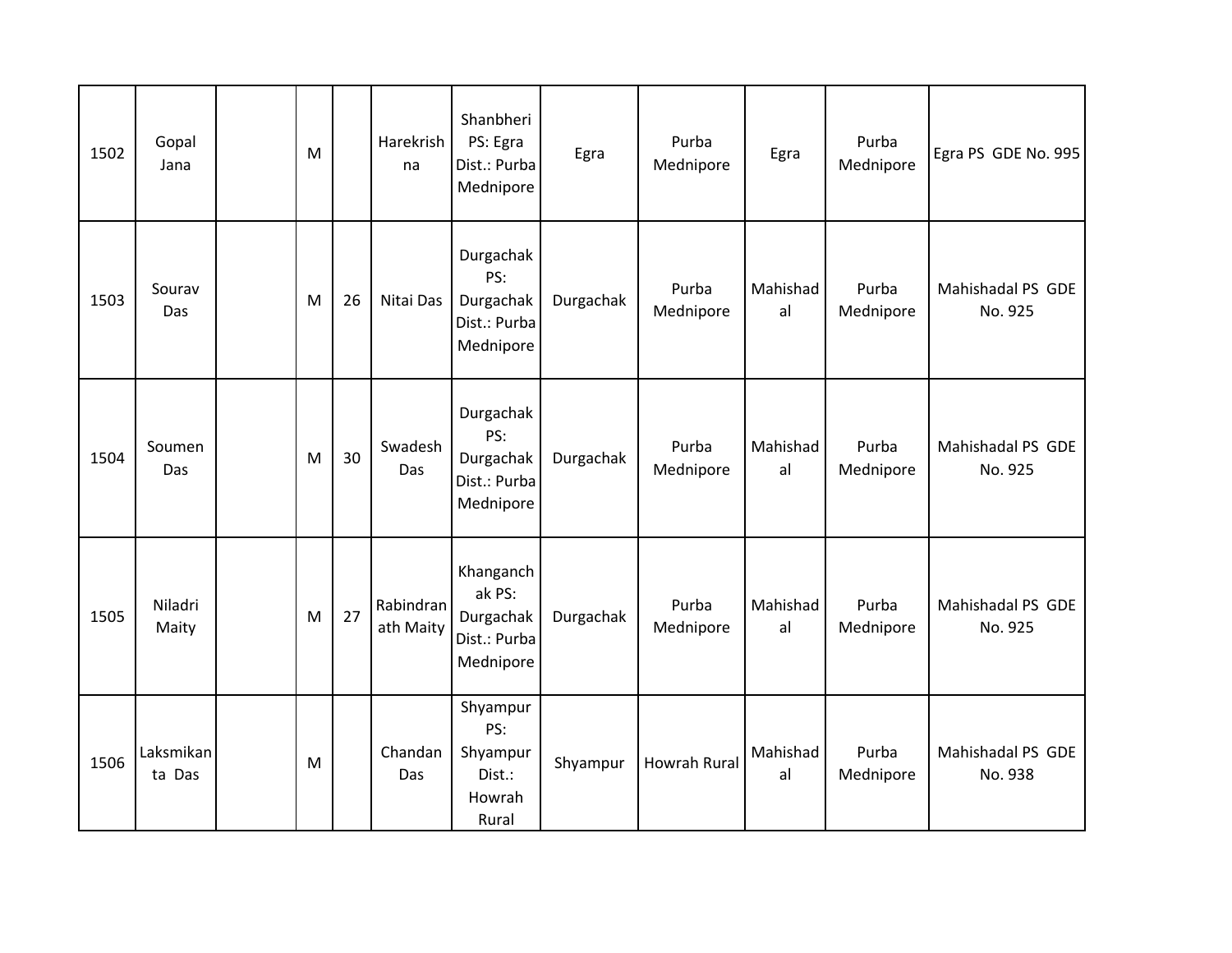| 1502 | Gopal Jana | | M | | Harekrishna | Shanbheri PS: Egra Dist.: Purba Mednipore | Egra | Purba Mednipore | Egra | Purba Mednipore | Egra PS GDE No. 995 |
|---|---|---|---|---|---|---|---|---|---|---|---|
| 1503 | Sourav Das | | M | 26 | Nitai Das | Durgachak PS: Durgachak Dist.: Purba Mednipore | Durgachak | Purba Mednipore | Mahishadal | Purba Mednipore | Mahishadal PS GDE No. 925 |
| 1504 | Soumen Das | | M | 30 | Swadesh Das | Durgachak PS: Durgachak Dist.: Purba Mednipore | Durgachak | Purba Mednipore | Mahishadal | Purba Mednipore | Mahishadal PS GDE No. 925 |
| 1505 | Niladri Maity | | M | 27 | Rabindranath Maity | Khanganchak PS: Durgachak Dist.: Purba Mednipore | Durgachak | Purba Mednipore | Mahishadal | Purba Mednipore | Mahishadal PS GDE No. 925 |
| 1506 | Laksmikanta Das | | M | | Chandan Das | Shyampur PS: Shyampur Dist.: Howrah Rural | Shyampur | Howrah Rural | Mahishadal | Purba Mednipore | Mahishadal PS GDE No. 938 |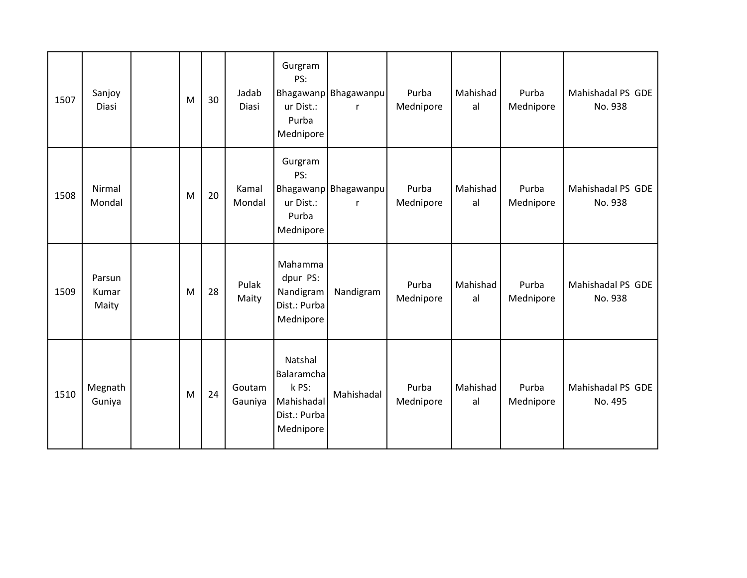| | | | | | | | | | | | |
|---|---|---|---|---|---|---|---|---|---|---|---|
| 1507 | Sanjoy Diasi | | M | 30 | Jadab Diasi | Gurgram PS: Bhagawanpur Dist.: Purba Mednipore | Bhagawanpur | Purba Mednipore | Mahishadal | Purba Mednipore | Mahishadal PS GDE No. 938 |
| 1508 | Nirmal Mondal | | M | 20 | Kamal Mondal | Gurgram PS: Bhagawanpur Dist.: Purba Mednipore | Bhagawanpur | Purba Mednipore | Mahishadal | Purba Mednipore | Mahishadal PS GDE No. 938 |
| 1509 | Parsun Kumar Maity | | M | 28 | Pulak Maity | Mahammadpur PS: Nandigram Dist.: Purba Mednipore | Nandigram | Purba Mednipore | Mahishadal | Purba Mednipore | Mahishadal PS GDE No. 938 |
| 1510 | Megnath Guniya | | M | 24 | Goutam Gauniya | Natshal Balaramchak PS: Mahishadal Dist.: Purba Mednipore | Mahishadal | Purba Mednipore | Mahishadal | Purba Mednipore | Mahishadal PS GDE No. 495 |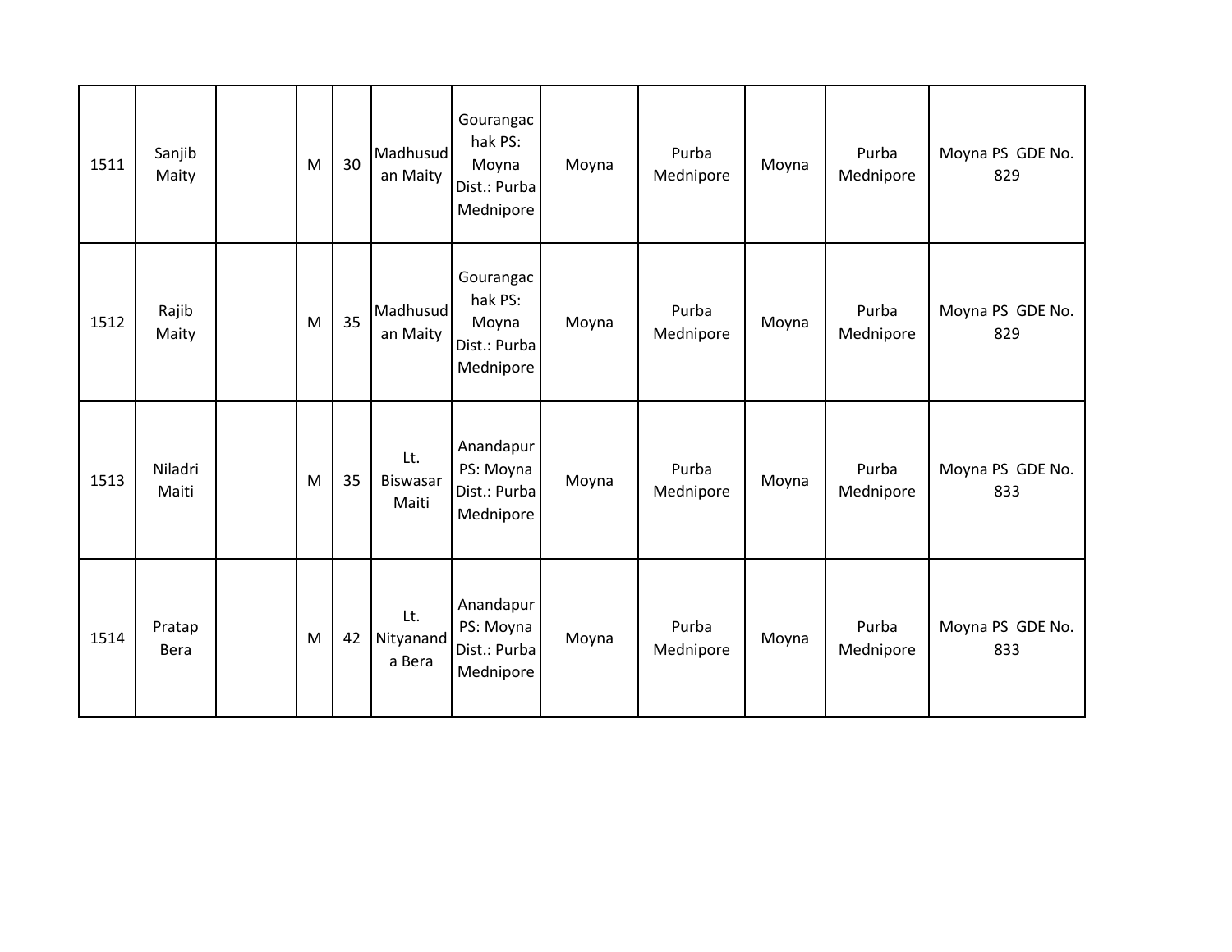| | | | | | | | | | | | |
|---|---|---|---|---|---|---|---|---|---|---|---|
| 1511 | Sanjib Maity | | M | 30 | Madhusudan Maity | Gourangachak PS: Moyna Dist.: Purba Mednipore | Moyna | Purba Mednipore | Moyna | Purba Mednipore | Moyna PS GDE No. 829 |
| 1512 | Rajib Maity | | M | 35 | Madhusudan Maity | Gourangachak PS: Moyna Dist.: Purba Mednipore | Moyna | Purba Mednipore | Moyna | Purba Mednipore | Moyna PS GDE No. 829 |
| 1513 | Niladri Maiti | | M | 35 | Lt. Biswasar Maiti | Anandapur PS: Moyna Dist.: Purba Mednipore | Moyna | Purba Mednipore | Moyna | Purba Mednipore | Moyna PS GDE No. 833 |
| 1514 | Pratap Bera | | M | 42 | Lt. Nityananda Bera | Anandapur PS: Moyna Dist.: Purba Mednipore | Moyna | Purba Mednipore | Moyna | Purba Mednipore | Moyna PS GDE No. 833 |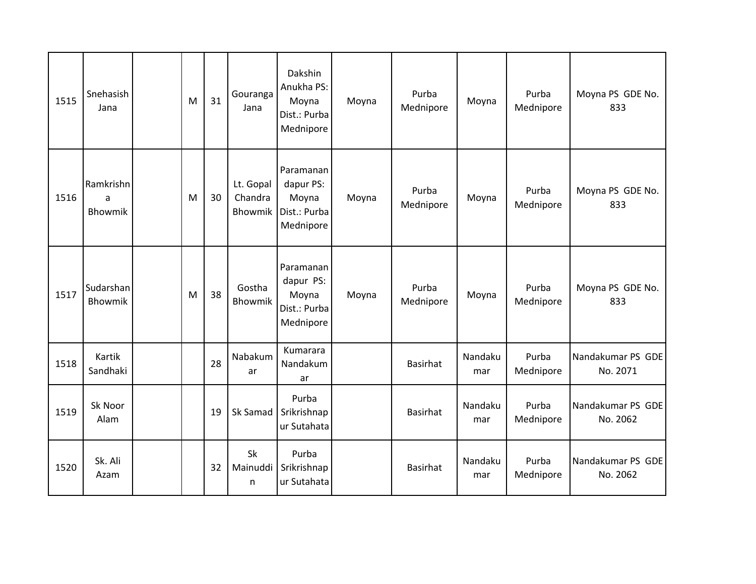| | | | | | | | | | | | |
|---|---|---|---|---|---|---|---|---|---|---|---|
| 1515 | Snehasish Jana | | M | 31 | Gouranga Jana | Dakshin Anukha PS: Moyna Dist.: Purba Mednipore | Moyna | Purba Mednipore | Moyna | Purba Mednipore | Moyna PS GDE No. 833 |
| 1516 | Ramkrishna Bhowmik | | M | 30 | Lt. Gopal Chandra Bhowmik | Paramanandapur PS: Moyna Dist.: Purba Mednipore | Moyna | Purba Mednipore | Moyna | Purba Mednipore | Moyna PS GDE No. 833 |
| 1517 | Sudarshan Bhowmik | | M | 38 | Gostha Bhowmik | Paramanandapur PS: Moyna Dist.: Purba Mednipore | Moyna | Purba Mednipore | Moyna | Purba Mednipore | Moyna PS GDE No. 833 |
| 1518 | Kartik Sandhaki | | | 28 | Nabakumar | Kumarara Nandakumar | | Basirhat | Nandakumar | Purba Mednipore | Nandakumar PS GDE No. 2071 |
| 1519 | Sk Noor Alam | | | 19 | Sk Samad | Purba Srikrishnapur Sutahata | | Basirhat | Nandakumar | Purba Mednipore | Nandakumar PS GDE No. 2062 |
| 1520 | Sk. Ali Azam | | | 32 | Sk Mainuddin | Purba Srikrishnapur Sutahata | | Basirhat | Nandakumar | Purba Mednipore | Nandakumar PS GDE No. 2062 |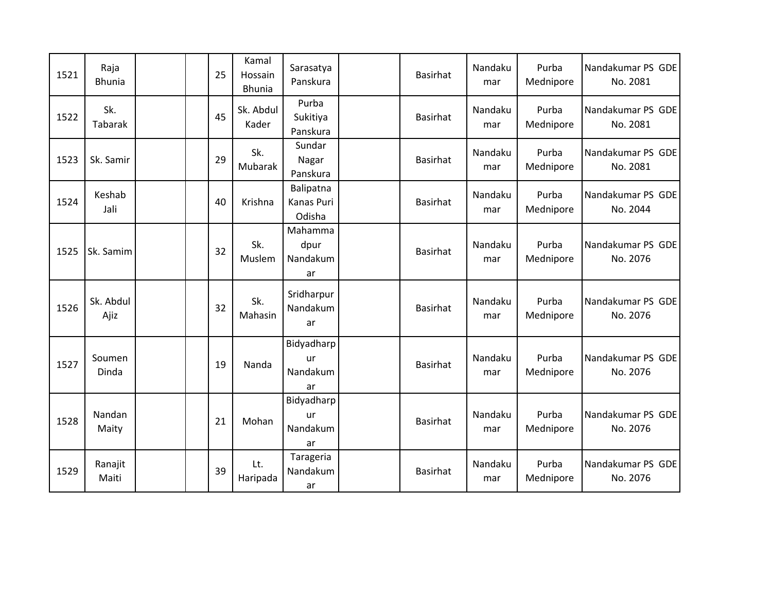| 1521 | Raja Bhunia | | | 25 | Kamal Hossain Bhunia | Sarasatya Panskura | | Basirhat | Nandakumar | Purba Mednipore | Nandakumar PS GDE No. 2081 |
|---|---|---|---|---|---|---|---|---|---|---|---|
| 1522 | Sk. Tabarak | | | 45 | Sk. Abdul Kader | Purba Sukitiya Panskura | | Basirhat | Nandakumar | Purba Mednipore | Nandakumar PS GDE No. 2081 |
| 1523 | Sk. Samir | | | 29 | Sk. Mubarak | Sundar Nagar Panskura | | Basirhat | Nandakumar | Purba Mednipore | Nandakumar PS GDE No. 2081 |
| 1524 | Keshab Jali | | | 40 | Krishna | Balipatna Kanas Puri Odisha | | Basirhat | Nandakumar | Purba Mednipore | Nandakumar PS GDE No. 2044 |
| 1525 | Sk. Samim | | | 32 | Sk. Muslem | Mahammadpur Nandakumar | | Basirhat | Nandakumar | Purba Mednipore | Nandakumar PS GDE No. 2076 |
| 1526 | Sk. Abdul Ajiz | | | 32 | Sk. Mahasin | Sridharpur Nandakumar | | Basirhat | Nandakumar | Purba Mednipore | Nandakumar PS GDE No. 2076 |
| 1527 | Soumen Dinda | | | 19 | Nanda | Bidyadharpur Nandakumar | | Basirhat | Nandakumar | Purba Mednipore | Nandakumar PS GDE No. 2076 |
| 1528 | Nandan Maity | | | 21 | Mohan | Bidyadharpur Nandakumar | | Basirhat | Nandakumar | Purba Mednipore | Nandakumar PS GDE No. 2076 |
| 1529 | Ranajit Maiti | | | 39 | Lt. Haripada | Tarageria Nandakumar | | Basirhat | Nandakumar | Purba Mednipore | Nandakumar PS GDE No. 2076 |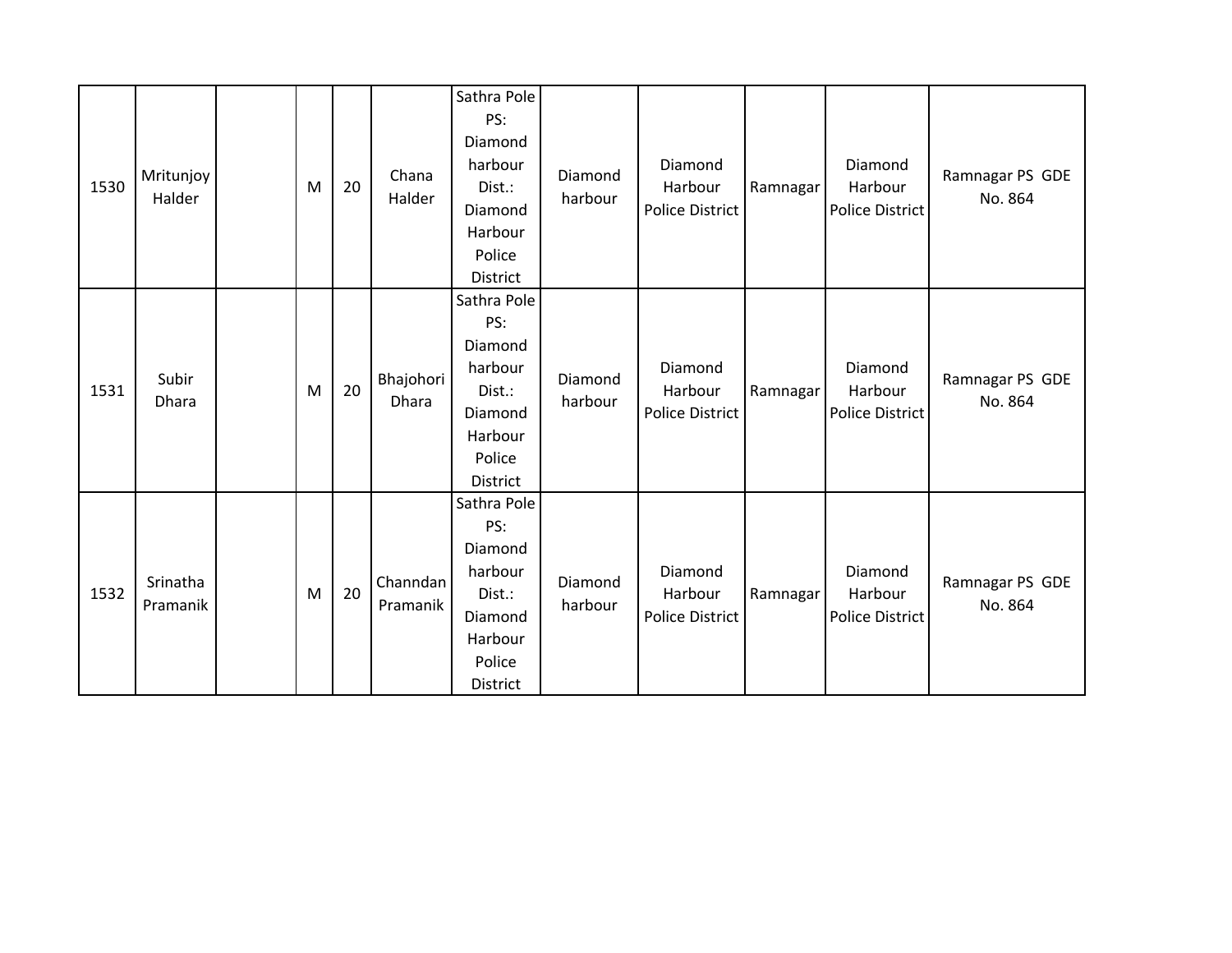| | | | | | | | | | | | |
|---|---|---|---|---|---|---|---|---|---|---|---|
| 1530 | Mritunjoy Halder | | M | 20 | Chana Halder | Sathra Pole PS: Diamond harbour Dist.: Diamond Harbour Police District | Diamond harbour | Diamond Harbour Police District | Ramnagar | Diamond Harbour Police District | Ramnagar PS GDE No. 864 |
| 1531 | Subir Dhara | | M | 20 | Bhajohori Dhara | Sathra Pole PS: Diamond harbour Dist.: Diamond Harbour Police District | Diamond harbour | Diamond Harbour Police District | Ramnagar | Diamond Harbour Police District | Ramnagar PS GDE No. 864 |
| 1532 | Srinatha Pramanik | | M | 20 | Channdan Pramanik | Sathra Pole PS: Diamond harbour Dist.: Diamond Harbour Police District | Diamond harbour | Diamond Harbour Police District | Ramnagar | Diamond Harbour Police District | Ramnagar PS GDE No. 864 |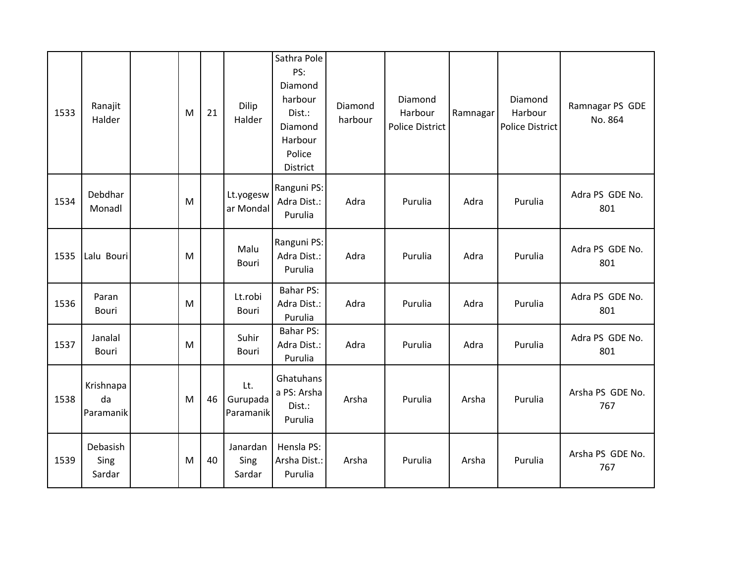| 1533 | Ranajit Halder | | M | 21 | Dilip Halder | Sathra Pole PS: Diamond harbour Dist.: Diamond Harbour Police District | Diamond harbour | Diamond Harbour Police District | Ramnagar | Diamond Harbour Police District | Ramnagar PS GDE No. 864 |
|---|---|---|---|---|---|---|---|---|---|---|---|
| 1534 | Debdhar Monadl | | M | | Lt.yogeswar Mondal | Ranguni PS: Adra Dist.: Purulia | Adra | Purulia | Adra | Purulia | Adra PS GDE No. 801 |
| 1535 | Lalu Bouri | | M | | Malu Bouri | Ranguni PS: Adra Dist.: Purulia | Adra | Purulia | Adra | Purulia | Adra PS GDE No. 801 |
| 1536 | Paran Bouri | | M | | Lt.robi Bouri | Bahar PS: Adra Dist.: Purulia | Adra | Purulia | Adra | Purulia | Adra PS GDE No. 801 |
| 1537 | Janalal Bouri | | M | | Suhir Bouri | Bahar PS: Adra Dist.: Purulia | Adra | Purulia | Adra | Purulia | Adra PS GDE No. 801 |
| 1538 | Krishnapada Paramanik | | M | 46 | Lt. Gurupada Paramanik | Ghatuhansa PS: Arsha Dist.: Purulia | Arsha | Purulia | Arsha | Purulia | Arsha PS GDE No. 767 |
| 1539 | Debasish Sing Sardar | | M | 40 | Janardan Sing Sardar | Hensla PS: Arsha Dist.: Purulia | Arsha | Purulia | Arsha | Purulia | Arsha PS GDE No. 767 |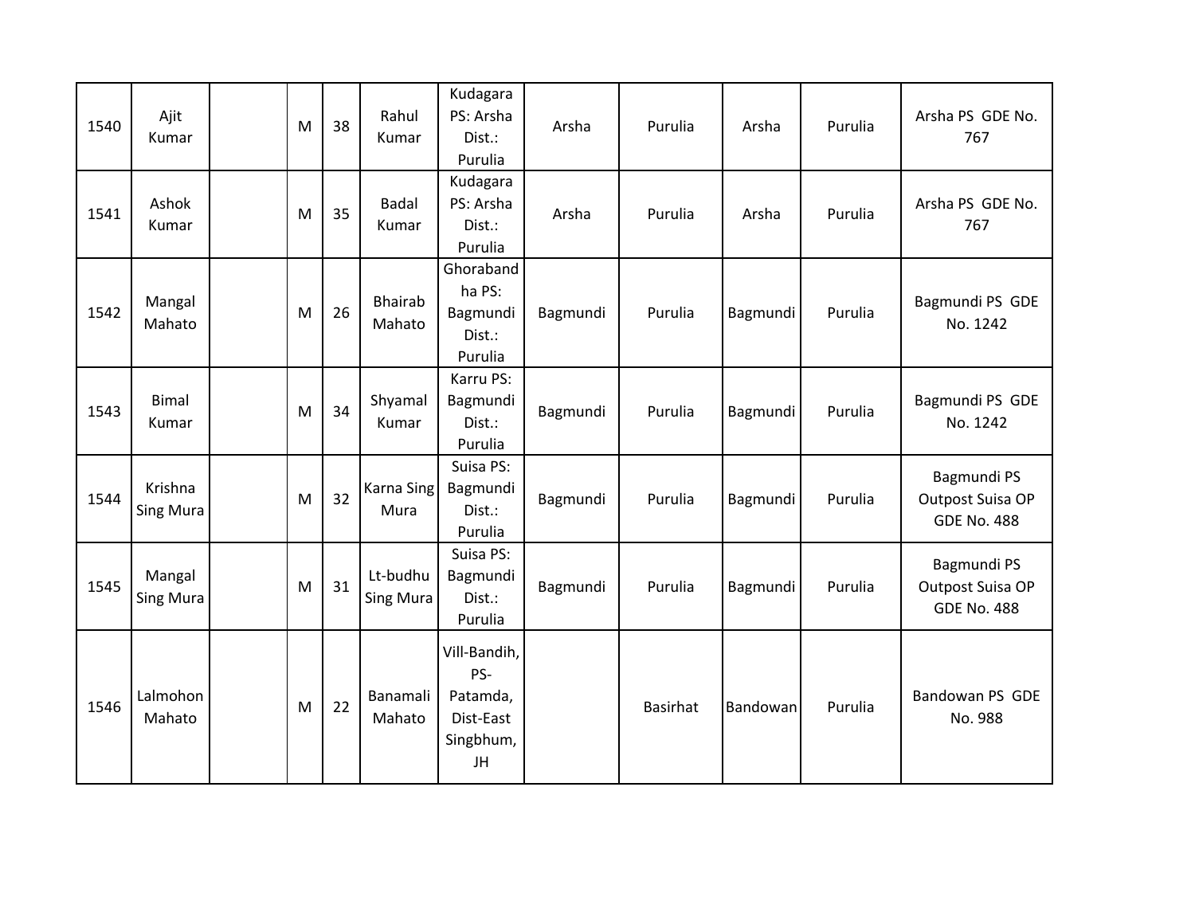| | | | | | | | | | | | |
|---|---|---|---|---|---|---|---|---|---|---|---|
| 1540 | Ajit Kumar | | M | 38 | Rahul Kumar | Kudagara PS: Arsha Dist.: Purulia | Arsha | Purulia | Arsha | Purulia | Arsha PS GDE No. 767 |
| 1541 | Ashok Kumar | | M | 35 | Badal Kumar | Kudagara PS: Arsha Dist.: Purulia | Arsha | Purulia | Arsha | Purulia | Arsha PS GDE No. 767 |
| 1542 | Mangal Mahato | | M | 26 | Bhairab Mahato | Ghorabandha PS: Bagmundi Dist.: Purulia | Bagmundi | Purulia | Bagmundi | Purulia | Bagmundi PS GDE No. 1242 |
| 1543 | Bimal Kumar | | M | 34 | Shyamal Kumar | Karru PS: Bagmundi Dist.: Purulia | Bagmundi | Purulia | Bagmundi | Purulia | Bagmundi PS GDE No. 1242 |
| 1544 | Krishna Sing Mura | | M | 32 | Karna Sing Mura | Suisa PS: Bagmundi Dist.: Purulia | Bagmundi | Purulia | Bagmundi | Purulia | Bagmundi PS Outpost Suisa OP GDE No. 488 |
| 1545 | Mangal Sing Mura | | M | 31 | Lt-budhu Sing Mura | Suisa PS: Bagmundi Dist.: Purulia | Bagmundi | Purulia | Bagmundi | Purulia | Bagmundi PS Outpost Suisa OP GDE No. 488 |
| 1546 | Lalmohon Mahato | | M | 22 | Banamali Mahato | Vill-Bandih, PS-Patamda, Dist-East Singbhum, JH | | Basirhat | Bandowan | Purulia | Bandowan PS GDE No. 988 |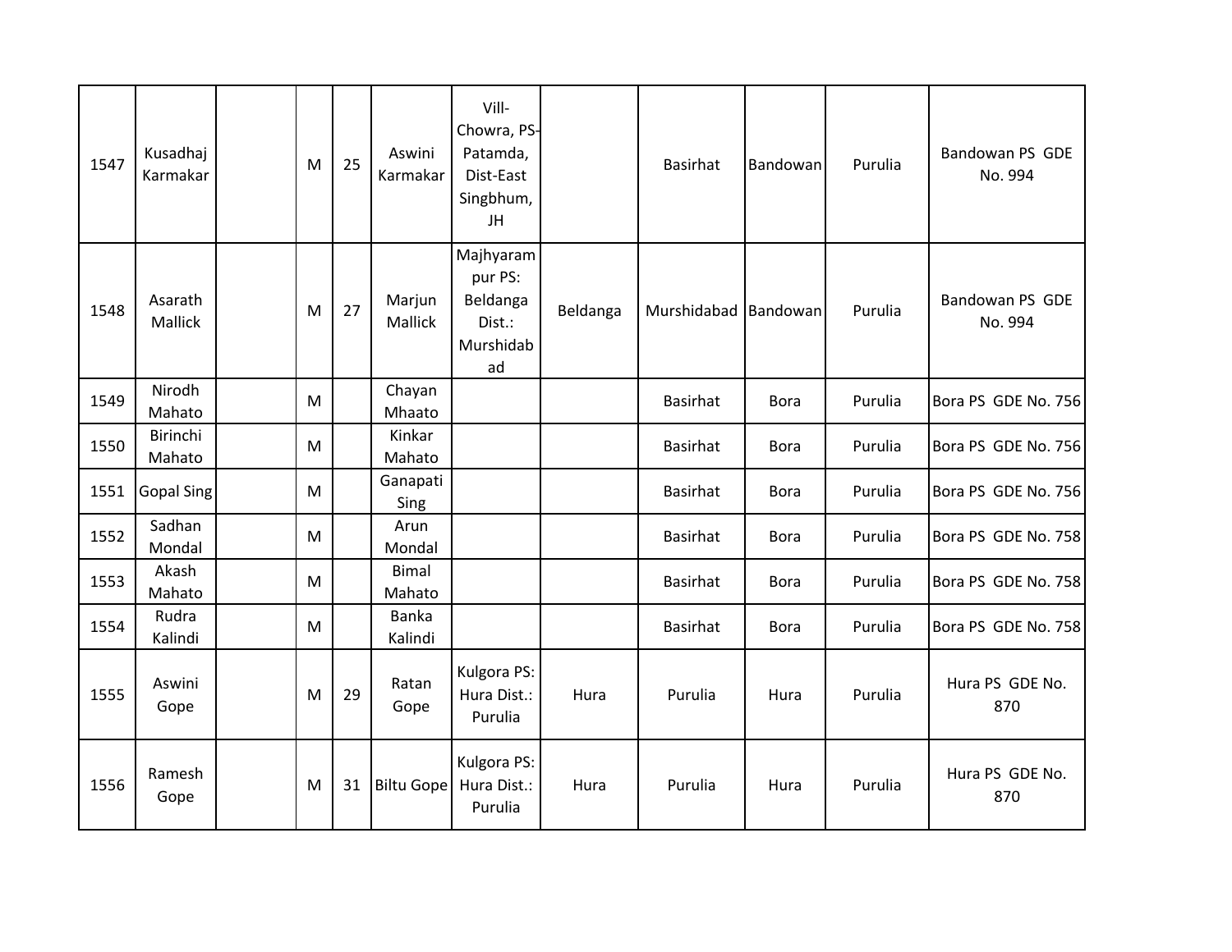| | | | | | | | | | | | |
|---|---|---|---|---|---|---|---|---|---|---|---|
| 1547 | Kusadhaj Karmakar | | M | 25 | Aswini Karmakar | Vill-Chowra, PS-Patamda, Dist-East Singbhum, JH | | Basirhat | Bandowan | Purulia | Bandowan PS GDE No. 994 |
| 1548 | Asarath Mallick | | M | 27 | Marjun Mallick | Majhyarampur PS: Beldanga Dist.: Murshidabad | Beldanga | Murshidabad | Bandowan | Purulia | Bandowan PS GDE No. 994 |
| 1549 | Nirodh Mahato | | M | | Chayan Mhaato | | | Basirhat | Bora | Purulia | Bora PS GDE No. 756 |
| 1550 | Birinchi Mahato | | M | | Kinkar Mahato | | | Basirhat | Bora | Purulia | Bora PS GDE No. 756 |
| 1551 | Gopal Sing | | M | | Ganapati Sing | | | Basirhat | Bora | Purulia | Bora PS GDE No. 756 |
| 1552 | Sadhan Mondal | | M | | Arun Mondal | | | Basirhat | Bora | Purulia | Bora PS GDE No. 758 |
| 1553 | Akash Mahato | | M | | Bimal Mahato | | | Basirhat | Bora | Purulia | Bora PS GDE No. 758 |
| 1554 | Rudra Kalindi | | M | | Banka Kalindi | | | Basirhat | Bora | Purulia | Bora PS GDE No. 758 |
| 1555 | Aswini Gope | | M | 29 | Ratan Gope | Kulgora PS: Hura Dist.: Purulia | Hura | Purulia | Hura | Purulia | Hura PS GDE No. 870 |
| 1556 | Ramesh Gope | | M | 31 | Biltu Gope | Kulgora PS: Hura Dist.: Purulia | Hura | Purulia | Hura | Purulia | Hura PS GDE No. 870 |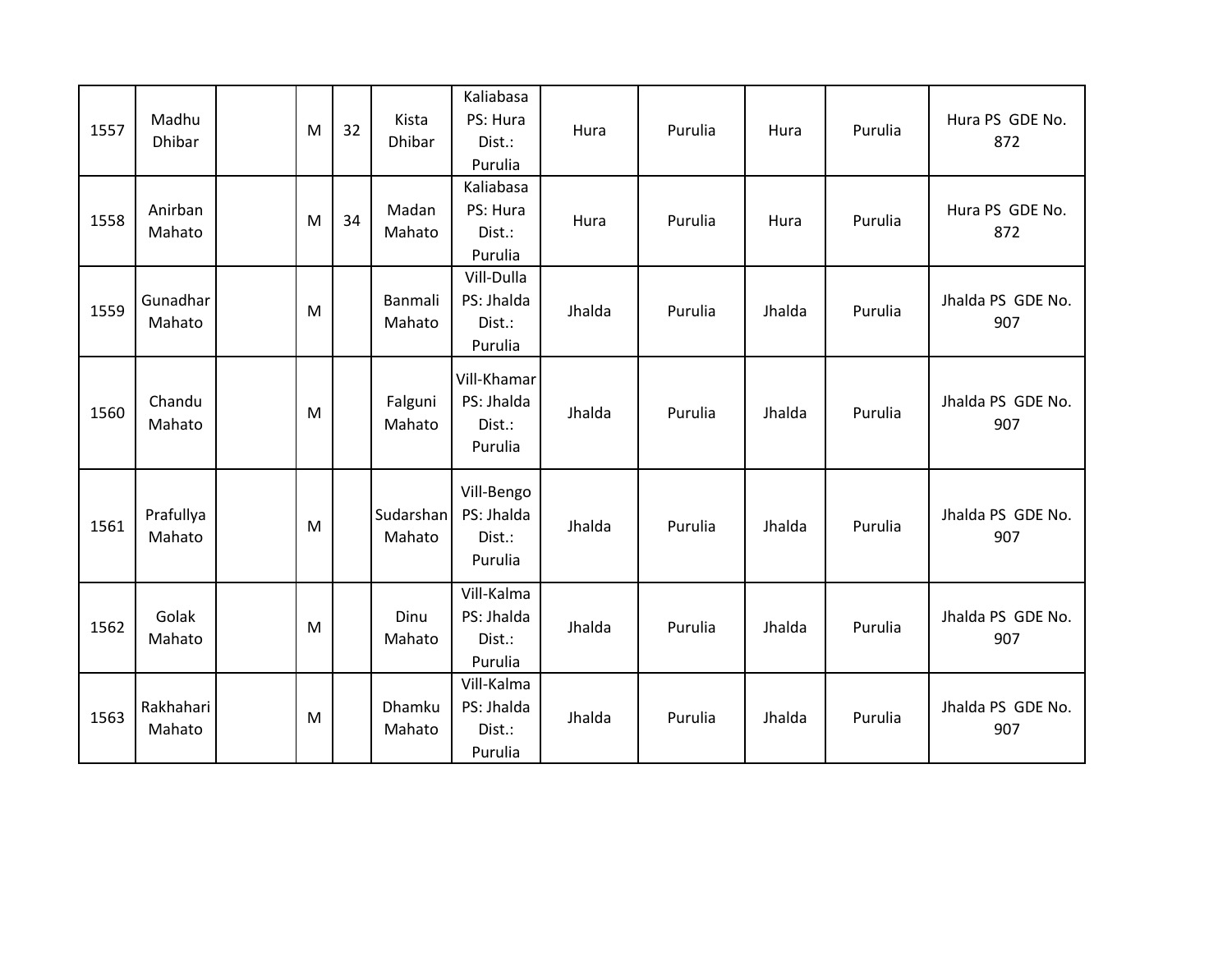| 1557 | Madhu Dhibar | | M | 32 | Kista Dhibar | Kaliabasa PS: Hura Dist.: Purulia | Hura | Purulia | Hura | Purulia | Hura PS GDE No. 872 |
|---|---|---|---|---|---|---|---|---|---|---|---|
| 1558 | Anirban Mahato | | M | 34 | Madan Mahato | Kaliabasa PS: Hura Dist.: Purulia | Hura | Purulia | Hura | Purulia | Hura PS GDE No. 872 |
| 1559 | Gunadhar Mahato | | M | | Banmali Mahato | Vill-Dulla PS: Jhalda Dist.: Purulia | Jhalda | Purulia | Jhalda | Purulia | Jhalda PS GDE No. 907 |
| 1560 | Chandu Mahato | | M | | Falguni Mahato | Vill-Khamar PS: Jhalda Dist.: Purulia | Jhalda | Purulia | Jhalda | Purulia | Jhalda PS GDE No. 907 |
| 1561 | Prafullya Mahato | | M | | Sudarshan Mahato | Vill-Bengo PS: Jhalda Dist.: Purulia | Jhalda | Purulia | Jhalda | Purulia | Jhalda PS GDE No. 907 |
| 1562 | Golak Mahato | | M | | Dinu Mahato | Vill-Kalma PS: Jhalda Dist.: Purulia | Jhalda | Purulia | Jhalda | Purulia | Jhalda PS GDE No. 907 |
| 1563 | Rakhahari Mahato | | M | | Dhamku Mahato | Vill-Kalma PS: Jhalda Dist.: Purulia | Jhalda | Purulia | Jhalda | Purulia | Jhalda PS GDE No. 907 |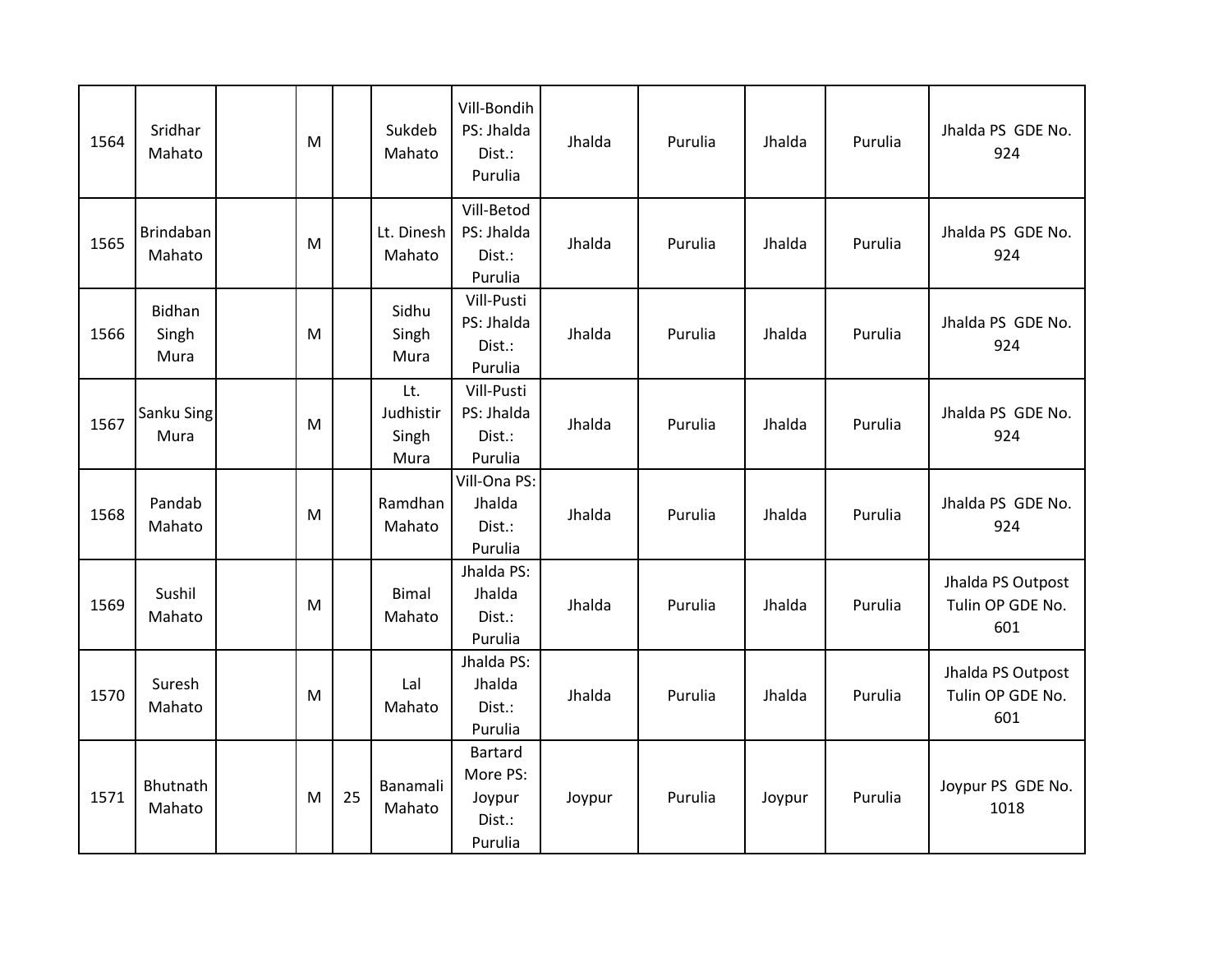| 1564 | Sridhar Mahato | | M | | Sukdeb Mahato | Vill-Bondih PS: Jhalda Dist.: Purulia | Jhalda | Purulia | Jhalda | Purulia | Jhalda PS GDE No. 924 |
|---|---|---|---|---|---|---|---|---|---|---|---|
| 1565 | Brindaban Mahato | | M | | Lt. Dinesh Mahato | Vill-Betod PS: Jhalda Dist.: Purulia | Jhalda | Purulia | Jhalda | Purulia | Jhalda PS GDE No. 924 |
| 1566 | Bidhan Singh Mura | | M | | Sidhu Singh Mura | Vill-Pusti PS: Jhalda Dist.: Purulia | Jhalda | Purulia | Jhalda | Purulia | Jhalda PS GDE No. 924 |
| 1567 | Sanku Sing Mura | | M | | Lt. Judhistir Singh Mura | Vill-Pusti PS: Jhalda Dist.: Purulia | Jhalda | Purulia | Jhalda | Purulia | Jhalda PS GDE No. 924 |
| 1568 | Pandab Mahato | | M | | Ramdhan Mahato | Vill-Ona PS: Jhalda Dist.: Purulia | Jhalda | Purulia | Jhalda | Purulia | Jhalda PS GDE No. 924 |
| 1569 | Sushil Mahato | | M | | Bimal Mahato | Jhalda PS: Jhalda Dist.: Purulia | Jhalda | Purulia | Jhalda | Purulia | Jhalda PS Outpost Tulin OP GDE No. 601 |
| 1570 | Suresh Mahato | | M | | Lal Mahato | Jhalda PS: Jhalda Dist.: Purulia | Jhalda | Purulia | Jhalda | Purulia | Jhalda PS Outpost Tulin OP GDE No. 601 |
| 1571 | Bhutnath Mahato | | M | 25 | Banamali Mahato | Bartard More PS: Joypur Dist.: Purulia | Joypur | Purulia | Joypur | Purulia | Joypur PS GDE No. 1018 |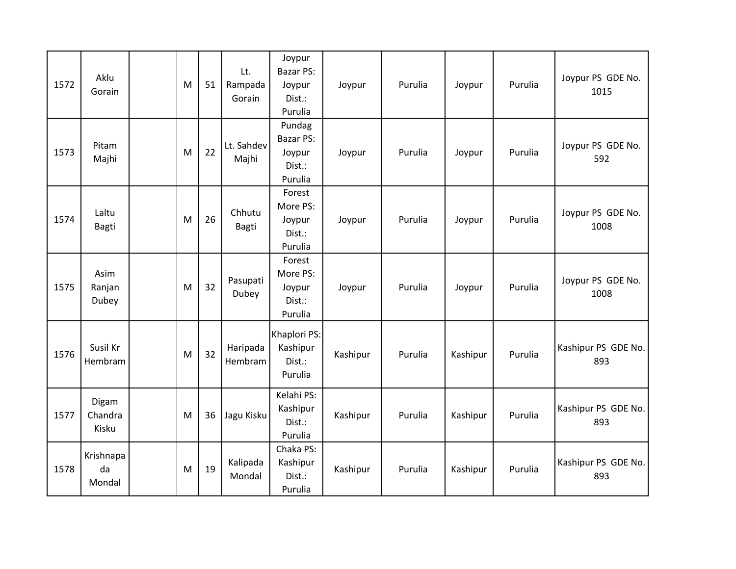| | | | | | | | | | | | |
|---|---|---|---|---|---|---|---|---|---|---|---|
| 1572 | Aklu Gorain | | M | 51 | Lt. Rampada Gorain | Joypur Bazar PS: Joypur Dist.: Purulia | Joypur | Purulia | Joypur | Purulia | Joypur PS GDE No. 1015 |
| 1573 | Pitam Majhi | | M | 22 | Lt. Sahdev Majhi | Pundag Bazar PS: Joypur Dist.: Purulia | Joypur | Purulia | Joypur | Purulia | Joypur PS GDE No. 592 |
| 1574 | Laltu Bagti | | M | 26 | Chhutu Bagti | Forest More PS: Joypur Dist.: Purulia | Joypur | Purulia | Joypur | Purulia | Joypur PS GDE No. 1008 |
| 1575 | Asim Ranjan Dubey | | M | 32 | Pasupati Dubey | Forest More PS: Joypur Dist.: Purulia | Joypur | Purulia | Joypur | Purulia | Joypur PS GDE No. 1008 |
| 1576 | Susil Kr Hembram | | M | 32 | Haripada Hembram | Khaplori PS: Kashipur Dist.: Purulia | Kashipur | Purulia | Kashipur | Purulia | Kashipur PS GDE No. 893 |
| 1577 | Digam Chandra Kisku | | M | 36 | Jagu Kisku | Kelahi PS: Kashipur Dist.: Purulia | Kashipur | Purulia | Kashipur | Purulia | Kashipur PS GDE No. 893 |
| 1578 | Krishnapada Mondal | | M | 19 | Kalipada Mondal | Chaka PS: Kashipur Dist.: Purulia | Kashipur | Purulia | Kashipur | Purulia | Kashipur PS GDE No. 893 |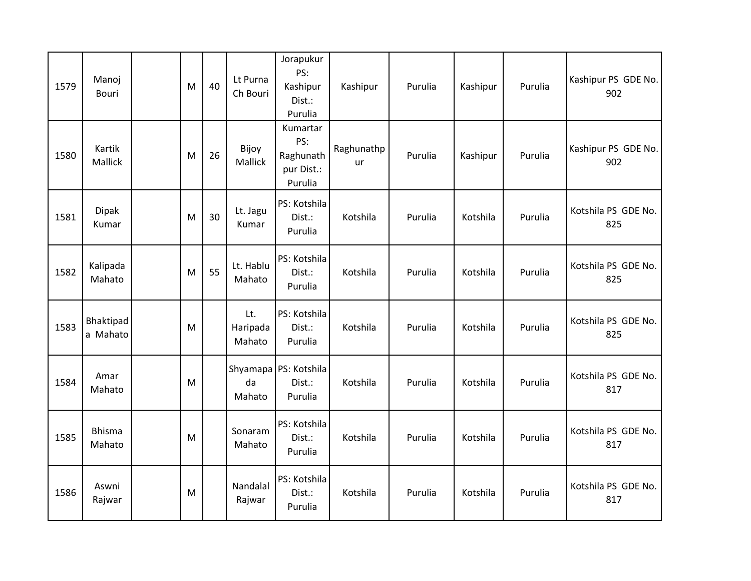| 1579 | Manoj Bouri | | M | 40 | Lt Purna Ch Bouri | Jorapukur PS: Kashipur Dist.: Purulia | Kashipur | Purulia | Kashipur | Purulia | Kashipur PS GDE No. 902 |
|---|---|---|---|---|---|---|---|---|---|---|---|
| 1580 | Kartik Mallick | | M | 26 | Bijoy Mallick | Kumartar PS: Raghunath pur Dist.: Purulia | Raghunathp ur | Purulia | Kashipur | Purulia | Kashipur PS GDE No. 902 |
| 1581 | Dipak Kumar | | M | 30 | Lt. Jagu Kumar | PS: Kotshila Dist.: Purulia | Kotshila | Purulia | Kotshila | Purulia | Kotshila PS GDE No. 825 |
| 1582 | Kalipada Mahato | | M | 55 | Lt. Hablu Mahato | PS: Kotshila Dist.: Purulia | Kotshila | Purulia | Kotshila | Purulia | Kotshila PS GDE No. 825 |
| 1583 | Bhaktipad a Mahato | | M | | Lt. Haripada Mahato | PS: Kotshila Dist.: Purulia | Kotshila | Purulia | Kotshila | Purulia | Kotshila PS GDE No. 825 |
| 1584 | Amar Mahato | | M | | Shyamapa da Mahato | PS: Kotshila Dist.: Purulia | Kotshila | Purulia | Kotshila | Purulia | Kotshila PS GDE No. 817 |
| 1585 | Bhisma Mahato | | M | | Sonaram Mahato | PS: Kotshila Dist.: Purulia | Kotshila | Purulia | Kotshila | Purulia | Kotshila PS GDE No. 817 |
| 1586 | Aswni Rajwar | | M | | Nandalal Rajwar | PS: Kotshila Dist.: Purulia | Kotshila | Purulia | Kotshila | Purulia | Kotshila PS GDE No. 817 |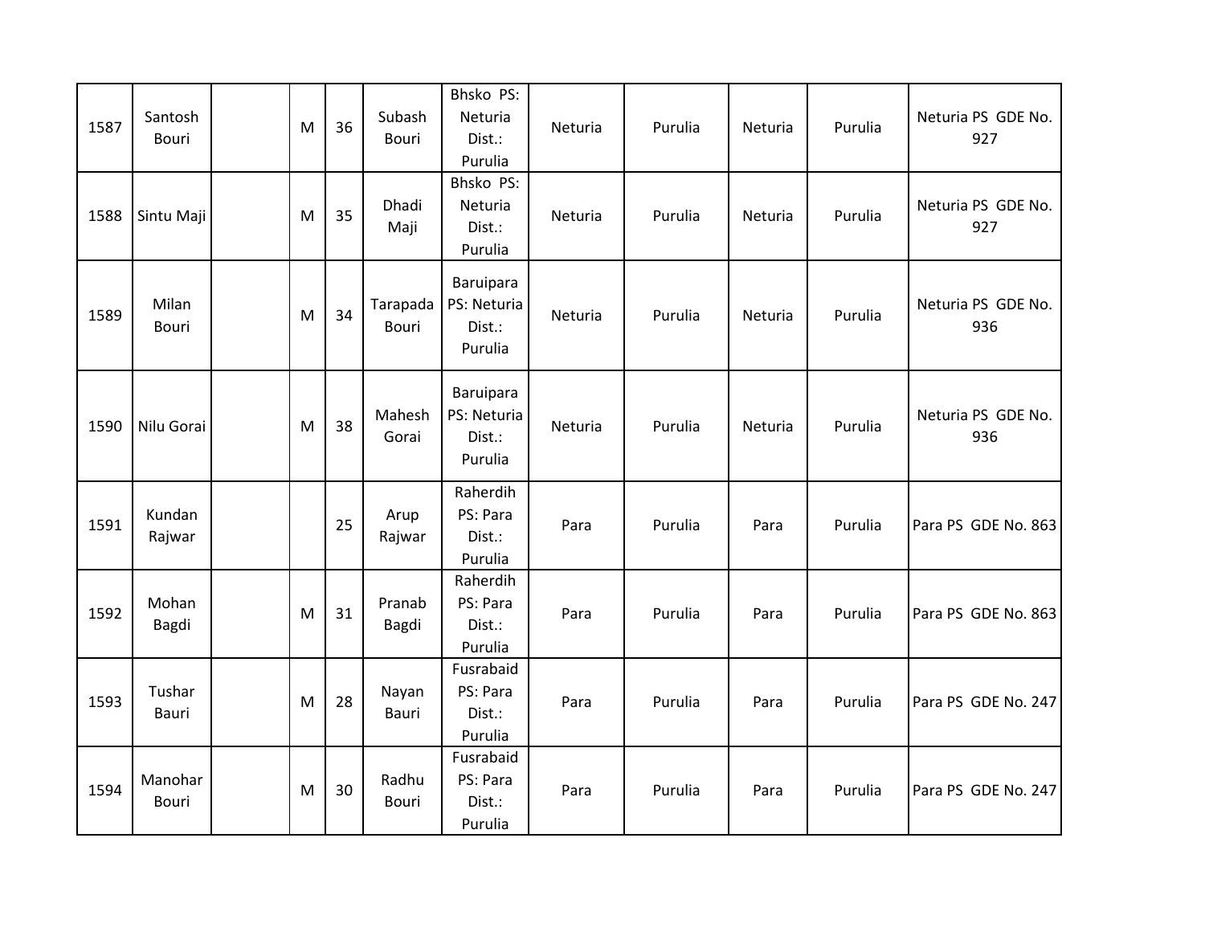| | | | | | | | | | | | |
|---|---|---|---|---|---|---|---|---|---|---|---|
| 1587 | Santosh Bouri | | M | 36 | Subash Bouri | Bhsko PS: Neturia Dist.: Purulia | Neturia | Purulia | Neturia | Purulia | Neturia PS GDE No. 927 |
| 1588 | Sintu Maji | | M | 35 | Dhadi Maji | Bhsko PS: Neturia Dist.: Purulia | Neturia | Purulia | Neturia | Purulia | Neturia PS GDE No. 927 |
| 1589 | Milan Bouri | | M | 34 | Tarapada Bouri | Baruipara PS: Neturia Dist.: Purulia | Neturia | Purulia | Neturia | Purulia | Neturia PS GDE No. 936 |
| 1590 | Nilu Gorai | | M | 38 | Mahesh Gorai | Baruipara PS: Neturia Dist.: Purulia | Neturia | Purulia | Neturia | Purulia | Neturia PS GDE No. 936 |
| 1591 | Kundan Rajwar | | | 25 | Arup Rajwar | Raherdih PS: Para Dist.: Purulia | Para | Purulia | Para | Purulia | Para PS GDE No. 863 |
| 1592 | Mohan Bagdi | | M | 31 | Pranab Bagdi | Raherdih PS: Para Dist.: Purulia | Para | Purulia | Para | Purulia | Para PS GDE No. 863 |
| 1593 | Tushar Bauri | | M | 28 | Nayan Bauri | Fusrabaid PS: Para Dist.: Purulia | Para | Purulia | Para | Purulia | Para PS GDE No. 247 |
| 1594 | Manohar Bouri | | M | 30 | Radhu Bouri | Fusrabaid PS: Para Dist.: Purulia | Para | Purulia | Para | Purulia | Para PS GDE No. 247 |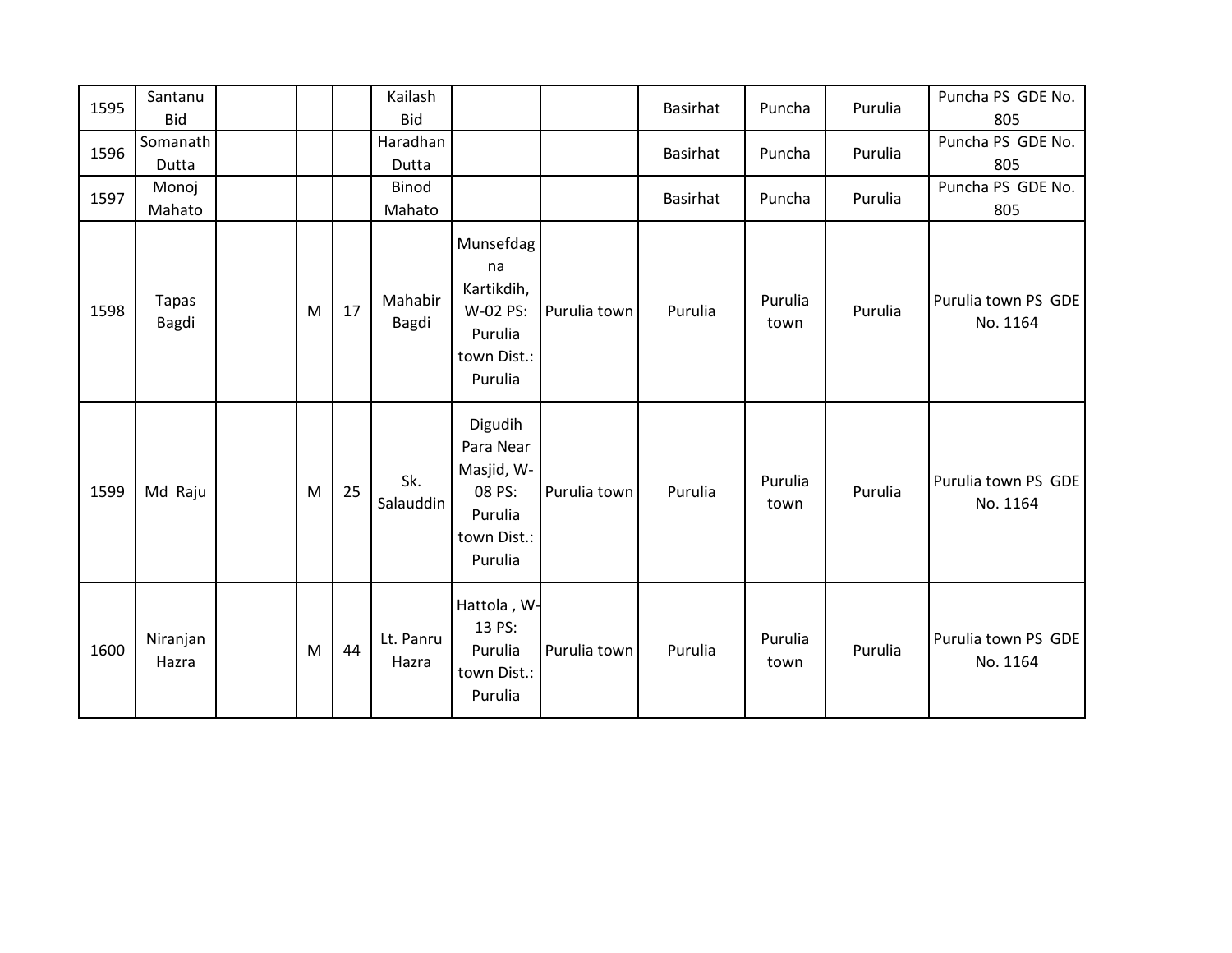| | | | | | | | | | | | |
|---|---|---|---|---|---|---|---|---|---|---|---|
| 1595 | Santanu Bid | | | | Kailash Bid | | | Basirhat | Puncha | Purulia | Puncha PS GDE No. 805 |
| 1596 | Somanath Dutta | | | | Haradhan Dutta | | | Basirhat | Puncha | Purulia | Puncha PS GDE No. 805 |
| 1597 | Monoj Mahato | | | | Binod Mahato | | | Basirhat | Puncha | Purulia | Puncha PS GDE No. 805 |
| 1598 | Tapas Bagdi | | M | 17 | Mahabir Bagdi | Munsefdagna Kartikdih, W-02 PS: Purulia town Dist.: Purulia | Purulia town | Purulia | Purulia town | Purulia | Purulia town PS GDE No. 1164 |
| 1599 | Md Raju | | M | 25 | Sk. Salauddin | Digudih Para Near Masjid, W-08 PS: Purulia town Dist.: Purulia | Purulia town | Purulia | Purulia town | Purulia | Purulia town PS GDE No. 1164 |
| 1600 | Niranjan Hazra | | M | 44 | Lt. Panru Hazra | Hattola , W-13 PS: Purulia town Dist.: Purulia | Purulia town | Purulia | Purulia town | Purulia | Purulia town PS GDE No. 1164 |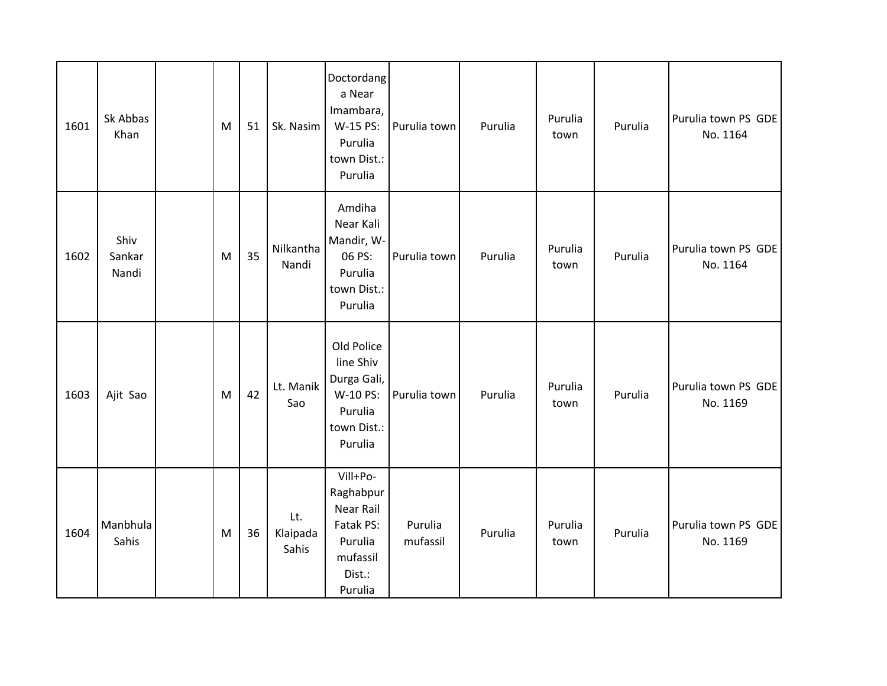| 1601 | Sk Abbas Khan | | M | 51 | Sk. Nasim | Doctordanga Near Imambara, W-15 PS: Purulia town Dist.: Purulia | Purulia town | Purulia | Purulia town | Purulia | Purulia town PS GDE No. 1164 |
|---|---|---|---|---|---|---|---|---|---|---|---|
| 1602 | Shiv Sankar Nandi | | M | 35 | Nilkantha Nandi | Amdiha Near Kali Mandir, W-06 PS: Purulia town Dist.: Purulia | Purulia town | Purulia | Purulia town | Purulia | Purulia town PS GDE No. 1164 |
| 1603 | Ajit Sao | | M | 42 | Lt. Manik Sao | Old Police line Shiv Durga Gali, W-10 PS: Purulia town Dist.: Purulia | Purulia town | Purulia | Purulia town | Purulia | Purulia town PS GDE No. 1169 |
| 1604 | Manbhula Sahis | | M | 36 | Lt. Klaipada Sahis | Vill+Po-Raghabpur Near Rail Fatak PS: Purulia mufassil Dist.: Purulia | Purulia mufassil | Purulia | Purulia town | Purulia | Purulia town PS GDE No. 1169 |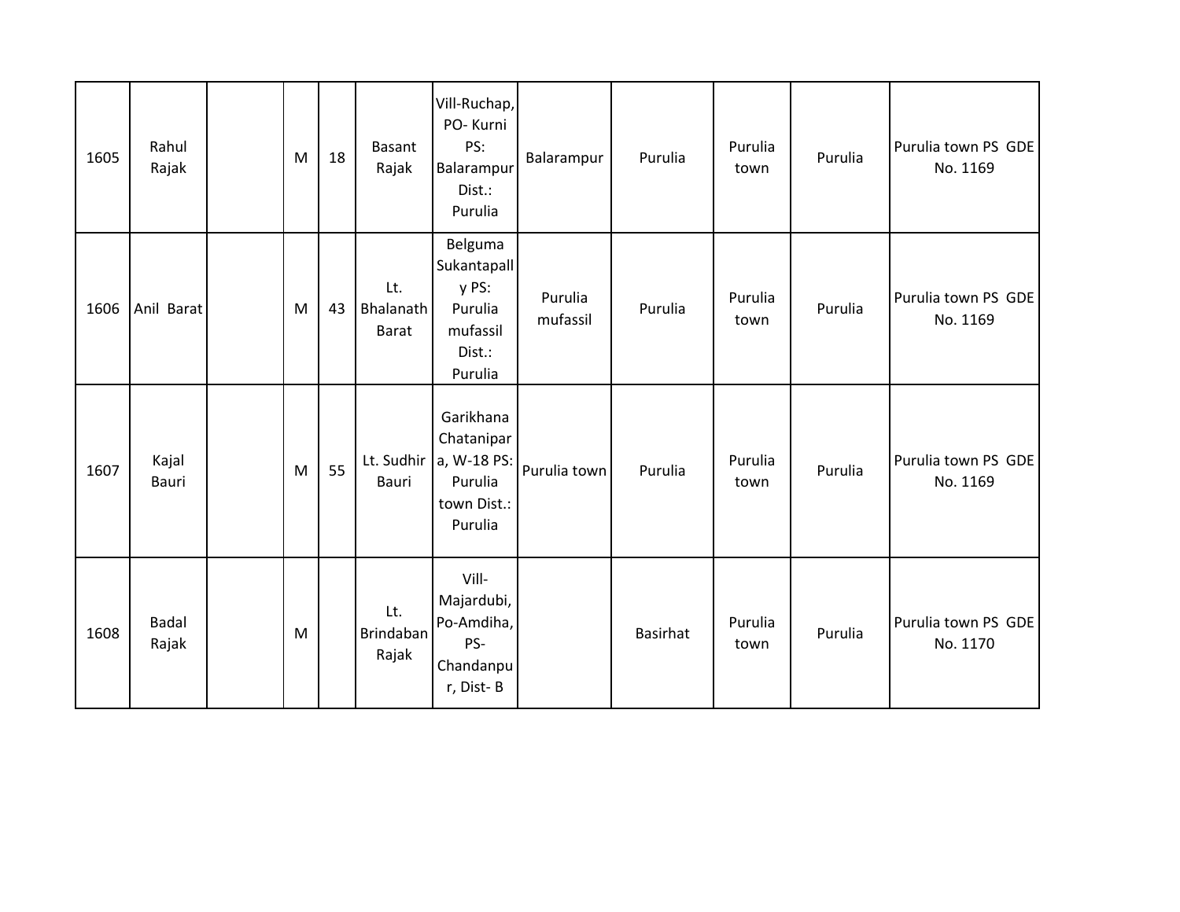| | | | | | | | | | | | |
|---|---|---|---|---|---|---|---|---|---|---|---|
| 1605 | Rahul Rajak | | M | 18 | Basant Rajak | Vill-Ruchap, PO- Kurni PS: Balarampur Dist.: Purulia | Balarampur | Purulia | Purulia town | Purulia | Purulia town PS GDE No. 1169 |
| 1606 | Anil Barat | | M | 43 | Lt. Bhalanath Barat | Belguma Sukantapally PS: Purulia mufassil Dist.: Purulia | Purulia mufassil | Purulia | Purulia town | Purulia | Purulia town PS GDE No. 1169 |
| 1607 | Kajal Bauri | | M | 55 | Lt. Sudhir Bauri | Garikhana Chatanipara, W-18 PS: Purulia town Dist.: Purulia | Purulia town | Purulia | Purulia town | Purulia | Purulia town PS GDE No. 1169 |
| 1608 | Badal Rajak | | M | | Lt. Brindaban Rajak | Vill-Majardubi, Po-Amdiha, PS-Chandanpur, Dist- B | | Basirhat | Purulia town | Purulia | Purulia town PS GDE No. 1170 |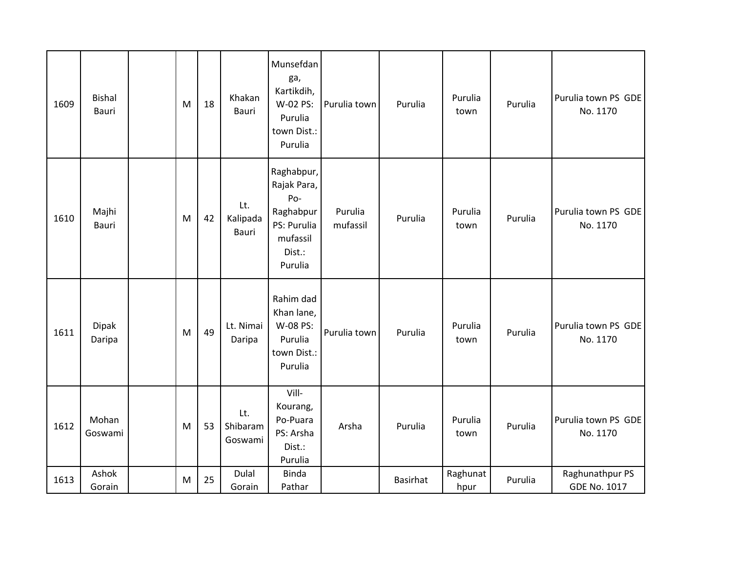| | | | | | | | | | | | |
|---|---|---|---|---|---|---|---|---|---|---|---|
| 1609 | Bishal Bauri | | M | 18 | Khakan Bauri | Munsefdanga, Kartikdih, W-02 PS: Purulia town Dist.: Purulia | Purulia town | Purulia | Purulia town | Purulia | Purulia town PS GDE No. 1170 |
| 1610 | Majhi Bauri | | M | 42 | Lt. Kalipada Bauri | Raghabpur, Rajak Para, Po-Raghabpur PS: Purulia mufassil Dist.: Purulia | Purulia mufassil | Purulia | Purulia town | Purulia | Purulia town PS GDE No. 1170 |
| 1611 | Dipak Daripa | | M | 49 | Lt. Nimai Daripa | Rahim dad Khan lane, W-08 PS: Purulia town Dist.: Purulia | Purulia town | Purulia | Purulia town | Purulia | Purulia town PS GDE No. 1170 |
| 1612 | Mohan Goswami | | M | 53 | Lt. Shibaram Goswami | Vill-Kourang, Po-Puara PS: Arsha Dist.: Purulia | Arsha | Purulia | Purulia town | Purulia | Purulia town PS GDE No. 1170 |
| 1613 | Ashok Gorain | | M | 25 | Dulal Gorain | Binda Pathar | | Basirhat | Raghunathpur | Purulia | Raghunathpur PS GDE No. 1017 |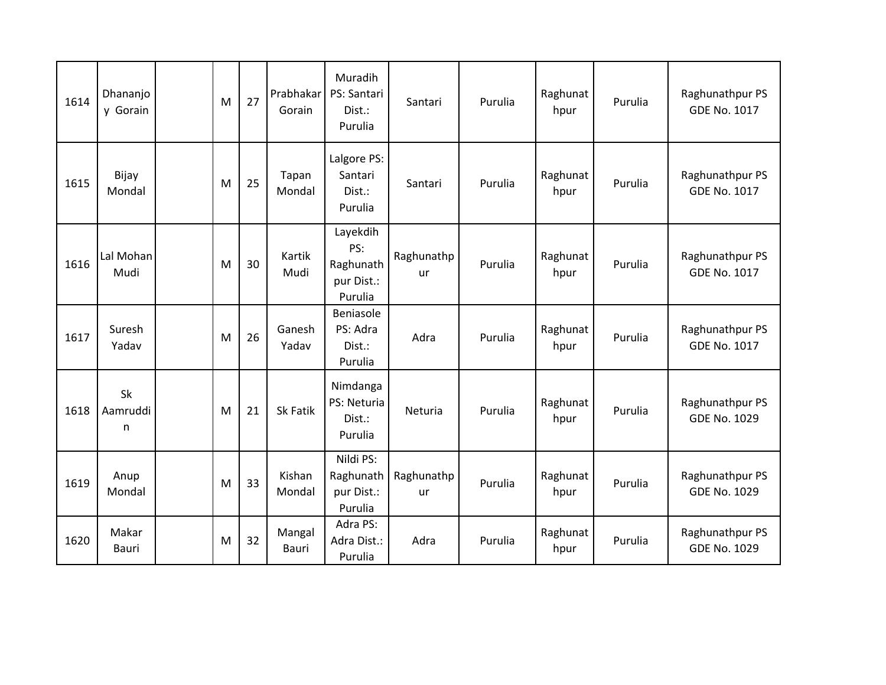| 1614 | Dhananjoy Gorain | | M | 27 | Prabhakar Gorain | Muradih PS: Santari Dist.: Purulia | Santari | Purulia | Raghunathpur | Purulia | Raghunathpur PS GDE No. 1017 |
|---|---|---|---|---|---|---|---|---|---|---|---|
| 1615 | Bijay Mondal | | M | 25 | Tapan Mondal | Lalgore PS: Santari Dist.: Purulia | Santari | Purulia | Raghunathpur | Purulia | Raghunathpur PS GDE No. 1017 |
| 1616 | Lal Mohan Mudi | | M | 30 | Kartik Mudi | Layekdih PS: Raghunathpur Dist.: Purulia | Raghunathpur | Purulia | Raghunathpur | Purulia | Raghunathpur PS GDE No. 1017 |
| 1617 | Suresh Yadav | | M | 26 | Ganesh Yadav | Beniasole PS: Adra Dist.: Purulia | Adra | Purulia | Raghunathpur | Purulia | Raghunathpur PS GDE No. 1017 |
| 1618 | Sk Aamruddin | | M | 21 | Sk Fatik | Nimdanga PS: Neturia Dist.: Purulia | Neturia | Purulia | Raghunathpur | Purulia | Raghunathpur PS GDE No. 1029 |
| 1619 | Anup Mondal | | M | 33 | Kishan Mondal | Nildi PS: Raghunathpur Dist.: Purulia | Raghunathpur | Purulia | Raghunathpur | Purulia | Raghunathpur PS GDE No. 1029 |
| 1620 | Makar Bauri | | M | 32 | Mangal Bauri | Adra PS: Adra Dist.: Purulia | Adra | Purulia | Raghunathpur | Purulia | Raghunathpur PS GDE No. 1029 |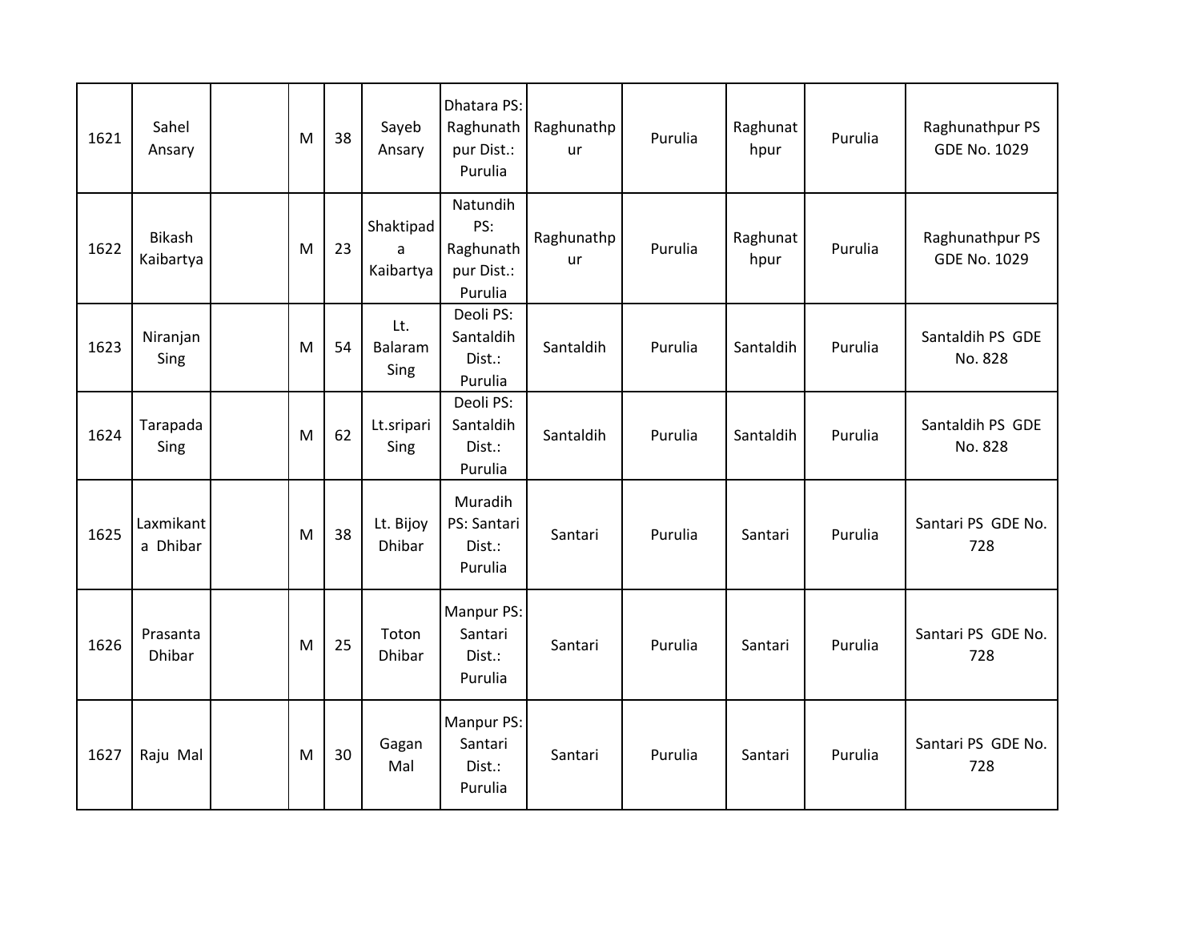| | | | | | | | | | | | |
|---|---|---|---|---|---|---|---|---|---|---|---|
| 1621 | Sahel Ansary | | M | 38 | Sayeb Ansary | Dhatara PS: Raghunathpur Dist.: Purulia | Raghunathpur | Purulia | Raghunathpur | Purulia | Raghunathpur PS GDE No. 1029 |
| 1622 | Bikash Kaibartya | | M | 23 | Shaktipada Kaibartya | Natundih PS: Raghunathpur Dist.: Purulia | Raghunathpur | Purulia | Raghunathpur | Purulia | Raghunathpur PS GDE No. 1029 |
| 1623 | Niranjan Sing | | M | 54 | Lt. Balaram Sing | Deoli PS: Santaldih Dist.: Purulia | Santaldih | Purulia | Santaldih | Purulia | Santaldih PS GDE No. 828 |
| 1624 | Tarapada Sing | | M | 62 | Lt.sripari Sing | Deoli PS: Santaldih Dist.: Purulia | Santaldih | Purulia | Santaldih | Purulia | Santaldih PS GDE No. 828 |
| 1625 | Laxmikanta Dhibar | | M | 38 | Lt. Bijoy Dhibar | Muradih PS: Santari Dist.: Purulia | Santari | Purulia | Santari | Purulia | Santari PS GDE No. 728 |
| 1626 | Prasanta Dhibar | | M | 25 | Toton Dhibar | Manpur PS: Santari Dist.: Purulia | Santari | Purulia | Santari | Purulia | Santari PS GDE No. 728 |
| 1627 | Raju Mal | | M | 30 | Gagan Mal | Manpur PS: Santari Dist.: Purulia | Santari | Purulia | Santari | Purulia | Santari PS GDE No. 728 |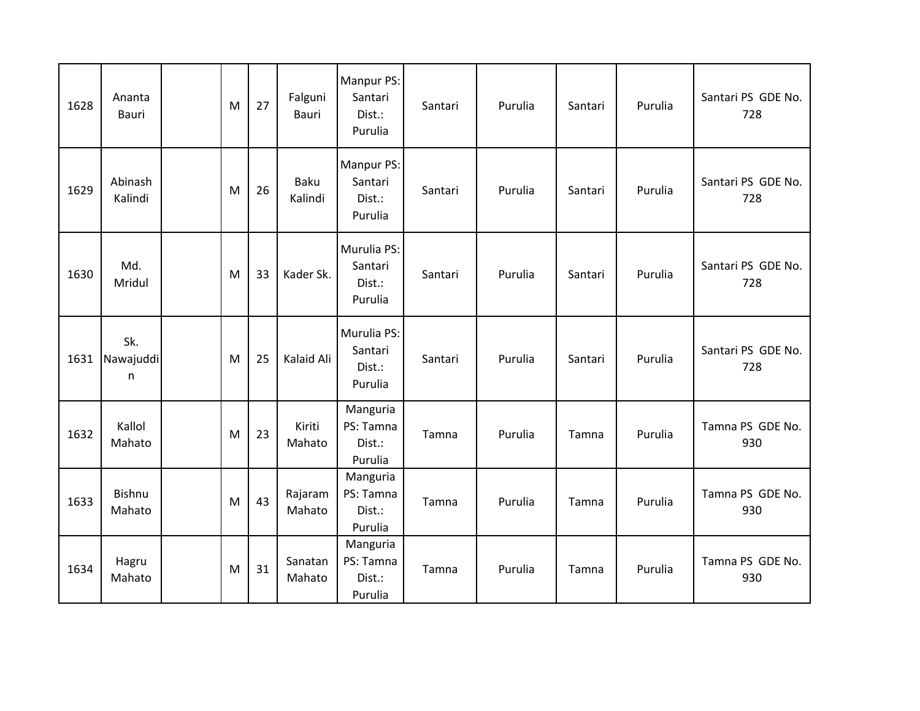| 1628 | Ananta Bauri | | M | 27 | Falguni Bauri | Manpur PS: Santari Dist.: Purulia | Santari | Purulia | Santari | Purulia | Santari PS GDE No. 728 |
|---|---|---|---|---|---|---|---|---|---|---|---|
| 1629 | Abinash Kalindi | | M | 26 | Baku Kalindi | Manpur PS: Santari Dist.: Purulia | Santari | Purulia | Santari | Purulia | Santari PS GDE No. 728 |
| 1630 | Md. Mridul | | M | 33 | Kader Sk. | Murulia PS: Santari Dist.: Purulia | Santari | Purulia | Santari | Purulia | Santari PS GDE No. 728 |
| 1631 | Sk. Nawajuddin | | M | 25 | Kalaid Ali | Murulia PS: Santari Dist.: Purulia | Santari | Purulia | Santari | Purulia | Santari PS GDE No. 728 |
| 1632 | Kallol Mahato | | M | 23 | Kiriti Mahato | Manguria PS: Tamna Dist.: Purulia | Tamna | Purulia | Tamna | Purulia | Tamna PS GDE No. 930 |
| 1633 | Bishnu Mahato | | M | 43 | Rajaram Mahato | Manguria PS: Tamna Dist.: Purulia | Tamna | Purulia | Tamna | Purulia | Tamna PS GDE No. 930 |
| 1634 | Hagru Mahato | | M | 31 | Sanatan Mahato | Manguria PS: Tamna Dist.: Purulia | Tamna | Purulia | Tamna | Purulia | Tamna PS GDE No. 930 |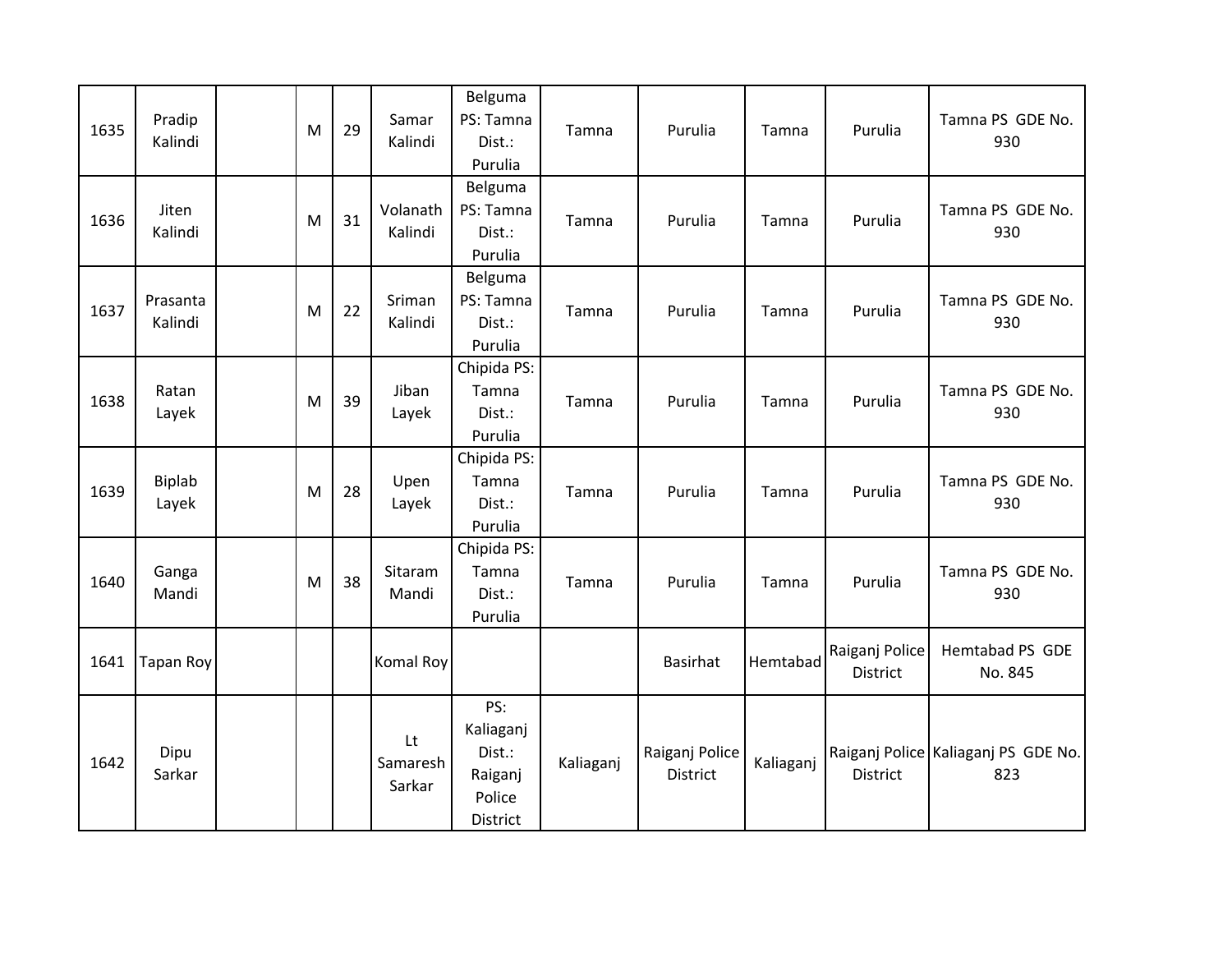| | | | | | | | | | | | |
|---|---|---|---|---|---|---|---|---|---|---|---|
| 1635 | Pradip Kalindi | | M | 29 | Samar Kalindi | Belguma PS: Tamna Dist.: Purulia | Tamna | Purulia | Tamna | Purulia | Tamna PS GDE No. 930 |
| 1636 | Jiten Kalindi | | M | 31 | Volanath Kalindi | Belguma PS: Tamna Dist.: Purulia | Tamna | Purulia | Tamna | Purulia | Tamna PS GDE No. 930 |
| 1637 | Prasanta Kalindi | | M | 22 | Sriman Kalindi | Belguma PS: Tamna Dist.: Purulia | Tamna | Purulia | Tamna | Purulia | Tamna PS GDE No. 930 |
| 1638 | Ratan Layek | | M | 39 | Jiban Layek | Chipida PS: Tamna Dist.: Purulia | Tamna | Purulia | Tamna | Purulia | Tamna PS GDE No. 930 |
| 1639 | Biplab Layek | | M | 28 | Upen Layek | Chipida PS: Tamna Dist.: Purulia | Tamna | Purulia | Tamna | Purulia | Tamna PS GDE No. 930 |
| 1640 | Ganga Mandi | | M | 38 | Sitaram Mandi | Chipida PS: Tamna Dist.: Purulia | Tamna | Purulia | Tamna | Purulia | Tamna PS GDE No. 930 |
| 1641 | Tapan Roy | | | | Komal Roy | | | Basirhat | Hemtabad | Raiganj Police District | Hemtabad PS GDE No. 845 |
| 1642 | Dipu Sarkar | | | | Lt Samaresh Sarkar | PS: Kaliaganj Dist.: Raiganj Police District | Kaliaganj | Raiganj Police District | Kaliaganj | Raiganj Police District | Kaliaganj PS GDE No. 823 |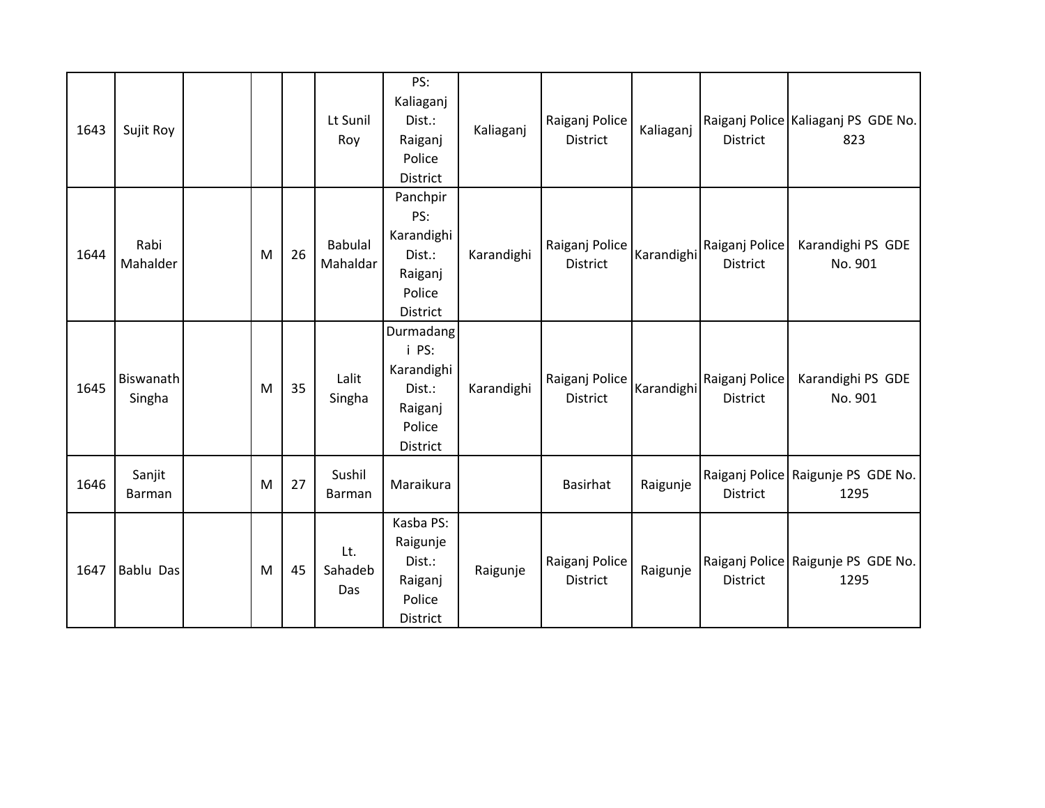| 1643 | Sujit Roy | | | | Lt Sunil Roy | PS: Kaliaganj Dist.: Raiganj Police District | Kaliaganj | Raiganj Police District | Kaliaganj | Raiganj Police District | Kaliaganj PS GDE No. 823 |
|---|---|---|---|---|---|---|---|---|---|---|---|
| 1644 | Rabi Mahalder | | M | 26 | Babulal Mahaldar | Panchpir PS: Karandighi Dist.: Raiganj Police District | Karandighi | Raiganj Police District | Karandighi | Raiganj Police District | Karandighi PS GDE No. 901 |
| 1645 | Biswanath Singha | | M | 35 | Lalit Singha | Durmadangi PS: Karandighi Dist.: Raiganj Police District | Karandighi | Raiganj Police District | Karandighi | Raiganj Police District | Karandighi PS GDE No. 901 |
| 1646 | Sanjit Barman | | M | 27 | Sushil Barman | Maraikura | | Basirhat | Raigunje | Raiganj Police District | Raigunje PS GDE No. 1295 |
| 1647 | Bablu Das | | M | 45 | Lt. Sahadeb Das | Kasba PS: Raigunje Dist.: Raiganj Police District | Raigunje | Raiganj Police District | Raigunje | Raiganj Police District | Raigunje PS GDE No. 1295 |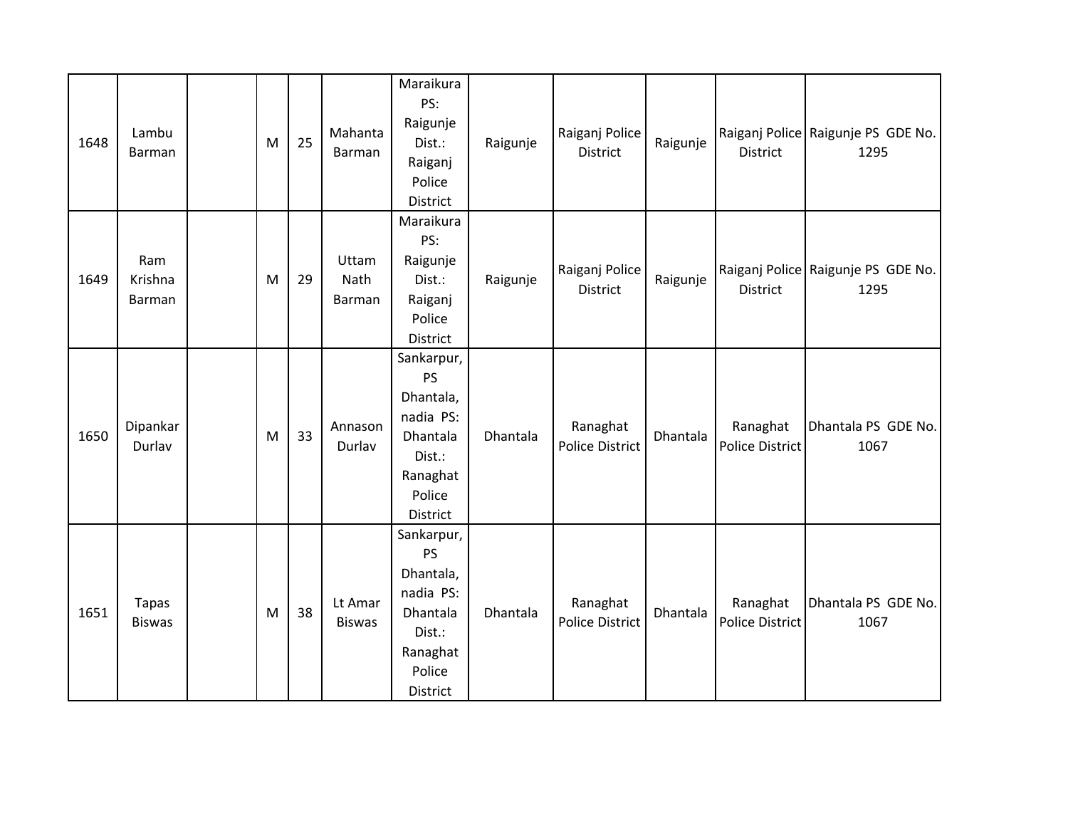| 1648 | Lambu Barman | | M | 25 | Mahanta Barman | Maraikura PS: Raigunje Dist.: Raiganj Police District | Raigunje | Raiganj Police District | Raigunje | Raiganj Police District | Raigunje PS GDE No. 1295 |
|---|---|---|---|---|---|---|---|---|---|---|---|
| 1649 | Ram Krishna Barman | | M | 29 | Uttam Nath Barman | Maraikura PS: Raigunje Dist.: Raiganj Police District | Raigunje | Raiganj Police District | Raigunje | Raiganj Police District | Raigunje PS GDE No. 1295 |
| 1650 | Dipankar Durlav | | M | 33 | Annason Durlav | Sankarpur, PS Dhantala, nadia PS: Dhantala Dist.: Ranaghat Police District | Dhantala | Ranaghat Police District | Dhantala | Ranaghat Police District | Dhantala PS GDE No. 1067 |
| 1651 | Tapas Biswas | | M | 38 | Lt Amar Biswas | Sankarpur, PS Dhantala, nadia PS: Dhantala Dist.: Ranaghat Police District | Dhantala | Ranaghat Police District | Dhantala | Ranaghat Police District | Dhantala PS GDE No. 1067 |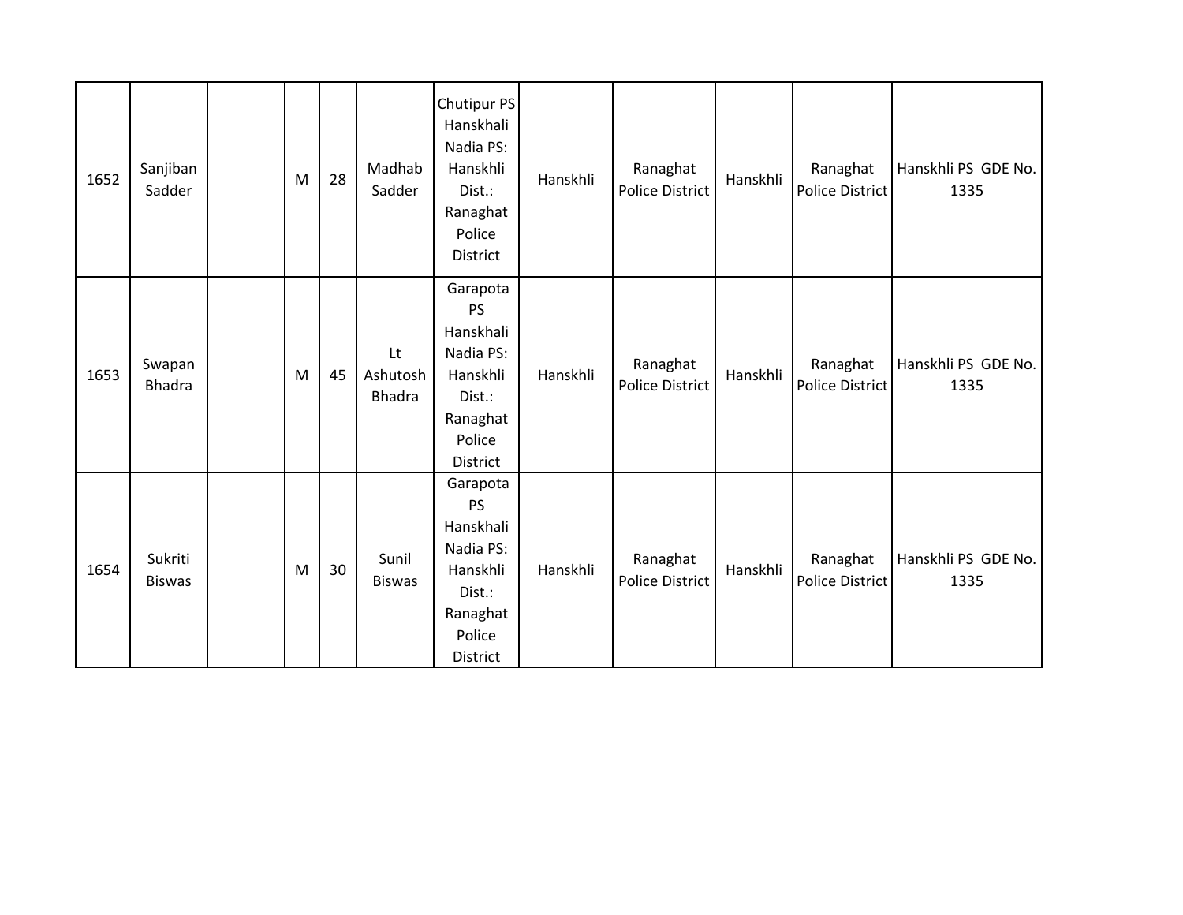| 1652 | Sanjiban Sadder | | M | 28 | Madhab Sadder | Chutipur PS Hanskhali Nadia PS: Hanskhli Dist.: Ranaghat Police District | Hanskhli | Ranaghat Police District | Hanskhli | Ranaghat Police District | Hanskhli PS GDE No. 1335 |
|---|---|---|---|---|---|---|---|---|---|---|---|
| 1653 | Swapan Bhadra | | M | 45 | Lt Ashutosh Bhadra | Garapota PS Hanskhali Nadia PS: Hanskhli Dist.: Ranaghat Police District | Hanskhli | Ranaghat Police District | Hanskhli | Ranaghat Police District | Hanskhli PS GDE No. 1335 |
| 1654 | Sukriti Biswas | | M | 30 | Sunil Biswas | Garapota PS Hanskhali Nadia PS: Hanskhli Dist.: Ranaghat Police District | Hanskhli | Ranaghat Police District | Hanskhli | Ranaghat Police District | Hanskhli PS GDE No. 1335 |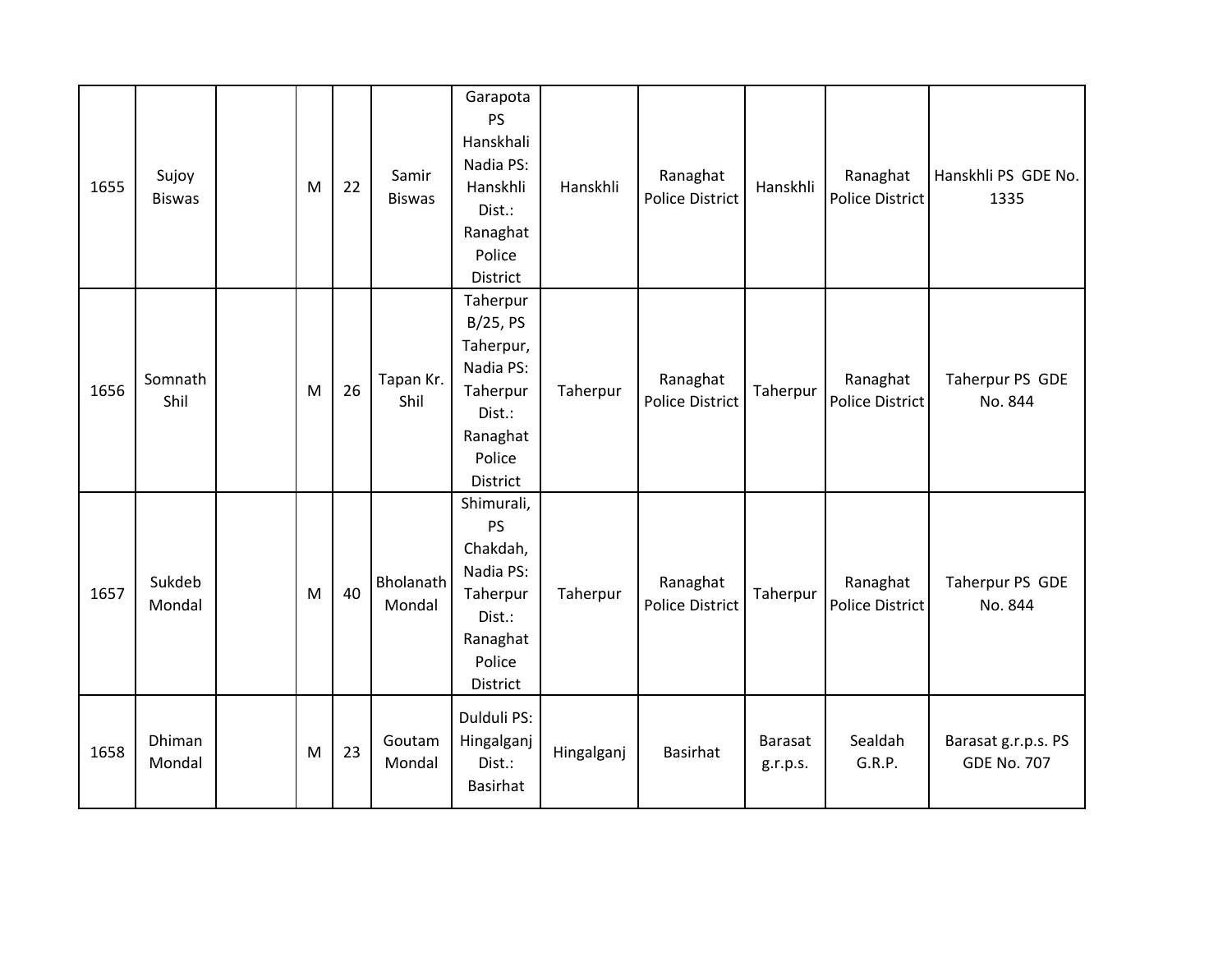| | | | | | | | | | | | |
|---|---|---|---|---|---|---|---|---|---|---|---|
| 1655 | Sujoy Biswas | | M | 22 | Samir Biswas | Garapota PS Hanskhali Nadia PS: Hanskhli Dist.: Ranaghat Police District | Hanskhli | Ranaghat Police District | Hanskhli | Ranaghat Police District | Hanskhli PS GDE No. 1335 |
| 1656 | Somnath Shil | | M | 26 | Tapan Kr. Shil | Taherpur B/25, PS Taherpur, Nadia PS: Taherpur Dist.: Ranaghat Police District | Taherpur | Ranaghat Police District | Taherpur | Ranaghat Police District | Taherpur PS GDE No. 844 |
| 1657 | Sukdeb Mondal | | M | 40 | Bholanath Mondal | Shimurali, PS Chakdah, Nadia PS: Taherpur Dist.: Ranaghat Police District | Taherpur | Ranaghat Police District | Taherpur | Ranaghat Police District | Taherpur PS GDE No. 844 |
| 1658 | Dhiman Mondal | | M | 23 | Goutam Mondal | Dulduli PS: Hingalganj Dist.: Basirhat | Hingalganj | Basirhat | Barasat g.r.p.s. | Sealdah G.R.P. | Barasat g.r.p.s. PS GDE No. 707 |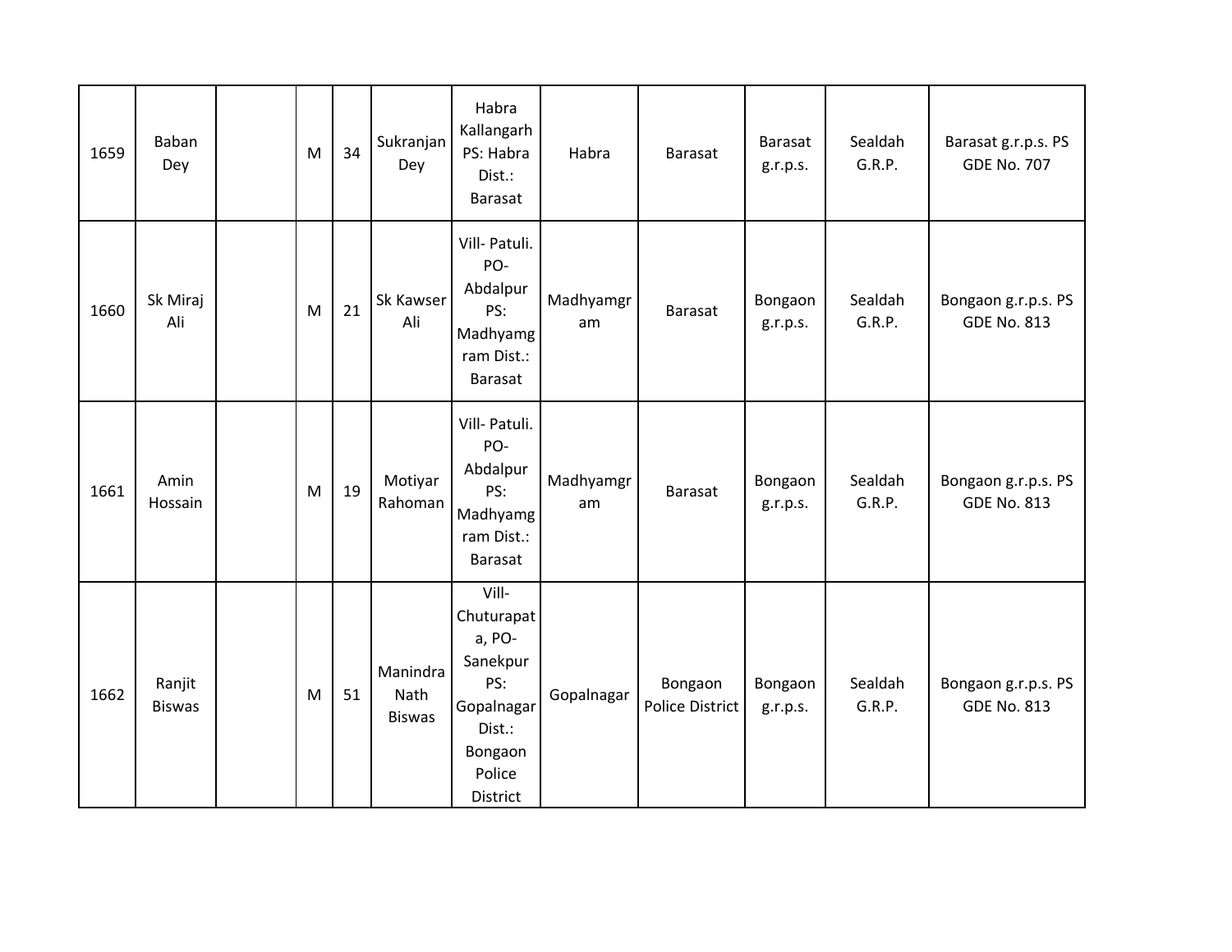| 1659 | Baban Dey | | M | 34 | Sukranjan Dey | Habra Kallangarh PS: Habra Dist.: Barasat | Habra | Barasat | Barasat g.r.p.s. | Sealdah G.R.P. | Barasat g.r.p.s. PS GDE No. 707 |
|---|---|---|---|---|---|---|---|---|---|---|---|
| 1660 | Sk Miraj Ali | | M | 21 | Sk Kawser Ali | Vill- Patuli. PO- Abdalpur PS: Madhyamgram Dist.: Barasat | Madhyamgram | Barasat | Bongaon g.r.p.s. | Sealdah G.R.P. | Bongaon g.r.p.s. PS GDE No. 813 |
| 1661 | Amin Hossain | | M | 19 | Motiyar Rahoman | Vill- Patuli. PO- Abdalpur PS: Madhyamgram Dist.: Barasat | Madhyamgram | Barasat | Bongaon g.r.p.s. | Sealdah G.R.P. | Bongaon g.r.p.s. PS GDE No. 813 |
| 1662 | Ranjit Biswas | | M | 51 | Manindra Nath Biswas | Vill- Chuturapata, PO- Sanekpur PS: Gopalnagar Dist.: Bongaon Police District | Gopalnagar | Bongaon Police District | Bongaon g.r.p.s. | Sealdah G.R.P. | Bongaon g.r.p.s. PS GDE No. 813 |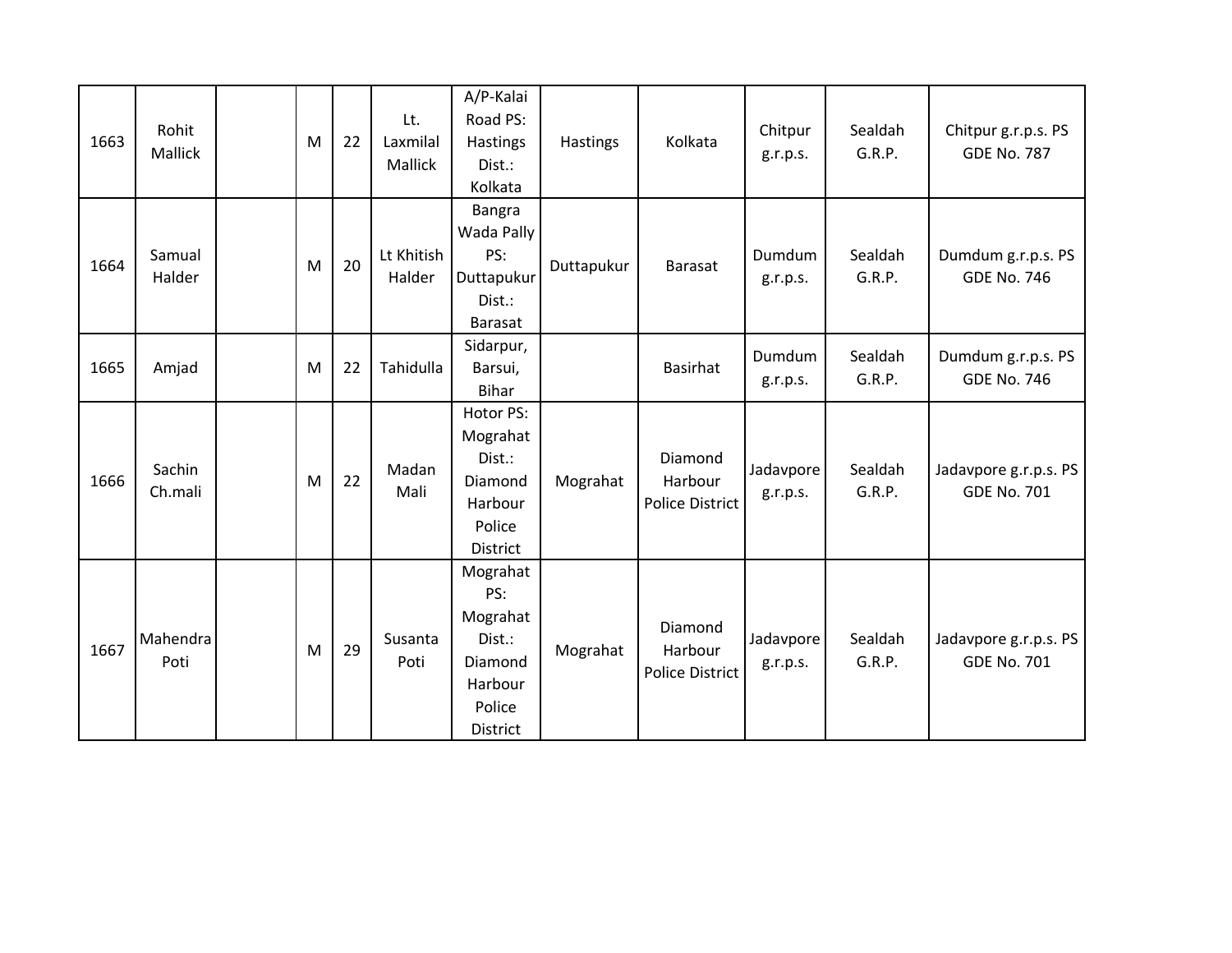| | | | | | | | | | | | |
|---|---|---|---|---|---|---|---|---|---|---|---|
| 1663 | Rohit Mallick | | M | 22 | Lt. Laxmilal Mallick | A/P-Kalai Road PS: Hastings Dist.: Kolkata | Hastings | Kolkata | Chitpur g.r.p.s. | Sealdah G.R.P. | Chitpur g.r.p.s. PS GDE No. 787 |
| 1664 | Samual Halder | | M | 20 | Lt Khitish Halder | Bangra Wada Pally PS: Duttapukur Dist.: Barasat | Duttapukur | Barasat | Dumdum g.r.p.s. | Sealdah G.R.P. | Dumdum g.r.p.s. PS GDE No. 746 |
| 1665 | Amjad | | M | 22 | Tahidulla | Sidarpur, Barsui, Bihar | | Basirhat | Dumdum g.r.p.s. | Sealdah G.R.P. | Dumdum g.r.p.s. PS GDE No. 746 |
| 1666 | Sachin Ch.mali | | M | 22 | Madan Mali | Hotor PS: Mograhat Dist.: Diamond Harbour Police District | Mograhat | Diamond Harbour Police District | Jadavpore g.r.p.s. | Sealdah G.R.P. | Jadavpore g.r.p.s. PS GDE No. 701 |
| 1667 | Mahendra Poti | | M | 29 | Susanta Poti | Mograhat PS: Mograhat Dist.: Diamond Harbour Police District | Mograhat | Diamond Harbour Police District | Jadavpore g.r.p.s. | Sealdah G.R.P. | Jadavpore g.r.p.s. PS GDE No. 701 |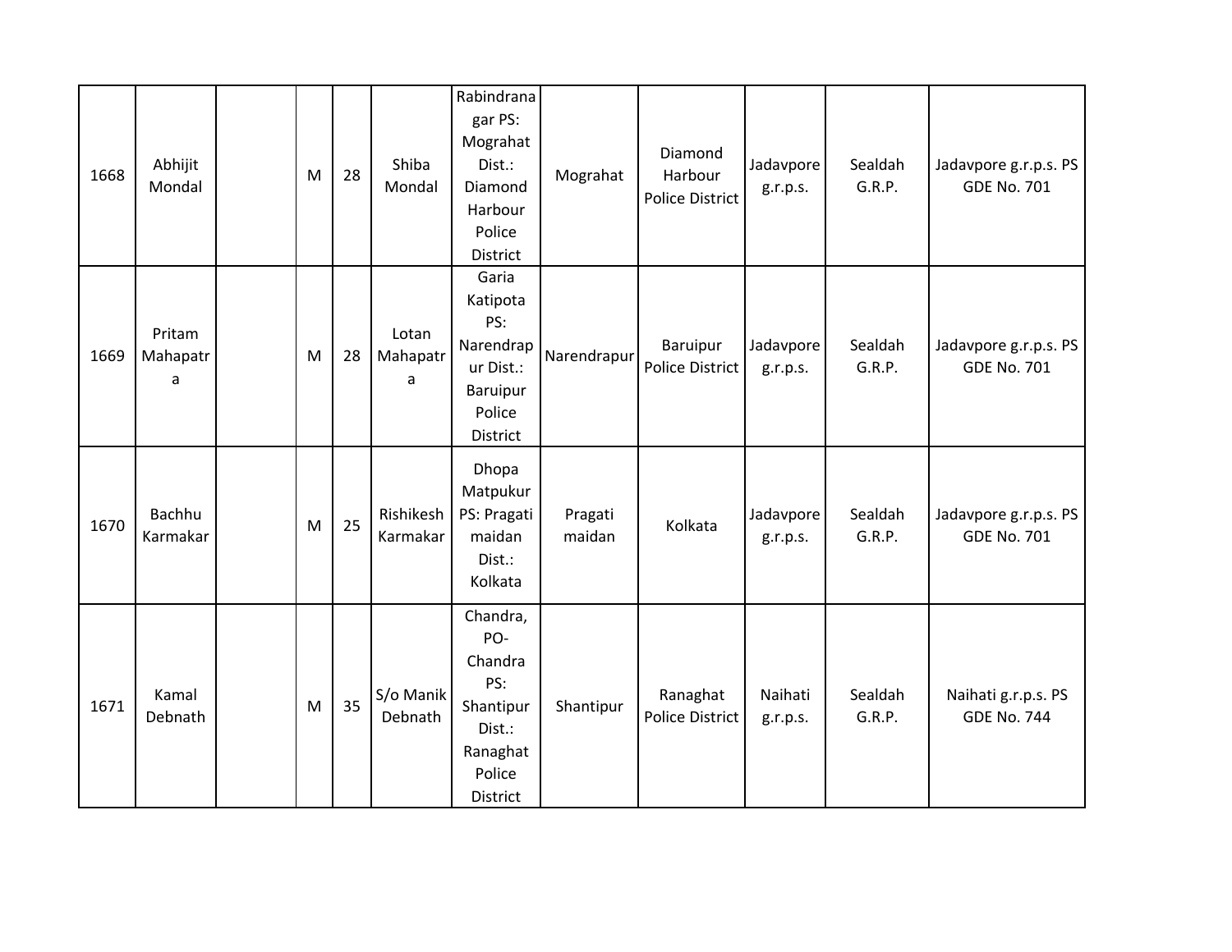| | | | | | | | | | | | |
|---|---|---|---|---|---|---|---|---|---|---|---|
| 1668 | Abhijit Mondal | | M | 28 | Shiba Mondal | Rabindranagar PS: Mograhat Dist.: Diamond Harbour Police District | Mograhat | Diamond Harbour Police District | Jadavpore g.r.p.s. | Sealdah G.R.P. | Jadavpore g.r.p.s. PS GDE No. 701 |
| 1669 | Pritam Mahapatra | | M | 28 | Lotan Mahapatra | Garia Katipota PS: Narendrapur Dist.: Baruipur Police District | Narendrapur | Baruipur Police District | Jadavpore g.r.p.s. | Sealdah G.R.P. | Jadavpore g.r.p.s. PS GDE No. 701 |
| 1670 | Bachhu Karmakar | | M | 25 | Rishikesh Karmakar | Dhopa Matpukur PS: Pragati maidan Dist.: Kolkata | Pragati maidan | Kolkata | Jadavpore g.r.p.s. | Sealdah G.R.P. | Jadavpore g.r.p.s. PS GDE No. 701 |
| 1671 | Kamal Debnath | | M | 35 | S/o Manik Debnath | Chandra, PO- Chandra PS: Shantipur Dist.: Ranaghat Police District | Shantipur | Ranaghat Police District | Naihati g.r.p.s. | Sealdah G.R.P. | Naihati g.r.p.s. PS GDE No. 744 |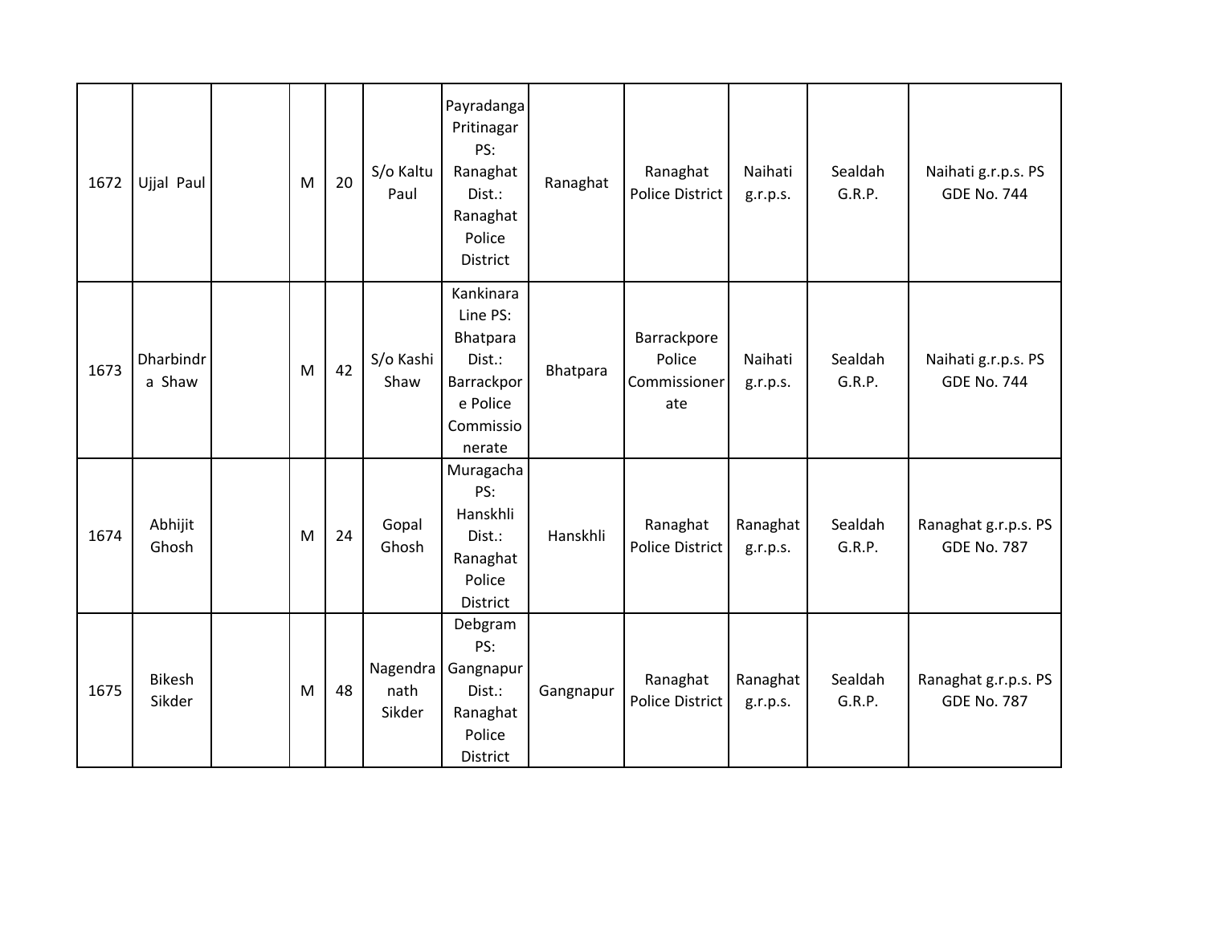| | | | | | | | | | | | |
|---|---|---|---|---|---|---|---|---|---|---|---|
| 1672 | Ujjal Paul | | M | 20 | S/o Kaltu Paul | Payradanga Pritinagar PS: Ranaghat Dist.: Ranaghat Police District | Ranaghat | Ranaghat Police District | Naihati g.r.p.s. | Sealdah G.R.P. | Naihati g.r.p.s. PS GDE No. 744 |
| 1673 | Dharbindra Shaw | | M | 42 | S/o Kashi Shaw | Kankinara Line PS: Bhatpara Dist.: Barrackpore Police Commissionerate | Bhatpara | Barrackpore Police Commissionerate | Naihati g.r.p.s. | Sealdah G.R.P. | Naihati g.r.p.s. PS GDE No. 744 |
| 1674 | Abhijit Ghosh | | M | 24 | Gopal Ghosh | Muragacha PS: Hanskhli Dist.: Ranaghat Police District | Hanskhli | Ranaghat Police District | Ranaghat g.r.p.s. | Sealdah G.R.P. | Ranaghat g.r.p.s. PS GDE No. 787 |
| 1675 | Bikesh Sikder | | M | 48 | Nagendranath Sikder | Debgram PS: Gangnapur Dist.: Ranaghat Police District | Gangnapur | Ranaghat Police District | Ranaghat g.r.p.s. | Sealdah G.R.P. | Ranaghat g.r.p.s. PS GDE No. 787 |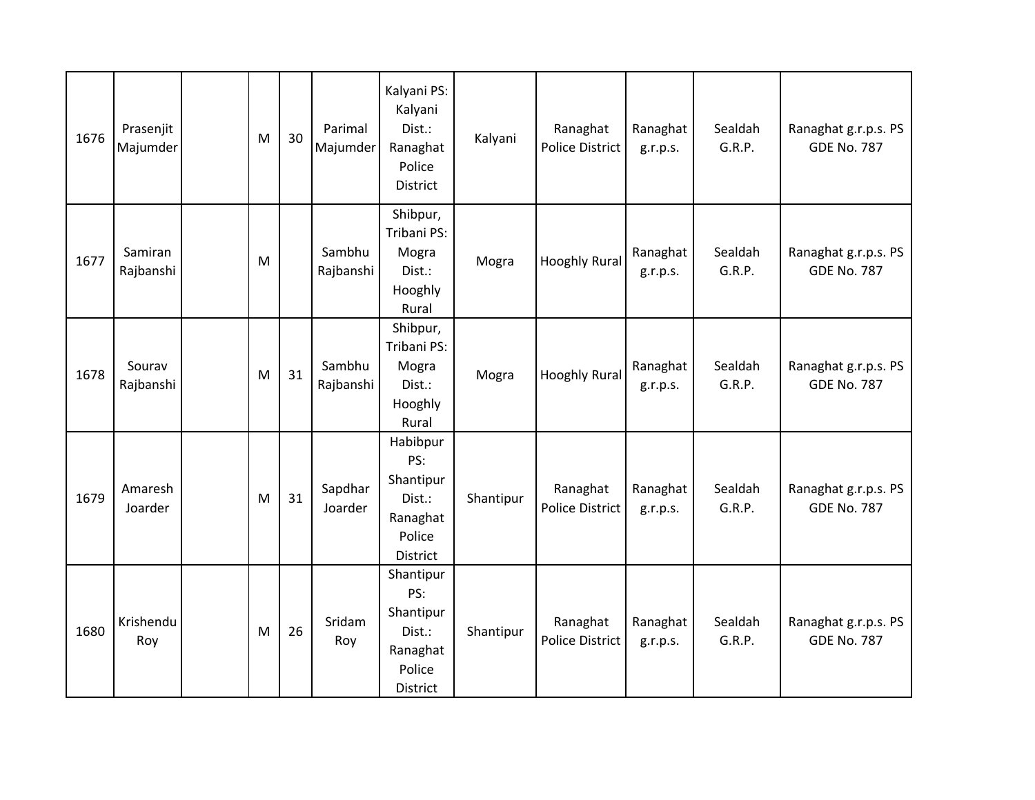| | | | | | | | | | | | |
|---|---|---|---|---|---|---|---|---|---|---|---|
| 1676 | Prasenjit Majumder | | M | 30 | Parimal Majumder | Kalyani PS: Kalyani Dist.: Ranaghat Police District | Kalyani | Ranaghat Police District | Ranaghat g.r.p.s. | Sealdah G.R.P. | Ranaghat g.r.p.s. PS GDE No. 787 |
| 1677 | Samiran Rajbanshi | | M | | Sambhu Rajbanshi | Shibpur, Tribani PS: Mogra Dist.: Hooghly Rural | Mogra | Hooghly Rural | Ranaghat g.r.p.s. | Sealdah G.R.P. | Ranaghat g.r.p.s. PS GDE No. 787 |
| 1678 | Sourav Rajbanshi | | M | 31 | Sambhu Rajbanshi | Shibpur, Tribani PS: Mogra Dist.: Hooghly Rural | Mogra | Hooghly Rural | Ranaghat g.r.p.s. | Sealdah G.R.P. | Ranaghat g.r.p.s. PS GDE No. 787 |
| 1679 | Amaresh Joarder | | M | 31 | Sapdhar Joarder | Habibpur PS: Shantipur Dist.: Ranaghat Police District | Shantipur | Ranaghat Police District | Ranaghat g.r.p.s. | Sealdah G.R.P. | Ranaghat g.r.p.s. PS GDE No. 787 |
| 1680 | Krishendu Roy | | M | 26 | Sridam Roy | Shantipur PS: Shantipur Dist.: Ranaghat Police District | Shantipur | Ranaghat Police District | Ranaghat g.r.p.s. | Sealdah G.R.P. | Ranaghat g.r.p.s. PS GDE No. 787 |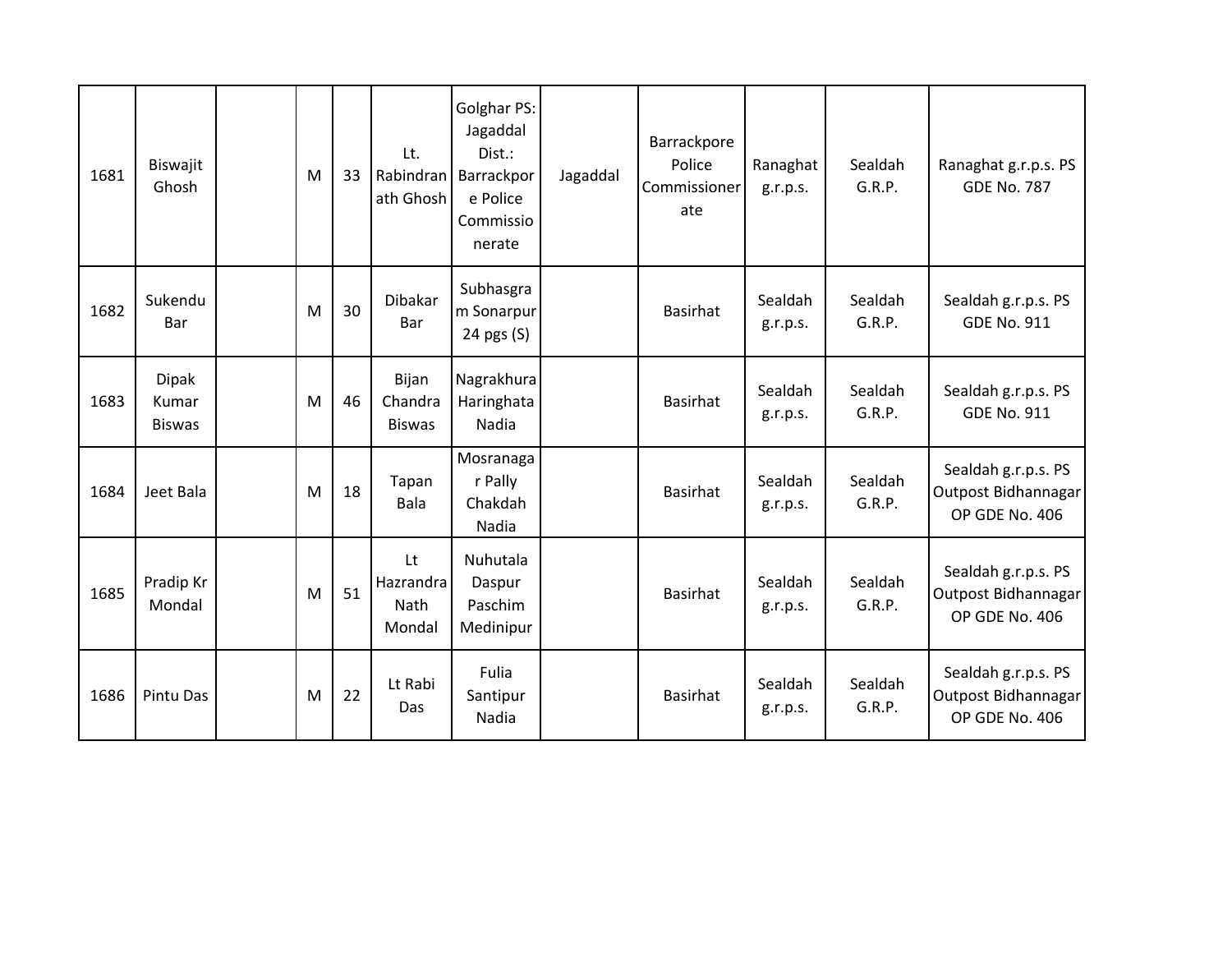| | | | | | | | | | | | |
|---|---|---|---|---|---|---|---|---|---|---|---|
| 1681 | Biswajit Ghosh | | M | 33 | Lt. Rabindranath Ghosh | Golghar PS: Jagaddal Dist.: Barrackpore Police Commissionerate | Jagaddal | Barrackpore Police Commissionerate | Ranaghat g.r.p.s. | Sealdah G.R.P. | Ranaghat g.r.p.s. PS GDE No. 787 |
| 1682 | Sukendu Bar | | M | 30 | Dibakar Bar | Subhasgram Sonarpur 24 pgs (S) | | Basirhat | Sealdah g.r.p.s. | Sealdah G.R.P. | Sealdah g.r.p.s. PS GDE No. 911 |
| 1683 | Dipak Kumar Biswas | | M | 46 | Bijan Chandra Biswas | Nagrakhura Haringhata Nadia | | Basirhat | Sealdah g.r.p.s. | Sealdah G.R.P. | Sealdah g.r.p.s. PS GDE No. 911 |
| 1684 | Jeet Bala | | M | 18 | Tapan Bala | Mosranagar Pally Chakdah Nadia | | Basirhat | Sealdah g.r.p.s. | Sealdah G.R.P. | Sealdah g.r.p.s. PS Outpost Bidhannagar OP GDE No. 406 |
| 1685 | Pradip Kr Mondal | | M | 51 | Lt Hazrandra Nath Mondal | Nuhutala Daspur Paschim Medinipur | | Basirhat | Sealdah g.r.p.s. | Sealdah G.R.P. | Sealdah g.r.p.s. PS Outpost Bidhannagar OP GDE No. 406 |
| 1686 | Pintu Das | | M | 22 | Lt Rabi Das | Fulia Santipur Nadia | | Basirhat | Sealdah g.r.p.s. | Sealdah G.R.P. | Sealdah g.r.p.s. PS Outpost Bidhannagar OP GDE No. 406 |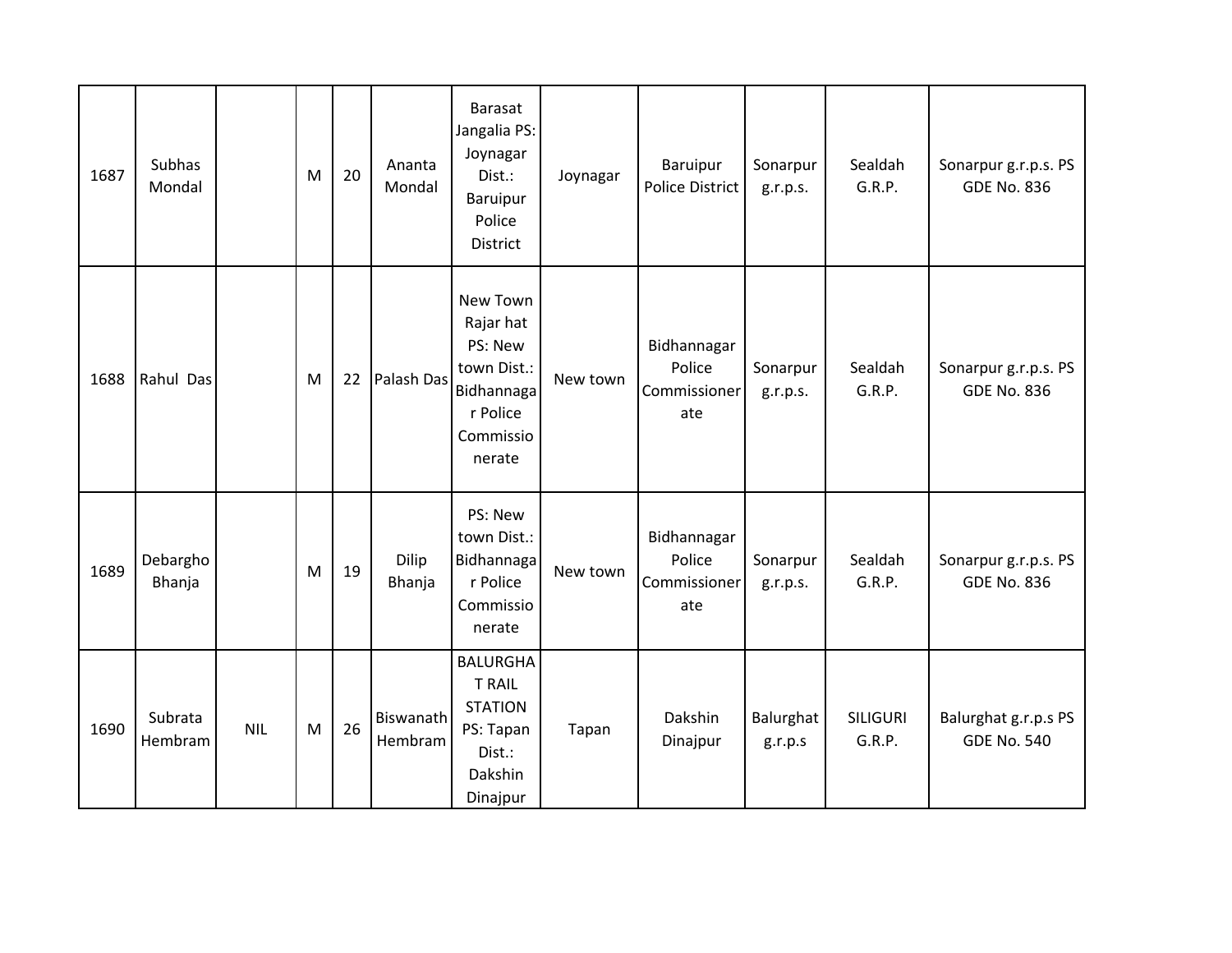| | | | | | | | | | | | |
|---|---|---|---|---|---|---|---|---|---|---|---|
| 1687 | Subhas Mondal | | M | 20 | Ananta Mondal | Barasat Jangalia PS: Joynagar Dist.: Baruipur Police District | Joynagar | Baruipur Police District | Sonarpur g.r.p.s. | Sealdah G.R.P. | Sonarpur g.r.p.s. PS GDE No. 836 |
| 1688 | Rahul Das | | M | 22 | Palash Das | New Town Rajar hat PS: New town Dist.: Bidhannagar Police Commissionerate | New town | Bidhannagar Police Commissionerate | Sonarpur g.r.p.s. | Sealdah G.R.P. | Sonarpur g.r.p.s. PS GDE No. 836 |
| 1689 | Debargho Bhanja | | M | 19 | Dilip Bhanja | PS: New town Dist.: Bidhannagar Police Commissionerate | New town | Bidhannagar Police Commissionerate | Sonarpur g.r.p.s. | Sealdah G.R.P. | Sonarpur g.r.p.s. PS GDE No. 836 |
| 1690 | Subrata Hembram | NIL | M | 26 | Biswanath Hembram | BALURGHAT RAIL STATION PS: Tapan Dist.: Dakshin Dinajpur | Tapan | Dakshin Dinajpur | Balurghat g.r.p.s | SILIGURI G.R.P. | Balurghat g.r.p.s PS GDE No. 540 |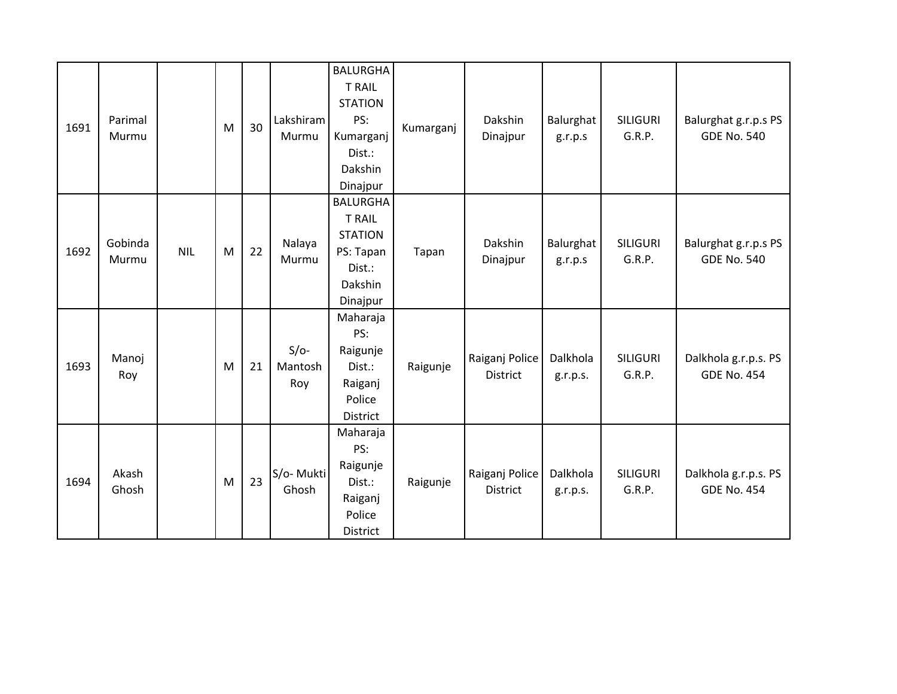| 1691 | Parimal Murmu | | M | 30 | Lakshiram Murmu | BALURGHAT RAIL STATION PS: Kumarganj Dist.: Dakshin Dinajpur | Kumarganj | Dakshin Dinajpur | Balurghat g.r.p.s | SILIGURI G.R.P. | Balurghat g.r.p.s PS GDE No. 540 |
|---|---|---|---|---|---|---|---|---|---|---|---|
| 1692 | Gobinda Murmu | NIL | M | 22 | Nalaya Murmu | BALURGHAT RAIL STATION PS: Tapan Dist.: Dakshin Dinajpur | Tapan | Dakshin Dinajpur | Balurghat g.r.p.s | SILIGURI G.R.P. | Balurghat g.r.p.s PS GDE No. 540 |
| 1693 | Manoj Roy | | M | 21 | S/o- Mantosh Roy | Maharaja PS: Raigunje Dist.: Raiganj Police District | Raigunje | Raiganj Police District | Dalkhola g.r.p.s. | SILIGURI G.R.P. | Dalkhola g.r.p.s. PS GDE No. 454 |
| 1694 | Akash Ghosh | | M | 23 | S/o- Mukti Ghosh | Maharaja PS: Raigunje Dist.: Raiganj Police District | Raigunje | Raiganj Police District | Dalkhola g.r.p.s. | SILIGURI G.R.P. | Dalkhola g.r.p.s. PS GDE No. 454 |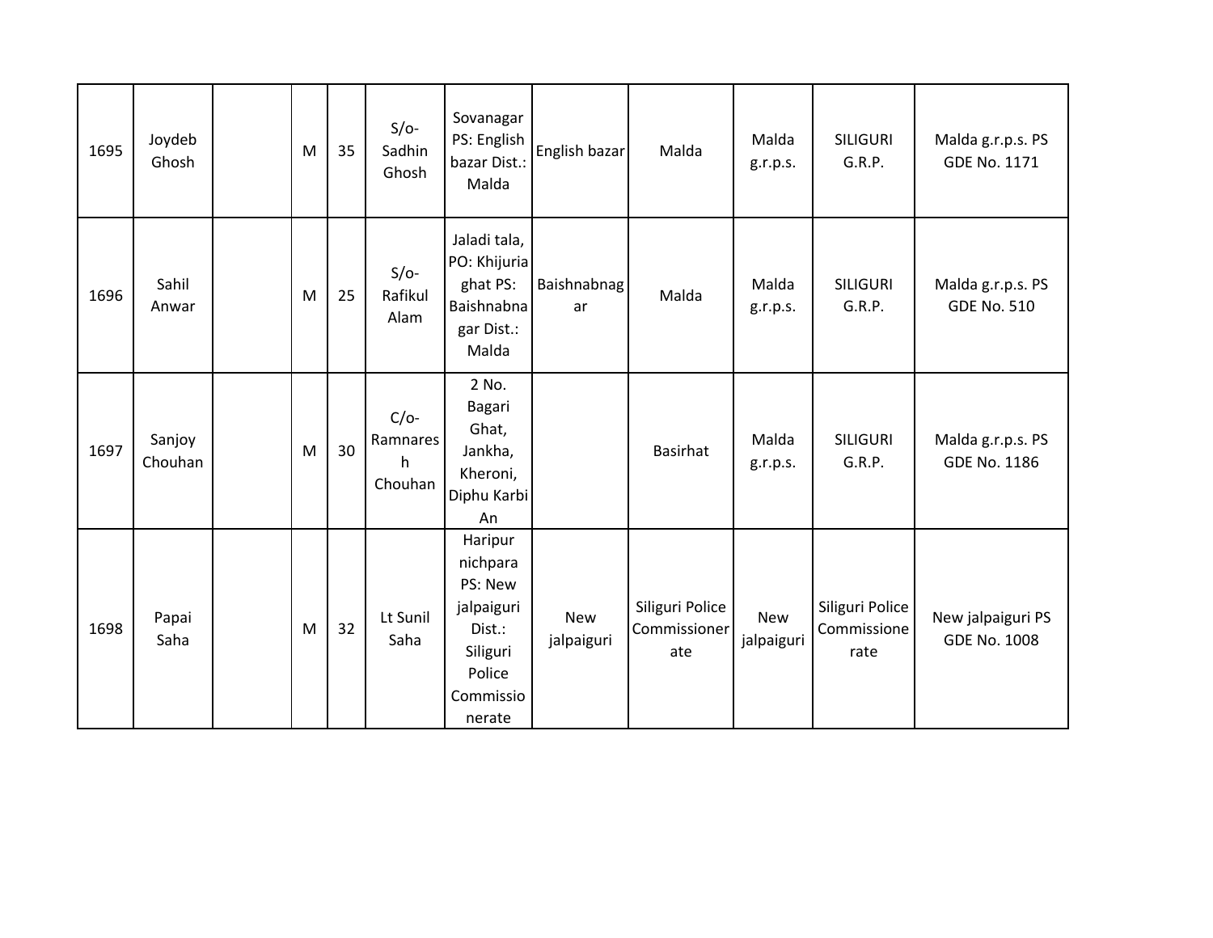| 1695 | Joydeb Ghosh | | M | 35 | S/o- Sadhin Ghosh | Sovanagar PS: English bazar Dist.: Malda | English bazar | Malda | Malda g.r.p.s. | SILIGURI G.R.P. | Malda g.r.p.s. PS GDE No. 1171 |
|---|---|---|---|---|---|---|---|---|---|---|---|
| 1696 | Sahil Anwar | | M | 25 | S/o- Rafikul Alam | Jaladi tala, PO: Khijuria ghat PS: Baishnabnagar Dist.: Malda | Baishnabnagar | Malda | Malda g.r.p.s. | SILIGURI G.R.P. | Malda g.r.p.s. PS GDE No. 510 |
| 1697 | Sanjoy Chouhan | | M | 30 | C/o- Ramnaresh Chouhan | 2 No. Bagari Ghat, Jankha, Kheroni, Diphu Karbi An | | Basirhat | Malda g.r.p.s. | SILIGURI G.R.P. | Malda g.r.p.s. PS GDE No. 1186 |
| 1698 | Papai Saha | | M | 32 | Lt Sunil Saha | Haripur nichpara PS: New jalpaiguri Dist.: Siliguri Police Commissionerate | New jalpaiguri | Siliguri Police Commissionerate | New jalpaiguri | Siliguri Police Commissionerate | New jalpaiguri PS GDE No. 1008 |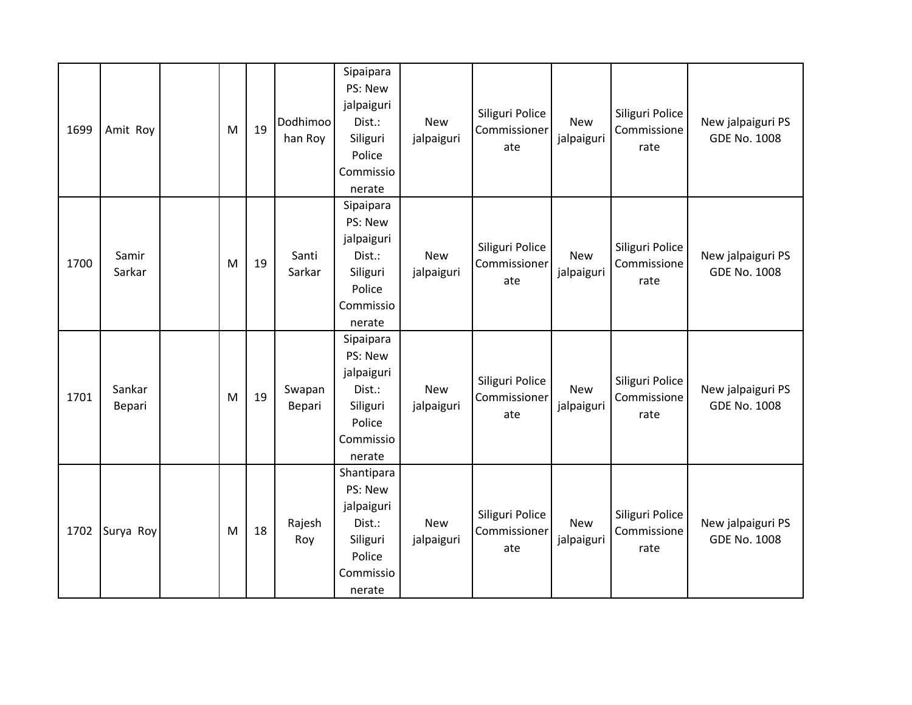| 1699 | Amit Roy | | M | 19 | Dodhimoohan Roy | Sipaipara PS: New jalpaiguri Dist.: Siliguri Police Commissionerate | New jalpaiguri | Siliguri Police Commissionerate | New jalpaiguri | Siliguri Police Commissionerate | New jalpaiguri PS GDE No. 1008 |
|---|---|---|---|---|---|---|---|---|---|---|---|
| 1700 | Samir Sarkar | | M | 19 | Santi Sarkar | Sipaipara PS: New jalpaiguri Dist.: Siliguri Police Commissionerate | New jalpaiguri | Siliguri Police Commissionerate | New jalpaiguri | Siliguri Police Commissionerate | New jalpaiguri PS GDE No. 1008 |
| 1701 | Sankar Bepari | | M | 19 | Swapan Bepari | Sipaipara PS: New jalpaiguri Dist.: Siliguri Police Commissionerate | New jalpaiguri | Siliguri Police Commissionerate | New jalpaiguri | Siliguri Police Commissionerate | New jalpaiguri PS GDE No. 1008 |
| 1702 | Surya Roy | | M | 18 | Rajesh Roy | Shantipara PS: New jalpaiguri Dist.: Siliguri Police Commissionerate | New jalpaiguri | Siliguri Police Commissionerate | New jalpaiguri | Siliguri Police Commissionerate | New jalpaiguri PS GDE No. 1008 |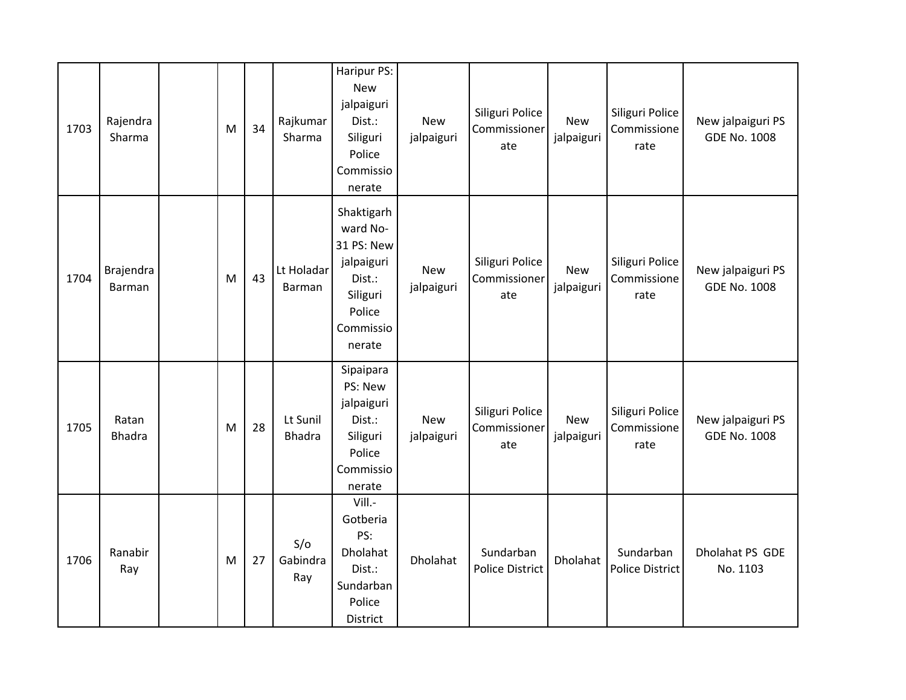| | | | | | | | | | | | |
|---|---|---|---|---|---|---|---|---|---|---|---|
| 1703 | Rajendra Sharma | | M | 34 | Rajkumar Sharma | Haripur PS: New jalpaiguri Dist.: Siliguri Police Commissionerate | New jalpaiguri | Siliguri Police Commissionerate | New jalpaiguri | Siliguri Police Commissionerate | New jalpaiguri PS GDE No. 1008 |
| 1704 | Brajendra Barman | | M | 43 | Lt Holadar Barman | Shaktigarh ward No-31 PS: New jalpaiguri Dist.: Siliguri Police Commissionerate | New jalpaiguri | Siliguri Police Commissionerate | New jalpaiguri | Siliguri Police Commissionerate | New jalpaiguri PS GDE No. 1008 |
| 1705 | Ratan Bhadra | | M | 28 | Lt Sunil Bhadra | Sipaipara PS: New jalpaiguri Dist.: Siliguri Police Commissionerate | New jalpaiguri | Siliguri Police Commissionerate | New jalpaiguri | Siliguri Police Commissionerate | New jalpaiguri PS GDE No. 1008 |
| 1706 | Ranabir Ray | | M | 27 | S/o Gabindra Ray | Vill.- Gotberia PS: Dholahat Dist.: Sundarban Police District | Dholahat | Sundarban Police District | Dholahat | Sundarban Police District | Dholahat PS GDE No. 1103 |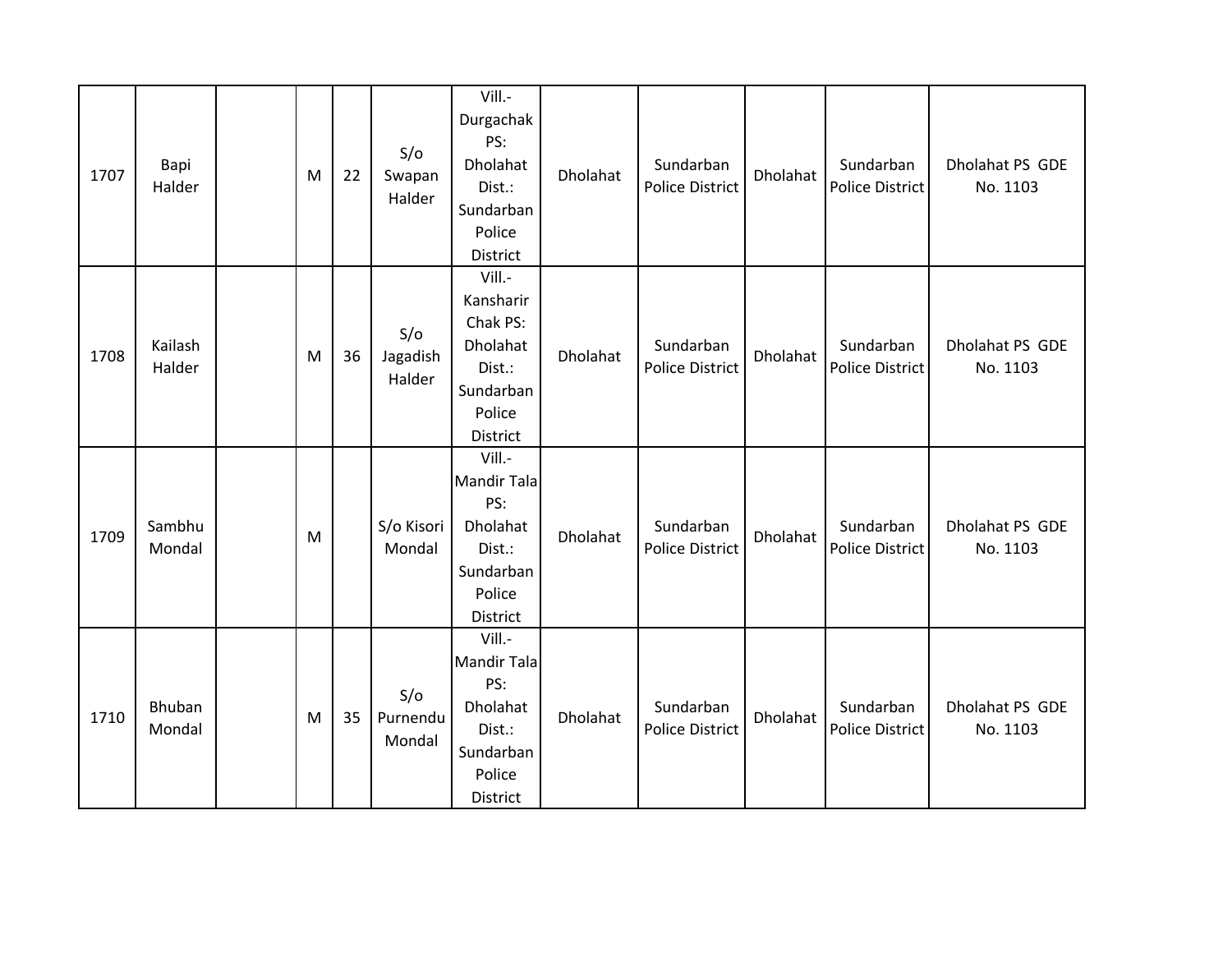| | | | | | | | | | | | |
|---|---|---|---|---|---|---|---|---|---|---|---|
| 1707 | Bapi Halder | | M | 22 | S/o Swapan Halder | Vill.- Durgachak PS: Dholahat Dist.: Sundarban Police District | Dholahat | Sundarban Police District | Dholahat | Sundarban Police District | Dholahat PS GDE No. 1103 |
| 1708 | Kailash Halder | | M | 36 | S/o Jagadish Halder | Vill.- Kansharir Chak PS: Dholahat Dist.: Sundarban Police District | Dholahat | Sundarban Police District | Dholahat | Sundarban Police District | Dholahat PS GDE No. 1103 |
| 1709 | Sambhu Mondal | | M | | S/o Kisori Mondal | Vill.- Mandir Tala PS: Dholahat Dist.: Sundarban Police District | Dholahat | Sundarban Police District | Dholahat | Sundarban Police District | Dholahat PS GDE No. 1103 |
| 1710 | Bhuban Mondal | | M | 35 | S/o Purnendu Mondal | Vill.- Mandir Tala PS: Dholahat Dist.: Sundarban Police District | Dholahat | Sundarban Police District | Dholahat | Sundarban Police District | Dholahat PS GDE No. 1103 |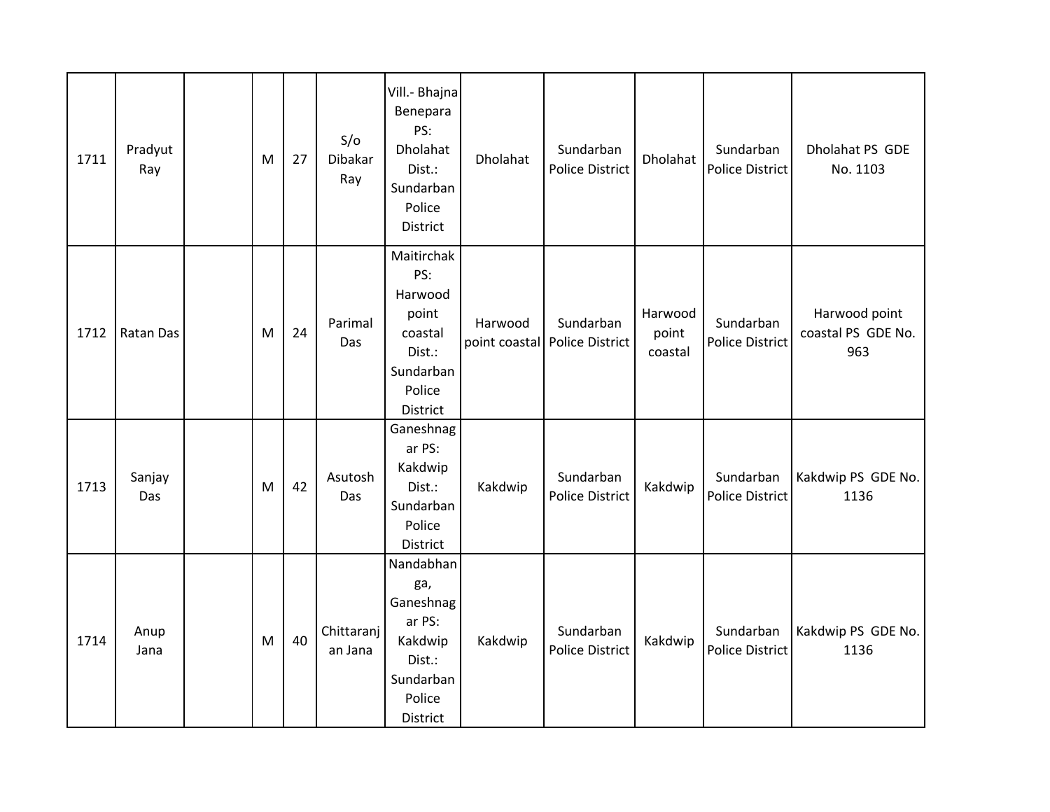| | | | | | | | | | | | |
|---|---|---|---|---|---|---|---|---|---|---|---|
| 1711 | Pradyut Ray | | M | 27 | S/o Dibakar Ray | Vill.- Bhajna Benepara PS: Dholahat Dist.: Sundarban Police District | Dholahat | Sundarban Police District | Dholahat | Sundarban Police District | Dholahat PS GDE No. 1103 |
| 1712 | Ratan Das | | M | 24 | Parimal Das | Maitirchak PS: Harwood point coastal Dist.: Sundarban Police District | Harwood point coastal | Sundarban Police District | Harwood point coastal | Sundarban Police District | Harwood point coastal PS GDE No. 963 |
| 1713 | Sanjay Das | | M | 42 | Asutosh Das | Ganeshnagar PS: Kakdwip Dist.: Sundarban Police District | Kakdwip | Sundarban Police District | Kakdwip | Sundarban Police District | Kakdwip PS GDE No. 1136 |
| 1714 | Anup Jana | | M | 40 | Chittaranjan Jana | Nandabhanga, Ganeshnagar PS: Kakdwip Dist.: Sundarban Police District | Kakdwip | Sundarban Police District | Kakdwip | Sundarban Police District | Kakdwip PS GDE No. 1136 |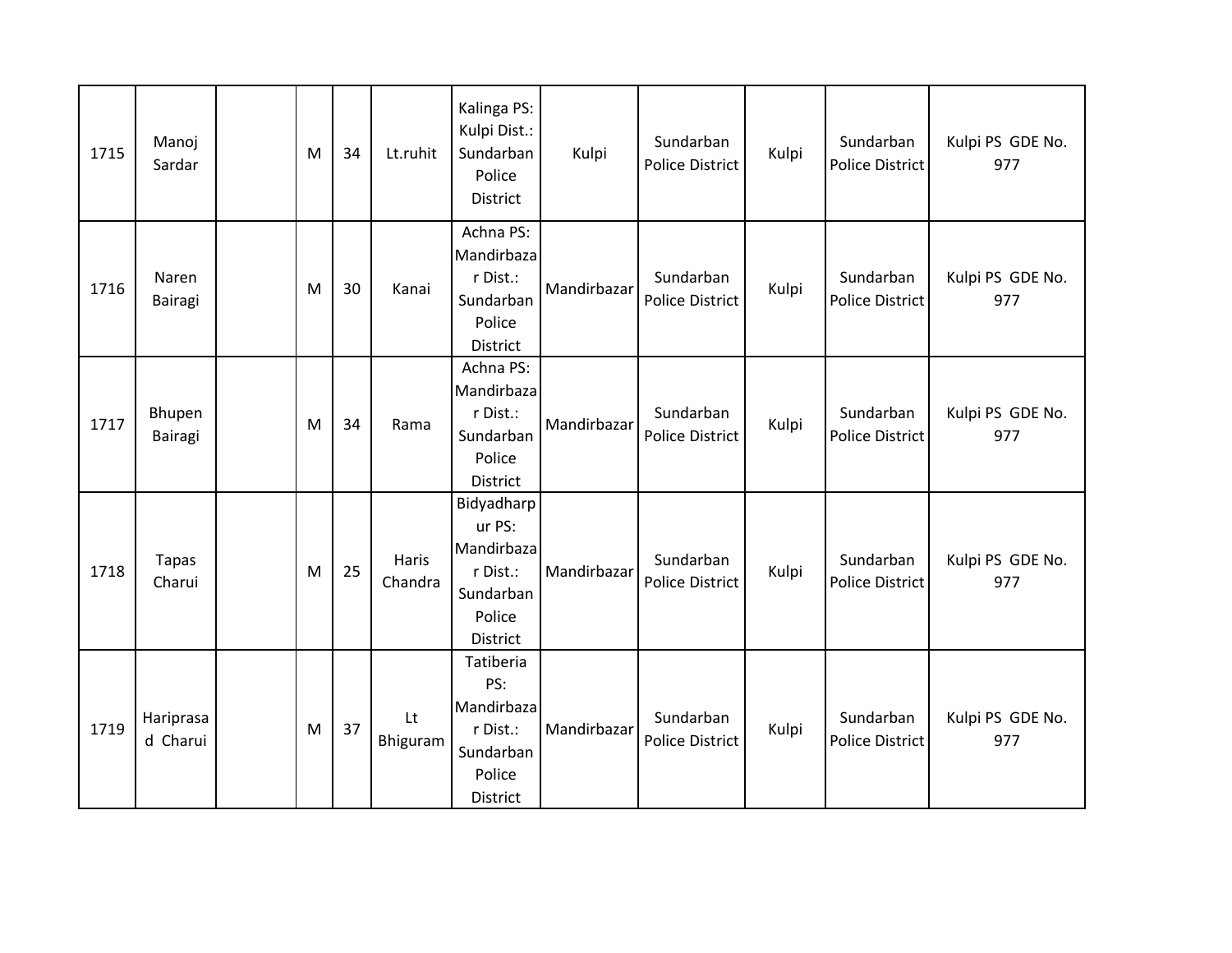| | | | | | | | | | | | |
|---|---|---|---|---|---|---|---|---|---|---|---|
| 1715 | Manoj Sardar | | M | 34 | Lt.ruhit | Kalinga PS: Kulpi Dist.: Sundarban Police District | Kulpi | Sundarban Police District | Kulpi | Sundarban Police District | Kulpi PS GDE No. 977 |
| 1716 | Naren Bairagi | | M | 30 | Kanai | Achna PS: Mandirbazar Dist.: Sundarban Police District | Mandirbazar | Sundarban Police District | Kulpi | Sundarban Police District | Kulpi PS GDE No. 977 |
| 1717 | Bhupen Bairagi | | M | 34 | Rama | Achna PS: Mandirbazar Dist.: Sundarban Police District | Mandirbazar | Sundarban Police District | Kulpi | Sundarban Police District | Kulpi PS GDE No. 977 |
| 1718 | Tapas Charui | | M | 25 | Haris Chandra | Bidyadharpur PS: Mandirbazar Dist.: Sundarban Police District | Mandirbazar | Sundarban Police District | Kulpi | Sundarban Police District | Kulpi PS GDE No. 977 |
| 1719 | Hariprasad Charui | | M | 37 | Lt Bhiguram | Tatiberia PS: Mandirbazar Dist.: Sundarban Police District | Mandirbazar | Sundarban Police District | Kulpi | Sundarban Police District | Kulpi PS GDE No. 977 |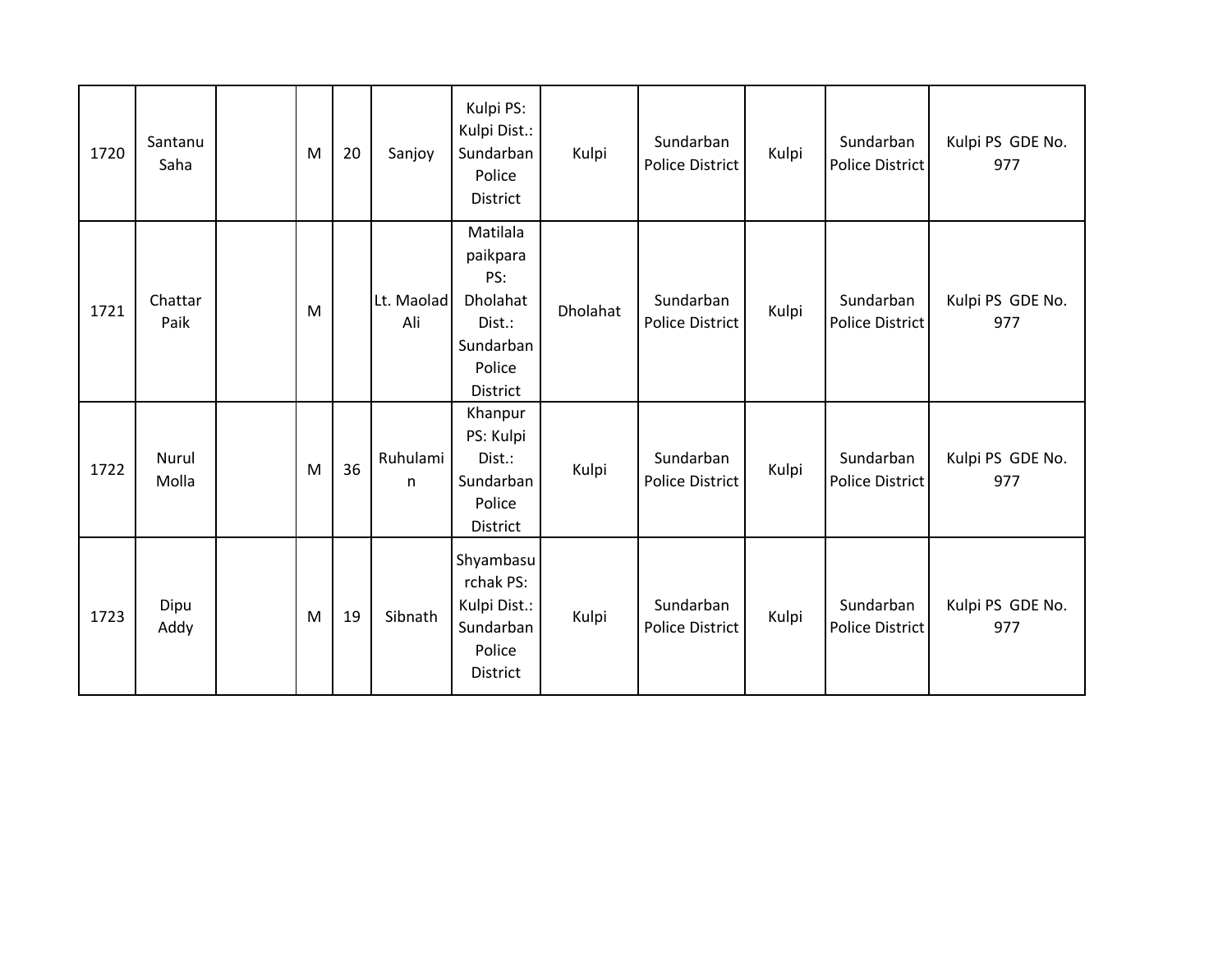| | | | | | | | | | | | |
|---|---|---|---|---|---|---|---|---|---|---|---|
| 1720 | Santanu Saha | | M | 20 | Sanjoy | Kulpi PS: Kulpi Dist.: Sundarban Police District | Kulpi | Sundarban Police District | Kulpi | Sundarban Police District | Kulpi PS GDE No. 977 |
| 1721 | Chattar Paik | | M | | Lt. Maolad Ali | Matilala paikpara PS: Dholahat Dist.: Sundarban Police District | Dholahat | Sundarban Police District | Kulpi | Sundarban Police District | Kulpi PS GDE No. 977 |
| 1722 | Nurul Molla | | M | 36 | Ruhulamin | Khanpur PS: Kulpi Dist.: Sundarban Police District | Kulpi | Sundarban Police District | Kulpi | Sundarban Police District | Kulpi PS GDE No. 977 |
| 1723 | Dipu Addy | | M | 19 | Sibnath | Shyambasurchak PS: Kulpi Dist.: Sundarban Police District | Kulpi | Sundarban Police District | Kulpi | Sundarban Police District | Kulpi PS GDE No. 977 |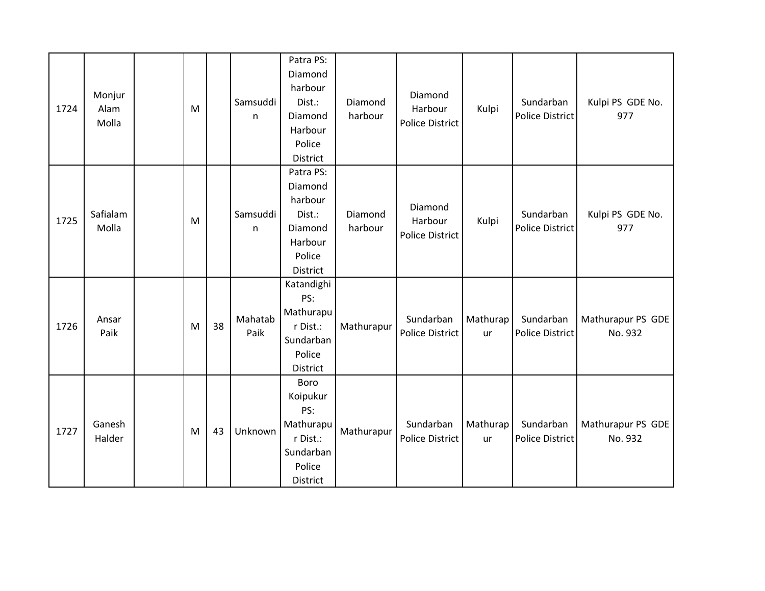| 1724 | Monjur Alam Molla | | M | | Samsuddin | Patra PS: Diamond harbour Dist.: Diamond Harbour Police District | Diamond harbour | Diamond Harbour Police District | Kulpi | Sundarban Police District | Kulpi PS GDE No. 977 |
|---|---|---|---|---|---|---|---|---|---|---|---|
| 1725 | Safialam Molla | | M | | Samsuddin | Patra PS: Diamond harbour Dist.: Diamond Harbour Police District | Diamond harbour | Diamond Harbour Police District | Kulpi | Sundarban Police District | Kulpi PS GDE No. 977 |
| 1726 | Ansar Paik | | M | 38 | Mahatab Paik | Katandighi PS: Mathurapur Dist.: Sundarban Police District | Mathurapur | Sundarban Police District | Mathurapur | Sundarban Police District | Mathurapur PS GDE No. 932 |
| 1727 | Ganesh Halder | | M | 43 | Unknown | Boro Koipukur PS: Mathurapur Dist.: Sundarban Police District | Mathurapur | Sundarban Police District | Mathurapur | Sundarban Police District | Mathurapur PS GDE No. 932 |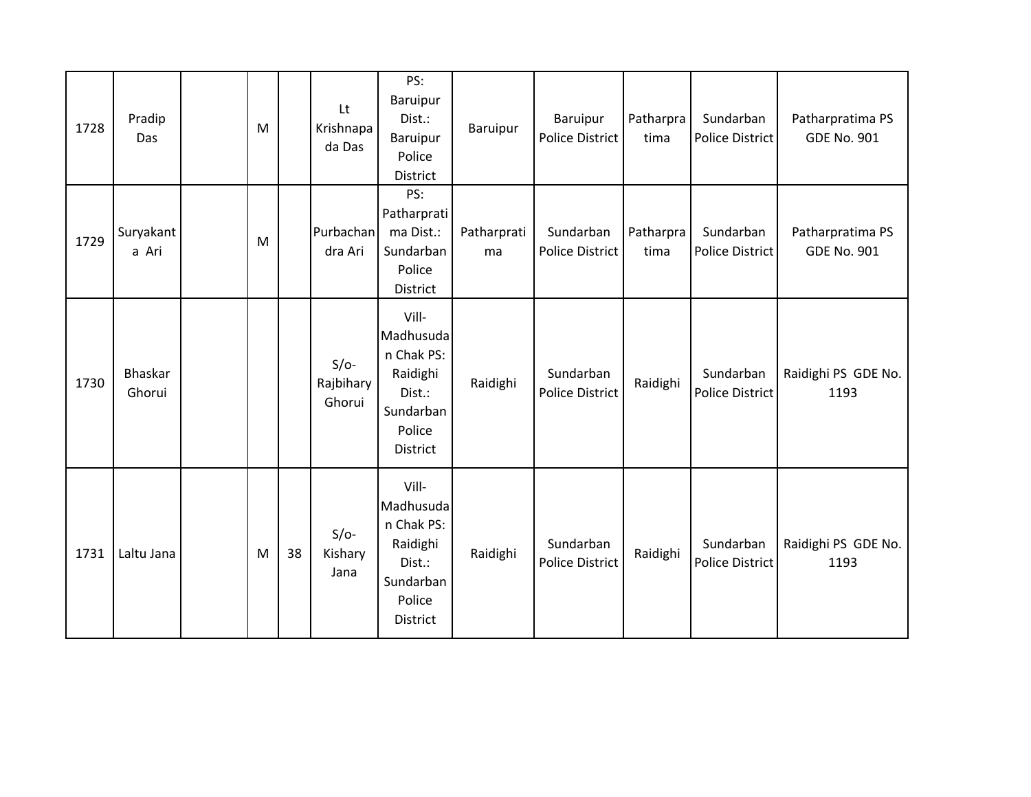| | | | | | | | | | | | |
|---|---|---|---|---|---|---|---|---|---|---|---|
| 1728 | Pradip Das | | M | | Lt Krishnapada Das | PS: Baruipur Dist.: Baruipur Police District | Baruipur | Baruipur Police District | Patharpratima | Sundarban Police District | Patharpratima PS GDE No. 901 |
| 1729 | Suryakanta Ari | | M | | Purbachandra Ari | PS: Patharpratima Dist.: Sundarban Police District | Patharpratima | Sundarban Police District | Patharpratima | Sundarban Police District | Patharpratima PS GDE No. 901 |
| 1730 | Bhaskar Ghorui | | | | S/o- Rajbihary Ghorui | Vill- Madhusudan Chak PS: Raidighi Dist.: Sundarban Police District | Raidighi | Sundarban Police District | Raidighi | Sundarban Police District | Raidighi PS GDE No. 1193 |
| 1731 | Laltu Jana | | M | 38 | S/o- Kishary Jana | Vill- Madhusudan Chak PS: Raidighi Dist.: Sundarban Police District | Raidighi | Sundarban Police District | Raidighi | Sundarban Police District | Raidighi PS GDE No. 1193 |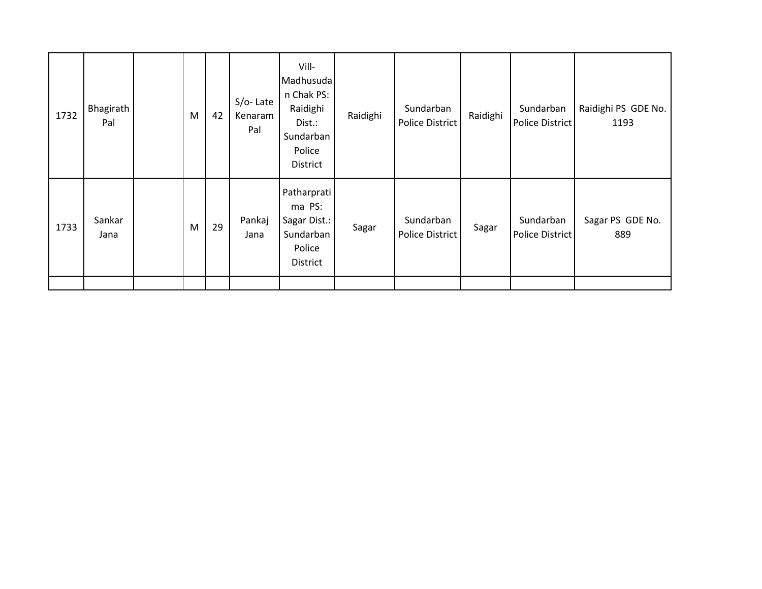| | | | | | | | | | | | |
|---|---|---|---|---|---|---|---|---|---|---|---|
| 1732 | Bhagirath Pal | | M | 42 | S/o- Late Kenaram Pal | Vill- Madhusudan Chak PS: Raidighi Dist.: Sundarban Police District | Raidighi | Sundarban Police District | Raidighi | Sundarban Police District | Raidighi PS GDE No. 1193 |
| 1733 | Sankar Jana | | M | 29 | Pankaj Jana | Patharpratima PS: Sagar Dist.: Sundarban Police District | Sagar | Sundarban Police District | Sagar | Sundarban Police District | Sagar PS GDE No. 889 |
| | | | | | | | | | | | |